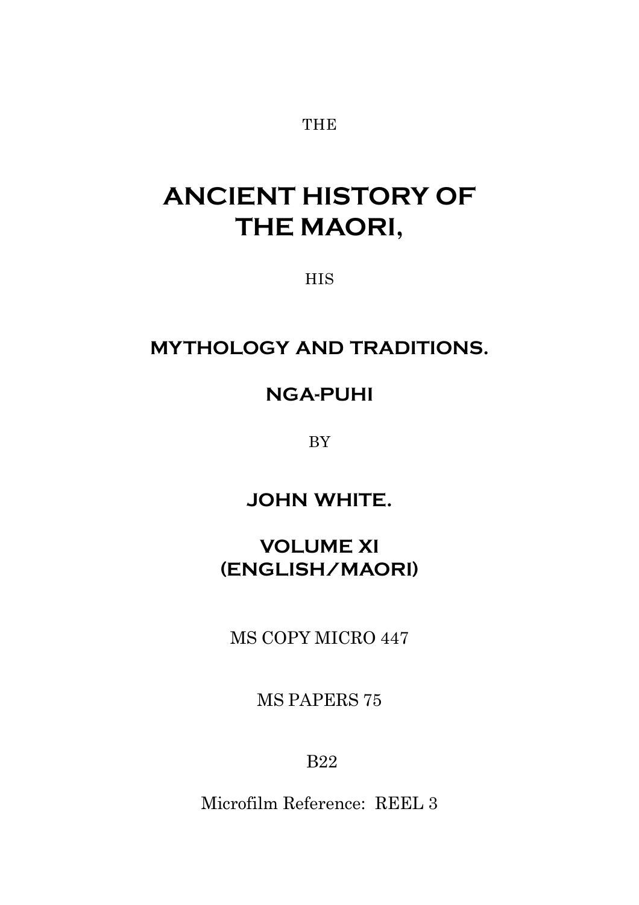THE

# ANCIENT HISTORY OF THE MAORI,

HIS

## MYTHOLOGY AND TRADITIONS.

## NGA-PUHI

BY

## JOHN WHITE.

## VOLUME XI (ENGLISH/MAORI)

MS COPY MICRO 447

MS PAPERS 75

B22

Microfilm Reference: REEL 3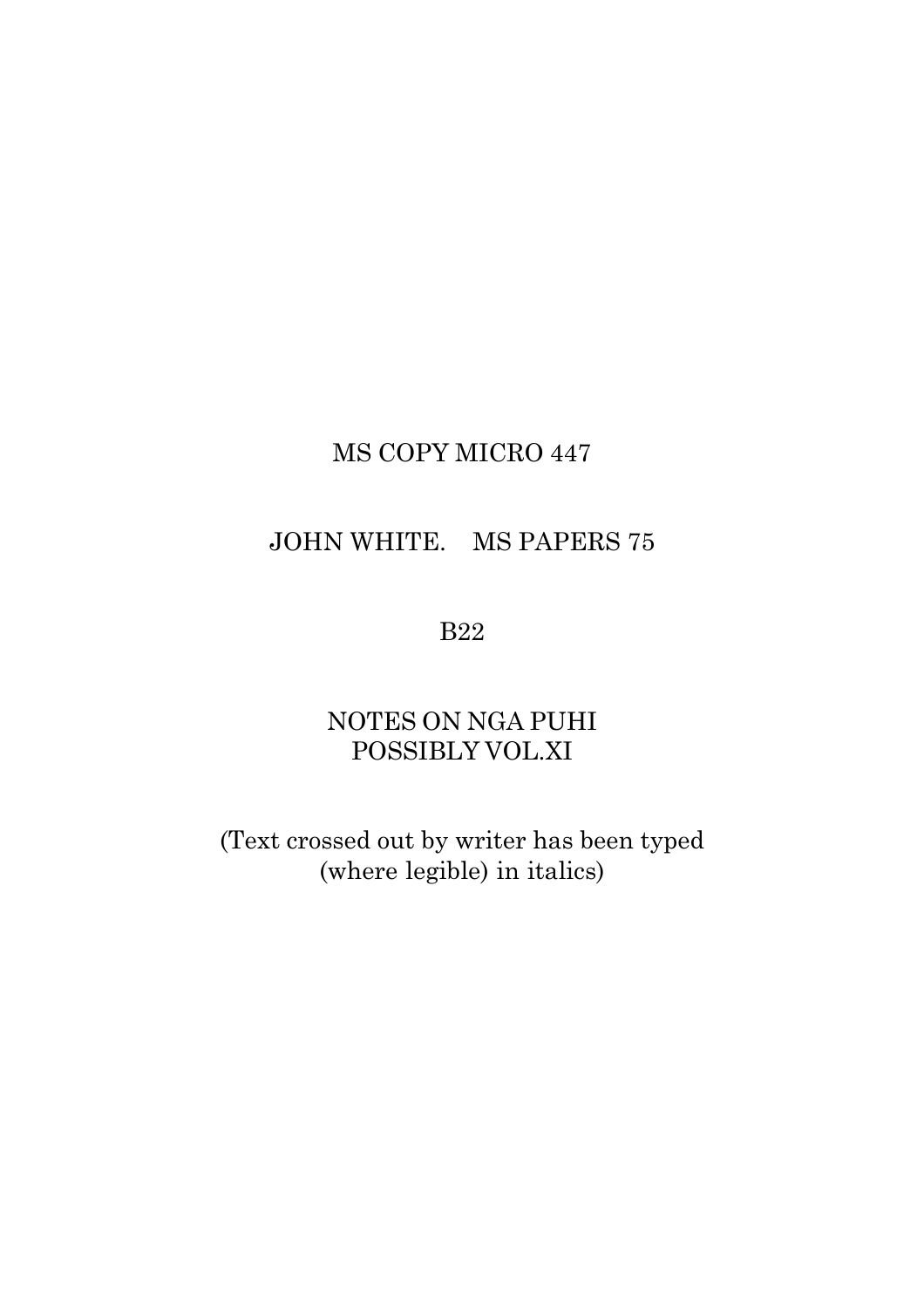MS COPY MICRO 447

JOHN WHITE. MS PAPERS 75

B22

NOTES ON NGA PUHI
POSSIBLY VOL.XI

(Text crossed out by writer has been typed
(where legible) in italics)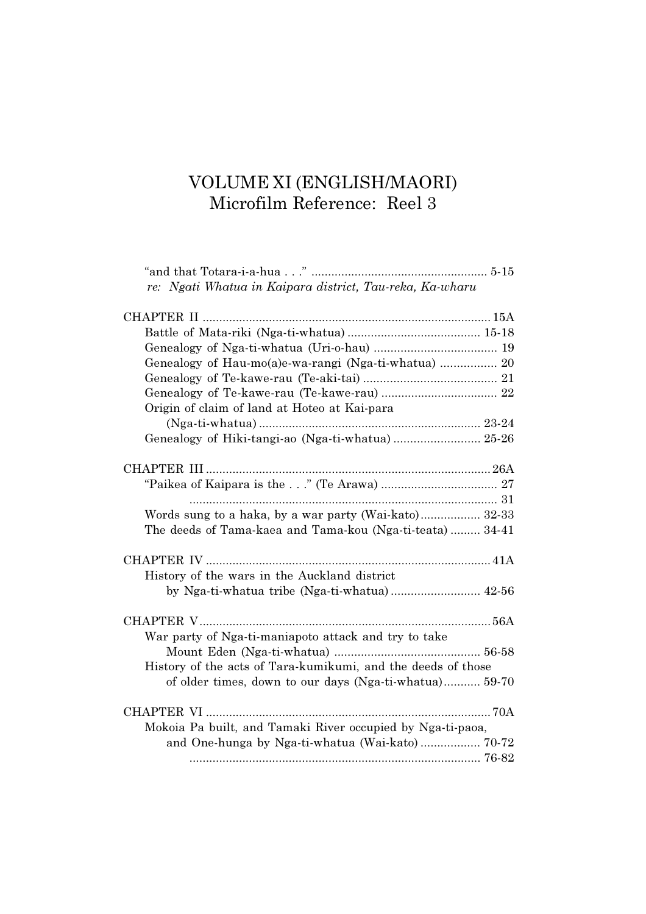# VOLUME XI (ENGLISH/MAORI)
## Microfilm Reference: Reel 3

"and that Totara-i-a-hua . . ." .................................................... 5-15
*re: Ngati Whatua in Kaipara district, Tau-reka, Ka-wharu*

CHAPTER II ...................................................................................... 15A
- Battle of Mata-riki (Nga-ti-whatua) ........................................ 15-18
- Genealogy of Nga-ti-whatua (Uri-o-hau) ..................................... 19
- Genealogy of Hau-mo(a)e-wa-rangi (Nga-ti-whatua) ................. 20
- Genealogy of Te-kawe-rau (Te-aki-tai) ........................................ 21
- Genealogy of Te-kawe-rau (Te-kawe-rau) .................................. 22
- Origin of claim of land at Hoteo at Kai-para (Nga-ti-whatua) .................................................................. 23-24
- Genealogy of Hiki-tangi-ao (Nga-ti-whatua) .......................... 25-26

CHAPTER III ..................................................................................... 26A
- "Paikea of Kaipara is the . . ." (Te Arawa) .................................. 27
- ............................................................................................ 31
- Words sung to a haka, by a war party (Wai-kato) .................. 32-33
- The deeds of Tama-kaea and Tama-kou (Nga-ti-teata) ......... 34-41

CHAPTER IV ..................................................................................... 41A
- History of the wars in the Auckland district by Nga-ti-whatua tribe (Nga-ti-whatua) ........................... 42-56

CHAPTER V ....................................................................................... 56A
- War party of Nga-ti-maniapoto attack and try to take Mount Eden (Nga-ti-whatua) ............................................ 56-58
- History of the acts of Tara-kumikumi, and the deeds of those of older times, down to our days (Nga-ti-whatua) ........... 59-70

CHAPTER VI ..................................................................................... 70A
- Mokoia Pa built, and Tamaki River occupied by Nga-ti-paoa, and One-hunga by Nga-ti-whatua (Wai-kato) .................. 70-72
- ....................................................................................... 76-82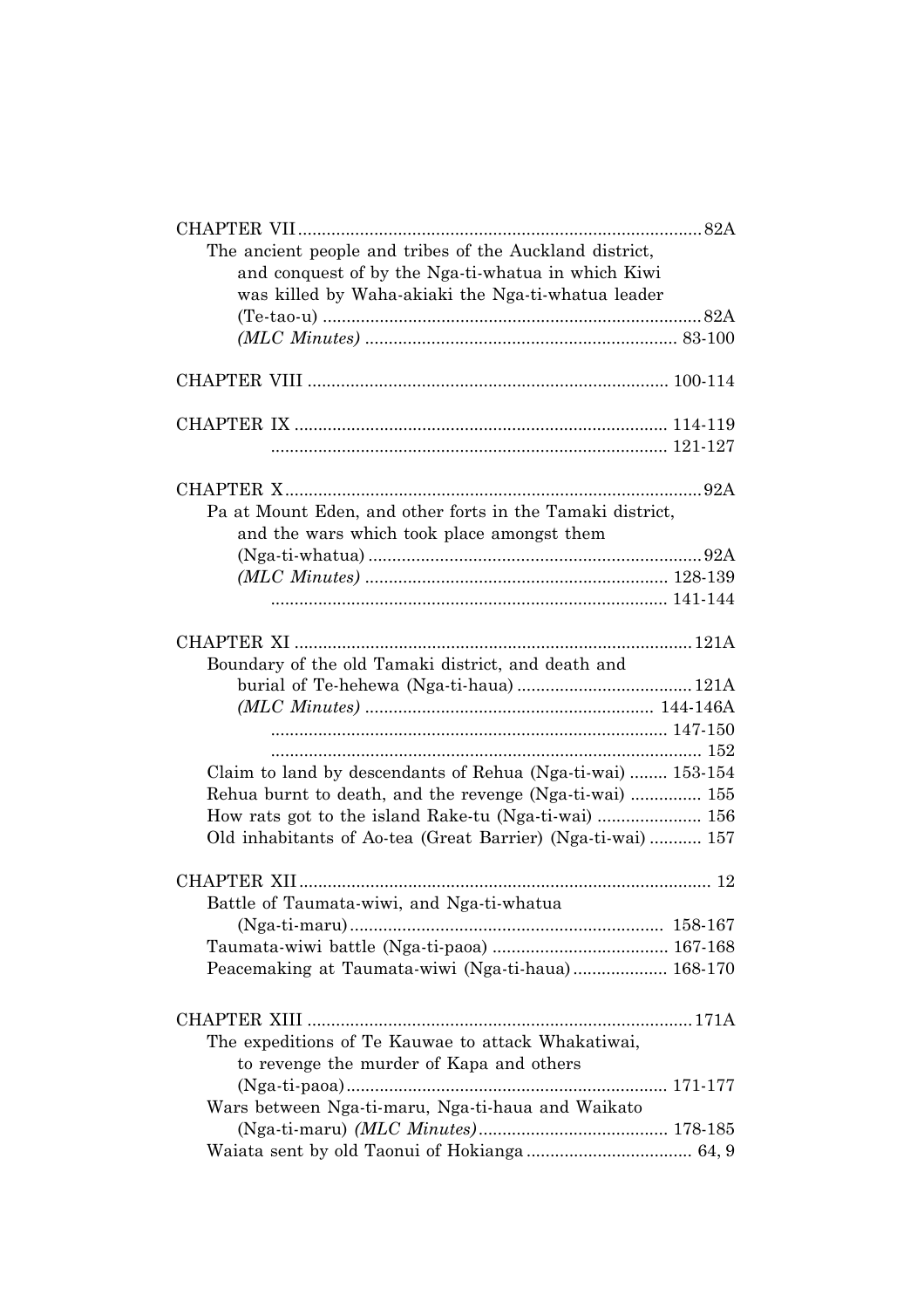CHAPTER VII ........................................................................................ 82A

The ancient people and tribes of the Auckland district, and conquest of by the Nga-ti-whatua in which Kiwi was killed by Waha-akiaki the Nga-ti-whatua leader (Te-tao-u) ........................................................................ 82A

*(MLC Minutes)* .................................................................. 83-100

CHAPTER VIII ........................................................................... 100-114

CHAPTER IX .............................................................................. 114-119

.................................................................................... 121-127

CHAPTER X........................................................................................ 92A

Pa at Mount Eden, and other forts in the Tamaki district, and the wars which took place amongst them (Nga-ti-whatua) ...................................................................... 92A

*(MLC Minutes)* ................................................................. 128-139

.................................................................................... 141-144

CHAPTER XI .................................................................................... 121A

Boundary of the old Tamaki district, and death and burial of Te-hehewa (Nga-ti-haua) ..................................... 121A

*(MLC Minutes)* ............................................................. 144-146A

.................................................................................... 147-150

.......................................................................................... 152

Claim to land by descendants of Rehua (Nga-ti-wai) ........ 153-154

Rehua burnt to death, and the revenge (Nga-ti-wai) ............... 155

How rats got to the island Rake-tu (Nga-ti-wai) ...................... 156

Old inhabitants of Ao-tea (Great Barrier) (Nga-ti-wai) ........... 157

CHAPTER XII ..................................................................................... 12

Battle of Taumata-wiwi, and Nga-ti-whatua (Nga-ti-maru) ................................................................ 158-167

Taumata-wiwi battle (Nga-ti-paoa) ..................................... 167-168

Peacemaking at Taumata-wiwi (Nga-ti-haua) .................... 168-170

CHAPTER XIII ................................................................................ 171A

The expeditions of Te Kauwae to attack Whakatiwai, to revenge the murder of Kapa and others (Nga-ti-paoa) ................................................................... 171-177

Wars between Nga-ti-maru, Nga-ti-haua and Waikato (Nga-ti-maru) *(MLC Minutes)* ........................................ 178-185

Waiata sent by old Taonui of Hokianga .................................. 64, 9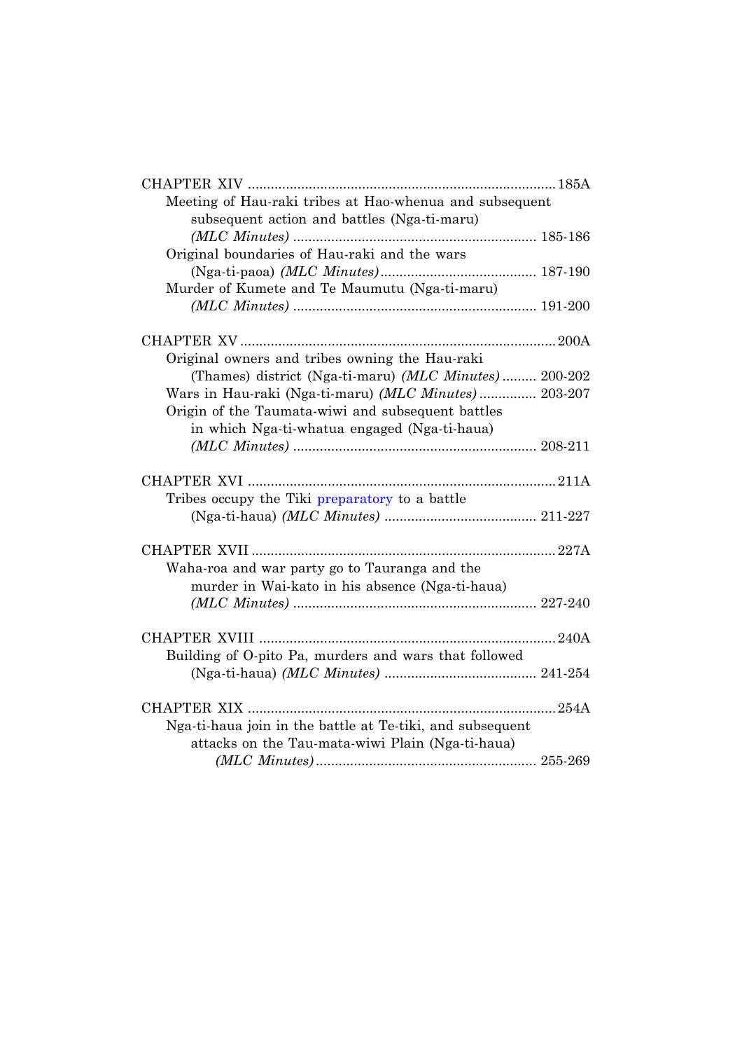CHAPTER XIV ................................................................................ 185A

Meeting of Hau-raki tribes at Hao-whenua and subsequent subsequent action and battles (Nga-ti-maru) *(MLC Minutes)* ............................................................... 185-186

Original boundaries of Hau-raki and the wars (Nga-ti-paoa) *(MLC Minutes)*......................................... 187-190

Murder of Kumete and Te Maumutu (Nga-ti-maru) *(MLC Minutes)* ............................................................... 191-200

CHAPTER XV ................................................................................ 200A

Original owners and tribes owning the Hau-raki (Thames) district (Nga-ti-maru) *(MLC Minutes)* ......... 200-202

Wars in Hau-raki (Nga-ti-maru) *(MLC Minutes)* ............... 203-207

Origin of the Taumata-wiwi and subsequent battles in which Nga-ti-whatua engaged (Nga-ti-haua) *(MLC Minutes)* ............................................................... 208-211

CHAPTER XVI ................................................................................ 211A

Tribes occupy the Tiki preparatory to a battle (Nga-ti-haua) *(MLC Minutes)* ........................................ 211-227

CHAPTER XVII ................................................................................ 227A

Waha-roa and war party go to Tauranga and the murder in Wai-kato in his absence (Nga-ti-haua) *(MLC Minutes)* ............................................................... 227-240

CHAPTER XVIII ................................................................................ 240A

Building of O-pito Pa, murders and wars that followed (Nga-ti-haua) *(MLC Minutes)* ........................................ 241-254

CHAPTER XIX ................................................................................ 254A

Nga-ti-haua join in the battle at Te-tiki, and subsequent attacks on the Tau-mata-wiwi Plain (Nga-ti-haua) *(MLC Minutes)*......................................................... 255-269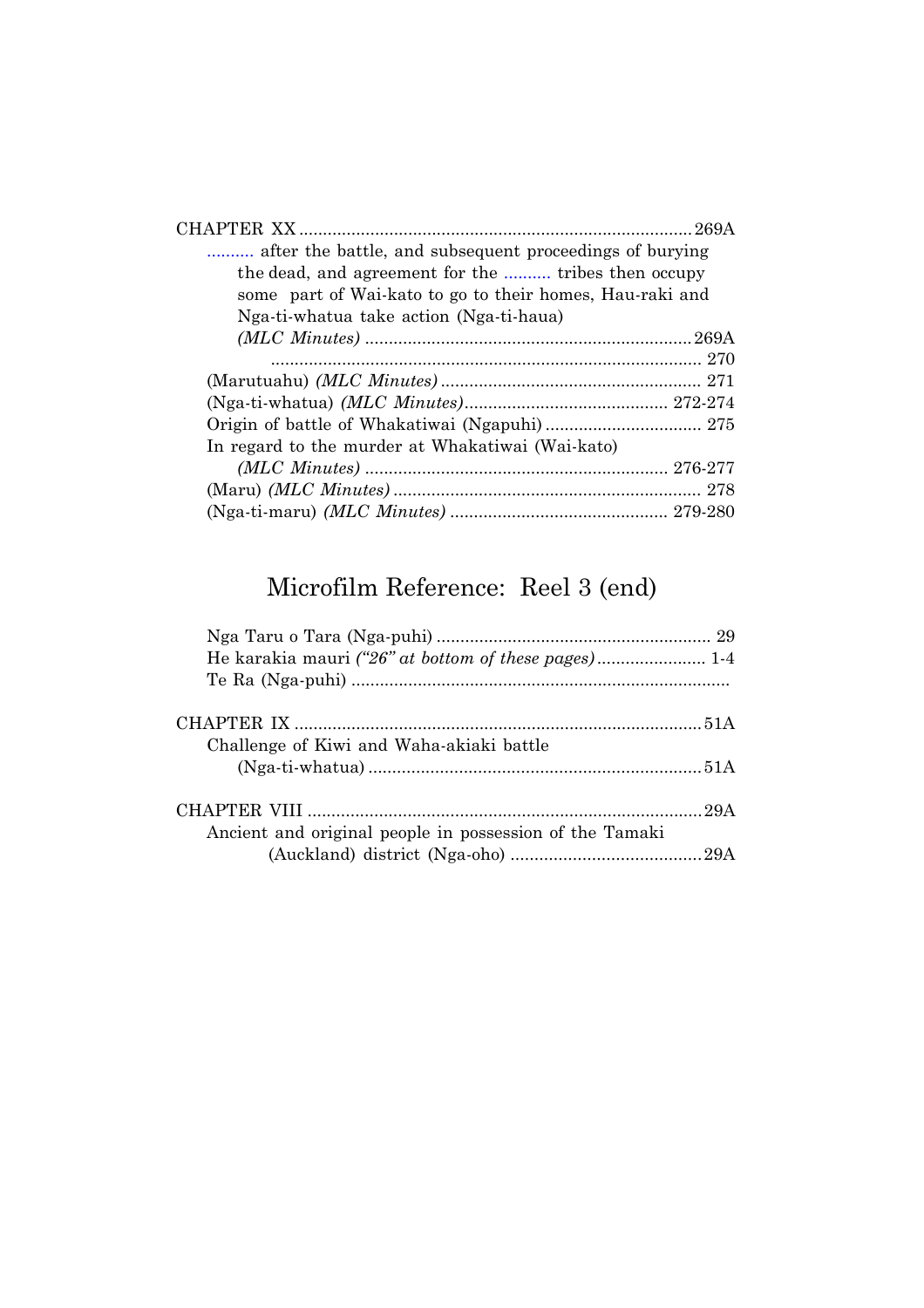CHAPTER XX .................................................................................. 269A

.......... after the battle, and subsequent proceedings of burying the dead, and agreement for the .......... tribes then occupy some part of Wai-kato to go to their homes, Hau-raki and Nga-ti-whatua take action (Nga-ti-haua) *(MLC Minutes)* ..................................................................... 269A

........................................................................................... 270

(Marutuahu) *(MLC Minutes)* ....................................................... 271

(Nga-ti-whatua) *(MLC Minutes)*........................................... 272-274

Origin of battle of Whakatiwai (Ngapuhi) ................................. 275

In regard to the murder at Whakatiwai (Wai-kato) *(MLC Minutes)* ................................................................ 276-277

(Maru) *(MLC Minutes)* ................................................................ 278

(Nga-ti-maru) *(MLC Minutes)* ............................................. 279-280

## Microfilm Reference: Reel 3 (end)

Nga Taru o Tara (Nga-puhi) .......................................................... 29

He karakia mauri *("26" at bottom of these pages)*....................... 1-4

Te Ra (Nga-puhi) ................................................................................

CHAPTER IX ..................................................................................... 51A

Challenge of Kiwi and Waha-akiaki battle (Nga-ti-whatua) ...................................................................... 51A

CHAPTER VIII ................................................................................... 29A

Ancient and original people in possession of the Tamaki (Auckland) district (Nga-oho) ........................................ 29A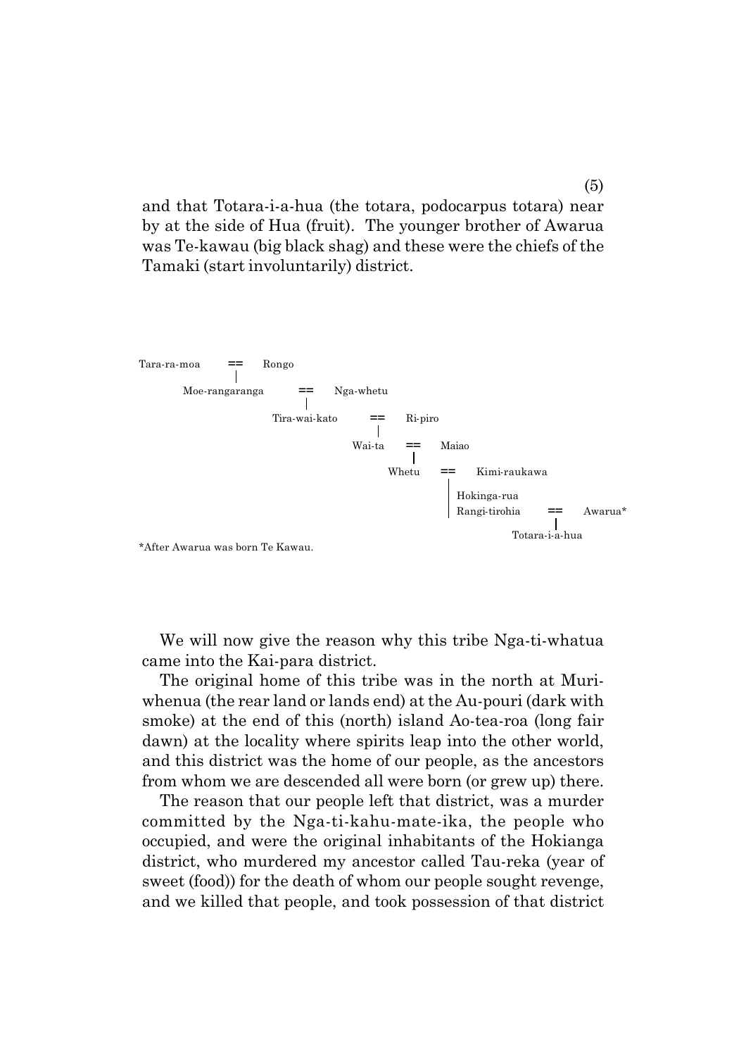and that Totara-i-a-hua (the totara, podocarpus totara) near by at the side of Hua (fruit). The younger brother of Awarua was Te-kawau (big black shag) and these were the chiefs of the Tamaki (start involuntarily) district.

```
Tara-ra-moa     ==     Rongo
            |
        Moe-rangaranga      ==     Nga-whetu
                               |
                         Tira-wai-kato      ==     Ri-piro
                                               |
                                          Wai-ta     ==     Maiao
                                                  |
                                               Whetu     ==     Kimi-raukawa
                                                            |
                                                            Hokinga-rua
                                                            Rangi-tirohia     ==     Awarua*
                                                                                |
                                                                          Totara-i-a-hua
```

*After Awarua was born Te Kawau.

We will now give the reason why this tribe Nga-ti-whatua came into the Kai-para district.

The original home of this tribe was in the north at Muri-whenua (the rear land or lands end) at the Au-pouri (dark with smoke) at the end of this (north) island Ao-tea-roa (long fair dawn) at the locality where spirits leap into the other world, and this district was the home of our people, as the ancestors from whom we are descended all were born (or grew up) there.

The reason that our people left that district, was a murder committed by the Nga-ti-kahu-mate-ika, the people who occupied, and were the original inhabitants of the Hokianga district, who murdered my ancestor called Tau-reka (year of sweet (food)) for the death of whom our people sought revenge, and we killed that people, and took possession of that district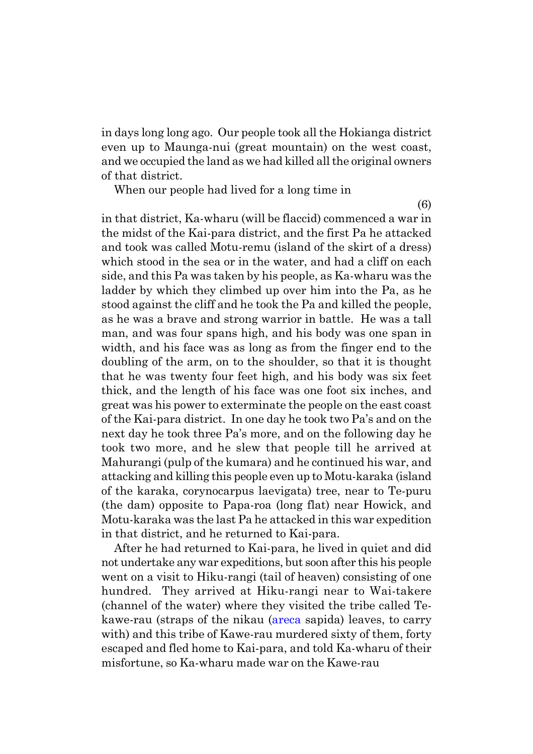in days long long ago. Our people took all the Hokianga district even up to Maunga-nui (great mountain) on the west coast, and we occupied the land as we had killed all the original owners of that district.

When our people had lived for a long time in

(6)

in that district, Ka-wharu (will be flaccid) commenced a war in the midst of the Kai-para district, and the first Pa he attacked and took was called Motu-remu (island of the skirt of a dress) which stood in the sea or in the water, and had a cliff on each side, and this Pa was taken by his people, as Ka-wharu was the ladder by which they climbed up over him into the Pa, as he stood against the cliff and he took the Pa and killed the people, as he was a brave and strong warrior in battle. He was a tall man, and was four spans high, and his body was one span in width, and his face was as long as from the finger end to the doubling of the arm, on to the shoulder, so that it is thought that he was twenty four feet high, and his body was six feet thick, and the length of his face was one foot six inches, and great was his power to exterminate the people on the east coast of the Kai-para district. In one day he took two Pa's and on the next day he took three Pa's more, and on the following day he took two more, and he slew that people till he arrived at Mahurangi (pulp of the kumara) and he continued his war, and attacking and killing this people even up to Motu-karaka (island of the karaka, corynocarpus laevigata) tree, near to Te-puru (the dam) opposite to Papa-roa (long flat) near Howick, and Motu-karaka was the last Pa he attacked in this war expedition in that district, and he returned to Kai-para.

After he had returned to Kai-para, he lived in quiet and did not undertake any war expeditions, but soon after this his people went on a visit to Hiku-rangi (tail of heaven) consisting of one hundred. They arrived at Hiku-rangi near to Wai-takere (channel of the water) where they visited the tribe called Te-kawe-rau (straps of the nikau (areca sapida) leaves, to carry with) and this tribe of Kawe-rau murdered sixty of them, forty escaped and fled home to Kai-para, and told Ka-wharu of their misfortune, so Ka-wharu made war on the Kawe-rau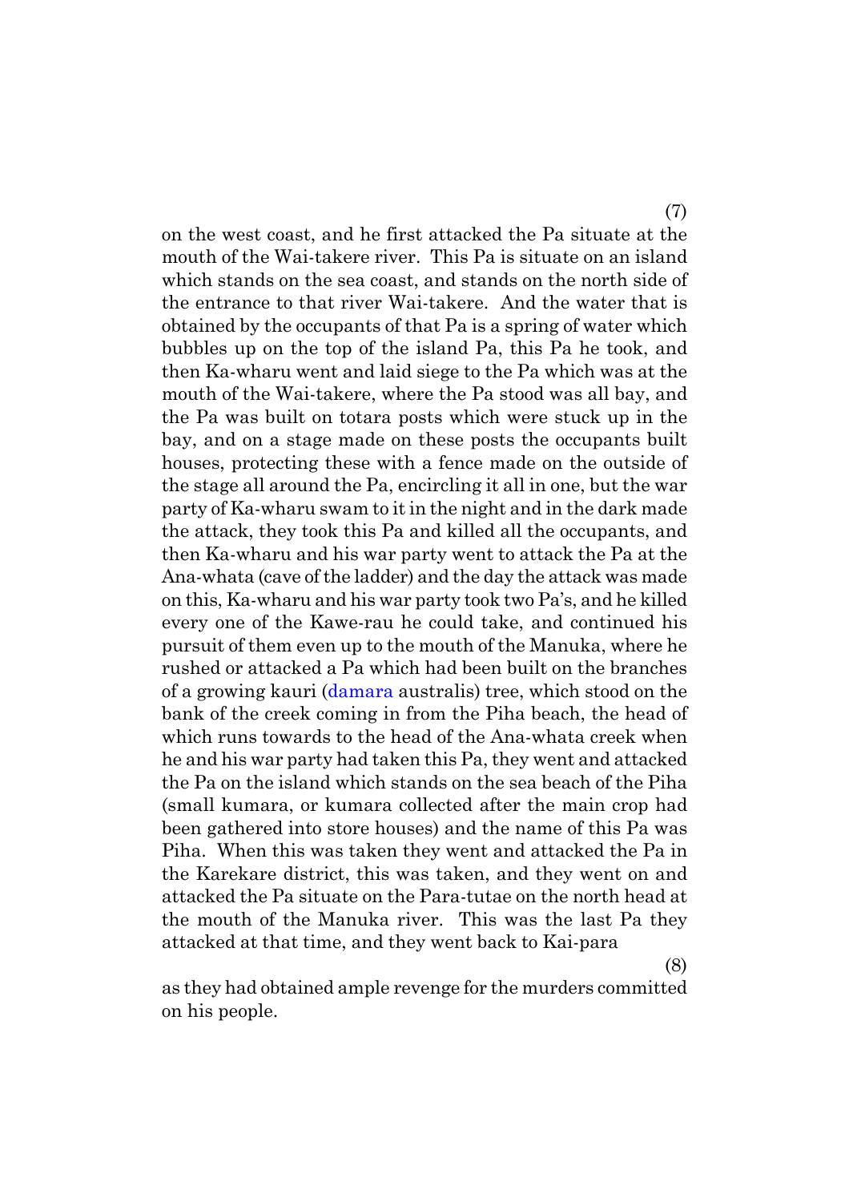on the west coast, and he first attacked the Pa situate at the mouth of the Wai-takere river. This Pa is situate on an island which stands on the sea coast, and stands on the north side of the entrance to that river Wai-takere. And the water that is obtained by the occupants of that Pa is a spring of water which bubbles up on the top of the island Pa, this Pa he took, and then Ka-wharu went and laid siege to the Pa which was at the mouth of the Wai-takere, where the Pa stood was all bay, and the Pa was built on totara posts which were stuck up in the bay, and on a stage made on these posts the occupants built houses, protecting these with a fence made on the outside of the stage all around the Pa, encircling it all in one, but the war party of Ka-wharu swam to it in the night and in the dark made the attack, they took this Pa and killed all the occupants, and then Ka-wharu and his war party went to attack the Pa at the Ana-whata (cave of the ladder) and the day the attack was made on this, Ka-wharu and his war party took two Pa's, and he killed every one of the Kawe-rau he could take, and continued his pursuit of them even up to the mouth of the Manuka, where he rushed or attacked a Pa which had been built on the branches of a growing kauri (damara australis) tree, which stood on the bank of the creek coming in from the Piha beach, the head of which runs towards to the head of the Ana-whata creek when he and his war party had taken this Pa, they went and attacked the Pa on the island which stands on the sea beach of the Piha (small kumara, or kumara collected after the main crop had been gathered into store houses) and the name of this Pa was Piha. When this was taken they went and attacked the Pa in the Karekare district, this was taken, and they went on and attacked the Pa situate on the Para-tutae on the north head at the mouth of the Manuka river. This was the last Pa they attacked at that time, and they went back to Kai-para as they had obtained ample revenge for the murders committed on his people.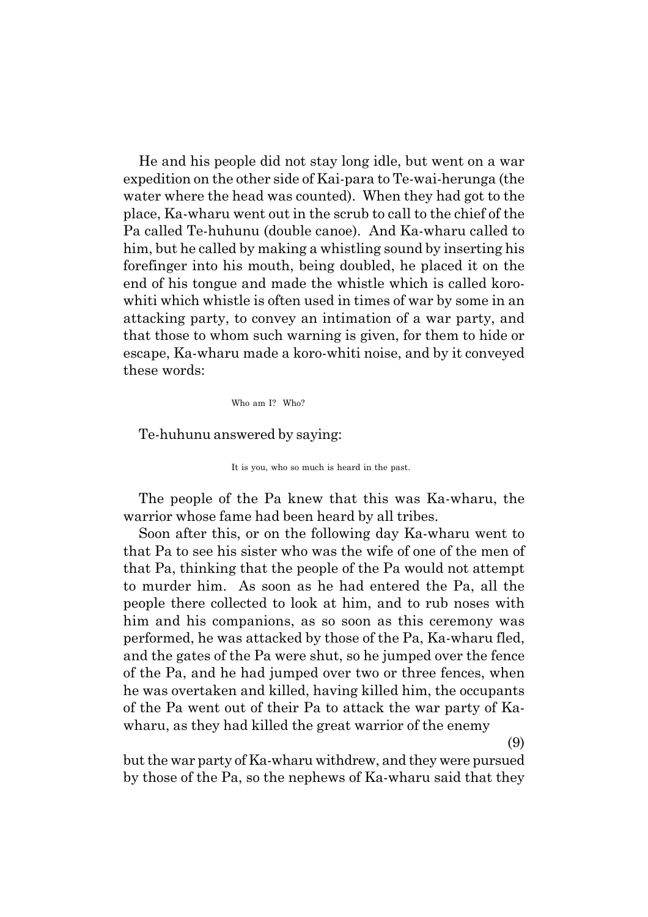He and his people did not stay long idle, but went on a war expedition on the other side of Kai-para to Te-wai-herunga (the water where the head was counted). When they had got to the place, Ka-wharu went out in the scrub to call to the chief of the Pa called Te-huhunu (double canoe). And Ka-wharu called to him, but he called by making a whistling sound by inserting his forefinger into his mouth, being doubled, he placed it on the end of his tongue and made the whistle which is called koro-whiti which whistle is often used in times of war by some in an attacking party, to convey an intimation of a war party, and that those to whom such warning is given, for them to hide or escape, Ka-wharu made a koro-whiti noise, and by it conveyed these words:

> Who am I? Who?

Te-huhunu answered by saying:

> It is you, who so much is heard in the past.

The people of the Pa knew that this was Ka-wharu, the warrior whose fame had been heard by all tribes.

Soon after this, or on the following day Ka-wharu went to that Pa to see his sister who was the wife of one of the men of that Pa, thinking that the people of the Pa would not attempt to murder him. As soon as he had entered the Pa, all the people there collected to look at him, and to rub noses with him and his companions, as so soon as this ceremony was performed, he was attacked by those of the Pa, Ka-wharu fled, and the gates of the Pa were shut, so he jumped over the fence of the Pa, and he had jumped over two or three fences, when he was overtaken and killed, having killed him, the occupants of the Pa went out of their Pa to attack the war party of Ka-wharu, as they had killed the great warrior of the enemy but the war party of Ka-wharu withdrew, and they were pursued by those of the Pa, so the nephews of Ka-wharu said that they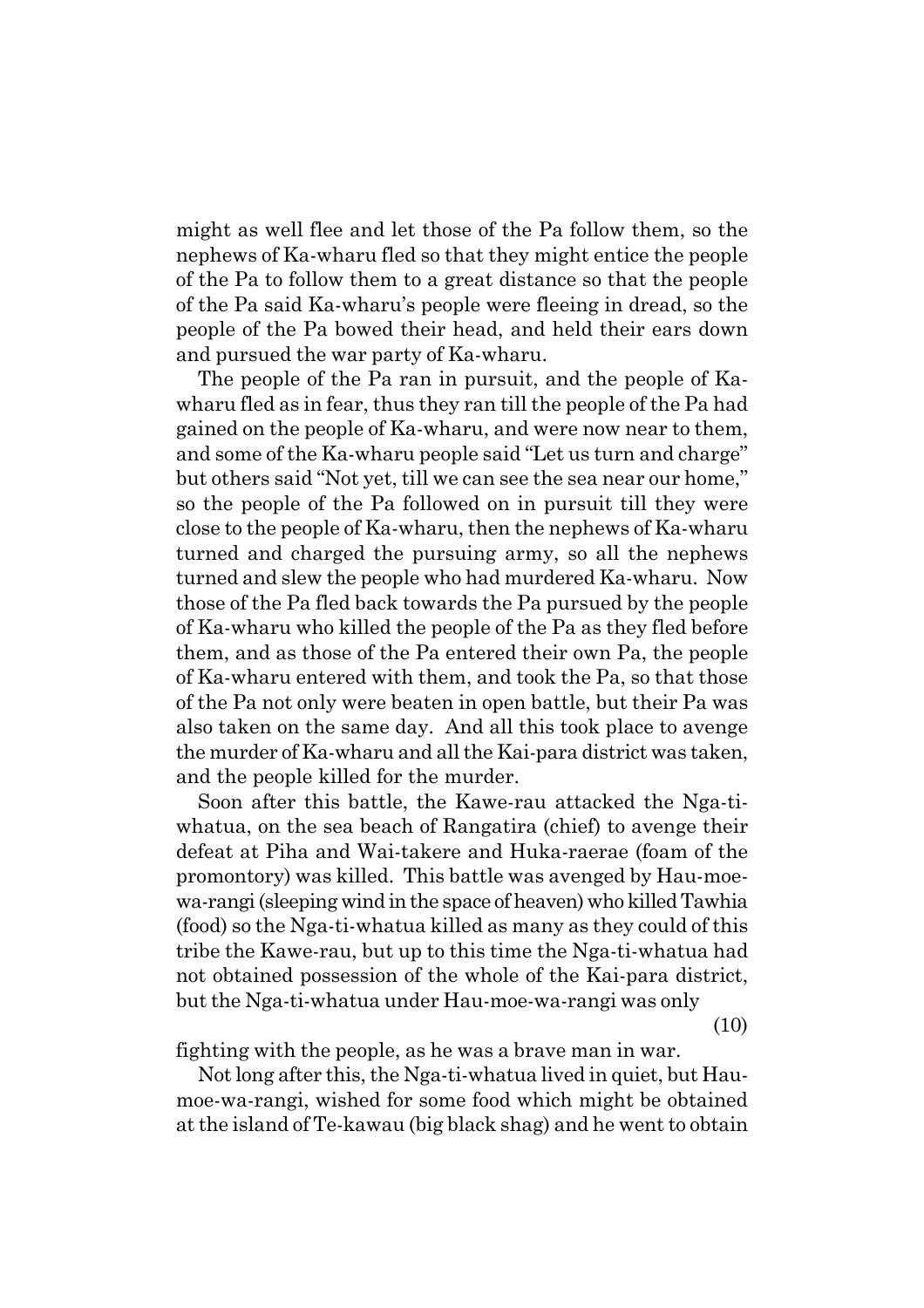might as well flee and let those of the Pa follow them, so the nephews of Ka-wharu fled so that they might entice the people of the Pa to follow them to a great distance so that the people of the Pa said Ka-wharu's people were fleeing in dread, so the people of the Pa bowed their head, and held their ears down and pursued the war party of Ka-wharu.

The people of the Pa ran in pursuit, and the people of Ka-wharu fled as in fear, thus they ran till the people of the Pa had gained on the people of Ka-wharu, and were now near to them, and some of the Ka-wharu people said "Let us turn and charge" but others said "Not yet, till we can see the sea near our home," so the people of the Pa followed on in pursuit till they were close to the people of Ka-wharu, then the nephews of Ka-wharu turned and charged the pursuing army, so all the nephews turned and slew the people who had murdered Ka-wharu. Now those of the Pa fled back towards the Pa pursued by the people of Ka-wharu who killed the people of the Pa as they fled before them, and as those of the Pa entered their own Pa, the people of Ka-wharu entered with them, and took the Pa, so that those of the Pa not only were beaten in open battle, but their Pa was also taken on the same day. And all this took place to avenge the murder of Ka-wharu and all the Kai-para district was taken, and the people killed for the murder.

Soon after this battle, the Kawe-rau attacked the Nga-ti-whatua, on the sea beach of Rangatira (chief) to avenge their defeat at Piha and Wai-takere and Huka-raerae (foam of the promontory) was killed. This battle was avenged by Hau-moe-wa-rangi (sleeping wind in the space of heaven) who killed Tawhia (food) so the Nga-ti-whatua killed as many as they could of this tribe the Kawe-rau, but up to this time the Nga-ti-whatua had not obtained possession of the whole of the Kai-para district, but the Nga-ti-whatua under Hau-moe-wa-rangi was only fighting with the people, as he was a brave man in war.

Not long after this, the Nga-ti-whatua lived in quiet, but Hau-moe-wa-rangi, wished for some food which might be obtained at the island of Te-kawau (big black shag) and he went to obtain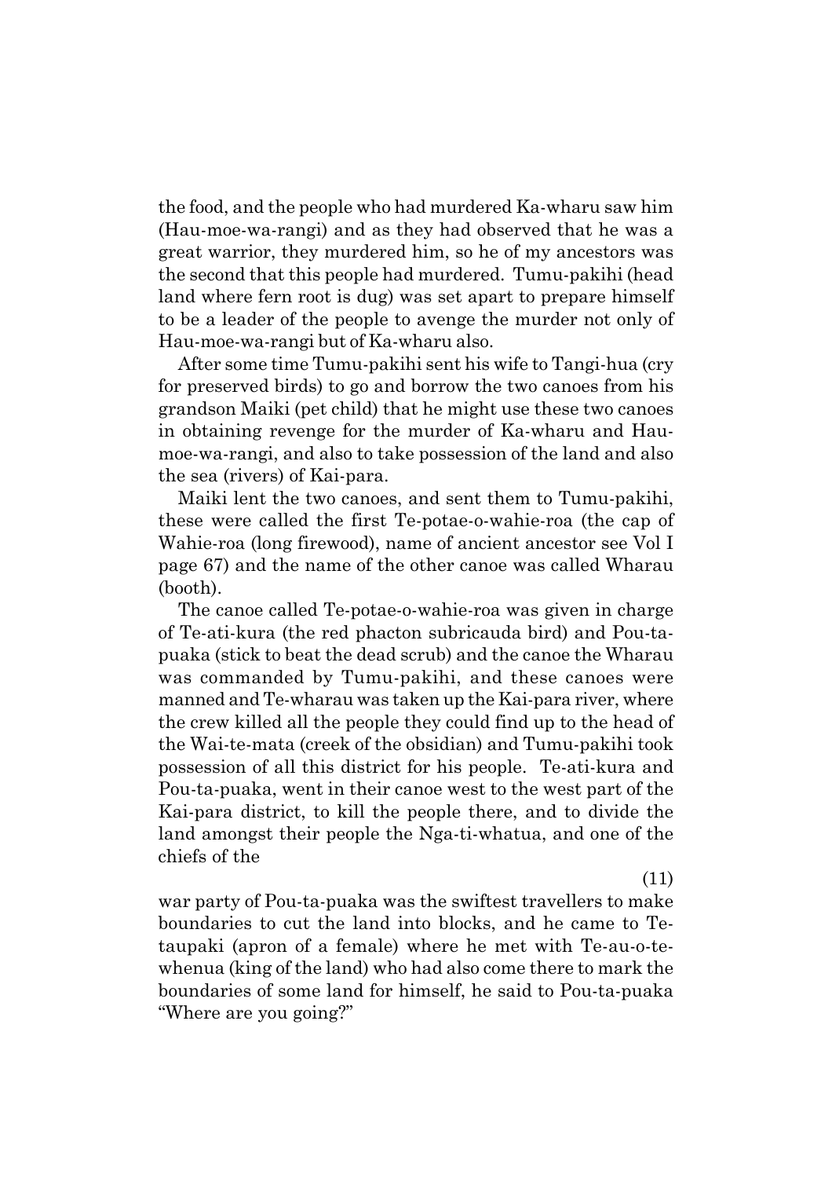the food, and the people who had murdered Ka-wharu saw him (Hau-moe-wa-rangi) and as they had observed that he was a great warrior, they murdered him, so he of my ancestors was the second that this people had murdered. Tumu-pakihi (head land where fern root is dug) was set apart to prepare himself to be a leader of the people to avenge the murder not only of Hau-moe-wa-rangi but of Ka-wharu also.

After some time Tumu-pakihi sent his wife to Tangi-hua (cry for preserved birds) to go and borrow the two canoes from his grandson Maiki (pet child) that he might use these two canoes in obtaining revenge for the murder of Ka-wharu and Hau-moe-wa-rangi, and also to take possession of the land and also the sea (rivers) of Kai-para.

Maiki lent the two canoes, and sent them to Tumu-pakihi, these were called the first Te-potae-o-wahie-roa (the cap of Wahie-roa (long firewood), name of ancient ancestor see Vol I page 67) and the name of the other canoe was called Wharau (booth).

The canoe called Te-potae-o-wahie-roa was given in charge of Te-ati-kura (the red phacton subricauda bird) and Pou-ta-puaka (stick to beat the dead scrub) and the canoe the Wharau was commanded by Tumu-pakihi, and these canoes were manned and Te-wharau was taken up the Kai-para river, where the crew killed all the people they could find up to the head of the Wai-te-mata (creek of the obsidian) and Tumu-pakihi took possession of all this district for his people. Te-ati-kura and Pou-ta-puaka, went in their canoe west to the west part of the Kai-para district, to kill the people there, and to divide the land amongst their people the Nga-ti-whatua, and one of the chiefs of the war party of Pou-ta-puaka was the swiftest travellers to make boundaries to cut the land into blocks, and he came to Te-taupaki (apron of a female) where he met with Te-au-o-te-whenua (king of the land) who had also come there to mark the boundaries of some land for himself, he said to Pou-ta-puaka "Where are you going?"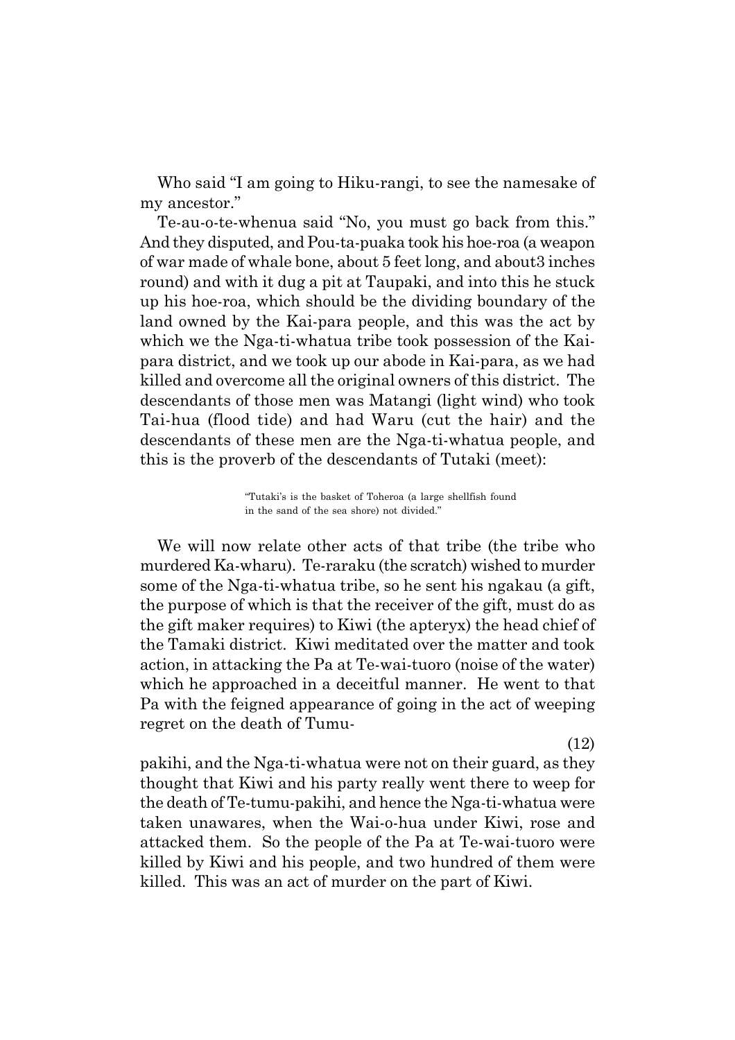Who said "I am going to Hiku-rangi, to see the namesake of my ancestor."

Te-au-o-te-whenua said "No, you must go back from this." And they disputed, and Pou-ta-puaka took his hoe-roa (a weapon of war made of whale bone, about 5 feet long, and about3 inches round) and with it dug a pit at Taupaki, and into this he stuck up his hoe-roa, which should be the dividing boundary of the land owned by the Kai-para people, and this was the act by which we the Nga-ti-whatua tribe took possession of the Kai-para district, and we took up our abode in Kai-para, as we had killed and overcome all the original owners of this district. The descendants of those men was Matangi (light wind) who took Tai-hua (flood tide) and had Waru (cut the hair) and the descendants of these men are the Nga-ti-whatua people, and this is the proverb of the descendants of Tutaki (meet):

> "Tutaki's is the basket of Toheroa (a large shellfish found in the sand of the sea shore) not divided."

We will now relate other acts of that tribe (the tribe who murdered Ka-wharu). Te-raraku (the scratch) wished to murder some of the Nga-ti-whatua tribe, so he sent his ngakau (a gift, the purpose of which is that the receiver of the gift, must do as the gift maker requires) to Kiwi (the apteryx) the head chief of the Tamaki district. Kiwi meditated over the matter and took action, in attacking the Pa at Te-wai-tuoro (noise of the water) which he approached in a deceitful manner. He went to that Pa with the feigned appearance of going in the act of weeping regret on the death of Tumu-pakihi, and the Nga-ti-whatua were not on their guard, as they thought that Kiwi and his party really went there to weep for the death of Te-tumu-pakihi, and hence the Nga-ti-whatua were taken unawares, when the Wai-o-hua under Kiwi, rose and attacked them. So the people of the Pa at Te-wai-tuoro were killed by Kiwi and his people, and two hundred of them were killed. This was an act of murder on the part of Kiwi.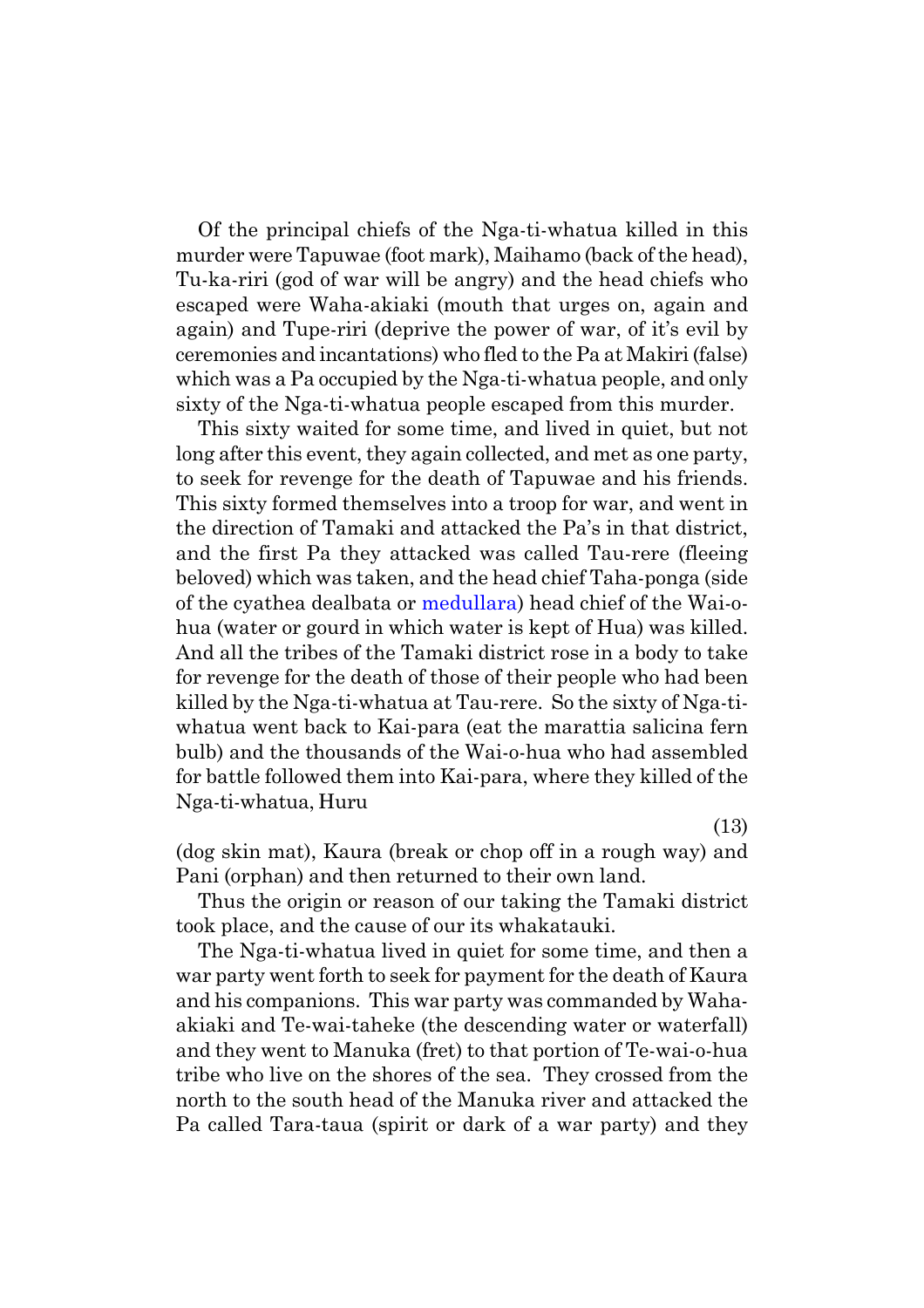Of the principal chiefs of the Nga-ti-whatua killed in this murder were Tapuwae (foot mark), Maihamo (back of the head), Tu-ka-riri (god of war will be angry) and the head chiefs who escaped were Waha-akiaki (mouth that urges on, again and again) and Tupe-riri (deprive the power of war, of it's evil by ceremonies and incantations) who fled to the Pa at Makiri (false) which was a Pa occupied by the Nga-ti-whatua people, and only sixty of the Nga-ti-whatua people escaped from this murder.

This sixty waited for some time, and lived in quiet, but not long after this event, they again collected, and met as one party, to seek for revenge for the death of Tapuwae and his friends. This sixty formed themselves into a troop for war, and went in the direction of Tamaki and attacked the Pa's in that district, and the first Pa they attacked was called Tau-rere (fleeing beloved) which was taken, and the head chief Taha-ponga (side of the cyathea dealbata or medullara) head chief of the Wai-o-hua (water or gourd in which water is kept of Hua) was killed. And all the tribes of the Tamaki district rose in a body to take for revenge for the death of those of their people who had been killed by the Nga-ti-whatua at Tau-rere. So the sixty of Nga-ti-whatua went back to Kai-para (eat the marattia salicina fern bulb) and the thousands of the Wai-o-hua who had assembled for battle followed them into Kai-para, where they killed of the Nga-ti-whatua, Huru

(13)

(dog skin mat), Kaura (break or chop off in a rough way) and Pani (orphan) and then returned to their own land.

Thus the origin or reason of our taking the Tamaki district took place, and the cause of our its whakatauki.

The Nga-ti-whatua lived in quiet for some time, and then a war party went forth to seek for payment for the death of Kaura and his companions. This war party was commanded by Waha-akiaki and Te-wai-taheke (the descending water or waterfall) and they went to Manuka (fret) to that portion of Te-wai-o-hua tribe who live on the shores of the sea. They crossed from the north to the south head of the Manuka river and attacked the Pa called Tara-taua (spirit or dark of a war party) and they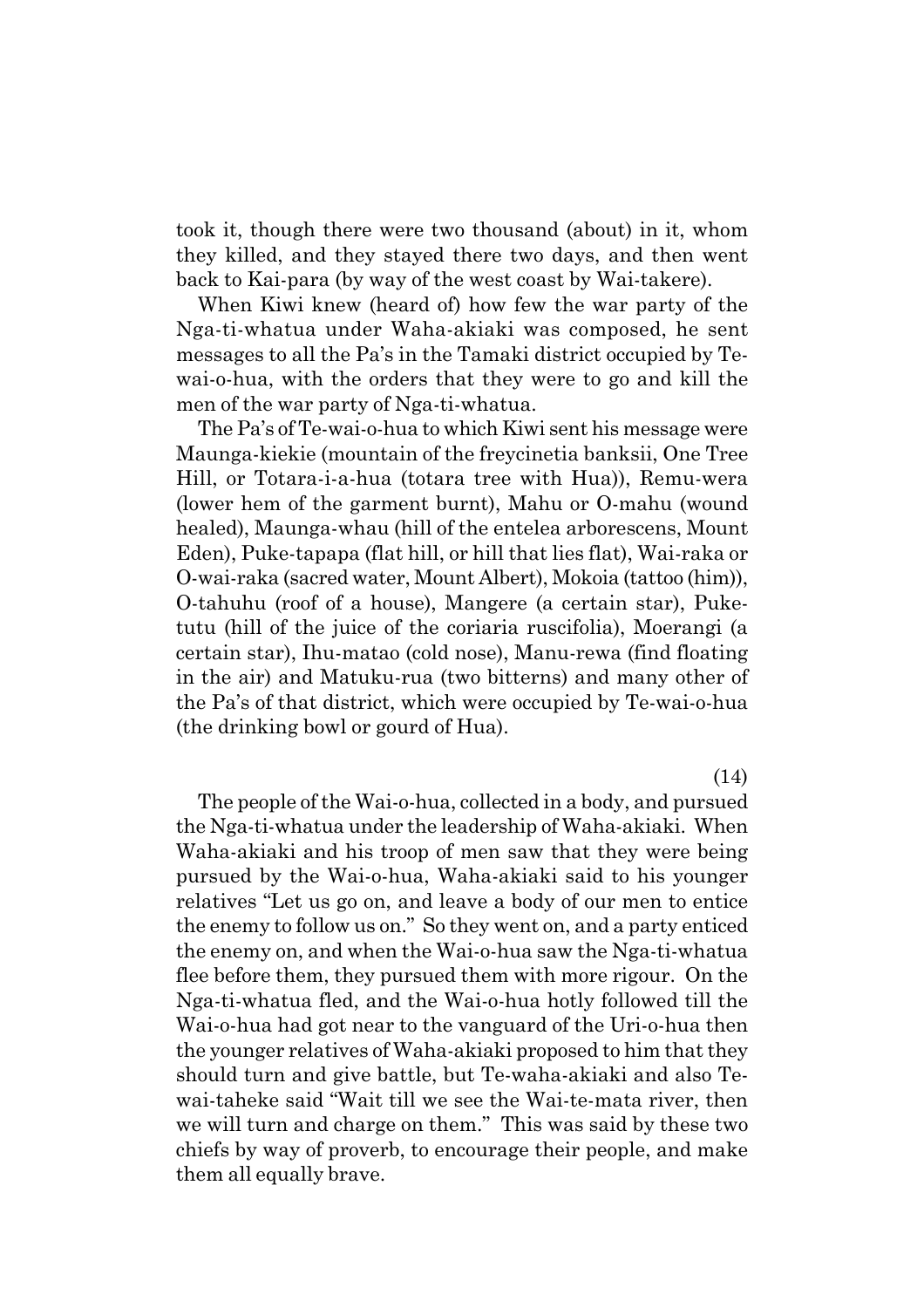took it, though there were two thousand (about) in it, whom they killed, and they stayed there two days, and then went back to Kai-para (by way of the west coast by Wai-takere).

When Kiwi knew (heard of) how few the war party of the Nga-ti-whatua under Waha-akiaki was composed, he sent messages to all the Pa's in the Tamaki district occupied by Te-wai-o-hua, with the orders that they were to go and kill the men of the war party of Nga-ti-whatua.

The Pa's of Te-wai-o-hua to which Kiwi sent his message were Maunga-kiekie (mountain of the freycinetia banksii, One Tree Hill, or Totara-i-a-hua (totara tree with Hua)), Remu-wera (lower hem of the garment burnt), Mahu or O-mahu (wound healed), Maunga-whau (hill of the entelea arborescens, Mount Eden), Puke-tapapa (flat hill, or hill that lies flat), Wai-raka or O-wai-raka (sacred water, Mount Albert), Mokoia (tattoo (him)), O-tahuhu (roof of a house), Mangere (a certain star), Puke-tutu (hill of the juice of the coriaria ruscifolia), Moerangi (a certain star), Ihu-matao (cold nose), Manu-rewa (find floating in the air) and Matuku-rua (two bitterns) and many other of the Pa's of that district, which were occupied by Te-wai-o-hua (the drinking bowl or gourd of Hua).

(14)

The people of the Wai-o-hua, collected in a body, and pursued the Nga-ti-whatua under the leadership of Waha-akiaki. When Waha-akiaki and his troop of men saw that they were being pursued by the Wai-o-hua, Waha-akiaki said to his younger relatives "Let us go on, and leave a body of our men to entice the enemy to follow us on." So they went on, and a party enticed the enemy on, and when the Wai-o-hua saw the Nga-ti-whatua flee before them, they pursued them with more rigour. On the Nga-ti-whatua fled, and the Wai-o-hua hotly followed till the Wai-o-hua had got near to the vanguard of the Uri-o-hua then the younger relatives of Waha-akiaki proposed to him that they should turn and give battle, but Te-waha-akiaki and also Te-wai-taheke said "Wait till we see the Wai-te-mata river, then we will turn and charge on them." This was said by these two chiefs by way of proverb, to encourage their people, and make them all equally brave.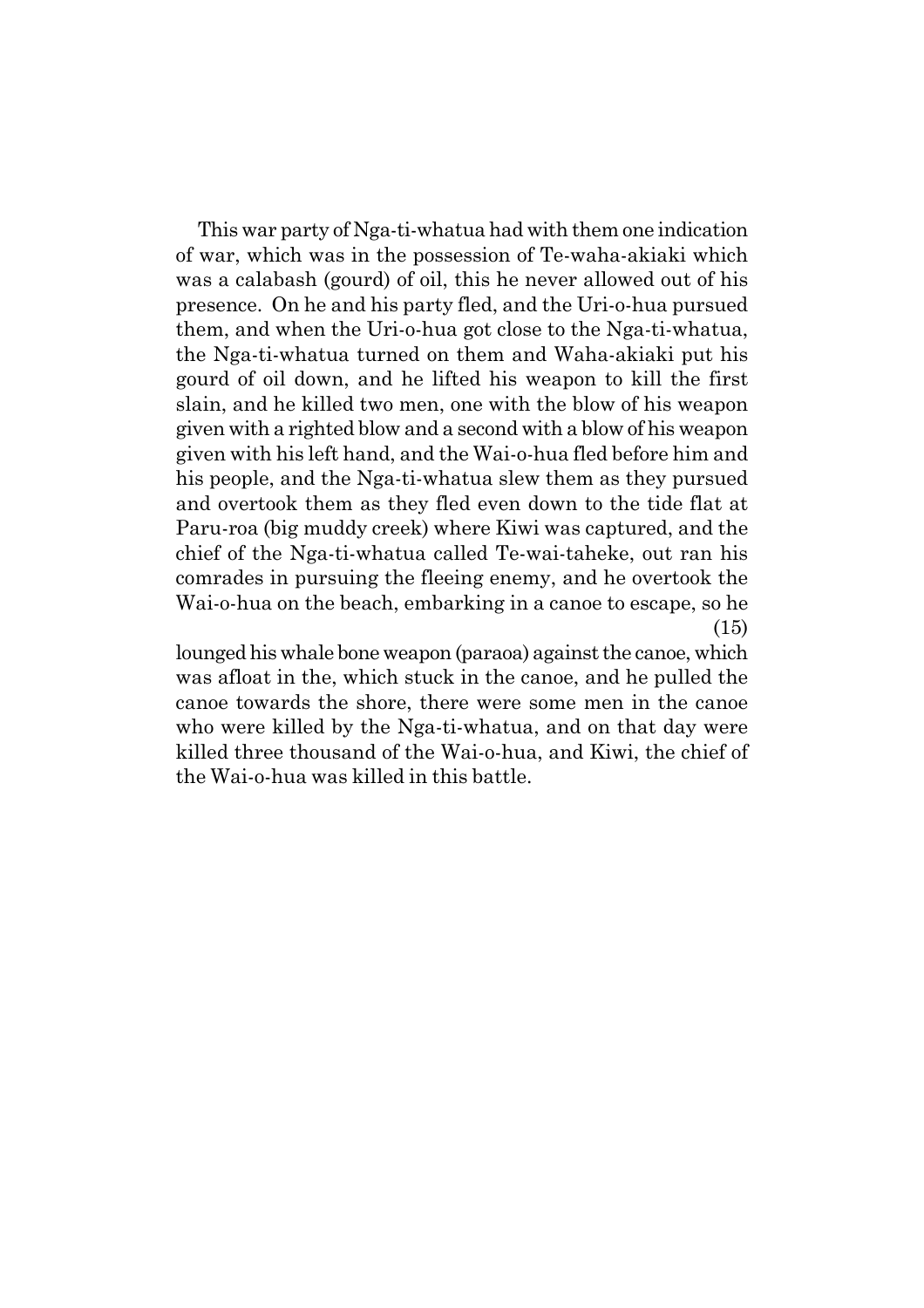This war party of Nga-ti-whatua had with them one indication of war, which was in the possession of Te-waha-akiaki which was a calabash (gourd) of oil, this he never allowed out of his presence. On he and his party fled, and the Uri-o-hua pursued them, and when the Uri-o-hua got close to the Nga-ti-whatua, the Nga-ti-whatua turned on them and Waha-akiaki put his gourd of oil down, and he lifted his weapon to kill the first slain, and he killed two men, one with the blow of his weapon given with a righted blow and a second with a blow of his weapon given with his left hand, and the Wai-o-hua fled before him and his people, and the Nga-ti-whatua slew them as they pursued and overtook them as they fled even down to the tide flat at Paru-roa (big muddy creek) where Kiwi was captured, and the chief of the Nga-ti-whatua called Te-wai-taheke, out ran his comrades in pursuing the fleeing enemy, and he overtook the Wai-o-hua on the beach, embarking in a canoe to escape, so he lounged his whale bone weapon (paraoa) against the canoe, which was afloat in the, which stuck in the canoe, and he pulled the canoe towards the shore, there were some men in the canoe who were killed by the Nga-ti-whatua, and on that day were killed three thousand of the Wai-o-hua, and Kiwi, the chief of the Wai-o-hua was killed in this battle.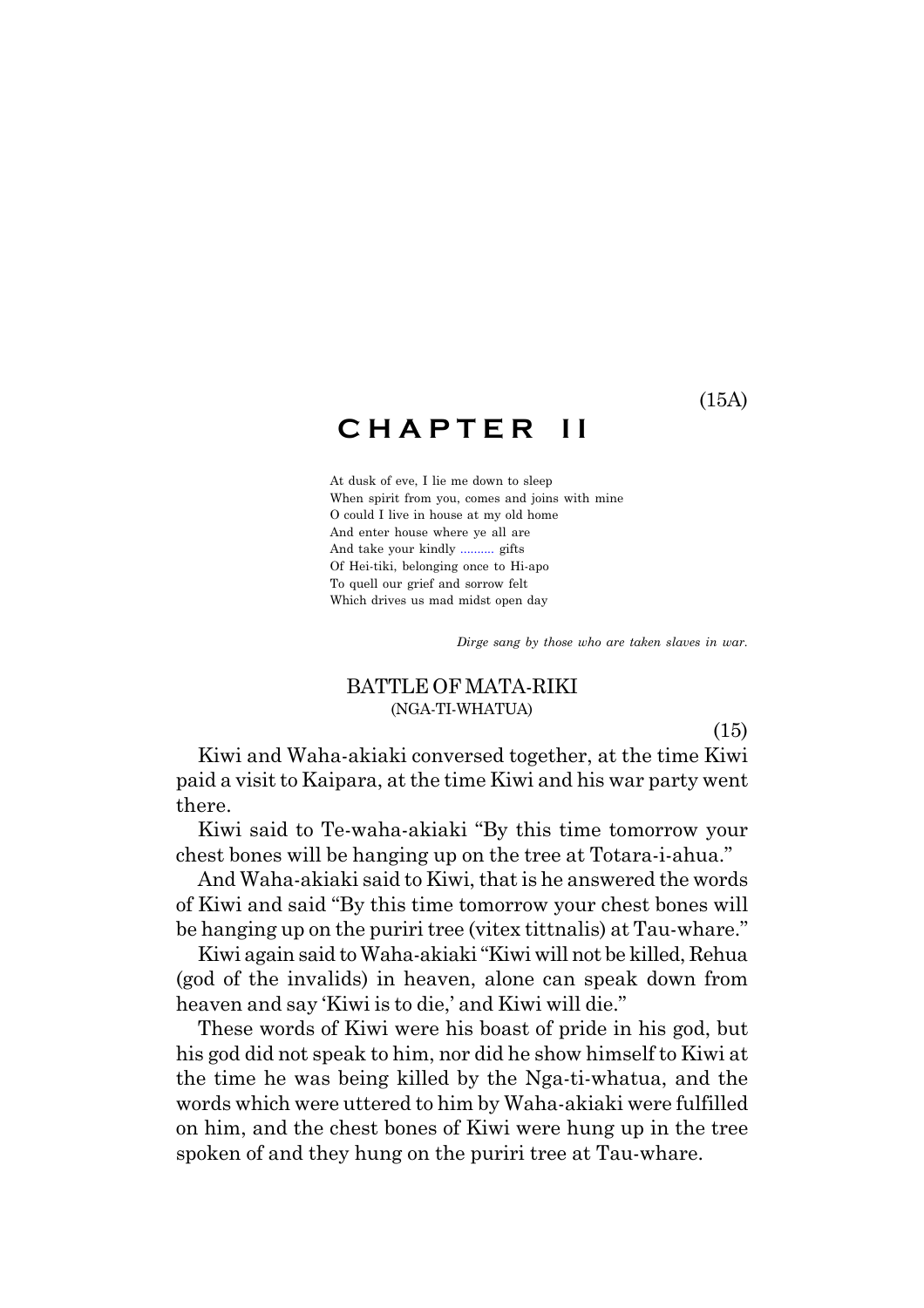(15A)

# CHAPTER II

At dusk of eve, I lie me down to sleep
When spirit from you, comes and joins with mine
O could I live in house at my old home
And enter house where ye all are
And take your kindly .......... gifts
Of Hei-tiki, belonging once to Hi-apo
To quell our grief and sorrow felt
Which drives us mad midst open day

*Dirge sang by those who are taken slaves in war.*

## BATTLE OF MATA-RIKI
(NGA-TI-WHATUA)

(15)

Kiwi and Waha-akiaki conversed together, at the time Kiwi paid a visit to Kaipara, at the time Kiwi and his war party went there.

Kiwi said to Te-waha-akiaki "By this time tomorrow your chest bones will be hanging up on the tree at Totara-i-ahua."

And Waha-akiaki said to Kiwi, that is he answered the words of Kiwi and said "By this time tomorrow your chest bones will be hanging up on the puriri tree (vitex tittnalis) at Tau-whare."

Kiwi again said to Waha-akiaki "Kiwi will not be killed, Rehua (god of the invalids) in heaven, alone can speak down from heaven and say 'Kiwi is to die,' and Kiwi will die."

These words of Kiwi were his boast of pride in his god, but his god did not speak to him, nor did he show himself to Kiwi at the time he was being killed by the Nga-ti-whatua, and the words which were uttered to him by Waha-akiaki were fulfilled on him, and the chest bones of Kiwi were hung up in the tree spoken of and they hung on the puriri tree at Tau-whare.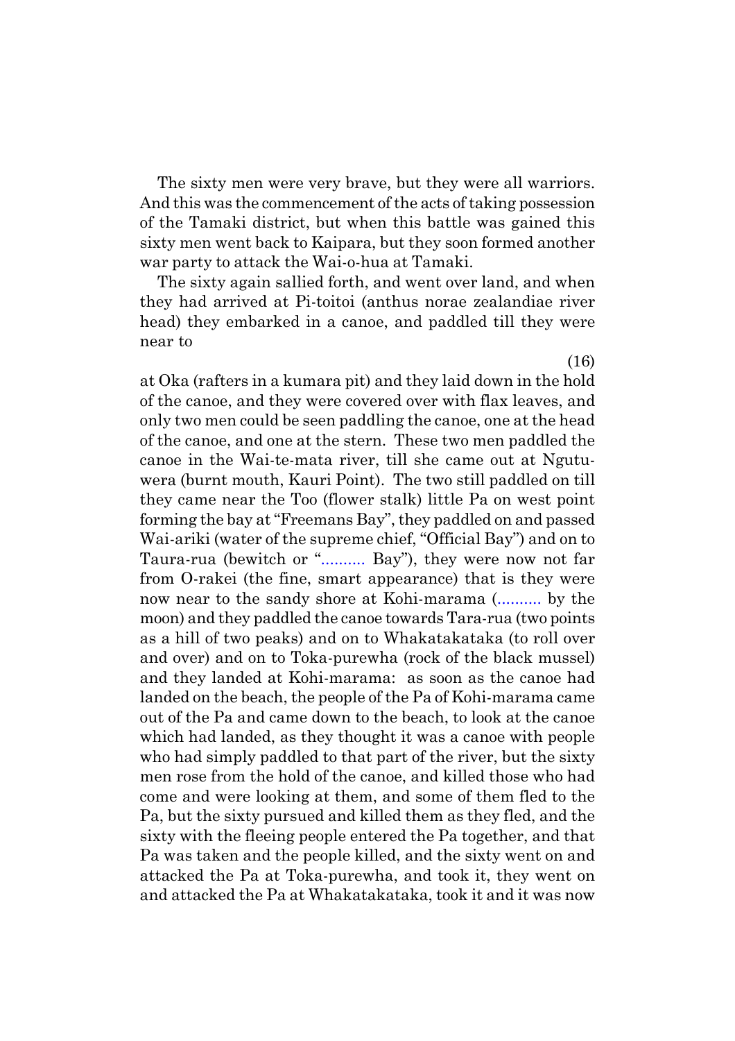The sixty men were very brave, but they were all warriors. And this was the commencement of the acts of taking possession of the Tamaki district, but when this battle was gained this sixty men went back to Kaipara, but they soon formed another war party to attack the Wai-o-hua at Tamaki.

The sixty again sallied forth, and went over land, and when they had arrived at Pi-toitoi (anthus norae zealandiae river head) they embarked in a canoe, and paddled till they were near to at Oka (rafters in a kumara pit) and they laid down in the hold of the canoe, and they were covered over with flax leaves, and only two men could be seen paddling the canoe, one at the head of the canoe, and one at the stern. These two men paddled the canoe in the Wai-te-mata river, till she came out at Ngutu-wera (burnt mouth, Kauri Point). The two still paddled on till they came near the Too (flower stalk) little Pa on west point forming the bay at "Freemans Bay", they paddled on and passed Wai-ariki (water of the supreme chief, "Official Bay") and on to Taura-rua (bewitch or ".......... Bay"), they were now not far from O-rakei (the fine, smart appearance) that is they were now near to the sandy shore at Kohi-marama (.......... by the moon) and they paddled the canoe towards Tara-rua (two points as a hill of two peaks) and on to Whakatakataka (to roll over and over) and on to Toka-purewha (rock of the black mussel) and they landed at Kohi-marama: as soon as the canoe had landed on the beach, the people of the Pa of Kohi-marama came out of the Pa and came down to the beach, to look at the canoe which had landed, as they thought it was a canoe with people who had simply paddled to that part of the river, but the sixty men rose from the hold of the canoe, and killed those who had come and were looking at them, and some of them fled to the Pa, but the sixty pursued and killed them as they fled, and the sixty with the fleeing people entered the Pa together, and that Pa was taken and the people killed, and the sixty went on and attacked the Pa at Toka-purewha, and took it, they went on and attacked the Pa at Whakatakataka, took it and it was now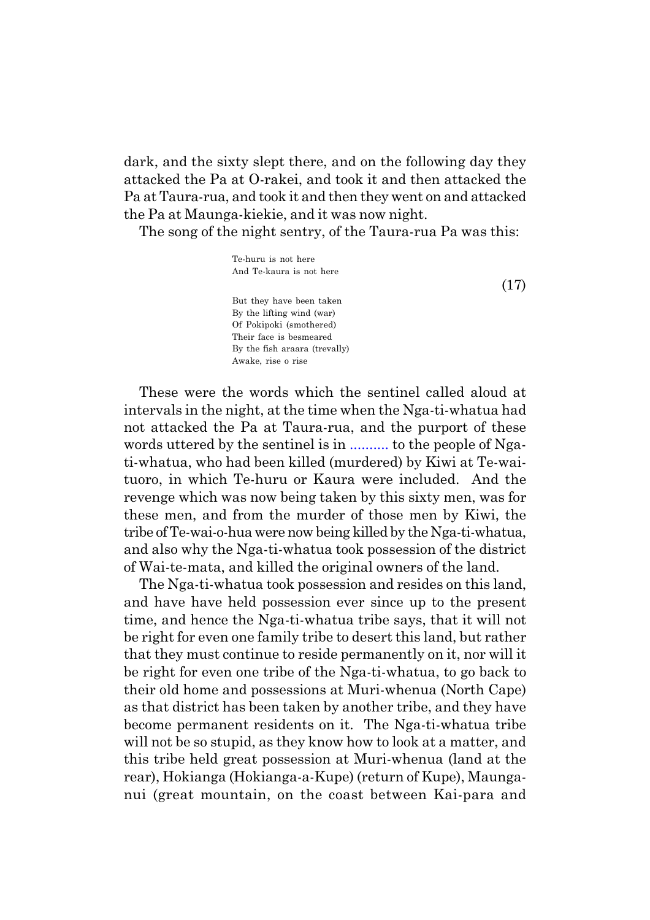dark, and the sixty slept there, and on the following day they attacked the Pa at O-rakei, and took it and then attacked the Pa at Taura-rua, and took it and then they went on and attacked the Pa at Maunga-kiekie, and it was now night.

The song of the night sentry, of the Taura-rua Pa was this:

> Te-huru is not here
> And Te-kaura is not here
>
> (17)
>
> But they have been taken
> By the lifting wind (war)
> Of Pokipoki (smothered)
> Their face is besmeared
> By the fish araara (trevally)
> Awake, rise o rise

These were the words which the sentinel called aloud at intervals in the night, at the time when the Nga-ti-whatua had not attacked the Pa at Taura-rua, and the purport of these words uttered by the sentinel is in .......... to the people of Nga-ti-whatua, who had been killed (murdered) by Kiwi at Te-wai-tuoro, in which Te-huru or Kaura were included. And the revenge which was now being taken by this sixty men, was for these men, and from the murder of those men by Kiwi, the tribe of Te-wai-o-hua were now being killed by the Nga-ti-whatua, and also why the Nga-ti-whatua took possession of the district of Wai-te-mata, and killed the original owners of the land.

The Nga-ti-whatua took possession and resides on this land, and have have held possession ever since up to the present time, and hence the Nga-ti-whatua tribe says, that it will not be right for even one family tribe to desert this land, but rather that they must continue to reside permanently on it, nor will it be right for even one tribe of the Nga-ti-whatua, to go back to their old home and possessions at Muri-whenua (North Cape) as that district has been taken by another tribe, and they have become permanent residents on it. The Nga-ti-whatua tribe will not be so stupid, as they know how to look at a matter, and this tribe held great possession at Muri-whenua (land at the rear), Hokianga (Hokianga-a-Kupe) (return of Kupe), Maunga-nui (great mountain, on the coast between Kai-para and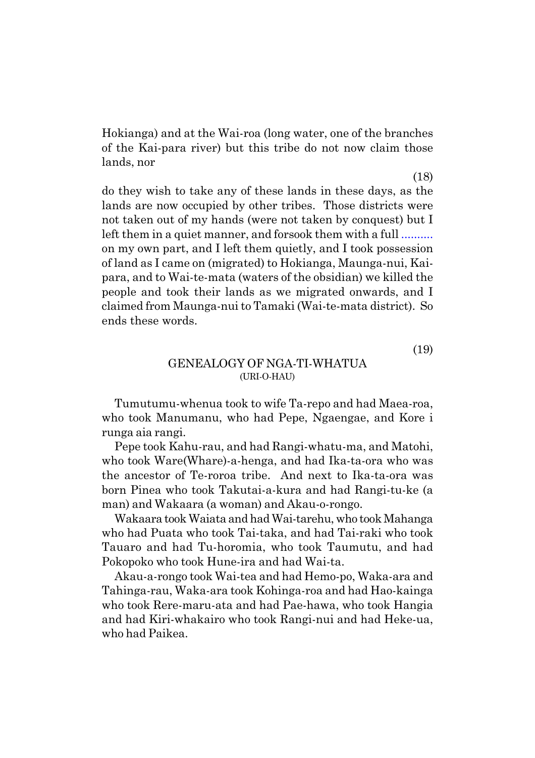Hokianga) and at the Wai-roa (long water, one of the branches of the Kai-para river) but this tribe do not now claim those lands, nor

(18)

do they wish to take any of these lands in these days, as the lands are now occupied by other tribes. Those districts were not taken out of my hands (were not taken by conquest) but I left them in a quiet manner, and forsook them with a full .......... on my own part, and I left them quietly, and I took possession of land as I came on (migrated) to Hokianga, Maunga-nui, Kai-para, and to Wai-te-mata (waters of the obsidian) we killed the people and took their lands as we migrated onwards, and I claimed from Maunga-nui to Tamaki (Wai-te-mata district). So ends these words.

(19)

## GENEALOGY OF NGA-TI-WHATUA
### (URI-O-HAU)

Tumutumu-whenua took to wife Ta-repo and had Maea-roa, who took Manumanu, who had Pepe, Ngaengae, and Kore i runga aia rangi.

Pepe took Kahu-rau, and had Rangi-whatu-ma, and Matohi, who took Ware(Whare)-a-henga, and had Ika-ta-ora who was the ancestor of Te-roroa tribe. And next to Ika-ta-ora was born Pinea who took Takutai-a-kura and had Rangi-tu-ke (a man) and Wakaara (a woman) and Akau-o-rongo.

Wakaara took Waiata and had Wai-tarehu, who took Mahanga who had Puata who took Tai-taka, and had Tai-raki who took Tauaro and had Tu-horomia, who took Taumutu, and had Pokopoko who took Hune-ira and had Wai-ta.

Akau-a-rongo took Wai-tea and had Hemo-po, Waka-ara and Tahinga-rau, Waka-ara took Kohinga-roa and had Hao-kainga who took Rere-maru-ata and had Pae-hawa, who took Hangia and had Kiri-whakairo who took Rangi-nui and had Heke-ua, who had Paikea.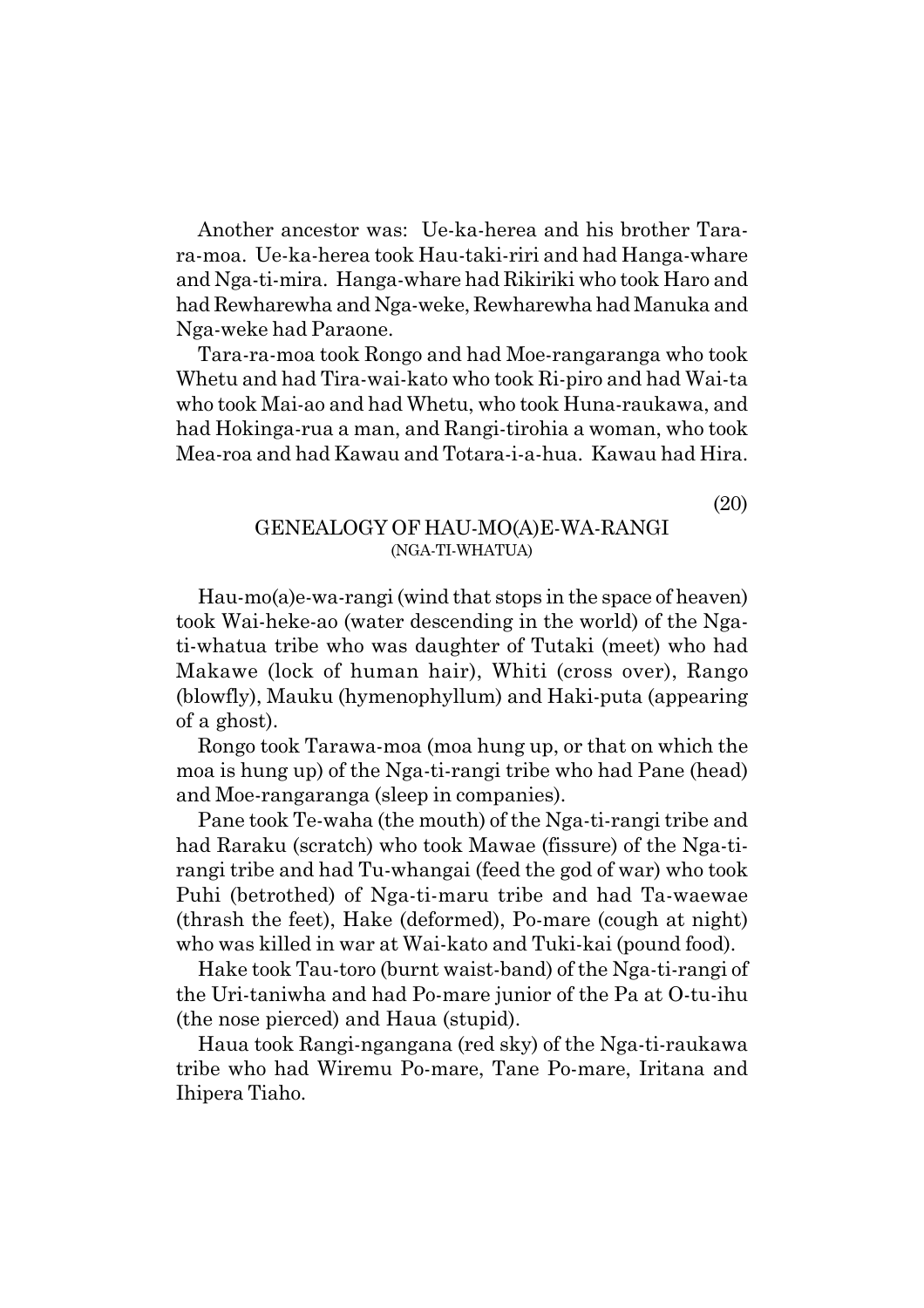Another ancestor was: Ue-ka-herea and his brother Tara-ra-moa. Ue-ka-herea took Hau-taki-riri and had Hanga-whare and Nga-ti-mira. Hanga-whare had Rikiriki who took Haro and had Rewharewha and Nga-weke, Rewharewha had Manuka and Nga-weke had Paraone.

Tara-ra-moa took Rongo and had Moe-rangaranga who took Whetu and had Tira-wai-kato who took Ri-piro and had Wai-ta who took Mai-ao and had Whetu, who took Huna-raukawa, and had Hokinga-rua a man, and Rangi-tirohia a woman, who took Mea-roa and had Kawau and Totara-i-a-hua. Kawau had Hira.

(20)

## GENEALOGY OF HAU-MO(A)E-WA-RANGI

(NGA-TI-WHATUA)

Hau-mo(a)e-wa-rangi (wind that stops in the space of heaven) took Wai-heke-ao (water descending in the world) of the Nga-ti-whatua tribe who was daughter of Tutaki (meet) who had Makawe (lock of human hair), Whiti (cross over), Rango (blowfly), Mauku (hymenophyllum) and Haki-puta (appearing of a ghost).

Rongo took Tarawa-moa (moa hung up, or that on which the moa is hung up) of the Nga-ti-rangi tribe who had Pane (head) and Moe-rangaranga (sleep in companies).

Pane took Te-waha (the mouth) of the Nga-ti-rangi tribe and had Raraku (scratch) who took Mawae (fissure) of the Nga-ti-rangi tribe and had Tu-whangai (feed the god of war) who took Puhi (betrothed) of Nga-ti-maru tribe and had Ta-waewae (thrash the feet), Hake (deformed), Po-mare (cough at night) who was killed in war at Wai-kato and Tuki-kai (pound food).

Hake took Tau-toro (burnt waist-band) of the Nga-ti-rangi of the Uri-taniwha and had Po-mare junior of the Pa at O-tu-ihu (the nose pierced) and Haua (stupid).

Haua took Rangi-ngangana (red sky) of the Nga-ti-raukawa tribe who had Wiremu Po-mare, Tane Po-mare, Iritana and Ihipera Tiaho.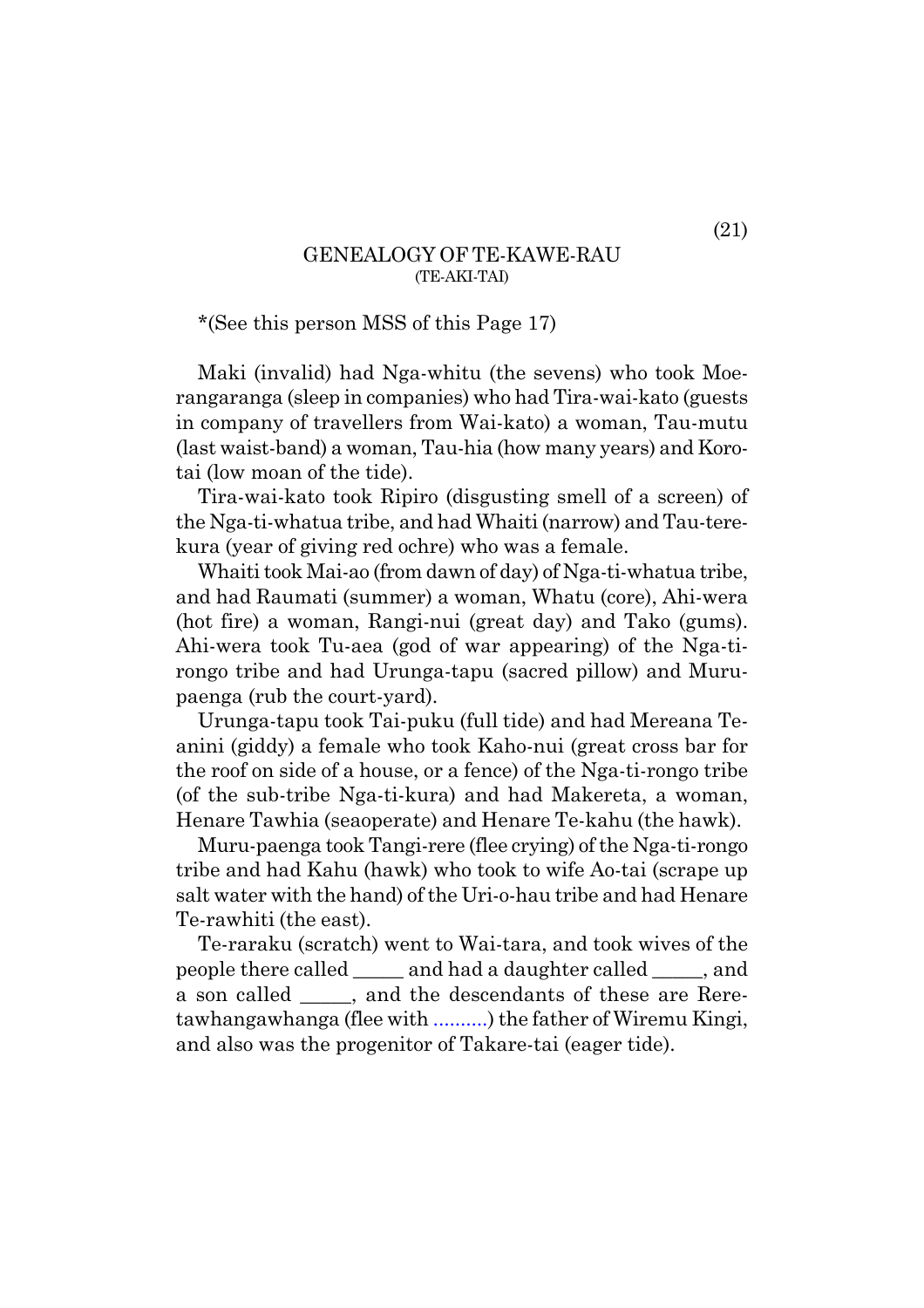## GENEALOGY OF TE-KAWE-RAU
(TE-AKI-TAI)

*(See this person MSS of this Page 17)

Maki (invalid) had Nga-whitu (the sevens) who took Moe-rangaranga (sleep in companies) who had Tira-wai-kato (guests in company of travellers from Wai-kato) a woman, Tau-mutu (last waist-band) a woman, Tau-hia (how many years) and Koro-tai (low moan of the tide).

Tira-wai-kato took Ripiro (disgusting smell of a screen) of the Nga-ti-whatua tribe, and had Whaiti (narrow) and Tau-tere-kura (year of giving red ochre) who was a female.

Whaiti took Mai-ao (from dawn of day) of Nga-ti-whatua tribe, and had Raumati (summer) a woman, Whatu (core), Ahi-wera (hot fire) a woman, Rangi-nui (great day) and Tako (gums). Ahi-wera took Tu-aea (god of war appearing) of the Nga-ti-rongo tribe and had Urunga-tapu (sacred pillow) and Muru-paenga (rub the court-yard).

Urunga-tapu took Tai-puku (full tide) and had Mereana Te-anini (giddy) a female who took Kaho-nui (great cross bar for the roof on side of a house, or a fence) of the Nga-ti-rongo tribe (of the sub-tribe Nga-ti-kura) and had Makereta, a woman, Henare Tawhia (seaoperate) and Henare Te-kahu (the hawk).

Muru-paenga took Tangi-rere (flee crying) of the Nga-ti-rongo tribe and had Kahu (hawk) who took to wife Ao-tai (scrape up salt water with the hand) of the Uri-o-hau tribe and had Henare Te-rawhiti (the east).

Te-raraku (scratch) went to Wai-tara, and took wives of the people there called _____ and had a daughter called _____, and a son called _____, and the descendants of these are Rere-tawhangawhanga (flee with ..........) the father of Wiremu Kingi, and also was the progenitor of Takare-tai (eager tide).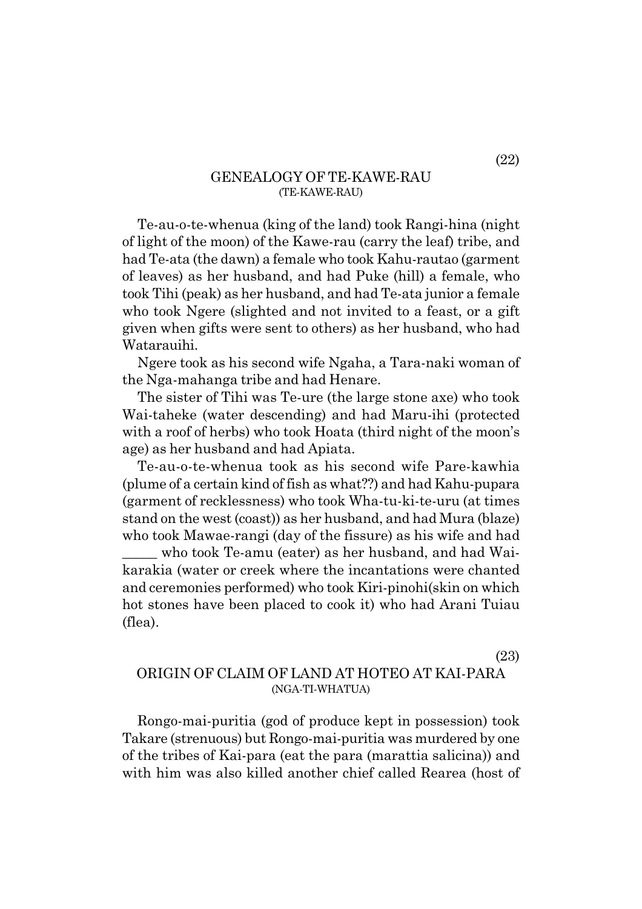(22)

## GENEALOGY OF TE-KAWE-RAU

(TE-KAWE-RAU)

Te-au-o-te-whenua (king of the land) took Rangi-hina (night of light of the moon) of the Kawe-rau (carry the leaf) tribe, and had Te-ata (the dawn) a female who took Kahu-rautao (garment of leaves) as her husband, and had Puke (hill) a female, who took Tihi (peak) as her husband, and had Te-ata junior a female who took Ngere (slighted and not invited to a feast, or a gift given when gifts were sent to others) as her husband, who had Watarauihi.

Ngere took as his second wife Ngaha, a Tara-naki woman of the Nga-mahanga tribe and had Henare.

The sister of Tihi was Te-ure (the large stone axe) who took Wai-taheke (water descending) and had Maru-ihi (protected with a roof of herbs) who took Hoata (third night of the moon's age) as her husband and had Apiata.

Te-au-o-te-whenua took as his second wife Pare-kawhia (plume of a certain kind of fish as what??) and had Kahu-pupara (garment of recklessness) who took Wha-tu-ki-te-uru (at times stand on the west (coast)) as her husband, and had Mura (blaze) who took Mawae-rangi (day of the fissure) as his wife and had _____ who took Te-amu (eater) as her husband, and had Wai-karakia (water or creek where the incantations were chanted and ceremonies performed) who took Kiri-pinohi(skin on which hot stones have been placed to cook it) who had Arani Tuiau (flea).

(23)

## ORIGIN OF CLAIM OF LAND AT HOTEO AT KAI-PARA

(NGA-TI-WHATUA)

Rongo-mai-puritia (god of produce kept in possession) took Takare (strenuous) but Rongo-mai-puritia was murdered by one of the tribes of Kai-para (eat the para (marattia salicina)) and with him was also killed another chief called Rearea (host of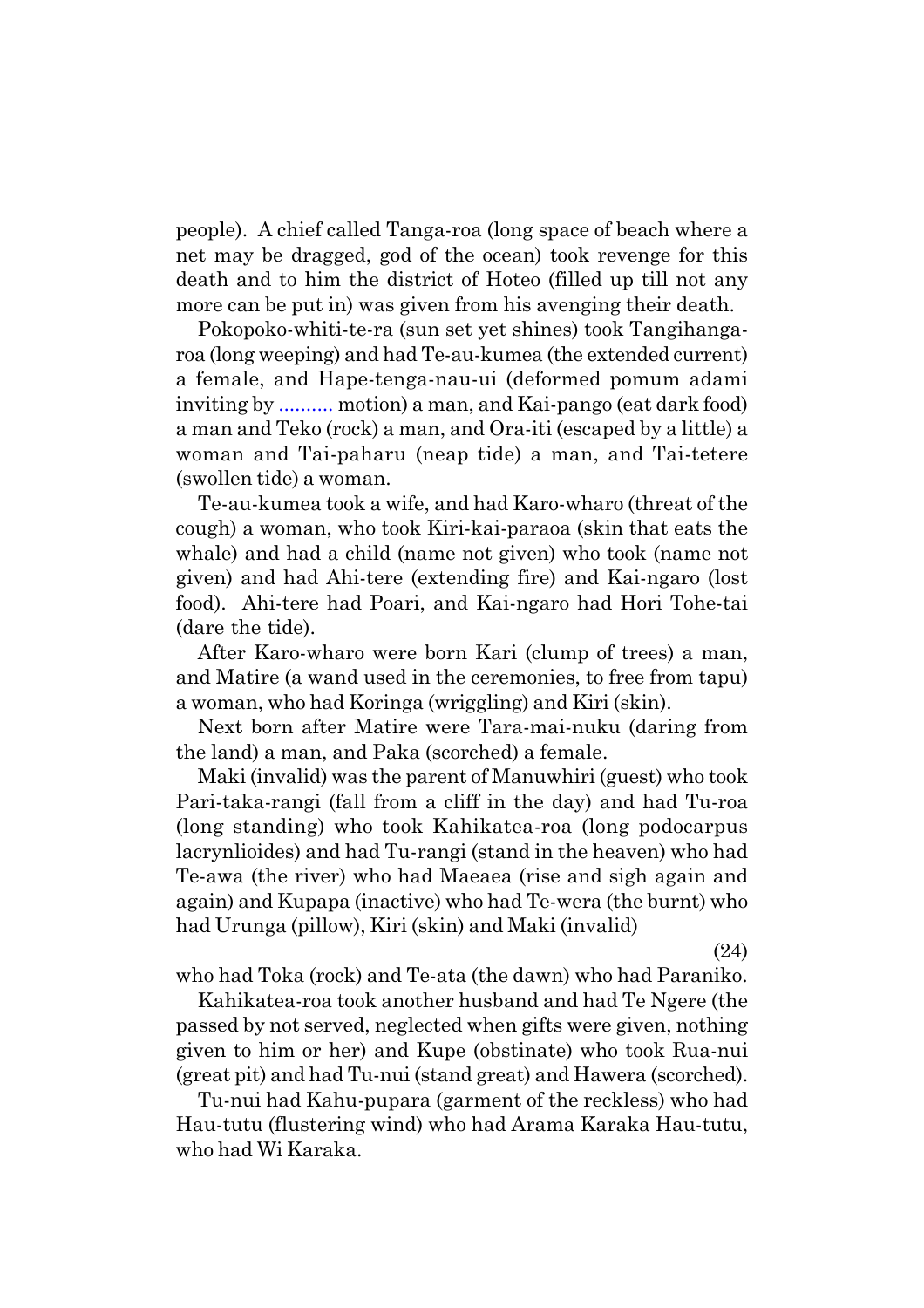people). A chief called Tanga-roa (long space of beach where a net may be dragged, god of the ocean) took revenge for this death and to him the district of Hoteo (filled up till not any more can be put in) was given from his avenging their death.

Pokopoko-whiti-te-ra (sun set yet shines) took Tangihanga-roa (long weeping) and had Te-au-kumea (the extended current) a female, and Hape-tenga-nau-ui (deformed pomum adami inviting by .......... motion) a man, and Kai-pango (eat dark food) a man and Teko (rock) a man, and Ora-iti (escaped by a little) a woman and Tai-paharu (neap tide) a man, and Tai-tetere (swollen tide) a woman.

Te-au-kumea took a wife, and had Karo-wharo (threat of the cough) a woman, who took Kiri-kai-paraoa (skin that eats the whale) and had a child (name not given) who took (name not given) and had Ahi-tere (extending fire) and Kai-ngaro (lost food). Ahi-tere had Poari, and Kai-ngaro had Hori Tohe-tai (dare the tide).

After Karo-wharo were born Kari (clump of trees) a man, and Matire (a wand used in the ceremonies, to free from tapu) a woman, who had Koringa (wriggling) and Kiri (skin).

Next born after Matire were Tara-mai-nuku (daring from the land) a man, and Paka (scorched) a female.

Maki (invalid) was the parent of Manuwhiri (guest) who took Pari-taka-rangi (fall from a cliff in the day) and had Tu-roa (long standing) who took Kahikatea-roa (long podocarpus lacrynlioides) and had Tu-rangi (stand in the heaven) who had Te-awa (the river) who had Maeaea (rise and sigh again and again) and Kupapa (inactive) who had Te-wera (the burnt) who had Urunga (pillow), Kiri (skin) and Maki (invalid) who had Toka (rock) and Te-ata (the dawn) who had Paraniko.

Kahikatea-roa took another husband and had Te Ngere (the passed by not served, neglected when gifts were given, nothing given to him or her) and Kupe (obstinate) who took Rua-nui (great pit) and had Tu-nui (stand great) and Hawera (scorched).

Tu-nui had Kahu-pupara (garment of the reckless) who had Hau-tutu (flustering wind) who had Arama Karaka Hau-tutu, who had Wi Karaka.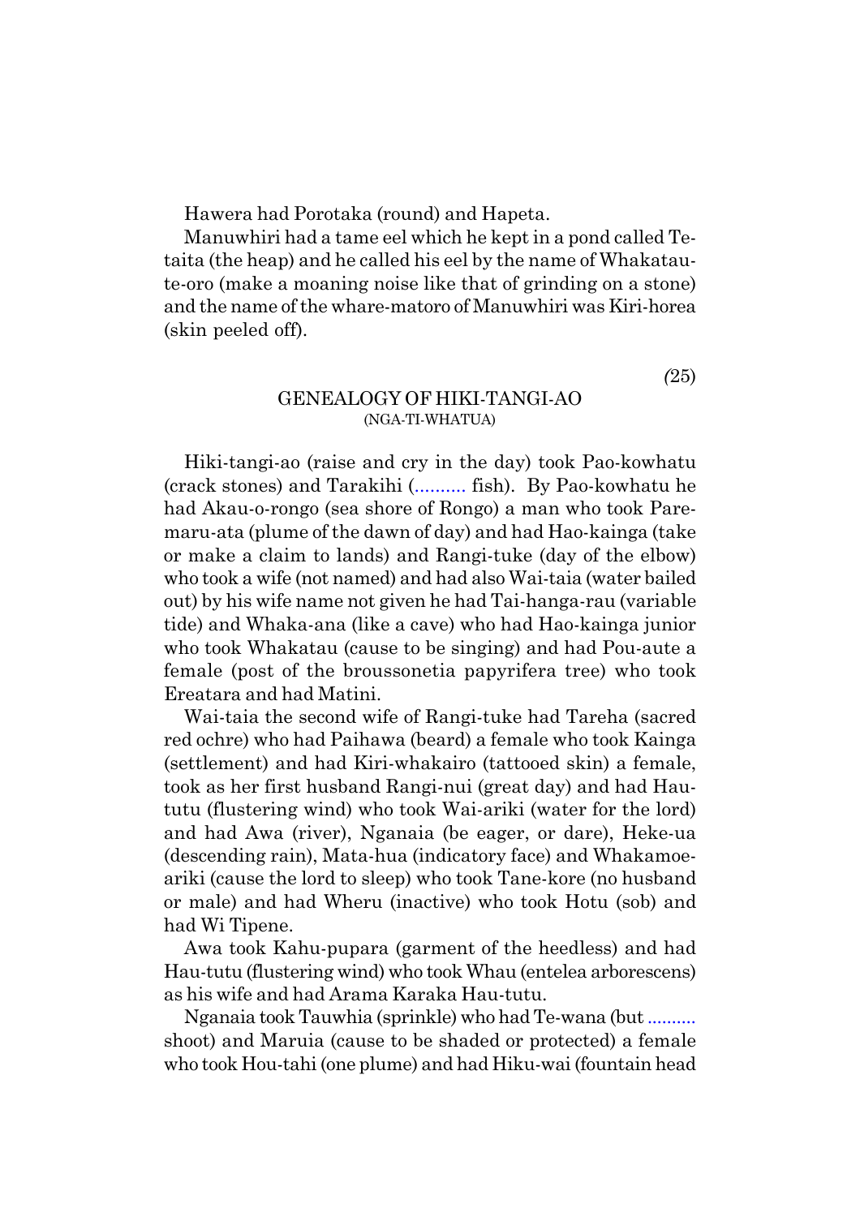Hawera had Porotaka (round) and Hapeta.

Manuwhiri had a tame eel which he kept in a pond called Tetaita (the heap) and he called his eel by the name of Whakatau-te-oro (make a moaning noise like that of grinding on a stone) and the name of the whare-matoro of Manuwhiri was Kiri-horea (skin peeled off).

(25)

## GENEALOGY OF HIKI-TANGI-AO
### (NGA-TI-WHATUA)

Hiki-tangi-ao (raise and cry in the day) took Pao-kowhatu (crack stones) and Tarakihi (.......... fish). By Pao-kowhatu he had Akau-o-rongo (sea shore of Rongo) a man who took Paremaru-ata (plume of the dawn of day) and had Hao-kainga (take or make a claim to lands) and Rangi-tuke (day of the elbow) who took a wife (not named) and had also Wai-taia (water bailed out) by his wife name not given he had Tai-hanga-rau (variable tide) and Whaka-ana (like a cave) who had Hao-kainga junior who took Whakatau (cause to be singing) and had Pou-aute a female (post of the broussonetia papyrifera tree) who took Ereatara and had Matini.

Wai-taia the second wife of Rangi-tuke had Tareha (sacred red ochre) who had Paihawa (beard) a female who took Kainga (settlement) and had Kiri-whakairo (tattooed skin) a female, took as her first husband Rangi-nui (great day) and had Hau-tutu (flustering wind) who took Wai-ariki (water for the lord) and had Awa (river), Nganaia (be eager, or dare), Heke-ua (descending rain), Mata-hua (indicatory face) and Whakamoe-ariki (cause the lord to sleep) who took Tane-kore (no husband or male) and had Wheru (inactive) who took Hotu (sob) and had Wi Tipene.

Awa took Kahu-pupara (garment of the heedless) and had Hau-tutu (flustering wind) who took Whau (entelea arborescens) as his wife and had Arama Karaka Hau-tutu.

Nganaia took Tauwhia (sprinkle) who had Te-wana (but .......... shoot) and Maruia (cause to be shaded or protected) a female who took Hou-tahi (one plume) and had Hiku-wai (fountain head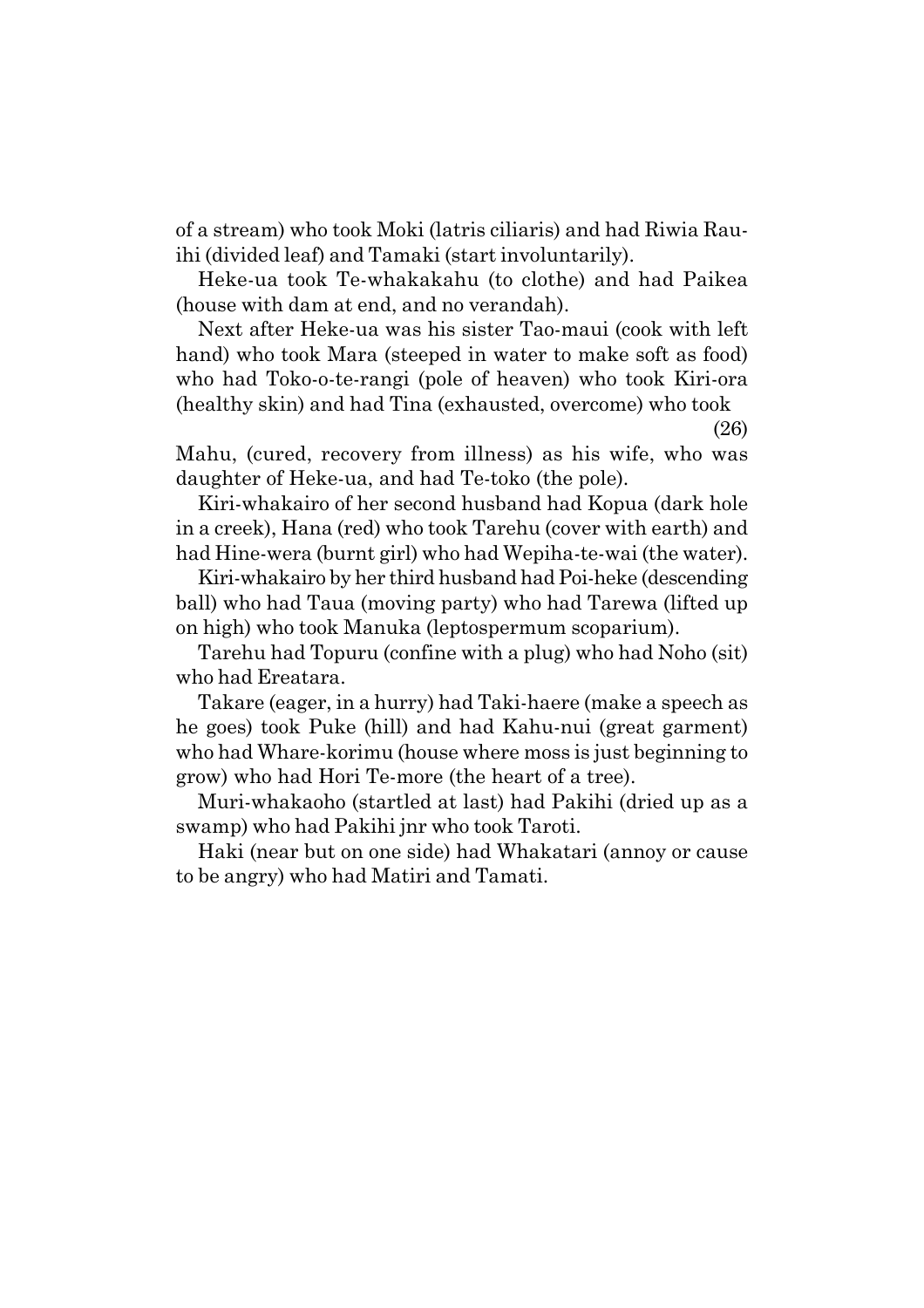of a stream) who took Moki (latris ciliaris) and had Riwia Rau-ihi (divided leaf) and Tamaki (start involuntarily).

Heke-ua took Te-whakakahu (to clothe) and had Paikea (house with dam at end, and no verandah).

Next after Heke-ua was his sister Tao-maui (cook with left hand) who took Mara (steeped in water to make soft as food) who had Toko-o-te-rangi (pole of heaven) who took Kiri-ora (healthy skin) and had Tina (exhausted, overcome) who took Mahu, (cured, recovery from illness) as his wife, who was daughter of Heke-ua, and had Te-toko (the pole).

Kiri-whakairo of her second husband had Kopua (dark hole in a creek), Hana (red) who took Tarehu (cover with earth) and had Hine-wera (burnt girl) who had Wepiha-te-wai (the water).

Kiri-whakairo by her third husband had Poi-heke (descending ball) who had Taua (moving party) who had Tarewa (lifted up on high) who took Manuka (leptospermum scoparium).

Tarehu had Topuru (confine with a plug) who had Noho (sit) who had Ereatara.

Takare (eager, in a hurry) had Taki-haere (make a speech as he goes) took Puke (hill) and had Kahu-nui (great garment) who had Whare-korimu (house where moss is just beginning to grow) who had Hori Te-more (the heart of a tree).

Muri-whakaoho (startled at last) had Pakihi (dried up as a swamp) who had Pakihi jnr who took Taroti.

Haki (near but on one side) had Whakatari (annoy or cause to be angry) who had Matiri and Tamati.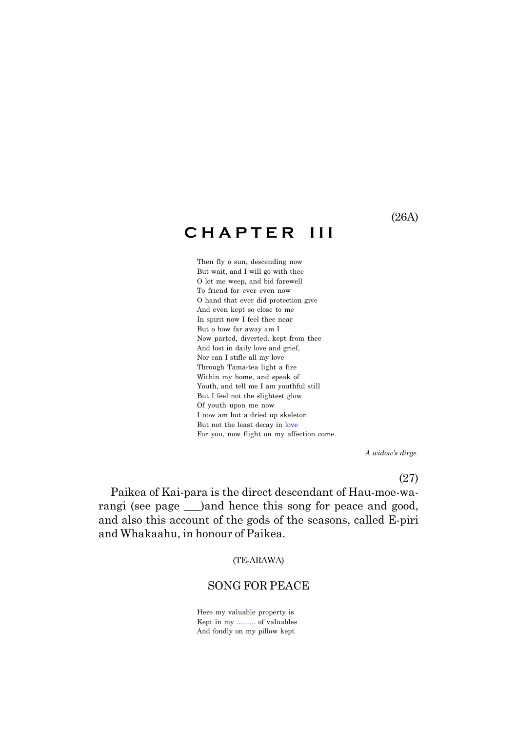(26A)

# CHAPTER III

Then fly o sun, descending now
But wait, and I will go with thee
O let me weep, and bid farewell
To friend for ever even now
O hand that ever did protection give
And even kept so close to me
In spirit now I feel thee near
But o how far away am I
Now parted, diverted, kept from thee
And lost in daily love and grief,
Nor can I stifle all my love
Through Tama-tea light a fire
Within my home, and speak of
Youth, and tell me I am youthful still
But I feel not the slightest glow
Of youth upon me now
I now am but a dried up skeleton
But not the least decay in love
For you, now flight on my affection come.

*A widow's dirge.*

(27)

Paikea of Kai-para is the direct descendant of Hau-moe-wa-rangi (see page ___)and hence this song for peace and good, and also this account of the gods of the seasons, called E-piri and Whakaahu, in honour of Paikea.

(TE-ARAWA)

## SONG FOR PEACE

Here my valuable property is
Kept in my .......... of valuables
And fondly on my pillow kept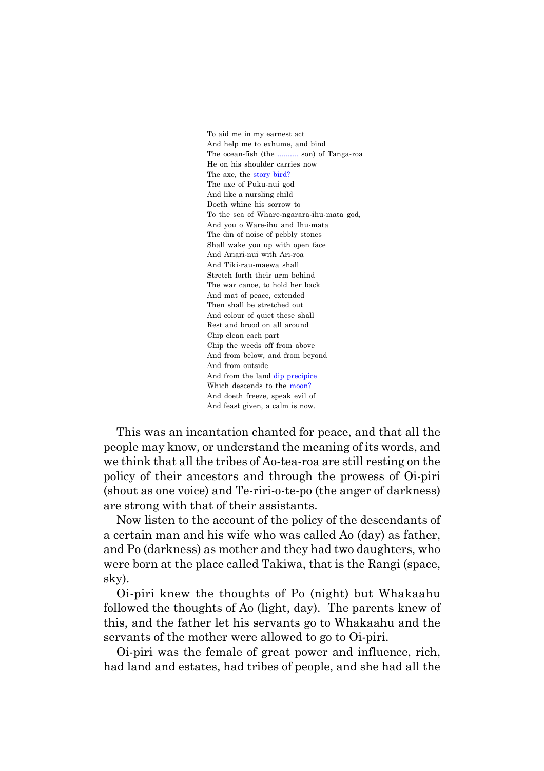To aid me in my earnest act  
And help me to exhume, and bind  
The ocean-fish (the .......... son) of Tanga-roa  
He on his shoulder carries now  
The axe, the story bird?  
The axe of Puku-nui god  
And like a nursling child  
Doeth whine his sorrow to  
To the sea of Whare-ngarara-ihu-mata god,  
And you o Ware-ihu and Ihu-mata  
The din of noise of pebbly stones  
Shall wake you up with open face  
And Ariari-nui with Ari-roa  
And Tiki-rau-maewa shall  
Stretch forth their arm behind  
The war canoe, to hold her back  
And mat of peace, extended  
Then shall be stretched out  
And colour of quiet these shall  
Rest and brood on all around  
Chip clean each part  
Chip the weeds off from above  
And from below, and from beyond  
And from outside  
And from the land dip precipice  
Which descends to the moon?  
And doeth freeze, speak evil of  
And feast given, a calm is now.

This was an incantation chanted for peace, and that all the people may know, or understand the meaning of its words, and we think that all the tribes of Ao-tea-roa are still resting on the policy of their ancestors and through the prowess of Oi-piri (shout as one voice) and Te-riri-o-te-po (the anger of darkness) are strong with that of their assistants.

Now listen to the account of the policy of the descendants of a certain man and his wife who was called Ao (day) as father, and Po (darkness) as mother and they had two daughters, who were born at the place called Takiwa, that is the Rangi (space, sky).

Oi-piri knew the thoughts of Po (night) but Whakaahu followed the thoughts of Ao (light, day). The parents knew of this, and the father let his servants go to Whakaahu and the servants of the mother were allowed to go to Oi-piri.

Oi-piri was the female of great power and influence, rich, had land and estates, had tribes of people, and she had all the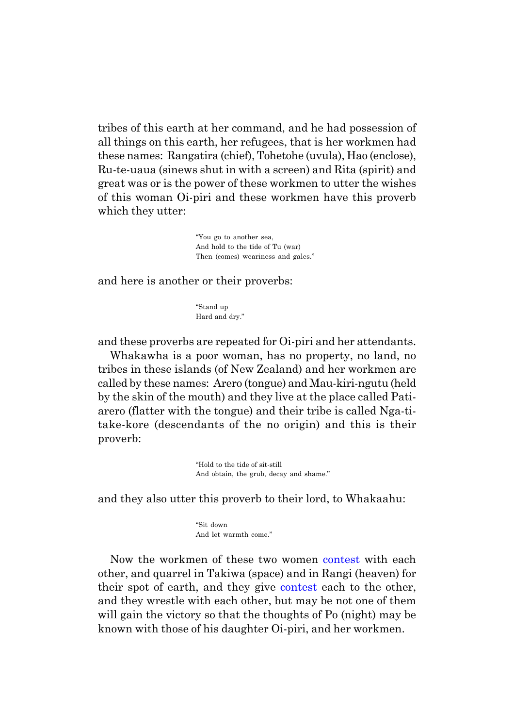tribes of this earth at her command, and he had possession of all things on this earth, her refugees, that is her workmen had these names: Rangatira (chief), Tohetohe (uvula), Hao (enclose), Ru-te-uaua (sinews shut in with a screen) and Rita (spirit) and great was or is the power of these workmen to utter the wishes of this woman Oi-piri and these workmen have this proverb which they utter:

> "You go to another sea,
> And hold to the tide of Tu (war)
> Then (comes) weariness and gales."

and here is another or their proverbs:

> "Stand up
> Hard and dry."

and these proverbs are repeated for Oi-piri and her attendants.

Whakawha is a poor woman, has no property, no land, no tribes in these islands (of New Zealand) and her workmen are called by these names: Arero (tongue) and Mau-kiri-ngutu (held by the skin of the mouth) and they live at the place called Pati-arero (flatter with the tongue) and their tribe is called Nga-ti-take-kore (descendants of the no origin) and this is their proverb:

> "Hold to the tide of sit-still
> And obtain, the grub, decay and shame."

and they also utter this proverb to their lord, to Whakaahu:

> "Sit down
> And let warmth come."

Now the workmen of these two women contest with each other, and quarrel in Takiwa (space) and in Rangi (heaven) for their spot of earth, and they give contest each to the other, and they wrestle with each other, but may be not one of them will gain the victory so that the thoughts of Po (night) may be known with those of his daughter Oi-piri, and her workmen.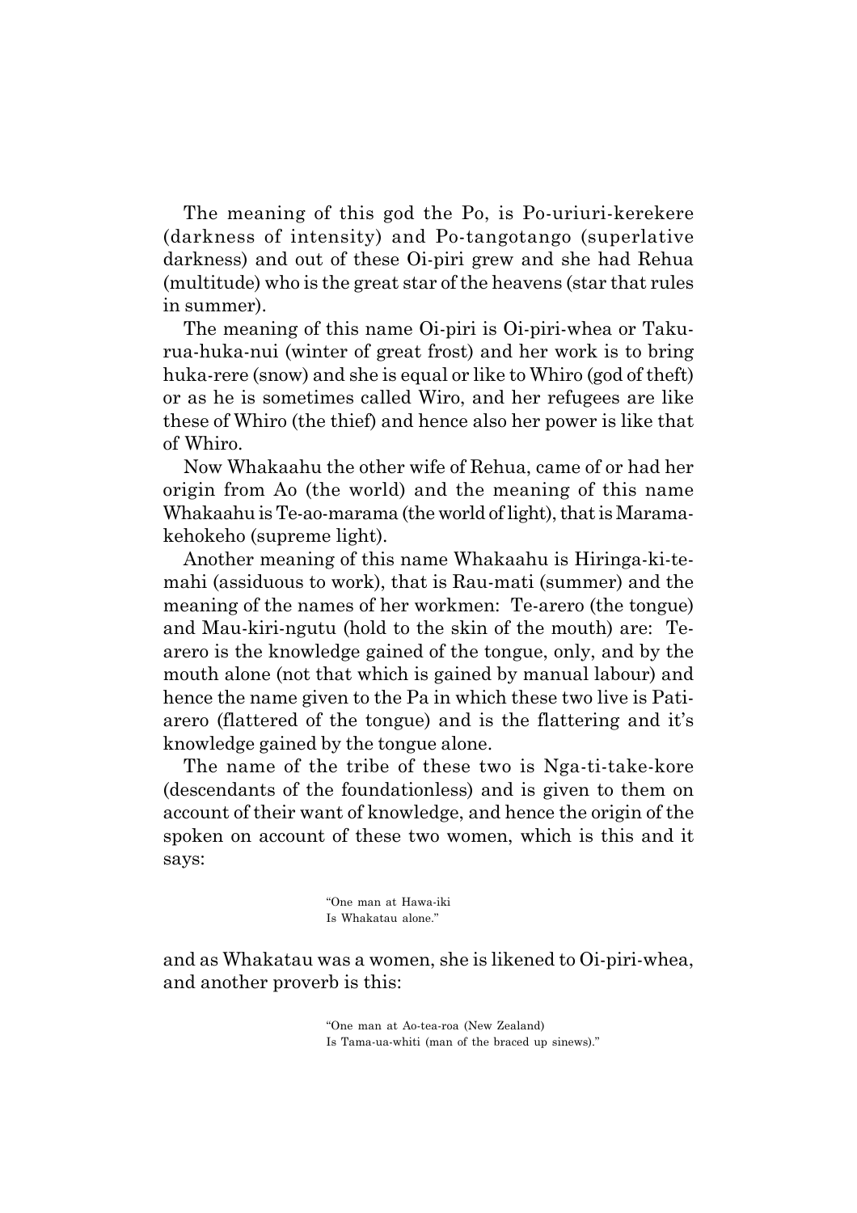The meaning of this god the Po, is Po-uriuri-kerekere (darkness of intensity) and Po-tangotango (superlative darkness) and out of these Oi-piri grew and she had Rehua (multitude) who is the great star of the heavens (star that rules in summer).

The meaning of this name Oi-piri is Oi-piri-whea or Takurua-huka-nui (winter of great frost) and her work is to bring huka-rere (snow) and she is equal or like to Whiro (god of theft) or as he is sometimes called Wiro, and her refugees are like these of Whiro (the thief) and hence also her power is like that of Whiro.

Now Whakaahu the other wife of Rehua, came of or had her origin from Ao (the world) and the meaning of this name Whakaahu is Te-ao-marama (the world of light), that is Marama-kehokeho (supreme light).

Another meaning of this name Whakaahu is Hiringa-ki-te-mahi (assiduous to work), that is Rau-mati (summer) and the meaning of the names of her workmen: Te-arero (the tongue) and Mau-kiri-ngutu (hold to the skin of the mouth) are: Te-arero is the knowledge gained of the tongue, only, and by the mouth alone (not that which is gained by manual labour) and hence the name given to the Pa in which these two live is Pati-arero (flattered of the tongue) and is the flattering and it's knowledge gained by the tongue alone.

The name of the tribe of these two is Nga-ti-take-kore (descendants of the foundationless) and is given to them on account of their want of knowledge, and hence the origin of the spoken on account of these two women, which is this and it says:

> "One man at Hawa-iki
> Is Whakatau alone."

and as Whakatau was a women, she is likened to Oi-piri-whea, and another proverb is this:

> "One man at Ao-tea-roa (New Zealand)
> Is Tama-ua-whiti (man of the braced up sinews)."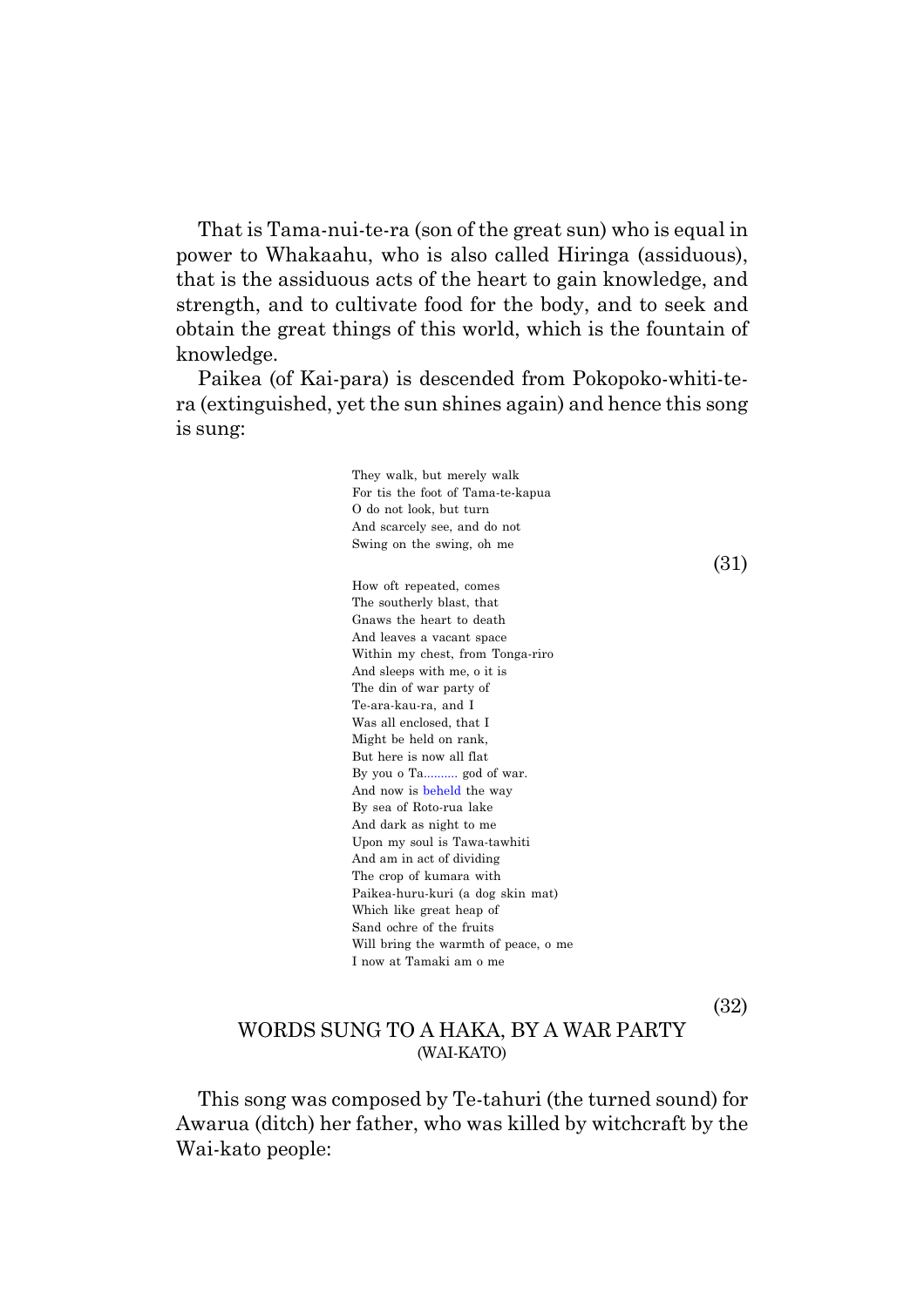That is Tama-nui-te-ra (son of the great sun) who is equal in power to Whakaahu, who is also called Hiringa (assiduous), that is the assiduous acts of the heart to gain knowledge, and strength, and to cultivate food for the body, and to seek and obtain the great things of this world, which is the fountain of knowledge.

Paikea (of Kai-para) is descended from Pokopoko-whiti-te-ra (extinguished, yet the sun shines again) and hence this song is sung:

> They walk, but merely walk  
> For tis the foot of Tama-te-kapua  
> O do not look, but turn  
> And scarcely see, and do not  
> Swing on the swing, oh me

(31)

> How oft repeated, comes  
> The southerly blast, that  
> Gnaws the heart to death  
> And leaves a vacant space  
> Within my chest, from Tonga-riro  
> And sleeps with me, o it is  
> The din of war party of  
> Te-ara-kau-ra, and I  
> Was all enclosed, that I  
> Might be held on rank,  
> But here is now all flat  
> By you o Ta.......... god of war.  
> And now is beheld the way  
> By sea of Roto-rua lake  
> And dark as night to me  
> Upon my soul is Tawa-tawhiti  
> And am in act of dividing  
> The crop of kumara with  
> Paikea-huru-kuri (a dog skin mat)  
> Which like great heap of  
> Sand ochre of the fruits  
> Will bring the warmth of peace, o me  
> I now at Tamaki am o me

(32)

## WORDS SUNG TO A HAKA, BY A WAR PARTY (WAI-KATO)

This song was composed by Te-tahuri (the turned sound) for Awarua (ditch) her father, who was killed by witchcraft by the Wai-kato people: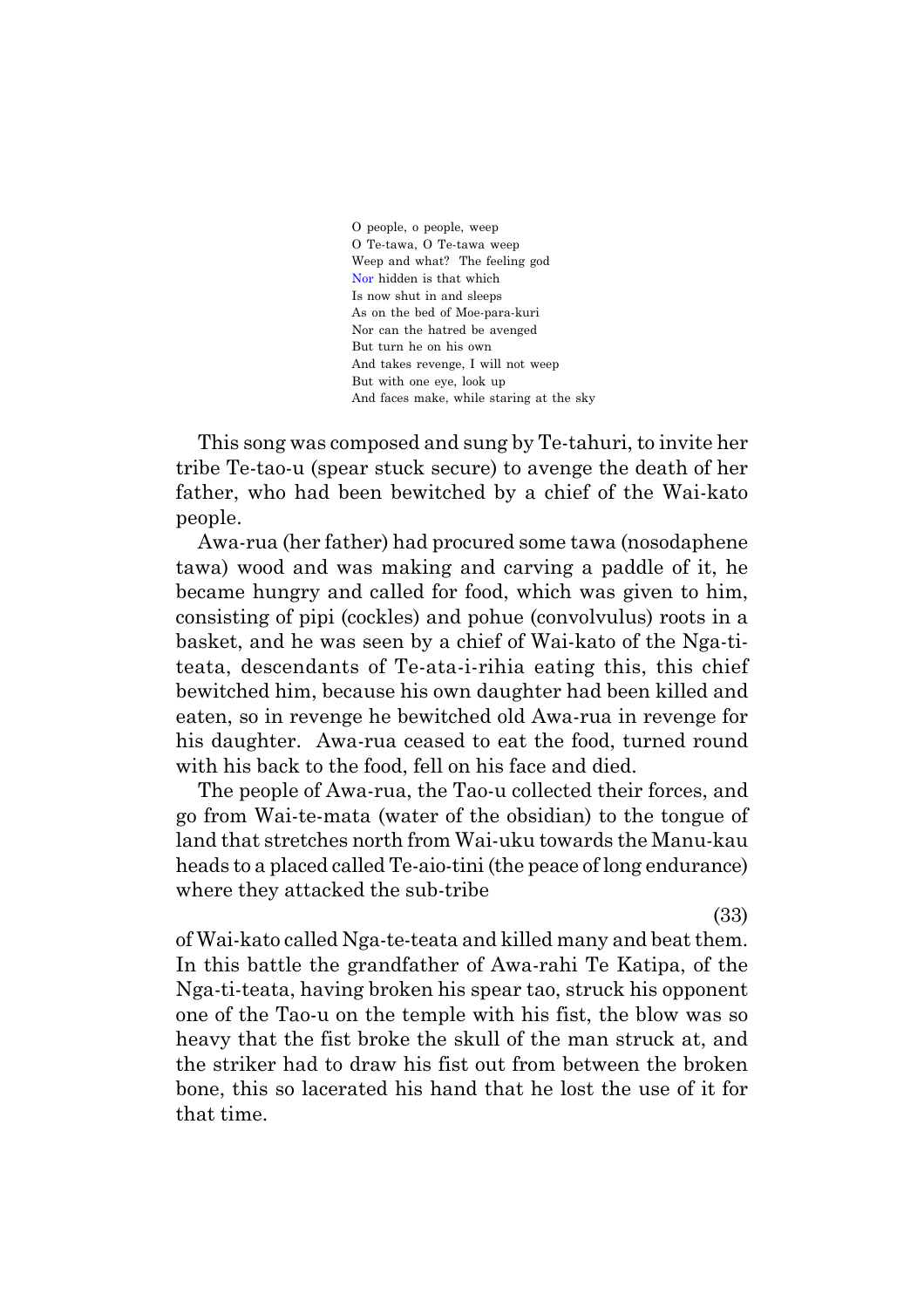O people, o people, weep  
O Te-tawa, O Te-tawa weep  
Weep and what? The feeling god  
Nor hidden is that which  
Is now shut in and sleeps  
As on the bed of Moe-para-kuri  
Nor can the hatred be avenged  
But turn he on his own  
And takes revenge, I will not weep  
But with one eye, look up  
And faces make, while staring at the sky

This song was composed and sung by Te-tahuri, to invite her tribe Te-tao-u (spear stuck secure) to avenge the death of her father, who had been bewitched by a chief of the Wai-kato people.

Awa-rua (her father) had procured some tawa (nosodaphene tawa) wood and was making and carving a paddle of it, he became hungry and called for food, which was given to him, consisting of pipi (cockles) and pohue (convolvulus) roots in a basket, and he was seen by a chief of Wai-kato of the Nga-ti-teata, descendants of Te-ata-i-rihia eating this, this chief bewitched him, because his own daughter had been killed and eaten, so in revenge he bewitched old Awa-rua in revenge for his daughter. Awa-rua ceased to eat the food, turned round with his back to the food, fell on his face and died.

The people of Awa-rua, the Tao-u collected their forces, and go from Wai-te-mata (water of the obsidian) to the tongue of land that stretches north from Wai-uku towards the Manu-kau heads to a placed called Te-aio-tini (the peace of long endurance) where they attacked the sub-tribe of Wai-kato called Nga-te-teata and killed many and beat them. In this battle the grandfather of Awa-rahi Te Katipa, of the Nga-ti-teata, having broken his spear tao, struck his opponent one of the Tao-u on the temple with his fist, the blow was so heavy that the fist broke the skull of the man struck at, and the striker had to draw his fist out from between the broken bone, this so lacerated his hand that he lost the use of it for that time.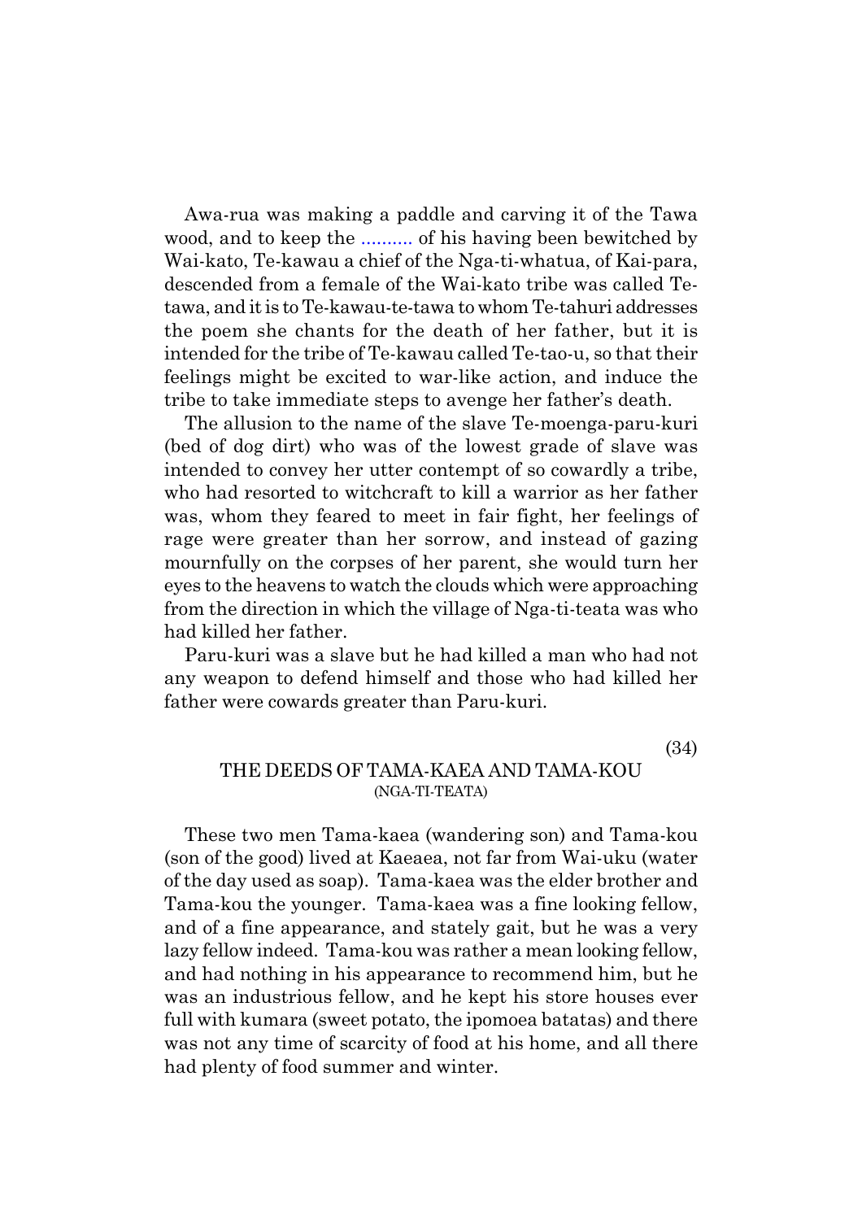Awa-rua was making a paddle and carving it of the Tawa wood, and to keep the .......... of his having been bewitched by Wai-kato, Te-kawau a chief of the Nga-ti-whatua, of Kai-para, descended from a female of the Wai-kato tribe was called Te-tawa, and it is to Te-kawau-te-tawa to whom Te-tahuri addresses the poem she chants for the death of her father, but it is intended for the tribe of Te-kawau called Te-tao-u, so that their feelings might be excited to war-like action, and induce the tribe to take immediate steps to avenge her father's death.

The allusion to the name of the slave Te-moenga-paru-kuri (bed of dog dirt) who was of the lowest grade of slave was intended to convey her utter contempt of so cowardly a tribe, who had resorted to witchcraft to kill a warrior as her father was, whom they feared to meet in fair fight, her feelings of rage were greater than her sorrow, and instead of gazing mournfully on the corpses of her parent, she would turn her eyes to the heavens to watch the clouds which were approaching from the direction in which the village of Nga-ti-teata was who had killed her father.

Paru-kuri was a slave but he had killed a man who had not any weapon to defend himself and those who had killed her father were cowards greater than Paru-kuri.

(34)

## THE DEEDS OF TAMA-KAEA AND TAMA-KOU
(NGA-TI-TEATA)

These two men Tama-kaea (wandering son) and Tama-kou (son of the good) lived at Kaeaea, not far from Wai-uku (water of the day used as soap). Tama-kaea was the elder brother and Tama-kou the younger. Tama-kaea was a fine looking fellow, and of a fine appearance, and stately gait, but he was a very lazy fellow indeed. Tama-kou was rather a mean looking fellow, and had nothing in his appearance to recommend him, but he was an industrious fellow, and he kept his store houses ever full with kumara (sweet potato, the ipomoea batatas) and there was not any time of scarcity of food at his home, and all there had plenty of food summer and winter.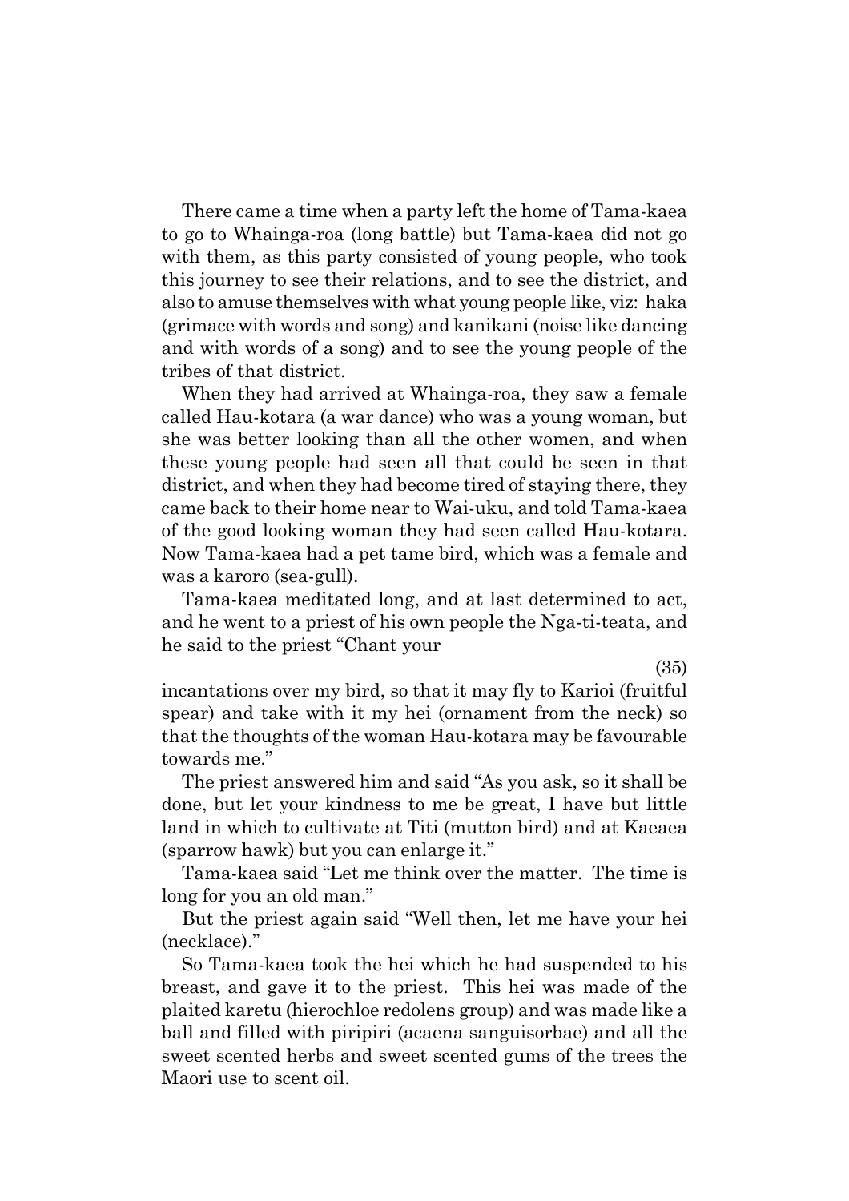There came a time when a party left the home of Tama-kaea to go to Whainga-roa (long battle) but Tama-kaea did not go with them, as this party consisted of young people, who took this journey to see their relations, and to see the district, and also to amuse themselves with what young people like, viz: haka (grimace with words and song) and kanikani (noise like dancing and with words of a song) and to see the young people of the tribes of that district.

When they had arrived at Whainga-roa, they saw a female called Hau-kotara (a war dance) who was a young woman, but she was better looking than all the other women, and when these young people had seen all that could be seen in that district, and when they had become tired of staying there, they came back to their home near to Wai-uku, and told Tama-kaea of the good looking woman they had seen called Hau-kotara. Now Tama-kaea had a pet tame bird, which was a female and was a karoro (sea-gull).

Tama-kaea meditated long, and at last determined to act, and he went to a priest of his own people the Nga-ti-teata, and he said to the priest "Chant your incantations over my bird, so that it may fly to Karioi (fruitful spear) and take with it my hei (ornament from the neck) so that the thoughts of the woman Hau-kotara may be favourable towards me."

The priest answered him and said "As you ask, so it shall be done, but let your kindness to me be great, I have but little land in which to cultivate at Titi (mutton bird) and at Kaeaea (sparrow hawk) but you can enlarge it."

Tama-kaea said "Let me think over the matter. The time is long for you an old man."

But the priest again said "Well then, let me have your hei (necklace)."

So Tama-kaea took the hei which he had suspended to his breast, and gave it to the priest. This hei was made of the plaited karetu (hierochloe redolens group) and was made like a ball and filled with piripiri (acaena sanguisorbae) and all the sweet scented herbs and sweet scented gums of the trees the Maori use to scent oil.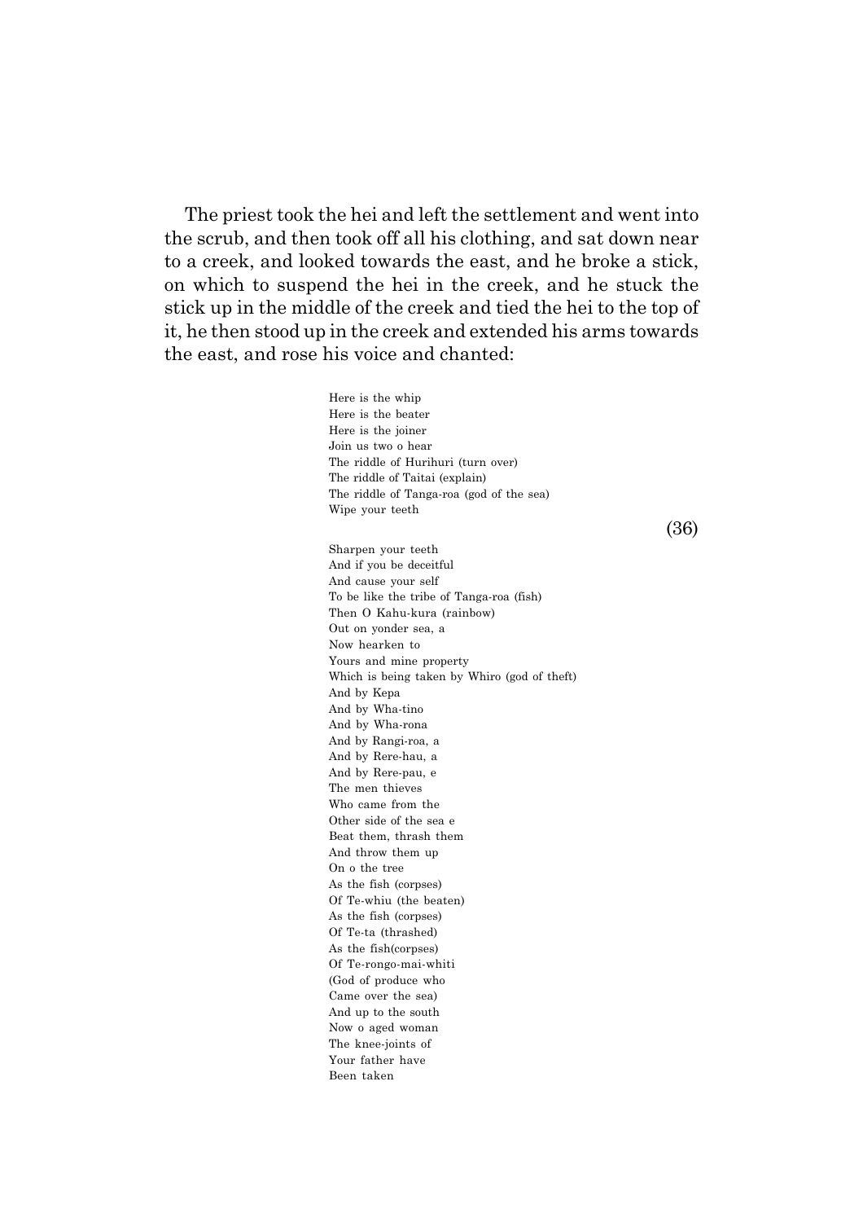The priest took the hei and left the settlement and went into the scrub, and then took off all his clothing, and sat down near to a creek, and looked towards the east, and he broke a stick, on which to suspend the hei in the creek, and he stuck the stick up in the middle of the creek and tied the hei to the top of it, he then stood up in the creek and extended his arms towards the east, and rose his voice and chanted:

Here is the whip
Here is the beater
Here is the joiner
Join us two o hear
The riddle of Hurihuri (turn over)
The riddle of Taitai (explain)
The riddle of Tanga-roa (god of the sea)
Wipe your teeth

Sharpen your teeth
And if you be deceitful
And cause your self
To be like the tribe of Tanga-roa (fish)
Then O Kahu-kura (rainbow)
Out on yonder sea, a
Now hearken to
Yours and mine property
Which is being taken by Whiro (god of theft)
And by Kepa
And by Wha-tino
And by Wha-rona
And by Rangi-roa, a
And by Rere-hau, a
And by Rere-pau, e
The men thieves
Who came from the
Other side of the sea e
Beat them, thrash them
And throw them up
On o the tree
As the fish (corpses)
Of Te-whiu (the beaten)
As the fish (corpses)
Of Te-ta (thrashed)
As the fish(corpses)
Of Te-rongo-mai-whiti
(God of produce who
Came over the sea)
And up to the south
Now o aged woman
The knee-joints of
Your father have
Been taken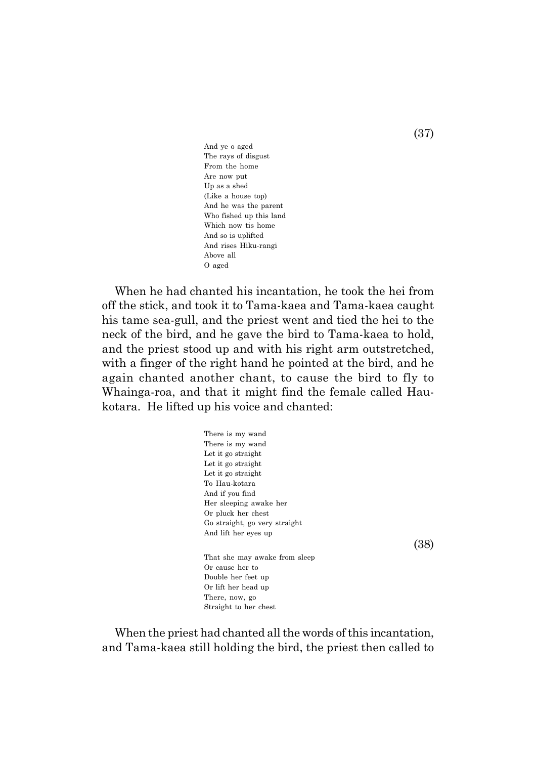And ye o aged  
The rays of disgust  
From the home  
Are now put  
Up as a shed  
(Like a house top)  
And he was the parent  
Who fished up this land  
Which now tis home  
And so is uplifted  
And rises Hiku-rangi  
Above all  
O aged

When he had chanted his incantation, he took the hei from off the stick, and took it to Tama-kaea and Tama-kaea caught his tame sea-gull, and the priest went and tied the hei to the neck of the bird, and he gave the bird to Tama-kaea to hold, and the priest stood up and with his right arm outstretched, with a finger of the right hand he pointed at the bird, and he again chanted another chant, to cause the bird to fly to Whainga-roa, and that it might find the female called Hau-kotara. He lifted up his voice and chanted:

There is my wand  
There is my wand  
Let it go straight  
Let it go straight  
Let it go straight  
To Hau-kotara  
And if you find  
Her sleeping awake her  
Or pluck her chest  
Go straight, go very straight  
And lift her eyes up

That she may awake from sleep  
Or cause her to  
Double her feet up  
Or lift her head up  
There, now, go  
Straight to her chest

When the priest had chanted all the words of this incantation, and Tama-kaea still holding the bird, the priest then called to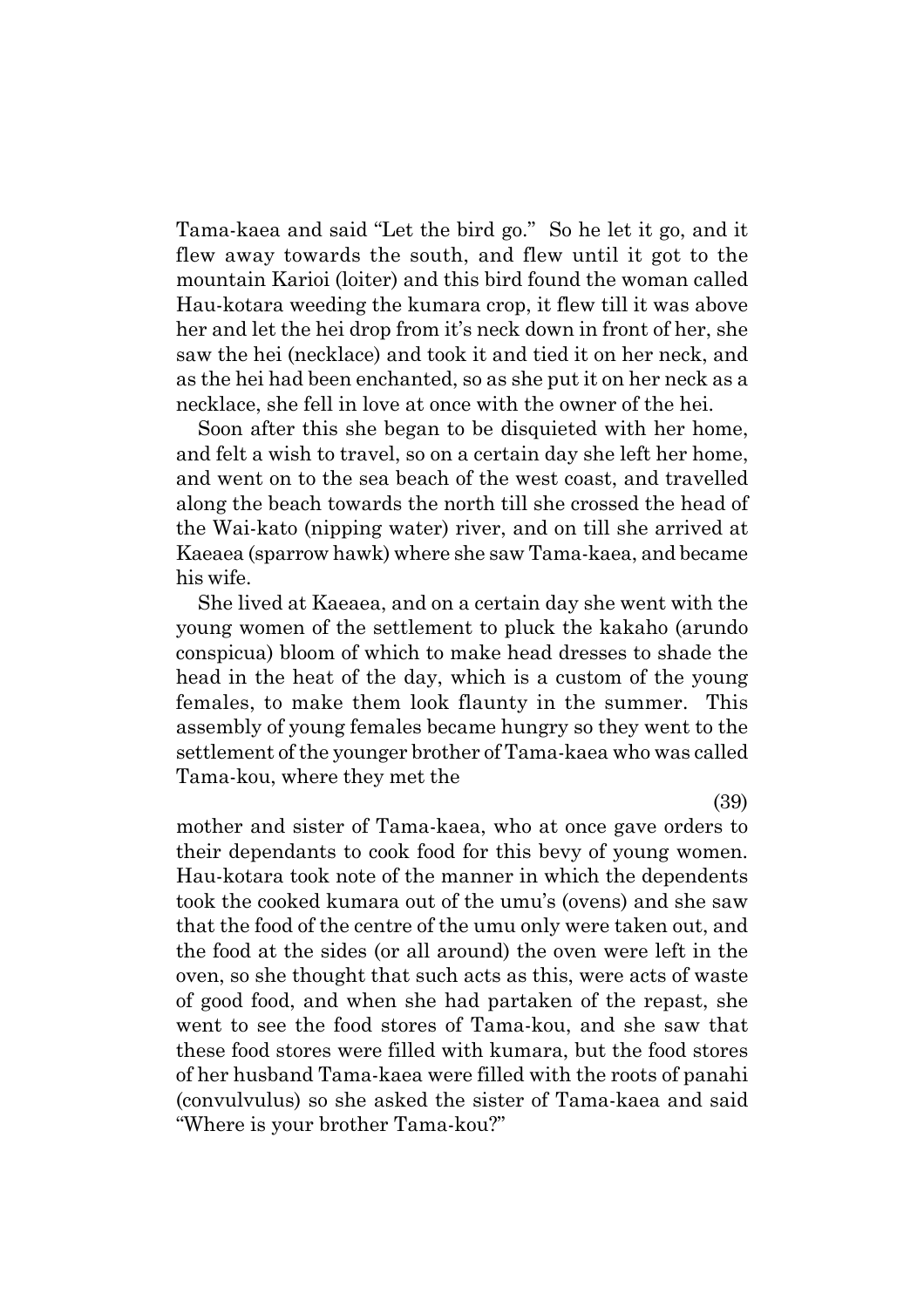Tama-kaea and said "Let the bird go." So he let it go, and it flew away towards the south, and flew until it got to the mountain Karioi (loiter) and this bird found the woman called Hau-kotara weeding the kumara crop, it flew till it was above her and let the hei drop from it's neck down in front of her, she saw the hei (necklace) and took it and tied it on her neck, and as the hei had been enchanted, so as she put it on her neck as a necklace, she fell in love at once with the owner of the hei.

Soon after this she began to be disquieted with her home, and felt a wish to travel, so on a certain day she left her home, and went on to the sea beach of the west coast, and travelled along the beach towards the north till she crossed the head of the Wai-kato (nipping water) river, and on till she arrived at Kaeaea (sparrow hawk) where she saw Tama-kaea, and became his wife.

She lived at Kaeaea, and on a certain day she went with the young women of the settlement to pluck the kakaho (arundo conspicua) bloom of which to make head dresses to shade the head in the heat of the day, which is a custom of the young females, to make them look flaunty in the summer. This assembly of young females became hungry so they went to the settlement of the younger brother of Tama-kaea who was called Tama-kou, where they met the mother and sister of Tama-kaea, who at once gave orders to their dependants to cook food for this bevy of young women. Hau-kotara took note of the manner in which the dependents took the cooked kumara out of the umu's (ovens) and she saw that the food of the centre of the umu only were taken out, and the food at the sides (or all around) the oven were left in the oven, so she thought that such acts as this, were acts of waste of good food, and when she had partaken of the repast, she went to see the food stores of Tama-kou, and she saw that these food stores were filled with kumara, but the food stores of her husband Tama-kaea were filled with the roots of panahi (convulvulus) so she asked the sister of Tama-kaea and said "Where is your brother Tama-kou?"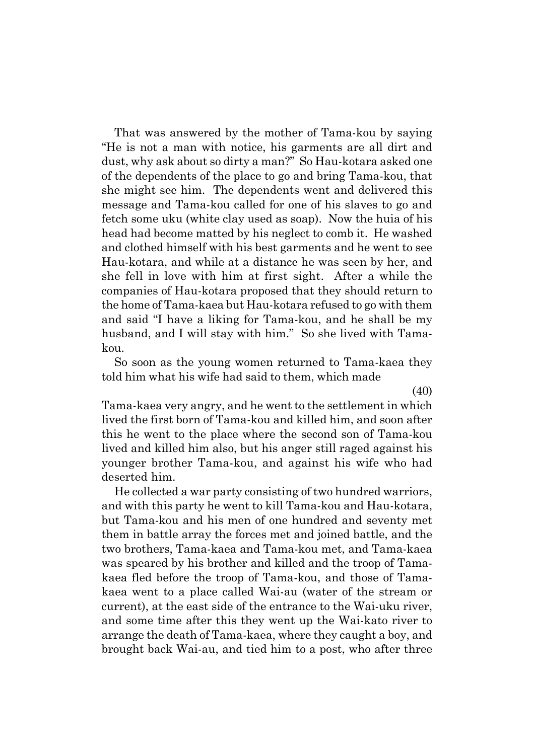That was answered by the mother of Tama-kou by saying "He is not a man with notice, his garments are all dirt and dust, why ask about so dirty a man?" So Hau-kotara asked one of the dependents of the place to go and bring Tama-kou, that she might see him. The dependents went and delivered this message and Tama-kou called for one of his slaves to go and fetch some uku (white clay used as soap). Now the huia of his head had become matted by his neglect to comb it. He washed and clothed himself with his best garments and he went to see Hau-kotara, and while at a distance he was seen by her, and she fell in love with him at first sight. After a while the companies of Hau-kotara proposed that they should return to the home of Tama-kaea but Hau-kotara refused to go with them and said "I have a liking for Tama-kou, and he shall be my husband, and I will stay with him." So she lived with Tama-kou.

So soon as the young women returned to Tama-kaea they told him what his wife had said to them, which made Tama-kaea very angry, and he went to the settlement in which lived the first born of Tama-kou and killed him, and soon after this he went to the place where the second son of Tama-kou lived and killed him also, but his anger still raged against his younger brother Tama-kou, and against his wife who had deserted him.

He collected a war party consisting of two hundred warriors, and with this party he went to kill Tama-kou and Hau-kotara, but Tama-kou and his men of one hundred and seventy met them in battle array the forces met and joined battle, and the two brothers, Tama-kaea and Tama-kou met, and Tama-kaea was speared by his brother and killed and the troop of Tama-kaea fled before the troop of Tama-kou, and those of Tama-kaea went to a place called Wai-au (water of the stream or current), at the east side of the entrance to the Wai-uku river, and some time after this they went up the Wai-kato river to arrange the death of Tama-kaea, where they caught a boy, and brought back Wai-au, and tied him to a post, who after three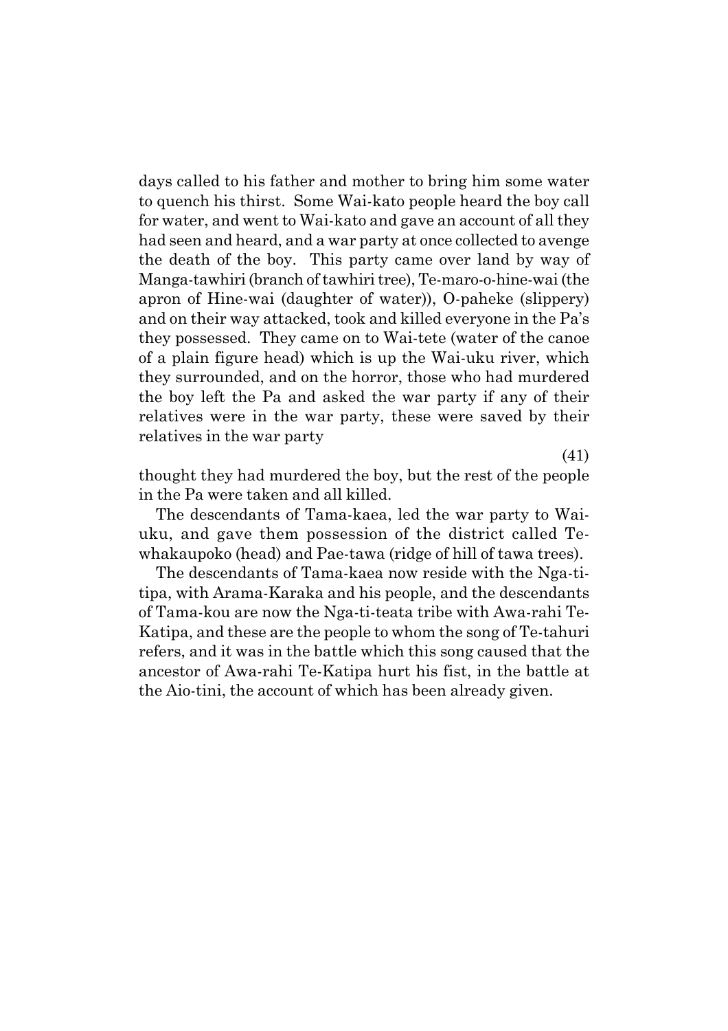days called to his father and mother to bring him some water to quench his thirst. Some Wai-kato people heard the boy call for water, and went to Wai-kato and gave an account of all they had seen and heard, and a war party at once collected to avenge the death of the boy. This party came over land by way of Manga-tawhiri (branch of tawhiri tree), Te-maro-o-hine-wai (the apron of Hine-wai (daughter of water)), O-paheke (slippery) and on their way attacked, took and killed everyone in the Pa's they possessed. They came on to Wai-tete (water of the canoe of a plain figure head) which is up the Wai-uku river, which they surrounded, and on the horror, those who had murdered the boy left the Pa and asked the war party if any of their relatives were in the war party, these were saved by their relatives in the war party

(41)

thought they had murdered the boy, but the rest of the people in the Pa were taken and all killed.

The descendants of Tama-kaea, led the war party to Wai-uku, and gave them possession of the district called Te-whakaupoko (head) and Pae-tawa (ridge of hill of tawa trees).

The descendants of Tama-kaea now reside with the Nga-ti-tipa, with Arama-Karaka and his people, and the descendants of Tama-kou are now the Nga-ti-teata tribe with Awa-rahi Te-Katipa, and these are the people to whom the song of Te-tahuri refers, and it was in the battle which this song caused that the ancestor of Awa-rahi Te-Katipa hurt his fist, in the battle at the Aio-tini, the account of which has been already given.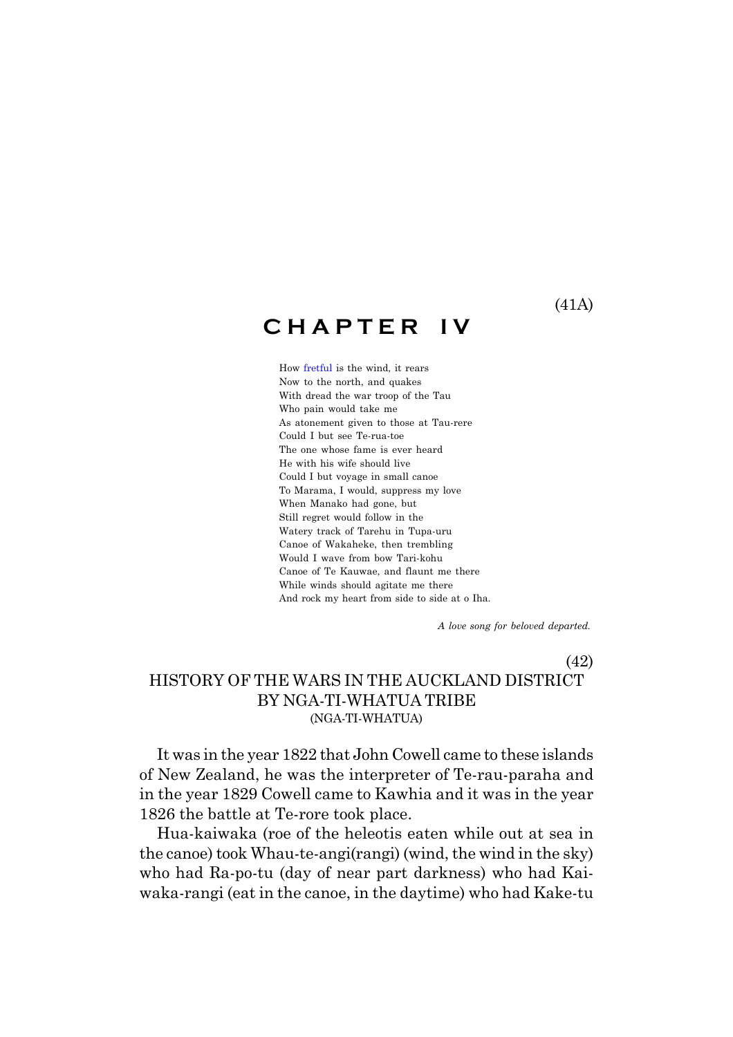(41A)

# CHAPTER IV

How fretful is the wind, it rears
Now to the north, and quakes
With dread the war troop of the Tau
Who pain would take me
As atonement given to those at Tau-rere
Could I but see Te-rua-toe
The one whose fame is ever heard
He with his wife should live
Could I but voyage in small canoe
To Marama, I would, suppress my love
When Manako had gone, but
Still regret would follow in the
Watery track of Tarehu in Tupa-uru
Canoe of Wakaheke, then trembling
Would I wave from bow Tari-kohu
Canoe of Te Kauwae, and flaunt me there
While winds should agitate me there
And rock my heart from side to side at o Iha.

*A love song for beloved departed.*

(42)

## HISTORY OF THE WARS IN THE AUCKLAND DISTRICT BY NGA-TI-WHATUA TRIBE

(NGA-TI-WHATUA)

It was in the year 1822 that John Cowell came to these islands of New Zealand, he was the interpreter of Te-rau-paraha and in the year 1829 Cowell came to Kawhia and it was in the year 1826 the battle at Te-rore took place.

Hua-kaiwaka (roe of the heleotis eaten while out at sea in the canoe) took Whau-te-angi(rangi) (wind, the wind in the sky) who had Ra-po-tu (day of near part darkness) who had Kai-waka-rangi (eat in the canoe, in the daytime) who had Kake-tu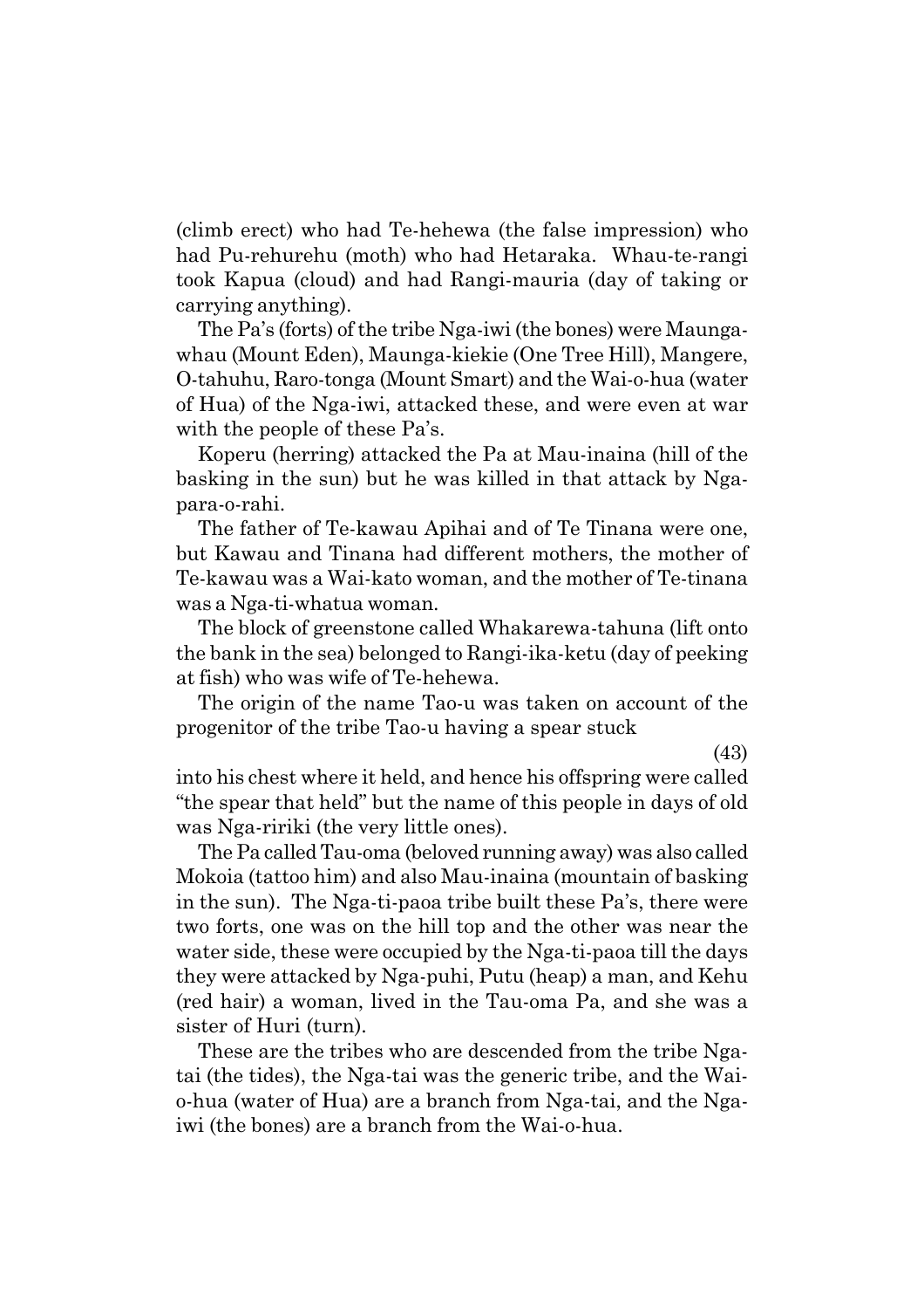(climb erect) who had Te-hehewa (the false impression) who had Pu-rehurehu (moth) who had Hetaraka. Whau-te-rangi took Kapua (cloud) and had Rangi-mauria (day of taking or carrying anything).

The Pa's (forts) of the tribe Nga-iwi (the bones) were Maunga-whau (Mount Eden), Maunga-kiekie (One Tree Hill), Mangere, O-tahuhu, Raro-tonga (Mount Smart) and the Wai-o-hua (water of Hua) of the Nga-iwi, attacked these, and were even at war with the people of these Pa's.

Koperu (herring) attacked the Pa at Mau-inaina (hill of the basking in the sun) but he was killed in that attack by Nga-para-o-rahi.

The father of Te-kawau Apihai and of Te Tinana were one, but Kawau and Tinana had different mothers, the mother of Te-kawau was a Wai-kato woman, and the mother of Te-tinana was a Nga-ti-whatua woman.

The block of greenstone called Whakarewa-tahuna (lift onto the bank in the sea) belonged to Rangi-ika-ketu (day of peeking at fish) who was wife of Te-hehewa.

The origin of the name Tao-u was taken on account of the progenitor of the tribe Tao-u having a spear stuck

(43)

into his chest where it held, and hence his offspring were called "the spear that held" but the name of this people in days of old was Nga-ririki (the very little ones).

The Pa called Tau-oma (beloved running away) was also called Mokoia (tattoo him) and also Mau-inaina (mountain of basking in the sun). The Nga-ti-paoa tribe built these Pa's, there were two forts, one was on the hill top and the other was near the water side, these were occupied by the Nga-ti-paoa till the days they were attacked by Nga-puhi, Putu (heap) a man, and Kehu (red hair) a woman, lived in the Tau-oma Pa, and she was a sister of Huri (turn).

These are the tribes who are descended from the tribe Nga-tai (the tides), the Nga-tai was the generic tribe, and the Wai-o-hua (water of Hua) are a branch from Nga-tai, and the Nga-iwi (the bones) are a branch from the Wai-o-hua.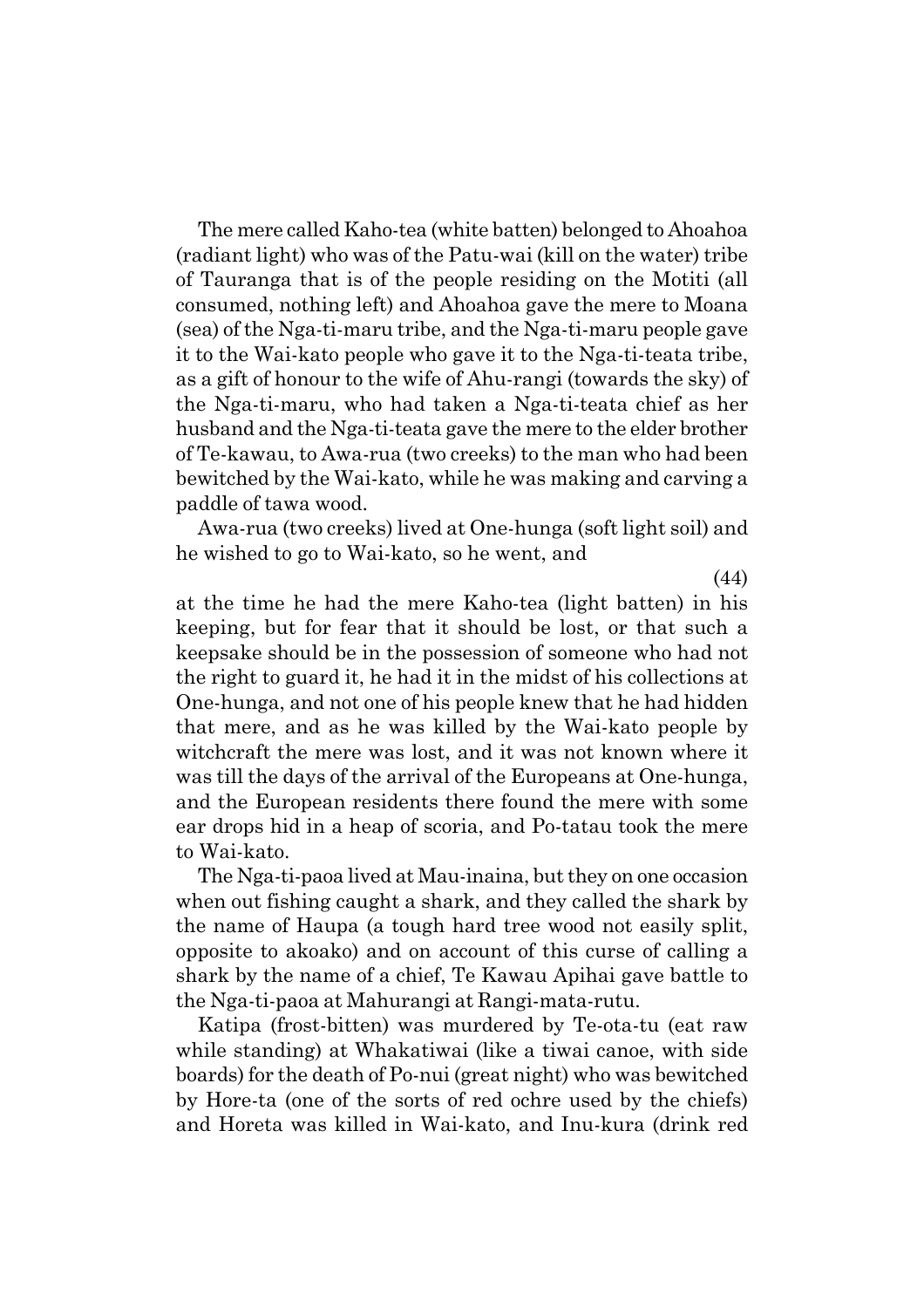The mere called Kaho-tea (white batten) belonged to Ahoahoa (radiant light) who was of the Patu-wai (kill on the water) tribe of Tauranga that is of the people residing on the Motiti (all consumed, nothing left) and Ahoahoa gave the mere to Moana (sea) of the Nga-ti-maru tribe, and the Nga-ti-maru people gave it to the Wai-kato people who gave it to the Nga-ti-teata tribe, as a gift of honour to the wife of Ahu-rangi (towards the sky) of the Nga-ti-maru, who had taken a Nga-ti-teata chief as her husband and the Nga-ti-teata gave the mere to the elder brother of Te-kawau, to Awa-rua (two creeks) to the man who had been bewitched by the Wai-kato, while he was making and carving a paddle of tawa wood.

Awa-rua (two creeks) lived at One-hunga (soft light soil) and he wished to go to Wai-kato, so he went, and

(44)

at the time he had the mere Kaho-tea (light batten) in his keeping, but for fear that it should be lost, or that such a keepsake should be in the possession of someone who had not the right to guard it, he had it in the midst of his collections at One-hunga, and not one of his people knew that he had hidden that mere, and as he was killed by the Wai-kato people by witchcraft the mere was lost, and it was not known where it was till the days of the arrival of the Europeans at One-hunga, and the European residents there found the mere with some ear drops hid in a heap of scoria, and Po-tatau took the mere to Wai-kato.

The Nga-ti-paoa lived at Mau-inaina, but they on one occasion when out fishing caught a shark, and they called the shark by the name of Haupa (a tough hard tree wood not easily split, opposite to akoako) and on account of this curse of calling a shark by the name of a chief, Te Kawau Apihai gave battle to the Nga-ti-paoa at Mahurangi at Rangi-mata-rutu.

Katipa (frost-bitten) was murdered by Te-ota-tu (eat raw while standing) at Whakatiwai (like a tiwai canoe, with side boards) for the death of Po-nui (great night) who was bewitched by Hore-ta (one of the sorts of red ochre used by the chiefs) and Horeta was killed in Wai-kato, and Inu-kura (drink red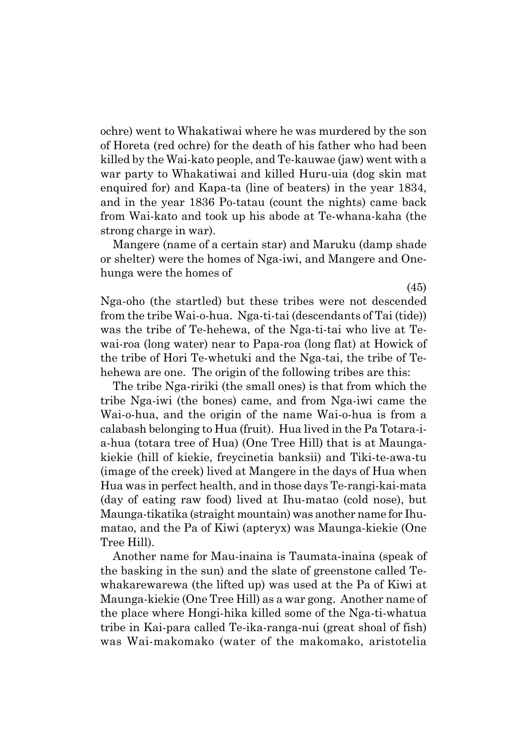ochre) went to Whakatiwai where he was murdered by the son of Horeta (red ochre) for the death of his father who had been killed by the Wai-kato people, and Te-kauwae (jaw) went with a war party to Whakatiwai and killed Huru-uia (dog skin mat enquired for) and Kapa-ta (line of beaters) in the year 1834, and in the year 1836 Po-tatau (count the nights) came back from Wai-kato and took up his abode at Te-whana-kaha (the strong charge in war).

Mangere (name of a certain star) and Maruku (damp shade or shelter) were the homes of Nga-iwi, and Mangere and One-hunga were the homes of

(45)

Nga-oho (the startled) but these tribes were not descended from the tribe Wai-o-hua. Nga-ti-tai (descendants of Tai (tide)) was the tribe of Te-hehewa, of the Nga-ti-tai who live at Te-wai-roa (long water) near to Papa-roa (long flat) at Howick of the tribe of Hori Te-whetuki and the Nga-tai, the tribe of Te-hehewa are one. The origin of the following tribes are this:

The tribe Nga-ririki (the small ones) is that from which the tribe Nga-iwi (the bones) came, and from Nga-iwi came the Wai-o-hua, and the origin of the name Wai-o-hua is from a calabash belonging to Hua (fruit). Hua lived in the Pa Totara-i-a-hua (totara tree of Hua) (One Tree Hill) that is at Maunga-kiekie (hill of kiekie, freycinetia banksii) and Tiki-te-awa-tu (image of the creek) lived at Mangere in the days of Hua when Hua was in perfect health, and in those days Te-rangi-kai-mata (day of eating raw food) lived at Ihu-matao (cold nose), but Maunga-tikatika (straight mountain) was another name for Ihu-matao, and the Pa of Kiwi (apteryx) was Maunga-kiekie (One Tree Hill).

Another name for Mau-inaina is Taumata-inaina (speak of the basking in the sun) and the slate of greenstone called Te-whakarewarewa (the lifted up) was used at the Pa of Kiwi at Maunga-kiekie (One Tree Hill) as a war gong. Another name of the place where Hongi-hika killed some of the Nga-ti-whatua tribe in Kai-para called Te-ika-ranga-nui (great shoal of fish) was Wai-makomako (water of the makomako, aristotelia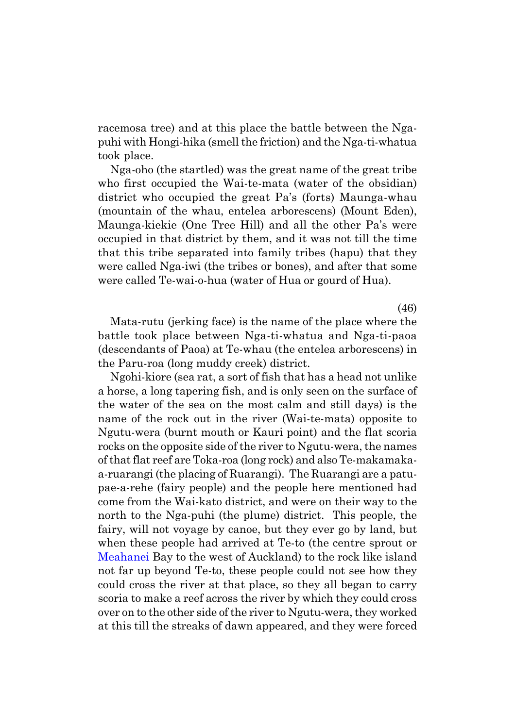racemosa tree) and at this place the battle between the Nga-puhi with Hongi-hika (smell the friction) and the Nga-ti-whatua took place.

Nga-oho (the startled) was the great name of the great tribe who first occupied the Wai-te-mata (water of the obsidian) district who occupied the great Pa's (forts) Maunga-whau (mountain of the whau, entelea arborescens) (Mount Eden), Maunga-kiekie (One Tree Hill) and all the other Pa's were occupied in that district by them, and it was not till the time that this tribe separated into family tribes (hapu) that they were called Nga-iwi (the tribes or bones), and after that some were called Te-wai-o-hua (water of Hua or gourd of Hua).

(46)

Mata-rutu (jerking face) is the name of the place where the battle took place between Nga-ti-whatua and Nga-ti-paoa (descendants of Paoa) at Te-whau (the entelea arborescens) in the Paru-roa (long muddy creek) district.

Ngohi-kiore (sea rat, a sort of fish that has a head not unlike a horse, a long tapering fish, and is only seen on the surface of the water of the sea on the most calm and still days) is the name of the rock out in the river (Wai-te-mata) opposite to Ngutu-wera (burnt mouth or Kauri point) and the flat scoria rocks on the opposite side of the river to Ngutu-wera, the names of that flat reef are Toka-roa (long rock) and also Te-makamaka-a-ruarangi (the placing of Ruarangi). The Ruarangi are a patu-pae-a-rehe (fairy people) and the people here mentioned had come from the Wai-kato district, and were on their way to the north to the Nga-puhi (the plume) district. This people, the fairy, will not voyage by canoe, but they ever go by land, but when these people had arrived at Te-to (the centre sprout or Meahanei Bay to the west of Auckland) to the rock like island not far up beyond Te-to, these people could not see how they could cross the river at that place, so they all began to carry scoria to make a reef across the river by which they could cross over on to the other side of the river to Ngutu-wera, they worked at this till the streaks of dawn appeared, and they were forced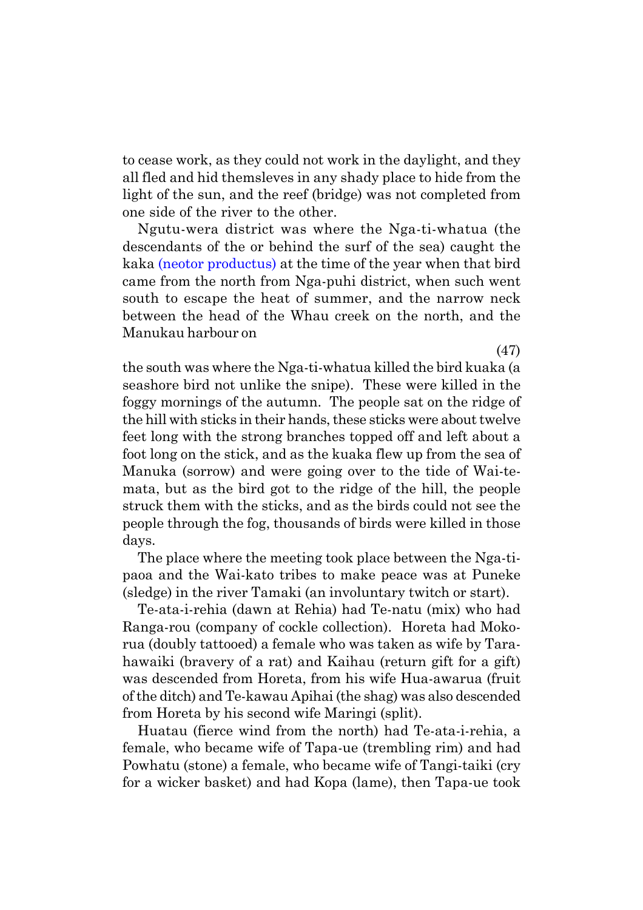to cease work, as they could not work in the daylight, and they all fled and hid themsleves in any shady place to hide from the light of the sun, and the reef (bridge) was not completed from one side of the river to the other.

Ngutu-wera district was where the Nga-ti-whatua (the descendants of the or behind the surf of the sea) caught the kaka (neotor productus) at the time of the year when that bird came from the north from Nga-puhi district, when such went south to escape the heat of summer, and the narrow neck between the head of the Whau creek on the north, and the Manukau harbour on the south was where the Nga-ti-whatua killed the bird kuaka (a seashore bird not unlike the snipe). These were killed in the foggy mornings of the autumn. The people sat on the ridge of the hill with sticks in their hands, these sticks were about twelve feet long with the strong branches topped off and left about a foot long on the stick, and as the kuaka flew up from the sea of Manuka (sorrow) and were going over to the tide of Wai-te-mata, but as the bird got to the ridge of the hill, the people struck them with the sticks, and as the birds could not see the people through the fog, thousands of birds were killed in those days.

The place where the meeting took place between the Nga-ti-paoa and the Wai-kato tribes to make peace was at Puneke (sledge) in the river Tamaki (an involuntary twitch or start).

Te-ata-i-rehia (dawn at Rehia) had Te-natu (mix) who had Ranga-rou (company of cockle collection). Horeta had Moko-rua (doubly tattooed) a female who was taken as wife by Tara-hawaiki (bravery of a rat) and Kaihau (return gift for a gift) was descended from Horeta, from his wife Hua-awarua (fruit of the ditch) and Te-kawau Apihai (the shag) was also descended from Horeta by his second wife Maringi (split).

Huatau (fierce wind from the north) had Te-ata-i-rehia, a female, who became wife of Tapa-ue (trembling rim) and had Powhatu (stone) a female, who became wife of Tangi-taiki (cry for a wicker basket) and had Kopa (lame), then Tapa-ue took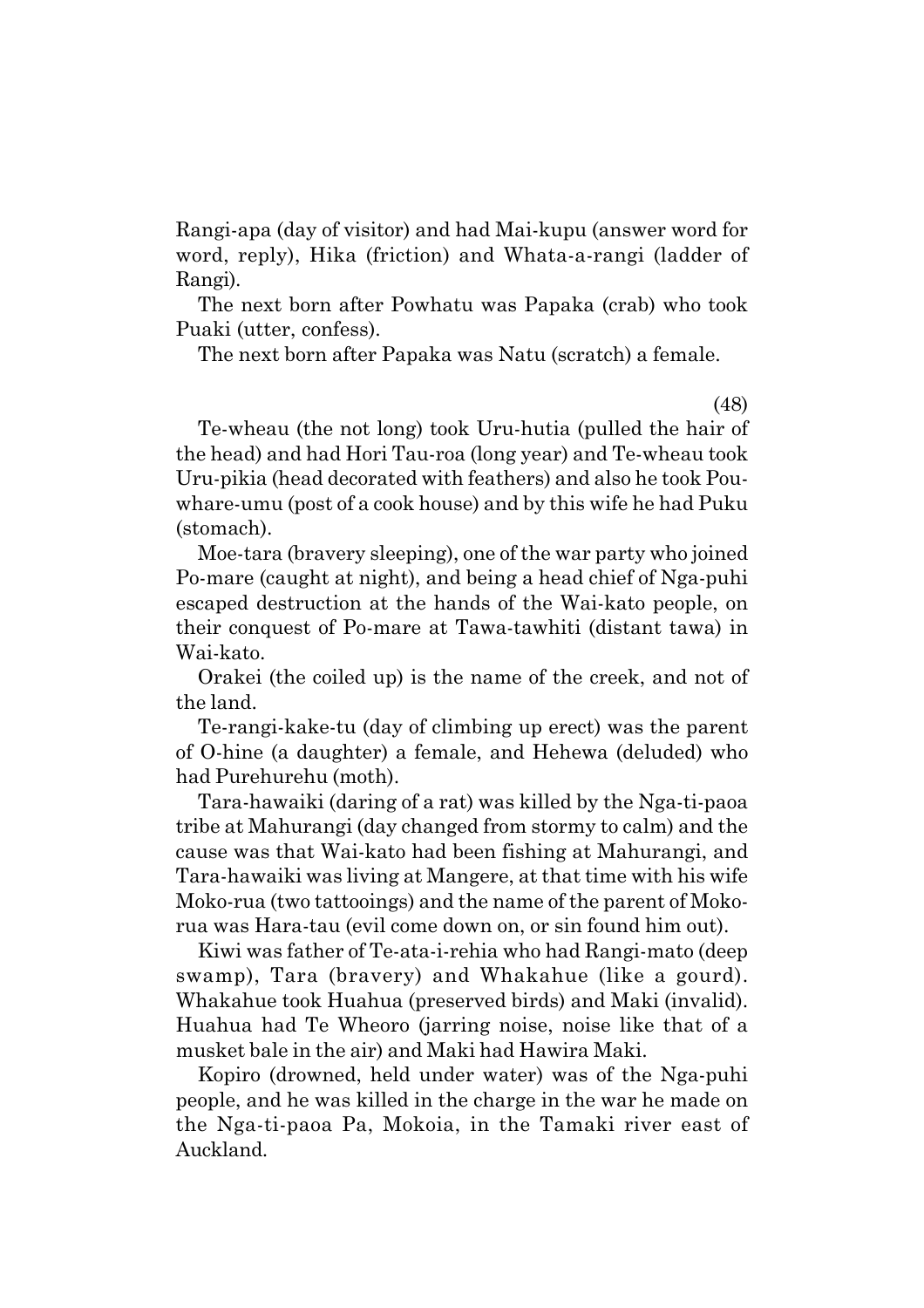Rangi-apa (day of visitor) and had Mai-kupu (answer word for word, reply), Hika (friction) and Whata-a-rangi (ladder of Rangi).

The next born after Powhatu was Papaka (crab) who took Puaki (utter, confess).

The next born after Papaka was Natu (scratch) a female.

(48)

Te-wheau (the not long) took Uru-hutia (pulled the hair of the head) and had Hori Tau-roa (long year) and Te-wheau took Uru-pikia (head decorated with feathers) and also he took Pou-whare-umu (post of a cook house) and by this wife he had Puku (stomach).

Moe-tara (bravery sleeping), one of the war party who joined Po-mare (caught at night), and being a head chief of Nga-puhi escaped destruction at the hands of the Wai-kato people, on their conquest of Po-mare at Tawa-tawhiti (distant tawa) in Wai-kato.

Orakei (the coiled up) is the name of the creek, and not of the land.

Te-rangi-kake-tu (day of climbing up erect) was the parent of O-hine (a daughter) a female, and Hehewa (deluded) who had Purehurehu (moth).

Tara-hawaiki (daring of a rat) was killed by the Nga-ti-paoa tribe at Mahurangi (day changed from stormy to calm) and the cause was that Wai-kato had been fishing at Mahurangi, and Tara-hawaiki was living at Mangere, at that time with his wife Moko-rua (two tattooings) and the name of the parent of Moko-rua was Hara-tau (evil come down on, or sin found him out).

Kiwi was father of Te-ata-i-rehia who had Rangi-mato (deep swamp), Tara (bravery) and Whakahue (like a gourd). Whakahue took Huahua (preserved birds) and Maki (invalid). Huahua had Te Wheoro (jarring noise, noise like that of a musket bale in the air) and Maki had Hawira Maki.

Kopiro (drowned, held under water) was of the Nga-puhi people, and he was killed in the charge in the war he made on the Nga-ti-paoa Pa, Mokoia, in the Tamaki river east of Auckland.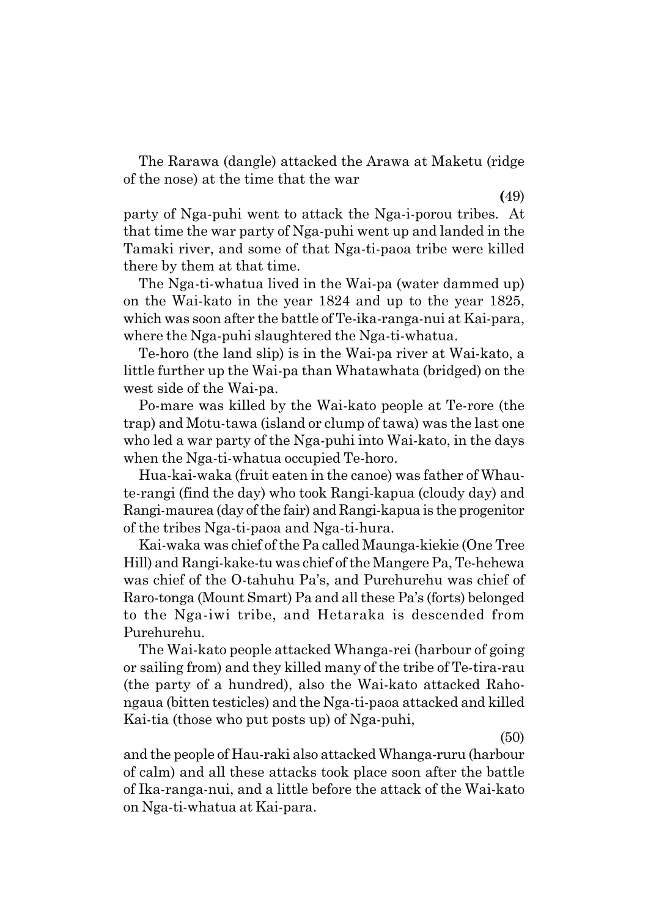The Rarawa (dangle) attacked the Arawa at Maketu (ridge of the nose) at the time that the war

(49)

party of Nga-puhi went to attack the Nga-i-porou tribes. At that time the war party of Nga-puhi went up and landed in the Tamaki river, and some of that Nga-ti-paoa tribe were killed there by them at that time.

The Nga-ti-whatua lived in the Wai-pa (water dammed up) on the Wai-kato in the year 1824 and up to the year 1825, which was soon after the battle of Te-ika-ranga-nui at Kai-para, where the Nga-puhi slaughtered the Nga-ti-whatua.

Te-horo (the land slip) is in the Wai-pa river at Wai-kato, a little further up the Wai-pa than Whatawhata (bridged) on the west side of the Wai-pa.

Po-mare was killed by the Wai-kato people at Te-rore (the trap) and Motu-tawa (island or clump of tawa) was the last one who led a war party of the Nga-puhi into Wai-kato, in the days when the Nga-ti-whatua occupied Te-horo.

Hua-kai-waka (fruit eaten in the canoe) was father of Whau-te-rangi (find the day) who took Rangi-kapua (cloudy day) and Rangi-maurea (day of the fair) and Rangi-kapua is the progenitor of the tribes Nga-ti-paoa and Nga-ti-hura.

Kai-waka was chief of the Pa called Maunga-kiekie (One Tree Hill) and Rangi-kake-tu was chief of the Mangere Pa, Te-hehewa was chief of the O-tahuhu Pa's, and Purehurehu was chief of Raro-tonga (Mount Smart) Pa and all these Pa's (forts) belonged to the Nga-iwi tribe, and Hetaraka is descended from Purehurehu.

The Wai-kato people attacked Whanga-rei (harbour of going or sailing from) and they killed many of the tribe of Te-tira-rau (the party of a hundred), also the Wai-kato attacked Raho-ngaua (bitten testicles) and the Nga-ti-paoa attacked and killed Kai-tia (those who put posts up) of Nga-puhi,

(50)

and the people of Hau-raki also attacked Whanga-ruru (harbour of calm) and all these attacks took place soon after the battle of Ika-ranga-nui, and a little before the attack of the Wai-kato on Nga-ti-whatua at Kai-para.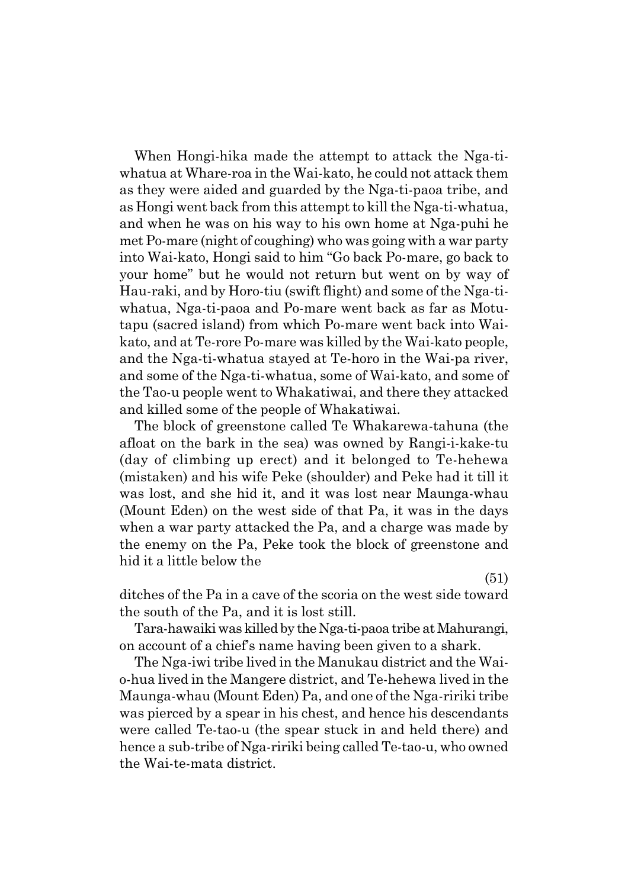When Hongi-hika made the attempt to attack the Nga-ti-whatua at Whare-roa in the Wai-kato, he could not attack them as they were aided and guarded by the Nga-ti-paoa tribe, and as Hongi went back from this attempt to kill the Nga-ti-whatua, and when he was on his way to his own home at Nga-puhi he met Po-mare (night of coughing) who was going with a war party into Wai-kato, Hongi said to him "Go back Po-mare, go back to your home" but he would not return but went on by way of Hau-raki, and by Horo-tiu (swift flight) and some of the Nga-ti-whatua, Nga-ti-paoa and Po-mare went back as far as Motu-tapu (sacred island) from which Po-mare went back into Wai-kato, and at Te-rore Po-mare was killed by the Wai-kato people, and the Nga-ti-whatua stayed at Te-horo in the Wai-pa river, and some of the Nga-ti-whatua, some of Wai-kato, and some of the Tao-u people went to Whakatiwai, and there they attacked and killed some of the people of Whakatiwai.

The block of greenstone called Te Whakarewa-tahuna (the afloat on the bark in the sea) was owned by Rangi-i-kake-tu (day of climbing up erect) and it belonged to Te-hehewa (mistaken) and his wife Peke (shoulder) and Peke had it till it was lost, and she hid it, and it was lost near Maunga-whau (Mount Eden) on the west side of that Pa, it was in the days when a war party attacked the Pa, and a charge was made by the enemy on the Pa, Peke took the block of greenstone and hid it a little below the ditches of the Pa in a cave of the scoria on the west side toward the south of the Pa, and it is lost still.

Tara-hawaiki was killed by the Nga-ti-paoa tribe at Mahurangi, on account of a chief's name having been given to a shark.

The Nga-iwi tribe lived in the Manukau district and the Wai-o-hua lived in the Mangere district, and Te-hehewa lived in the Maunga-whau (Mount Eden) Pa, and one of the Nga-ririki tribe was pierced by a spear in his chest, and hence his descendants were called Te-tao-u (the spear stuck in and held there) and hence a sub-tribe of Nga-ririki being called Te-tao-u, who owned the Wai-te-mata district.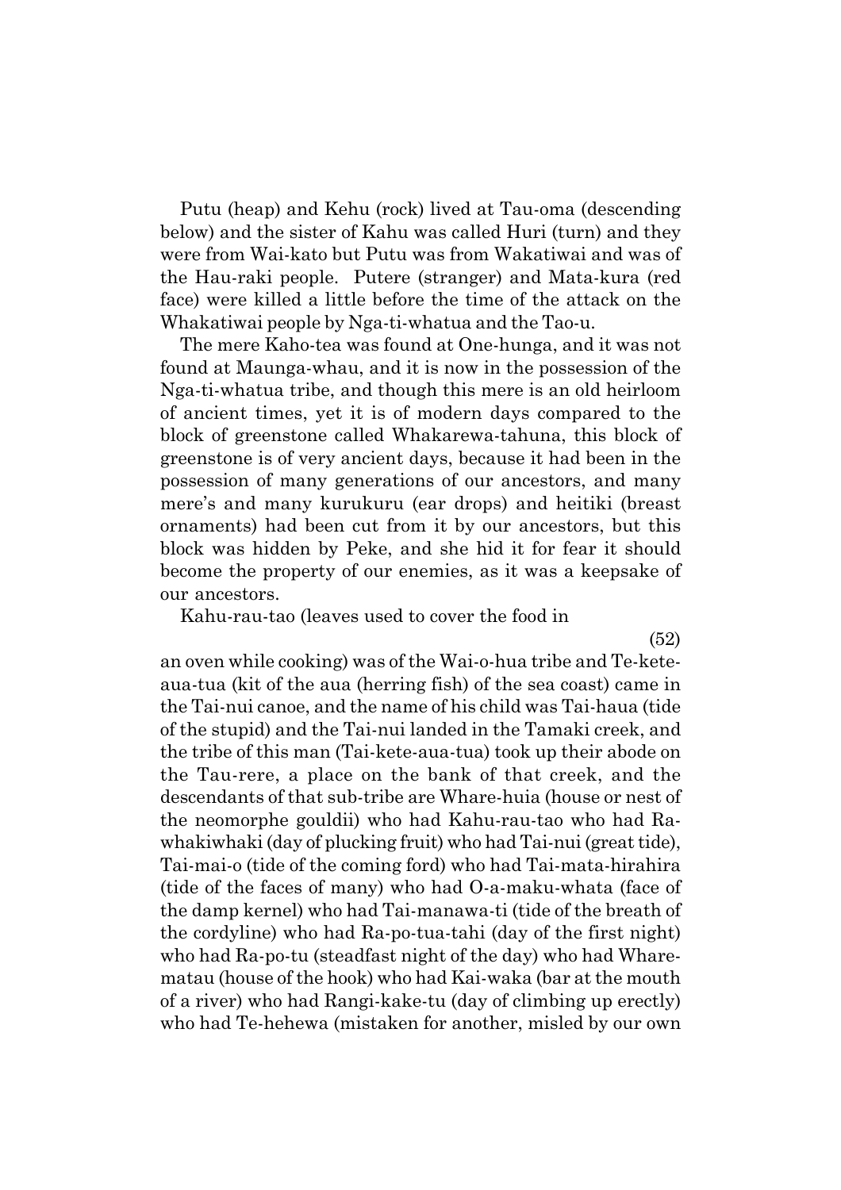Putu (heap) and Kehu (rock) lived at Tau-oma (descending below) and the sister of Kahu was called Huri (turn) and they were from Wai-kato but Putu was from Wakatiwai and was of the Hau-raki people. Putere (stranger) and Mata-kura (red face) were killed a little before the time of the attack on the Whakatiwai people by Nga-ti-whatua and the Tao-u.

The mere Kaho-tea was found at One-hunga, and it was not found at Maunga-whau, and it is now in the possession of the Nga-ti-whatua tribe, and though this mere is an old heirloom of ancient times, yet it is of modern days compared to the block of greenstone called Whakarewa-tahuna, this block of greenstone is of very ancient days, because it had been in the possession of many generations of our ancestors, and many mere's and many kurukuru (ear drops) and heitiki (breast ornaments) had been cut from it by our ancestors, but this block was hidden by Peke, and she hid it for fear it should become the property of our enemies, as it was a keepsake of our ancestors.

Kahu-rau-tao (leaves used to cover the food in (52) an oven while cooking) was of the Wai-o-hua tribe and Te-kete-aua-tua (kit of the aua (herring fish) of the sea coast) came in the Tai-nui canoe, and the name of his child was Tai-haua (tide of the stupid) and the Tai-nui landed in the Tamaki creek, and the tribe of this man (Tai-kete-aua-tua) took up their abode on the Tau-rere, a place on the bank of that creek, and the descendants of that sub-tribe are Whare-huia (house or nest of the neomorphe gouldii) who had Kahu-rau-tao who had Ra-whakiwhaki (day of plucking fruit) who had Tai-nui (great tide), Tai-mai-o (tide of the coming ford) who had Tai-mata-hirahira (tide of the faces of many) who had O-a-maku-whata (face of the damp kernel) who had Tai-manawa-ti (tide of the breath of the cordyline) who had Ra-po-tua-tahi (day of the first night) who had Ra-po-tu (steadfast night of the day) who had Whare-matau (house of the hook) who had Kai-waka (bar at the mouth of a river) who had Rangi-kake-tu (day of climbing up erectly) who had Te-hehewa (mistaken for another, misled by our own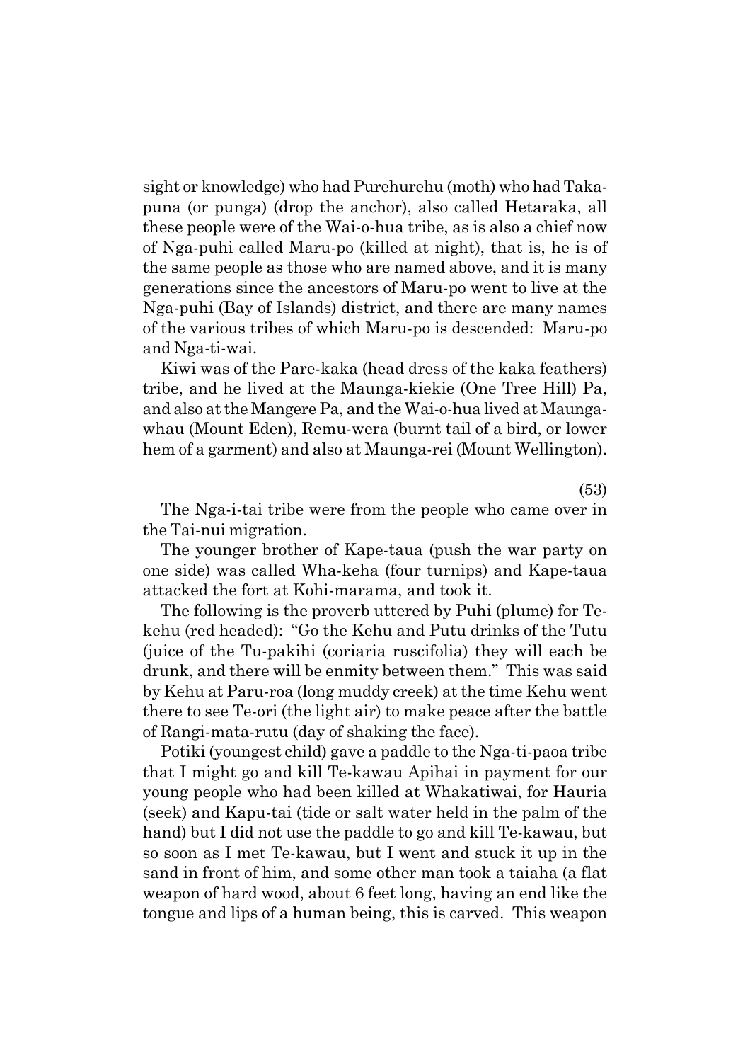sight or knowledge) who had Purehurehu (moth) who had Taka-puna (or punga) (drop the anchor), also called Hetaraka, all these people were of the Wai-o-hua tribe, as is also a chief now of Nga-puhi called Maru-po (killed at night), that is, he is of the same people as those who are named above, and it is many generations since the ancestors of Maru-po went to live at the Nga-puhi (Bay of Islands) district, and there are many names of the various tribes of which Maru-po is descended: Maru-po and Nga-ti-wai.

Kiwi was of the Pare-kaka (head dress of the kaka feathers) tribe, and he lived at the Maunga-kiekie (One Tree Hill) Pa, and also at the Mangere Pa, and the Wai-o-hua lived at Maunga-whau (Mount Eden), Remu-wera (burnt tail of a bird, or lower hem of a garment) and also at Maunga-rei (Mount Wellington).

(53)

The Nga-i-tai tribe were from the people who came over in the Tai-nui migration.

The younger brother of Kape-taua (push the war party on one side) was called Wha-keha (four turnips) and Kape-taua attacked the fort at Kohi-marama, and took it.

The following is the proverb uttered by Puhi (plume) for Te-kehu (red headed): "Go the Kehu and Putu drinks of the Tutu (juice of the Tu-pakihi (coriaria ruscifolia) they will each be drunk, and there will be enmity between them." This was said by Kehu at Paru-roa (long muddy creek) at the time Kehu went there to see Te-ori (the light air) to make peace after the battle of Rangi-mata-rutu (day of shaking the face).

Potiki (youngest child) gave a paddle to the Nga-ti-paoa tribe that I might go and kill Te-kawau Apihai in payment for our young people who had been killed at Whakatiwai, for Hauria (seek) and Kapu-tai (tide or salt water held in the palm of the hand) but I did not use the paddle to go and kill Te-kawau, but so soon as I met Te-kawau, but I went and stuck it up in the sand in front of him, and some other man took a taiaha (a flat weapon of hard wood, about 6 feet long, having an end like the tongue and lips of a human being, this is carved. This weapon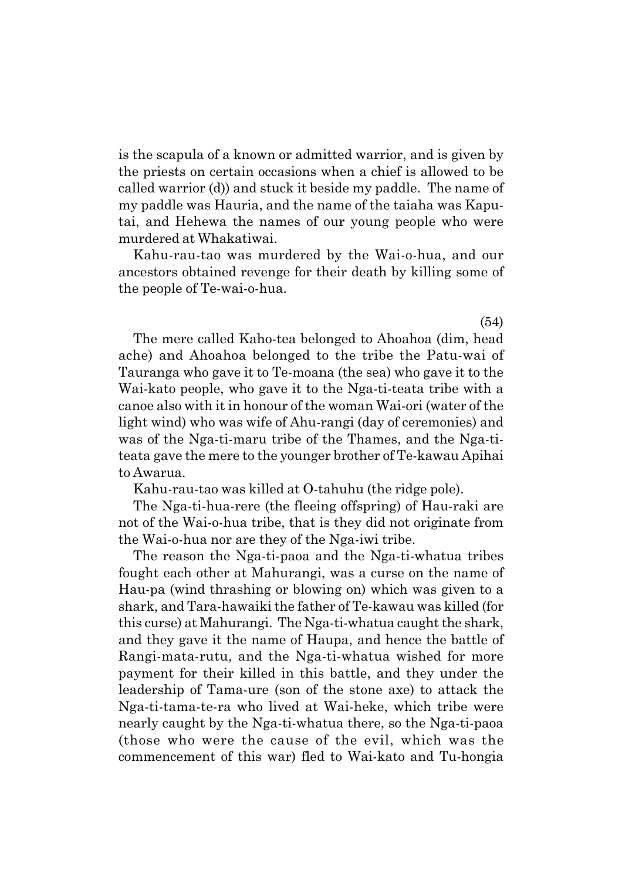is the scapula of a known or admitted warrior, and is given by the priests on certain occasions when a chief is allowed to be called warrior (d)) and stuck it beside my paddle. The name of my paddle was Hauria, and the name of the taiaha was Kaputai, and Hehewa the names of our young people who were murdered at Whakatiwai.

Kahu-rau-tao was murdered by the Wai-o-hua, and our ancestors obtained revenge for their death by killing some of the people of Te-wai-o-hua.

(54)

The mere called Kaho-tea belonged to Ahoahoa (dim, head ache) and Ahoahoa belonged to the tribe the Patu-wai of Tauranga who gave it to Te-moana (the sea) who gave it to the Wai-kato people, who gave it to the Nga-ti-teata tribe with a canoe also with it in honour of the woman Wai-ori (water of the light wind) who was wife of Ahu-rangi (day of ceremonies) and was of the Nga-ti-maru tribe of the Thames, and the Nga-ti-teata gave the mere to the younger brother of Te-kawau Apihai to Awarua.

Kahu-rau-tao was killed at O-tahuhu (the ridge pole).

The Nga-ti-hua-rere (the fleeing offspring) of Hau-raki are not of the Wai-o-hua tribe, that is they did not originate from the Wai-o-hua nor are they of the Nga-iwi tribe.

The reason the Nga-ti-paoa and the Nga-ti-whatua tribes fought each other at Mahurangi, was a curse on the name of Hau-pa (wind thrashing or blowing on) which was given to a shark, and Tara-hawaiki the father of Te-kawau was killed (for this curse) at Mahurangi. The Nga-ti-whatua caught the shark, and they gave it the name of Haupa, and hence the battle of Rangi-mata-rutu, and the Nga-ti-whatua wished for more payment for their killed in this battle, and they under the leadership of Tama-ure (son of the stone axe) to attack the Nga-ti-tama-te-ra who lived at Wai-heke, which tribe were nearly caught by the Nga-ti-whatua there, so the Nga-ti-paoa (those who were the cause of the evil, which was the commencement of this war) fled to Wai-kato and Tu-hongia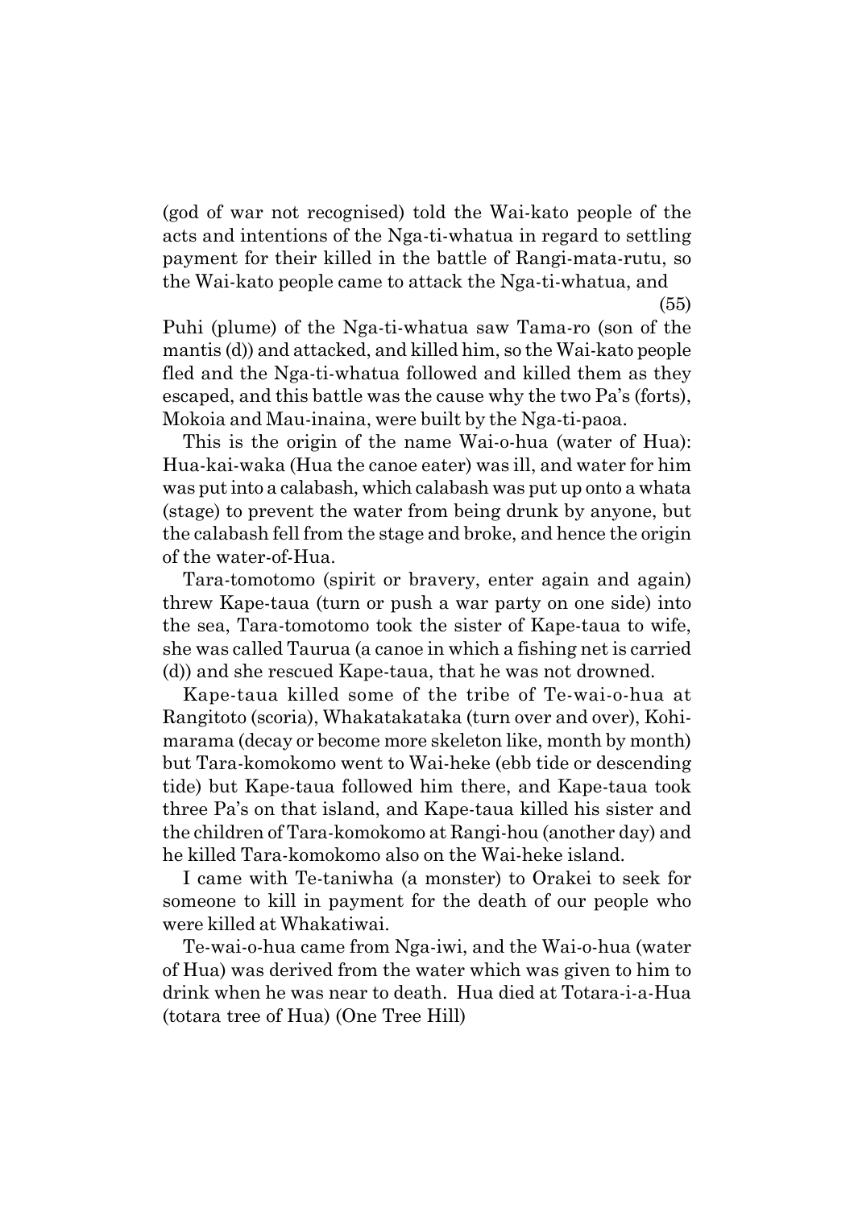(god of war not recognised) told the Wai-kato people of the acts and intentions of the Nga-ti-whatua in regard to settling payment for their killed in the battle of Rangi-mata-rutu, so the Wai-kato people came to attack the Nga-ti-whatua, and

(55)

Puhi (plume) of the Nga-ti-whatua saw Tama-ro (son of the mantis (d)) and attacked, and killed him, so the Wai-kato people fled and the Nga-ti-whatua followed and killed them as they escaped, and this battle was the cause why the two Pa's (forts), Mokoia and Mau-inaina, were built by the Nga-ti-paoa.

This is the origin of the name Wai-o-hua (water of Hua): Hua-kai-waka (Hua the canoe eater) was ill, and water for him was put into a calabash, which calabash was put up onto a whata (stage) to prevent the water from being drunk by anyone, but the calabash fell from the stage and broke, and hence the origin of the water-of-Hua.

Tara-tomotomo (spirit or bravery, enter again and again) threw Kape-taua (turn or push a war party on one side) into the sea, Tara-tomotomo took the sister of Kape-taua to wife, she was called Taurua (a canoe in which a fishing net is carried (d)) and she rescued Kape-taua, that he was not drowned.

Kape-taua killed some of the tribe of Te-wai-o-hua at Rangitoto (scoria), Whakatakataka (turn over and over), Kohi-marama (decay or become more skeleton like, month by month) but Tara-komokomo went to Wai-heke (ebb tide or descending tide) but Kape-taua followed him there, and Kape-taua took three Pa's on that island, and Kape-taua killed his sister and the children of Tara-komokomo at Rangi-hou (another day) and he killed Tara-komokomo also on the Wai-heke island.

I came with Te-taniwha (a monster) to Orakei to seek for someone to kill in payment for the death of our people who were killed at Whakatiwai.

Te-wai-o-hua came from Nga-iwi, and the Wai-o-hua (water of Hua) was derived from the water which was given to him to drink when he was near to death. Hua died at Totara-i-a-Hua (totara tree of Hua) (One Tree Hill)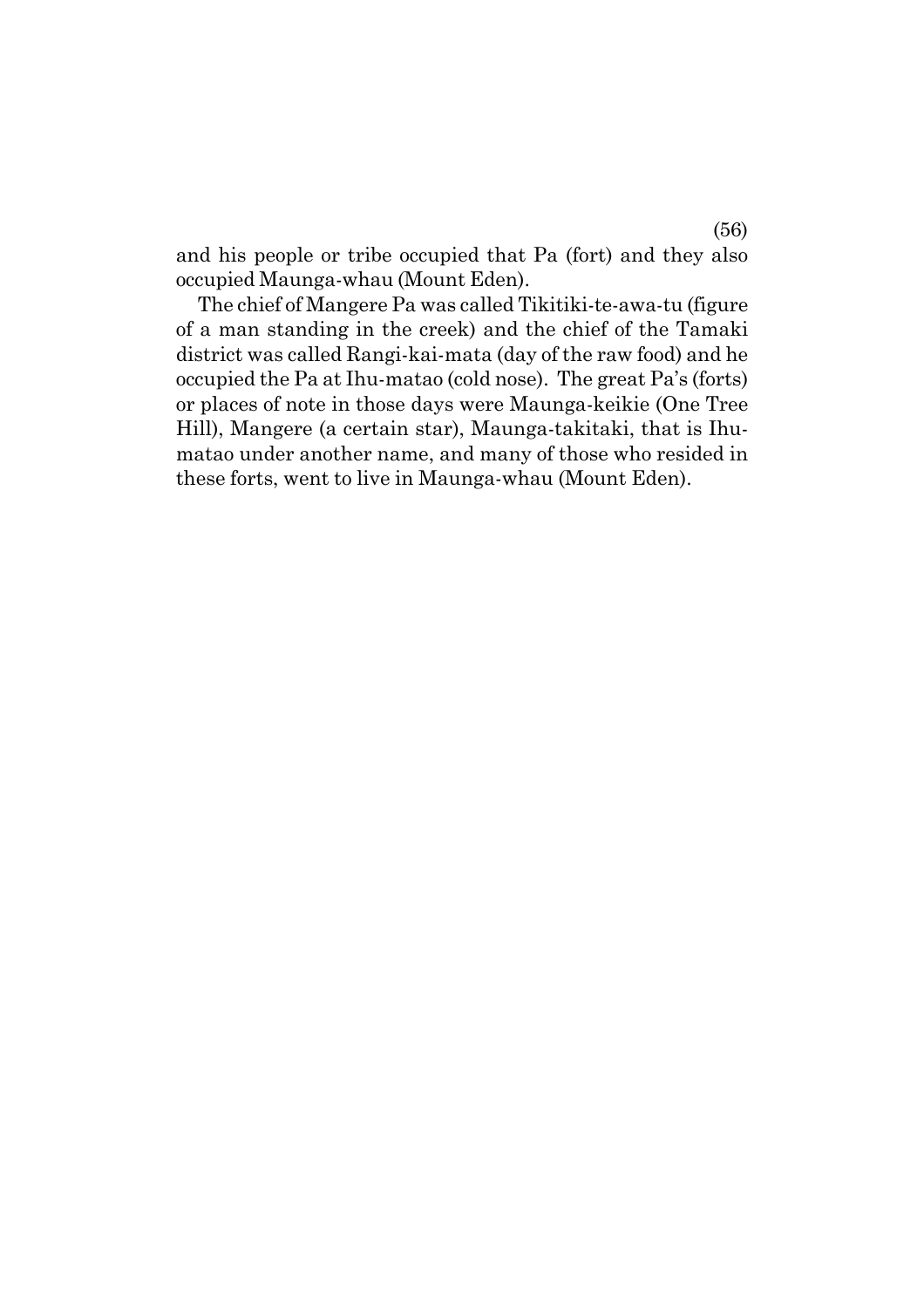and his people or tribe occupied that Pa (fort) and they also occupied Maunga-whau (Mount Eden).

The chief of Mangere Pa was called Tikitiki-te-awa-tu (figure of a man standing in the creek) and the chief of the Tamaki district was called Rangi-kai-mata (day of the raw food) and he occupied the Pa at Ihu-matao (cold nose). The great Pa's (forts) or places of note in those days were Maunga-keikie (One Tree Hill), Mangere (a certain star), Maunga-takitaki, that is Ihu-matao under another name, and many of those who resided in these forts, went to live in Maunga-whau (Mount Eden).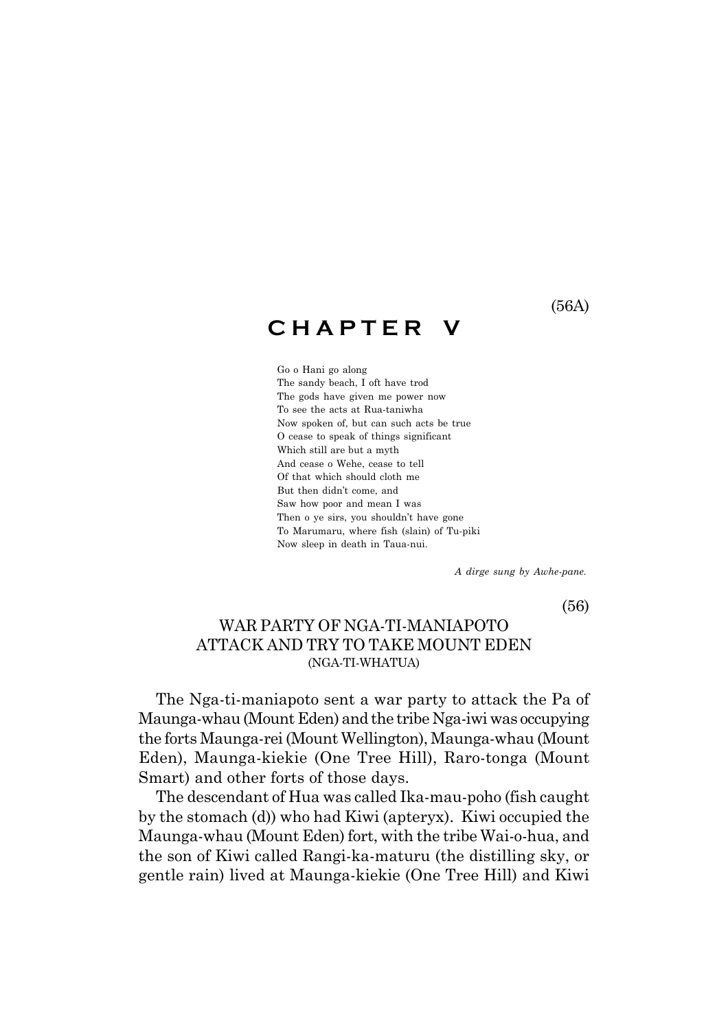(56A)

# CHAPTER V

Go o Hani go along
The sandy beach, I oft have trod
The gods have given me power now
To see the acts at Rua-taniwha
Now spoken of, but can such acts be true
O cease to speak of things significant
Which still are but a myth
And cease o Wehe, cease to tell
Of that which should cloth me
But then didn't come, and
Saw how poor and mean I was
Then o ye sirs, you shouldn't have gone
To Marumaru, where fish (slain) of Tu-piki
Now sleep in death in Taua-nui.

*A dirge sung by Awhe-pane.*

(56)

## WAR PARTY OF NGA-TI-MANIAPOTO ATTACK AND TRY TO TAKE MOUNT EDEN (NGA-TI-WHATUA)

The Nga-ti-maniapoto sent a war party to attack the Pa of Maunga-whau (Mount Eden) and the tribe Nga-iwi was occupying the forts Maunga-rei (Mount Wellington), Maunga-whau (Mount Eden), Maunga-kiekie (One Tree Hill), Raro-tonga (Mount Smart) and other forts of those days.

The descendant of Hua was called Ika-mau-poho (fish caught by the stomach (d)) who had Kiwi (apteryx). Kiwi occupied the Maunga-whau (Mount Eden) fort, with the tribe Wai-o-hua, and the son of Kiwi called Rangi-ka-maturu (the distilling sky, or gentle rain) lived at Maunga-kiekie (One Tree Hill) and Kiwi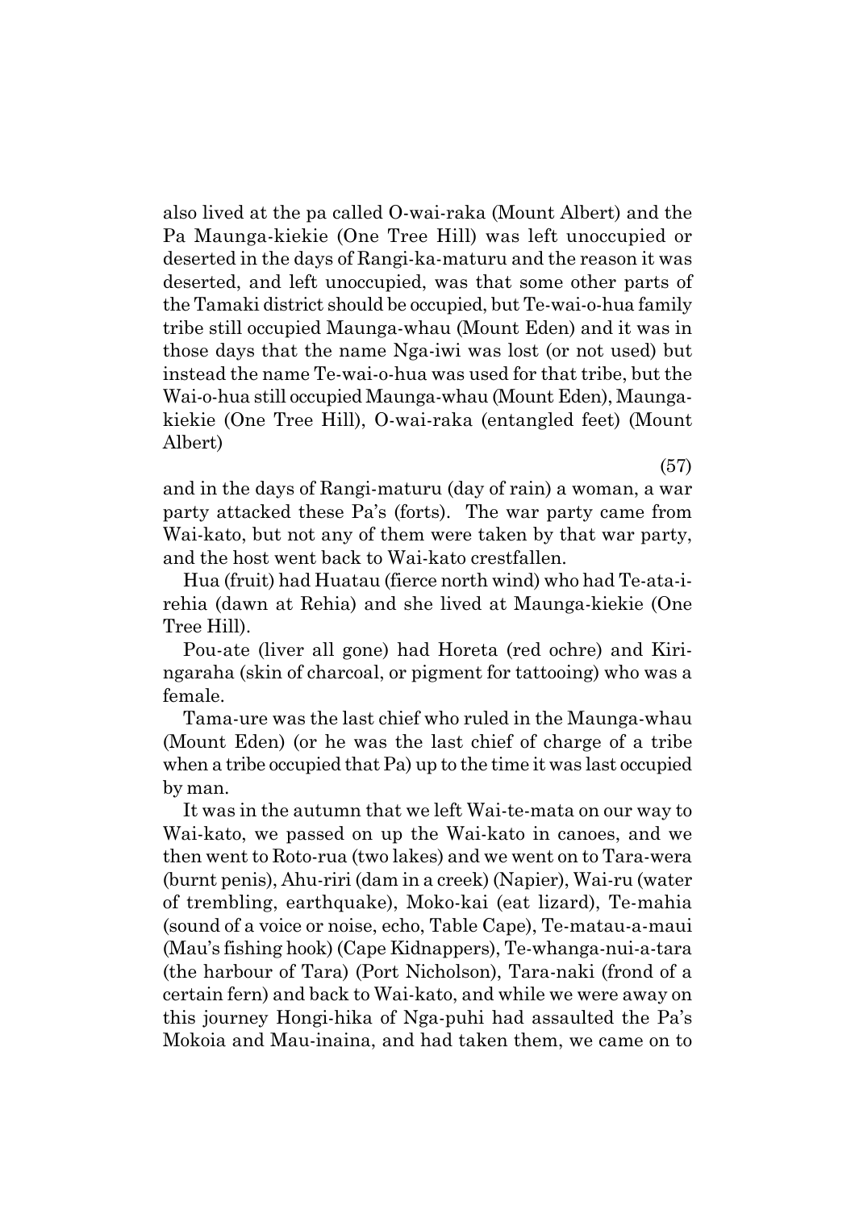also lived at the pa called O-wai-raka (Mount Albert) and the Pa Maunga-kiekie (One Tree Hill) was left unoccupied or deserted in the days of Rangi-ka-maturu and the reason it was deserted, and left unoccupied, was that some other parts of the Tamaki district should be occupied, but Te-wai-o-hua family tribe still occupied Maunga-whau (Mount Eden) and it was in those days that the name Nga-iwi was lost (or not used) but instead the name Te-wai-o-hua was used for that tribe, but the Wai-o-hua still occupied Maunga-whau (Mount Eden), Maunga-kiekie (One Tree Hill), O-wai-raka (entangled feet) (Mount Albert)

(57)

and in the days of Rangi-maturu (day of rain) a woman, a war party attacked these Pa's (forts). The war party came from Wai-kato, but not any of them were taken by that war party, and the host went back to Wai-kato crestfallen.

Hua (fruit) had Huatau (fierce north wind) who had Te-ata-i-rehia (dawn at Rehia) and she lived at Maunga-kiekie (One Tree Hill).

Pou-ate (liver all gone) had Horeta (red ochre) and Kiri-ngaraha (skin of charcoal, or pigment for tattooing) who was a female.

Tama-ure was the last chief who ruled in the Maunga-whau (Mount Eden) (or he was the last chief of charge of a tribe when a tribe occupied that Pa) up to the time it was last occupied by man.

It was in the autumn that we left Wai-te-mata on our way to Wai-kato, we passed on up the Wai-kato in canoes, and we then went to Roto-rua (two lakes) and we went on to Tara-wera (burnt penis), Ahu-riri (dam in a creek) (Napier), Wai-ru (water of trembling, earthquake), Moko-kai (eat lizard), Te-mahia (sound of a voice or noise, echo, Table Cape), Te-matau-a-maui (Mau's fishing hook) (Cape Kidnappers), Te-whanga-nui-a-tara (the harbour of Tara) (Port Nicholson), Tara-naki (frond of a certain fern) and back to Wai-kato, and while we were away on this journey Hongi-hika of Nga-puhi had assaulted the Pa's Mokoia and Mau-inaina, and had taken them, we came on to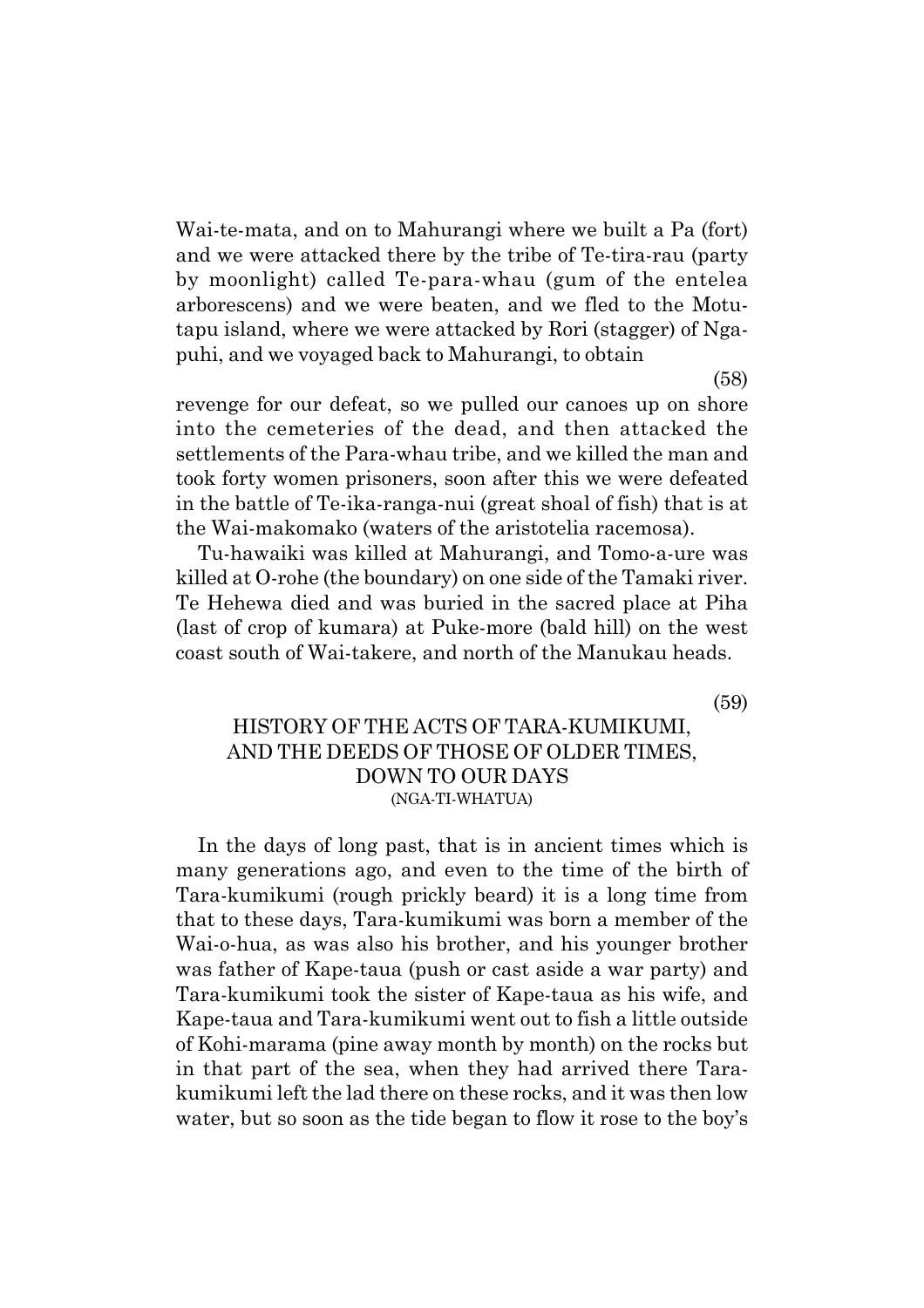Wai-te-mata, and on to Mahurangi where we built a Pa (fort) and we were attacked there by the tribe of Te-tira-rau (party by moonlight) called Te-para-whau (gum of the entelea arborescens) and we were beaten, and we fled to the Motu-tapu island, where we were attacked by Rori (stagger) of Nga-puhi, and we voyaged back to Mahurangi, to obtain

(58)

revenge for our defeat, so we pulled our canoes up on shore into the cemeteries of the dead, and then attacked the settlements of the Para-whau tribe, and we killed the man and took forty women prisoners, soon after this we were defeated in the battle of Te-ika-ranga-nui (great shoal of fish) that is at the Wai-makomako (waters of the aristotelia racemosa).

Tu-hawaiki was killed at Mahurangi, and Tomo-a-ure was killed at O-rohe (the boundary) on one side of the Tamaki river. Te Hehewa died and was buried in the sacred place at Piha (last of crop of kumara) at Puke-more (bald hill) on the west coast south of Wai-takere, and north of the Manukau heads.

(59)

## HISTORY OF THE ACTS OF TARA-KUMIKUMI, AND THE DEEDS OF THOSE OF OLDER TIMES, DOWN TO OUR DAYS
### (NGA-TI-WHATUA)

In the days of long past, that is in ancient times which is many generations ago, and even to the time of the birth of Tara-kumikumi (rough prickly beard) it is a long time from that to these days, Tara-kumikumi was born a member of the Wai-o-hua, as was also his brother, and his younger brother was father of Kape-taua (push or cast aside a war party) and Tara-kumikumi took the sister of Kape-taua as his wife, and Kape-taua and Tara-kumikumi went out to fish a little outside of Kohi-marama (pine away month by month) on the rocks but in that part of the sea, when they had arrived there Tara-kumikumi left the lad there on these rocks, and it was then low water, but so soon as the tide began to flow it rose to the boy's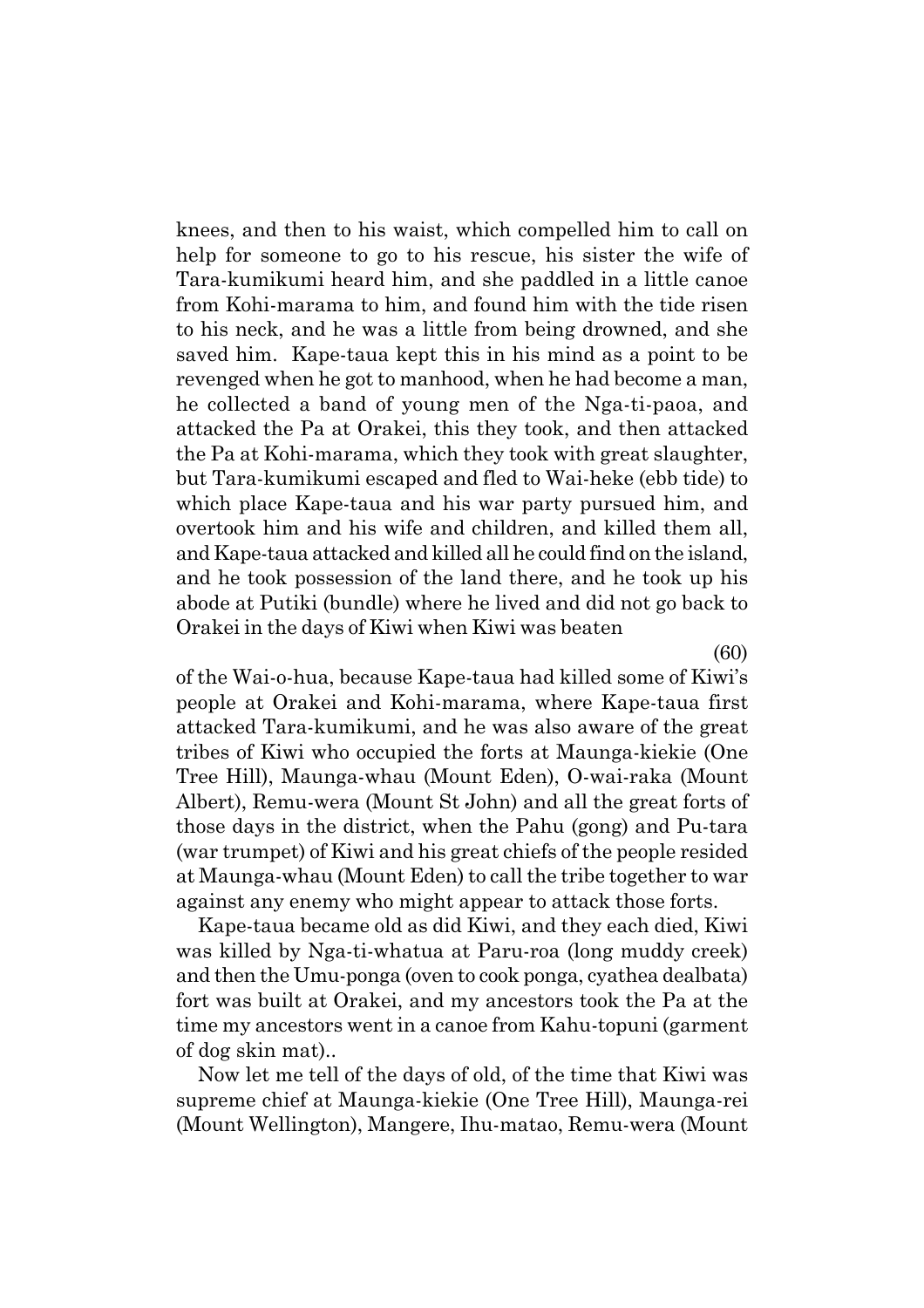knees, and then to his waist, which compelled him to call on help for someone to go to his rescue, his sister the wife of Tara-kumikumi heard him, and she paddled in a little canoe from Kohi-marama to him, and found him with the tide risen to his neck, and he was a little from being drowned, and she saved him. Kape-taua kept this in his mind as a point to be revenged when he got to manhood, when he had become a man, he collected a band of young men of the Nga-ti-paoa, and attacked the Pa at Orakei, this they took, and then attacked the Pa at Kohi-marama, which they took with great slaughter, but Tara-kumikumi escaped and fled to Wai-heke (ebb tide) to which place Kape-taua and his war party pursued him, and overtook him and his wife and children, and killed them all, and Kape-taua attacked and killed all he could find on the island, and he took possession of the land there, and he took up his abode at Putiki (bundle) where he lived and did not go back to Orakei in the days of Kiwi when Kiwi was beaten

(60)

of the Wai-o-hua, because Kape-taua had killed some of Kiwi's people at Orakei and Kohi-marama, where Kape-taua first attacked Tara-kumikumi, and he was also aware of the great tribes of Kiwi who occupied the forts at Maunga-kiekie (One Tree Hill), Maunga-whau (Mount Eden), O-wai-raka (Mount Albert), Remu-wera (Mount St John) and all the great forts of those days in the district, when the Pahu (gong) and Pu-tara (war trumpet) of Kiwi and his great chiefs of the people resided at Maunga-whau (Mount Eden) to call the tribe together to war against any enemy who might appear to attack those forts.

Kape-taua became old as did Kiwi, and they each died, Kiwi was killed by Nga-ti-whatua at Paru-roa (long muddy creek) and then the Umu-ponga (oven to cook ponga, cyathea dealbata) fort was built at Orakei, and my ancestors took the Pa at the time my ancestors went in a canoe from Kahu-topuni (garment of dog skin mat)..

Now let me tell of the days of old, of the time that Kiwi was supreme chief at Maunga-kiekie (One Tree Hill), Maunga-rei (Mount Wellington), Mangere, Ihu-matao, Remu-wera (Mount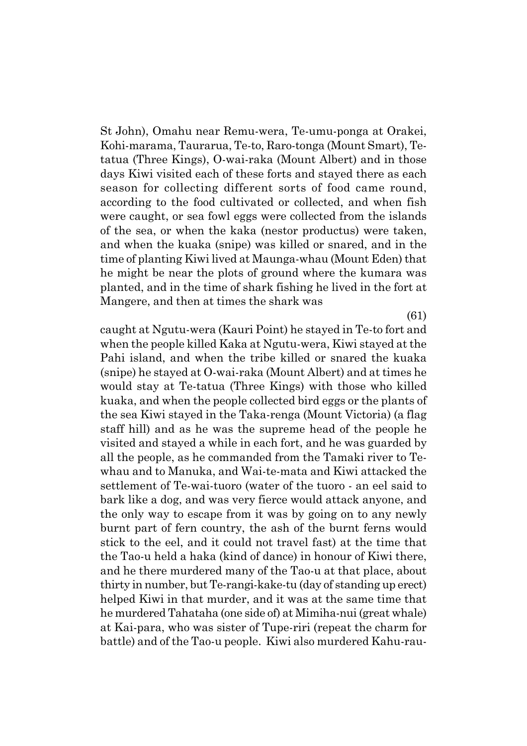St John), Omahu near Remu-wera, Te-umu-ponga at Orakei, Kohi-marama, Taurarua, Te-to, Raro-tonga (Mount Smart), Te-tatua (Three Kings), O-wai-raka (Mount Albert) and in those days Kiwi visited each of these forts and stayed there as each season for collecting different sorts of food came round, according to the food cultivated or collected, and when fish were caught, or sea fowl eggs were collected from the islands of the sea, or when the kaka (nestor productus) were taken, and when the kuaka (snipe) was killed or snared, and in the time of planting Kiwi lived at Maunga-whau (Mount Eden) that he might be near the plots of ground where the kumara was planted, and in the time of shark fishing he lived in the fort at Mangere, and then at times the shark was

(61)

caught at Ngutu-wera (Kauri Point) he stayed in Te-to fort and when the people killed Kaka at Ngutu-wera, Kiwi stayed at the Pahi island, and when the tribe killed or snared the kuaka (snipe) he stayed at O-wai-raka (Mount Albert) and at times he would stay at Te-tatua (Three Kings) with those who killed kuaka, and when the people collected bird eggs or the plants of the sea Kiwi stayed in the Taka-renga (Mount Victoria) (a flag staff hill) and as he was the supreme head of the people he visited and stayed a while in each fort, and he was guarded by all the people, as he commanded from the Tamaki river to Te-whau and to Manuka, and Wai-te-mata and Kiwi attacked the settlement of Te-wai-tuoro (water of the tuoro - an eel said to bark like a dog, and was very fierce would attack anyone, and the only way to escape from it was by going on to any newly burnt part of fern country, the ash of the burnt ferns would stick to the eel, and it could not travel fast) at the time that the Tao-u held a haka (kind of dance) in honour of Kiwi there, and he there murdered many of the Tao-u at that place, about thirty in number, but Te-rangi-kake-tu (day of standing up erect) helped Kiwi in that murder, and it was at the same time that he murdered Tahataha (one side of) at Mimiha-nui (great whale) at Kai-para, who was sister of Tupe-riri (repeat the charm for battle) and of the Tao-u people. Kiwi also murdered Kahu-rau-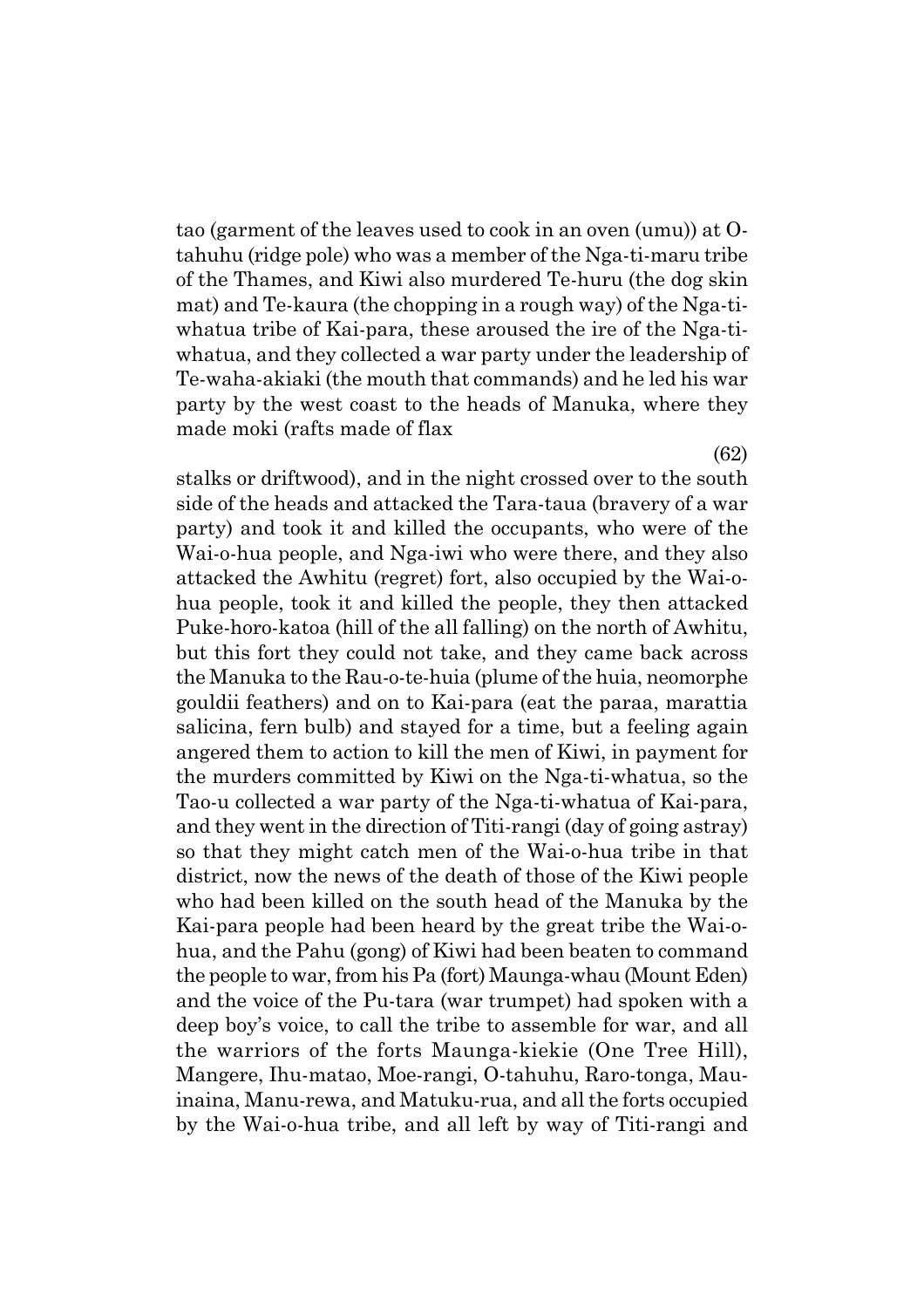tao (garment of the leaves used to cook in an oven (umu)) at O-tahuhu (ridge pole) who was a member of the Nga-ti-maru tribe of the Thames, and Kiwi also murdered Te-huru (the dog skin mat) and Te-kaura (the chopping in a rough way) of the Nga-ti-whatua tribe of Kai-para, these aroused the ire of the Nga-ti-whatua, and they collected a war party under the leadership of Te-waha-akiaki (the mouth that commands) and he led his war party by the west coast to the heads of Manuka, where they made moki (rafts made of flax

(62)

stalks or driftwood), and in the night crossed over to the south side of the heads and attacked the Tara-taua (bravery of a war party) and took it and killed the occupants, who were of the Wai-o-hua people, and Nga-iwi who were there, and they also attacked the Awhitu (regret) fort, also occupied by the Wai-o-hua people, took it and killed the people, they then attacked Puke-horo-katoa (hill of the all falling) on the north of Awhitu, but this fort they could not take, and they came back across the Manuka to the Rau-o-te-huia (plume of the huia, neomorphe gouldii feathers) and on to Kai-para (eat the paraa, marattia salicina, fern bulb) and stayed for a time, but a feeling again angered them to action to kill the men of Kiwi, in payment for the murders committed by Kiwi on the Nga-ti-whatua, so the Tao-u collected a war party of the Nga-ti-whatua of Kai-para, and they went in the direction of Titi-rangi (day of going astray) so that they might catch men of the Wai-o-hua tribe in that district, now the news of the death of those of the Kiwi people who had been killed on the south head of the Manuka by the Kai-para people had been heard by the great tribe the Wai-o-hua, and the Pahu (gong) of Kiwi had been beaten to command the people to war, from his Pa (fort) Maunga-whau (Mount Eden) and the voice of the Pu-tara (war trumpet) had spoken with a deep boy's voice, to call the tribe to assemble for war, and all the warriors of the forts Maunga-kiekie (One Tree Hill), Mangere, Ihu-matao, Moe-rangi, O-tahuhu, Raro-tonga, Mau-inaina, Manu-rewa, and Matuku-rua, and all the forts occupied by the Wai-o-hua tribe, and all left by way of Titi-rangi and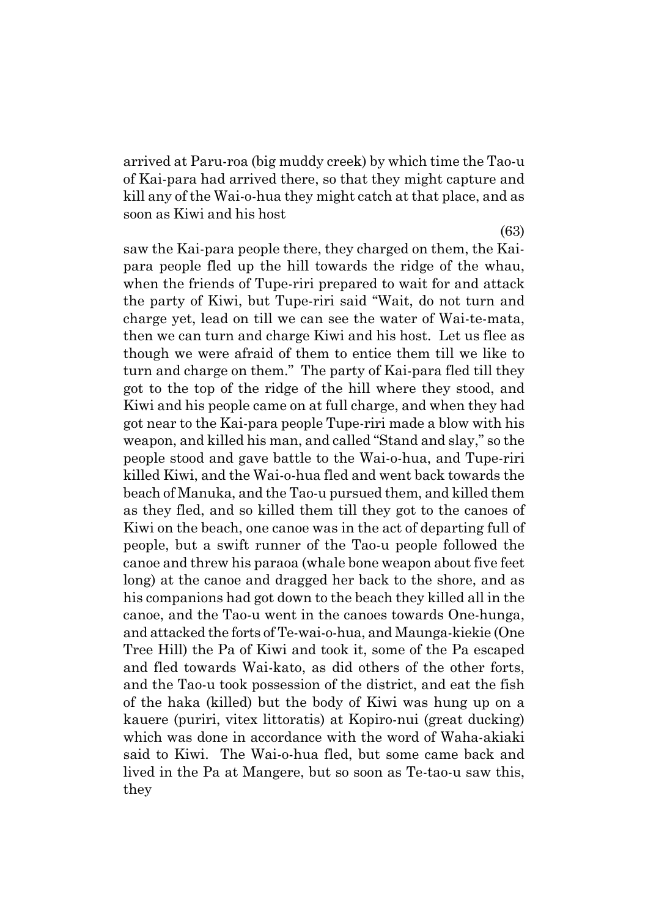arrived at Paru-roa (big muddy creek) by which time the Tao-u of Kai-para had arrived there, so that they might capture and kill any of the Wai-o-hua they might catch at that place, and as soon as Kiwi and his host saw the Kai-para people there, they charged on them, the Kai-para people fled up the hill towards the ridge of the whau, when the friends of Tupe-riri prepared to wait for and attack the party of Kiwi, but Tupe-riri said "Wait, do not turn and charge yet, lead on till we can see the water of Wai-te-mata, then we can turn and charge Kiwi and his host. Let us flee as though we were afraid of them to entice them till we like to turn and charge on them." The party of Kai-para fled till they got to the top of the ridge of the hill where they stood, and Kiwi and his people came on at full charge, and when they had got near to the Kai-para people Tupe-riri made a blow with his weapon, and killed his man, and called "Stand and slay," so the people stood and gave battle to the Wai-o-hua, and Tupe-riri killed Kiwi, and the Wai-o-hua fled and went back towards the beach of Manuka, and the Tao-u pursued them, and killed them as they fled, and so killed them till they got to the canoes of Kiwi on the beach, one canoe was in the act of departing full of people, but a swift runner of the Tao-u people followed the canoe and threw his paraoa (whale bone weapon about five feet long) at the canoe and dragged her back to the shore, and as his companions had got down to the beach they killed all in the canoe, and the Tao-u went in the canoes towards One-hunga, and attacked the forts of Te-wai-o-hua, and Maunga-kiekie (One Tree Hill) the Pa of Kiwi and took it, some of the Pa escaped and fled towards Wai-kato, as did others of the other forts, and the Tao-u took possession of the district, and eat the fish of the haka (killed) but the body of Kiwi was hung up on a kauere (puriri, vitex littoratis) at Kopiro-nui (great ducking) which was done in accordance with the word of Waha-akiaki said to Kiwi. The Wai-o-hua fled, but some came back and lived in the Pa at Mangere, but so soon as Te-tao-u saw this, they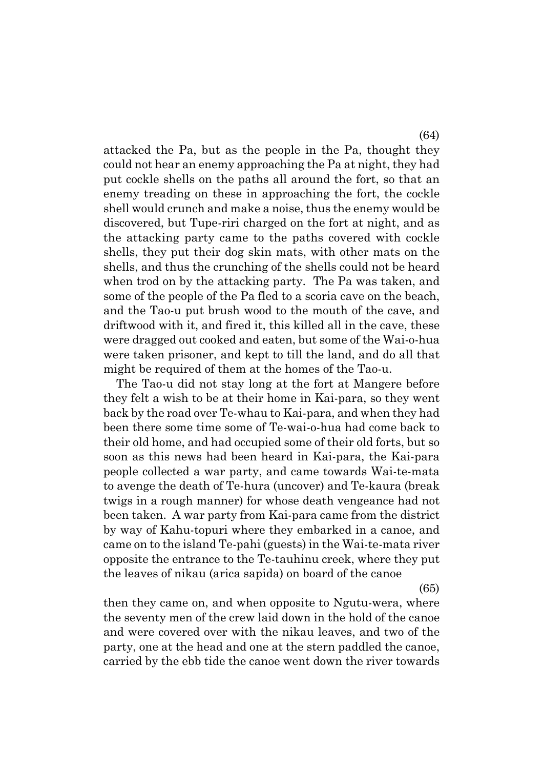attacked the Pa, but as the people in the Pa, thought they could not hear an enemy approaching the Pa at night, they had put cockle shells on the paths all around the fort, so that an enemy treading on these in approaching the fort, the cockle shell would crunch and make a noise, thus the enemy would be discovered, but Tupe-riri charged on the fort at night, and as the attacking party came to the paths covered with cockle shells, they put their dog skin mats, with other mats on the shells, and thus the crunching of the shells could not be heard when trod on by the attacking party. The Pa was taken, and some of the people of the Pa fled to a scoria cave on the beach, and the Tao-u put brush wood to the mouth of the cave, and driftwood with it, and fired it, this killed all in the cave, these were dragged out cooked and eaten, but some of the Wai-o-hua were taken prisoner, and kept to till the land, and do all that might be required of them at the homes of the Tao-u.

The Tao-u did not stay long at the fort at Mangere before they felt a wish to be at their home in Kai-para, so they went back by the road over Te-whau to Kai-para, and when they had been there some time some of Te-wai-o-hua had come back to their old home, and had occupied some of their old forts, but so soon as this news had been heard in Kai-para, the Kai-para people collected a war party, and came towards Wai-te-mata to avenge the death of Te-hura (uncover) and Te-kaura (break twigs in a rough manner) for whose death vengeance had not been taken. A war party from Kai-para came from the district by way of Kahu-topuri where they embarked in a canoe, and came on to the island Te-pahi (guests) in the Wai-te-mata river opposite the entrance to the Te-tauhinu creek, where they put the leaves of nikau (arica sapida) on board of the canoe

then they came on, and when opposite to Ngutu-wera, where the seventy men of the crew laid down in the hold of the canoe and were covered over with the nikau leaves, and two of the party, one at the head and one at the stern paddled the canoe, carried by the ebb tide the canoe went down the river towards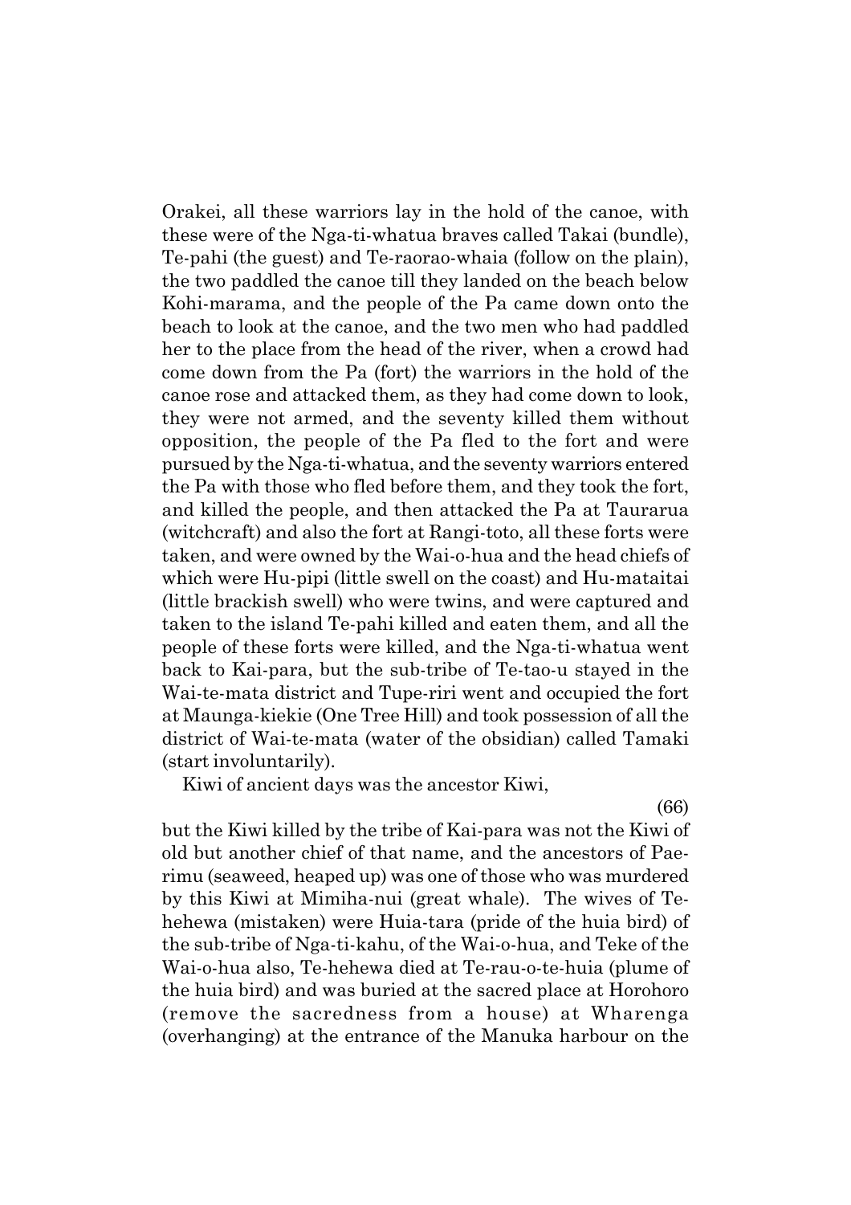Orakei, all these warriors lay in the hold of the canoe, with these were of the Nga-ti-whatua braves called Takai (bundle), Te-pahi (the guest) and Te-raorao-whaia (follow on the plain), the two paddled the canoe till they landed on the beach below Kohi-marama, and the people of the Pa came down onto the beach to look at the canoe, and the two men who had paddled her to the place from the head of the river, when a crowd had come down from the Pa (fort) the warriors in the hold of the canoe rose and attacked them, as they had come down to look, they were not armed, and the seventy killed them without opposition, the people of the Pa fled to the fort and were pursued by the Nga-ti-whatua, and the seventy warriors entered the Pa with those who fled before them, and they took the fort, and killed the people, and then attacked the Pa at Taurarua (witchcraft) and also the fort at Rangi-toto, all these forts were taken, and were owned by the Wai-o-hua and the head chiefs of which were Hu-pipi (little swell on the coast) and Hu-mataitai (little brackish swell) who were twins, and were captured and taken to the island Te-pahi killed and eaten them, and all the people of these forts were killed, and the Nga-ti-whatua went back to Kai-para, but the sub-tribe of Te-tao-u stayed in the Wai-te-mata district and Tupe-riri went and occupied the fort at Maunga-kiekie (One Tree Hill) and took possession of all the district of Wai-te-mata (water of the obsidian) called Tamaki (start involuntarily).

Kiwi of ancient days was the ancestor Kiwi,

(66)

but the Kiwi killed by the tribe of Kai-para was not the Kiwi of old but another chief of that name, and the ancestors of Pae-rimu (seaweed, heaped up) was one of those who was murdered by this Kiwi at Mimiha-nui (great whale). The wives of Te-hehewa (mistaken) were Huia-tara (pride of the huia bird) of the sub-tribe of Nga-ti-kahu, of the Wai-o-hua, and Teke of the Wai-o-hua also, Te-hehewa died at Te-rau-o-te-huia (plume of the huia bird) and was buried at the sacred place at Horohoro (remove the sacredness from a house) at Wharenga (overhanging) at the entrance of the Manuka harbour on the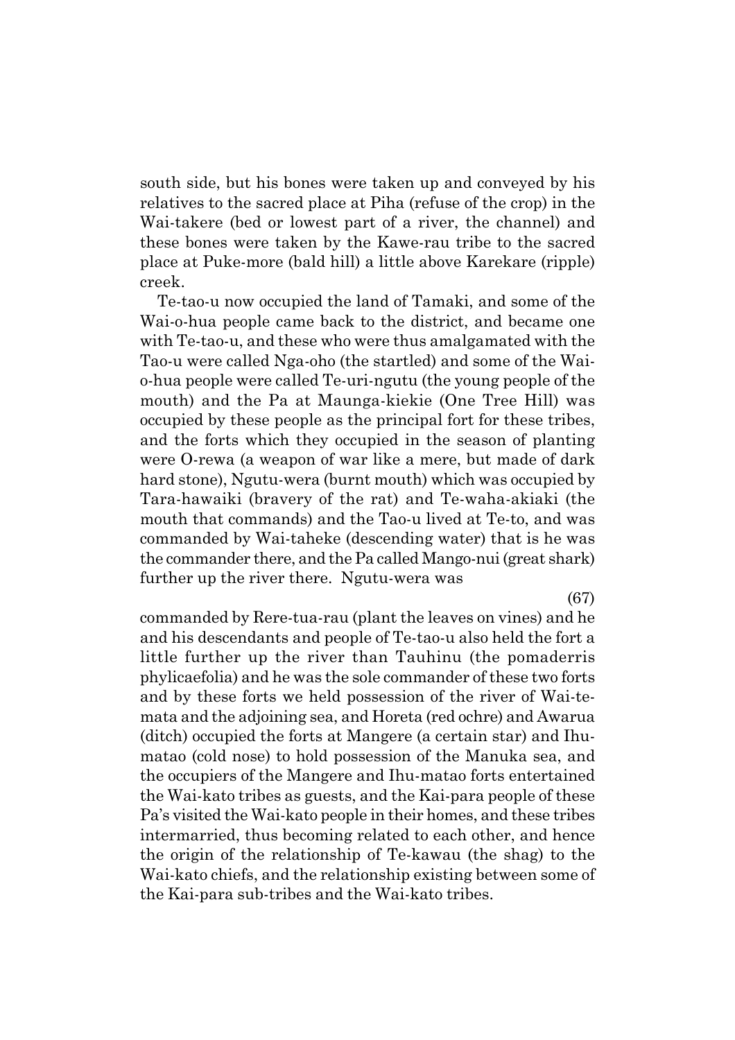south side, but his bones were taken up and conveyed by his relatives to the sacred place at Piha (refuse of the crop) in the Wai-takere (bed or lowest part of a river, the channel) and these bones were taken by the Kawe-rau tribe to the sacred place at Puke-more (bald hill) a little above Karekare (ripple) creek.

Te-tao-u now occupied the land of Tamaki, and some of the Wai-o-hua people came back to the district, and became one with Te-tao-u, and these who were thus amalgamated with the Tao-u were called Nga-oho (the startled) and some of the Wai-o-hua people were called Te-uri-ngutu (the young people of the mouth) and the Pa at Maunga-kiekie (One Tree Hill) was occupied by these people as the principal fort for these tribes, and the forts which they occupied in the season of planting were O-rewa (a weapon of war like a mere, but made of dark hard stone), Ngutu-wera (burnt mouth) which was occupied by Tara-hawaiki (bravery of the rat) and Te-waha-akiaki (the mouth that commands) and the Tao-u lived at Te-to, and was commanded by Wai-taheke (descending water) that is he was the commander there, and the Pa called Mango-nui (great shark) further up the river there. Ngutu-wera was commanded by Rere-tua-rau (plant the leaves on vines) and he and his descendants and people of Te-tao-u also held the fort a little further up the river than Tauhinu (the pomaderris phylicaefolia) and he was the sole commander of these two forts and by these forts we held possession of the river of Wai-te-mata and the adjoining sea, and Horeta (red ochre) and Awarua (ditch) occupied the forts at Mangere (a certain star) and Ihu-matao (cold nose) to hold possession of the Manuka sea, and the occupiers of the Mangere and Ihu-matao forts entertained the Wai-kato tribes as guests, and the Kai-para people of these Pa's visited the Wai-kato people in their homes, and these tribes intermarried, thus becoming related to each other, and hence the origin of the relationship of Te-kawau (the shag) to the Wai-kato chiefs, and the relationship existing between some of the Kai-para sub-tribes and the Wai-kato tribes.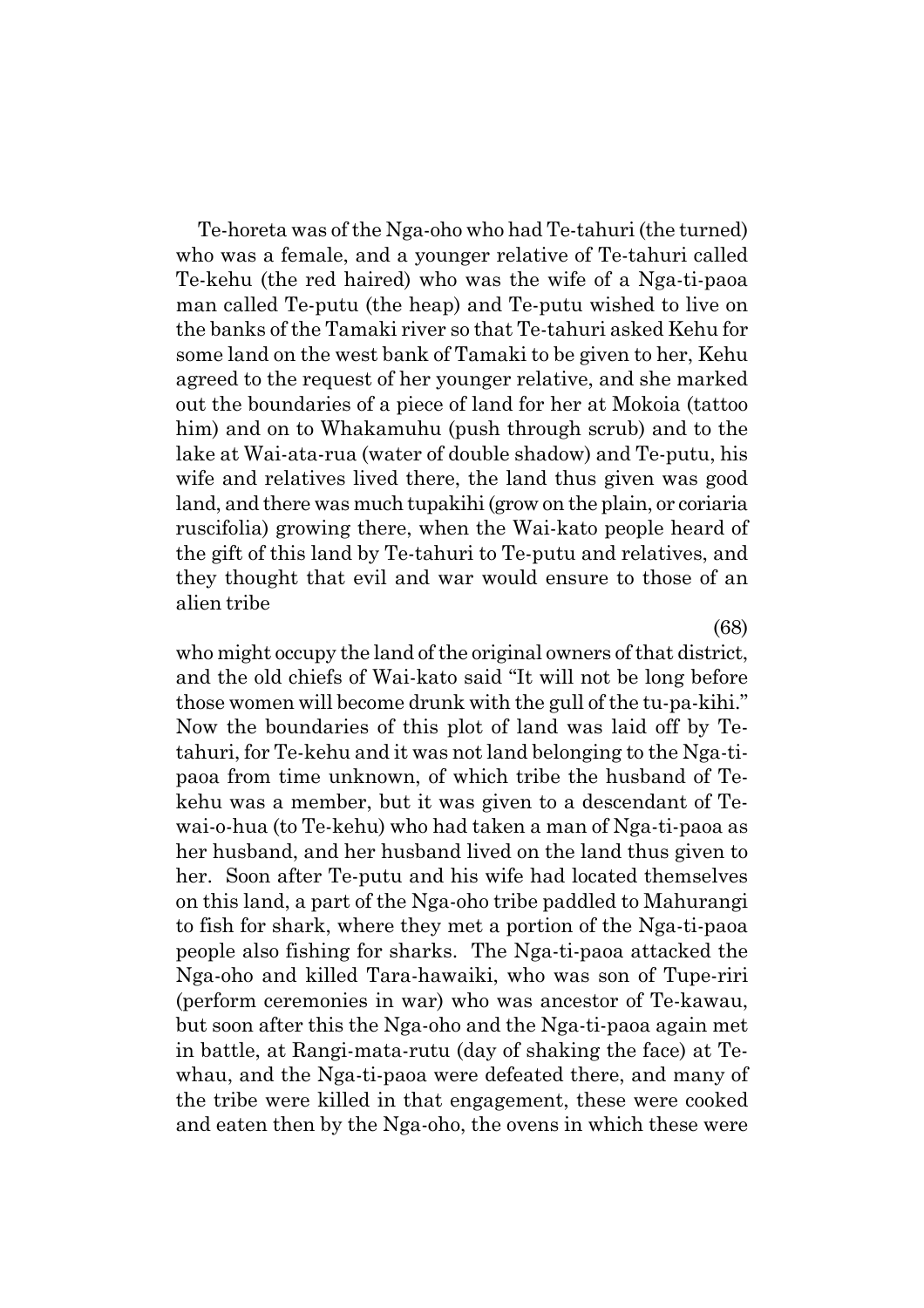Te-horeta was of the Nga-oho who had Te-tahuri (the turned) who was a female, and a younger relative of Te-tahuri called Te-kehu (the red haired) who was the wife of a Nga-ti-paoa man called Te-putu (the heap) and Te-putu wished to live on the banks of the Tamaki river so that Te-tahuri asked Kehu for some land on the west bank of Tamaki to be given to her, Kehu agreed to the request of her younger relative, and she marked out the boundaries of a piece of land for her at Mokoia (tattoo him) and on to Whakamuhu (push through scrub) and to the lake at Wai-ata-rua (water of double shadow) and Te-putu, his wife and relatives lived there, the land thus given was good land, and there was much tupakihi (grow on the plain, or coriaria ruscifolia) growing there, when the Wai-kato people heard of the gift of this land by Te-tahuri to Te-putu and relatives, and they thought that evil and war would ensure to those of an alien tribe

(68)

who might occupy the land of the original owners of that district, and the old chiefs of Wai-kato said "It will not be long before those women will become drunk with the gull of the tu-pa-kihi." Now the boundaries of this plot of land was laid off by Te-tahuri, for Te-kehu and it was not land belonging to the Nga-ti-paoa from time unknown, of which tribe the husband of Te-kehu was a member, but it was given to a descendant of Te-wai-o-hua (to Te-kehu) who had taken a man of Nga-ti-paoa as her husband, and her husband lived on the land thus given to her. Soon after Te-putu and his wife had located themselves on this land, a part of the Nga-oho tribe paddled to Mahurangi to fish for shark, where they met a portion of the Nga-ti-paoa people also fishing for sharks. The Nga-ti-paoa attacked the Nga-oho and killed Tara-hawaiki, who was son of Tupe-riri (perform ceremonies in war) who was ancestor of Te-kawau, but soon after this the Nga-oho and the Nga-ti-paoa again met in battle, at Rangi-mata-rutu (day of shaking the face) at Te-whau, and the Nga-ti-paoa were defeated there, and many of the tribe were killed in that engagement, these were cooked and eaten then by the Nga-oho, the ovens in which these were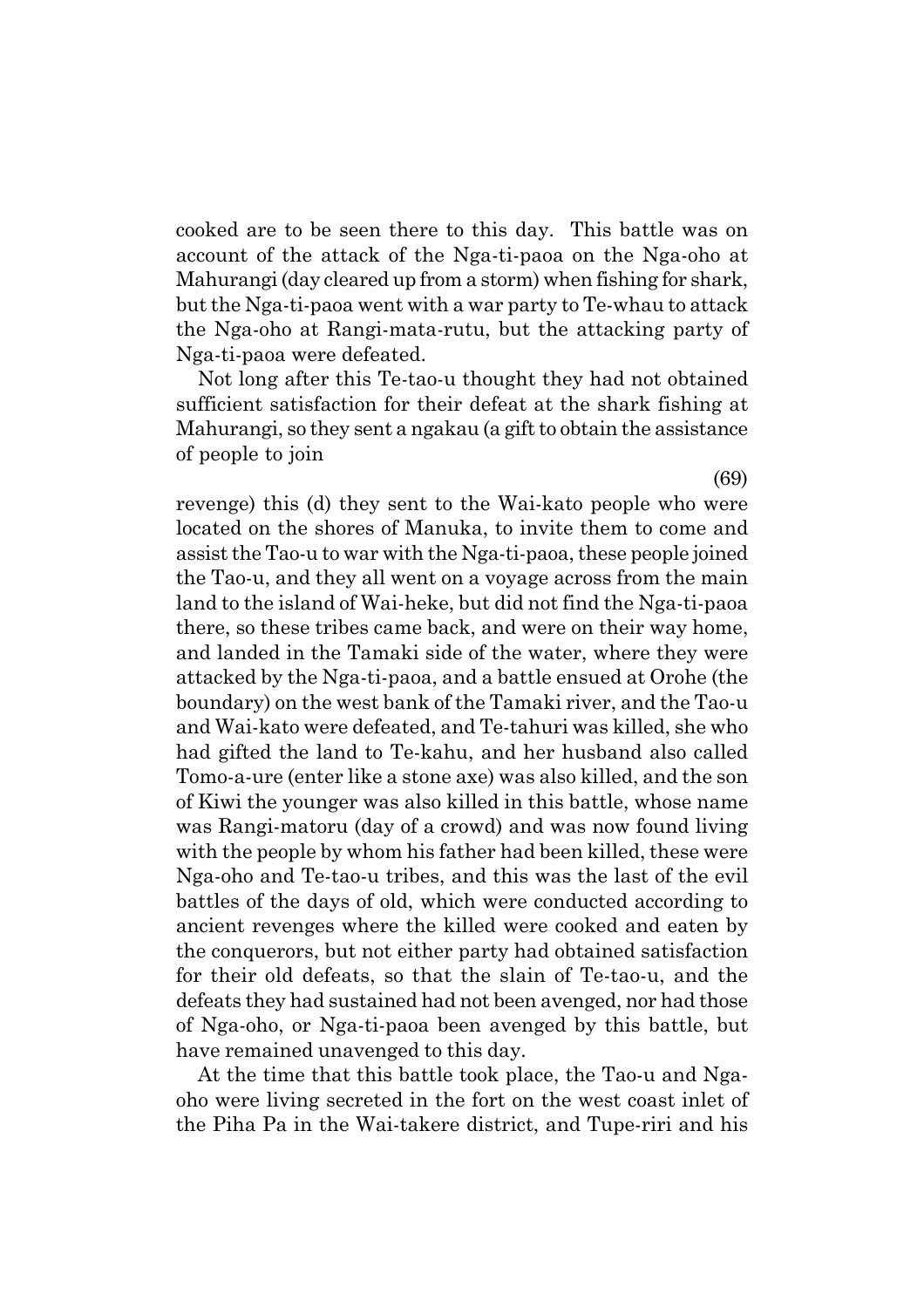cooked are to be seen there to this day. This battle was on account of the attack of the Nga-ti-paoa on the Nga-oho at Mahurangi (day cleared up from a storm) when fishing for shark, but the Nga-ti-paoa went with a war party to Te-whau to attack the Nga-oho at Rangi-mata-rutu, but the attacking party of Nga-ti-paoa were defeated.

Not long after this Te-tao-u thought they had not obtained sufficient satisfaction for their defeat at the shark fishing at Mahurangi, so they sent a ngakau (a gift to obtain the assistance of people to join

(69)

revenge) this (d) they sent to the Wai-kato people who were located on the shores of Manuka, to invite them to come and assist the Tao-u to war with the Nga-ti-paoa, these people joined the Tao-u, and they all went on a voyage across from the main land to the island of Wai-heke, but did not find the Nga-ti-paoa there, so these tribes came back, and were on their way home, and landed in the Tamaki side of the water, where they were attacked by the Nga-ti-paoa, and a battle ensued at Orohe (the boundary) on the west bank of the Tamaki river, and the Tao-u and Wai-kato were defeated, and Te-tahuri was killed, she who had gifted the land to Te-kahu, and her husband also called Tomo-a-ure (enter like a stone axe) was also killed, and the son of Kiwi the younger was also killed in this battle, whose name was Rangi-matoru (day of a crowd) and was now found living with the people by whom his father had been killed, these were Nga-oho and Te-tao-u tribes, and this was the last of the evil battles of the days of old, which were conducted according to ancient revenges where the killed were cooked and eaten by the conquerors, but not either party had obtained satisfaction for their old defeats, so that the slain of Te-tao-u, and the defeats they had sustained had not been avenged, nor had those of Nga-oho, or Nga-ti-paoa been avenged by this battle, but have remained unavenged to this day.

At the time that this battle took place, the Tao-u and Nga-oho were living secreted in the fort on the west coast inlet of the Piha Pa in the Wai-takere district, and Tupe-riri and his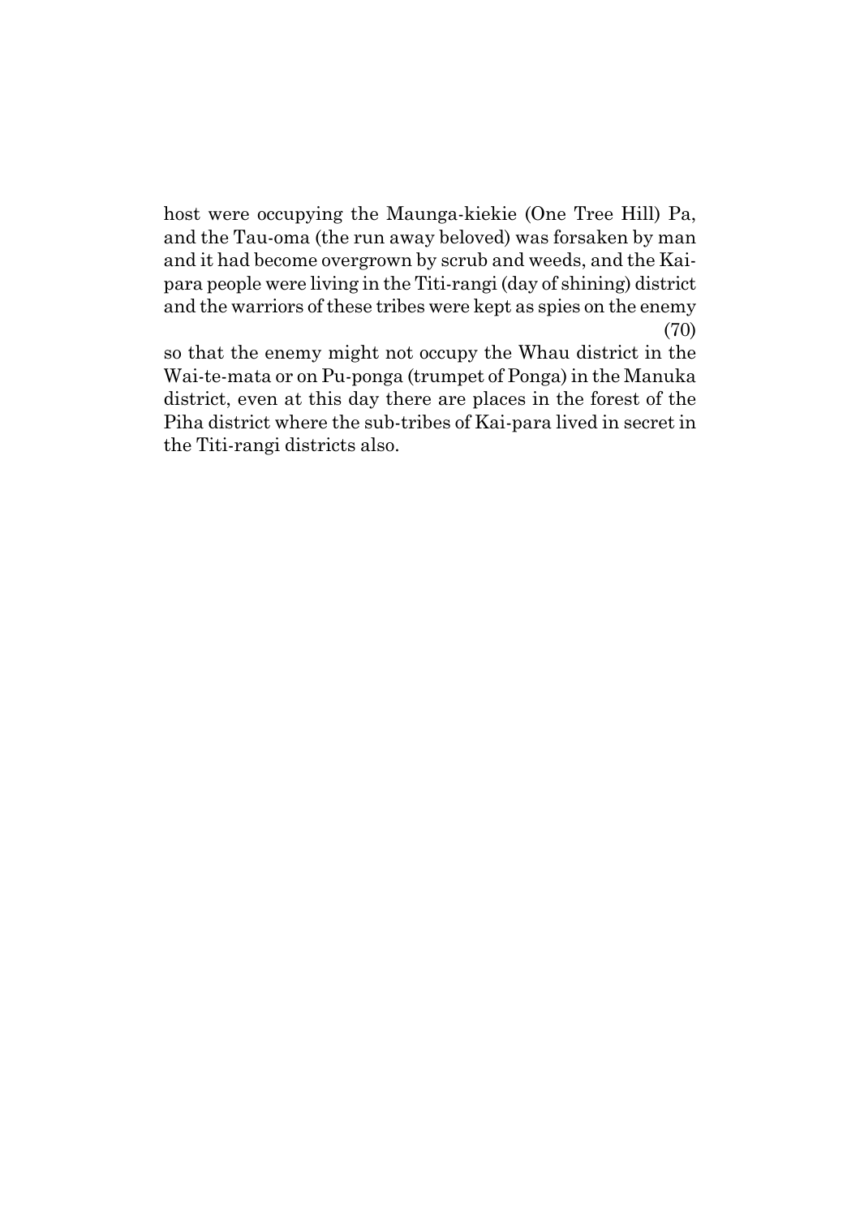host were occupying the Maunga-kiekie (One Tree Hill) Pa, and the Tau-oma (the run away beloved) was forsaken by man and it had become overgrown by scrub and weeds, and the Kai-para people were living in the Titi-rangi (day of shining) district and the warriors of these tribes were kept as spies on the enemy (70)

so that the enemy might not occupy the Whau district in the Wai-te-mata or on Pu-ponga (trumpet of Ponga) in the Manuka district, even at this day there are places in the forest of the Piha district where the sub-tribes of Kai-para lived in secret in the Titi-rangi districts also.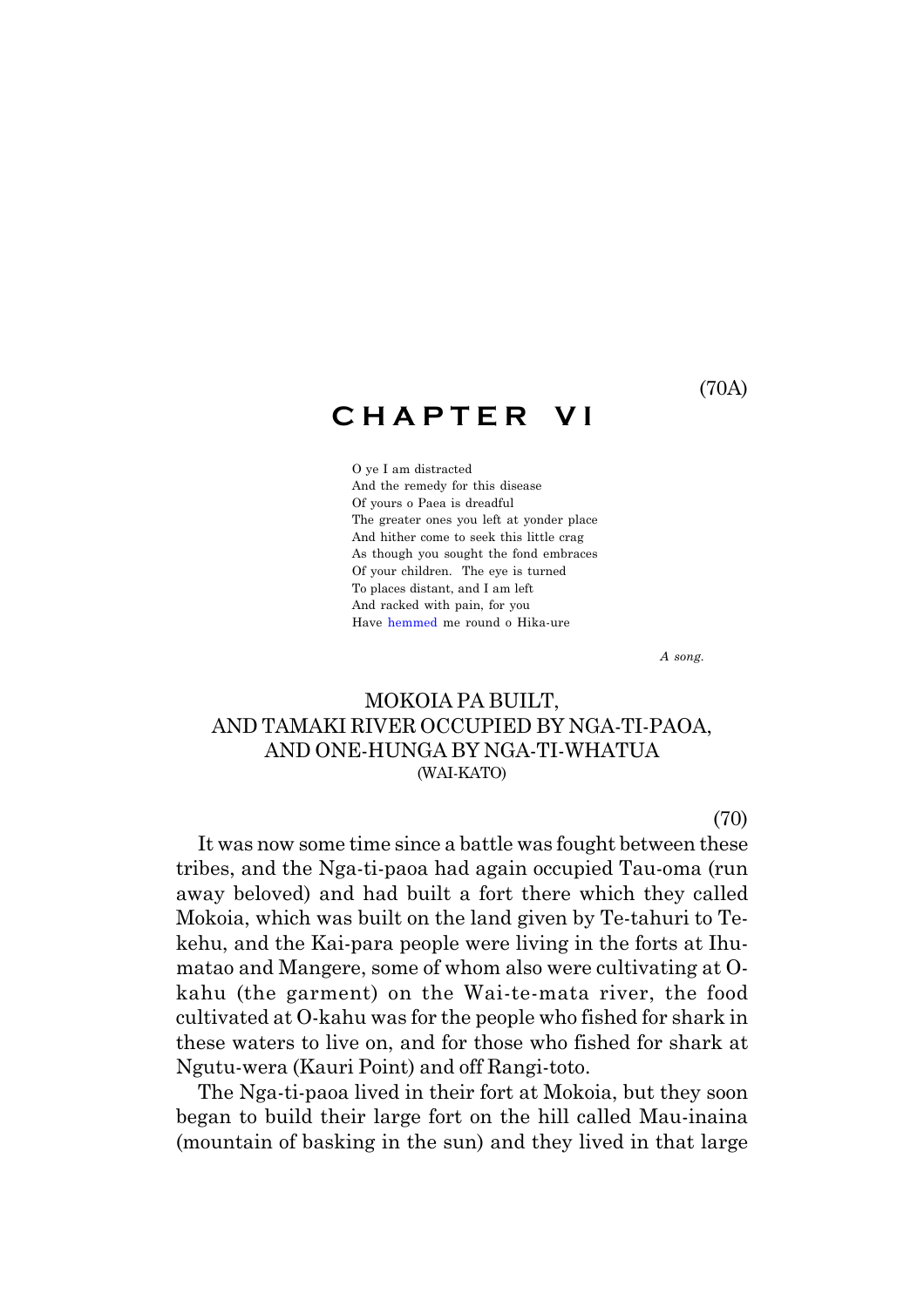(70A)

# CHAPTER VI

O ye I am distracted
And the remedy for this disease
Of yours o Paea is dreadful
The greater ones you left at yonder place
And hither come to seek this little crag
As though you sought the fond embraces
Of your children. The eye is turned
To places distant, and I am left
And racked with pain, for you
Have hemmed me round o Hika-ure

*A song.*

## MOKOIA PA BUILT, AND TAMAKI RIVER OCCUPIED BY NGA-TI-PAOA, AND ONE-HUNGA BY NGA-TI-WHATUA (WAI-KATO)

(70)

It was now some time since a battle was fought between these tribes, and the Nga-ti-paoa had again occupied Tau-oma (run away beloved) and had built a fort there which they called Mokoia, which was built on the land given by Te-tahuri to Te-kehu, and the Kai-para people were living in the forts at Ihu-matao and Mangere, some of whom also were cultivating at O-kahu (the garment) on the Wai-te-mata river, the food cultivated at O-kahu was for the people who fished for shark in these waters to live on, and for those who fished for shark at Ngutu-wera (Kauri Point) and off Rangi-toto.

The Nga-ti-paoa lived in their fort at Mokoia, but they soon began to build their large fort on the hill called Mau-inaina (mountain of basking in the sun) and they lived in that large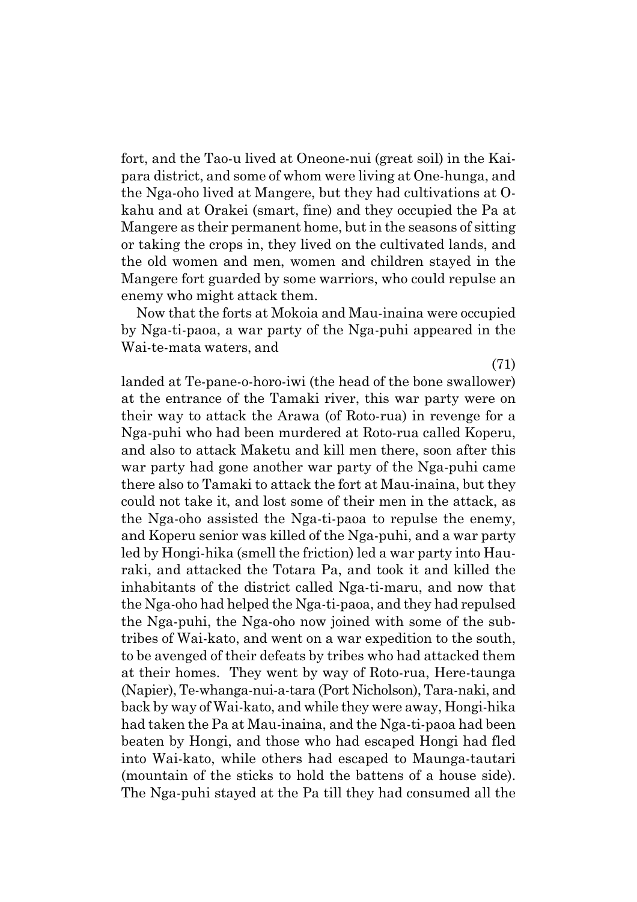fort, and the Tao-u lived at Oneone-nui (great soil) in the Kai-para district, and some of whom were living at One-hunga, and the Nga-oho lived at Mangere, but they had cultivations at O-kahu and at Orakei (smart, fine) and they occupied the Pa at Mangere as their permanent home, but in the seasons of sitting or taking the crops in, they lived on the cultivated lands, and the old women and men, women and children stayed in the Mangere fort guarded by some warriors, who could repulse an enemy who might attack them.

Now that the forts at Mokoia and Mau-inaina were occupied by Nga-ti-paoa, a war party of the Nga-puhi appeared in the Wai-te-mata waters, and landed at Te-pane-o-horo-iwi (the head of the bone swallower) at the entrance of the Tamaki river, this war party were on their way to attack the Arawa (of Roto-rua) in revenge for a Nga-puhi who had been murdered at Roto-rua called Koperu, and also to attack Maketu and kill men there, soon after this war party had gone another war party of the Nga-puhi came there also to Tamaki to attack the fort at Mau-inaina, but they could not take it, and lost some of their men in the attack, as the Nga-oho assisted the Nga-ti-paoa to repulse the enemy, and Koperu senior was killed of the Nga-puhi, and a war party led by Hongi-hika (smell the friction) led a war party into Hau-raki, and attacked the Totara Pa, and took it and killed the inhabitants of the district called Nga-ti-maru, and now that the Nga-oho had helped the Nga-ti-paoa, and they had repulsed the Nga-puhi, the Nga-oho now joined with some of the sub-tribes of Wai-kato, and went on a war expedition to the south, to be avenged of their defeats by tribes who had attacked them at their homes. They went by way of Roto-rua, Here-taunga (Napier), Te-whanga-nui-a-tara (Port Nicholson), Tara-naki, and back by way of Wai-kato, and while they were away, Hongi-hika had taken the Pa at Mau-inaina, and the Nga-ti-paoa had been beaten by Hongi, and those who had escaped Hongi had fled into Wai-kato, while others had escaped to Maunga-tautari (mountain of the sticks to hold the battens of a house side). The Nga-puhi stayed at the Pa till they had consumed all the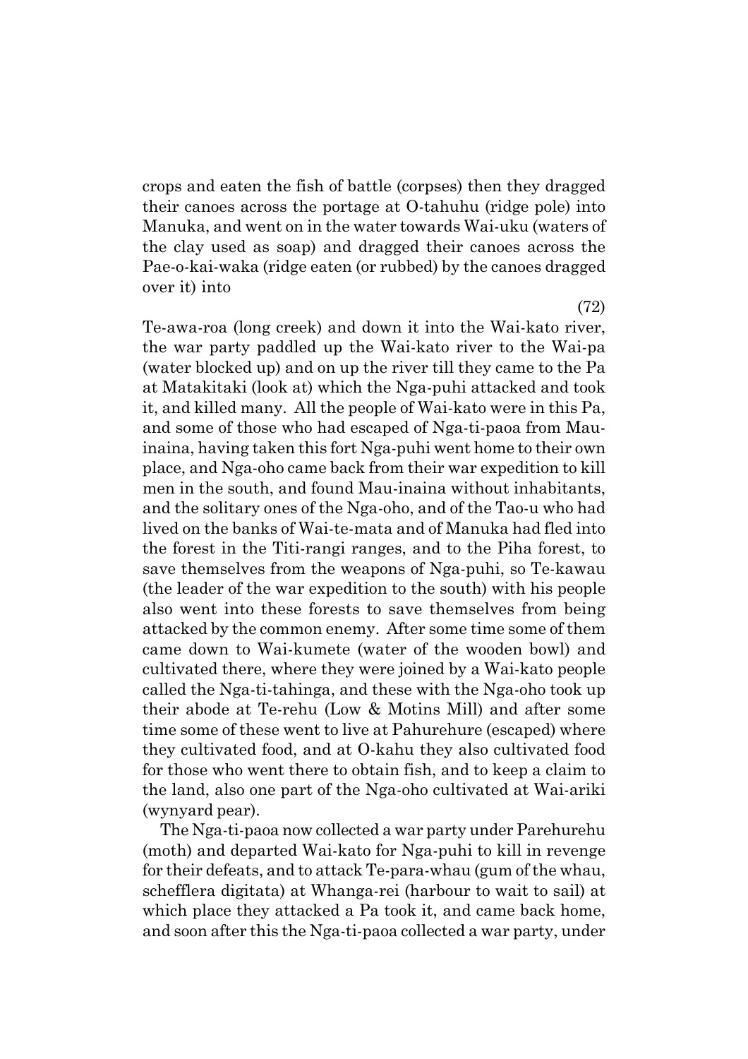crops and eaten the fish of battle (corpses) then they dragged their canoes across the portage at O-tahuhu (ridge pole) into Manuka, and went on in the water towards Wai-uku (waters of the clay used as soap) and dragged their canoes across the Pae-o-kai-waka (ridge eaten (or rubbed) by the canoes dragged over it) into

(72)

Te-awa-roa (long creek) and down it into the Wai-kato river, the war party paddled up the Wai-kato river to the Wai-pa (water blocked up) and on up the river till they came to the Pa at Matakitaki (look at) which the Nga-puhi attacked and took it, and killed many. All the people of Wai-kato were in this Pa, and some of those who had escaped of Nga-ti-paoa from Mau-inaina, having taken this fort Nga-puhi went home to their own place, and Nga-oho came back from their war expedition to kill men in the south, and found Mau-inaina without inhabitants, and the solitary ones of the Nga-oho, and of the Tao-u who had lived on the banks of Wai-te-mata and of Manuka had fled into the forest in the Titi-rangi ranges, and to the Piha forest, to save themselves from the weapons of Nga-puhi, so Te-kawau (the leader of the war expedition to the south) with his people also went into these forests to save themselves from being attacked by the common enemy. After some time some of them came down to Wai-kumete (water of the wooden bowl) and cultivated there, where they were joined by a Wai-kato people called the Nga-ti-tahinga, and these with the Nga-oho took up their abode at Te-rehu (Low & Motins Mill) and after some time some of these went to live at Pahurehure (escaped) where they cultivated food, and at O-kahu they also cultivated food for those who went there to obtain fish, and to keep a claim to the land, also one part of the Nga-oho cultivated at Wai-ariki (wynyard pear).

The Nga-ti-paoa now collected a war party under Parehurehu (moth) and departed Wai-kato for Nga-puhi to kill in revenge for their defeats, and to attack Te-para-whau (gum of the whau, schefflera digitata) at Whanga-rei (harbour to wait to sail) at which place they attacked a Pa took it, and came back home, and soon after this the Nga-ti-paoa collected a war party, under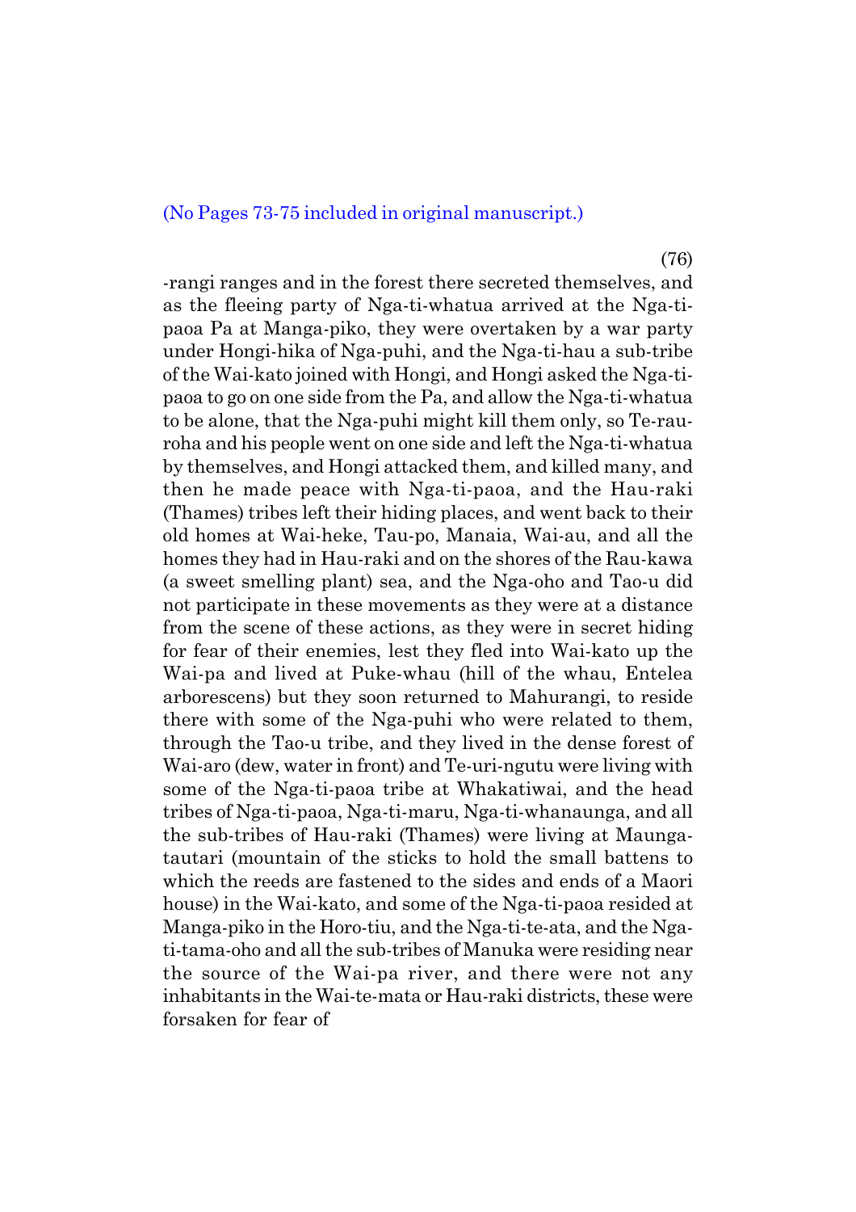(No Pages 73-75 included in original manuscript.)

-rangi ranges and in the forest there secreted themselves, and as the fleeing party of Nga-ti-whatua arrived at the Nga-ti-paoa Pa at Manga-piko, they were overtaken by a war party under Hongi-hika of Nga-puhi, and the Nga-ti-hau a sub-tribe of the Wai-kato joined with Hongi, and Hongi asked the Nga-ti-paoa to go on one side from the Pa, and allow the Nga-ti-whatua to be alone, that the Nga-puhi might kill them only, so Te-rau-roha and his people went on one side and left the Nga-ti-whatua by themselves, and Hongi attacked them, and killed many, and then he made peace with Nga-ti-paoa, and the Hau-raki (Thames) tribes left their hiding places, and went back to their old homes at Wai-heke, Tau-po, Manaia, Wai-au, and all the homes they had in Hau-raki and on the shores of the Rau-kawa (a sweet smelling plant) sea, and the Nga-oho and Tao-u did not participate in these movements as they were at a distance from the scene of these actions, as they were in secret hiding for fear of their enemies, lest they fled into Wai-kato up the Wai-pa and lived at Puke-whau (hill of the whau, Entelea arborescens) but they soon returned to Mahurangi, to reside there with some of the Nga-puhi who were related to them, through the Tao-u tribe, and they lived in the dense forest of Wai-aro (dew, water in front) and Te-uri-ngutu were living with some of the Nga-ti-paoa tribe at Whakatiwai, and the head tribes of Nga-ti-paoa, Nga-ti-maru, Nga-ti-whanaunga, and all the sub-tribes of Hau-raki (Thames) were living at Maunga-tautari (mountain of the sticks to hold the small battens to which the reeds are fastened to the sides and ends of a Maori house) in the Wai-kato, and some of the Nga-ti-paoa resided at Manga-piko in the Horo-tiu, and the Nga-ti-te-ata, and the Nga-ti-tama-oho and all the sub-tribes of Manuka were residing near the source of the Wai-pa river, and there were not any inhabitants in the Wai-te-mata or Hau-raki districts, these were forsaken for fear of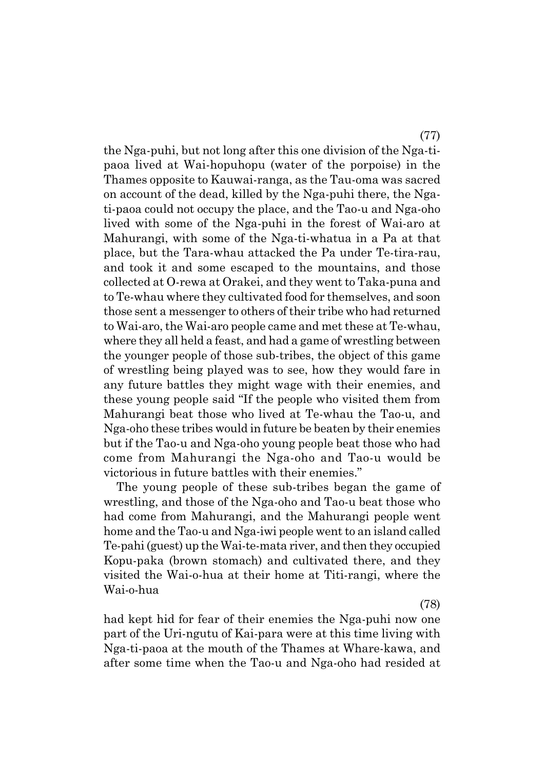the Nga-puhi, but not long after this one division of the Nga-ti-paoa lived at Wai-hopuhopu (water of the porpoise) in the Thames opposite to Kauwai-ranga, as the Tau-oma was sacred on account of the dead, killed by the Nga-puhi there, the Nga-ti-paoa could not occupy the place, and the Tao-u and Nga-oho lived with some of the Nga-puhi in the forest of Wai-aro at Mahurangi, with some of the Nga-ti-whatua in a Pa at that place, but the Tara-whau attacked the Pa under Te-tira-rau, and took it and some escaped to the mountains, and those collected at O-rewa at Orakei, and they went to Taka-puna and to Te-whau where they cultivated food for themselves, and soon those sent a messenger to others of their tribe who had returned to Wai-aro, the Wai-aro people came and met these at Te-whau, where they all held a feast, and had a game of wrestling between the younger people of those sub-tribes, the object of this game of wrestling being played was to see, how they would fare in any future battles they might wage with their enemies, and these young people said "If the people who visited them from Mahurangi beat those who lived at Te-whau the Tao-u, and Nga-oho these tribes would in future be beaten by their enemies but if the Tao-u and Nga-oho young people beat those who had come from Mahurangi the Nga-oho and Tao-u would be victorious in future battles with their enemies."

The young people of these sub-tribes began the game of wrestling, and those of the Nga-oho and Tao-u beat those who had come from Mahurangi, and the Mahurangi people went home and the Tao-u and Nga-iwi people went to an island called Te-pahi (guest) up the Wai-te-mata river, and then they occupied Kopu-paka (brown stomach) and cultivated there, and they visited the Wai-o-hua at their home at Titi-rangi, where the Wai-o-hua

(78)

had kept hid for fear of their enemies the Nga-puhi now one part of the Uri-ngutu of Kai-para were at this time living with Nga-ti-paoa at the mouth of the Thames at Whare-kawa, and after some time when the Tao-u and Nga-oho had resided at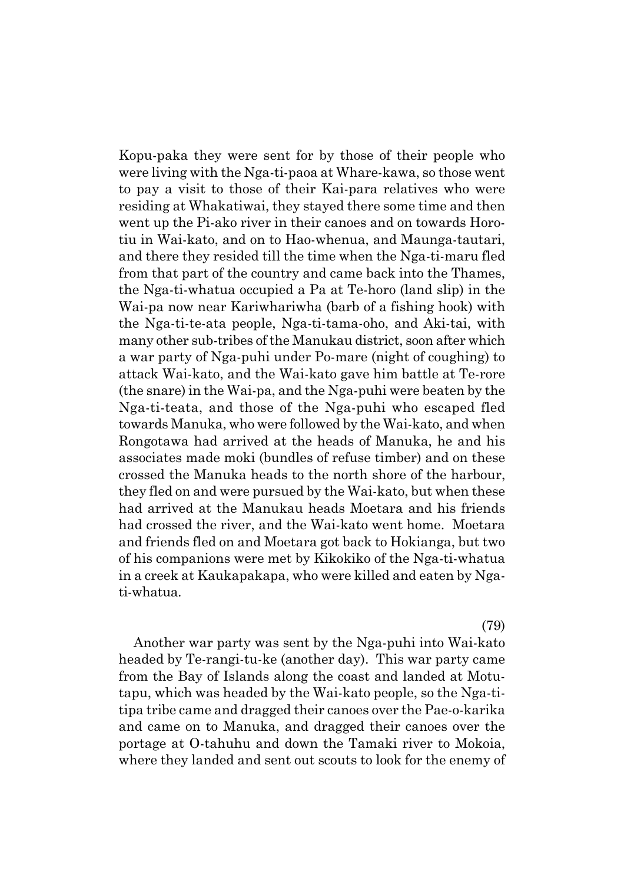Kopu-paka they were sent for by those of their people who were living with the Nga-ti-paoa at Whare-kawa, so those went to pay a visit to those of their Kai-para relatives who were residing at Whakatiwai, they stayed there some time and then went up the Pi-ako river in their canoes and on towards Horotiu in Wai-kato, and on to Hao-whenua, and Maunga-tautari, and there they resided till the time when the Nga-ti-maru fled from that part of the country and came back into the Thames, the Nga-ti-whatua occupied a Pa at Te-horo (land slip) in the Wai-pa now near Kariwhariwha (barb of a fishing hook) with the Nga-ti-te-ata people, Nga-ti-tama-oho, and Aki-tai, with many other sub-tribes of the Manukau district, soon after which a war party of Nga-puhi under Po-mare (night of coughing) to attack Wai-kato, and the Wai-kato gave him battle at Te-rore (the snare) in the Wai-pa, and the Nga-puhi were beaten by the Nga-ti-teata, and those of the Nga-puhi who escaped fled towards Manuka, who were followed by the Wai-kato, and when Rongotawa had arrived at the heads of Manuka, he and his associates made moki (bundles of refuse timber) and on these crossed the Manuka heads to the north shore of the harbour, they fled on and were pursued by the Wai-kato, but when these had arrived at the Manukau heads Moetara and his friends had crossed the river, and the Wai-kato went home. Moetara and friends fled on and Moetara got back to Hokianga, but two of his companions were met by Kikokiko of the Nga-ti-whatua in a creek at Kaukapakapa, who were killed and eaten by Nga-ti-whatua.

(79)

Another war party was sent by the Nga-puhi into Wai-kato headed by Te-rangi-tu-ke (another day). This war party came from the Bay of Islands along the coast and landed at Motu-tapu, which was headed by the Wai-kato people, so the Nga-ti-tipa tribe came and dragged their canoes over the Pae-o-karika and came on to Manuka, and dragged their canoes over the portage at O-tahuhu and down the Tamaki river to Mokoia, where they landed and sent out scouts to look for the enemy of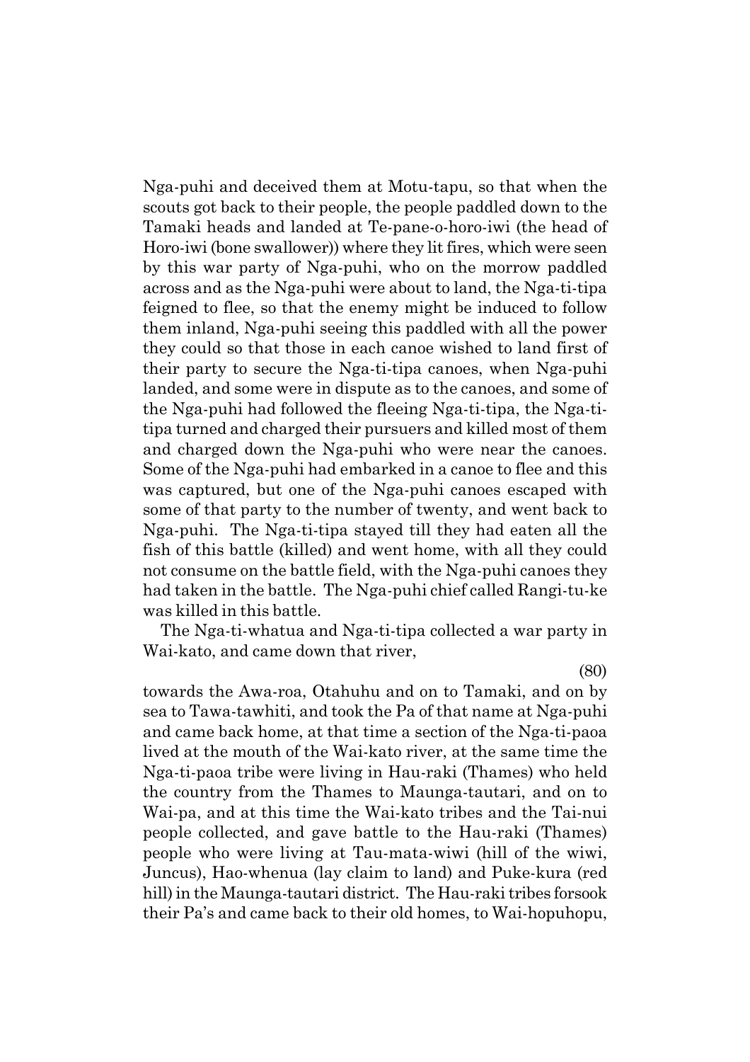Nga-puhi and deceived them at Motu-tapu, so that when the scouts got back to their people, the people paddled down to the Tamaki heads and landed at Te-pane-o-horo-iwi (the head of Horo-iwi (bone swallower)) where they lit fires, which were seen by this war party of Nga-puhi, who on the morrow paddled across and as the Nga-puhi were about to land, the Nga-ti-tipa feigned to flee, so that the enemy might be induced to follow them inland, Nga-puhi seeing this paddled with all the power they could so that those in each canoe wished to land first of their party to secure the Nga-ti-tipa canoes, when Nga-puhi landed, and some were in dispute as to the canoes, and some of the Nga-puhi had followed the fleeing Nga-ti-tipa, the Nga-ti-tipa turned and charged their pursuers and killed most of them and charged down the Nga-puhi who were near the canoes. Some of the Nga-puhi had embarked in a canoe to flee and this was captured, but one of the Nga-puhi canoes escaped with some of that party to the number of twenty, and went back to Nga-puhi. The Nga-ti-tipa stayed till they had eaten all the fish of this battle (killed) and went home, with all they could not consume on the battle field, with the Nga-puhi canoes they had taken in the battle. The Nga-puhi chief called Rangi-tu-ke was killed in this battle.

The Nga-ti-whatua and Nga-ti-tipa collected a war party in Wai-kato, and came down that river,

(80)

towards the Awa-roa, Otahuhu and on to Tamaki, and on by sea to Tawa-tawhiti, and took the Pa of that name at Nga-puhi and came back home, at that time a section of the Nga-ti-paoa lived at the mouth of the Wai-kato river, at the same time the Nga-ti-paoa tribe were living in Hau-raki (Thames) who held the country from the Thames to Maunga-tautari, and on to Wai-pa, and at this time the Wai-kato tribes and the Tai-nui people collected, and gave battle to the Hau-raki (Thames) people who were living at Tau-mata-wiwi (hill of the wiwi, Juncus), Hao-whenua (lay claim to land) and Puke-kura (red hill) in the Maunga-tautari district. The Hau-raki tribes forsook their Pa's and came back to their old homes, to Wai-hopuhopu,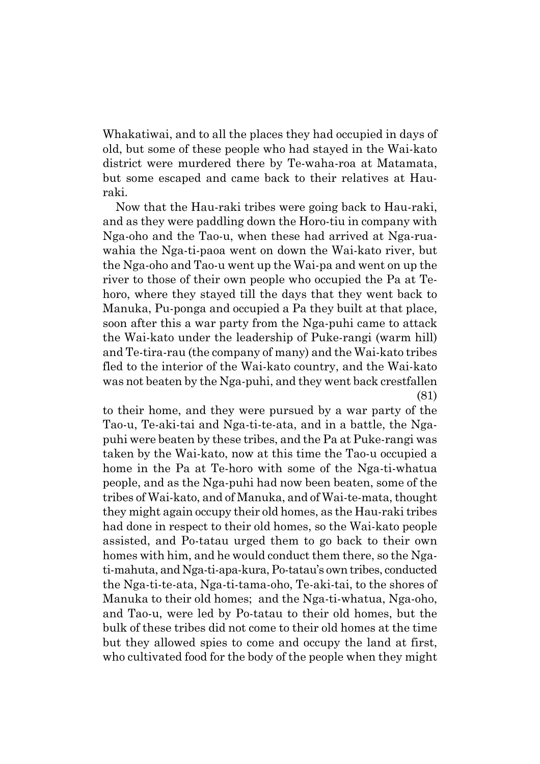Whakatiwai, and to all the places they had occupied in days of old, but some of these people who had stayed in the Wai-kato district were murdered there by Te-waha-roa at Matamata, but some escaped and came back to their relatives at Hau-raki.

Now that the Hau-raki tribes were going back to Hau-raki, and as they were paddling down the Horo-tiu in company with Nga-oho and the Tao-u, when these had arrived at Nga-rua-wahia the Nga-ti-paoa went on down the Wai-kato river, but the Nga-oho and Tao-u went up the Wai-pa and went on up the river to those of their own people who occupied the Pa at Te-horo, where they stayed till the days that they went back to Manuka, Pu-ponga and occupied a Pa they built at that place, soon after this a war party from the Nga-puhi came to attack the Wai-kato under the leadership of Puke-rangi (warm hill) and Te-tira-rau (the company of many) and the Wai-kato tribes fled to the interior of the Wai-kato country, and the Wai-kato was not beaten by the Nga-puhi, and they went back crestfallen to their home, and they were pursued by a war party of the Tao-u, Te-aki-tai and Nga-ti-te-ata, and in a battle, the Nga-puhi were beaten by these tribes, and the Pa at Puke-rangi was taken by the Wai-kato, now at this time the Tao-u occupied a home in the Pa at Te-horo with some of the Nga-ti-whatua people, and as the Nga-puhi had now been beaten, some of the tribes of Wai-kato, and of Manuka, and of Wai-te-mata, thought they might again occupy their old homes, as the Hau-raki tribes had done in respect to their old homes, so the Wai-kato people assisted, and Po-tatau urged them to go back to their own homes with him, and he would conduct them there, so the Nga-ti-mahuta, and Nga-ti-apa-kura, Po-tatau's own tribes, conducted the Nga-ti-te-ata, Nga-ti-tama-oho, Te-aki-tai, to the shores of Manuka to their old homes; and the Nga-ti-whatua, Nga-oho, and Tao-u, were led by Po-tatau to their old homes, but the bulk of these tribes did not come to their old homes at the time but they allowed spies to come and occupy the land at first, who cultivated food for the body of the people when they might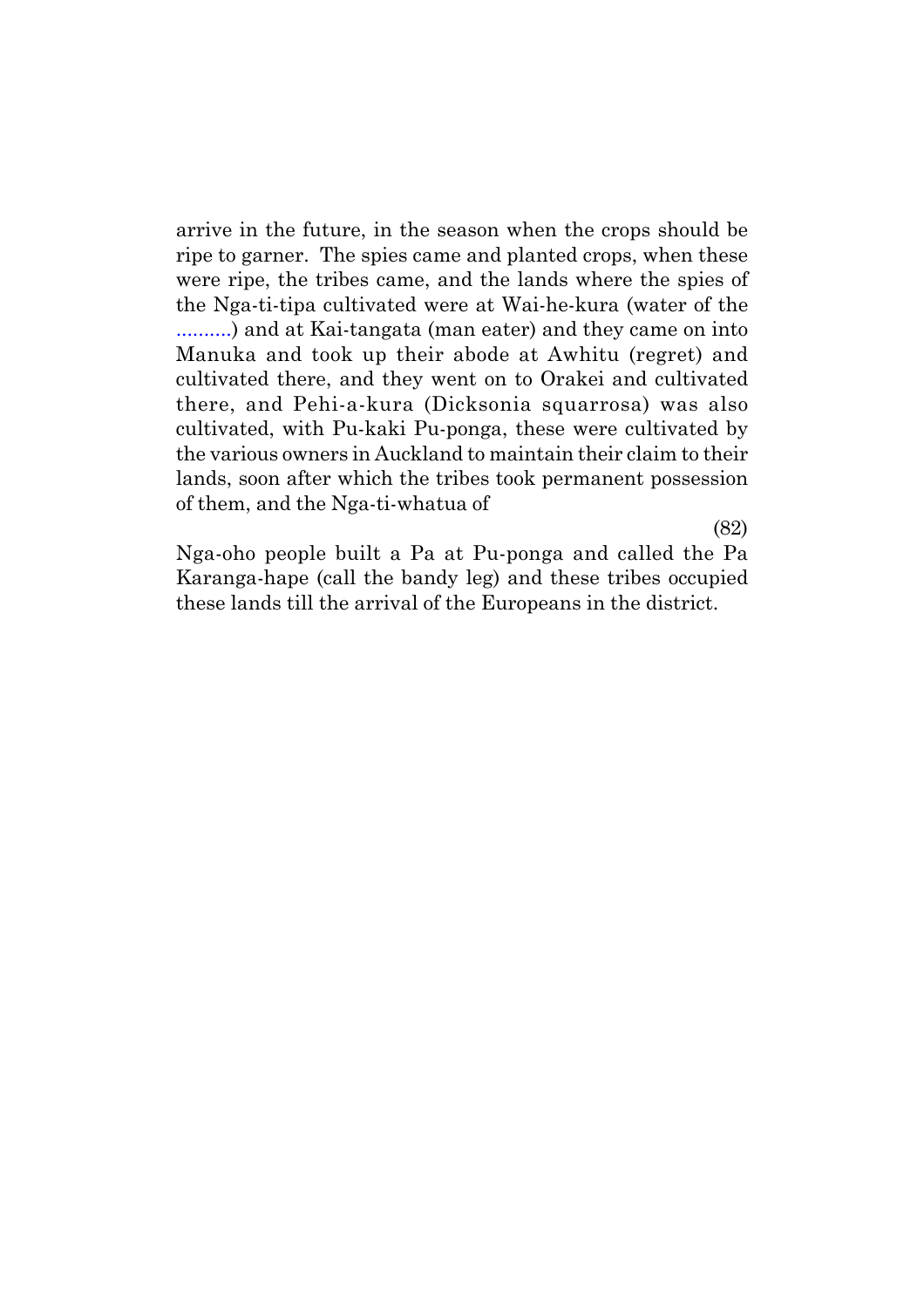arrive in the future, in the season when the crops should be ripe to garner. The spies came and planted crops, when these were ripe, the tribes came, and the lands where the spies of the Nga-ti-tipa cultivated were at Wai-he-kura (water of the ..........) and at Kai-tangata (man eater) and they came on into Manuka and took up their abode at Awhitu (regret) and cultivated there, and they went on to Orakei and cultivated there, and Pehi-a-kura (Dicksonia squarrosa) was also cultivated, with Pu-kaki Pu-ponga, these were cultivated by the various owners in Auckland to maintain their claim to their lands, soon after which the tribes took permanent possession of them, and the Nga-ti-whatua of Nga-oho people built a Pa at Pu-ponga and called the Pa Karanga-hape (call the bandy leg) and these tribes occupied these lands till the arrival of the Europeans in the district.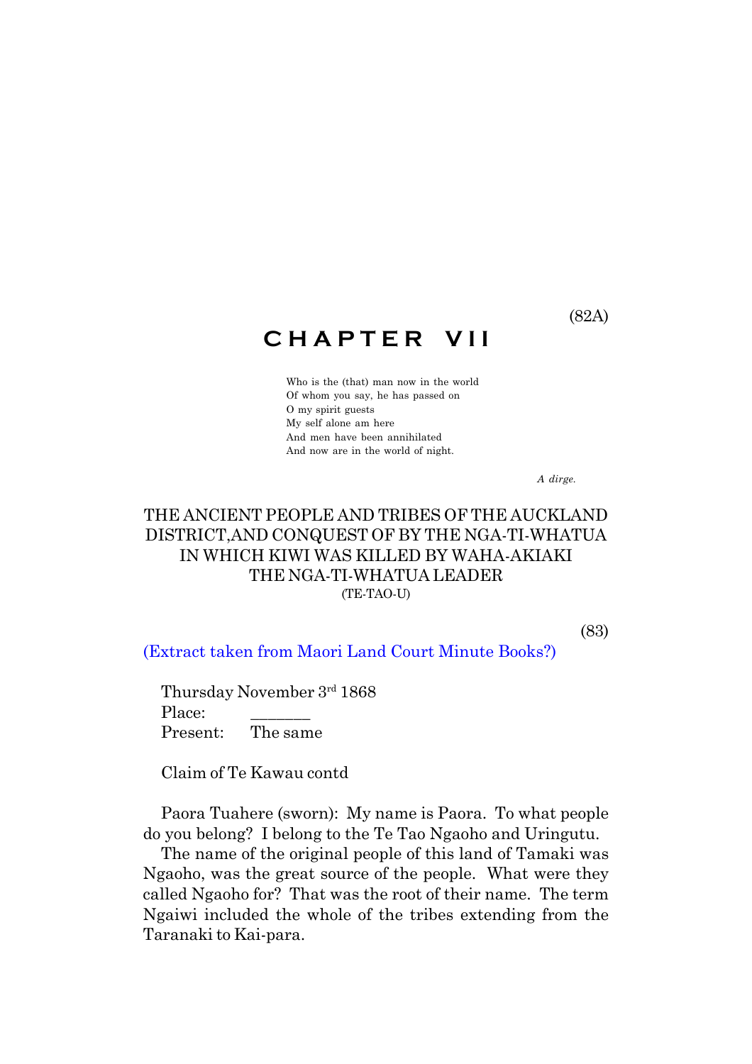(82A)

# CHAPTER VII

Who is the (that) man now in the world
Of whom you say, he has passed on
O my spirit guests
My self alone am here
And men have been annihilated
And now are in the world of night.

*A dirge.*

## THE ANCIENT PEOPLE AND TRIBES OF THE AUCKLAND DISTRICT,AND CONQUEST OF BY THE NGA-TI-WHATUA IN WHICH KIWI WAS KILLED BY WAHA-AKIAKI THE NGA-TI-WHATUA LEADER

(TE-TAO-U)

(83)

(Extract taken from Maori Land Court Minute Books?)

Thursday November 3rd 1868
Place: _______
Present: The same

Claim of Te Kawau contd

Paora Tuahere (sworn): My name is Paora. To what people do you belong? I belong to the Te Tao Ngaoho and Uringutu.

The name of the original people of this land of Tamaki was Ngaoho, was the great source of the people. What were they called Ngaoho for? That was the root of their name. The term Ngaiwi included the whole of the tribes extending from the Taranaki to Kai-para.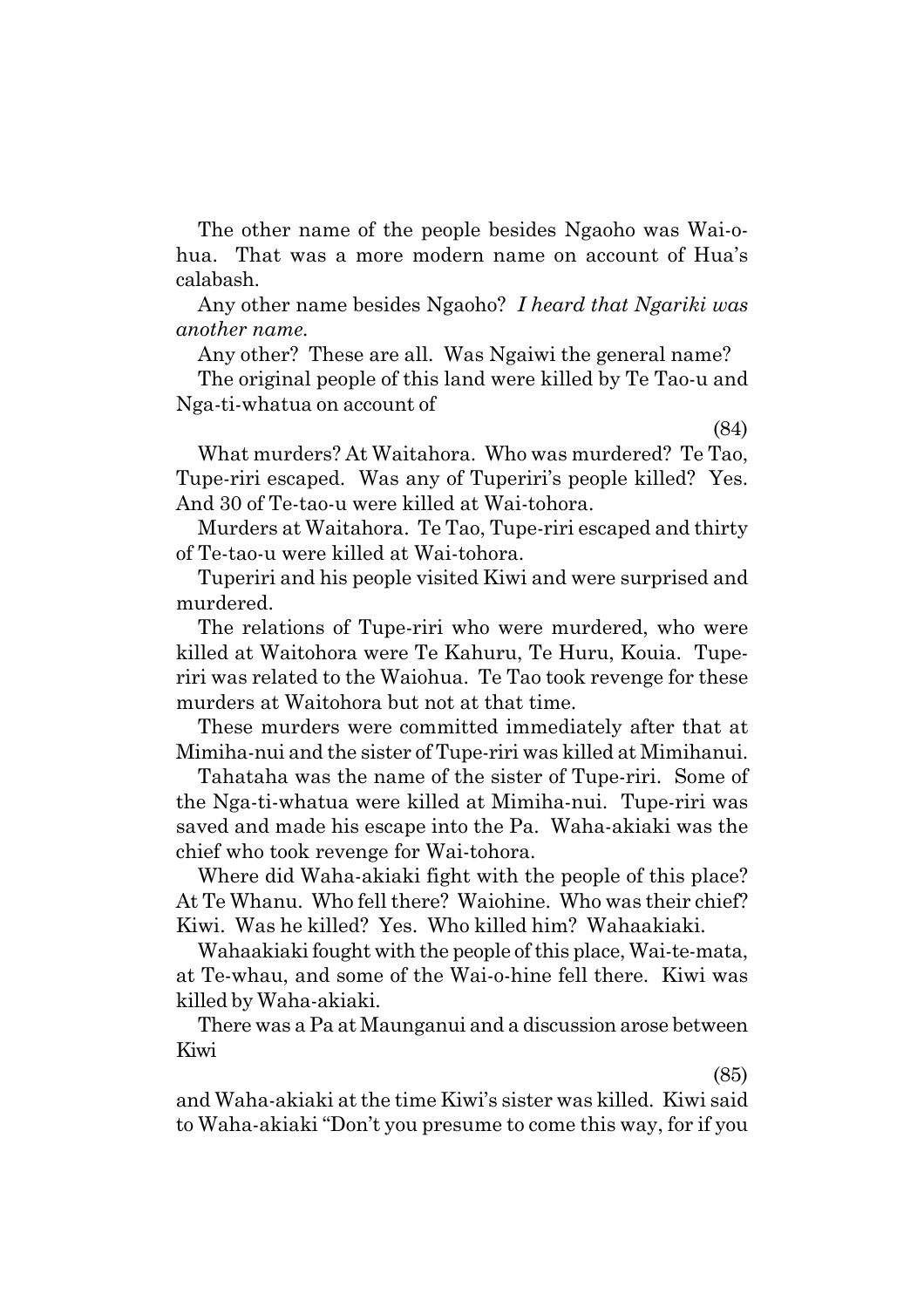The other name of the people besides Ngaoho was Wai-o-hua. That was a more modern name on account of Hua's calabash.

Any other name besides Ngaoho? *I heard that Ngariki was another name.*

Any other? These are all. Was Ngaiwi the general name?

The original people of this land were killed by Te Tao-u and Nga-ti-whatua on account of

(84)

What murders? At Waitahora. Who was murdered? Te Tao, Tupe-riri escaped. Was any of Tuperiri's people killed? Yes. And 30 of Te-tao-u were killed at Wai-tohora.

Murders at Waitahora. Te Tao, Tupe-riri escaped and thirty of Te-tao-u were killed at Wai-tohora.

Tuperiri and his people visited Kiwi and were surprised and murdered.

The relations of Tupe-riri who were murdered, who were killed at Waitohora were Te Kahuru, Te Huru, Kouia. Tupe-riri was related to the Waiohua. Te Tao took revenge for these murders at Waitohora but not at that time.

These murders were committed immediately after that at Mimiha-nui and the sister of Tupe-riri was killed at Mimihanui.

Tahataha was the name of the sister of Tupe-riri. Some of the Nga-ti-whatua were killed at Mimiha-nui. Tupe-riri was saved and made his escape into the Pa. Waha-akiaki was the chief who took revenge for Wai-tohora.

Where did Waha-akiaki fight with the people of this place? At Te Whanu. Who fell there? Waiohine. Who was their chief? Kiwi. Was he killed? Yes. Who killed him? Wahaakiaki.

Wahaakiaki fought with the people of this place, Wai-te-mata, at Te-whau, and some of the Wai-o-hine fell there. Kiwi was killed by Waha-akiaki.

There was a Pa at Maunganui and a discussion arose between Kiwi

(85)

and Waha-akiaki at the time Kiwi's sister was killed. Kiwi said to Waha-akiaki "Don't you presume to come this way, for if you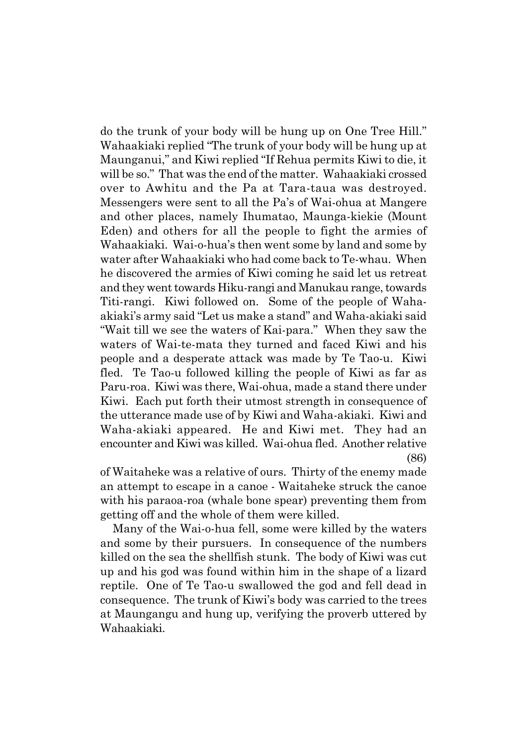do the trunk of your body will be hung up on One Tree Hill." Wahaakiaki replied "The trunk of your body will be hung up at Maunganui," and Kiwi replied "If Rehua permits Kiwi to die, it will be so." That was the end of the matter. Wahaakiaki crossed over to Awhitu and the Pa at Tara-taua was destroyed. Messengers were sent to all the Pa's of Wai-ohua at Mangere and other places, namely Ihumatao, Maunga-kiekie (Mount Eden) and others for all the people to fight the armies of Wahaakiaki. Wai-o-hua's then went some by land and some by water after Wahaakiaki who had come back to Te-whau. When he discovered the armies of Kiwi coming he said let us retreat and they went towards Hiku-rangi and Manukau range, towards Titi-rangi. Kiwi followed on. Some of the people of Waha-akiaki's army said "Let us make a stand" and Waha-akiaki said "Wait till we see the waters of Kai-para." When they saw the waters of Wai-te-mata they turned and faced Kiwi and his people and a desperate attack was made by Te Tao-u. Kiwi fled. Te Tao-u followed killing the people of Kiwi as far as Paru-roa. Kiwi was there, Wai-ohua, made a stand there under Kiwi. Each put forth their utmost strength in consequence of the utterance made use of by Kiwi and Waha-akiaki. Kiwi and Waha-akiaki appeared. He and Kiwi met. They had an encounter and Kiwi was killed. Wai-ohua fled. Another relative of Waitaheke was a relative of ours. Thirty of the enemy made an attempt to escape in a canoe - Waitaheke struck the canoe with his paraoa-roa (whale bone spear) preventing them from getting off and the whole of them were killed.

Many of the Wai-o-hua fell, some were killed by the waters and some by their pursuers. In consequence of the numbers killed on the sea the shellfish stunk. The body of Kiwi was cut up and his god was found within him in the shape of a lizard reptile. One of Te Tao-u swallowed the god and fell dead in consequence. The trunk of Kiwi's body was carried to the trees at Maungangu and hung up, verifying the proverb uttered by Wahaakiaki.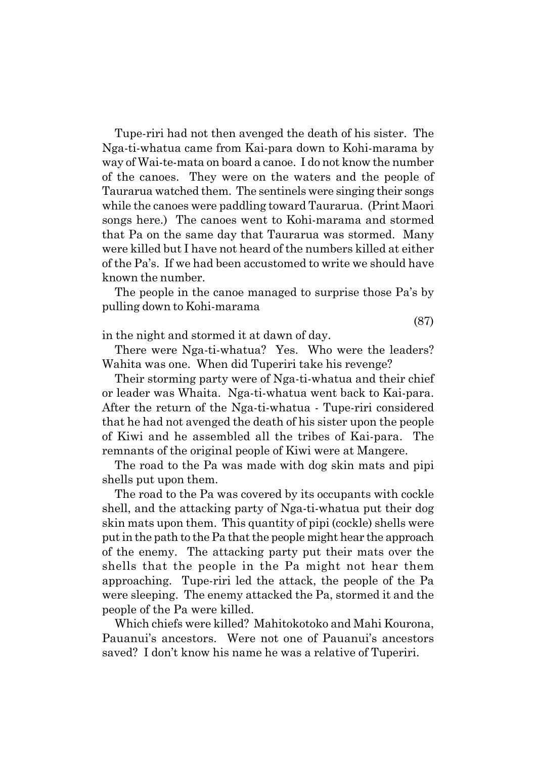Tupe-riri had not then avenged the death of his sister. The Nga-ti-whatua came from Kai-para down to Kohi-marama by way of Wai-te-mata on board a canoe. I do not know the number of the canoes. They were on the waters and the people of Taurarua watched them. The sentinels were singing their songs while the canoes were paddling toward Taurarua. (Print Maori songs here.) The canoes went to Kohi-marama and stormed that Pa on the same day that Taurarua was stormed. Many were killed but I have not heard of the numbers killed at either of the Pa's. If we had been accustomed to write we should have known the number.

The people in the canoe managed to surprise those Pa's by pulling down to Kohi-marama

(87)

in the night and stormed it at dawn of day.

There were Nga-ti-whatua? Yes. Who were the leaders? Wahita was one. When did Tuperiri take his revenge?

Their storming party were of Nga-ti-whatua and their chief or leader was Whaita. Nga-ti-whatua went back to Kai-para. After the return of the Nga-ti-whatua - Tupe-riri considered that he had not avenged the death of his sister upon the people of Kiwi and he assembled all the tribes of Kai-para. The remnants of the original people of Kiwi were at Mangere.

The road to the Pa was made with dog skin mats and pipi shells put upon them.

The road to the Pa was covered by its occupants with cockle shell, and the attacking party of Nga-ti-whatua put their dog skin mats upon them. This quantity of pipi (cockle) shells were put in the path to the Pa that the people might hear the approach of the enemy. The attacking party put their mats over the shells that the people in the Pa might not hear them approaching. Tupe-riri led the attack, the people of the Pa were sleeping. The enemy attacked the Pa, stormed it and the people of the Pa were killed.

Which chiefs were killed? Mahitokotoko and Mahi Kourona, Pauanui's ancestors. Were not one of Pauanui's ancestors saved? I don't know his name he was a relative of Tuperiri.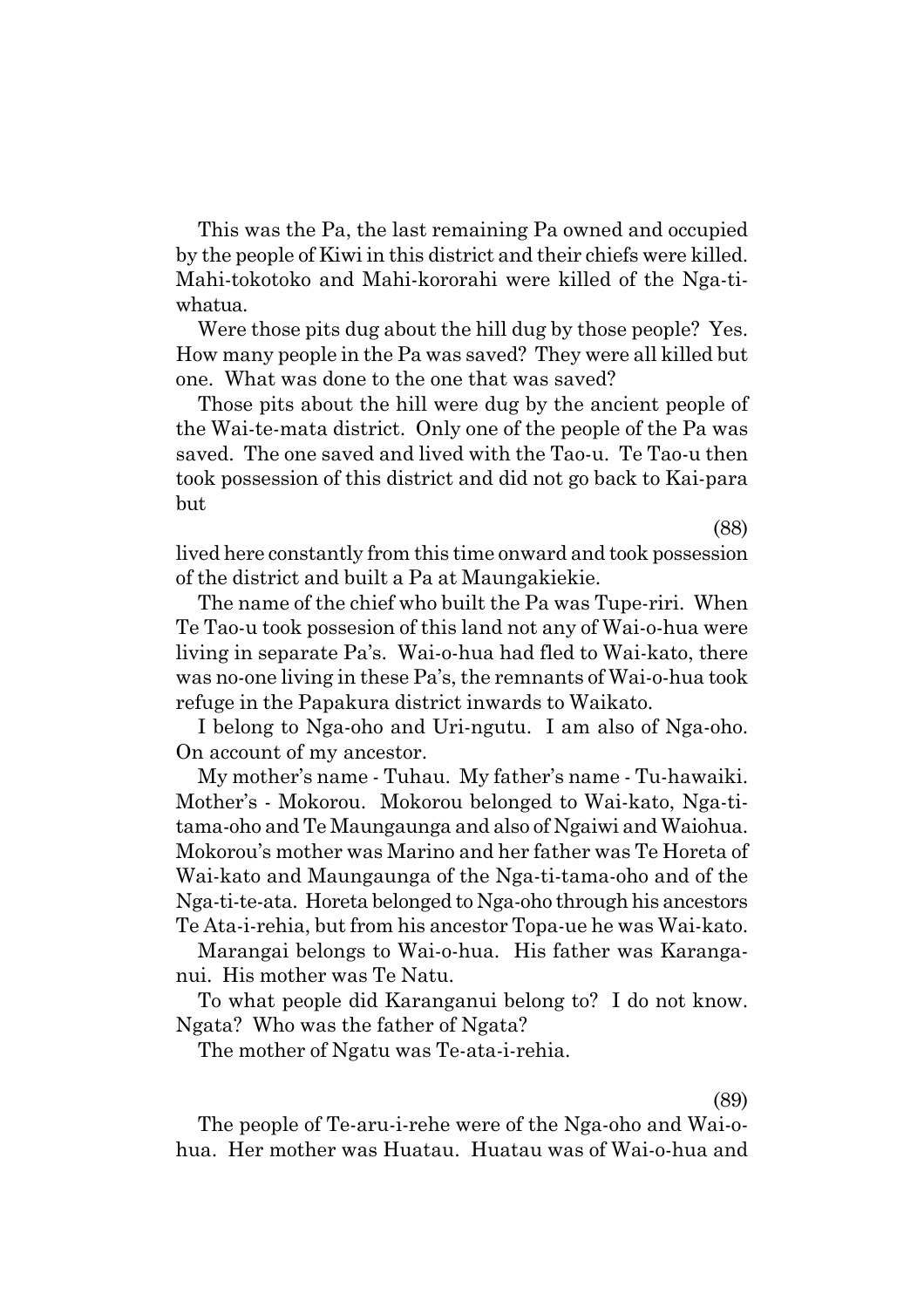This was the Pa, the last remaining Pa owned and occupied by the people of Kiwi in this district and their chiefs were killed. Mahi-tokotoko and Mahi-kororahi were killed of the Nga-ti-whatua.

Were those pits dug about the hill dug by those people? Yes. How many people in the Pa was saved? They were all killed but one. What was done to the one that was saved?

Those pits about the hill were dug by the ancient people of the Wai-te-mata district. Only one of the people of the Pa was saved. The one saved and lived with the Tao-u. Te Tao-u then took possession of this district and did not go back to Kai-para but

(88)

lived here constantly from this time onward and took possession of the district and built a Pa at Maungakiekie.

The name of the chief who built the Pa was Tupe-riri. When Te Tao-u took possesion of this land not any of Wai-o-hua were living in separate Pa's. Wai-o-hua had fled to Wai-kato, there was no-one living in these Pa's, the remnants of Wai-o-hua took refuge in the Papakura district inwards to Waikato.

I belong to Nga-oho and Uri-ngutu. I am also of Nga-oho. On account of my ancestor.

My mother's name - Tuhau. My father's name - Tu-hawaiki. Mother's - Mokorou. Mokorou belonged to Wai-kato, Nga-ti-tama-oho and Te Maungaunga and also of Ngaiwi and Waiohua. Mokorou's mother was Marino and her father was Te Horeta of Wai-kato and Maungaunga of the Nga-ti-tama-oho and of the Nga-ti-te-ata. Horeta belonged to Nga-oho through his ancestors Te Ata-i-rehia, but from his ancestor Topa-ue he was Wai-kato.

Marangai belongs to Wai-o-hua. His father was Karanga-nui. His mother was Te Natu.

To what people did Karanganui belong to? I do not know. Ngata? Who was the father of Ngata?

The mother of Ngatu was Te-ata-i-rehia.

(89)

The people of Te-aru-i-rehe were of the Nga-oho and Wai-o-hua. Her mother was Huatau. Huatau was of Wai-o-hua and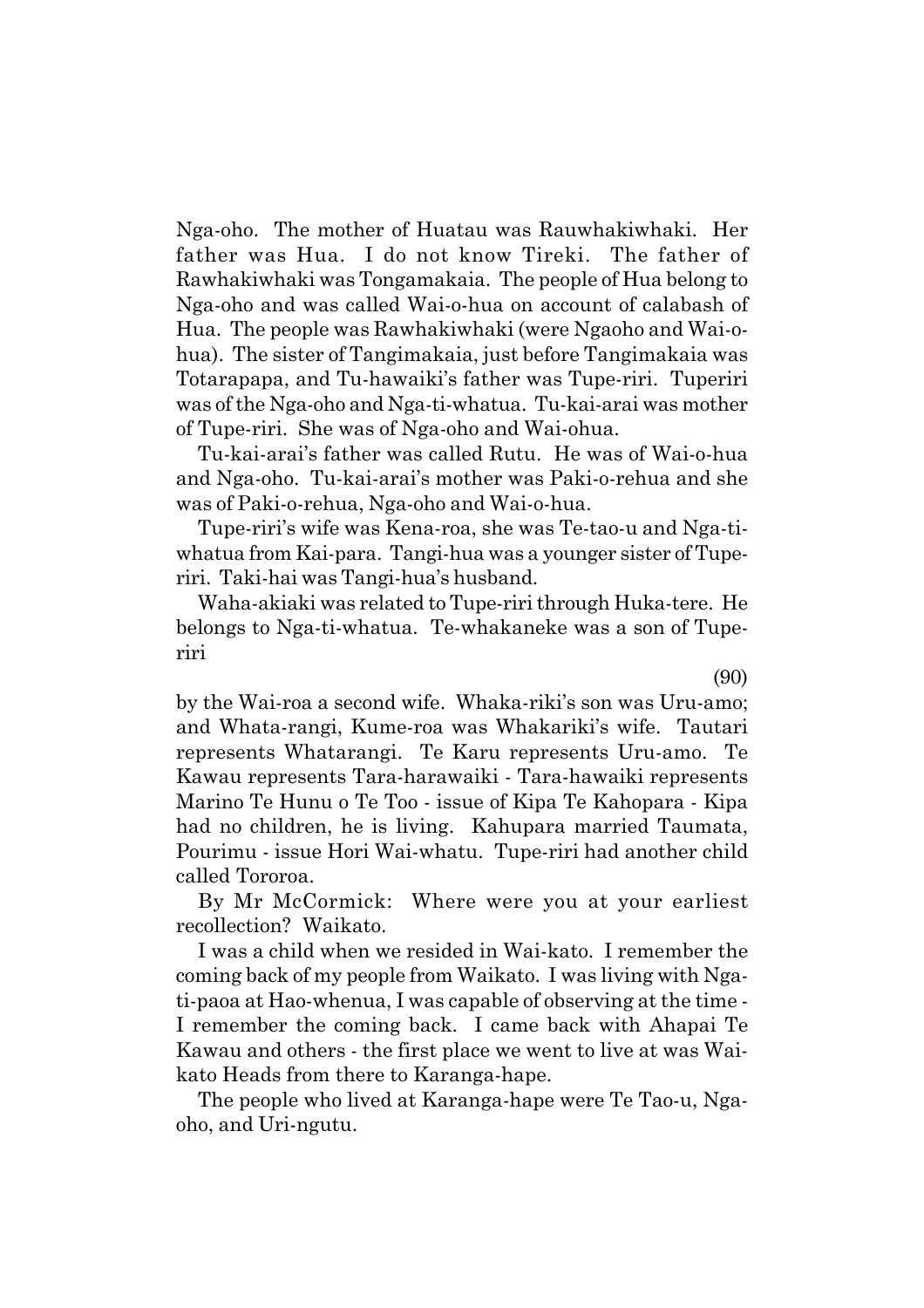Nga-oho. The mother of Huatau was Rauwhakiwhaki. Her father was Hua. I do not know Tireki. The father of Rawhakiwhaki was Tongamakaia. The people of Hua belong to Nga-oho and was called Wai-o-hua on account of calabash of Hua. The people was Rawhakiwhaki (were Ngaoho and Wai-o-hua). The sister of Tangimakaia, just before Tangimakaia was Totarapapa, and Tu-hawaiki's father was Tupe-riri. Tuperiri was of the Nga-oho and Nga-ti-whatua. Tu-kai-arai was mother of Tupe-riri. She was of Nga-oho and Wai-ohua.

Tu-kai-arai's father was called Rutu. He was of Wai-o-hua and Nga-oho. Tu-kai-arai's mother was Paki-o-rehua and she was of Paki-o-rehua, Nga-oho and Wai-o-hua.

Tupe-riri's wife was Kena-roa, she was Te-tao-u and Nga-ti-whatua from Kai-para. Tangi-hua was a younger sister of Tupe-riri. Taki-hai was Tangi-hua's husband.

Waha-akiaki was related to Tupe-riri through Huka-tere. He belongs to Nga-ti-whatua. Te-whakaneke was a son of Tupe-riri

(90)

by the Wai-roa a second wife. Whaka-riki's son was Uru-amo; and Whata-rangi, Kume-roa was Whakariki's wife. Tautari represents Whatarangi. Te Karu represents Uru-amo. Te Kawau represents Tara-harawaiki - Tara-hawaiki represents Marino Te Hunu o Te Too - issue of Kipa Te Kahopara - Kipa had no children, he is living. Kahupara married Taumata, Pourimu - issue Hori Wai-whatu. Tupe-riri had another child called Tororoa.

By Mr McCormick: Where were you at your earliest recollection? Waikato.

I was a child when we resided in Wai-kato. I remember the coming back of my people from Waikato. I was living with Nga-ti-paoa at Hao-whenua, I was capable of observing at the time - I remember the coming back. I came back with Ahapai Te Kawau and others - the first place we went to live at was Wai-kato Heads from there to Karanga-hape.

The people who lived at Karanga-hape were Te Tao-u, Nga-oho, and Uri-ngutu.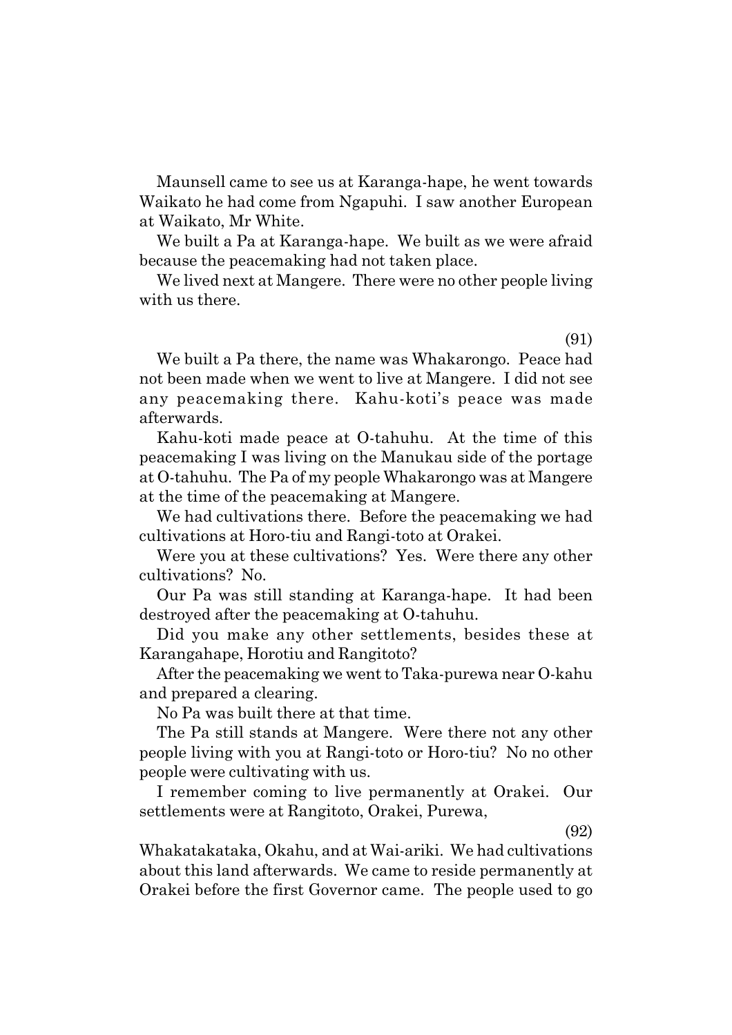Maunsell came to see us at Karanga-hape, he went towards Waikato he had come from Ngapuhi. I saw another European at Waikato, Mr White.

We built a Pa at Karanga-hape. We built as we were afraid because the peacemaking had not taken place.

We lived next at Mangere. There were no other people living with us there.

(91)

We built a Pa there, the name was Whakarongo. Peace had not been made when we went to live at Mangere. I did not see any peacemaking there. Kahu-koti's peace was made afterwards.

Kahu-koti made peace at O-tahuhu. At the time of this peacemaking I was living on the Manukau side of the portage at O-tahuhu. The Pa of my people Whakarongo was at Mangere at the time of the peacemaking at Mangere.

We had cultivations there. Before the peacemaking we had cultivations at Horo-tiu and Rangi-toto at Orakei.

Were you at these cultivations? Yes. Were there any other cultivations? No.

Our Pa was still standing at Karanga-hape. It had been destroyed after the peacemaking at O-tahuhu.

Did you make any other settlements, besides these at Karangahape, Horotiu and Rangitoto?

After the peacemaking we went to Taka-purewa near O-kahu and prepared a clearing.

No Pa was built there at that time.

The Pa still stands at Mangere. Were there not any other people living with you at Rangi-toto or Horo-tiu? No no other people were cultivating with us.

I remember coming to live permanently at Orakei. Our settlements were at Rangitoto, Orakei, Purewa,

(92)

Whakatakataka, Okahu, and at Wai-ariki. We had cultivations about this land afterwards. We came to reside permanently at Orakei before the first Governor came. The people used to go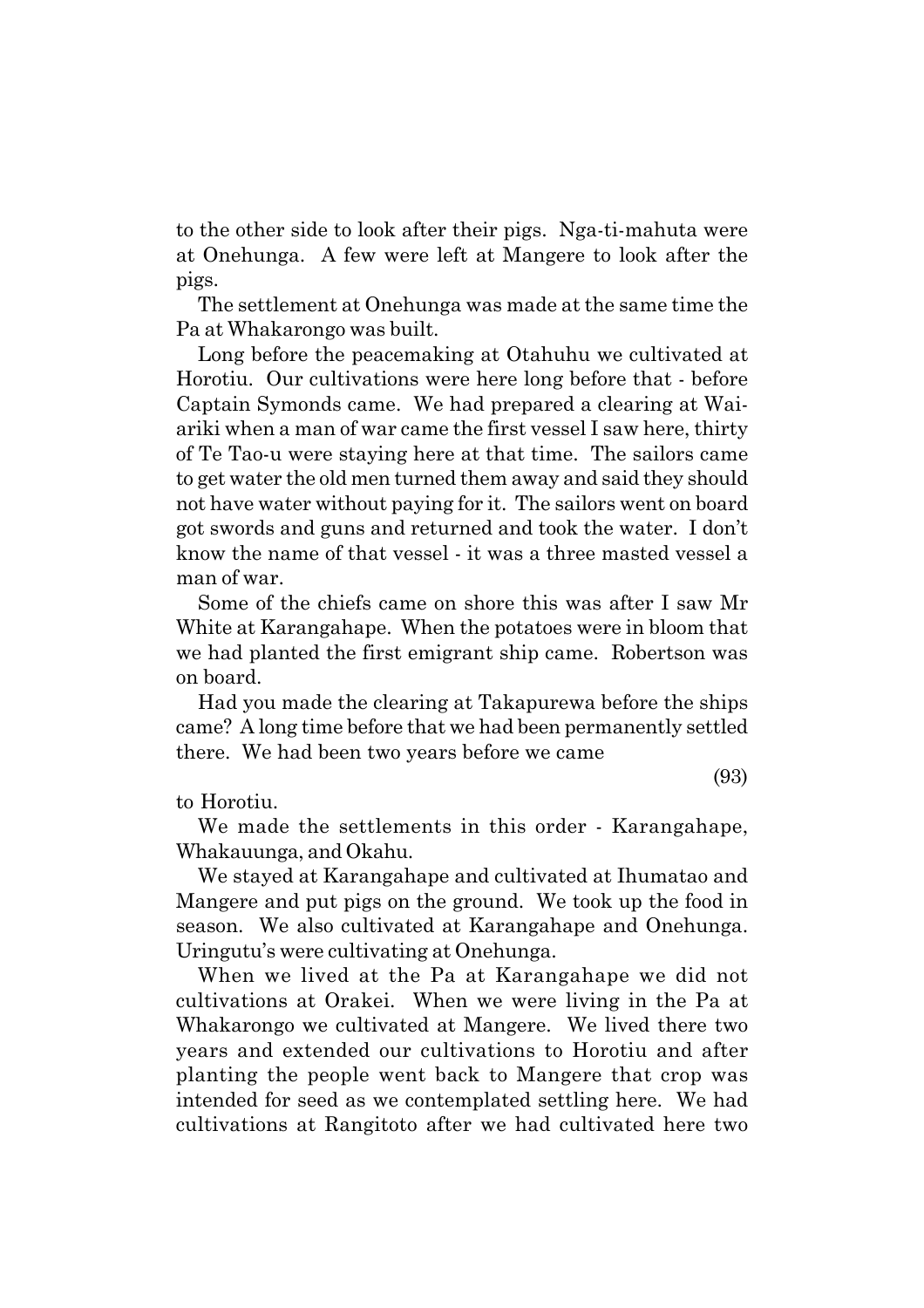to the other side to look after their pigs. Nga-ti-mahuta were at Onehunga. A few were left at Mangere to look after the pigs.

The settlement at Onehunga was made at the same time the Pa at Whakarongo was built.

Long before the peacemaking at Otahuhu we cultivated at Horotiu. Our cultivations were here long before that - before Captain Symonds came. We had prepared a clearing at Wai-ariki when a man of war came the first vessel I saw here, thirty of Te Tao-u were staying here at that time. The sailors came to get water the old men turned them away and said they should not have water without paying for it. The sailors went on board got swords and guns and returned and took the water. I don't know the name of that vessel - it was a three masted vessel a man of war.

Some of the chiefs came on shore this was after I saw Mr White at Karangahape. When the potatoes were in bloom that we had planted the first emigrant ship came. Robertson was on board.

Had you made the clearing at Takapurewa before the ships came? A long time before that we had been permanently settled there. We had been two years before we came

(93)

to Horotiu.

We made the settlements in this order - Karangahape, Whakauunga, and Okahu.

We stayed at Karangahape and cultivated at Ihumatao and Mangere and put pigs on the ground. We took up the food in season. We also cultivated at Karangahape and Onehunga. Uringutu's were cultivating at Onehunga.

When we lived at the Pa at Karangahape we did not cultivations at Orakei. When we were living in the Pa at Whakarongo we cultivated at Mangere. We lived there two years and extended our cultivations to Horotiu and after planting the people went back to Mangere that crop was intended for seed as we contemplated settling here. We had cultivations at Rangitoto after we had cultivated here two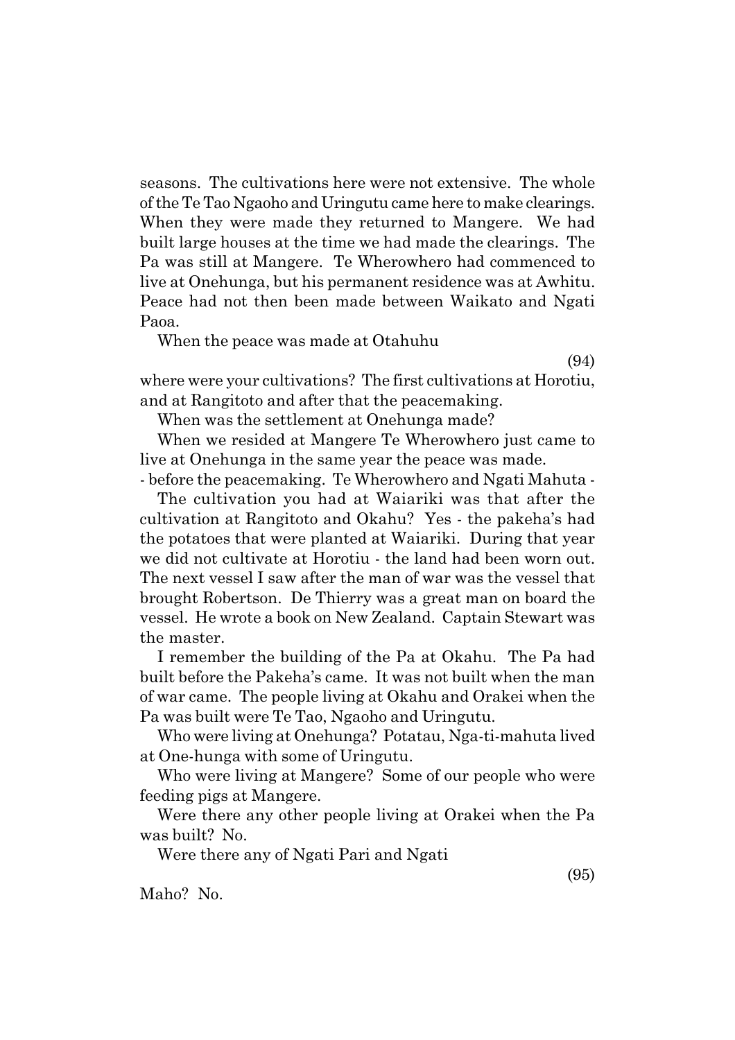seasons. The cultivations here were not extensive. The whole of the Te Tao Ngaoho and Uringutu came here to make clearings. When they were made they returned to Mangere. We had built large houses at the time we had made the clearings. The Pa was still at Mangere. Te Wherowhero had commenced to live at Onehunga, but his permanent residence was at Awhitu. Peace had not then been made between Waikato and Ngati Paoa.

When the peace was made at Otahuhu

(94)

where were your cultivations? The first cultivations at Horotiu, and at Rangitoto and after that the peacemaking.

When was the settlement at Onehunga made?

When we resided at Mangere Te Wherowhero just came to live at Onehunga in the same year the peace was made.

- before the peacemaking. Te Wherowhero and Ngati Mahuta -

The cultivation you had at Waiariki was that after the cultivation at Rangitoto and Okahu? Yes - the pakeha's had the potatoes that were planted at Waiariki. During that year we did not cultivate at Horotiu - the land had been worn out. The next vessel I saw after the man of war was the vessel that brought Robertson. De Thierry was a great man on board the vessel. He wrote a book on New Zealand. Captain Stewart was the master.

I remember the building of the Pa at Okahu. The Pa had built before the Pakeha's came. It was not built when the man of war came. The people living at Okahu and Orakei when the Pa was built were Te Tao, Ngaoho and Uringutu.

Who were living at Onehunga? Potatau, Nga-ti-mahuta lived at One-hunga with some of Uringutu.

Who were living at Mangere? Some of our people who were feeding pigs at Mangere.

Were there any other people living at Orakei when the Pa was built? No.

Were there any of Ngati Pari and Ngati

(95)

Maho? No.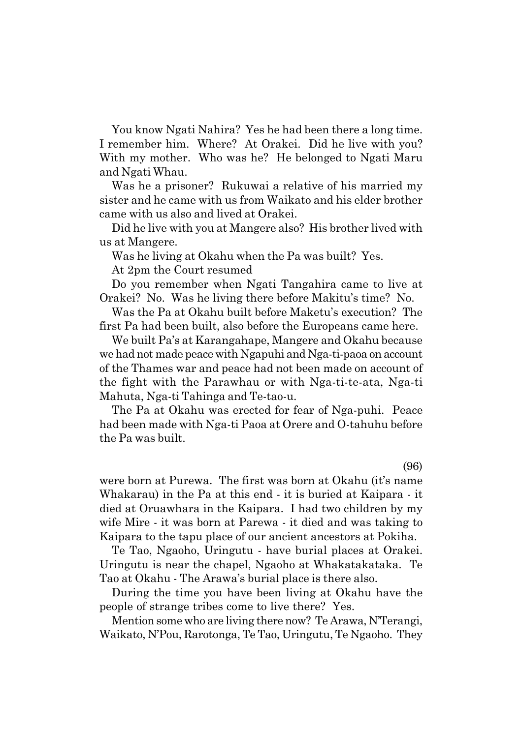You know Ngati Nahira? Yes he had been there a long time. I remember him. Where? At Orakei. Did he live with you? With my mother. Who was he? He belonged to Ngati Maru and Ngati Whau.

Was he a prisoner? Rukuwai a relative of his married my sister and he came with us from Waikato and his elder brother came with us also and lived at Orakei.

Did he live with you at Mangere also? His brother lived with us at Mangere.

Was he living at Okahu when the Pa was built? Yes.

At 2pm the Court resumed

Do you remember when Ngati Tangahira came to live at Orakei? No. Was he living there before Makitu's time? No.

Was the Pa at Okahu built before Maketu's execution? The first Pa had been built, also before the Europeans came here.

We built Pa's at Karangahape, Mangere and Okahu because we had not made peace with Ngapuhi and Nga-ti-paoa on account of the Thames war and peace had not been made on account of the fight with the Parawhau or with Nga-ti-te-ata, Nga-ti Mahuta, Nga-ti Tahinga and Te-tao-u.

The Pa at Okahu was erected for fear of Nga-puhi. Peace had been made with Nga-ti Paoa at Orere and O-tahuhu before the Pa was built.

(96)

were born at Purewa. The first was born at Okahu (it's name Whakarau) in the Pa at this end - it is buried at Kaipara - it died at Oruawhara in the Kaipara. I had two children by my wife Mire - it was born at Parewa - it died and was taking to Kaipara to the tapu place of our ancient ancestors at Pokiha.

Te Tao, Ngaoho, Uringutu - have burial places at Orakei. Uringutu is near the chapel, Ngaoho at Whakatakataka. Te Tao at Okahu - The Arawa's burial place is there also.

During the time you have been living at Okahu have the people of strange tribes come to live there? Yes.

Mention some who are living there now? Te Arawa, N'Terangi, Waikato, N'Pou, Rarotonga, Te Tao, Uringutu, Te Ngaoho. They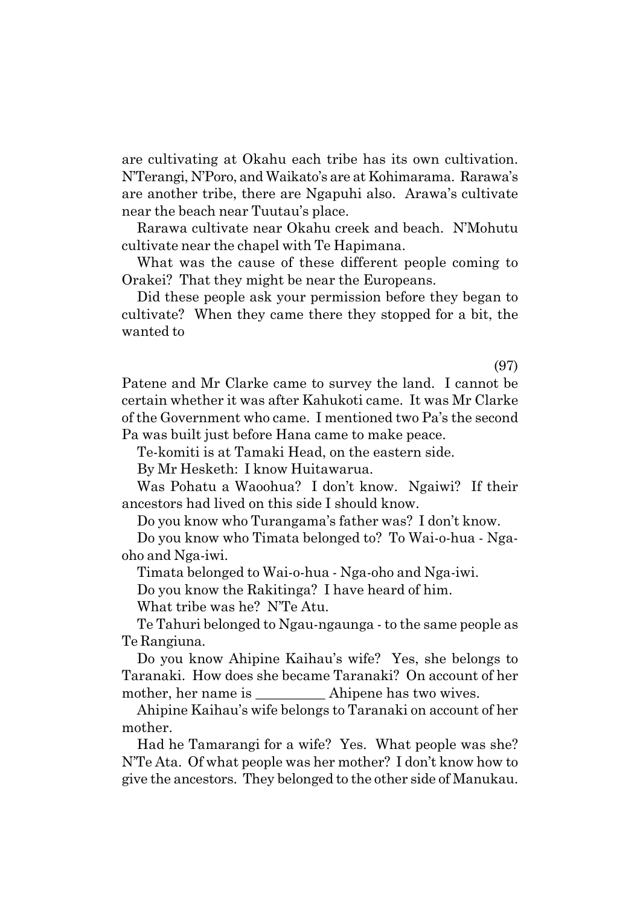are cultivating at Okahu each tribe has its own cultivation. N'Terangi, N'Poro, and Waikato's are at Kohimarama. Rarawa's are another tribe, there are Ngapuhi also. Arawa's cultivate near the beach near Tuutau's place.

Rarawa cultivate near Okahu creek and beach. N'Mohutu cultivate near the chapel with Te Hapimana.

What was the cause of these different people coming to Orakei? That they might be near the Europeans.

Did these people ask your permission before they began to cultivate? When they came there they stopped for a bit, the wanted to

(97)

Patene and Mr Clarke came to survey the land. I cannot be certain whether it was after Kahukoti came. It was Mr Clarke of the Government who came. I mentioned two Pa's the second Pa was built just before Hana came to make peace.

Te-komiti is at Tamaki Head, on the eastern side.

By Mr Hesketh: I know Huitawarua.

Was Pohatu a Waoohua? I don't know. Ngaiwi? If their ancestors had lived on this side I should know.

Do you know who Turangama's father was? I don't know.

Do you know who Timata belonged to? To Wai-o-hua - Nga-oho and Nga-iwi.

Timata belonged to Wai-o-hua - Nga-oho and Nga-iwi.

Do you know the Rakitinga? I have heard of him.

What tribe was he? N'Te Atu.

Te Tahuri belonged to Ngau-ngaunga - to the same people as Te Rangiuna.

Do you know Ahipine Kaihau's wife? Yes, she belongs to Taranaki. How does she became Taranaki? On account of her mother, her name is __________ Ahipene has two wives.

Ahipine Kaihau's wife belongs to Taranaki on account of her mother.

Had he Tamarangi for a wife? Yes. What people was she? N'Te Ata. Of what people was her mother? I don't know how to give the ancestors. They belonged to the other side of Manukau.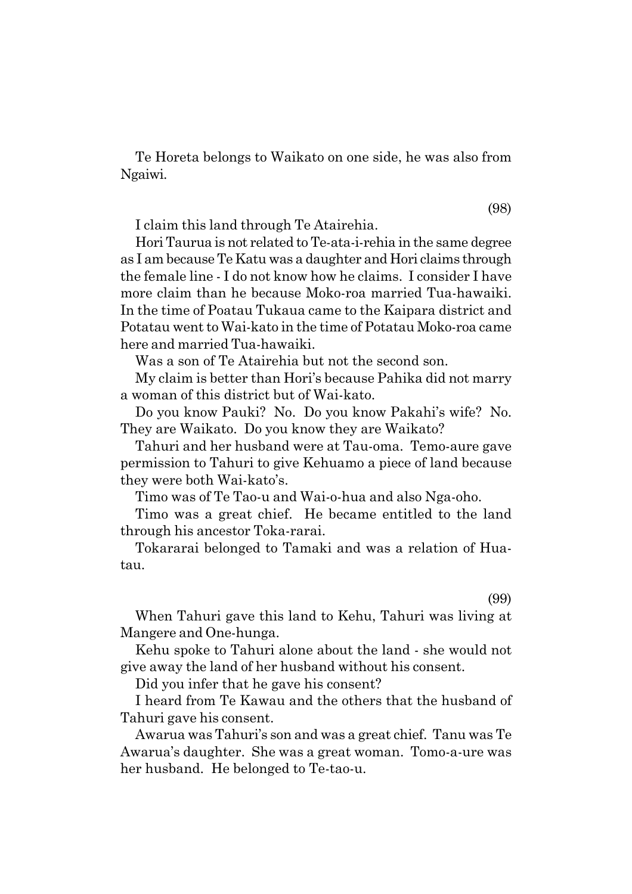Te Horeta belongs to Waikato on one side, he was also from Ngaiwi.

(98)

I claim this land through Te Atairehia.

Hori Taurua is not related to Te-ata-i-rehia in the same degree as I am because Te Katu was a daughter and Hori claims through the female line - I do not know how he claims. I consider I have more claim than he because Moko-roa married Tua-hawaiki. In the time of Poatau Tukaua came to the Kaipara district and Potatau went to Wai-kato in the time of Potatau Moko-roa came here and married Tua-hawaiki.

Was a son of Te Atairehia but not the second son.

My claim is better than Hori's because Pahika did not marry a woman of this district but of Wai-kato.

Do you know Pauki? No. Do you know Pakahi's wife? No. They are Waikato. Do you know they are Waikato?

Tahuri and her husband were at Tau-oma. Temo-aure gave permission to Tahuri to give Kehuamo a piece of land because they were both Wai-kato's.

Timo was of Te Tao-u and Wai-o-hua and also Nga-oho.

Timo was a great chief. He became entitled to the land through his ancestor Toka-rarai.

Tokararai belonged to Tamaki and was a relation of Hua-tau.

(99)

When Tahuri gave this land to Kehu, Tahuri was living at Mangere and One-hunga.

Kehu spoke to Tahuri alone about the land - she would not give away the land of her husband without his consent.

Did you infer that he gave his consent?

I heard from Te Kawau and the others that the husband of Tahuri gave his consent.

Awarua was Tahuri's son and was a great chief. Tanu was Te Awarua's daughter. She was a great woman. Tomo-a-ure was her husband. He belonged to Te-tao-u.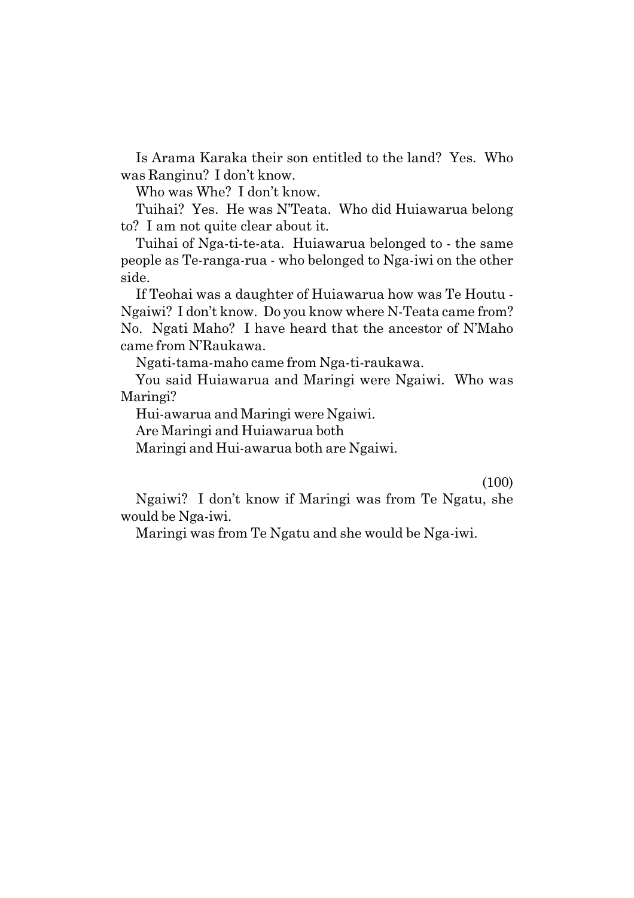Is Arama Karaka their son entitled to the land? Yes. Who was Ranginu? I don't know.

Who was Whe? I don't know.

Tuihai? Yes. He was N'Teata. Who did Huiawarua belong to? I am not quite clear about it.

Tuihai of Nga-ti-te-ata. Huiawarua belonged to - the same people as Te-ranga-rua - who belonged to Nga-iwi on the other side.

If Teohai was a daughter of Huiawarua how was Te Houtu - Ngaiwi? I don't know. Do you know where N-Teata came from? No. Ngati Maho? I have heard that the ancestor of N'Maho came from N'Raukawa.

Ngati-tama-maho came from Nga-ti-raukawa.

You said Huiawarua and Maringi were Ngaiwi. Who was Maringi?

Hui-awarua and Maringi were Ngaiwi.

Are Maringi and Huiawarua both

Maringi and Hui-awarua both are Ngaiwi.

(100)

Ngaiwi? I don't know if Maringi was from Te Ngatu, she would be Nga-iwi.

Maringi was from Te Ngatu and she would be Nga-iwi.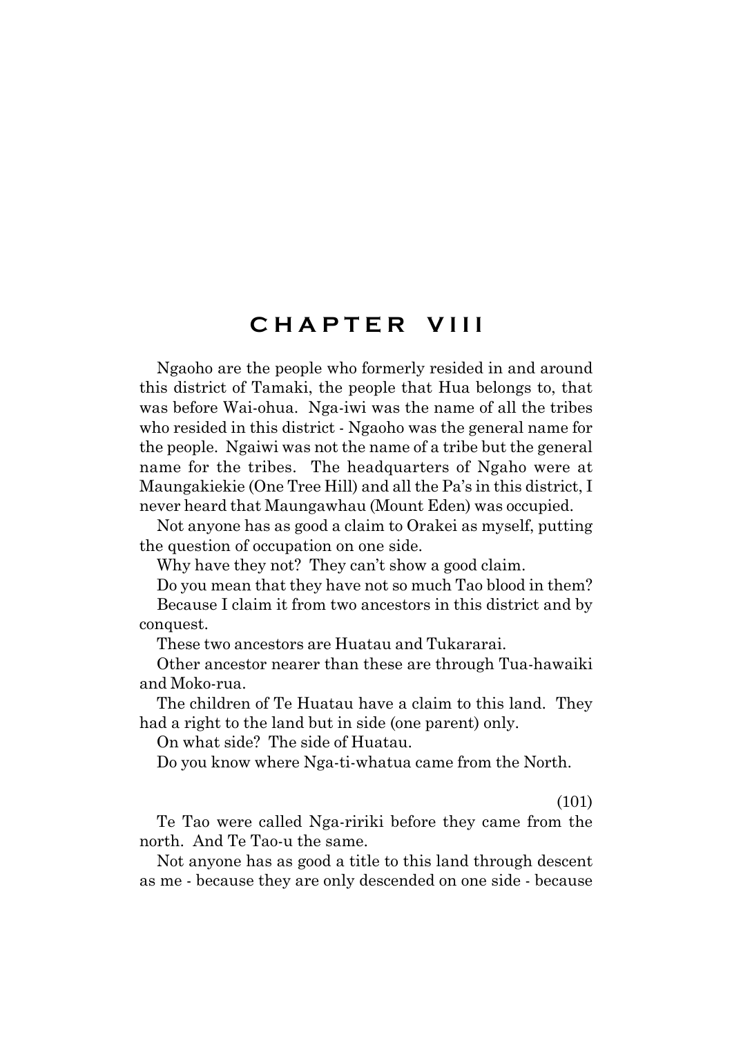# CHAPTER VIII

Ngaoho are the people who formerly resided in and around this district of Tamaki, the people that Hua belongs to, that was before Wai-ohua. Nga-iwi was the name of all the tribes who resided in this district - Ngaoho was the general name for the people. Ngaiwi was not the name of a tribe but the general name for the tribes. The headquarters of Ngaho were at Maungakiekie (One Tree Hill) and all the Pa's in this district, I never heard that Maungawhau (Mount Eden) was occupied.

Not anyone has as good a claim to Orakei as myself, putting the question of occupation on one side.

Why have they not? They can't show a good claim.

Do you mean that they have not so much Tao blood in them?

Because I claim it from two ancestors in this district and by conquest.

These two ancestors are Huatau and Tukararai.

Other ancestor nearer than these are through Tua-hawaiki and Moko-rua.

The children of Te Huatau have a claim to this land. They had a right to the land but in side (one parent) only.

On what side? The side of Huatau.

Do you know where Nga-ti-whatua came from the North.

(101)

Te Tao were called Nga-ririki before they came from the north. And Te Tao-u the same.

Not anyone has as good a title to this land through descent as me - because they are only descended on one side - because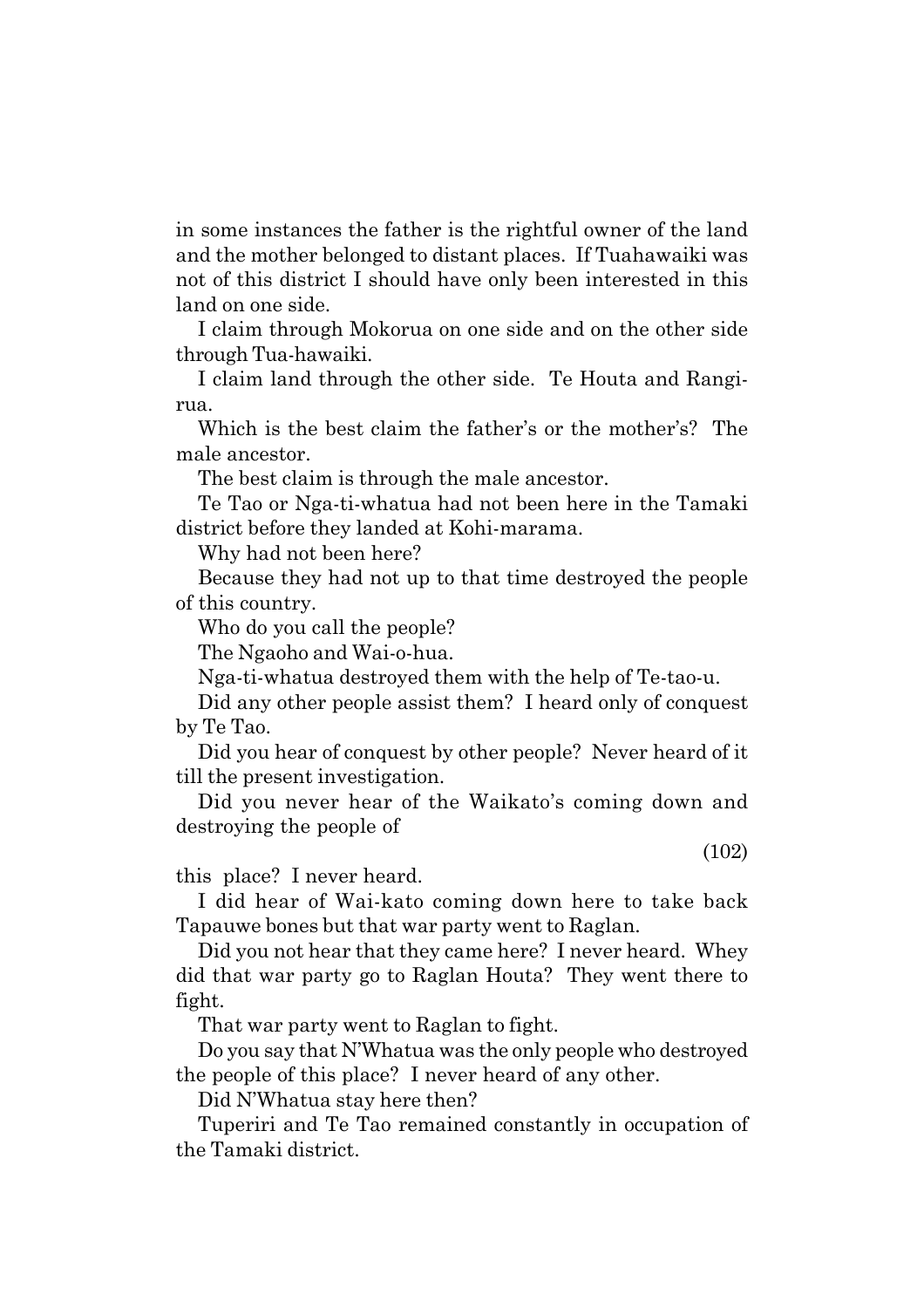in some instances the father is the rightful owner of the land and the mother belonged to distant places. If Tuahawaiki was not of this district I should have only been interested in this land on one side.

I claim through Mokorua on one side and on the other side through Tua-hawaiki.

I claim land through the other side. Te Houta and Rangi-rua.

Which is the best claim the father's or the mother's? The male ancestor.

The best claim is through the male ancestor.

Te Tao or Nga-ti-whatua had not been here in the Tamaki district before they landed at Kohi-marama.

Why had not been here?

Because they had not up to that time destroyed the people of this country.

Who do you call the people?

The Ngaoho and Wai-o-hua.

Nga-ti-whatua destroyed them with the help of Te-tao-u.

Did any other people assist them? I heard only of conquest by Te Tao.

Did you hear of conquest by other people? Never heard of it till the present investigation.

Did you never hear of the Waikato's coming down and destroying the people of this place? I never heard.

I did hear of Wai-kato coming down here to take back Tapauwe bones but that war party went to Raglan.

Did you not hear that they came here? I never heard. Whey did that war party go to Raglan Houta? They went there to fight.

That war party went to Raglan to fight.

Do you say that N'Whatua was the only people who destroyed the people of this place? I never heard of any other.

Did N'Whatua stay here then?

Tuperiri and Te Tao remained constantly in occupation of the Tamaki district.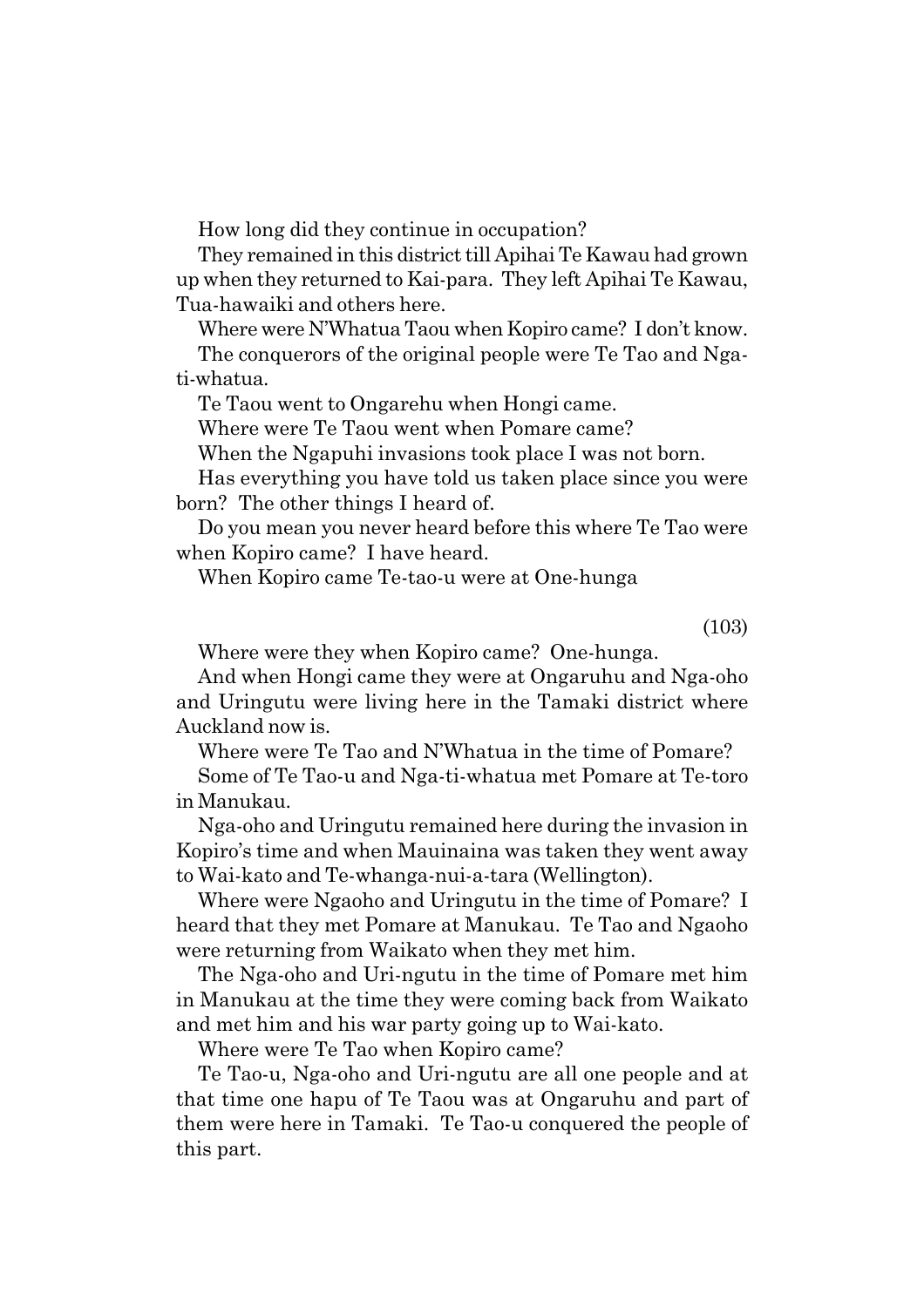How long did they continue in occupation?

They remained in this district till Apihai Te Kawau had grown up when they returned to Kai-para. They left Apihai Te Kawau, Tua-hawaiki and others here.

Where were N'Whatua Taou when Kopiro came? I don't know.

The conquerors of the original people were Te Tao and Nga-ti-whatua.

Te Taou went to Ongarehu when Hongi came.

Where were Te Taou went when Pomare came?

When the Ngapuhi invasions took place I was not born.

Has everything you have told us taken place since you were born? The other things I heard of.

Do you mean you never heard before this where Te Tao were when Kopiro came? I have heard.

When Kopiro came Te-tao-u were at One-hunga

(103)

Where were they when Kopiro came? One-hunga.

And when Hongi came they were at Ongaruhu and Nga-oho and Uringutu were living here in the Tamaki district where Auckland now is.

Where were Te Tao and N'Whatua in the time of Pomare?

Some of Te Tao-u and Nga-ti-whatua met Pomare at Te-toro in Manukau.

Nga-oho and Uringutu remained here during the invasion in Kopiro's time and when Mauinaina was taken they went away to Wai-kato and Te-whanga-nui-a-tara (Wellington).

Where were Ngaoho and Uringutu in the time of Pomare? I heard that they met Pomare at Manukau. Te Tao and Ngaoho were returning from Waikato when they met him.

The Nga-oho and Uri-ngutu in the time of Pomare met him in Manukau at the time they were coming back from Waikato and met him and his war party going up to Wai-kato.

Where were Te Tao when Kopiro came?

Te Tao-u, Nga-oho and Uri-ngutu are all one people and at that time one hapu of Te Taou was at Ongaruhu and part of them were here in Tamaki. Te Tao-u conquered the people of this part.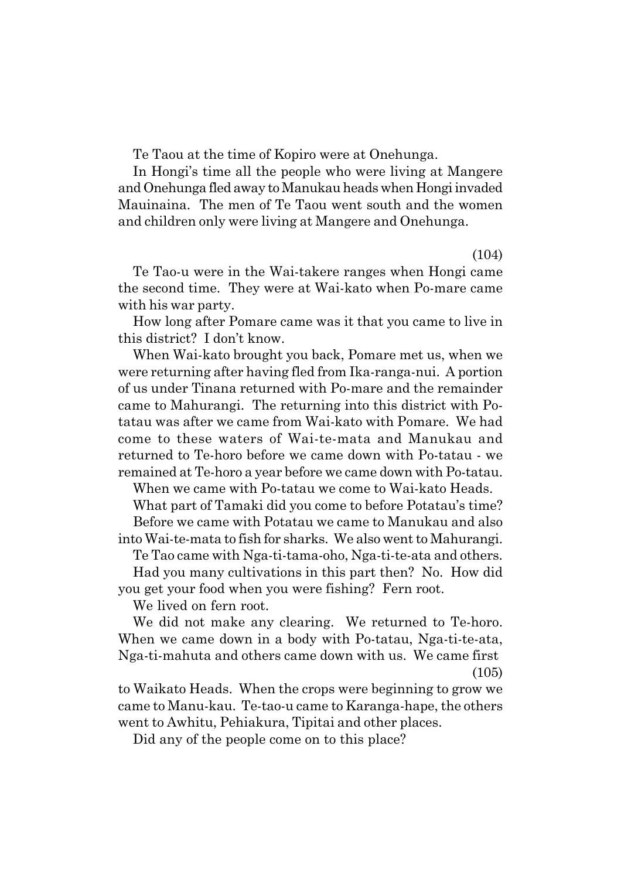Te Taou at the time of Kopiro were at Onehunga.

In Hongi's time all the people who were living at Mangere and Onehunga fled away to Manukau heads when Hongi invaded Mauinaina. The men of Te Taou went south and the women and children only were living at Mangere and Onehunga.

(104)

Te Tao-u were in the Wai-takere ranges when Hongi came the second time. They were at Wai-kato when Po-mare came with his war party.

How long after Pomare came was it that you came to live in this district? I don't know.

When Wai-kato brought you back, Pomare met us, when we were returning after having fled from Ika-ranga-nui. A portion of us under Tinana returned with Po-mare and the remainder came to Mahurangi. The returning into this district with Po-tatau was after we came from Wai-kato with Pomare. We had come to these waters of Wai-te-mata and Manukau and returned to Te-horo before we came down with Po-tatau - we remained at Te-horo a year before we came down with Po-tatau.

When we came with Po-tatau we come to Wai-kato Heads.

What part of Tamaki did you come to before Potatau's time?

Before we came with Potatau we came to Manukau and also into Wai-te-mata to fish for sharks. We also went to Mahurangi.

Te Tao came with Nga-ti-tama-oho, Nga-ti-te-ata and others.

Had you many cultivations in this part then? No. How did you get your food when you were fishing? Fern root.

We lived on fern root.

We did not make any clearing. We returned to Te-horo. When we came down in a body with Po-tatau, Nga-ti-te-ata, Nga-ti-mahuta and others came down with us. We came first

(105)

to Waikato Heads. When the crops were beginning to grow we came to Manu-kau. Te-tao-u came to Karanga-hape, the others went to Awhitu, Pehiakura, Tipitai and other places.

Did any of the people come on to this place?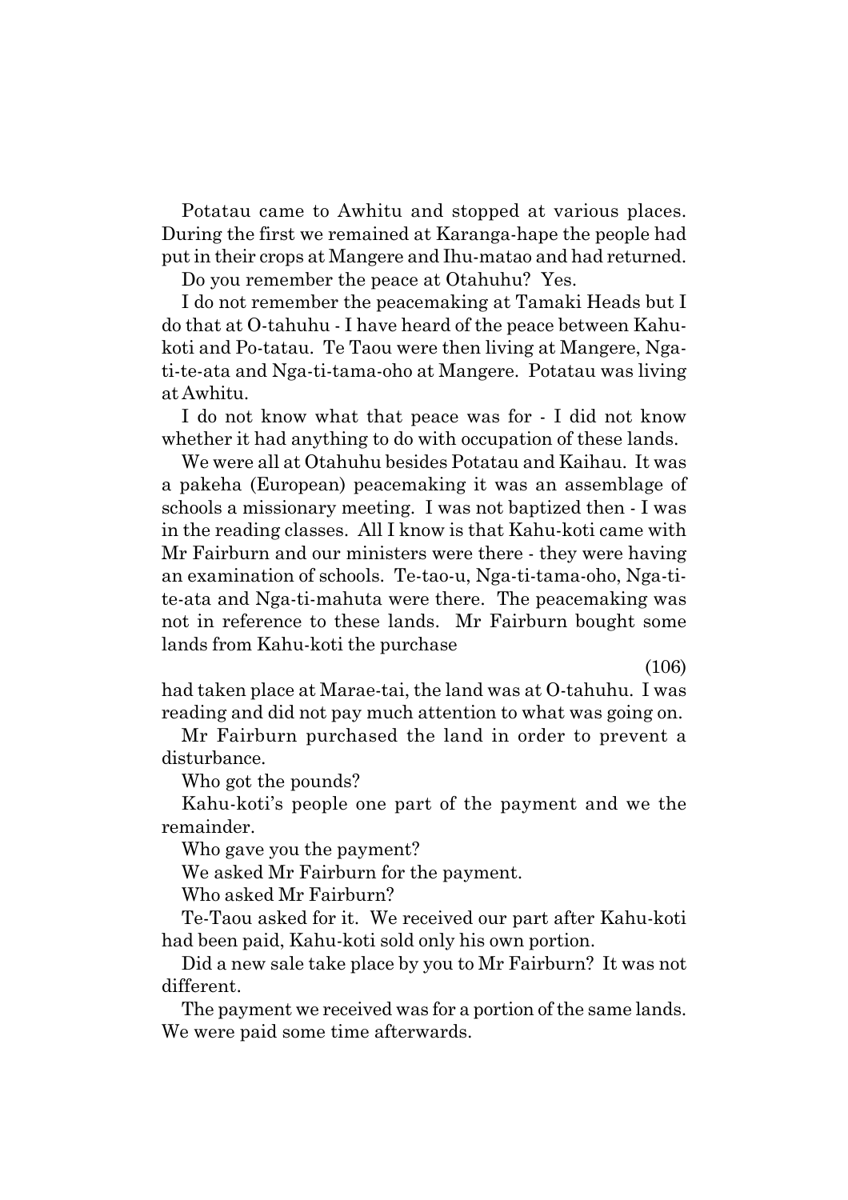Potatau came to Awhitu and stopped at various places. During the first we remained at Karanga-hape the people had put in their crops at Mangere and Ihu-matao and had returned.

Do you remember the peace at Otahuhu? Yes.

I do not remember the peacemaking at Tamaki Heads but I do that at O-tahuhu - I have heard of the peace between Kahu-koti and Po-tatau. Te Taou were then living at Mangere, Nga-ti-te-ata and Nga-ti-tama-oho at Mangere. Potatau was living at Awhitu.

I do not know what that peace was for - I did not know whether it had anything to do with occupation of these lands.

We were all at Otahuhu besides Potatau and Kaihau. It was a pakeha (European) peacemaking it was an assemblage of schools a missionary meeting. I was not baptized then - I was in the reading classes. All I know is that Kahu-koti came with Mr Fairburn and our ministers were there - they were having an examination of schools. Te-tao-u, Nga-ti-tama-oho, Nga-ti-te-ata and Nga-ti-mahuta were there. The peacemaking was not in reference to these lands. Mr Fairburn bought some lands from Kahu-koti the purchase

(106)

had taken place at Marae-tai, the land was at O-tahuhu. I was reading and did not pay much attention to what was going on.

Mr Fairburn purchased the land in order to prevent a disturbance.

Who got the pounds?

Kahu-koti's people one part of the payment and we the remainder.

Who gave you the payment?

We asked Mr Fairburn for the payment.

Who asked Mr Fairburn?

Te-Taou asked for it. We received our part after Kahu-koti had been paid, Kahu-koti sold only his own portion.

Did a new sale take place by you to Mr Fairburn? It was not different.

The payment we received was for a portion of the same lands. We were paid some time afterwards.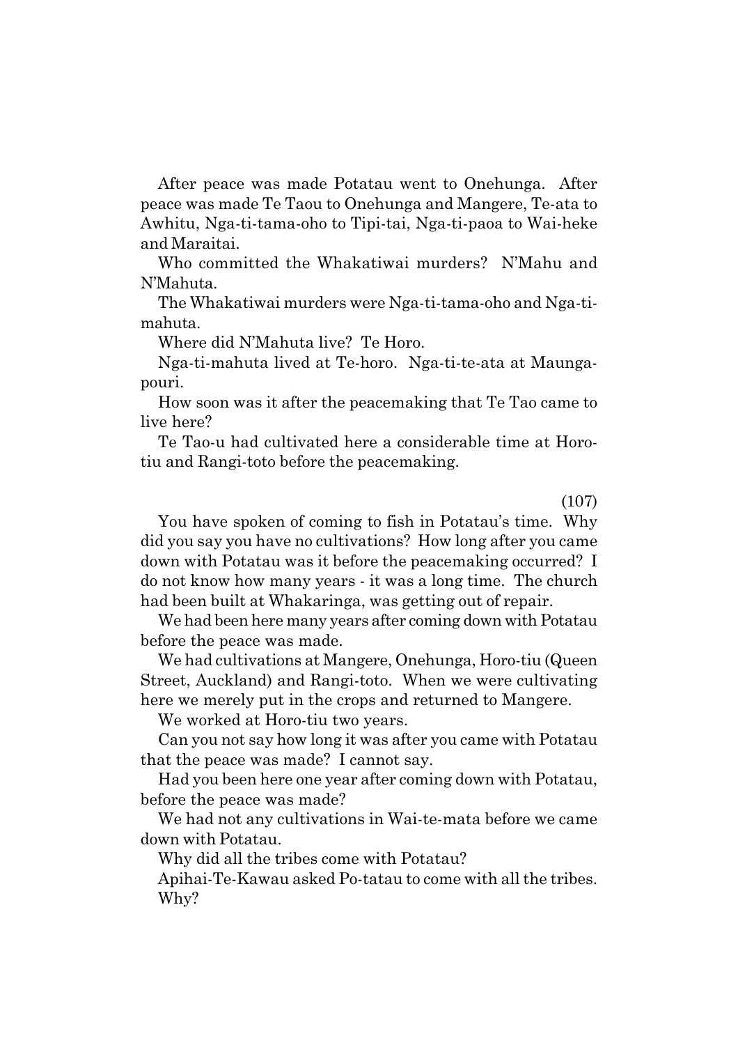After peace was made Potatau went to Onehunga. After peace was made Te Taou to Onehunga and Mangere, Te-ata to Awhitu, Nga-ti-tama-oho to Tipi-tai, Nga-ti-paoa to Wai-heke and Maraitai.

Who committed the Whakatiwai murders? N'Mahu and N'Mahuta.

The Whakatiwai murders were Nga-ti-tama-oho and Nga-ti-mahuta.

Where did N'Mahuta live? Te Horo.

Nga-ti-mahuta lived at Te-horo. Nga-ti-te-ata at Maunga-pouri.

How soon was it after the peacemaking that Te Tao came to live here?

Te Tao-u had cultivated here a considerable time at Horo-tiu and Rangi-toto before the peacemaking.

(107)

You have spoken of coming to fish in Potatau's time. Why did you say you have no cultivations? How long after you came down with Potatau was it before the peacemaking occurred? I do not know how many years - it was a long time. The church had been built at Whakaringa, was getting out of repair.

We had been here many years after coming down with Potatau before the peace was made.

We had cultivations at Mangere, Onehunga, Horo-tiu (Queen Street, Auckland) and Rangi-toto. When we were cultivating here we merely put in the crops and returned to Mangere.

We worked at Horo-tiu two years.

Can you not say how long it was after you came with Potatau that the peace was made? I cannot say.

Had you been here one year after coming down with Potatau, before the peace was made?

We had not any cultivations in Wai-te-mata before we came down with Potatau.

Why did all the tribes come with Potatau?

Apihai-Te-Kawau asked Po-tatau to come with all the tribes. Why?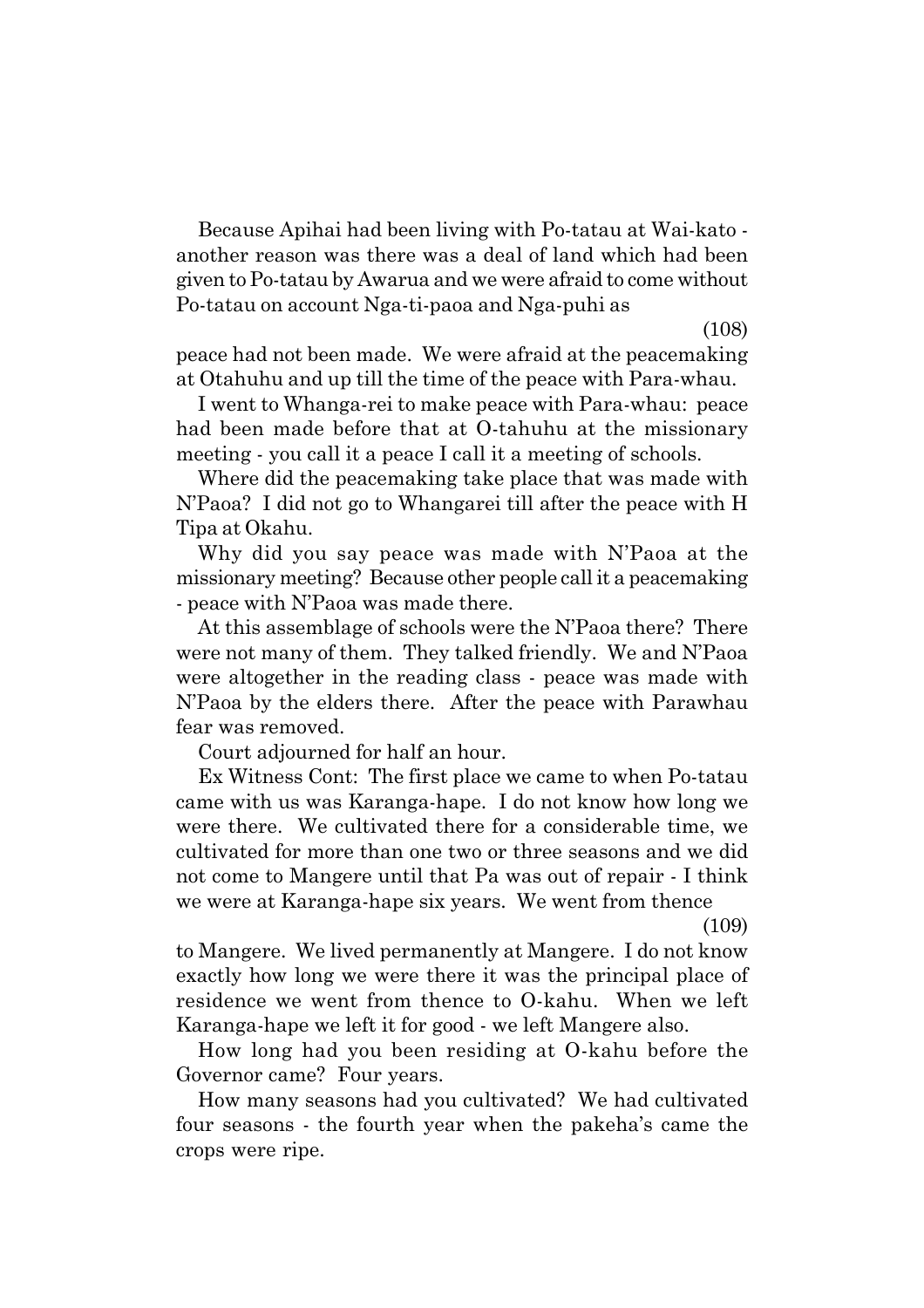Because Apihai had been living with Po-tatau at Wai-kato - another reason was there was a deal of land which had been given to Po-tatau by Awarua and we were afraid to come without Po-tatau on account Nga-ti-paoa and Nga-puhi as

(108)

peace had not been made. We were afraid at the peacemaking at Otahuhu and up till the time of the peace with Para-whau.

I went to Whanga-rei to make peace with Para-whau: peace had been made before that at O-tahuhu at the missionary meeting - you call it a peace I call it a meeting of schools.

Where did the peacemaking take place that was made with N'Paoa? I did not go to Whangarei till after the peace with H Tipa at Okahu.

Why did you say peace was made with N'Paoa at the missionary meeting? Because other people call it a peacemaking - peace with N'Paoa was made there.

At this assemblage of schools were the N'Paoa there? There were not many of them. They talked friendly. We and N'Paoa were altogether in the reading class - peace was made with N'Paoa by the elders there. After the peace with Parawhau fear was removed.

Court adjourned for half an hour.

Ex Witness Cont: The first place we came to when Po-tatau came with us was Karanga-hape. I do not know how long we were there. We cultivated there for a considerable time, we cultivated for more than one two or three seasons and we did not come to Mangere until that Pa was out of repair - I think we were at Karanga-hape six years. We went from thence

(109)

to Mangere. We lived permanently at Mangere. I do not know exactly how long we were there it was the principal place of residence we went from thence to O-kahu. When we left Karanga-hape we left it for good - we left Mangere also.

How long had you been residing at O-kahu before the Governor came? Four years.

How many seasons had you cultivated? We had cultivated four seasons - the fourth year when the pakeha's came the crops were ripe.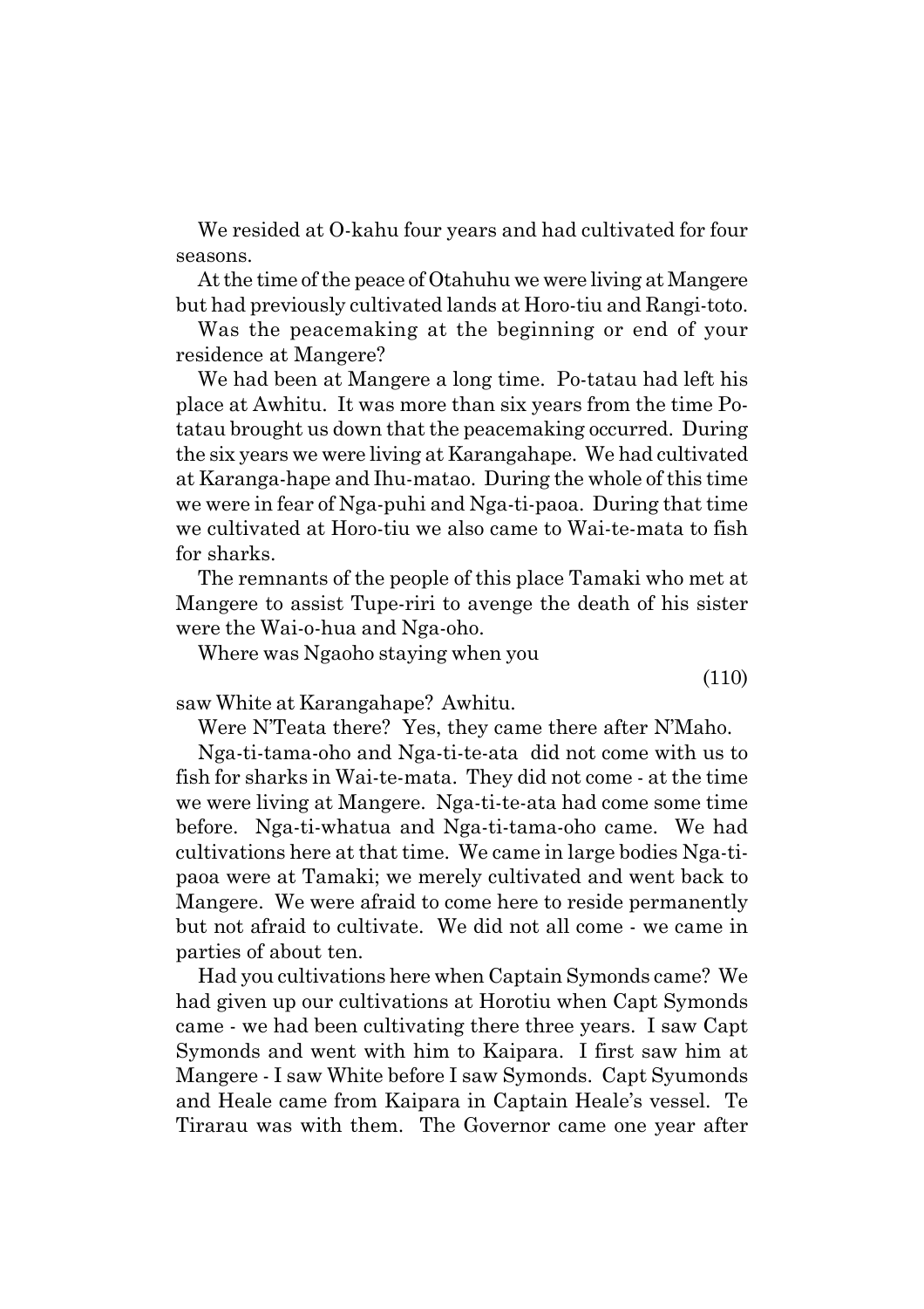We resided at O-kahu four years and had cultivated for four seasons.

At the time of the peace of Otahuhu we were living at Mangere but had previously cultivated lands at Horo-tiu and Rangi-toto.

Was the peacemaking at the beginning or end of your residence at Mangere?

We had been at Mangere a long time. Po-tatau had left his place at Awhitu. It was more than six years from the time Po-tatau brought us down that the peacemaking occurred. During the six years we were living at Karangahape. We had cultivated at Karanga-hape and Ihu-matao. During the whole of this time we were in fear of Nga-puhi and Nga-ti-paoa. During that time we cultivated at Horo-tiu we also came to Wai-te-mata to fish for sharks.

The remnants of the people of this place Tamaki who met at Mangere to assist Tupe-riri to avenge the death of his sister were the Wai-o-hua and Nga-oho.

Where was Ngaoho staying when you saw White at Karangahape? Awhitu.

Were N'Teata there? Yes, they came there after N'Maho.

Nga-ti-tama-oho and Nga-ti-te-ata did not come with us to fish for sharks in Wai-te-mata. They did not come - at the time we were living at Mangere. Nga-ti-te-ata had come some time before. Nga-ti-whatua and Nga-ti-tama-oho came. We had cultivations here at that time. We came in large bodies Nga-ti-paoa were at Tamaki; we merely cultivated and went back to Mangere. We were afraid to come here to reside permanently but not afraid to cultivate. We did not all come - we came in parties of about ten.

Had you cultivations here when Captain Symonds came? We had given up our cultivations at Horotiu when Capt Symonds came - we had been cultivating there three years. I saw Capt Symonds and went with him to Kaipara. I first saw him at Mangere - I saw White before I saw Symonds. Capt Syumonds and Heale came from Kaipara in Captain Heale's vessel. Te Tirarau was with them. The Governor came one year after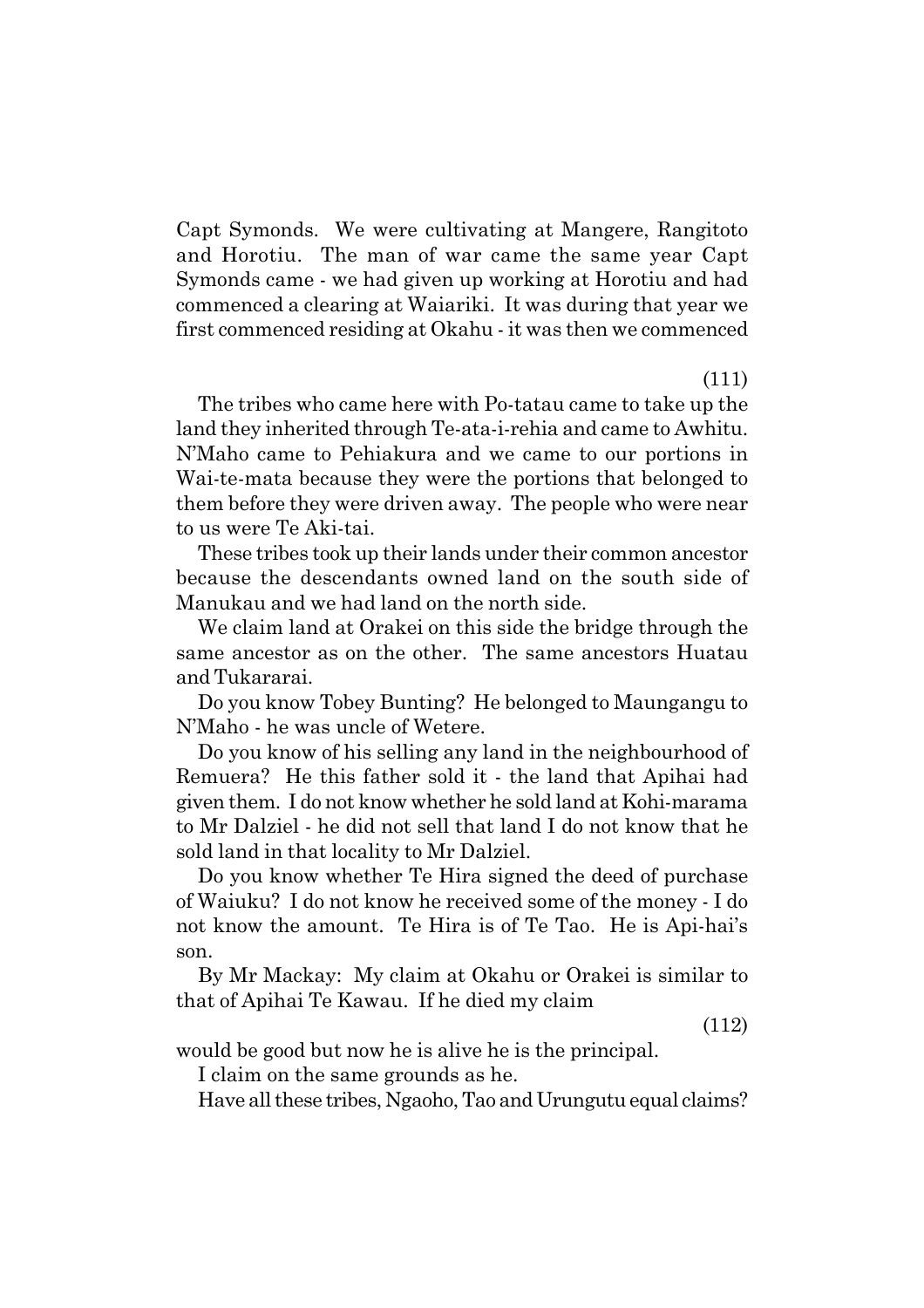Capt Symonds. We were cultivating at Mangere, Rangitoto and Horotiu. The man of war came the same year Capt Symonds came - we had given up working at Horotiu and had commenced a clearing at Waiariki. It was during that year we first commenced residing at Okahu - it was then we commenced

(111)

The tribes who came here with Po-tatau came to take up the land they inherited through Te-ata-i-rehia and came to Awhitu. N'Maho came to Pehiakura and we came to our portions in Wai-te-mata because they were the portions that belonged to them before they were driven away. The people who were near to us were Te Aki-tai.

These tribes took up their lands under their common ancestor because the descendants owned land on the south side of Manukau and we had land on the north side.

We claim land at Orakei on this side the bridge through the same ancestor as on the other. The same ancestors Huatau and Tukararai.

Do you know Tobey Bunting? He belonged to Maungangu to N'Maho - he was uncle of Wetere.

Do you know of his selling any land in the neighbourhood of Remuera? He this father sold it - the land that Apihai had given them. I do not know whether he sold land at Kohi-marama to Mr Dalziel - he did not sell that land I do not know that he sold land in that locality to Mr Dalziel.

Do you know whether Te Hira signed the deed of purchase of Waiuku? I do not know he received some of the money - I do not know the amount. Te Hira is of Te Tao. He is Api-hai's son.

By Mr Mackay: My claim at Okahu or Orakei is similar to that of Apihai Te Kawau. If he died my claim

(112)

would be good but now he is alive he is the principal.

I claim on the same grounds as he.

Have all these tribes, Ngaoho, Tao and Urungutu equal claims?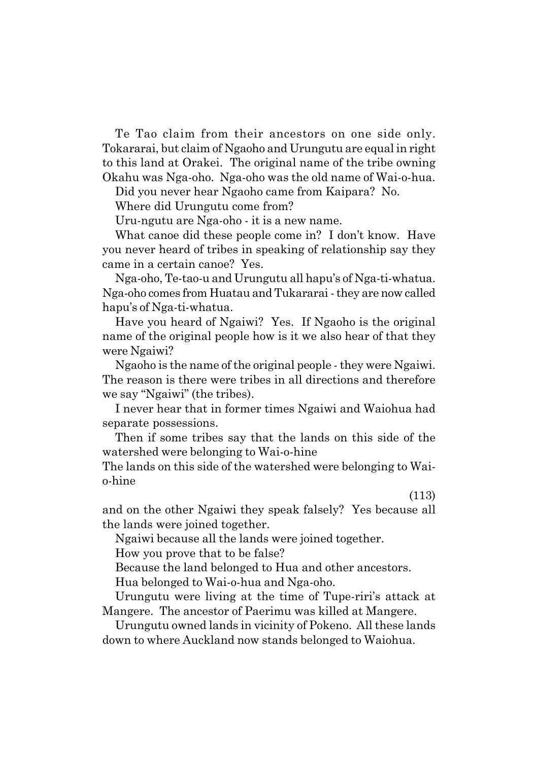Te Tao claim from their ancestors on one side only. Tokararai, but claim of Ngaoho and Urungutu are equal in right to this land at Orakei. The original name of the tribe owning Okahu was Nga-oho. Nga-oho was the old name of Wai-o-hua.

Did you never hear Ngaoho came from Kaipara? No.

Where did Urungutu come from?

Uru-ngutu are Nga-oho - it is a new name.

What canoe did these people come in? I don't know. Have you never heard of tribes in speaking of relationship say they came in a certain canoe? Yes.

Nga-oho, Te-tao-u and Urungutu all hapu's of Nga-ti-whatua. Nga-oho comes from Huatau and Tukararai - they are now called hapu's of Nga-ti-whatua.

Have you heard of Ngaiwi? Yes. If Ngaoho is the original name of the original people how is it we also hear of that they were Ngaiwi?

Ngaoho is the name of the original people - they were Ngaiwi. The reason is there were tribes in all directions and therefore we say "Ngaiwi" (the tribes).

I never hear that in former times Ngaiwi and Waiohua had separate possessions.

Then if some tribes say that the lands on this side of the watershed were belonging to Wai-o-hine

The lands on this side of the watershed were belonging to Wai-o-hine

(113)

and on the other Ngaiwi they speak falsely? Yes because all the lands were joined together.

Ngaiwi because all the lands were joined together.

How you prove that to be false?

Because the land belonged to Hua and other ancestors.

Hua belonged to Wai-o-hua and Nga-oho.

Urungutu were living at the time of Tupe-riri's attack at Mangere. The ancestor of Paerimu was killed at Mangere.

Urungutu owned lands in vicinity of Pokeno. All these lands down to where Auckland now stands belonged to Waiohua.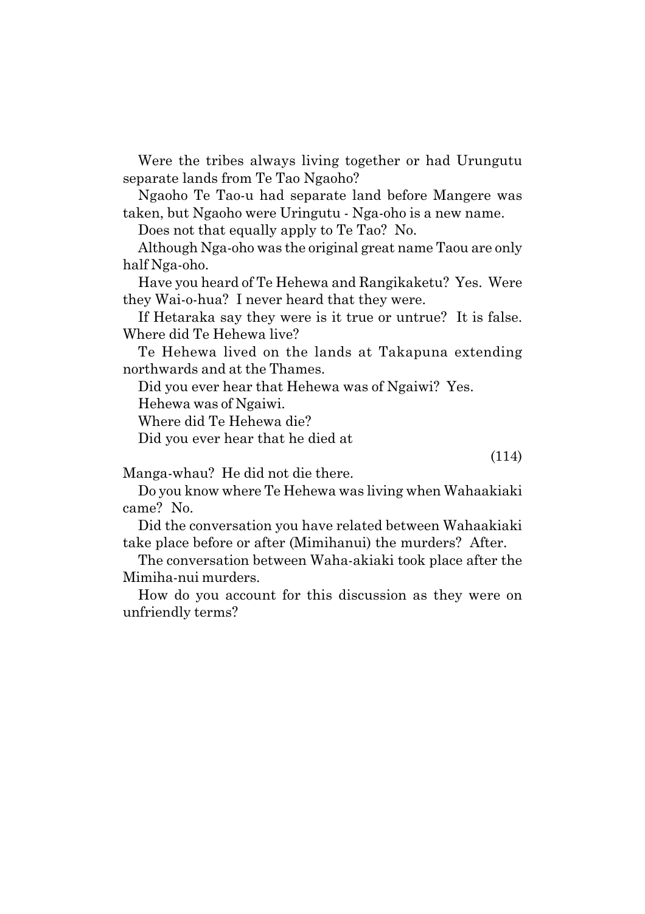Were the tribes always living together or had Urungutu separate lands from Te Tao Ngaoho?

Ngaoho Te Tao-u had separate land before Mangere was taken, but Ngaoho were Uringutu - Nga-oho is a new name.

Does not that equally apply to Te Tao? No.

Although Nga-oho was the original great name Taou are only half Nga-oho.

Have you heard of Te Hehewa and Rangikaketu? Yes. Were they Wai-o-hua? I never heard that they were.

If Hetaraka say they were is it true or untrue? It is false. Where did Te Hehewa live?

Te Hehewa lived on the lands at Takapuna extending northwards and at the Thames.

Did you ever hear that Hehewa was of Ngaiwi? Yes.

Hehewa was of Ngaiwi.

Where did Te Hehewa die?

Did you ever hear that he died at

(114)

Manga-whau? He did not die there.

Do you know where Te Hehewa was living when Wahaakiaki came? No.

Did the conversation you have related between Wahaakiaki take place before or after (Mimihanui) the murders? After.

The conversation between Waha-akiaki took place after the Mimiha-nui murders.

How do you account for this discussion as they were on unfriendly terms?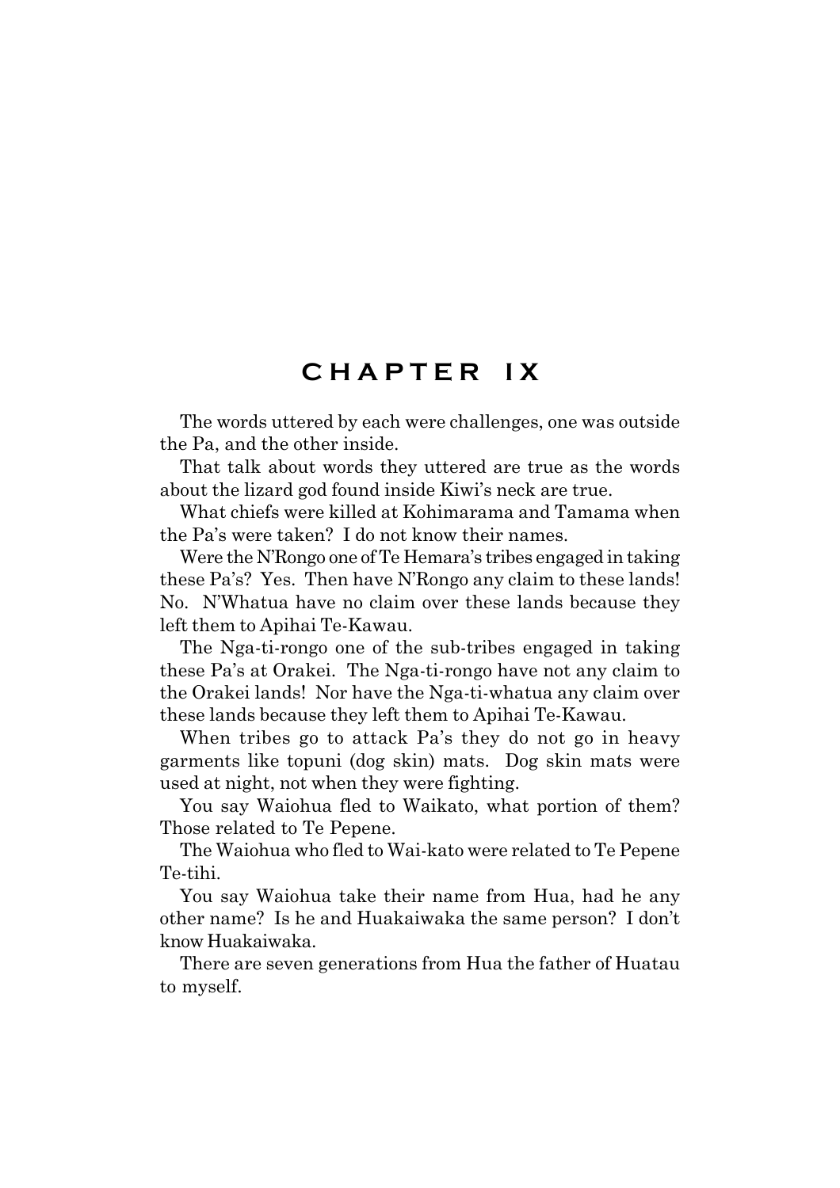# CHAPTER IX

The words uttered by each were challenges, one was outside the Pa, and the other inside.

That talk about words they uttered are true as the words about the lizard god found inside Kiwi's neck are true.

What chiefs were killed at Kohimarama and Tamama when the Pa's were taken? I do not know their names.

Were the N'Rongo one of Te Hemara's tribes engaged in taking these Pa's? Yes. Then have N'Rongo any claim to these lands! No. N'Whatua have no claim over these lands because they left them to Apihai Te-Kawau.

The Nga-ti-rongo one of the sub-tribes engaged in taking these Pa's at Orakei. The Nga-ti-rongo have not any claim to the Orakei lands! Nor have the Nga-ti-whatua any claim over these lands because they left them to Apihai Te-Kawau.

When tribes go to attack Pa's they do not go in heavy garments like topuni (dog skin) mats. Dog skin mats were used at night, not when they were fighting.

You say Waiohua fled to Waikato, what portion of them? Those related to Te Pepene.

The Waiohua who fled to Wai-kato were related to Te Pepene Te-tihi.

You say Waiohua take their name from Hua, had he any other name? Is he and Huakaiwaka the same person? I don't know Huakaiwaka.

There are seven generations from Hua the father of Huatau to myself.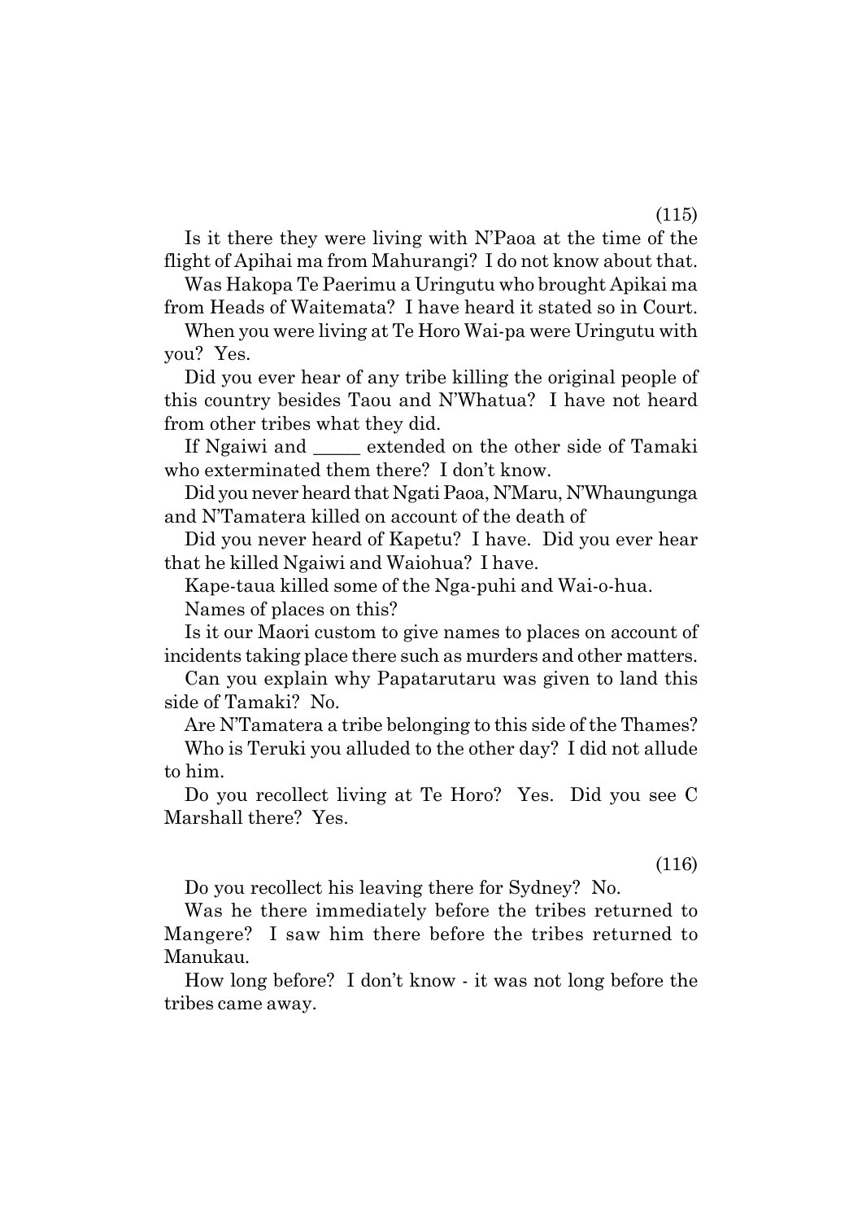Is it there they were living with N'Paoa at the time of the flight of Apihai ma from Mahurangi? I do not know about that.

Was Hakopa Te Paerimu a Uringutu who brought Apikai ma from Heads of Waitemata? I have heard it stated so in Court.

When you were living at Te Horo Wai-pa were Uringutu with you? Yes.

Did you ever hear of any tribe killing the original people of this country besides Taou and N'Whatua? I have not heard from other tribes what they did.

If Ngaiwi and _____ extended on the other side of Tamaki who exterminated them there? I don't know.

Did you never heard that Ngati Paoa, N'Maru, N'Whaungunga and N'Tamatera killed on account of the death of

Did you never heard of Kapetu? I have. Did you ever hear that he killed Ngaiwi and Waiohua? I have.

Kape-taua killed some of the Nga-puhi and Wai-o-hua.

Names of places on this?

Is it our Maori custom to give names to places on account of incidents taking place there such as murders and other matters.

Can you explain why Papatarutaru was given to land this side of Tamaki? No.

Are N'Tamatera a tribe belonging to this side of the Thames?

Who is Teruki you alluded to the other day? I did not allude to him.

Do you recollect living at Te Horo? Yes. Did you see C Marshall there? Yes.

(116)

Do you recollect his leaving there for Sydney? No.

Was he there immediately before the tribes returned to Mangere? I saw him there before the tribes returned to Manukau.

How long before? I don't know - it was not long before the tribes came away.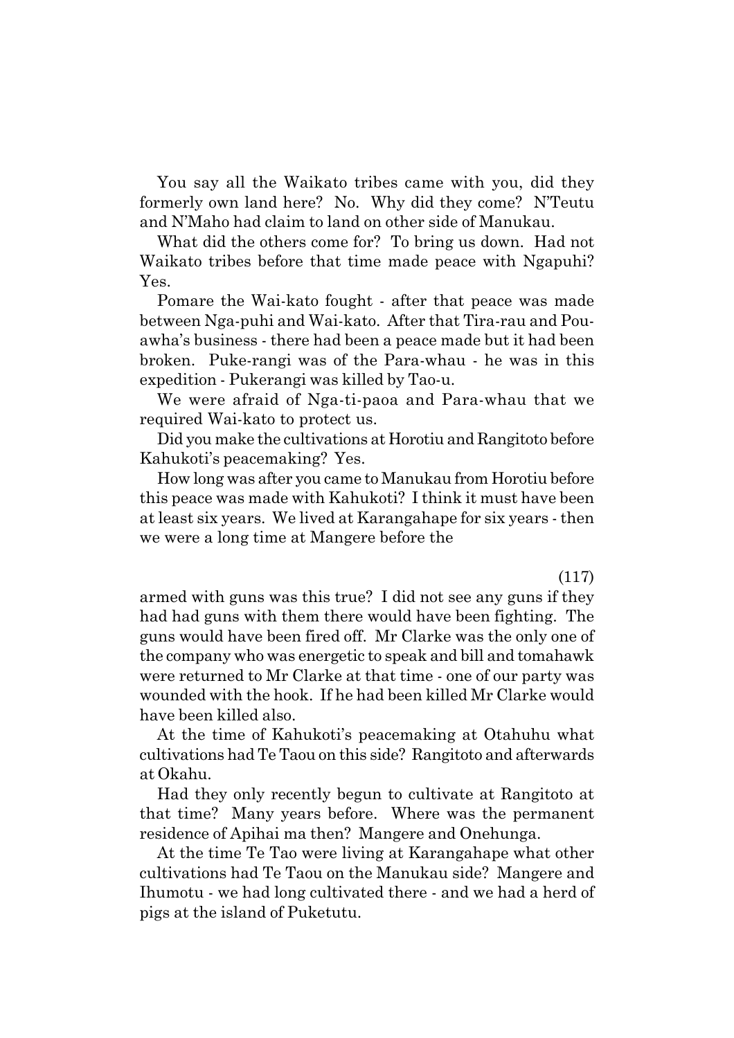You say all the Waikato tribes came with you, did they formerly own land here? No. Why did they come? N'Teutu and N'Maho had claim to land on other side of Manukau.

What did the others come for? To bring us down. Had not Waikato tribes before that time made peace with Ngapuhi? Yes.

Pomare the Wai-kato fought - after that peace was made between Nga-puhi and Wai-kato. After that Tira-rau and Pou-awha's business - there had been a peace made but it had been broken. Puke-rangi was of the Para-whau - he was in this expedition - Pukerangi was killed by Tao-u.

We were afraid of Nga-ti-paoa and Para-whau that we required Wai-kato to protect us.

Did you make the cultivations at Horotiu and Rangitoto before Kahukoti's peacemaking? Yes.

How long was after you came to Manukau from Horotiu before this peace was made with Kahukoti? I think it must have been at least six years. We lived at Karangahape for six years - then we were a long time at Mangere before the

(117)

armed with guns was this true? I did not see any guns if they had had guns with them there would have been fighting. The guns would have been fired off. Mr Clarke was the only one of the company who was energetic to speak and bill and tomahawk were returned to Mr Clarke at that time - one of our party was wounded with the hook. If he had been killed Mr Clarke would have been killed also.

At the time of Kahukoti's peacemaking at Otahuhu what cultivations had Te Taou on this side? Rangitoto and afterwards at Okahu.

Had they only recently begun to cultivate at Rangitoto at that time? Many years before. Where was the permanent residence of Apihai ma then? Mangere and Onehunga.

At the time Te Tao were living at Karangahape what other cultivations had Te Taou on the Manukau side? Mangere and Ihumotu - we had long cultivated there - and we had a herd of pigs at the island of Puketutu.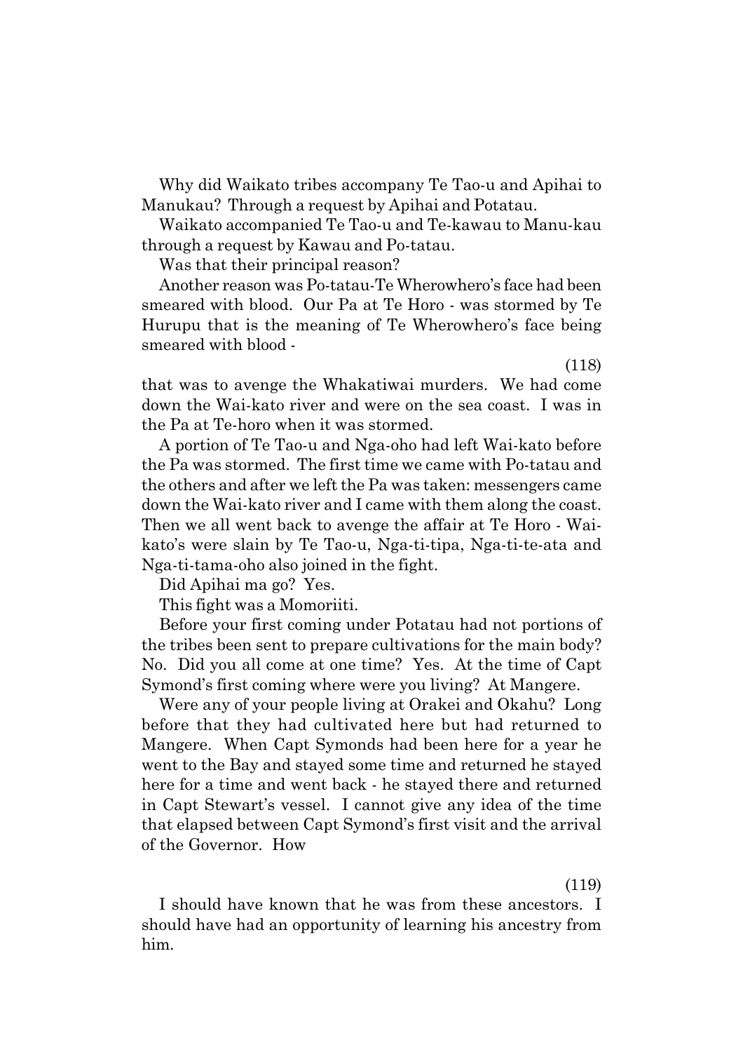Why did Waikato tribes accompany Te Tao-u and Apihai to Manukau? Through a request by Apihai and Potatau.

Waikato accompanied Te Tao-u and Te-kawau to Manu-kau through a request by Kawau and Po-tatau.

Was that their principal reason?

Another reason was Po-tatau-Te Wherowhero's face had been smeared with blood. Our Pa at Te Horo - was stormed by Te Hurupu that is the meaning of Te Wherowhero's face being smeared with blood -

(118)

that was to avenge the Whakatiwai murders. We had come down the Wai-kato river and were on the sea coast. I was in the Pa at Te-horo when it was stormed.

A portion of Te Tao-u and Nga-oho had left Wai-kato before the Pa was stormed. The first time we came with Po-tatau and the others and after we left the Pa was taken: messengers came down the Wai-kato river and I came with them along the coast. Then we all went back to avenge the affair at Te Horo - Wai-kato's were slain by Te Tao-u, Nga-ti-tipa, Nga-ti-te-ata and Nga-ti-tama-oho also joined in the fight.

Did Apihai ma go? Yes.

This fight was a Momoriiti.

Before your first coming under Potatau had not portions of the tribes been sent to prepare cultivations for the main body? No. Did you all come at one time? Yes. At the time of Capt Symond's first coming where were you living? At Mangere.

Were any of your people living at Orakei and Okahu? Long before that they had cultivated here but had returned to Mangere. When Capt Symonds had been here for a year he went to the Bay and stayed some time and returned he stayed here for a time and went back - he stayed there and returned in Capt Stewart's vessel. I cannot give any idea of the time that elapsed between Capt Symond's first visit and the arrival of the Governor. How

(119)

I should have known that he was from these ancestors. I should have had an opportunity of learning his ancestry from him.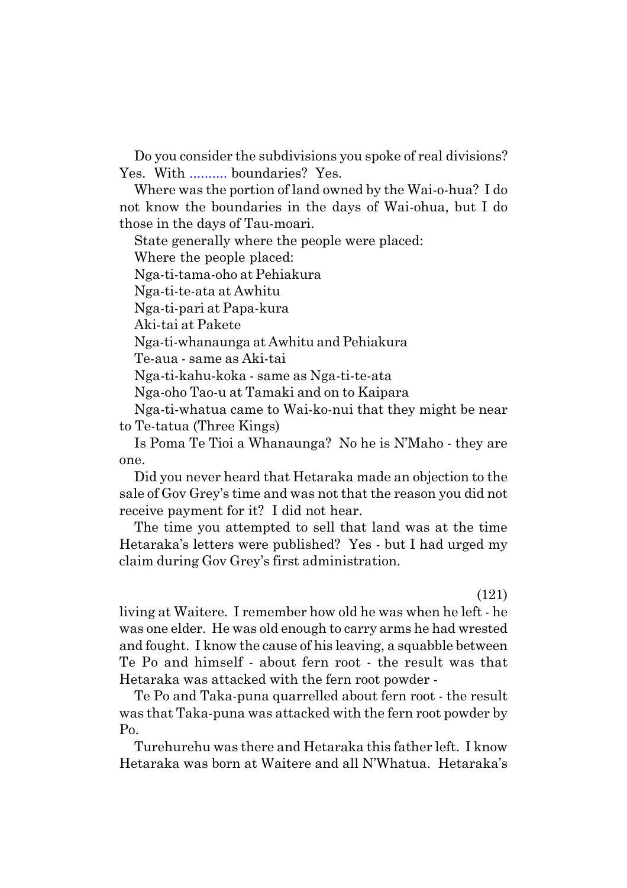Do you consider the subdivisions you spoke of real divisions? Yes. With .......... boundaries? Yes.

Where was the portion of land owned by the Wai-o-hua? I do not know the boundaries in the days of Wai-ohua, but I do those in the days of Tau-moari.

State generally where the people were placed:

Where the people placed:

Nga-ti-tama-oho at Pehiakura

Nga-ti-te-ata at Awhitu

Nga-ti-pari at Papa-kura

Aki-tai at Pakete

Nga-ti-whanaunga at Awhitu and Pehiakura

Te-aua - same as Aki-tai

Nga-ti-kahu-koka - same as Nga-ti-te-ata

Nga-oho Tao-u at Tamaki and on to Kaipara

Nga-ti-whatua came to Wai-ko-nui that they might be near to Te-tatua (Three Kings)

Is Poma Te Tioi a Whanaunga? No he is N'Maho - they are one.

Did you never heard that Hetaraka made an objection to the sale of Gov Grey's time and was not that the reason you did not receive payment for it? I did not hear.

The time you attempted to sell that land was at the time Hetaraka's letters were published? Yes - but I had urged my claim during Gov Grey's first administration.

(121)

living at Waitere. I remember how old he was when he left - he was one elder. He was old enough to carry arms he had wrested and fought. I know the cause of his leaving, a squabble between Te Po and himself - about fern root - the result was that Hetaraka was attacked with the fern root powder -

Te Po and Taka-puna quarrelled about fern root - the result was that Taka-puna was attacked with the fern root powder by Po.

Turehurehu was there and Hetaraka this father left. I know Hetaraka was born at Waitere and all N'Whatua. Hetaraka's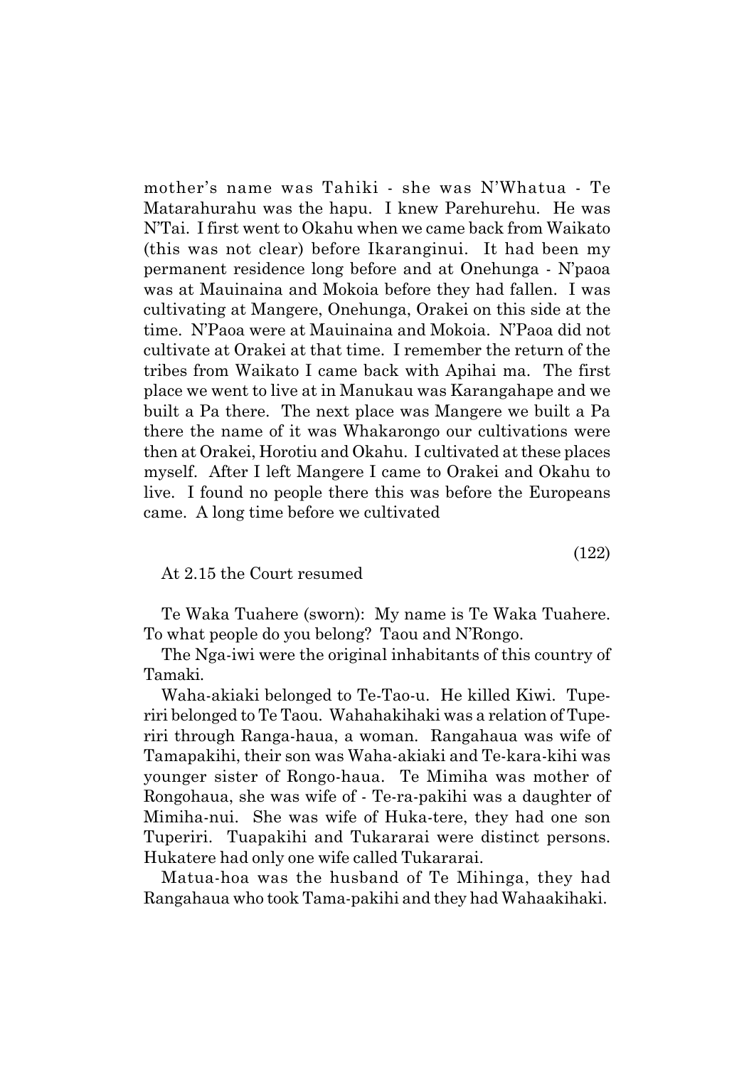mother's name was Tahiki - she was N'Whatua - Te Matarahurahu was the hapu. I knew Parehurehu. He was N'Tai. I first went to Okahu when we came back from Waikato (this was not clear) before Ikaranginui. It had been my permanent residence long before and at Onehunga - N'paoa was at Mauinaina and Mokoia before they had fallen. I was cultivating at Mangere, Onehunga, Orakei on this side at the time. N'Paoa were at Mauinaina and Mokoia. N'Paoa did not cultivate at Orakei at that time. I remember the return of the tribes from Waikato I came back with Apihai ma. The first place we went to live at in Manukau was Karangahape and we built a Pa there. The next place was Mangere we built a Pa there the name of it was Whakarongo our cultivations were then at Orakei, Horotiu and Okahu. I cultivated at these places myself. After I left Mangere I came to Orakei and Okahu to live. I found no people there this was before the Europeans came. A long time before we cultivated

(122)

At 2.15 the Court resumed

Te Waka Tuahere (sworn): My name is Te Waka Tuahere. To what people do you belong? Taou and N'Rongo.

The Nga-iwi were the original inhabitants of this country of Tamaki.

Waha-akiaki belonged to Te-Tao-u. He killed Kiwi. Tuperiri belonged to Te Taou. Wahahakihaki was a relation of Tuperiri through Ranga-haua, a woman. Rangahaua was wife of Tamapakihi, their son was Waha-akiaki and Te-kara-kihi was younger sister of Rongo-haua. Te Mimiha was mother of Rongohaua, she was wife of - Te-ra-pakihi was a daughter of Mimiha-nui. She was wife of Huka-tere, they had one son Tuperiri. Tuapakihi and Tukararai were distinct persons. Hukatere had only one wife called Tukararai.

Matua-hoa was the husband of Te Mihinga, they had Rangahaua who took Tama-pakihi and they had Wahaakihaki.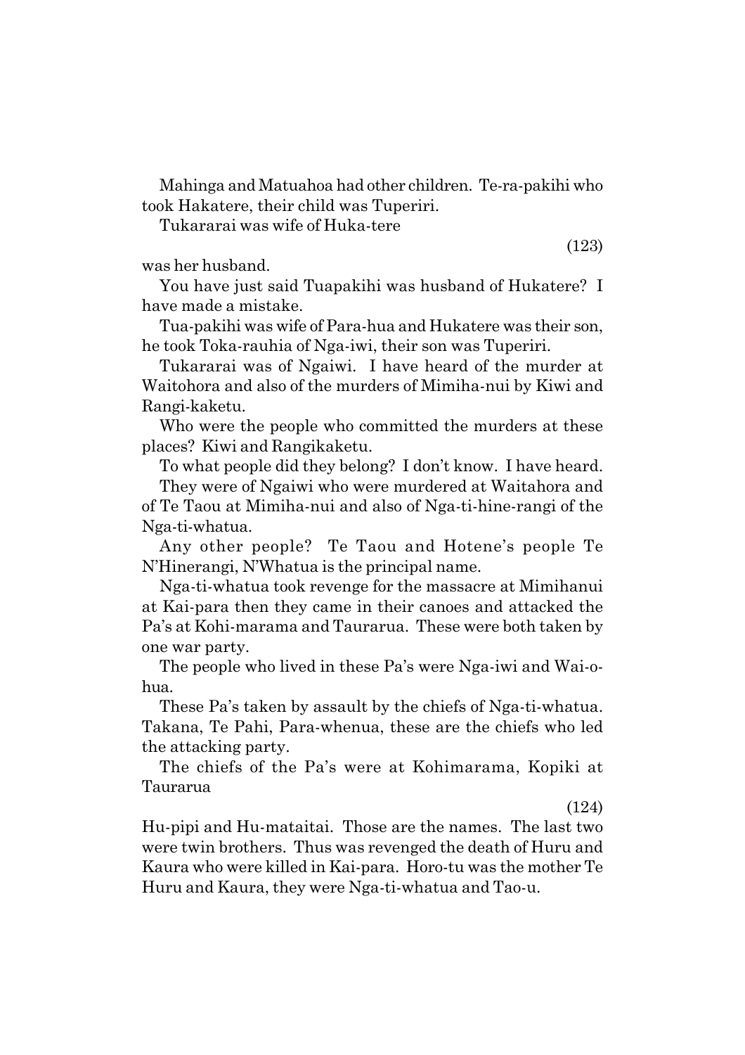Mahinga and Matuahoa had other children. Te-ra-pakihi who took Hakatere, their child was Tuperiri.

Tukararai was wife of Huka-tere

(123)

was her husband.

You have just said Tuapakihi was husband of Hukatere? I have made a mistake.

Tua-pakihi was wife of Para-hua and Hukatere was their son, he took Toka-rauhia of Nga-iwi, their son was Tuperiri.

Tukararai was of Ngaiwi. I have heard of the murder at Waitohora and also of the murders of Mimiha-nui by Kiwi and Rangi-kaketu.

Who were the people who committed the murders at these places? Kiwi and Rangikaketu.

To what people did they belong? I don't know. I have heard.

They were of Ngaiwi who were murdered at Waitahora and of Te Taou at Mimiha-nui and also of Nga-ti-hine-rangi of the Nga-ti-whatua.

Any other people? Te Taou and Hotene's people Te N'Hinerangi, N'Whatua is the principal name.

Nga-ti-whatua took revenge for the massacre at Mimihanui at Kai-para then they came in their canoes and attacked the Pa's at Kohi-marama and Taurarua. These were both taken by one war party.

The people who lived in these Pa's were Nga-iwi and Wai-o-hua.

These Pa's taken by assault by the chiefs of Nga-ti-whatua. Takana, Te Pahi, Para-whenua, these are the chiefs who led the attacking party.

The chiefs of the Pa's were at Kohimarama, Kopiki at Taurarua

(124)

Hu-pipi and Hu-mataitai. Those are the names. The last two were twin brothers. Thus was revenged the death of Huru and Kaura who were killed in Kai-para. Horo-tu was the mother Te Huru and Kaura, they were Nga-ti-whatua and Tao-u.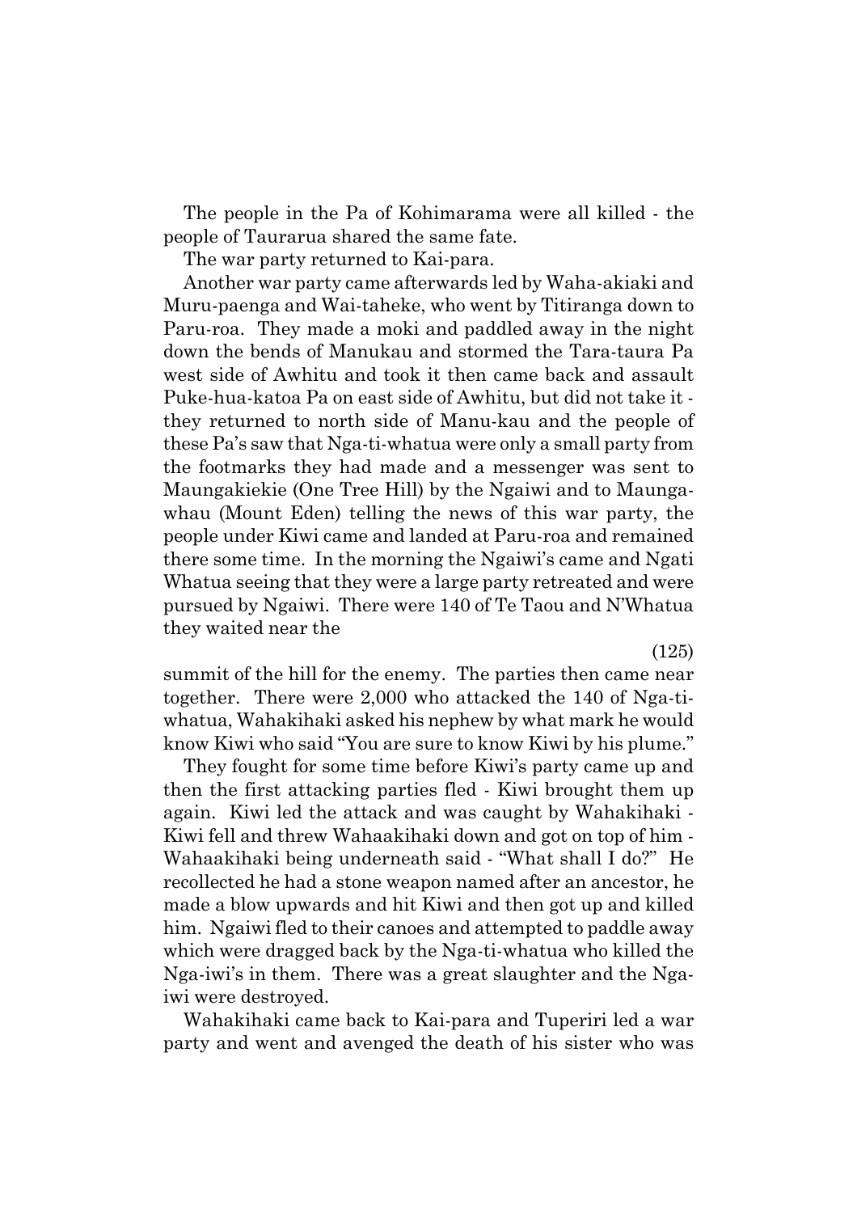The people in the Pa of Kohimarama were all killed - the people of Taurarua shared the same fate.

The war party returned to Kai-para.

Another war party came afterwards led by Waha-akiaki and Muru-paenga and Wai-taheke, who went by Titiranga down to Paru-roa. They made a moki and paddled away in the night down the bends of Manukau and stormed the Tara-taura Pa west side of Awhitu and took it then came back and assault Puke-hua-katoa Pa on east side of Awhitu, but did not take it - they returned to north side of Manu-kau and the people of these Pa's saw that Nga-ti-whatua were only a small party from the footmarks they had made and a messenger was sent to Maungakiekie (One Tree Hill) by the Ngaiwi and to Maunga-whau (Mount Eden) telling the news of this war party, the people under Kiwi came and landed at Paru-roa and remained there some time. In the morning the Ngaiwi's came and Ngati Whatua seeing that they were a large party retreated and were pursued by Ngaiwi. There were 140 of Te Taou and N'Whatua they waited near the

(125)

summit of the hill for the enemy. The parties then came near together. There were 2,000 who attacked the 140 of Nga-ti-whatua, Wahakihaki asked his nephew by what mark he would know Kiwi who said "You are sure to know Kiwi by his plume."

They fought for some time before Kiwi's party came up and then the first attacking parties fled - Kiwi brought them up again. Kiwi led the attack and was caught by Wahakihaki - Kiwi fell and threw Wahaakihaki down and got on top of him - Wahaakihaki being underneath said - "What shall I do?" He recollected he had a stone weapon named after an ancestor, he made a blow upwards and hit Kiwi and then got up and killed him. Ngaiwi fled to their canoes and attempted to paddle away which were dragged back by the Nga-ti-whatua who killed the Nga-iwi's in them. There was a great slaughter and the Nga-iwi were destroyed.

Wahakihaki came back to Kai-para and Tuperiri led a war party and went and avenged the death of his sister who was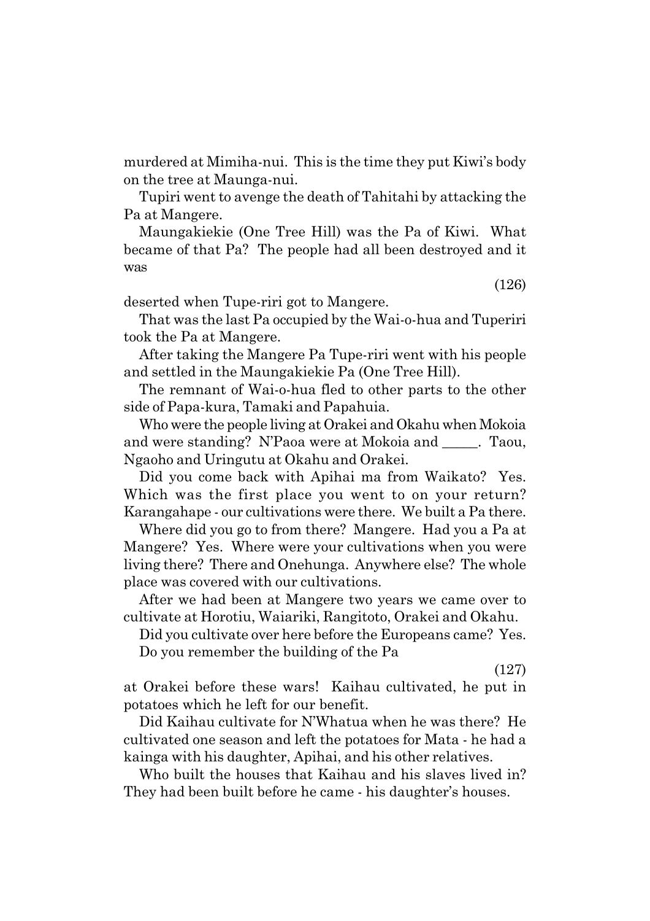murdered at Mimiha-nui. This is the time they put Kiwi's body on the tree at Maunga-nui.

Tupiri went to avenge the death of Tahitahi by attacking the Pa at Mangere.

Maungakiekie (One Tree Hill) was the Pa of Kiwi. What became of that Pa? The people had all been destroyed and it was

(126)

deserted when Tupe-riri got to Mangere.

That was the last Pa occupied by the Wai-o-hua and Tuperiri took the Pa at Mangere.

After taking the Mangere Pa Tupe-riri went with his people and settled in the Maungakiekie Pa (One Tree Hill).

The remnant of Wai-o-hua fled to other parts to the other side of Papa-kura, Tamaki and Papahuia.

Who were the people living at Orakei and Okahu when Mokoia and were standing? N'Paoa were at Mokoia and _____. Taou, Ngaoho and Uringutu at Okahu and Orakei.

Did you come back with Apihai ma from Waikato? Yes. Which was the first place you went to on your return? Karangahape - our cultivations were there. We built a Pa there.

Where did you go to from there? Mangere. Had you a Pa at Mangere? Yes. Where were your cultivations when you were living there? There and Onehunga. Anywhere else? The whole place was covered with our cultivations.

After we had been at Mangere two years we came over to cultivate at Horotiu, Waiariki, Rangitoto, Orakei and Okahu.

Did you cultivate over here before the Europeans came? Yes.

Do you remember the building of the Pa

(127)

at Orakei before these wars! Kaihau cultivated, he put in potatoes which he left for our benefit.

Did Kaihau cultivate for N'Whatua when he was there? He cultivated one season and left the potatoes for Mata - he had a kainga with his daughter, Apihai, and his other relatives.

Who built the houses that Kaihau and his slaves lived in? They had been built before he came - his daughter's houses.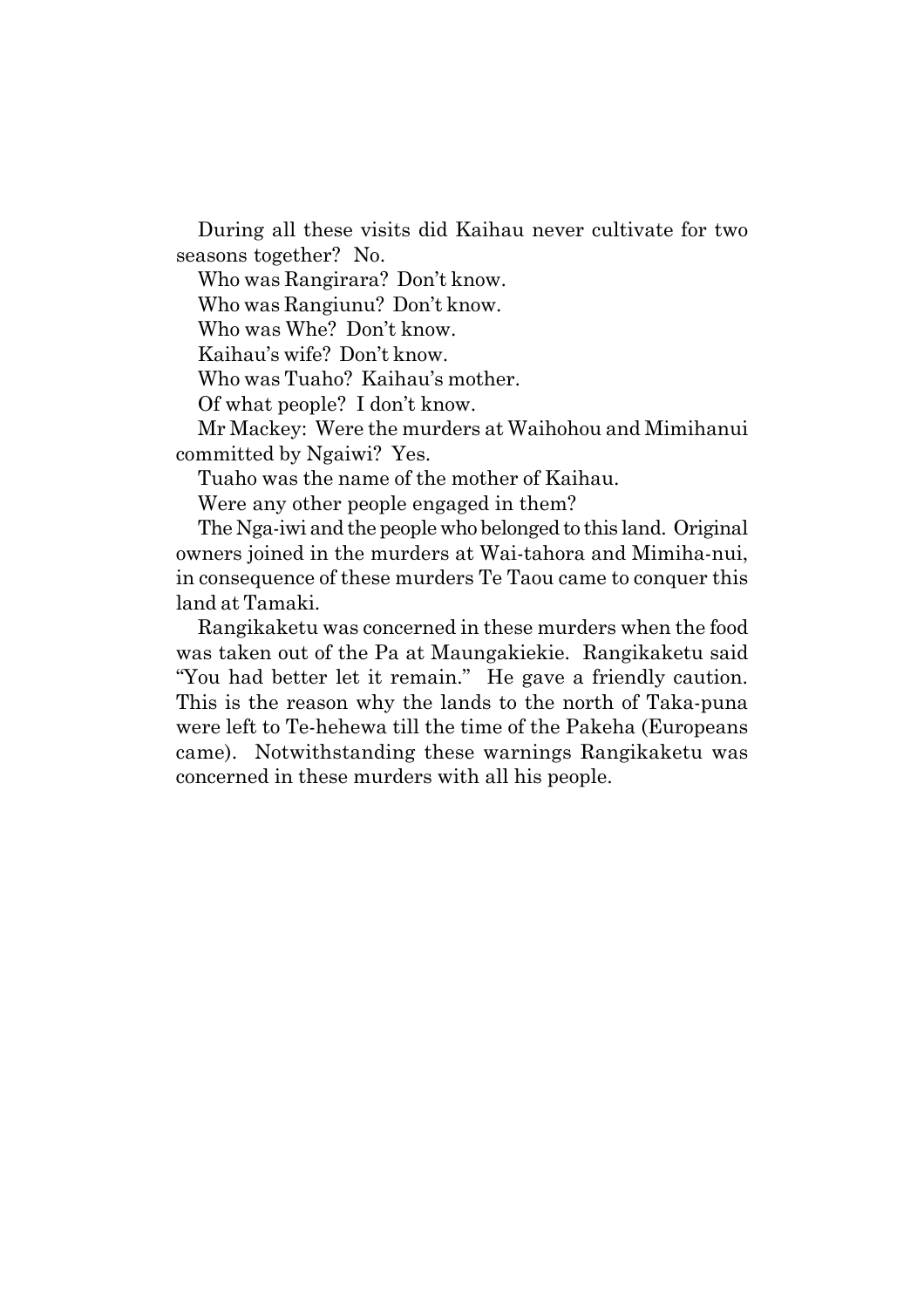During all these visits did Kaihau never cultivate for two seasons together? No.

Who was Rangirara? Don't know.

Who was Rangiunu? Don't know.

Who was Whe? Don't know.

Kaihau's wife? Don't know.

Who was Tuaho? Kaihau's mother.

Of what people? I don't know.

Mr Mackey: Were the murders at Waihohou and Mimihanui committed by Ngaiwi? Yes.

Tuaho was the name of the mother of Kaihau.

Were any other people engaged in them?

The Nga-iwi and the people who belonged to this land. Original owners joined in the murders at Wai-tahora and Mimiha-nui, in consequence of these murders Te Taou came to conquer this land at Tamaki.

Rangikaketu was concerned in these murders when the food was taken out of the Pa at Maungakiekie. Rangikaketu said "You had better let it remain." He gave a friendly caution. This is the reason why the lands to the north of Taka-puna were left to Te-hehewa till the time of the Pakeha (Europeans came). Notwithstanding these warnings Rangikaketu was concerned in these murders with all his people.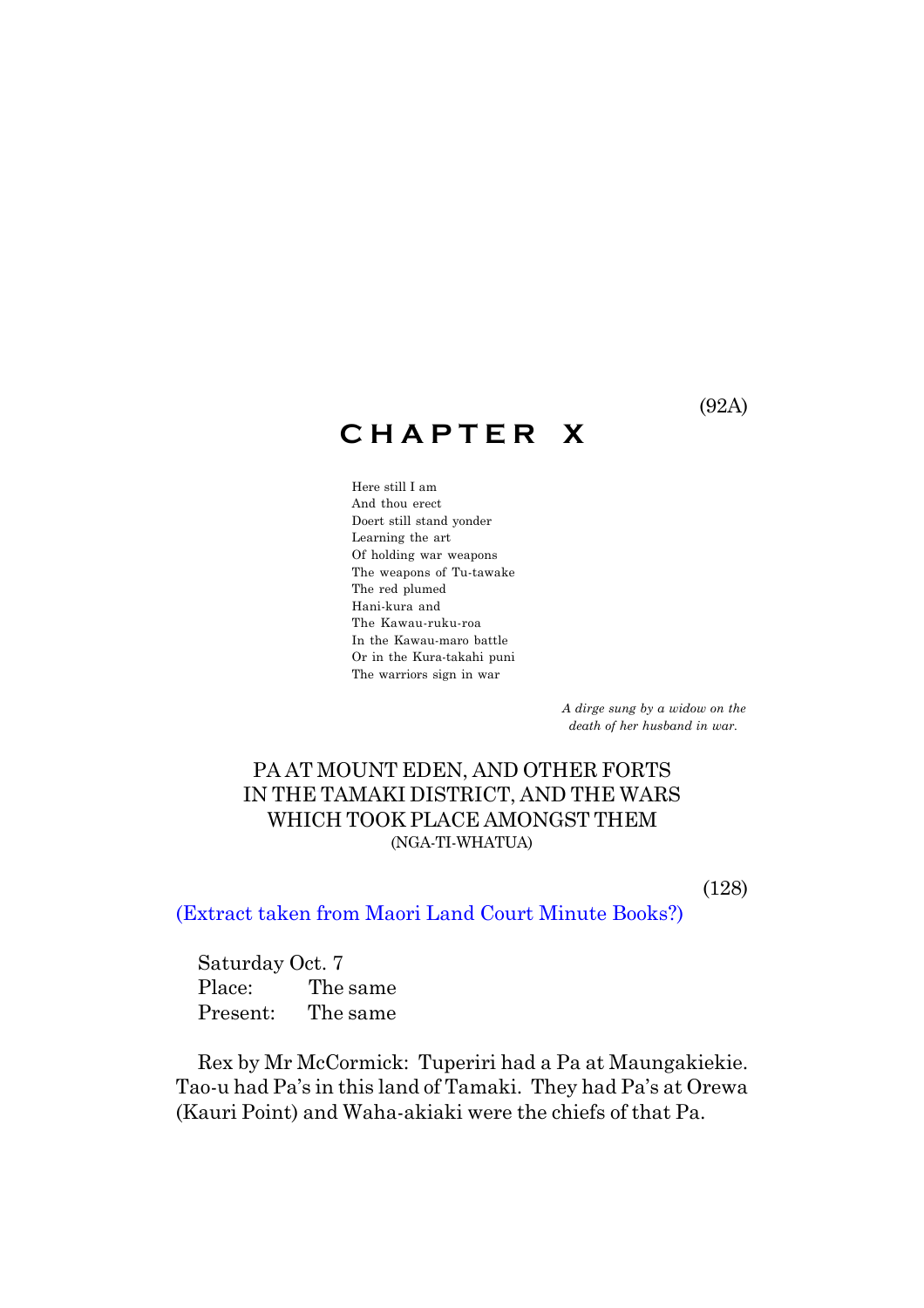(92A)

# CHAPTER X

Here still I am
And thou erect
Doert still stand yonder
Learning the art
Of holding war weapons
The weapons of Tu-tawake
The red plumed
Hani-kura and
The Kawau-ruku-roa
In the Kawau-maro battle
Or in the Kura-takahi puni
The warriors sign in war

*A dirge sung by a widow on the death of her husband in war.*

## PA AT MOUNT EDEN, AND OTHER FORTS IN THE TAMAKI DISTRICT, AND THE WARS WHICH TOOK PLACE AMONGST THEM

(NGA-TI-WHATUA)

(128)

(Extract taken from Maori Land Court Minute Books?)

Saturday Oct. 7
Place: The same
Present: The same

Rex by Mr McCormick: Tuperiri had a Pa at Maungakiekie. Tao-u had Pa's in this land of Tamaki. They had Pa's at Orewa (Kauri Point) and Waha-akiaki were the chiefs of that Pa.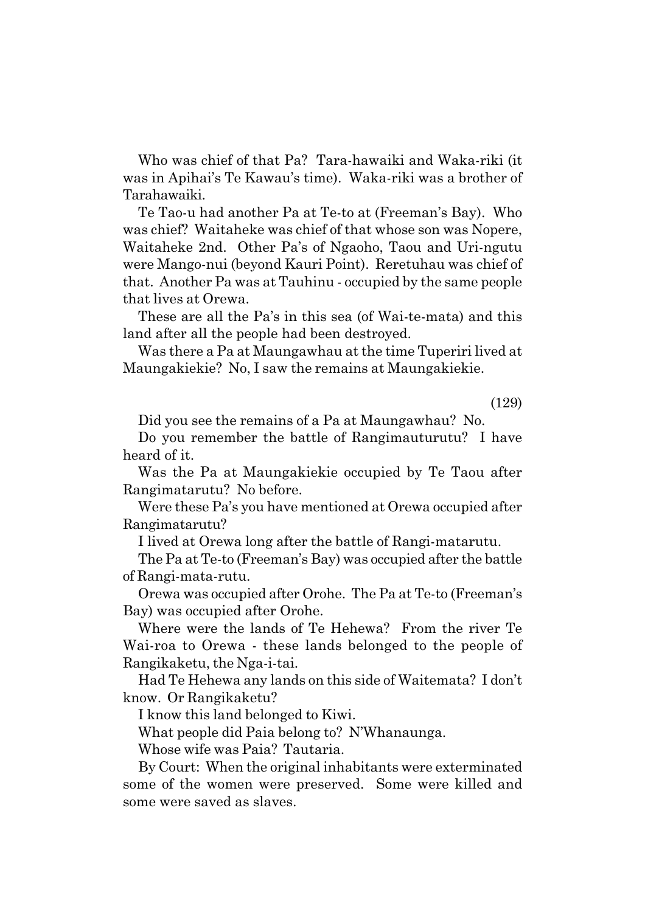Who was chief of that Pa? Tara-hawaiki and Waka-riki (it was in Apihai's Te Kawau's time). Waka-riki was a brother of Tarahawaiki.

Te Tao-u had another Pa at Te-to at (Freeman's Bay). Who was chief? Waitaheke was chief of that whose son was Nopere, Waitaheke 2nd. Other Pa's of Ngaoho, Taou and Uri-ngutu were Mango-nui (beyond Kauri Point). Reretuhau was chief of that. Another Pa was at Tauhinu - occupied by the same people that lives at Orewa.

These are all the Pa's in this sea (of Wai-te-mata) and this land after all the people had been destroyed.

Was there a Pa at Maungawhau at the time Tuperiri lived at Maungakiekie? No, I saw the remains at Maungakiekie.

(129)

Did you see the remains of a Pa at Maungawhau? No.

Do you remember the battle of Rangimauturutu? I have heard of it.

Was the Pa at Maungakiekie occupied by Te Taou after Rangimatarutu? No before.

Were these Pa's you have mentioned at Orewa occupied after Rangimatarutu?

I lived at Orewa long after the battle of Rangi-matarutu.

The Pa at Te-to (Freeman's Bay) was occupied after the battle of Rangi-mata-rutu.

Orewa was occupied after Orohe. The Pa at Te-to (Freeman's Bay) was occupied after Orohe.

Where were the lands of Te Hehewa? From the river Te Wai-roa to Orewa - these lands belonged to the people of Rangikaketu, the Nga-i-tai.

Had Te Hehewa any lands on this side of Waitemata? I don't know. Or Rangikaketu?

I know this land belonged to Kiwi.

What people did Paia belong to? N'Whanaunga.

Whose wife was Paia? Tautaria.

By Court: When the original inhabitants were exterminated some of the women were preserved. Some were killed and some were saved as slaves.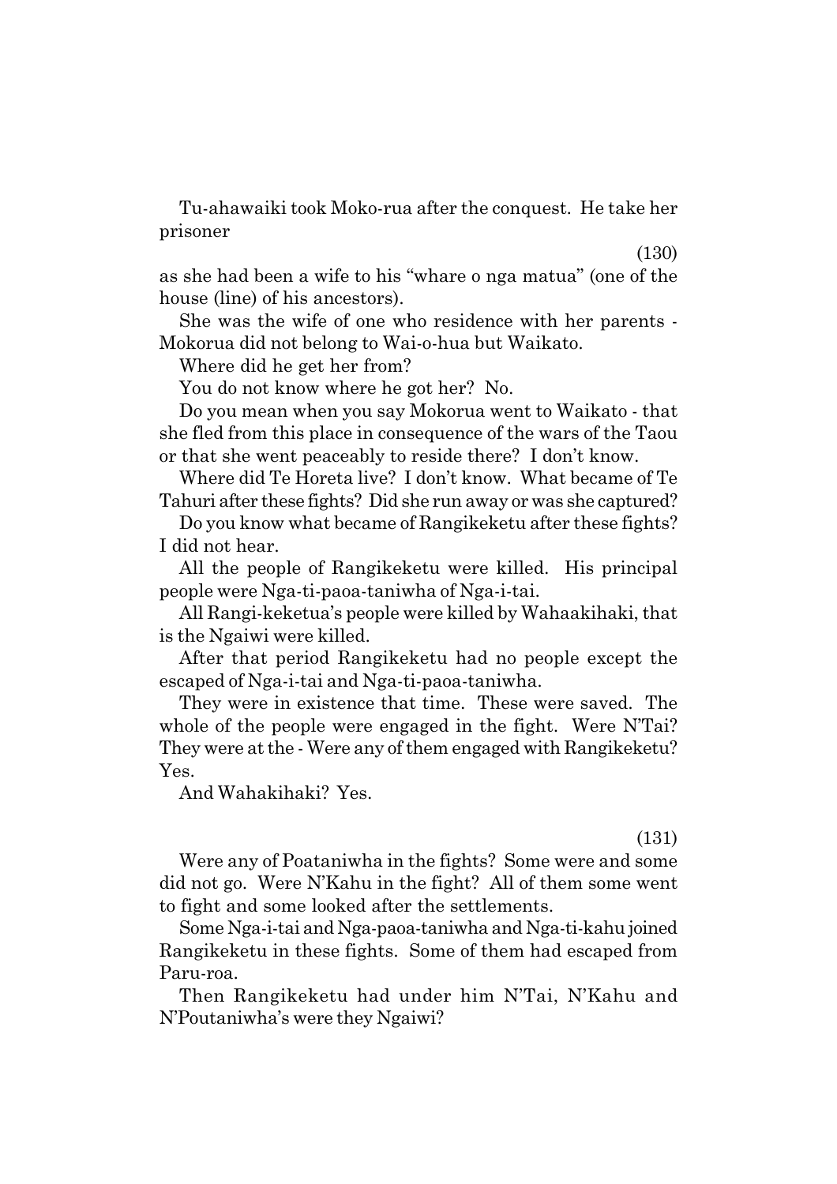Tu-ahawaiki took Moko-rua after the conquest. He take her prisoner

(130)

as she had been a wife to his "whare o nga matua" (one of the house (line) of his ancestors).

She was the wife of one who residence with her parents - Mokorua did not belong to Wai-o-hua but Waikato.

Where did he get her from?

You do not know where he got her? No.

Do you mean when you say Mokorua went to Waikato - that she fled from this place in consequence of the wars of the Taou or that she went peaceably to reside there? I don't know.

Where did Te Horeta live? I don't know. What became of Te Tahuri after these fights? Did she run away or was she captured?

Do you know what became of Rangikeketu after these fights? I did not hear.

All the people of Rangikeketu were killed. His principal people were Nga-ti-paoa-taniwha of Nga-i-tai.

All Rangi-keketua's people were killed by Wahaakihaki, that is the Ngaiwi were killed.

After that period Rangikeketu had no people except the escaped of Nga-i-tai and Nga-ti-paoa-taniwha.

They were in existence that time. These were saved. The whole of the people were engaged in the fight. Were N'Tai? They were at the - Were any of them engaged with Rangikeketu? Yes.

And Wahakihaki? Yes.

(131)

Were any of Poataniwha in the fights? Some were and some did not go. Were N'Kahu in the fight? All of them some went to fight and some looked after the settlements.

Some Nga-i-tai and Nga-paoa-taniwha and Nga-ti-kahu joined Rangikeketu in these fights. Some of them had escaped from Paru-roa.

Then Rangikeketu had under him N'Tai, N'Kahu and N'Poutaniwha's were they Ngaiwi?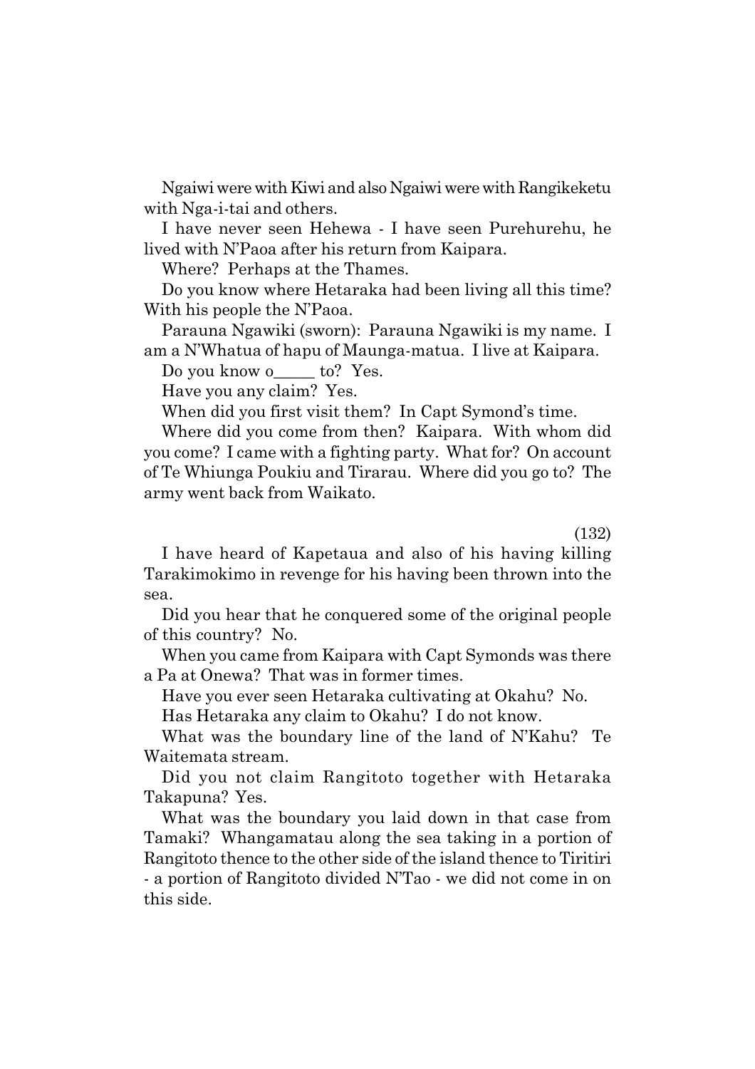Ngaiwi were with Kiwi and also Ngaiwi were with Rangikeketu with Nga-i-tai and others.

I have never seen Hehewa - I have seen Purehurehu, he lived with N'Paoa after his return from Kaipara.

Where? Perhaps at the Thames.

Do you know where Hetaraka had been living all this time? With his people the N'Paoa.

Parauna Ngawiki (sworn): Parauna Ngawiki is my name. I am a N'Whatua of hapu of Maunga-matua. I live at Kaipara.

Do you know o_____ to? Yes.

Have you any claim? Yes.

When did you first visit them? In Capt Symond's time.

Where did you come from then? Kaipara. With whom did you come? I came with a fighting party. What for? On account of Te Whiunga Poukiu and Tirarau. Where did you go to? The army went back from Waikato.

(132)

I have heard of Kapetaua and also of his having killing Tarakimokimo in revenge for his having been thrown into the sea.

Did you hear that he conquered some of the original people of this country? No.

When you came from Kaipara with Capt Symonds was there a Pa at Onewa? That was in former times.

Have you ever seen Hetaraka cultivating at Okahu? No.

Has Hetaraka any claim to Okahu? I do not know.

What was the boundary line of the land of N'Kahu? Te Waitemata stream.

Did you not claim Rangitoto together with Hetaraka Takapuna? Yes.

What was the boundary you laid down in that case from Tamaki? Whangamatau along the sea taking in a portion of Rangitoto thence to the other side of the island thence to Tiritiri - a portion of Rangitoto divided N'Tao - we did not come in on this side.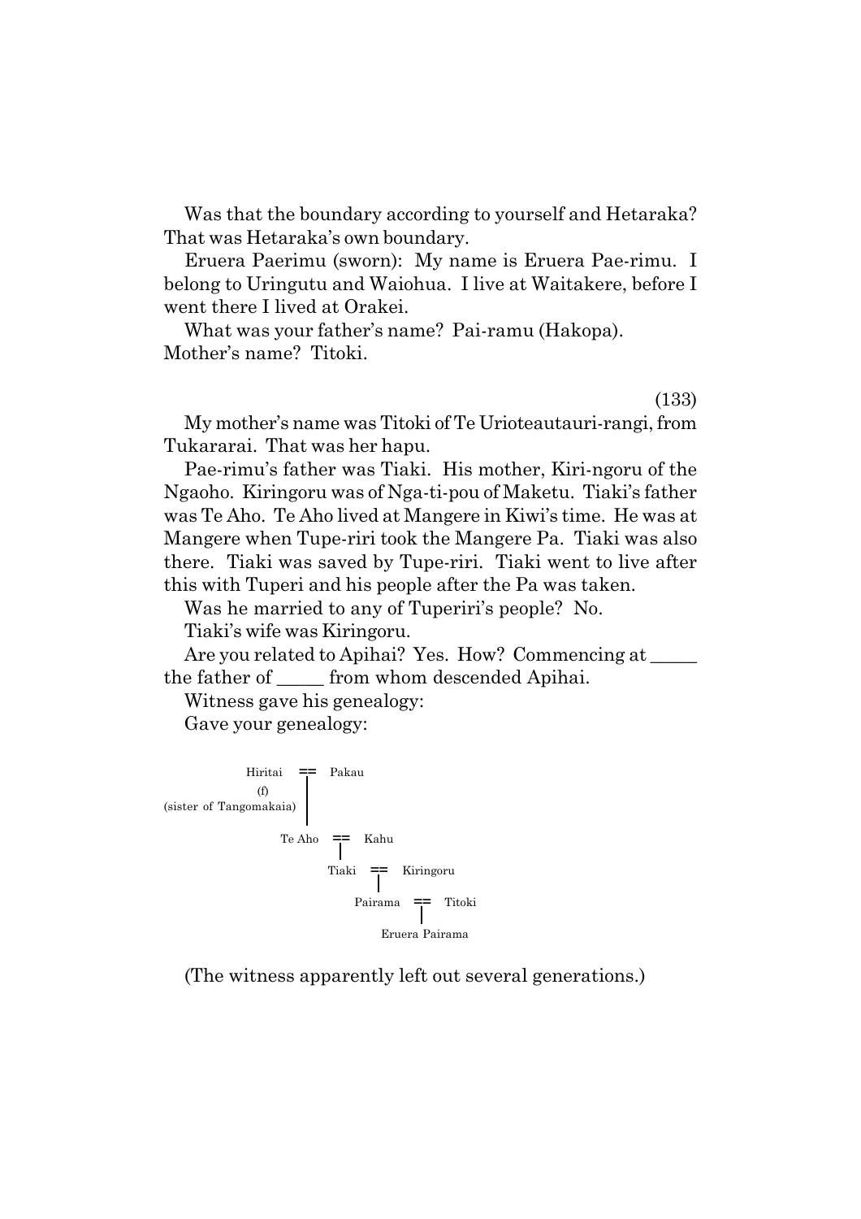Was that the boundary according to yourself and Hetaraka? That was Hetaraka's own boundary.

Eruera Paerimu (sworn): My name is Eruera Pae-rimu. I belong to Uringutu and Waiohua. I live at Waitakere, before I went there I lived at Orakei.

What was your father's name? Pai-ramu (Hakopa).
Mother's name? Titoki.

(133)

My mother's name was Titoki of Te Urioteautauri-rangi, from Tukararai. That was her hapu.

Pae-rimu's father was Tiaki. His mother, Kiri-ngoru of the Ngaoho. Kiringoru was of Nga-ti-pou of Maketu. Tiaki's father was Te Aho. Te Aho lived at Mangere in Kiwi's time. He was at Mangere when Tupe-riri took the Mangere Pa. Tiaki was also there. Tiaki was saved by Tupe-riri. Tiaki went to live after this with Tuperi and his people after the Pa was taken.

Was he married to any of Tuperiri's people? No.

Tiaki's wife was Kiringoru.

Are you related to Apihai? Yes. How? Commencing at _____ the father of _____ from whom descended Apihai.

Witness gave his genealogy:

Gave your genealogy:

```
Hiritai  ==  Pakau
  (f)      |
(sister of Tangomakaia)
           |
        Te Aho  ==  Kahu
                |
             Tiaki  ==  Kiringoru
                     |
                 Pairama  ==  Titoki
                           |
                     Eruera Pairama
```

(The witness apparently left out several generations.)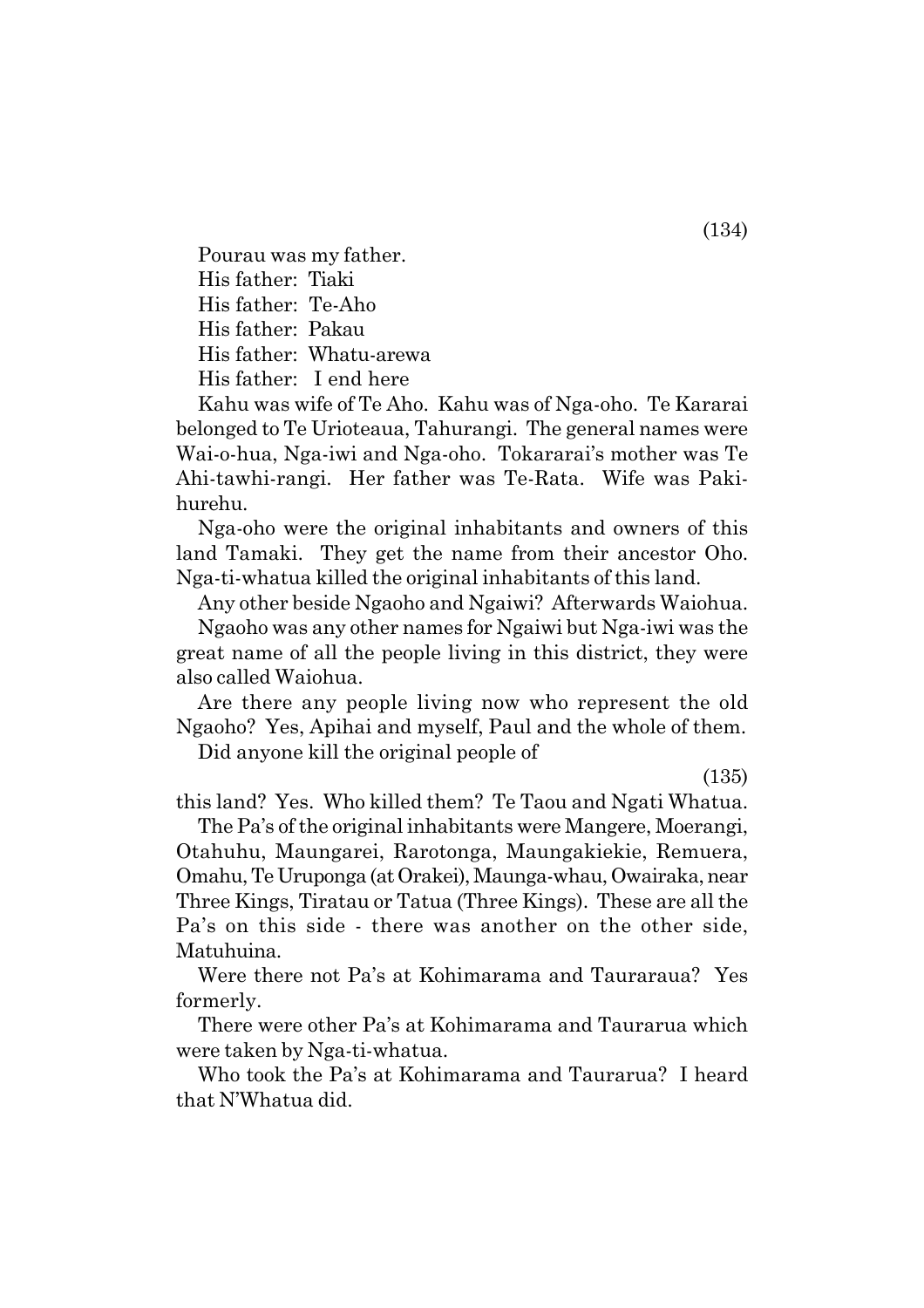Pourau was my father.
His father: Tiaki
His father: Te-Aho
His father: Pakau
His father: Whatu-arewa
His father: I end here

Kahu was wife of Te Aho. Kahu was of Nga-oho. Te Kararai belonged to Te Urioteaua, Tahurangi. The general names were Wai-o-hua, Nga-iwi and Nga-oho. Tokararai's mother was Te Ahi-tawhi-rangi. Her father was Te-Rata. Wife was Paki-hurehu.

Nga-oho were the original inhabitants and owners of this land Tamaki. They get the name from their ancestor Oho. Nga-ti-whatua killed the original inhabitants of this land.

Any other beside Ngaoho and Ngaiwi? Afterwards Waiohua.

Ngaoho was any other names for Ngaiwi but Nga-iwi was the great name of all the people living in this district, they were also called Waiohua.

Are there any people living now who represent the old Ngaoho? Yes, Apihai and myself, Paul and the whole of them.

Did anyone kill the original people of this land? Yes. Who killed them? Te Taou and Ngati Whatua.

The Pa's of the original inhabitants were Mangere, Moerangi, Otahuhu, Maungarei, Rarotonga, Maungakiekie, Remuera, Omahu, Te Uruponga (at Orakei), Maunga-whau, Owairaka, near Three Kings, Tiratau or Tatua (Three Kings). These are all the Pa's on this side - there was another on the other side, Matuhuina.

Were there not Pa's at Kohimarama and Tauraraua? Yes formerly.

There were other Pa's at Kohimarama and Taurarua which were taken by Nga-ti-whatua.

Who took the Pa's at Kohimarama and Taurarua? I heard that N'Whatua did.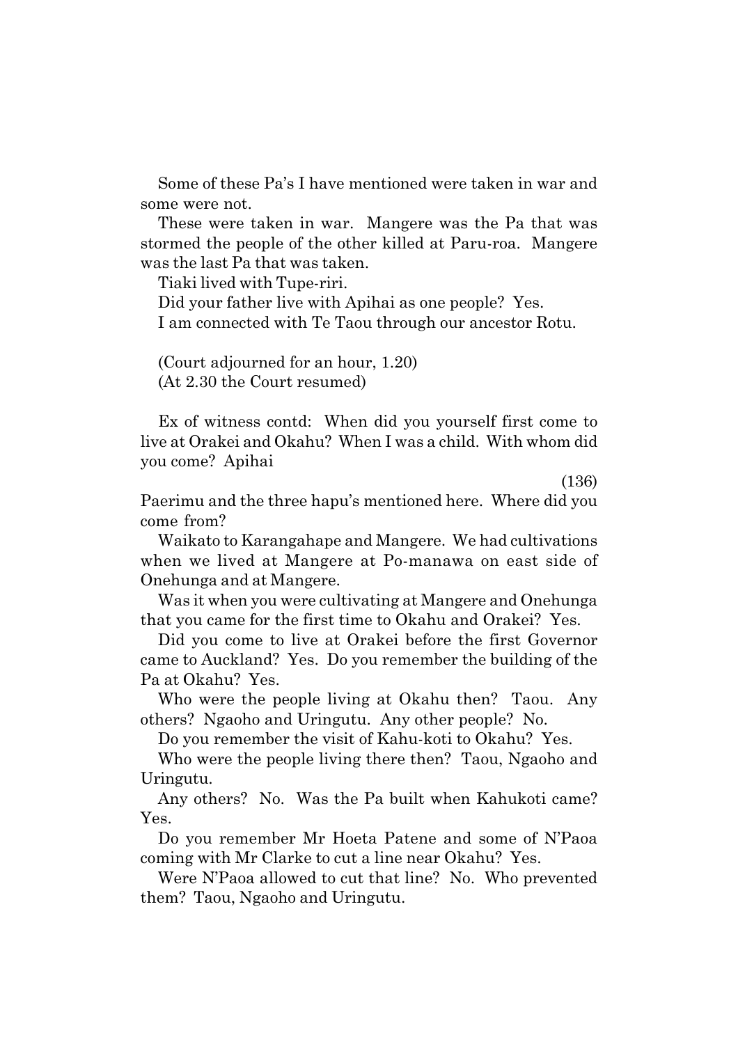Some of these Pa's I have mentioned were taken in war and some were not.

These were taken in war. Mangere was the Pa that was stormed the people of the other killed at Paru-roa. Mangere was the last Pa that was taken.

Tiaki lived with Tupe-riri.

Did your father live with Apihai as one people? Yes.

I am connected with Te Taou through our ancestor Rotu.

(Court adjourned for an hour, 1.20)
(At 2.30 the Court resumed)

Ex of witness contd: When did you yourself first come to live at Orakei and Okahu? When I was a child. With whom did you come? Apihai

(136)

Paerimu and the three hapu's mentioned here. Where did you come from?

Waikato to Karangahape and Mangere. We had cultivations when we lived at Mangere at Po-manawa on east side of Onehunga and at Mangere.

Was it when you were cultivating at Mangere and Onehunga that you came for the first time to Okahu and Orakei? Yes.

Did you come to live at Orakei before the first Governor came to Auckland? Yes. Do you remember the building of the Pa at Okahu? Yes.

Who were the people living at Okahu then? Taou. Any others? Ngaoho and Uringutu. Any other people? No.

Do you remember the visit of Kahu-koti to Okahu? Yes.

Who were the people living there then? Taou, Ngaoho and Uringutu.

Any others? No. Was the Pa built when Kahukoti came? Yes.

Do you remember Mr Hoeta Patene and some of N'Paoa coming with Mr Clarke to cut a line near Okahu? Yes.

Were N'Paoa allowed to cut that line? No. Who prevented them? Taou, Ngaoho and Uringutu.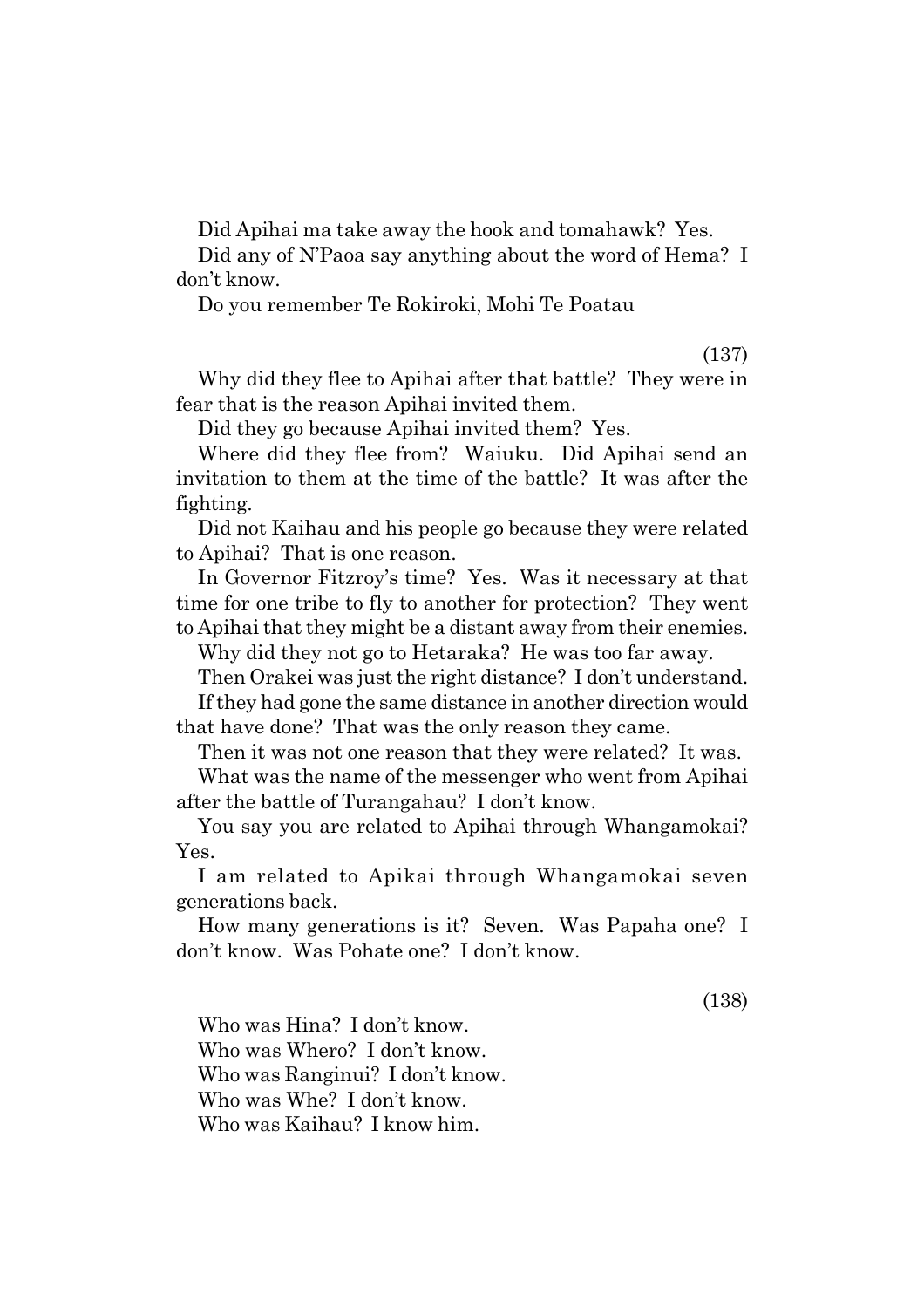Did Apihai ma take away the hook and tomahawk? Yes.

Did any of N'Paoa say anything about the word of Hema? I don't know.

Do you remember Te Rokiroki, Mohi Te Poatau

(137)

Why did they flee to Apihai after that battle? They were in fear that is the reason Apihai invited them.

Did they go because Apihai invited them? Yes.

Where did they flee from? Waiuku. Did Apihai send an invitation to them at the time of the battle? It was after the fighting.

Did not Kaihau and his people go because they were related to Apihai? That is one reason.

In Governor Fitzroy's time? Yes. Was it necessary at that time for one tribe to fly to another for protection? They went to Apihai that they might be a distant away from their enemies.

Why did they not go to Hetaraka? He was too far away.

Then Orakei was just the right distance? I don't understand.

If they had gone the same distance in another direction would that have done? That was the only reason they came.

Then it was not one reason that they were related? It was.

What was the name of the messenger who went from Apihai after the battle of Turangahau? I don't know.

You say you are related to Apihai through Whangamokai? Yes.

I am related to Apikai through Whangamokai seven generations back.

How many generations is it? Seven. Was Papaha one? I don't know. Was Pohate one? I don't know.

(138)

Who was Hina? I don't know.

Who was Whero? I don't know.

Who was Ranginui? I don't know.

Who was Whe? I don't know.

Who was Kaihau? I know him.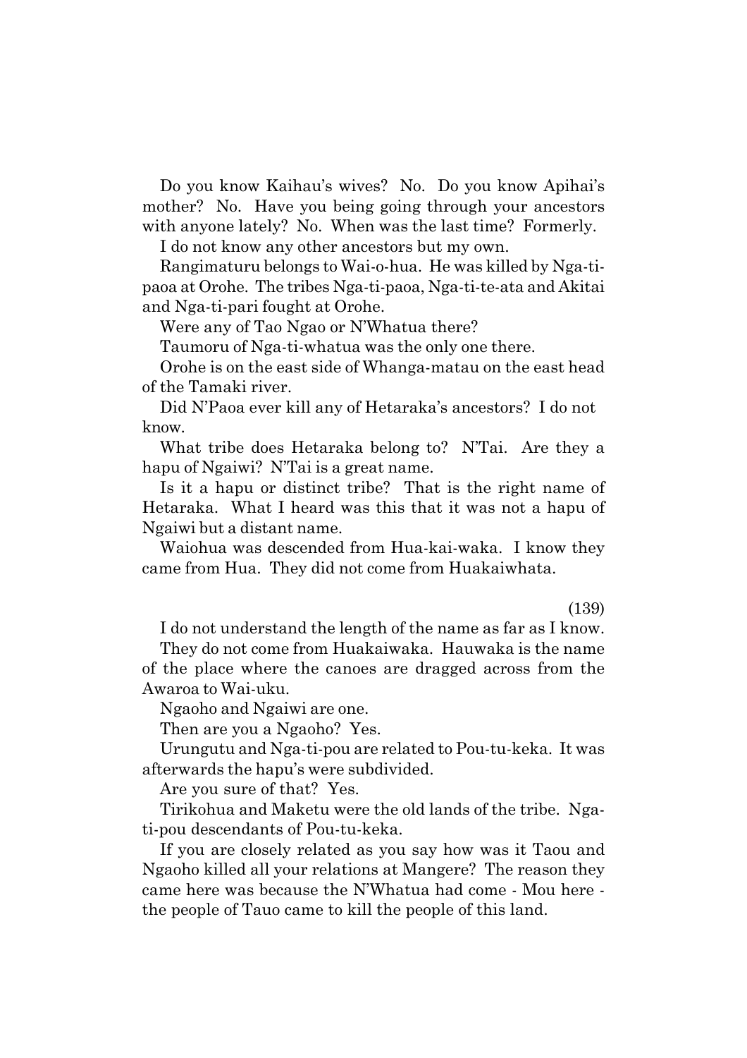Do you know Kaihau's wives? No. Do you know Apihai's mother? No. Have you being going through your ancestors with anyone lately? No. When was the last time? Formerly.

I do not know any other ancestors but my own.

Rangimaturu belongs to Wai-o-hua. He was killed by Nga-ti-paoa at Orohe. The tribes Nga-ti-paoa, Nga-ti-te-ata and Akitai and Nga-ti-pari fought at Orohe.

Were any of Tao Ngao or N'Whatua there?

Taumoru of Nga-ti-whatua was the only one there.

Orohe is on the east side of Whanga-matau on the east head of the Tamaki river.

Did N'Paoa ever kill any of Hetaraka's ancestors? I do not know.

What tribe does Hetaraka belong to? N'Tai. Are they a hapu of Ngaiwi? N'Tai is a great name.

Is it a hapu or distinct tribe? That is the right name of Hetaraka. What I heard was this that it was not a hapu of Ngaiwi but a distant name.

Waiohua was descended from Hua-kai-waka. I know they came from Hua. They did not come from Huakaiwhata.

(139)

I do not understand the length of the name as far as I know.

They do not come from Huakaiwaka. Hauwaka is the name of the place where the canoes are dragged across from the Awaroa to Wai-uku.

Ngaoho and Ngaiwi are one.

Then are you a Ngaoho? Yes.

Urungutu and Nga-ti-pou are related to Pou-tu-keka. It was afterwards the hapu's were subdivided.

Are you sure of that? Yes.

Tirikohua and Maketu were the old lands of the tribe. Nga-ti-pou descendants of Pou-tu-keka.

If you are closely related as you say how was it Taou and Ngaoho killed all your relations at Mangere? The reason they came here was because the N'Whatua had come - Mou here - the people of Tauo came to kill the people of this land.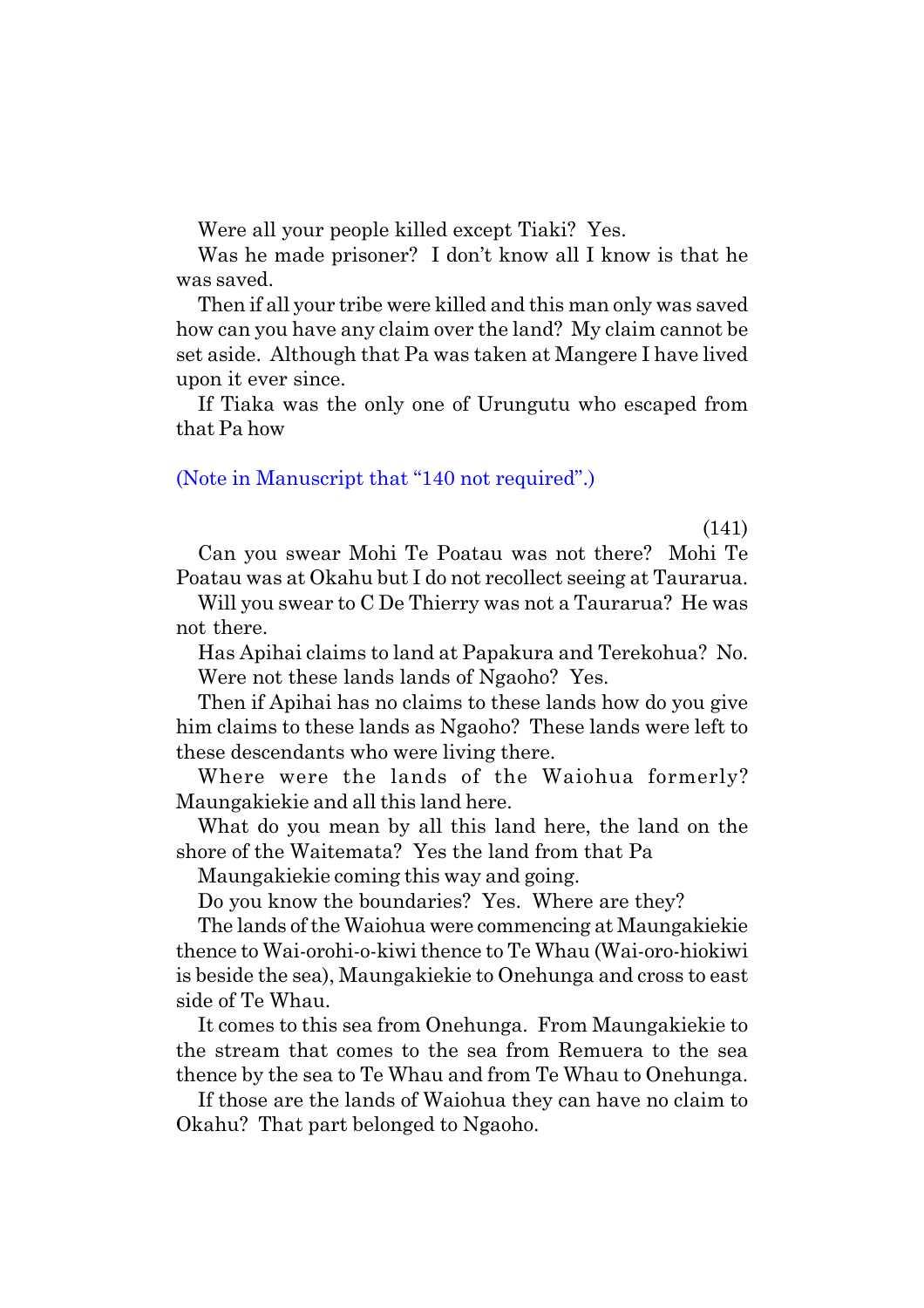Were all your people killed except Tiaki? Yes.

Was he made prisoner? I don't know all I know is that he was saved.

Then if all your tribe were killed and this man only was saved how can you have any claim over the land? My claim cannot be set aside. Although that Pa was taken at Mangere I have lived upon it ever since.

If Tiaka was the only one of Urungutu who escaped from that Pa how

(Note in Manuscript that "140 not required".)

(141)

Can you swear Mohi Te Poatau was not there? Mohi Te Poatau was at Okahu but I do not recollect seeing at Taurarua.

Will you swear to C De Thierry was not a Taurarua? He was not there.

Has Apihai claims to land at Papakura and Terekohua? No.

Were not these lands lands of Ngaoho? Yes.

Then if Apihai has no claims to these lands how do you give him claims to these lands as Ngaoho? These lands were left to these descendants who were living there.

Where were the lands of the Waiohua formerly? Maungakiekie and all this land here.

What do you mean by all this land here, the land on the shore of the Waitemata? Yes the land from that Pa

Maungakiekie coming this way and going.

Do you know the boundaries? Yes. Where are they?

The lands of the Waiohua were commencing at Maungakiekie thence to Wai-orohi-o-kiwi thence to Te Whau (Wai-oro-hiokiwi is beside the sea), Maungakiekie to Onehunga and cross to east side of Te Whau.

It comes to this sea from Onehunga. From Maungakiekie to the stream that comes to the sea from Remuera to the sea thence by the sea to Te Whau and from Te Whau to Onehunga.

If those are the lands of Waiohua they can have no claim to Okahu? That part belonged to Ngaoho.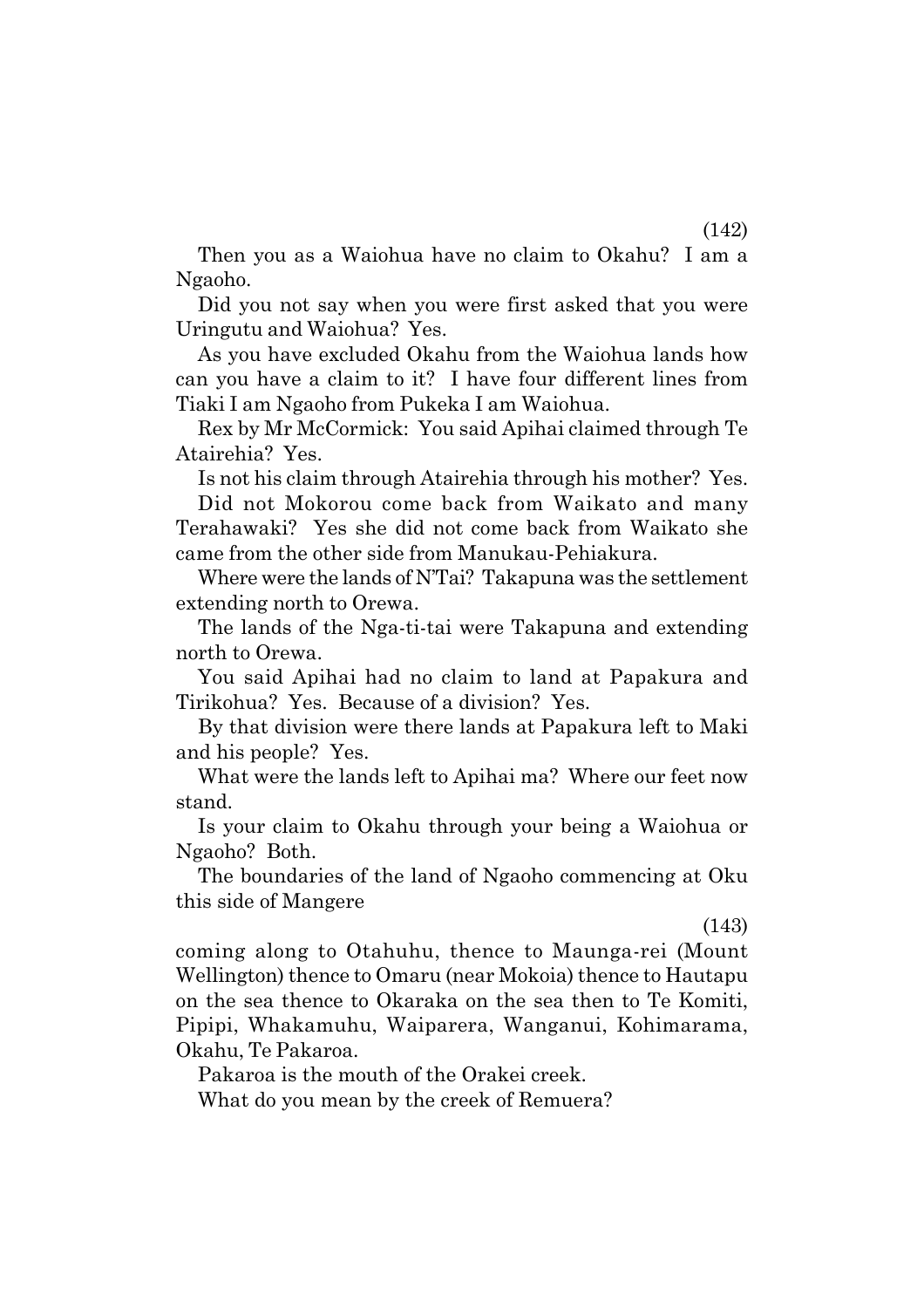(142)

Then you as a Waiohua have no claim to Okahu? I am a Ngaoho.

Did you not say when you were first asked that you were Uringutu and Waiohua? Yes.

As you have excluded Okahu from the Waiohua lands how can you have a claim to it? I have four different lines from Tiaki I am Ngaoho from Pukeka I am Waiohua.

Rex by Mr McCormick: You said Apihai claimed through Te Atairehia? Yes.

Is not his claim through Atairehia through his mother? Yes.

Did not Mokorou come back from Waikato and many Terahawaki? Yes she did not come back from Waikato she came from the other side from Manukau-Pehiakura.

Where were the lands of N'Tai? Takapuna was the settlement extending north to Orewa.

The lands of the Nga-ti-tai were Takapuna and extending north to Orewa.

You said Apihai had no claim to land at Papakura and Tirikohua? Yes. Because of a division? Yes.

By that division were there lands at Papakura left to Maki and his people? Yes.

What were the lands left to Apihai ma? Where our feet now stand.

Is your claim to Okahu through your being a Waiohua or Ngaoho? Both.

The boundaries of the land of Ngaoho commencing at Oku this side of Mangere

(143)

coming along to Otahuhu, thence to Maunga-rei (Mount Wellington) thence to Omaru (near Mokoia) thence to Hautapu on the sea thence to Okaraka on the sea then to Te Komiti, Pipipi, Whakamuhu, Waiparera, Wanganui, Kohimarama, Okahu, Te Pakaroa.

Pakaroa is the mouth of the Orakei creek.

What do you mean by the creek of Remuera?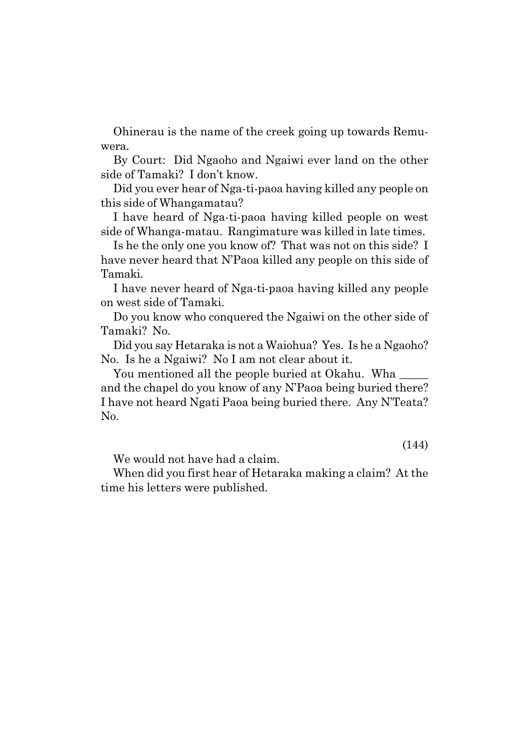Ohinerau is the name of the creek going up towards Remuwera.

By Court: Did Ngaoho and Ngaiwi ever land on the other side of Tamaki? I don't know.

Did you ever hear of Nga-ti-paoa having killed any people on this side of Whangamatau?

I have heard of Nga-ti-paoa having killed people on west side of Whanga-matau. Rangimature was killed in late times.

Is he the only one you know of? That was not on this side? I have never heard that N'Paoa killed any people on this side of Tamaki.

I have never heard of Nga-ti-paoa having killed any people on west side of Tamaki.

Do you know who conquered the Ngaiwi on the other side of Tamaki? No.

Did you say Hetaraka is not a Waiohua? Yes. Is he a Ngaoho? No. Is he a Ngaiwi? No I am not clear about it.

You mentioned all the people buried at Okahu. Wha _____ and the chapel do you know of any N'Paoa being buried there? I have not heard Ngati Paoa being buried there. Any N'Teata? No.

(144)

We would not have had a claim.

When did you first hear of Hetaraka making a claim? At the time his letters were published.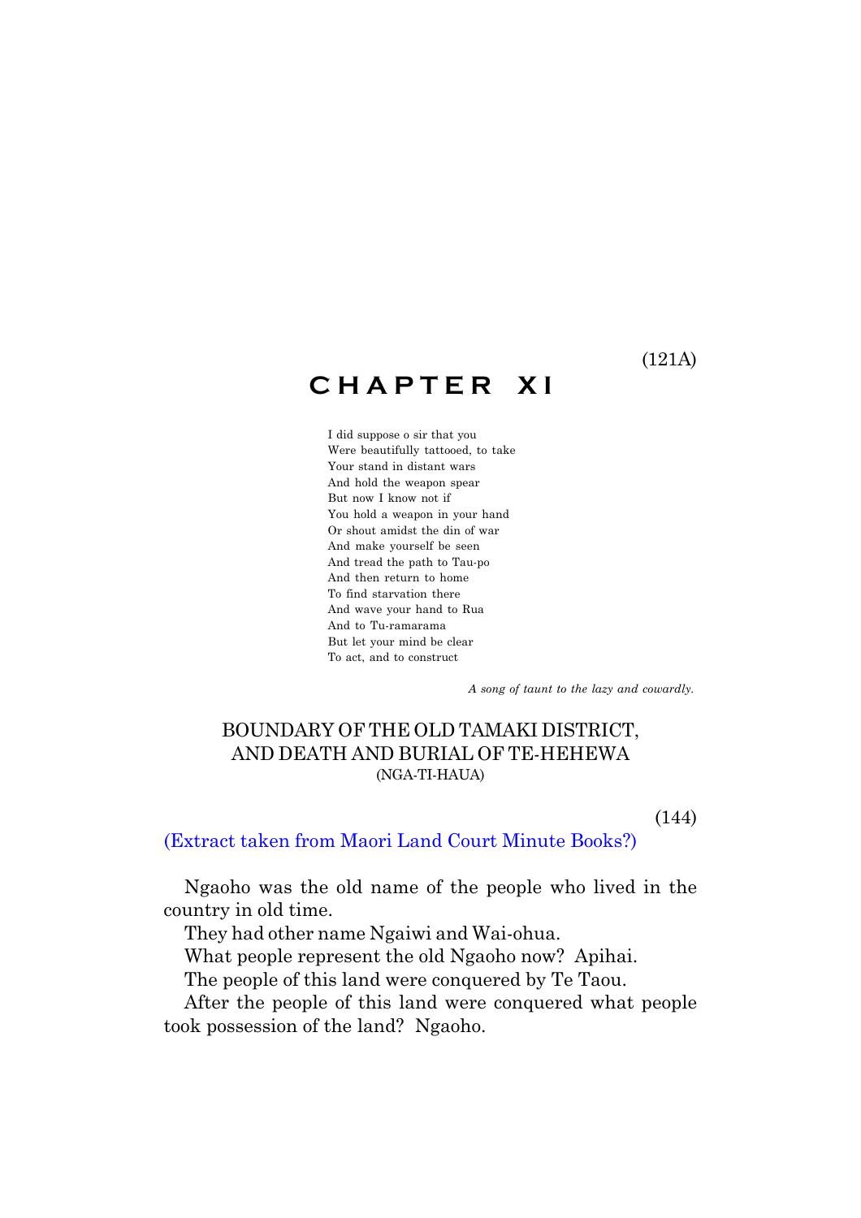(121A)

# CHAPTER XI

I did suppose o sir that you
Were beautifully tattooed, to take
Your stand in distant wars
And hold the weapon spear
But now I know not if
You hold a weapon in your hand
Or shout amidst the din of war
And make yourself be seen
And tread the path to Tau-po
And then return to home
To find starvation there
And wave your hand to Rua
And to Tu-ramarama
But let your mind be clear
To act, and to construct

*A song of taunt to the lazy and cowardly.*

## BOUNDARY OF THE OLD TAMAKI DISTRICT, AND DEATH AND BURIAL OF TE-HEHEWA

(NGA-TI-HAUA)

(144)

(Extract taken from Maori Land Court Minute Books?)

Ngaoho was the old name of the people who lived in the country in old time.

They had other name Ngaiwi and Wai-ohua.

What people represent the old Ngaoho now? Apihai.

The people of this land were conquered by Te Taou.

After the people of this land were conquered what people took possession of the land? Ngaoho.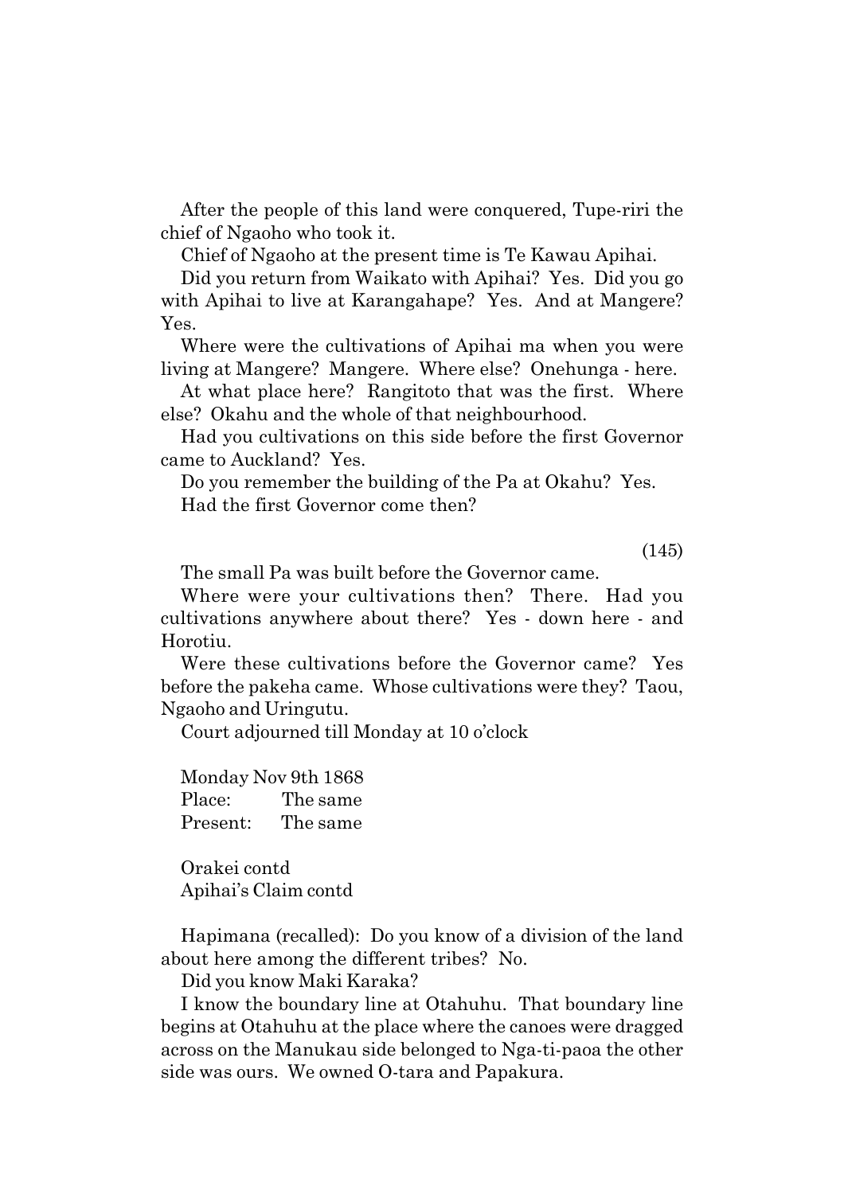After the people of this land were conquered, Tupe-riri the chief of Ngaoho who took it.

Chief of Ngaoho at the present time is Te Kawau Apihai.

Did you return from Waikato with Apihai? Yes. Did you go with Apihai to live at Karangahape? Yes. And at Mangere? Yes.

Where were the cultivations of Apihai ma when you were living at Mangere? Mangere. Where else? Onehunga - here.

At what place here? Rangitoto that was the first. Where else? Okahu and the whole of that neighbourhood.

Had you cultivations on this side before the first Governor came to Auckland? Yes.

Do you remember the building of the Pa at Okahu? Yes.

Had the first Governor come then?

(145)

The small Pa was built before the Governor came.

Where were your cultivations then? There. Had you cultivations anywhere about there? Yes - down here - and Horotiu.

Were these cultivations before the Governor came? Yes before the pakeha came. Whose cultivations were they? Taou, Ngaoho and Uringutu.

Court adjourned till Monday at 10 o'clock

Monday Nov 9th 1868
Place: The same
Present: The same

Orakei contd
Apihai's Claim contd

Hapimana (recalled): Do you know of a division of the land about here among the different tribes? No.

Did you know Maki Karaka?

I know the boundary line at Otahuhu. That boundary line begins at Otahuhu at the place where the canoes were dragged across on the Manukau side belonged to Nga-ti-paoa the other side was ours. We owned O-tara and Papakura.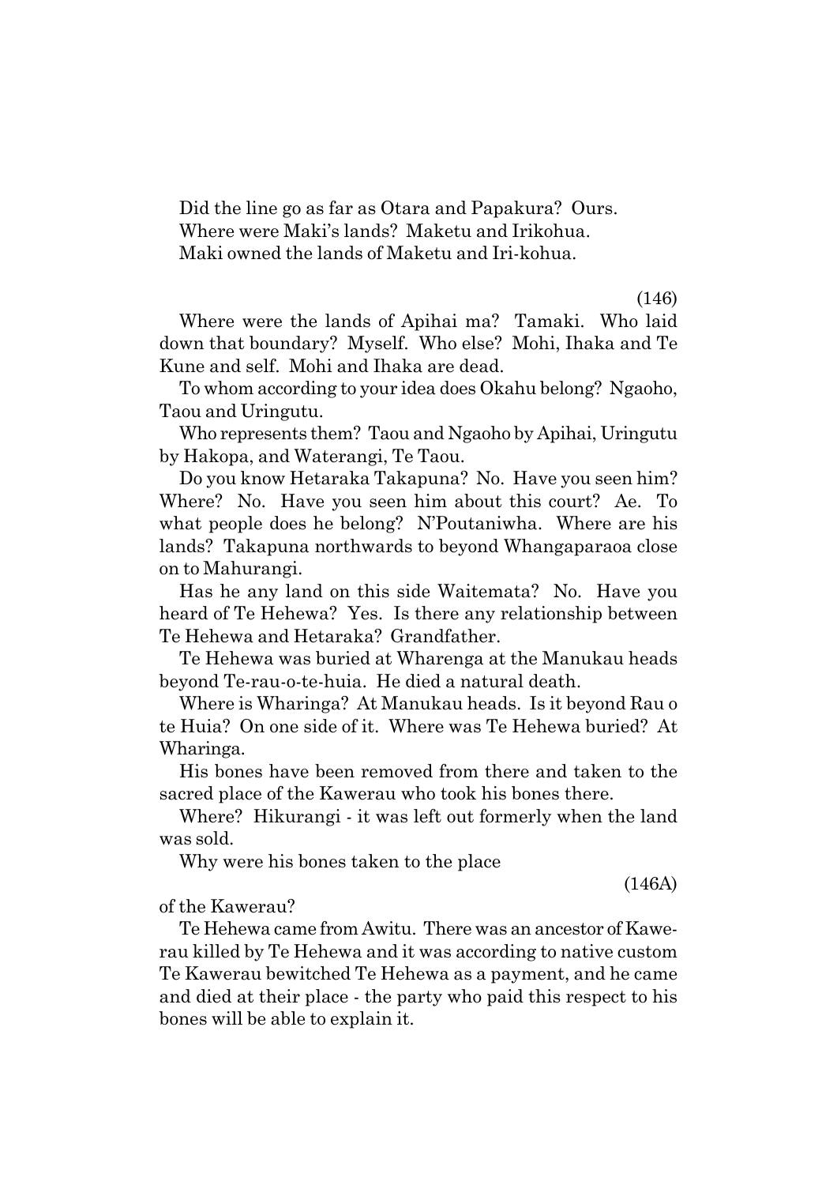Did the line go as far as Otara and Papakura? Ours.
Where were Maki's lands? Maketu and Irikohua.
Maki owned the lands of Maketu and Iri-kohua.

(146)

Where were the lands of Apihai ma? Tamaki. Who laid down that boundary? Myself. Who else? Mohi, Ihaka and Te Kune and self. Mohi and Ihaka are dead.

To whom according to your idea does Okahu belong? Ngaoho, Taou and Uringutu.

Who represents them? Taou and Ngaoho by Apihai, Uringutu by Hakopa, and Waterangi, Te Taou.

Do you know Hetaraka Takapuna? No. Have you seen him? Where? No. Have you seen him about this court? Ae. To what people does he belong? N'Poutaniwha. Where are his lands? Takapuna northwards to beyond Whangaparaoa close on to Mahurangi.

Has he any land on this side Waitemata? No. Have you heard of Te Hehewa? Yes. Is there any relationship between Te Hehewa and Hetaraka? Grandfather.

Te Hehewa was buried at Wharenga at the Manukau heads beyond Te-rau-o-te-huia. He died a natural death.

Where is Wharinga? At Manukau heads. Is it beyond Rau o te Huia? On one side of it. Where was Te Hehewa buried? At Wharinga.

His bones have been removed from there and taken to the sacred place of the Kawerau who took his bones there.

Where? Hikurangi - it was left out formerly when the land was sold.

Why were his bones taken to the place

(146A)

of the Kawerau?

Te Hehewa came from Awitu. There was an ancestor of Kawerau killed by Te Hehewa and it was according to native custom Te Kawerau bewitched Te Hehewa as a payment, and he came and died at their place - the party who paid this respect to his bones will be able to explain it.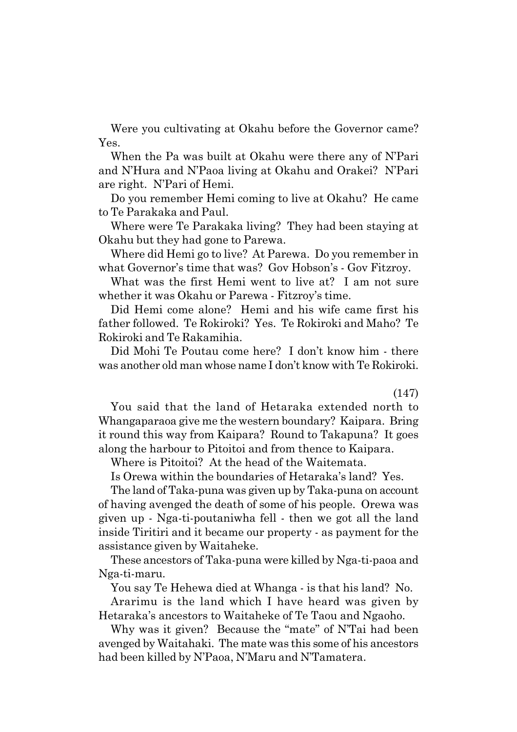Were you cultivating at Okahu before the Governor came? Yes.

When the Pa was built at Okahu were there any of N'Pari and N'Hura and N'Paoa living at Okahu and Orakei? N'Pari are right. N'Pari of Hemi.

Do you remember Hemi coming to live at Okahu? He came to Te Parakaka and Paul.

Where were Te Parakaka living? They had been staying at Okahu but they had gone to Parewa.

Where did Hemi go to live? At Parewa. Do you remember in what Governor's time that was? Gov Hobson's - Gov Fitzroy.

What was the first Hemi went to live at? I am not sure whether it was Okahu or Parewa - Fitzroy's time.

Did Hemi come alone? Hemi and his wife came first his father followed. Te Rokiroki? Yes. Te Rokiroki and Maho? Te Rokiroki and Te Rakamihia.

Did Mohi Te Poutau come here? I don't know him - there was another old man whose name I don't know with Te Rokiroki.

(147)

You said that the land of Hetaraka extended north to Whangaparaoa give me the western boundary? Kaipara. Bring it round this way from Kaipara? Round to Takapuna? It goes along the harbour to Pitoitoi and from thence to Kaipara.

Where is Pitoitoi? At the head of the Waitemata.

Is Orewa within the boundaries of Hetaraka's land? Yes.

The land of Taka-puna was given up by Taka-puna on account of having avenged the death of some of his people. Orewa was given up - Nga-ti-poutaniwha fell - then we got all the land inside Tiritiri and it became our property - as payment for the assistance given by Waitaheke.

These ancestors of Taka-puna were killed by Nga-ti-paoa and Nga-ti-maru.

You say Te Hehewa died at Whanga - is that his land? No.

Ararimu is the land which I have heard was given by Hetaraka's ancestors to Waitaheke of Te Taou and Ngaoho.

Why was it given? Because the "mate" of N'Tai had been avenged by Waitahaki. The mate was this some of his ancestors had been killed by N'Paoa, N'Maru and N'Tamatera.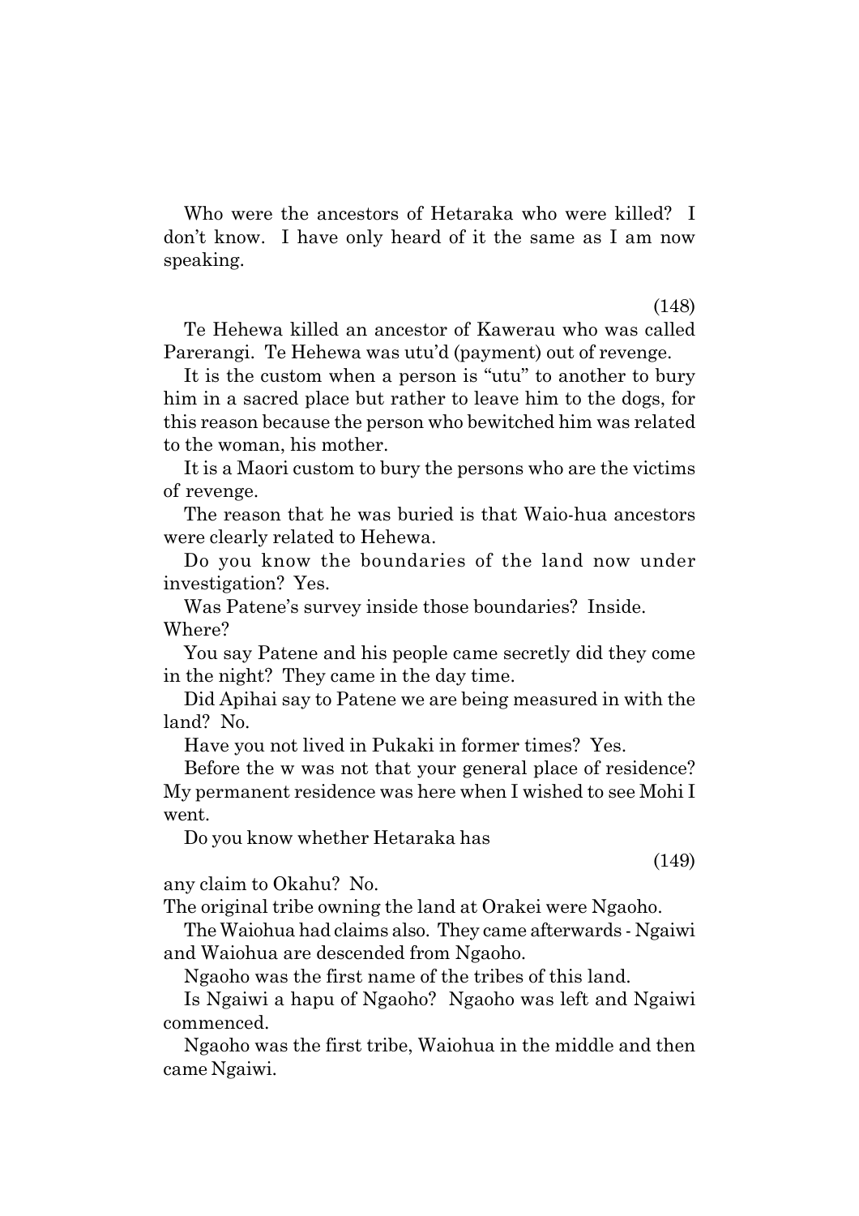Who were the ancestors of Hetaraka who were killed? I don't know. I have only heard of it the same as I am now speaking.

(148)

Te Hehewa killed an ancestor of Kawerau who was called Parerangi. Te Hehewa was utu'd (payment) out of revenge.

It is the custom when a person is "utu" to another to bury him in a sacred place but rather to leave him to the dogs, for this reason because the person who bewitched him was related to the woman, his mother.

It is a Maori custom to bury the persons who are the victims of revenge.

The reason that he was buried is that Waio-hua ancestors were clearly related to Hehewa.

Do you know the boundaries of the land now under investigation? Yes.

Was Patene's survey inside those boundaries? Inside. Where?

You say Patene and his people came secretly did they come in the night? They came in the day time.

Did Apihai say to Patene we are being measured in with the land? No.

Have you not lived in Pukaki in former times? Yes.

Before the w was not that your general place of residence? My permanent residence was here when I wished to see Mohi I went.

Do you know whether Hetaraka has

(149)

any claim to Okahu? No.

The original tribe owning the land at Orakei were Ngaoho.

The Waiohua had claims also. They came afterwards - Ngaiwi and Waiohua are descended from Ngaoho.

Ngaoho was the first name of the tribes of this land.

Is Ngaiwi a hapu of Ngaoho? Ngaoho was left and Ngaiwi commenced.

Ngaoho was the first tribe, Waiohua in the middle and then came Ngaiwi.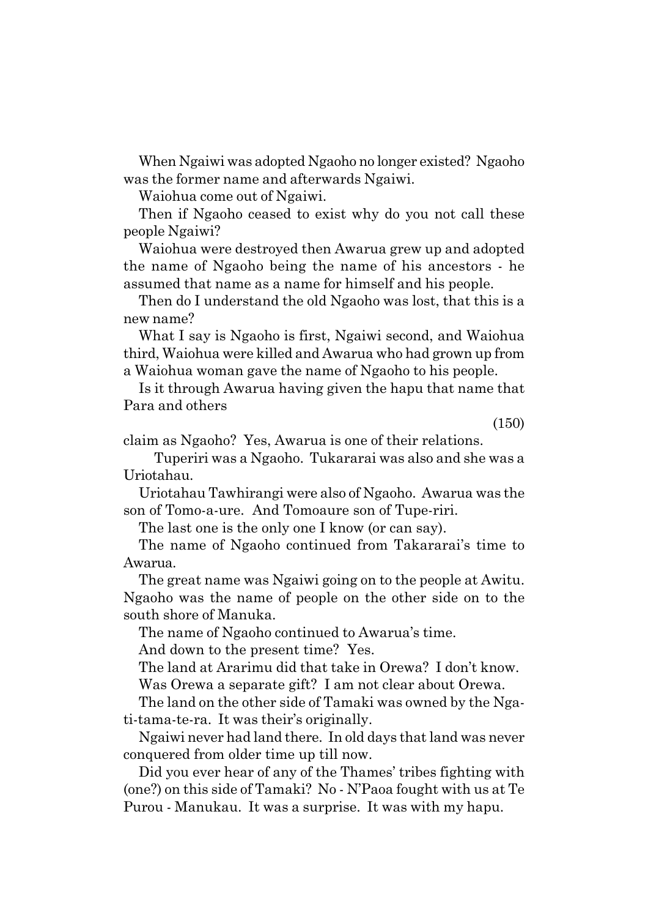When Ngaiwi was adopted Ngaoho no longer existed? Ngaoho was the former name and afterwards Ngaiwi.

Waiohua come out of Ngaiwi.

Then if Ngaoho ceased to exist why do you not call these people Ngaiwi?

Waiohua were destroyed then Awarua grew up and adopted the name of Ngaoho being the name of his ancestors - he assumed that name as a name for himself and his people.

Then do I understand the old Ngaoho was lost, that this is a new name?

What I say is Ngaoho is first, Ngaiwi second, and Waiohua third, Waiohua were killed and Awarua who had grown up from a Waiohua woman gave the name of Ngaoho to his people.

Is it through Awarua having given the hapu that name that Para and others

(150)

claim as Ngaoho? Yes, Awarua is one of their relations.

Tuperiri was a Ngaoho. Tukararai was also and she was a Uriotahau.

Uriotahau Tawhirangi were also of Ngaoho. Awarua was the son of Tomo-a-ure. And Tomoaure son of Tupe-riri.

The last one is the only one I know (or can say).

The name of Ngaoho continued from Takararai's time to Awarua.

The great name was Ngaiwi going on to the people at Awitu. Ngaoho was the name of people on the other side on to the south shore of Manuka.

The name of Ngaoho continued to Awarua's time.

And down to the present time? Yes.

The land at Ararimu did that take in Orewa? I don't know.

Was Orewa a separate gift? I am not clear about Orewa.

The land on the other side of Tamaki was owned by the Nga-ti-tama-te-ra. It was their's originally.

Ngaiwi never had land there. In old days that land was never conquered from older time up till now.

Did you ever hear of any of the Thames' tribes fighting with (one?) on this side of Tamaki? No - N'Paoa fought with us at Te Purou - Manukau. It was a surprise. It was with my hapu.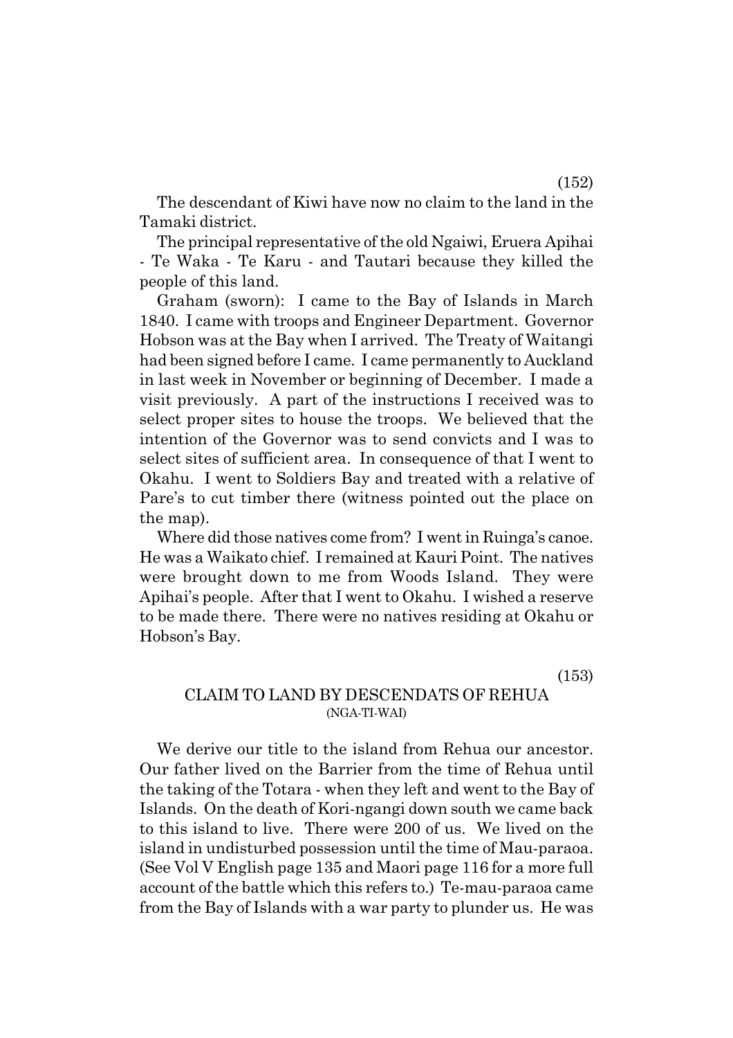(152)

The descendant of Kiwi have now no claim to the land in the Tamaki district.

The principal representative of the old Ngaiwi, Eruera Apihai - Te Waka - Te Karu - and Tautari because they killed the people of this land.

Graham (sworn): I came to the Bay of Islands in March 1840. I came with troops and Engineer Department. Governor Hobson was at the Bay when I arrived. The Treaty of Waitangi had been signed before I came. I came permanently to Auckland in last week in November or beginning of December. I made a visit previously. A part of the instructions I received was to select proper sites to house the troops. We believed that the intention of the Governor was to send convicts and I was to select sites of sufficient area. In consequence of that I went to Okahu. I went to Soldiers Bay and treated with a relative of Pare's to cut timber there (witness pointed out the place on the map).

Where did those natives come from? I went in Ruinga's canoe. He was a Waikato chief. I remained at Kauri Point. The natives were brought down to me from Woods Island. They were Apihai's people. After that I went to Okahu. I wished a reserve to be made there. There were no natives residing at Okahu or Hobson's Bay.

(153)

## CLAIM TO LAND BY DESCENDATS OF REHUA
(NGA-TI-WAI)

We derive our title to the island from Rehua our ancestor. Our father lived on the Barrier from the time of Rehua until the taking of the Totara - when they left and went to the Bay of Islands. On the death of Kori-ngangi down south we came back to this island to live. There were 200 of us. We lived on the island in undisturbed possession until the time of Mau-paraoa. (See Vol V English page 135 and Maori page 116 for a more full account of the battle which this refers to.) Te-mau-paraoa came from the Bay of Islands with a war party to plunder us. He was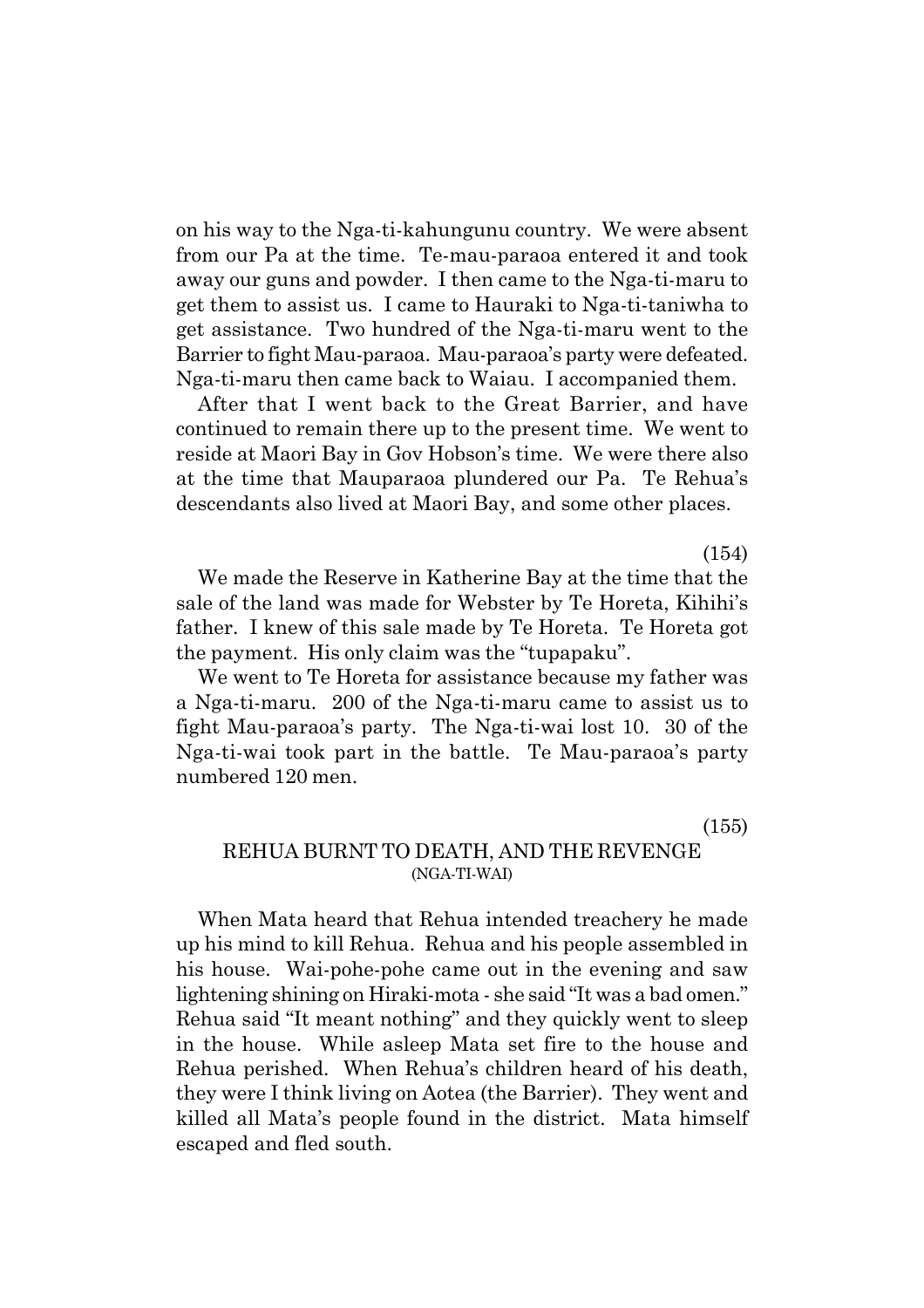on his way to the Nga-ti-kahungunu country. We were absent from our Pa at the time. Te-mau-paraoa entered it and took away our guns and powder. I then came to the Nga-ti-maru to get them to assist us. I came to Hauraki to Nga-ti-taniwha to get assistance. Two hundred of the Nga-ti-maru went to the Barrier to fight Mau-paraoa. Mau-paraoa's party were defeated. Nga-ti-maru then came back to Waiau. I accompanied them.

After that I went back to the Great Barrier, and have continued to remain there up to the present time. We went to reside at Maori Bay in Gov Hobson's time. We were there also at the time that Mauparaoa plundered our Pa. Te Rehua's descendants also lived at Maori Bay, and some other places.

(154)

We made the Reserve in Katherine Bay at the time that the sale of the land was made for Webster by Te Horeta, Kihihi's father. I knew of this sale made by Te Horeta. Te Horeta got the payment. His only claim was the "tupapaku".

We went to Te Horeta for assistance because my father was a Nga-ti-maru. 200 of the Nga-ti-maru came to assist us to fight Mau-paraoa's party. The Nga-ti-wai lost 10. 30 of the Nga-ti-wai took part in the battle. Te Mau-paraoa's party numbered 120 men.

(155)

## REHUA BURNT TO DEATH, AND THE REVENGE
(NGA-TI-WAI)

When Mata heard that Rehua intended treachery he made up his mind to kill Rehua. Rehua and his people assembled in his house. Wai-pohe-pohe came out in the evening and saw lightening shining on Hiraki-mota - she said "It was a bad omen." Rehua said "It meant nothing" and they quickly went to sleep in the house. While asleep Mata set fire to the house and Rehua perished. When Rehua's children heard of his death, they were I think living on Aotea (the Barrier). They went and killed all Mata's people found in the district. Mata himself escaped and fled south.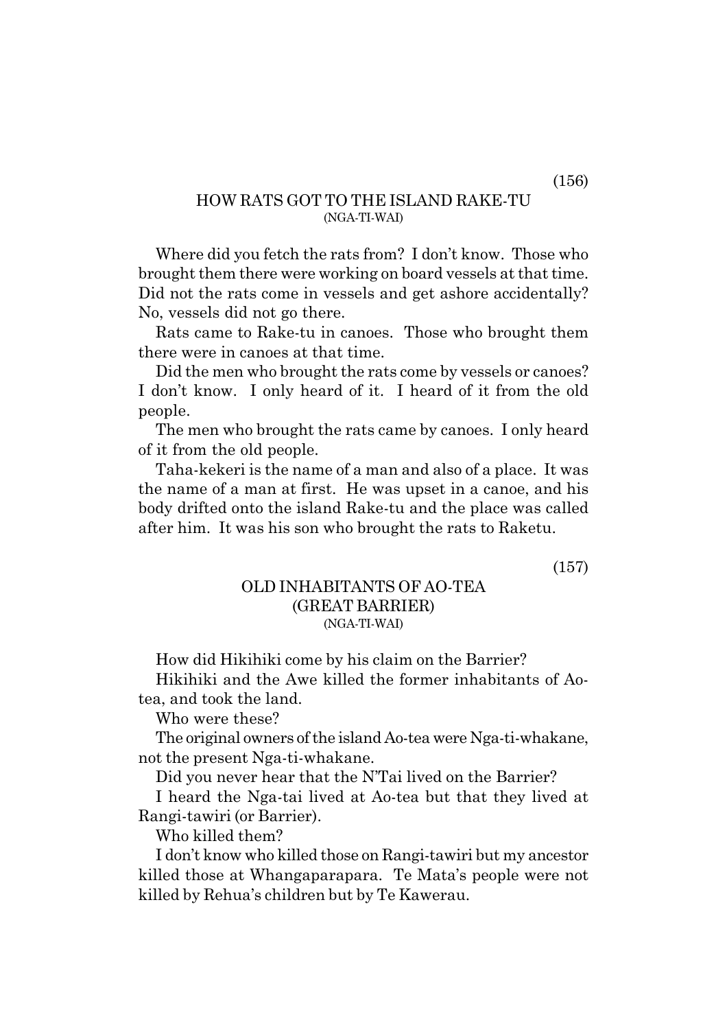(156)

## HOW RATS GOT TO THE ISLAND RAKE-TU

(NGA-TI-WAI)

Where did you fetch the rats from? I don't know. Those who brought them there were working on board vessels at that time. Did not the rats come in vessels and get ashore accidentally? No, vessels did not go there.

Rats came to Rake-tu in canoes. Those who brought them there were in canoes at that time.

Did the men who brought the rats come by vessels or canoes? I don't know. I only heard of it. I heard of it from the old people.

The men who brought the rats came by canoes. I only heard of it from the old people.

Taha-kekeri is the name of a man and also of a place. It was the name of a man at first. He was upset in a canoe, and his body drifted onto the island Rake-tu and the place was called after him. It was his son who brought the rats to Raketu.

(157)

## OLD INHABITANTS OF AO-TEA (GREAT BARRIER)

(NGA-TI-WAI)

How did Hikihiki come by his claim on the Barrier?

Hikihiki and the Awe killed the former inhabitants of Ao-tea, and took the land.

Who were these?

The original owners of the island Ao-tea were Nga-ti-whakane, not the present Nga-ti-whakane.

Did you never hear that the N'Tai lived on the Barrier?

I heard the Nga-tai lived at Ao-tea but that they lived at Rangi-tawiri (or Barrier).

Who killed them?

I don't know who killed those on Rangi-tawiri but my ancestor killed those at Whangaparapara. Te Mata's people were not killed by Rehua's children but by Te Kawerau.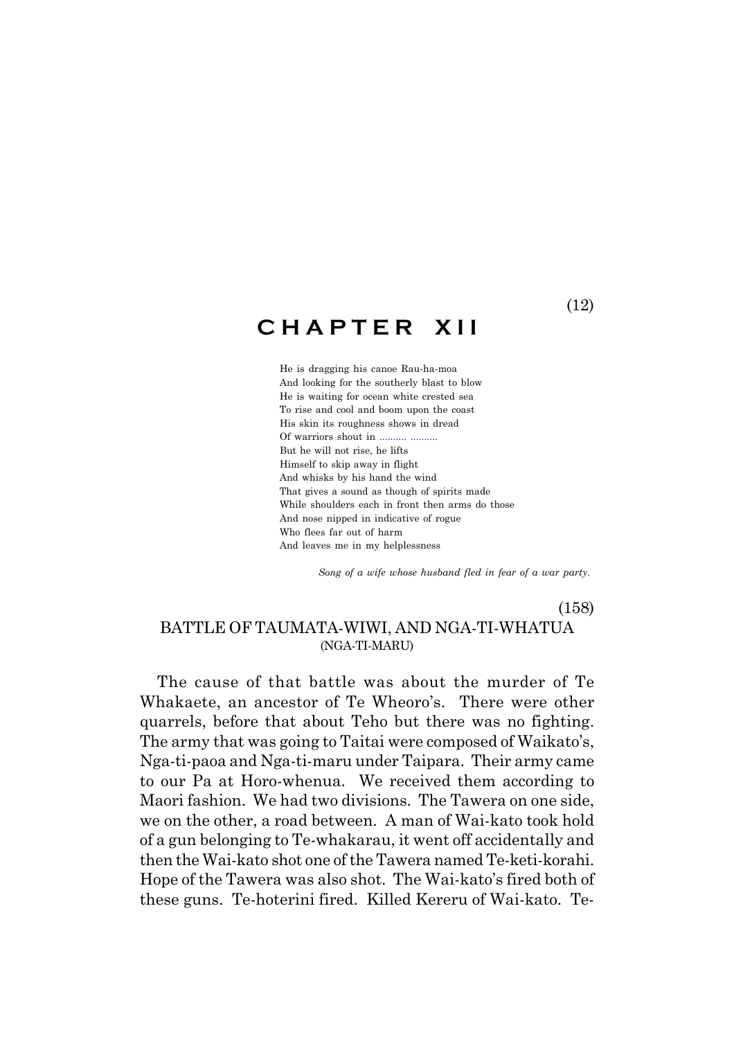(12)

# CHAPTER XII

He is dragging his canoe Rau-ha-moa
And looking for the southerly blast to blow
He is waiting for ocean white crested sea
To rise and cool and boom upon the coast
His skin its roughness shows in dread
Of warriors shout in .......... ..........
But he will not rise, he lifts
Himself to skip away in flight
And whisks by his hand the wind
That gives a sound as though of spirits made
While shoulders each in front then arms do those
And nose nipped in indicative of rogue
Who flees far out of harm
And leaves me in my helplessness

*Song of a wife whose husband fled in fear of a war party.*

(158)

## BATTLE OF TAUMATA-WIWI, AND NGA-TI-WHATUA (NGA-TI-MARU)

The cause of that battle was about the murder of Te Whakaete, an ancestor of Te Wheoro's. There were other quarrels, before that about Teho but there was no fighting. The army that was going to Taitai were composed of Waikato's, Nga-ti-paoa and Nga-ti-maru under Taipara. Their army came to our Pa at Horo-whenua. We received them according to Maori fashion. We had two divisions. The Tawera on one side, we on the other, a road between. A man of Wai-kato took hold of a gun belonging to Te-whakarau, it went off accidentally and then the Wai-kato shot one of the Tawera named Te-keti-korahi. Hope of the Tawera was also shot. The Wai-kato's fired both of these guns. Te-hoterini fired. Killed Kereru of Wai-kato. Te-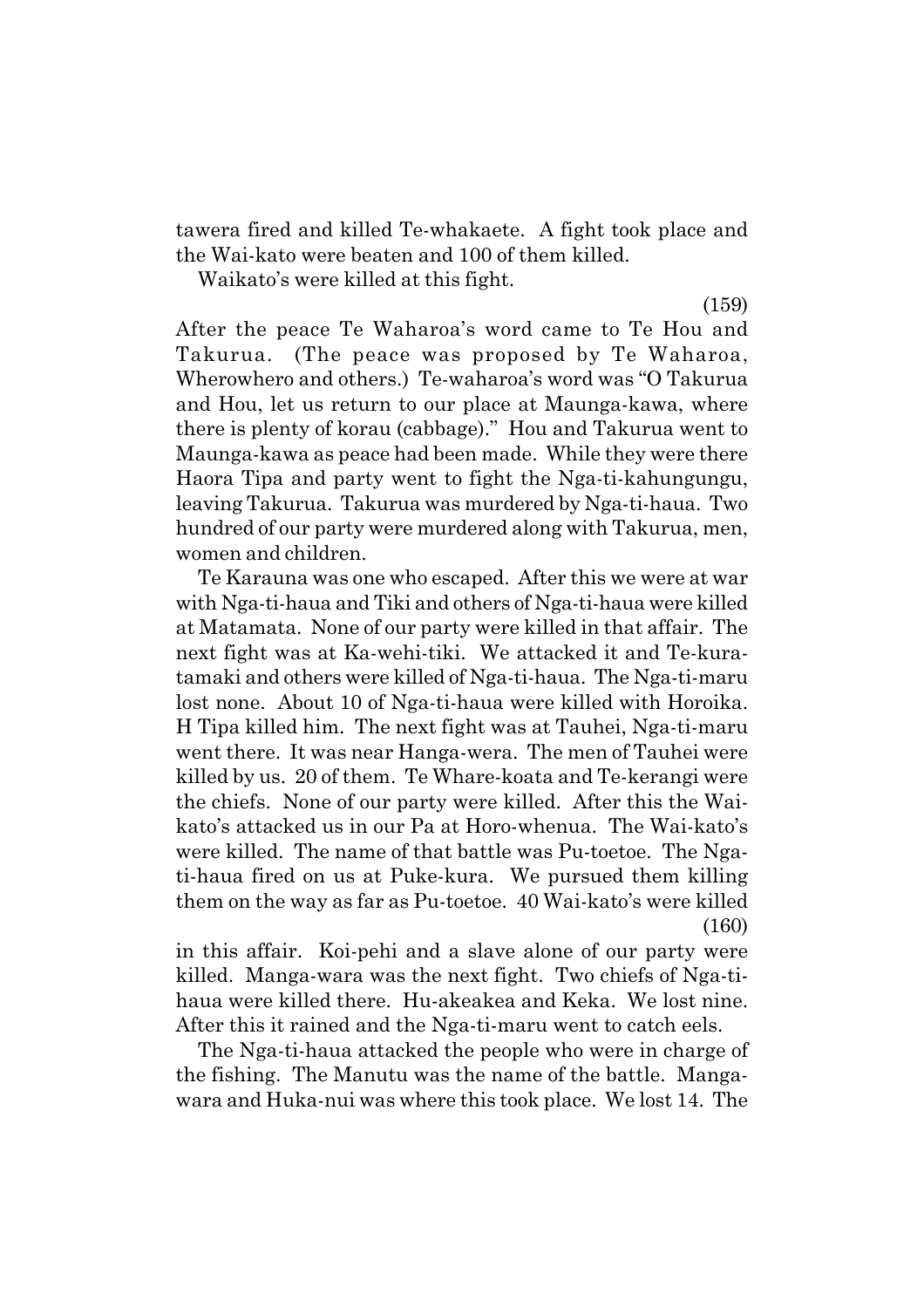tawera fired and killed Te-whakaete. A fight took place and the Wai-kato were beaten and 100 of them killed.

Waikato's were killed at this fight.

(159)

After the peace Te Waharoa's word came to Te Hou and Takurua. (The peace was proposed by Te Waharoa, Wherowhero and others.) Te-waharoa's word was "O Takurua and Hou, let us return to our place at Maunga-kawa, where there is plenty of korau (cabbage)." Hou and Takurua went to Maunga-kawa as peace had been made. While they were there Haora Tipa and party went to fight the Nga-ti-kahungungu, leaving Takurua. Takurua was murdered by Nga-ti-haua. Two hundred of our party were murdered along with Takurua, men, women and children.

Te Karauna was one who escaped. After this we were at war with Nga-ti-haua and Tiki and others of Nga-ti-haua were killed at Matamata. None of our party were killed in that affair. The next fight was at Ka-wehi-tiki. We attacked it and Te-kura-tamaki and others were killed of Nga-ti-haua. The Nga-ti-maru lost none. About 10 of Nga-ti-haua were killed with Horoika. H Tipa killed him. The next fight was at Tauhei, Nga-ti-maru went there. It was near Hanga-wera. The men of Tauhei were killed by us. 20 of them. Te Whare-koata and Te-kerangi were the chiefs. None of our party were killed. After this the Wai-kato's attacked us in our Pa at Horo-whenua. The Wai-kato's were killed. The name of that battle was Pu-toetoe. The Nga-ti-haua fired on us at Puke-kura. We pursued them killing them on the way as far as Pu-toetoe. 40 Wai-kato's were killed

(160)

in this affair. Koi-pehi and a slave alone of our party were killed. Manga-wara was the next fight. Two chiefs of Nga-ti-haua were killed there. Hu-akeakea and Keka. We lost nine. After this it rained and the Nga-ti-maru went to catch eels.

The Nga-ti-haua attacked the people who were in charge of the fishing. The Manutu was the name of the battle. Manga-wara and Huka-nui was where this took place. We lost 14. The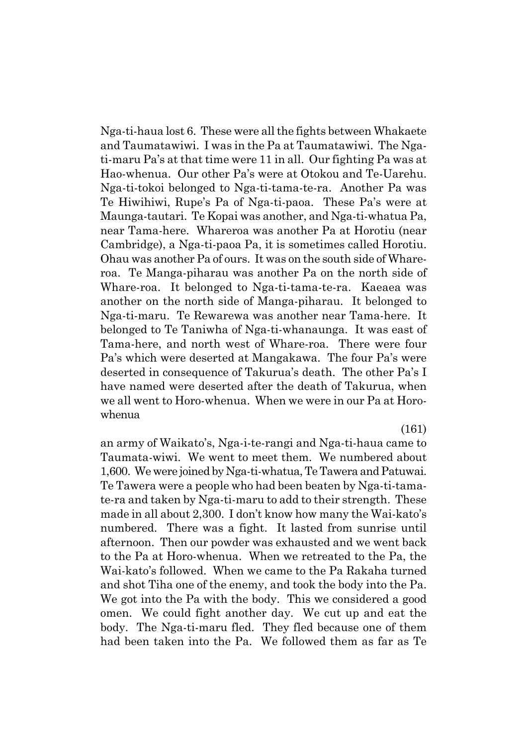Nga-ti-haua lost 6. These were all the fights between Whakaete and Taumatawiwi. I was in the Pa at Taumatawiwi. The Nga-ti-maru Pa's at that time were 11 in all. Our fighting Pa was at Hao-whenua. Our other Pa's were at Otokou and Te-Uarehu. Nga-ti-tokoi belonged to Nga-ti-tama-te-ra. Another Pa was Te Hiwihiwi, Rupe's Pa of Nga-ti-paoa. These Pa's were at Maunga-tautari. Te Kopai was another, and Nga-ti-whatua Pa, near Tama-here. Whareroa was another Pa at Horotiu (near Cambridge), a Nga-ti-paoa Pa, it is sometimes called Horotiu. Ohau was another Pa of ours. It was on the south side of Whare-roa. Te Manga-piharau was another Pa on the north side of Whare-roa. It belonged to Nga-ti-tama-te-ra. Kaeaea was another on the north side of Manga-piharau. It belonged to Nga-ti-maru. Te Rewarewa was another near Tama-here. It belonged to Te Taniwha of Nga-ti-whanaunga. It was east of Tama-here, and north west of Whare-roa. There were four Pa's which were deserted at Mangakawa. The four Pa's were deserted in consequence of Takurua's death. The other Pa's I have named were deserted after the death of Takurua, when we all went to Horo-whenua. When we were in our Pa at Horo-whenua an army of Waikato's, Nga-i-te-rangi and Nga-ti-haua came to Taumata-wiwi. We went to meet them. We numbered about 1,600. We were joined by Nga-ti-whatua, Te Tawera and Patuwai. Te Tawera were a people who had been beaten by Nga-ti-tama-te-ra and taken by Nga-ti-maru to add to their strength. These made in all about 2,300. I don't know how many the Wai-kato's numbered. There was a fight. It lasted from sunrise until afternoon. Then our powder was exhausted and we went back to the Pa at Horo-whenua. When we retreated to the Pa, the Wai-kato's followed. When we came to the Pa Rakaha turned and shot Tiha one of the enemy, and took the body into the Pa. We got into the Pa with the body. This we considered a good omen. We could fight another day. We cut up and eat the body. The Nga-ti-maru fled. They fled because one of them had been taken into the Pa. We followed them as far as Te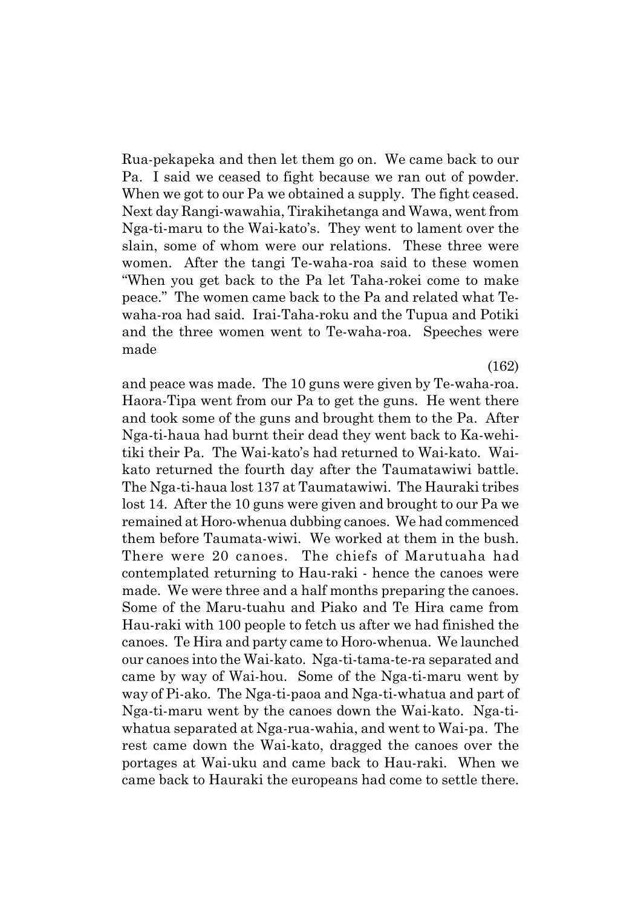Rua-pekapeka and then let them go on. We came back to our Pa. I said we ceased to fight because we ran out of powder. When we got to our Pa we obtained a supply. The fight ceased. Next day Rangi-wawahia, Tirakihetanga and Wawa, went from Nga-ti-maru to the Wai-kato's. They went to lament over the slain, some of whom were our relations. These three were women. After the tangi Te-waha-roa said to these women "When you get back to the Pa let Taha-rokei come to make peace." The women came back to the Pa and related what Te-waha-roa had said. Irai-Taha-roku and the Tupua and Potiki and the three women went to Te-waha-roa. Speeches were made

(162)

and peace was made. The 10 guns were given by Te-waha-roa. Haora-Tipa went from our Pa to get the guns. He went there and took some of the guns and brought them to the Pa. After Nga-ti-haua had burnt their dead they went back to Ka-wehi-tiki their Pa. The Wai-kato's had returned to Wai-kato. Wai-kato returned the fourth day after the Taumatawiwi battle. The Nga-ti-haua lost 137 at Taumatawiwi. The Hauraki tribes lost 14. After the 10 guns were given and brought to our Pa we remained at Horo-whenua dubbing canoes. We had commenced them before Taumata-wiwi. We worked at them in the bush. There were 20 canoes. The chiefs of Marutuaha had contemplated returning to Hau-raki - hence the canoes were made. We were three and a half months preparing the canoes. Some of the Maru-tuahu and Piako and Te Hira came from Hau-raki with 100 people to fetch us after we had finished the canoes. Te Hira and party came to Horo-whenua. We launched our canoes into the Wai-kato. Nga-ti-tama-te-ra separated and came by way of Wai-hou. Some of the Nga-ti-maru went by way of Pi-ako. The Nga-ti-paoa and Nga-ti-whatua and part of Nga-ti-maru went by the canoes down the Wai-kato. Nga-ti-whatua separated at Nga-rua-wahia, and went to Wai-pa. The rest came down the Wai-kato, dragged the canoes over the portages at Wai-uku and came back to Hau-raki. When we came back to Hauraki the europeans had come to settle there.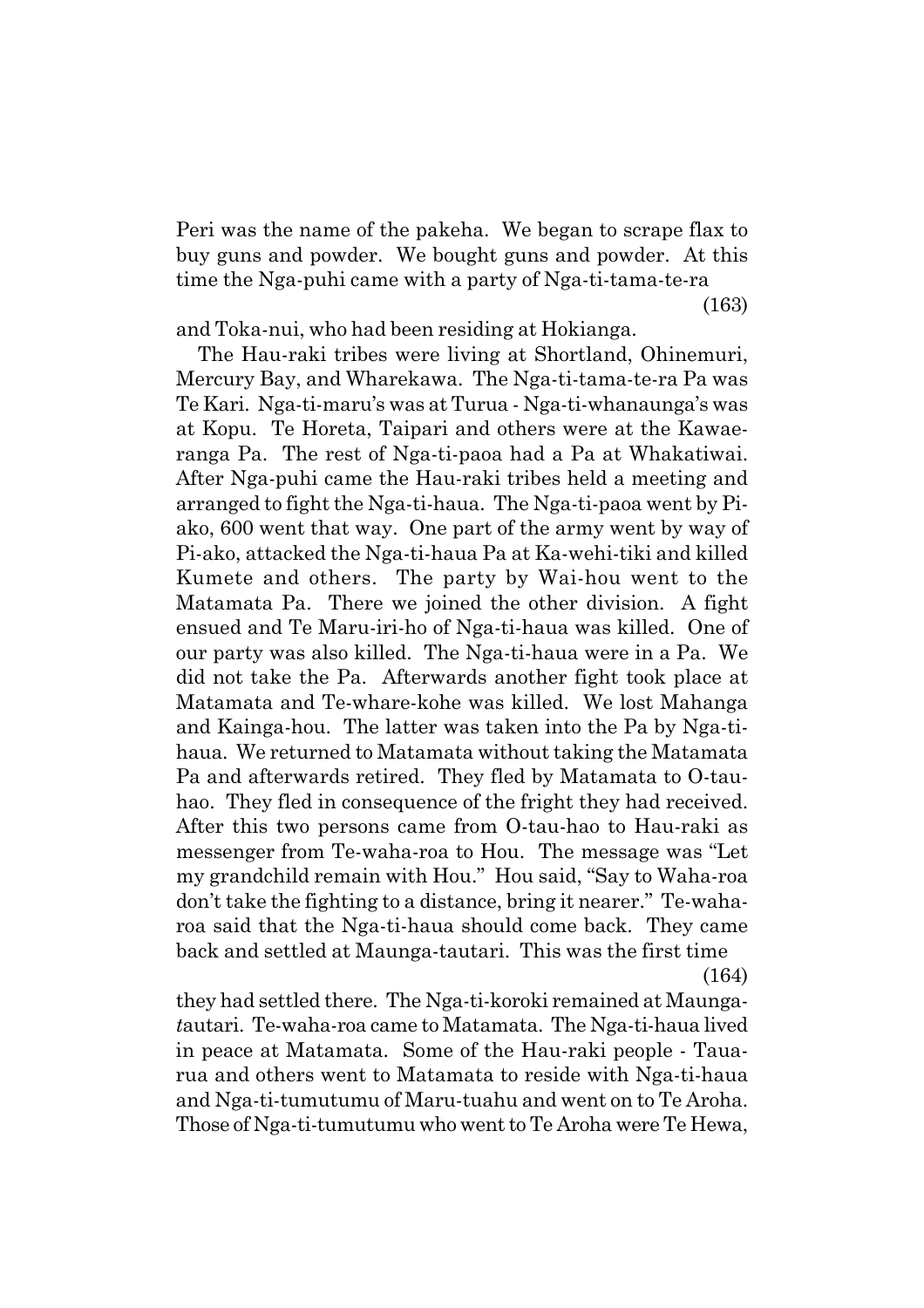Peri was the name of the pakeha. We began to scrape flax to buy guns and powder. We bought guns and powder. At this time the Nga-puhi came with a party of Nga-ti-tama-te-ra

(163)

and Toka-nui, who had been residing at Hokianga.

The Hau-raki tribes were living at Shortland, Ohinemuri, Mercury Bay, and Wharekawa. The Nga-ti-tama-te-ra Pa was Te Kari. Nga-ti-maru's was at Turua - Nga-ti-whanaunga's was at Kopu. Te Horeta, Taipari and others were at the Kawaeranga Pa. The rest of Nga-ti-paoa had a Pa at Whakatiwai. After Nga-puhi came the Hau-raki tribes held a meeting and arranged to fight the Nga-ti-haua. The Nga-ti-paoa went by Pi-ako, 600 went that way. One part of the army went by way of Pi-ako, attacked the Nga-ti-haua Pa at Ka-wehi-tiki and killed Kumete and others. The party by Wai-hou went to the Matamata Pa. There we joined the other division. A fight ensued and Te Maru-iri-ho of Nga-ti-haua was killed. One of our party was also killed. The Nga-ti-haua were in a Pa. We did not take the Pa. Afterwards another fight took place at Matamata and Te-whare-kohe was killed. We lost Mahanga and Kainga-hou. The latter was taken into the Pa by Nga-ti-haua. We returned to Matamata without taking the Matamata Pa and afterwards retired. They fled by Matamata to O-tau-hao. They fled in consequence of the fright they had received. After this two persons came from O-tau-hao to Hau-raki as messenger from Te-waha-roa to Hou. The message was "Let my grandchild remain with Hou." Hou said, "Say to Waha-roa don't take the fighting to a distance, bring it nearer." Te-waha-roa said that the Nga-ti-haua should come back. They came back and settled at Maunga-tautari. This was the first time

(164)

they had settled there. The Nga-ti-koroki remained at Maunga-*t*autari. Te-waha-roa came to Matamata. The Nga-ti-haua lived in peace at Matamata. Some of the Hau-raki people - Taua-rua and others went to Matamata to reside with Nga-ti-haua and Nga-ti-tumutumu of Maru-tuahu and went on to Te Aroha. Those of Nga-ti-tumutumu who went to Te Aroha were Te Hewa,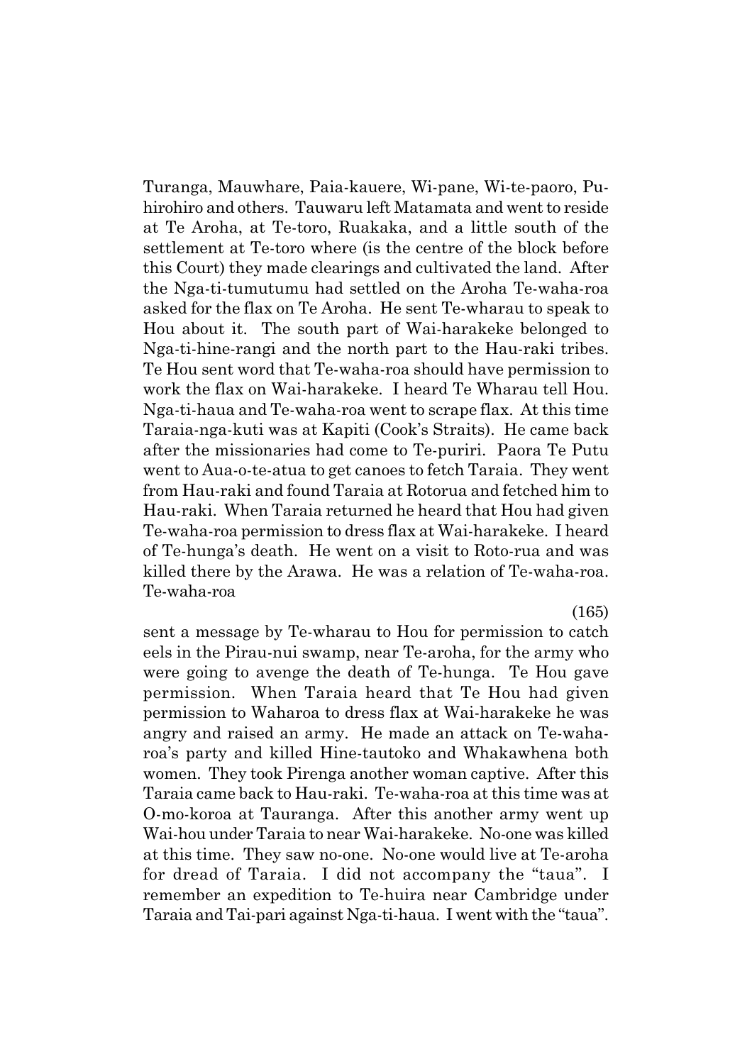Turanga, Mauwhare, Paia-kauere, Wi-pane, Wi-te-paoro, Pu-hirohiro and others. Tauwaru left Matamata and went to reside at Te Aroha, at Te-toro, Ruakaka, and a little south of the settlement at Te-toro where (is the centre of the block before this Court) they made clearings and cultivated the land. After the Nga-ti-tumutumu had settled on the Aroha Te-waha-roa asked for the flax on Te Aroha. He sent Te-wharau to speak to Hou about it. The south part of Wai-harakeke belonged to Nga-ti-hine-rangi and the north part to the Hau-raki tribes. Te Hou sent word that Te-waha-roa should have permission to work the flax on Wai-harakeke. I heard Te Wharau tell Hou. Nga-ti-haua and Te-waha-roa went to scrape flax. At this time Taraia-nga-kuti was at Kapiti (Cook's Straits). He came back after the missionaries had come to Te-puriri. Paora Te Putu went to Aua-o-te-atua to get canoes to fetch Taraia. They went from Hau-raki and found Taraia at Rotorua and fetched him to Hau-raki. When Taraia returned he heard that Hou had given Te-waha-roa permission to dress flax at Wai-harakeke. I heard of Te-hunga's death. He went on a visit to Roto-rua and was killed there by the Arawa. He was a relation of Te-waha-roa. Te-waha-roa

(165)

sent a message by Te-wharau to Hou for permission to catch eels in the Pirau-nui swamp, near Te-aroha, for the army who were going to avenge the death of Te-hunga. Te Hou gave permission. When Taraia heard that Te Hou had given permission to Waharoa to dress flax at Wai-harakeke he was angry and raised an army. He made an attack on Te-waha-roa's party and killed Hine-tautoko and Whakawhena both women. They took Pirenga another woman captive. After this Taraia came back to Hau-raki. Te-waha-roa at this time was at O-mo-koroa at Tauranga. After this another army went up Wai-hou under Taraia to near Wai-harakeke. No-one was killed at this time. They saw no-one. No-one would live at Te-aroha for dread of Taraia. I did not accompany the "taua". I remember an expedition to Te-huira near Cambridge under Taraia and Tai-pari against Nga-ti-haua. I went with the "taua".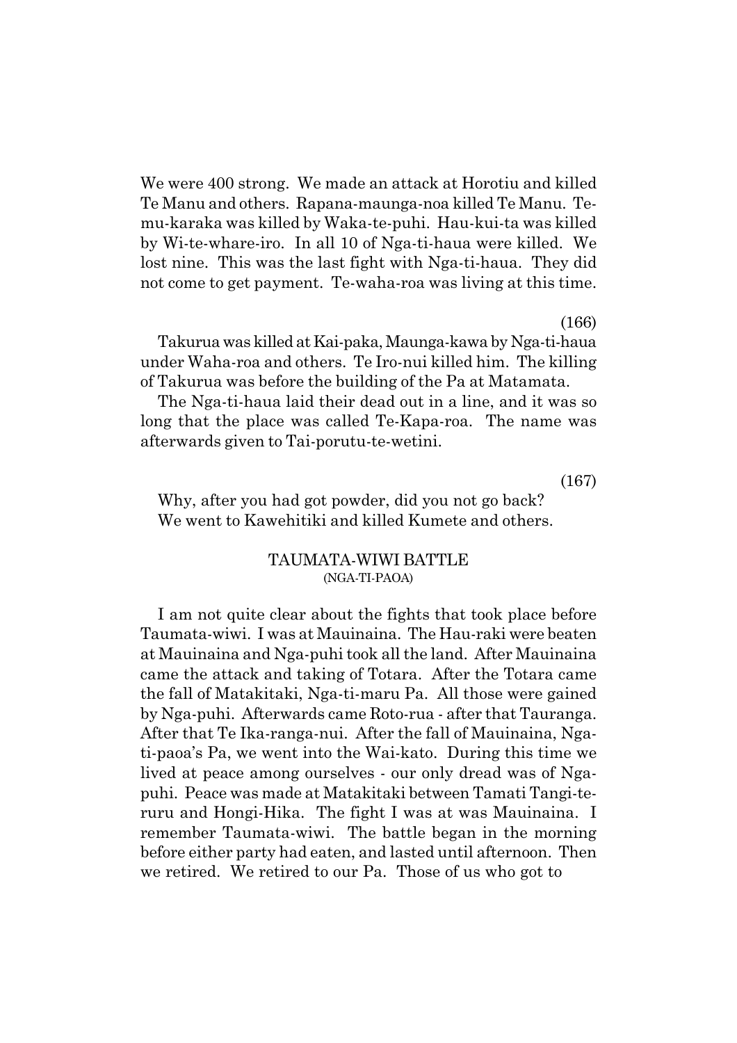We were 400 strong. We made an attack at Horotiu and killed Te Manu and others. Rapana-maunga-noa killed Te Manu. Te-mu-karaka was killed by Waka-te-puhi. Hau-kui-ta was killed by Wi-te-whare-iro. In all 10 of Nga-ti-haua were killed. We lost nine. This was the last fight with Nga-ti-haua. They did not come to get payment. Te-waha-roa was living at this time.

(166)

Takurua was killed at Kai-paka, Maunga-kawa by Nga-ti-haua under Waha-roa and others. Te Iro-nui killed him. The killing of Takurua was before the building of the Pa at Matamata.

The Nga-ti-haua laid their dead out in a line, and it was so long that the place was called Te-Kapa-roa. The name was afterwards given to Tai-porutu-te-wetini.

(167)

Why, after you had got powder, did you not go back?
We went to Kawehitiki and killed Kumete and others.

## TAUMATA-WIWI BATTLE
(NGA-TI-PAOA)

I am not quite clear about the fights that took place before Taumata-wiwi. I was at Mauinaina. The Hau-raki were beaten at Mauinaina and Nga-puhi took all the land. After Mauinaina came the attack and taking of Totara. After the Totara came the fall of Matakitaki, Nga-ti-maru Pa. All those were gained by Nga-puhi. Afterwards came Roto-rua - after that Tauranga. After that Te Ika-ranga-nui. After the fall of Mauinaina, Nga-ti-paoa's Pa, we went into the Wai-kato. During this time we lived at peace among ourselves - our only dread was of Nga-puhi. Peace was made at Matakitaki between Tamati Tangi-te-ruru and Hongi-Hika. The fight I was at was Mauinaina. I remember Taumata-wiwi. The battle began in the morning before either party had eaten, and lasted until afternoon. Then we retired. We retired to our Pa. Those of us who got to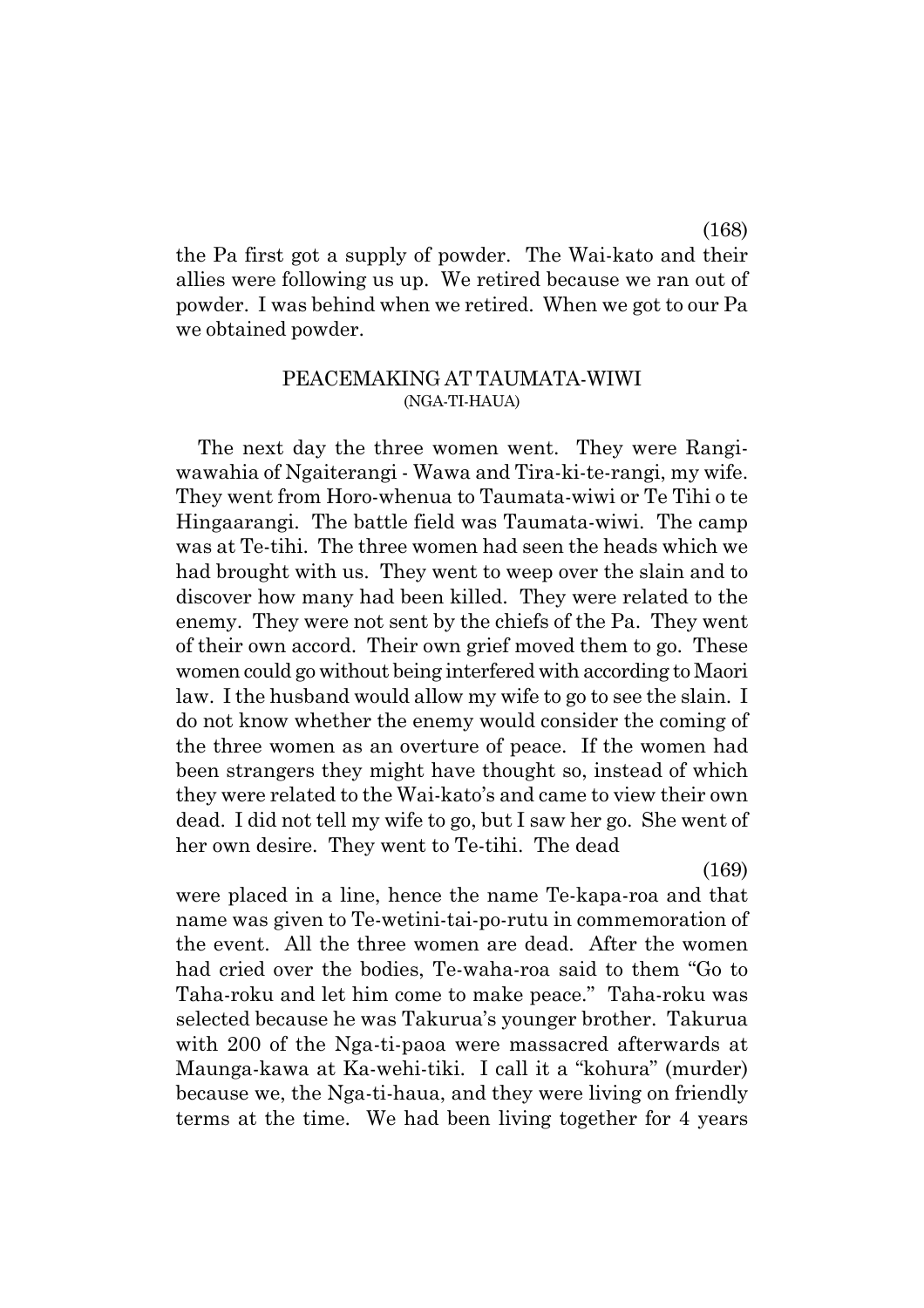the Pa first got a supply of powder. The Wai-kato and their allies were following us up. We retired because we ran out of powder. I was behind when we retired. When we got to our Pa we obtained powder.

## PEACEMAKING AT TAUMATA-WIWI
(NGA-TI-HAUA)

The next day the three women went. They were Rangi-wawahia of Ngaiterangi - Wawa and Tira-ki-te-rangi, my wife. They went from Horo-whenua to Taumata-wiwi or Te Tihi o te Hingaarangi. The battle field was Taumata-wiwi. The camp was at Te-tihi. The three women had seen the heads which we had brought with us. They went to weep over the slain and to discover how many had been killed. They were related to the enemy. They were not sent by the chiefs of the Pa. They went of their own accord. Their own grief moved them to go. These women could go without being interfered with according to Maori law. I the husband would allow my wife to go to see the slain. I do not know whether the enemy would consider the coming of the three women as an overture of peace. If the women had been strangers they might have thought so, instead of which they were related to the Wai-kato's and came to view their own dead. I did not tell my wife to go, but I saw her go. She went of her own desire. They went to Te-tihi. The dead

were placed in a line, hence the name Te-kapa-roa and that name was given to Te-wetini-tai-po-rutu in commemoration of the event. All the three women are dead. After the women had cried over the bodies, Te-waha-roa said to them "Go to Taha-roku and let him come to make peace." Taha-roku was selected because he was Takurua's younger brother. Takurua with 200 of the Nga-ti-paoa were massacred afterwards at Maunga-kawa at Ka-wehi-tiki. I call it a "kohura" (murder) because we, the Nga-ti-haua, and they were living on friendly terms at the time. We had been living together for 4 years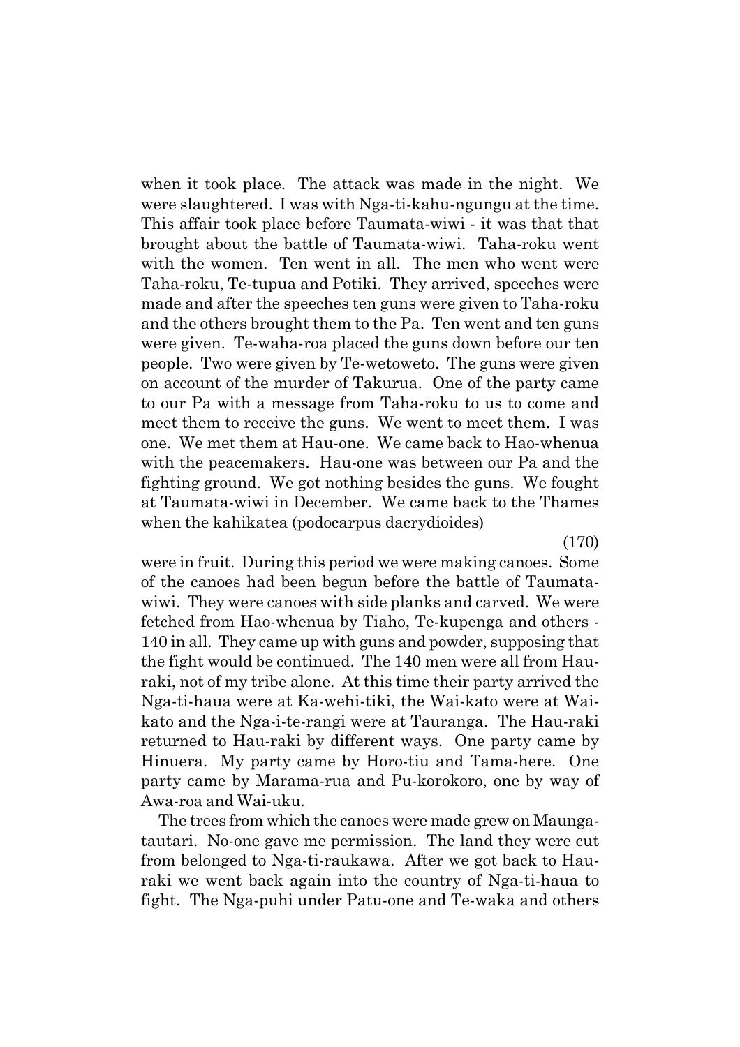when it took place. The attack was made in the night. We were slaughtered. I was with Nga-ti-kahu-ngungu at the time. This affair took place before Taumata-wiwi - it was that that brought about the battle of Taumata-wiwi. Taha-roku went with the women. Ten went in all. The men who went were Taha-roku, Te-tupua and Potiki. They arrived, speeches were made and after the speeches ten guns were given to Taha-roku and the others brought them to the Pa. Ten went and ten guns were given. Te-waha-roa placed the guns down before our ten people. Two were given by Te-wetoweto. The guns were given on account of the murder of Takurua. One of the party came to our Pa with a message from Taha-roku to us to come and meet them to receive the guns. We went to meet them. I was one. We met them at Hau-one. We came back to Hao-whenua with the peacemakers. Hau-one was between our Pa and the fighting ground. We got nothing besides the guns. We fought at Taumata-wiwi in December. We came back to the Thames when the kahikatea (podocarpus dacrydioides)

(170)

were in fruit. During this period we were making canoes. Some of the canoes had been begun before the battle of Taumata-wiwi. They were canoes with side planks and carved. We were fetched from Hao-whenua by Tiaho, Te-kupenga and others - 140 in all. They came up with guns and powder, supposing that the fight would be continued. The 140 men were all from Hau-raki, not of my tribe alone. At this time their party arrived the Nga-ti-haua were at Ka-wehi-tiki, the Wai-kato were at Wai-kato and the Nga-i-te-rangi were at Tauranga. The Hau-raki returned to Hau-raki by different ways. One party came by Hinuera. My party came by Horo-tiu and Tama-here. One party came by Marama-rua and Pu-korokoro, one by way of Awa-roa and Wai-uku.

The trees from which the canoes were made grew on Maunga-tautari. No-one gave me permission. The land they were cut from belonged to Nga-ti-raukawa. After we got back to Hau-raki we went back again into the country of Nga-ti-haua to fight. The Nga-puhi under Patu-one and Te-waka and others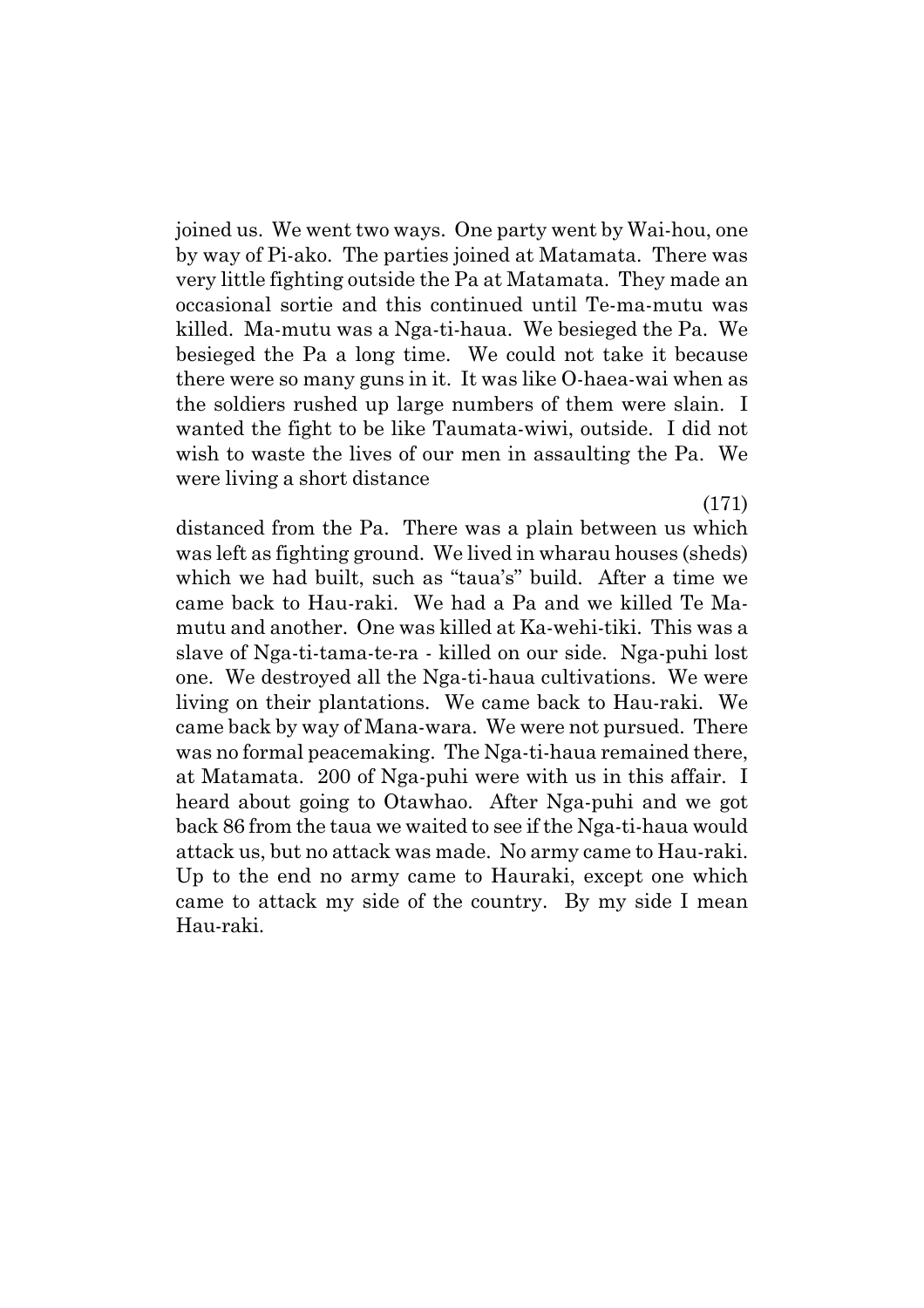joined us. We went two ways. One party went by Wai-hou, one by way of Pi-ako. The parties joined at Matamata. There was very little fighting outside the Pa at Matamata. They made an occasional sortie and this continued until Te-ma-mutu was killed. Ma-mutu was a Nga-ti-haua. We besieged the Pa. We besieged the Pa a long time. We could not take it because there were so many guns in it. It was like O-haea-wai when as the soldiers rushed up large numbers of them were slain. I wanted the fight to be like Taumata-wiwi, outside. I did not wish to waste the lives of our men in assaulting the Pa. We were living a short distance

(171)

distanced from the Pa. There was a plain between us which was left as fighting ground. We lived in wharau houses (sheds) which we had built, such as "taua's" build. After a time we came back to Hau-raki. We had a Pa and we killed Te Ma-mutu and another. One was killed at Ka-wehi-tiki. This was a slave of Nga-ti-tama-te-ra - killed on our side. Nga-puhi lost one. We destroyed all the Nga-ti-haua cultivations. We were living on their plantations. We came back to Hau-raki. We came back by way of Mana-wara. We were not pursued. There was no formal peacemaking. The Nga-ti-haua remained there, at Matamata. 200 of Nga-puhi were with us in this affair. I heard about going to Otawhao. After Nga-puhi and we got back 86 from the taua we waited to see if the Nga-ti-haua would attack us, but no attack was made. No army came to Hau-raki. Up to the end no army came to Hauraki, except one which came to attack my side of the country. By my side I mean Hau-raki.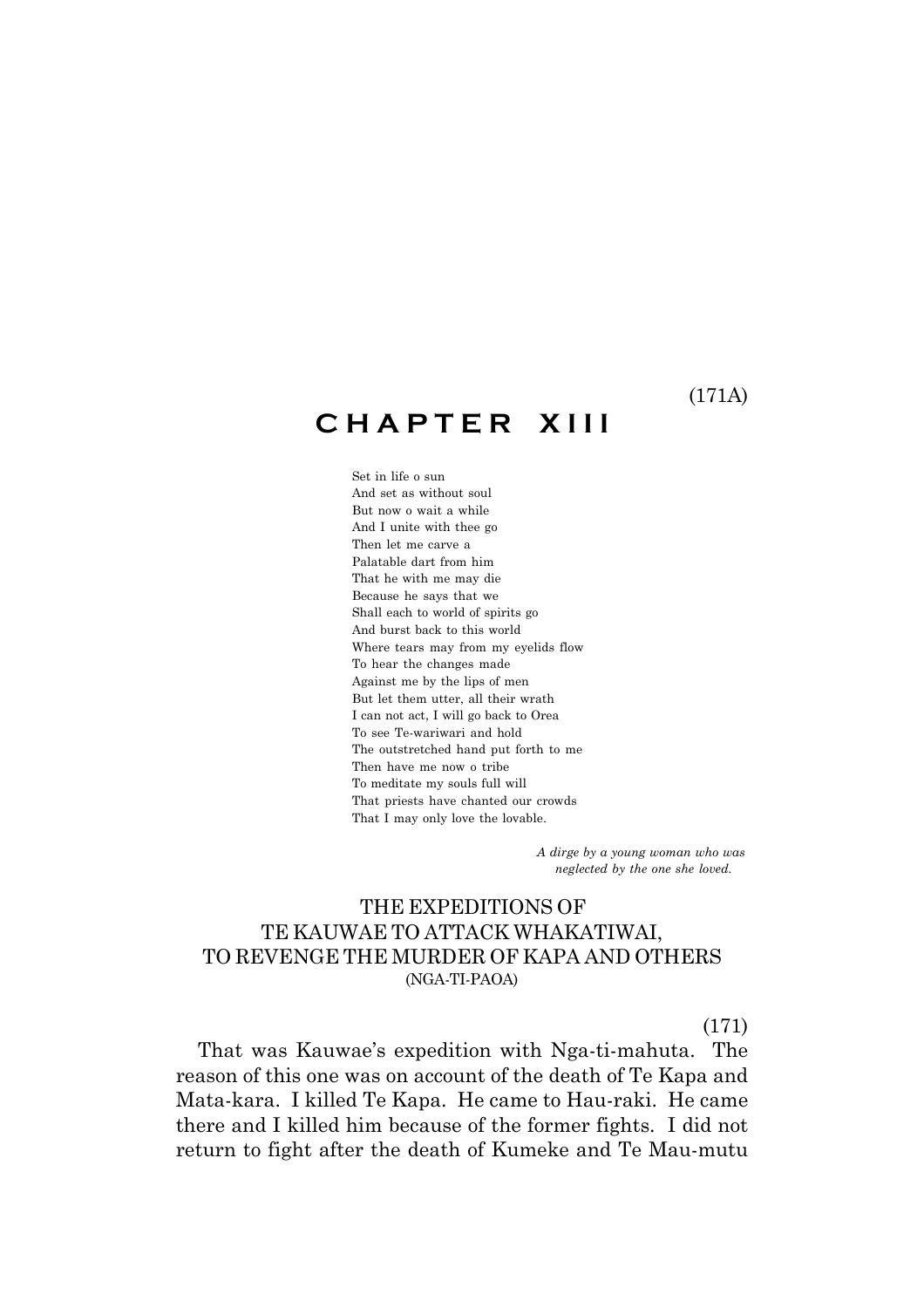(171A)

# CHAPTER XIII

Set in life o sun
And set as without soul
But now o wait a while
And I unite with thee go
Then let me carve a
Palatable dart from him
That he with me may die
Because he says that we
Shall each to world of spirits go
And burst back to this world
Where tears may from my eyelids flow
To hear the changes made
Against me by the lips of men
But let them utter, all their wrath
I can not act, I will go back to Orea
To see Te-wariwari and hold
The outstretched hand put forth to me
Then have me now o tribe
To meditate my souls full will
That priests have chanted our crowds
That I may only love the lovable.

*A dirge by a young woman who was neglected by the one she loved.*

## THE EXPEDITIONS OF TE KAUWAE TO ATTACK WHAKATIWAI, TO REVENGE THE MURDER OF KAPA AND OTHERS (NGA-TI-PAOA)

(171)

That was Kauwae's expedition with Nga-ti-mahuta. The reason of this one was on account of the death of Te Kapa and Mata-kara. I killed Te Kapa. He came to Hau-raki. He came there and I killed him because of the former fights. I did not return to fight after the death of Kumeke and Te Mau-mutu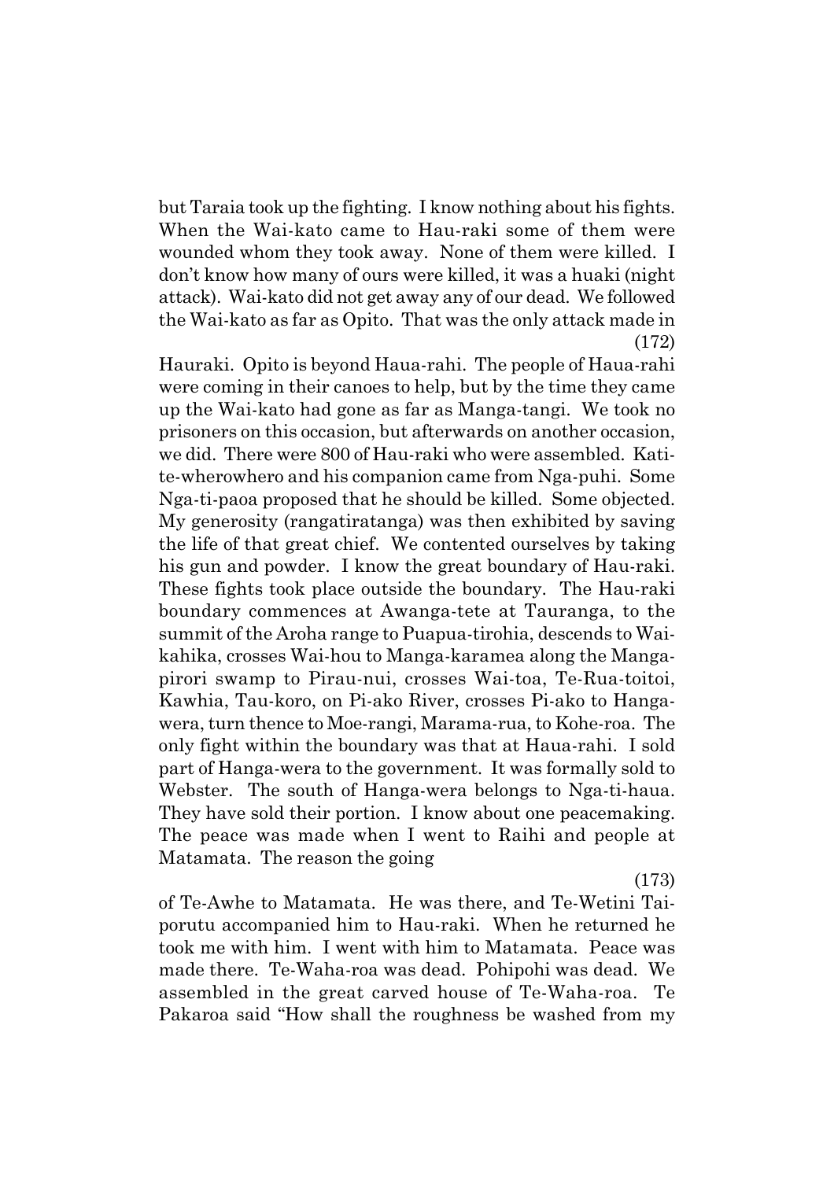but Taraia took up the fighting. I know nothing about his fights. When the Wai-kato came to Hau-raki some of them were wounded whom they took away. None of them were killed. I don't know how many of ours were killed, it was a huaki (night attack). Wai-kato did not get away any of our dead. We followed the Wai-kato as far as Opito. That was the only attack made in

(172)

Hauraki. Opito is beyond Haua-rahi. The people of Haua-rahi were coming in their canoes to help, but by the time they came up the Wai-kato had gone as far as Manga-tangi. We took no prisoners on this occasion, but afterwards on another occasion, we did. There were 800 of Hau-raki who were assembled. Kati-te-wherowhero and his companion came from Nga-puhi. Some Nga-ti-paoa proposed that he should be killed. Some objected. My generosity (rangatiratanga) was then exhibited by saving the life of that great chief. We contented ourselves by taking his gun and powder. I know the great boundary of Hau-raki. These fights took place outside the boundary. The Hau-raki boundary commences at Awanga-tete at Tauranga, to the summit of the Aroha range to Puapua-tirohia, descends to Wai-kahika, crosses Wai-hou to Manga-karamea along the Manga-pirori swamp to Pirau-nui, crosses Wai-toa, Te-Rua-toitoi, Kawhia, Tau-koro, on Pi-ako River, crosses Pi-ako to Hanga-wera, turn thence to Moe-rangi, Marama-rua, to Kohe-roa. The only fight within the boundary was that at Haua-rahi. I sold part of Hanga-wera to the government. It was formally sold to Webster. The south of Hanga-wera belongs to Nga-ti-haua. They have sold their portion. I know about one peacemaking. The peace was made when I went to Raihi and people at Matamata. The reason the going

(173)

of Te-Awhe to Matamata. He was there, and Te-Wetini Tai-porutu accompanied him to Hau-raki. When he returned he took me with him. I went with him to Matamata. Peace was made there. Te-Waha-roa was dead. Pohipohi was dead. We assembled in the great carved house of Te-Waha-roa. Te Pakaroa said "How shall the roughness be washed from my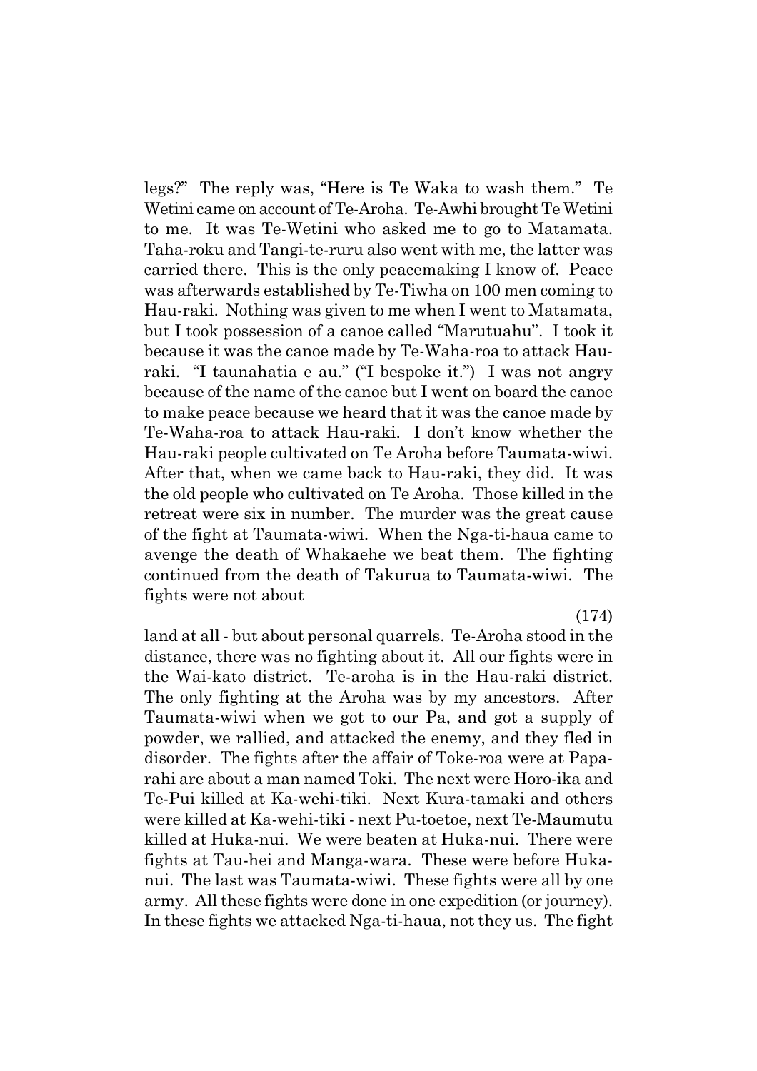legs?" The reply was, "Here is Te Waka to wash them." Te Wetini came on account of Te-Aroha. Te-Awhi brought Te Wetini to me. It was Te-Wetini who asked me to go to Matamata. Taha-roku and Tangi-te-ruru also went with me, the latter was carried there. This is the only peacemaking I know of. Peace was afterwards established by Te-Tiwha on 100 men coming to Hau-raki. Nothing was given to me when I went to Matamata, but I took possession of a canoe called "Marutuahu". I took it because it was the canoe made by Te-Waha-roa to attack Hau-raki. "I taunahatia e au." ("I bespoke it.") I was not angry because of the name of the canoe but I went on board the canoe to make peace because we heard that it was the canoe made by Te-Waha-roa to attack Hau-raki. I don't know whether the Hau-raki people cultivated on Te Aroha before Taumata-wiwi. After that, when we came back to Hau-raki, they did. It was the old people who cultivated on Te Aroha. Those killed in the retreat were six in number. The murder was the great cause of the fight at Taumata-wiwi. When the Nga-ti-haua came to avenge the death of Whakaehe we beat them. The fighting continued from the death of Takurua to Taumata-wiwi. The fights were not about

(174)

land at all - but about personal quarrels. Te-Aroha stood in the distance, there was no fighting about it. All our fights were in the Wai-kato district. Te-aroha is in the Hau-raki district. The only fighting at the Aroha was by my ancestors. After Taumata-wiwi when we got to our Pa, and got a supply of powder, we rallied, and attacked the enemy, and they fled in disorder. The fights after the affair of Toke-roa were at Papa-rahi are about a man named Toki. The next were Horo-ika and Te-Pui killed at Ka-wehi-tiki. Next Kura-tamaki and others were killed at Ka-wehi-tiki - next Pu-toetoe, next Te-Maumutu killed at Huka-nui. We were beaten at Huka-nui. There were fights at Tau-hei and Manga-wara. These were before Huka-nui. The last was Taumata-wiwi. These fights were all by one army. All these fights were done in one expedition (or journey). In these fights we attacked Nga-ti-haua, not they us. The fight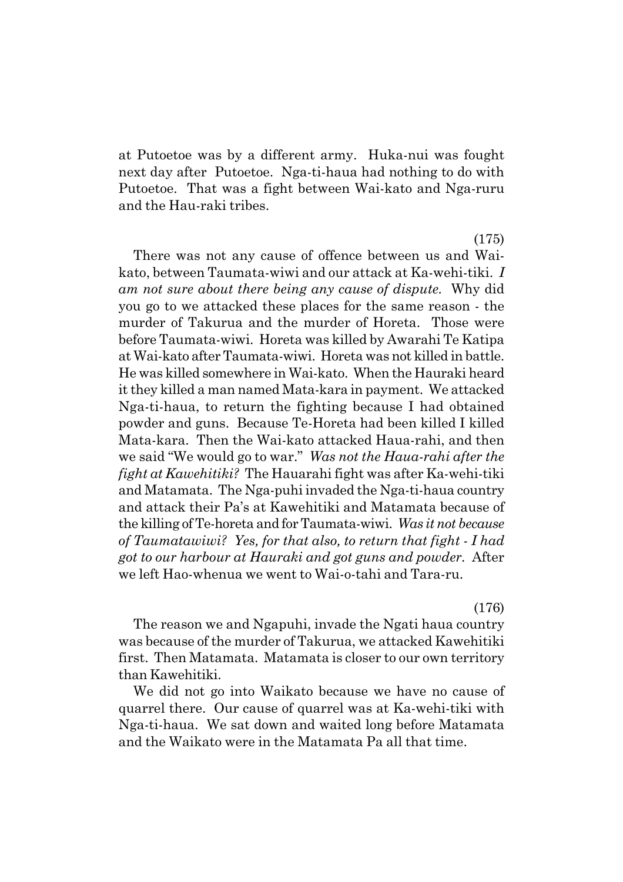at Putoetoe was by a different army. Huka-nui was fought next day after Putoetoe. Nga-ti-haua had nothing to do with Putoetoe. That was a fight between Wai-kato and Nga-ruru and the Hau-raki tribes.

(175)

There was not any cause of offence between us and Wai-kato, between Taumata-wiwi and our attack at Ka-wehi-tiki. *I am not sure about there being any cause of dispute.* Why did you go to we attacked these places for the same reason - the murder of Takurua and the murder of Horeta. Those were before Taumata-wiwi. Horeta was killed by Awarahi Te Katipa at Wai-kato after Taumata-wiwi. Horeta was not killed in battle. He was killed somewhere in Wai-kato. When the Hauraki heard it they killed a man named Mata-kara in payment. We attacked Nga-ti-haua, to return the fighting because I had obtained powder and guns. Because Te-Horeta had been killed I killed Mata-kara. Then the Wai-kato attacked Haua-rahi, and then we said "We would go to war." *Was not the Haua-rahi after the fight at Kawehitiki?* The Hauarahi fight was after Ka-wehi-tiki and Matamata. The Nga-puhi invaded the Nga-ti-haua country and attack their Pa's at Kawehitiki and Matamata because of the killing of Te-horeta and for Taumata-wiwi. *Was it not because of Taumatawiwi? Yes, for that also, to return that fight - I had got to our harbour at Hauraki and got guns and powder.* After we left Hao-whenua we went to Wai-o-tahi and Tara-ru.

(176)

The reason we and Ngapuhi, invade the Ngati haua country was because of the murder of Takurua, we attacked Kawehitiki first. Then Matamata. Matamata is closer to our own territory than Kawehitiki.

We did not go into Waikato because we have no cause of quarrel there. Our cause of quarrel was at Ka-wehi-tiki with Nga-ti-haua. We sat down and waited long before Matamata and the Waikato were in the Matamata Pa all that time.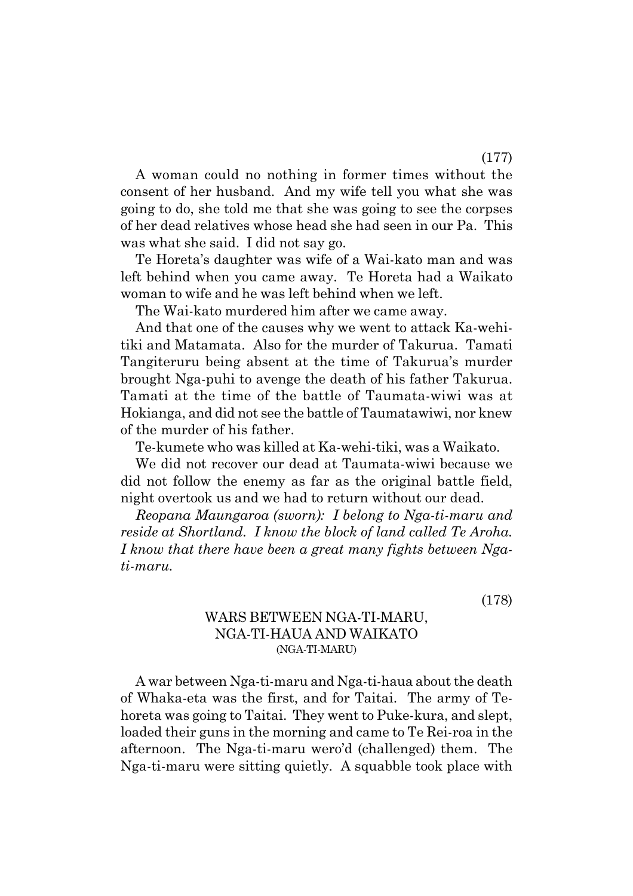(177)

A woman could no nothing in former times without the consent of her husband. And my wife tell you what she was going to do, she told me that she was going to see the corpses of her dead relatives whose head she had seen in our Pa. This was what she said. I did not say go.

Te Horeta's daughter was wife of a Wai-kato man and was left behind when you came away. Te Horeta had a Waikato woman to wife and he was left behind when we left.

The Wai-kato murdered him after we came away.

And that one of the causes why we went to attack Ka-wehi-tiki and Matamata. Also for the murder of Takurua. Tamati Tangiteruru being absent at the time of Takurua's murder brought Nga-puhi to avenge the death of his father Takurua. Tamati at the time of the battle of Taumata-wiwi was at Hokianga, and did not see the battle of Taumatawiwi, nor knew of the murder of his father.

Te-kumete who was killed at Ka-wehi-tiki, was a Waikato.

We did not recover our dead at Taumata-wiwi because we did not follow the enemy as far as the original battle field, night overtook us and we had to return without our dead.

*Reopana Maungaroa (sworn): I belong to Nga-ti-maru and reside at Shortland. I know the block of land called Te Aroha. I know that there have been a great many fights between Nga-ti-maru.*

(178)

## WARS BETWEEN NGA-TI-MARU, NGA-TI-HAUA AND WAIKATO
### (NGA-TI-MARU)

A war between Nga-ti-maru and Nga-ti-haua about the death of Whaka-eta was the first, and for Taitai. The army of Te-horeta was going to Taitai. They went to Puke-kura, and slept, loaded their guns in the morning and came to Te Rei-roa in the afternoon. The Nga-ti-maru wero'd (challenged) them. The Nga-ti-maru were sitting quietly. A squabble took place with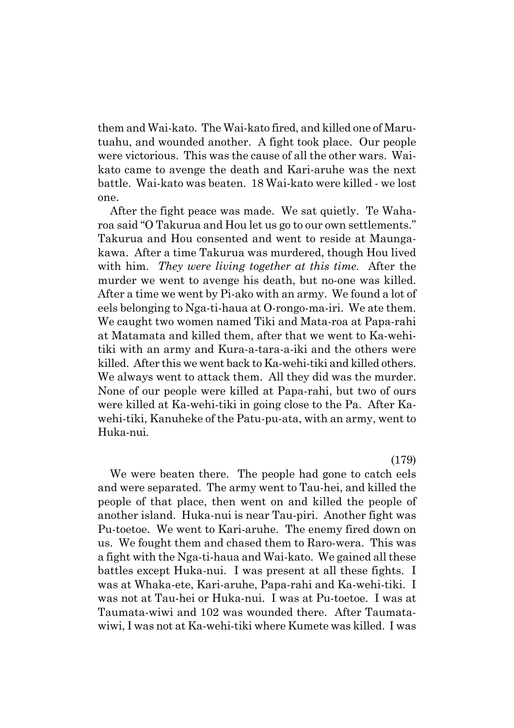them and Wai-kato. The Wai-kato fired, and killed one of Marutuahu, and wounded another. A fight took place. Our people were victorious. This was the cause of all the other wars. Waikato came to avenge the death and Kari-aruhe was the next battle. Wai-kato was beaten. 18 Wai-kato were killed - we lost one.

After the fight peace was made. We sat quietly. Te Waharoa said "O Takurua and Hou let us go to our own settlements." Takurua and Hou consented and went to reside at Maungakawa. After a time Takurua was murdered, though Hou lived with him. *They were living together at this time.* After the murder we went to avenge his death, but no-one was killed. After a time we went by Pi-ako with an army. We found a lot of eels belonging to Nga-ti-haua at O-rongo-ma-iri. We ate them. We caught two women named Tiki and Mata-roa at Papa-rahi at Matamata and killed them, after that we went to Ka-wehitiki with an army and Kura-a-tara-a-iki and the others were killed. After this we went back to Ka-wehi-tiki and killed others. We always went to attack them. All they did was the murder. None of our people were killed at Papa-rahi, but two of ours were killed at Ka-wehi-tiki in going close to the Pa. After Kawehi-tiki, Kanuheke of the Patu-pu-ata, with an army, went to Huka-nui.

(179)

We were beaten there. The people had gone to catch eels and were separated. The army went to Tau-hei, and killed the people of that place, then went on and killed the people of another island. Huka-nui is near Tau-piri. Another fight was Pu-toetoe. We went to Kari-aruhe. The enemy fired down on us. We fought them and chased them to Raro-wera. This was a fight with the Nga-ti-haua and Wai-kato. We gained all these battles except Huka-nui. I was present at all these fights. I was at Whaka-ete, Kari-aruhe, Papa-rahi and Ka-wehi-tiki. I was not at Tau-hei or Huka-nui. I was at Pu-toetoe. I was at Taumata-wiwi and 102 was wounded there. After Taumatawiwi, I was not at Ka-wehi-tiki where Kumete was killed. I was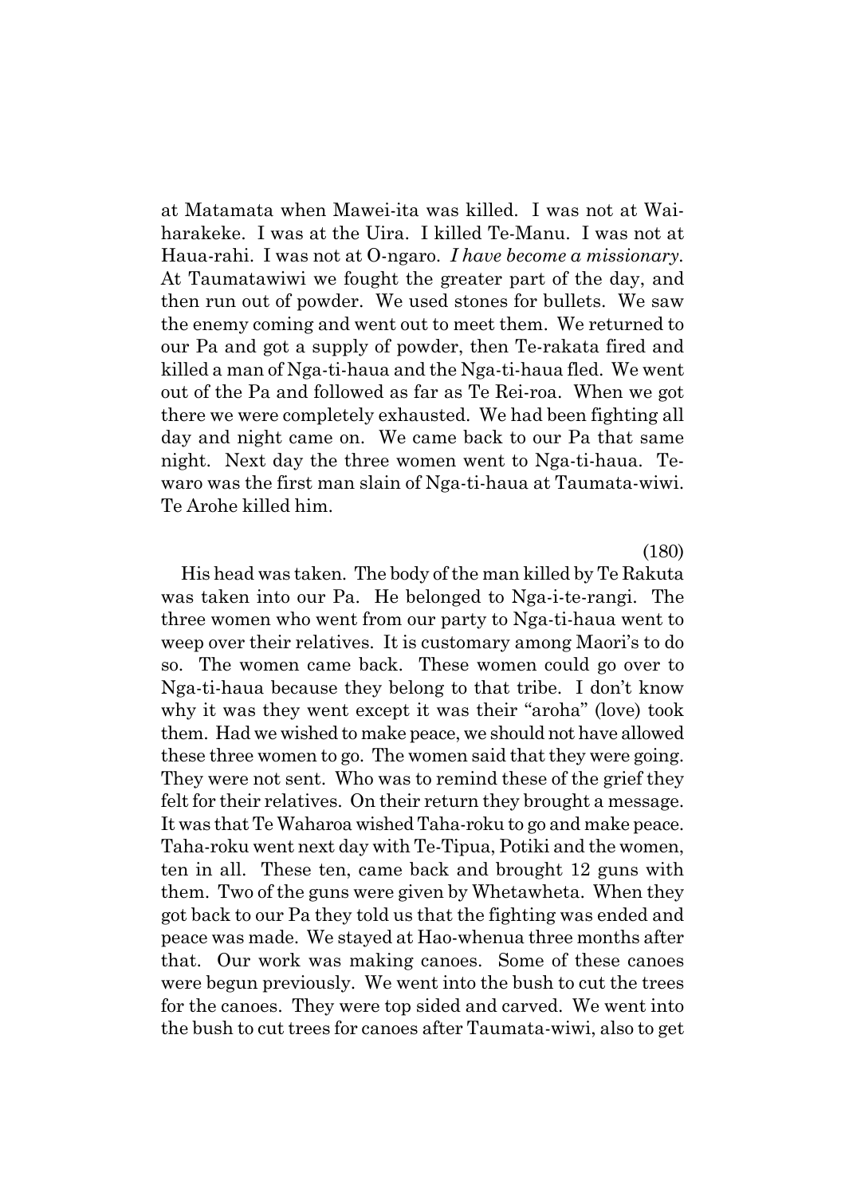at Matamata when Mawei-ita was killed. I was not at Wai-harakeke. I was at the Uira. I killed Te-Manu. I was not at Haua-rahi. I was not at O-ngaro. *I have become a missionary.* At Taumatawiwi we fought the greater part of the day, and then run out of powder. We used stones for bullets. We saw the enemy coming and went out to meet them. We returned to our Pa and got a supply of powder, then Te-rakata fired and killed a man of Nga-ti-haua and the Nga-ti-haua fled. We went out of the Pa and followed as far as Te Rei-roa. When we got there we were completely exhausted. We had been fighting all day and night came on. We came back to our Pa that same night. Next day the three women went to Nga-ti-haua. Te-waro was the first man slain of Nga-ti-haua at Taumata-wiwi. Te Arohe killed him.

(180)

His head was taken. The body of the man killed by Te Rakuta was taken into our Pa. He belonged to Nga-i-te-rangi. The three women who went from our party to Nga-ti-haua went to weep over their relatives. It is customary among Maori's to do so. The women came back. These women could go over to Nga-ti-haua because they belong to that tribe. I don't know why it was they went except it was their "aroha" (love) took them. Had we wished to make peace, we should not have allowed these three women to go. The women said that they were going. They were not sent. Who was to remind these of the grief they felt for their relatives. On their return they brought a message. It was that Te Waharoa wished Taha-roku to go and make peace. Taha-roku went next day with Te-Tipua, Potiki and the women, ten in all. These ten, came back and brought 12 guns with them. Two of the guns were given by Whetawheta. When they got back to our Pa they told us that the fighting was ended and peace was made. We stayed at Hao-whenua three months after that. Our work was making canoes. Some of these canoes were begun previously. We went into the bush to cut the trees for the canoes. They were top sided and carved. We went into the bush to cut trees for canoes after Taumata-wiwi, also to get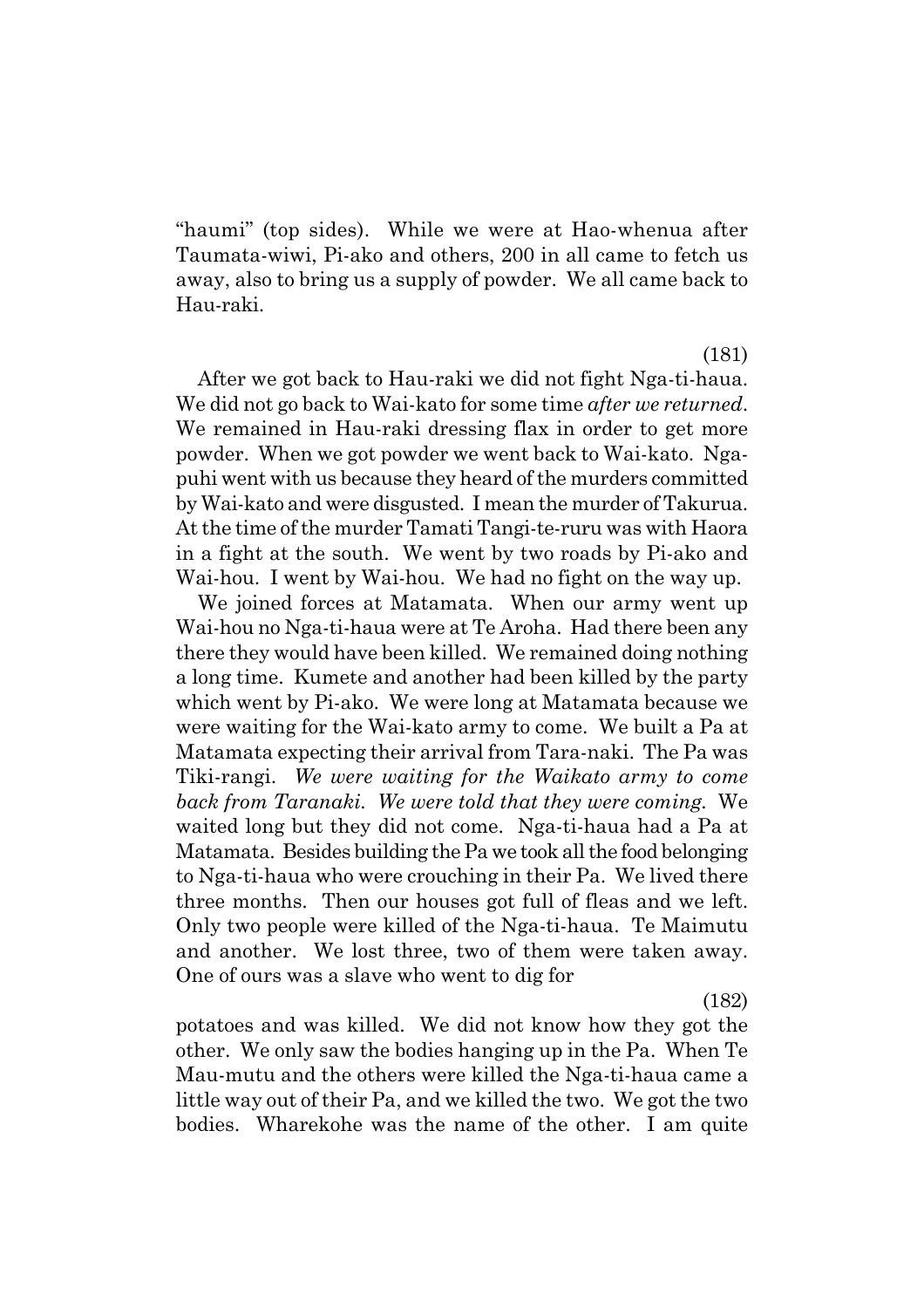"haumi" (top sides). While we were at Hao-whenua after Taumata-wiwi, Pi-ako and others, 200 in all came to fetch us away, also to bring us a supply of powder. We all came back to Hau-raki.

(181)

After we got back to Hau-raki we did not fight Nga-ti-haua. We did not go back to Wai-kato for some time *after we returned*. We remained in Hau-raki dressing flax in order to get more powder. When we got powder we went back to Wai-kato. Nga-puhi went with us because they heard of the murders committed by Wai-kato and were disgusted. I mean the murder of Takurua. At the time of the murder Tamati Tangi-te-ruru was with Haora in a fight at the south. We went by two roads by Pi-ako and Wai-hou. I went by Wai-hou. We had no fight on the way up.

We joined forces at Matamata. When our army went up Wai-hou no Nga-ti-haua were at Te Aroha. Had there been any there they would have been killed. We remained doing nothing a long time. Kumete and another had been killed by the party which went by Pi-ako. We were long at Matamata because we were waiting for the Wai-kato army to come. We built a Pa at Matamata expecting their arrival from Tara-naki. The Pa was Tiki-rangi. *We were waiting for the Waikato army to come back from Taranaki. We were told that they were coming.* We waited long but they did not come. Nga-ti-haua had a Pa at Matamata. Besides building the Pa we took all the food belonging to Nga-ti-haua who were crouching in their Pa. We lived there three months. Then our houses got full of fleas and we left. Only two people were killed of the Nga-ti-haua. Te Maimutu and another. We lost three, two of them were taken away. One of ours was a slave who went to dig for

(182)

potatoes and was killed. We did not know how they got the other. We only saw the bodies hanging up in the Pa. When Te Mau-mutu and the others were killed the Nga-ti-haua came a little way out of their Pa, and we killed the two. We got the two bodies. Wharekohe was the name of the other. I am quite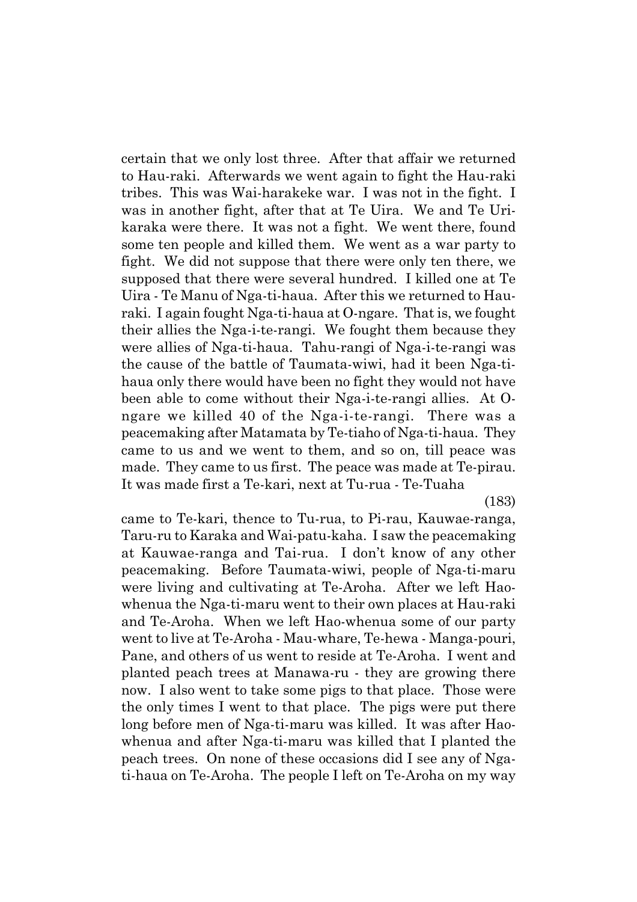certain that we only lost three. After that affair we returned to Hau-raki. Afterwards we went again to fight the Hau-raki tribes. This was Wai-harakeke war. I was not in the fight. I was in another fight, after that at Te Uira. We and Te Uri-karaka were there. It was not a fight. We went there, found some ten people and killed them. We went as a war party to fight. We did not suppose that there were only ten there, we supposed that there were several hundred. I killed one at Te Uira - Te Manu of Nga-ti-haua. After this we returned to Hau-raki. I again fought Nga-ti-haua at O-ngare. That is, we fought their allies the Nga-i-te-rangi. We fought them because they were allies of Nga-ti-haua. Tahu-rangi of Nga-i-te-rangi was the cause of the battle of Taumata-wiwi, had it been Nga-ti-haua only there would have been no fight they would not have been able to come without their Nga-i-te-rangi allies. At O-ngare we killed 40 of the Nga-i-te-rangi. There was a peacemaking after Matamata by Te-tiaho of Nga-ti-haua. They came to us and we went to them, and so on, till peace was made. They came to us first. The peace was made at Te-pirau. It was made first a Te-kari, next at Tu-rua - Te-Tuaha

(183)

came to Te-kari, thence to Tu-rua, to Pi-rau, Kauwae-ranga, Taru-ru to Karaka and Wai-patu-kaha. I saw the peacemaking at Kauwae-ranga and Tai-rua. I don't know of any other peacemaking. Before Taumata-wiwi, people of Nga-ti-maru were living and cultivating at Te-Aroha. After we left Hao-whenua the Nga-ti-maru went to their own places at Hau-raki and Te-Aroha. When we left Hao-whenua some of our party went to live at Te-Aroha - Mau-whare, Te-hewa - Manga-pouri, Pane, and others of us went to reside at Te-Aroha. I went and planted peach trees at Manawa-ru - they are growing there now. I also went to take some pigs to that place. Those were the only times I went to that place. The pigs were put there long before men of Nga-ti-maru was killed. It was after Hao-whenua and after Nga-ti-maru was killed that I planted the peach trees. On none of these occasions did I see any of Nga-ti-haua on Te-Aroha. The people I left on Te-Aroha on my way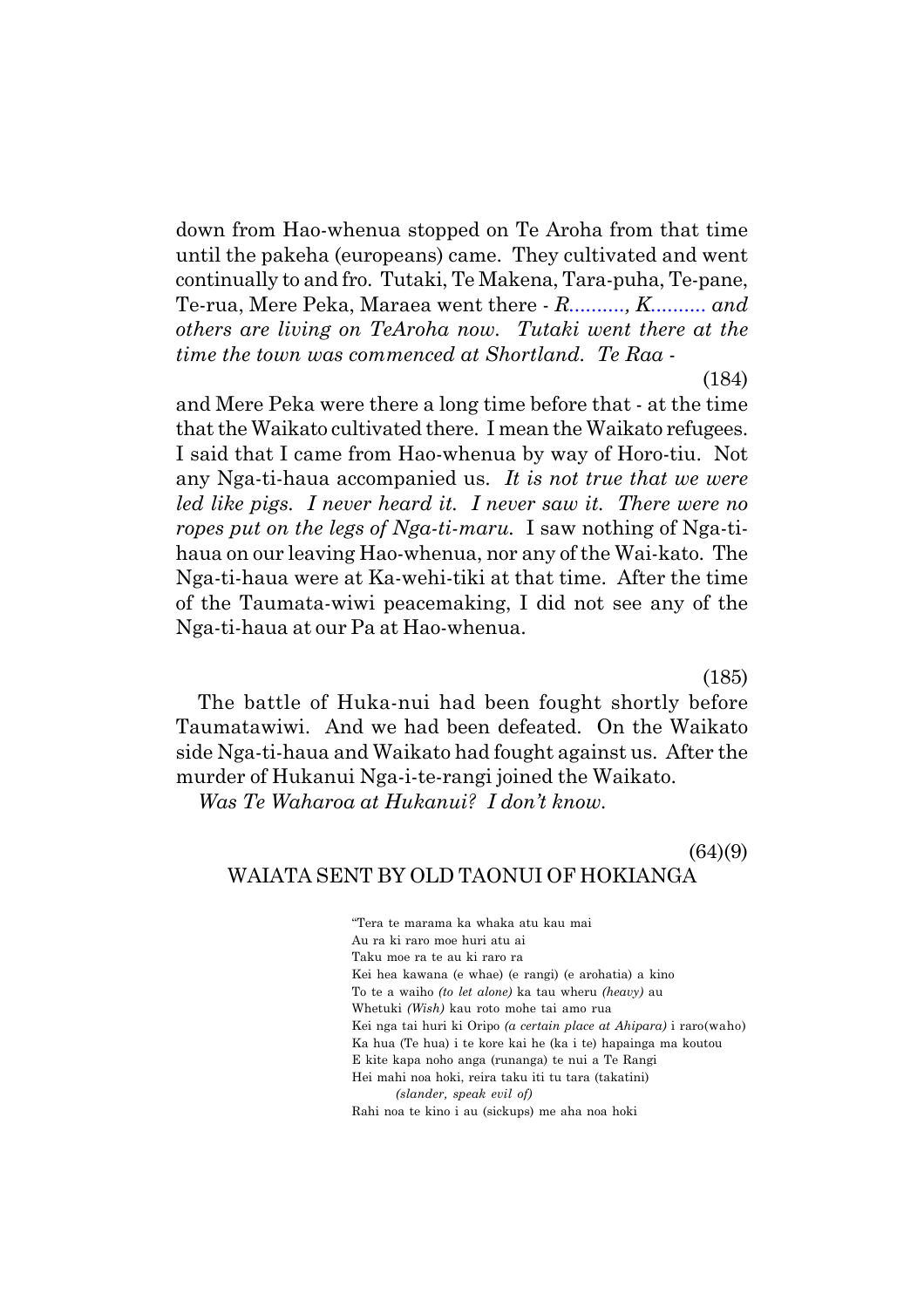down from Hao-whenua stopped on Te Aroha from that time until the pakeha (europeans) came. They cultivated and went continually to and fro. Tutaki, Te Makena, Tara-puha, Te-pane, Te-rua, Mere Peka, Maraea went there - *R.........., K.......... and others are living on TeAroha now. Tutaki went there at the time the town was commenced at Shortland. Te Raa -*

(184)

and Mere Peka were there a long time before that - at the time that the Waikato cultivated there. I mean the Waikato refugees. I said that I came from Hao-whenua by way of Horo-tiu. Not any Nga-ti-haua accompanied us. *It is not true that we were led like pigs. I never heard it. I never saw it. There were no ropes put on the legs of Nga-ti-maru.* I saw nothing of Nga-ti-haua on our leaving Hao-whenua, nor any of the Wai-kato. The Nga-ti-haua were at Ka-wehi-tiki at that time. After the time of the Taumata-wiwi peacemaking, I did not see any of the Nga-ti-haua at our Pa at Hao-whenua.

(185)

The battle of Huka-nui had been fought shortly before Taumatawiwi. And we had been defeated. On the Waikato side Nga-ti-haua and Waikato had fought against us. After the murder of Hukanui Nga-i-te-rangi joined the Waikato.

*Was Te Waharoa at Hukanui? I don't know.*

(64)(9)

## WAIATA SENT BY OLD TAONUI OF HOKIANGA

"Tera te marama ka whaka atu kau mai
Au ra ki raro moe huri atu ai
Taku moe ra te au ki raro ra
Kei hea kawana (e whae) (e rangi) (e arohatia) a kino
To te a waiho *(to let alone)* ka tau wheru *(heavy)* au
Whetuki *(Wish)* kau roto mohe tai amo rua
Kei nga tai huri ki Oripo *(a certain place at Ahipara)* i raro(waho)
Ka hua (Te hua) i te kore kai he (ka i te) hapainga ma koutou
E kite kapa noho anga (runanga) te nui a Te Rangi
Hei mahi noa hoki, reira taku iti tu tara (takatini)
*(slander, speak evil of)*
Rahi noa te kino i au (sickups) me aha noa hoki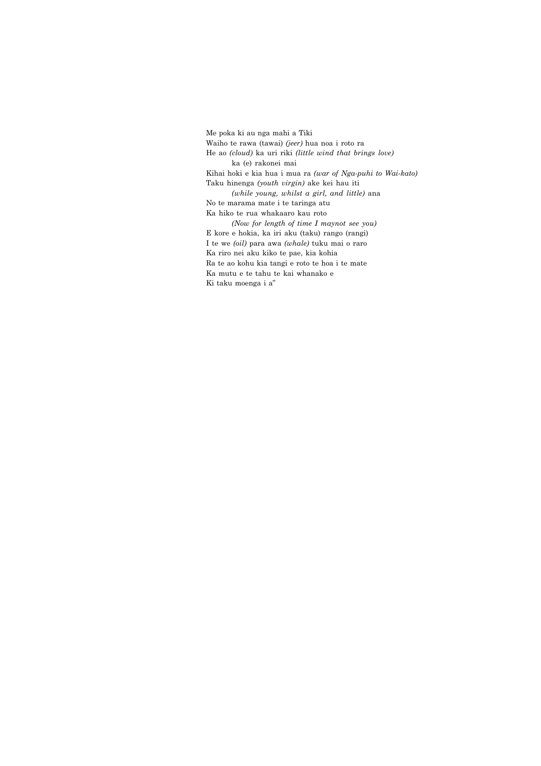Me poka ki au nga mahi a Tiki  
Waiho te rawa (tawai) *(jeer)* hua noa i roto ra  
He ao *(cloud)* ka uri riki *(little wind that brings love)*  
    ka (e) rakonei mai  
Kihai hoki e kia hua i mua ra *(war of Nga-puhi to Wai-kato)*  
Taku hinenga *(youth virgin)* ake kei hau iti  
    *(while young, whilst a girl, and little)* ana  
No te marama mate i te taringa atu  
Ka hiko te rua whakaaro kau roto  
    *(Now for length of time I maynot see you)*  
E kore e hokia, ka iri aku (taku) rango (rangi)  
I te we *(oil)* para awa *(whale)* tuku mai o raro  
Ka riro nei aku kiko te pae, kia kohia  
Ra te ao kohu kia tangi e roto te hoa i te mate  
Ka mutu e te tahu te kai whanako e  
Ki taku moenga i a"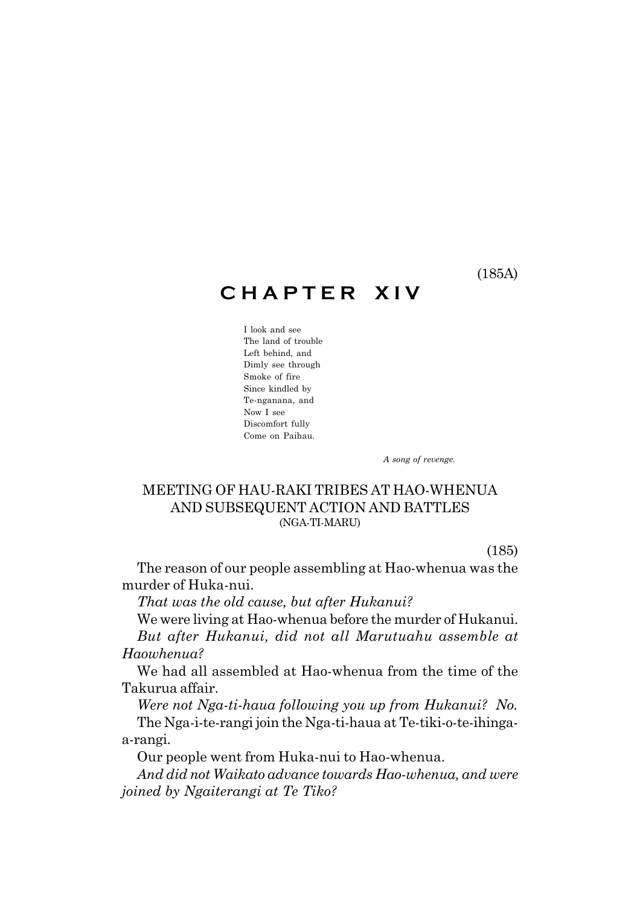(185A)

# CHAPTER XIV

I look and see  
The land of trouble  
Left behind, and  
Dimly see through  
Smoke of fire  
Since kindled by  
Te-nganana, and  
Now I see  
Discomfort fully  
Come on Paihau.

*A song of revenge.*

## MEETING OF HAU-RAKI TRIBES AT HAO-WHENUA AND SUBSEQUENT ACTION AND BATTLES

(NGA-TI-MARU)

(185)

The reason of our people assembling at Hao-whenua was the murder of Huka-nui.

*That was the old cause, but after Hukanui?*

We were living at Hao-whenua before the murder of Hukanui.

*But after Hukanui, did not all Marutuahu assemble at Haowhenua?*

We had all assembled at Hao-whenua from the time of the Takurua affair.

*Were not Nga-ti-haua following you up from Hukanui? No.*

The Nga-i-te-rangi join the Nga-ti-haua at Te-tiki-o-te-ihinga-a-rangi.

Our people went from Huka-nui to Hao-whenua.

*And did not Waikato advance towards Hao-whenua, and were joined by Ngaiterangi at Te Tiko?*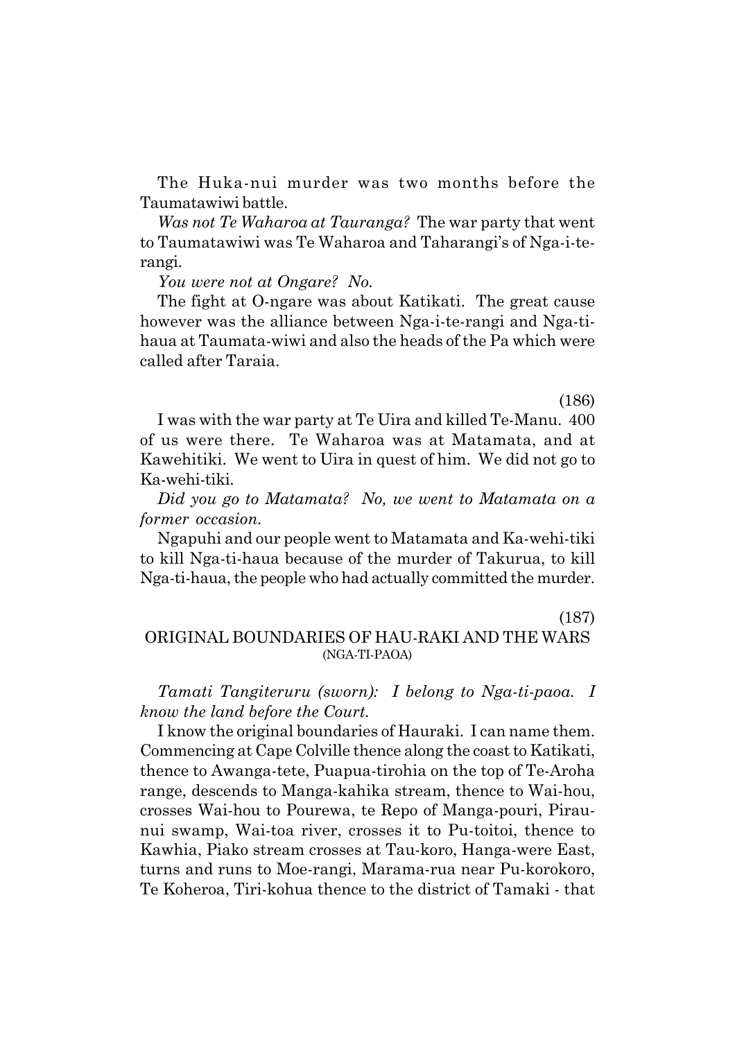The Huka-nui murder was two months before the Taumatawiwi battle.

*Was not Te Waharoa at Tauranga?* The war party that went to Taumatawiwi was Te Waharoa and Taharangi's of Nga-i-te-rangi.

*You were not at Ongare? No.*

The fight at O-ngare was about Katikati. The great cause however was the alliance between Nga-i-te-rangi and Nga-ti-haua at Taumata-wiwi and also the heads of the Pa which were called after Taraia.

(186)

I was with the war party at Te Uira and killed Te-Manu. 400 of us were there. Te Waharoa was at Matamata, and at Kawehitiki. We went to Uira in quest of him. We did not go to Ka-wehi-tiki.

*Did you go to Matamata? No, we went to Matamata on a former occasion.*

Ngapuhi and our people went to Matamata and Ka-wehi-tiki to kill Nga-ti-haua because of the murder of Takurua, to kill Nga-ti-haua, the people who had actually committed the murder.

(187)

## ORIGINAL BOUNDARIES OF HAU-RAKI AND THE WARS
(NGA-TI-PAOA)

*Tamati Tangiteruru (sworn): I belong to Nga-ti-paoa. I know the land before the Court.*

I know the original boundaries of Hauraki. I can name them. Commencing at Cape Colville thence along the coast to Katikati, thence to Awanga-tete, Puapua-tirohia on the top of Te-Aroha range, descends to Manga-kahika stream, thence to Wai-hou, crosses Wai-hou to Pourewa, te Repo of Manga-pouri, Pirau-nui swamp, Wai-toa river, crosses it to Pu-toitoi, thence to Kawhia, Piako stream crosses at Tau-koro, Hanga-were East, turns and runs to Moe-rangi, Marama-rua near Pu-korokoro, Te Koheroa, Tiri-kohua thence to the district of Tamaki - that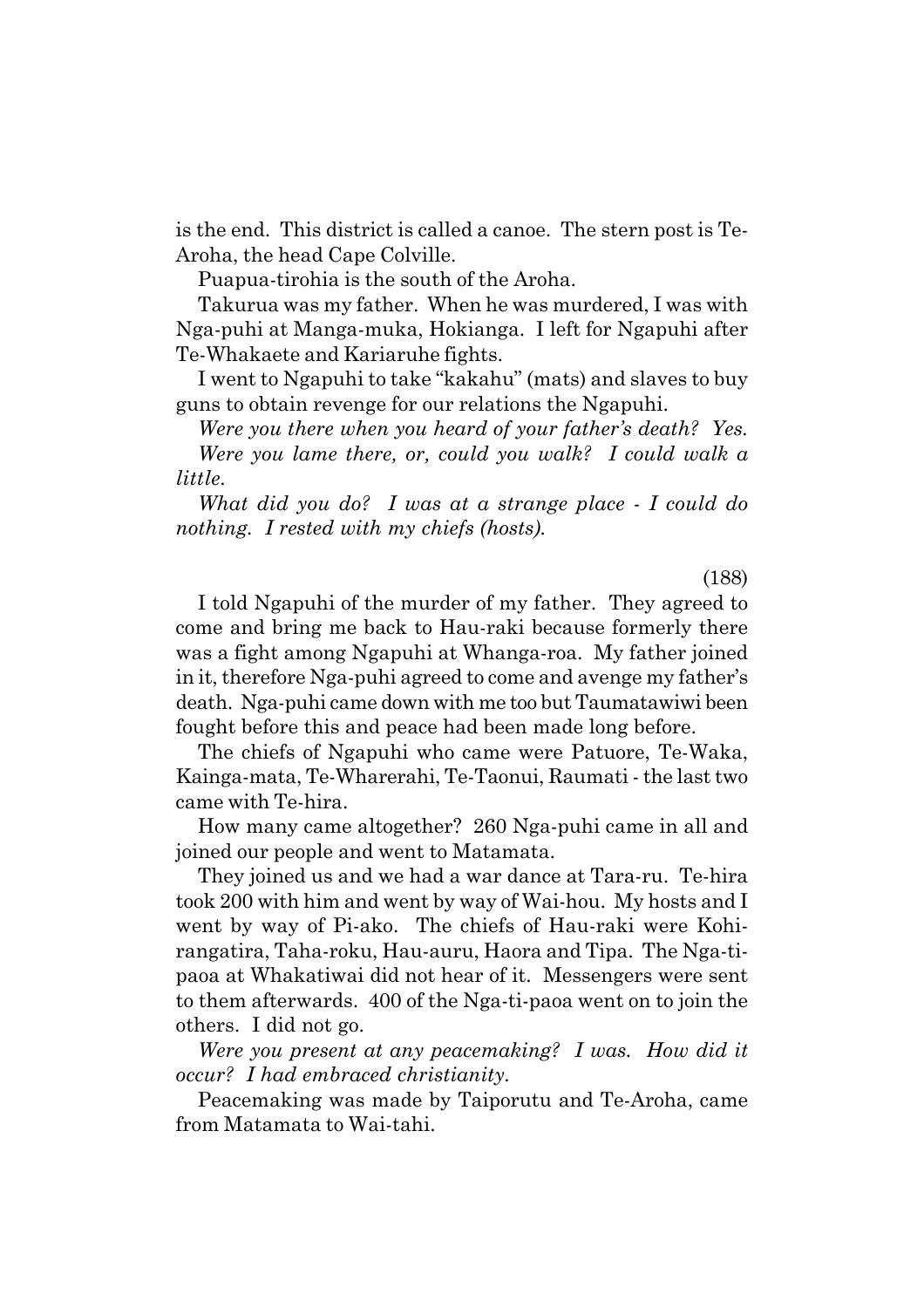is the end. This district is called a canoe. The stern post is Te-Aroha, the head Cape Colville.

Puapua-tirohia is the south of the Aroha.

Takurua was my father. When he was murdered, I was with Nga-puhi at Manga-muka, Hokianga. I left for Ngapuhi after Te-Whakaete and Kariaruhe fights.

I went to Ngapuhi to take "kakahu" (mats) and slaves to buy guns to obtain revenge for our relations the Ngapuhi.

*Were you there when you heard of your father's death? Yes.*

*Were you lame there, or, could you walk? I could walk a little.*

*What did you do? I was at a strange place - I could do nothing. I rested with my chiefs (hosts).*

(188)

I told Ngapuhi of the murder of my father. They agreed to come and bring me back to Hau-raki because formerly there was a fight among Ngapuhi at Whanga-roa. My father joined in it, therefore Nga-puhi agreed to come and avenge my father's death. Nga-puhi came down with me too but Taumatawiwi been fought before this and peace had been made long before.

The chiefs of Ngapuhi who came were Patuore, Te-Waka, Kainga-mata, Te-Wharerahi, Te-Taonui, Raumati - the last two came with Te-hira.

How many came altogether? 260 Nga-puhi came in all and joined our people and went to Matamata.

They joined us and we had a war dance at Tara-ru. Te-hira took 200 with him and went by way of Wai-hou. My hosts and I went by way of Pi-ako. The chiefs of Hau-raki were Kohi-rangatira, Taha-roku, Hau-auru, Haora and Tipa. The Nga-ti-paoa at Whakatiwai did not hear of it. Messengers were sent to them afterwards. 400 of the Nga-ti-paoa went on to join the others. I did not go.

*Were you present at any peacemaking? I was. How did it occur? I had embraced christianity.*

Peacemaking was made by Taiporutu and Te-Aroha, came from Matamata to Wai-tahi.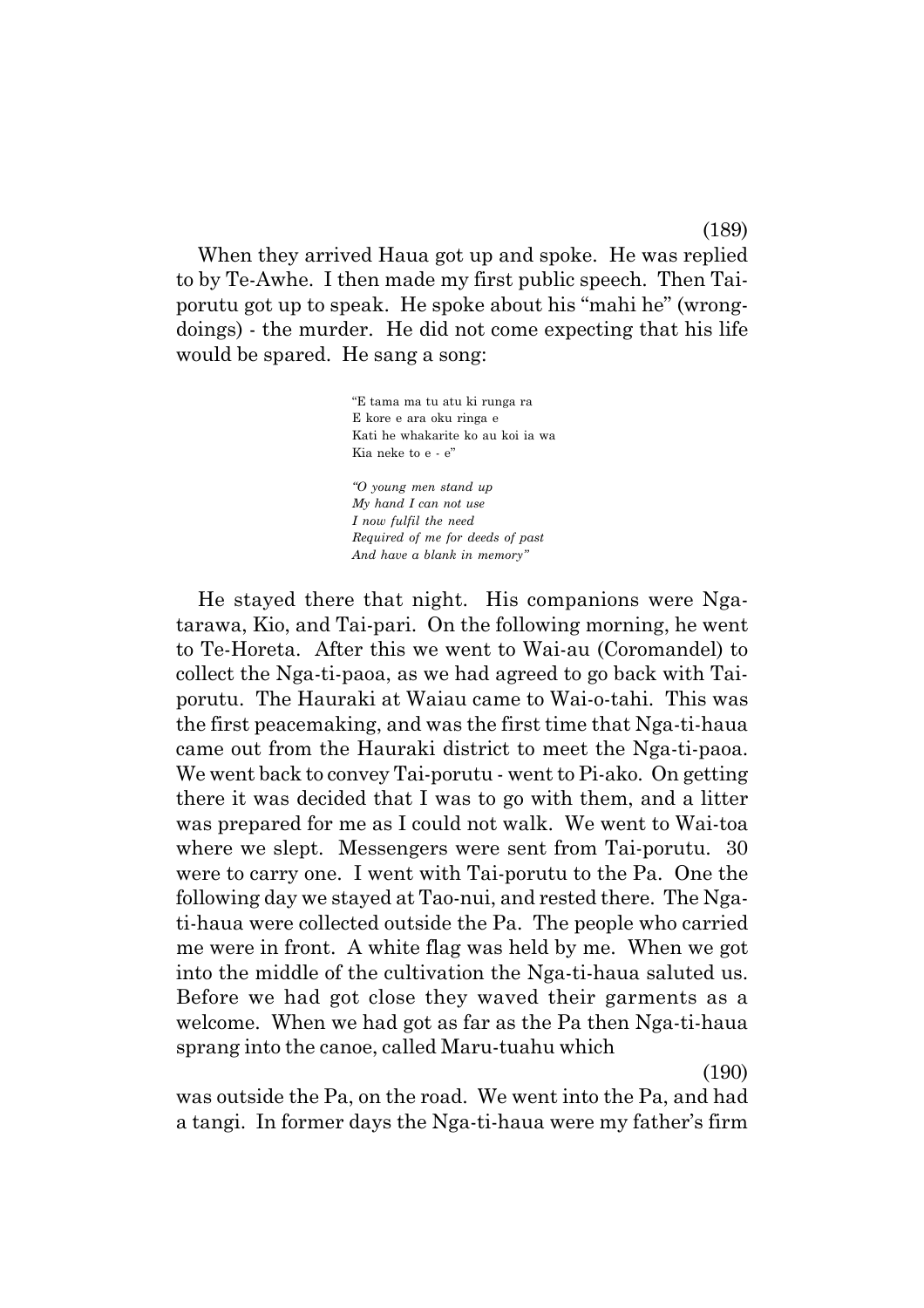When they arrived Haua got up and spoke. He was replied to by Te-Awhe. I then made my first public speech. Then Tai-porutu got up to speak. He spoke about his "mahi he" (wrong-doings) - the murder. He did not come expecting that his life would be spared. He sang a song:

> "E tama ma tu atu ki runga ra
> E kore e ara oku ringa e
> Kati he whakarite ko au koi ia wa
> Kia neke to e - e"
>
> *"O young men stand up*
> *My hand I can not use*
> *I now fulfil the need*
> *Required of me for deeds of past*
> *And have a blank in memory"*

He stayed there that night. His companions were Nga-tarawa, Kio, and Tai-pari. On the following morning, he went to Te-Horeta. After this we went to Wai-au (Coromandel) to collect the Nga-ti-paoa, as we had agreed to go back with Tai-porutu. The Hauraki at Waiau came to Wai-o-tahi. This was the first peacemaking, and was the first time that Nga-ti-haua came out from the Hauraki district to meet the Nga-ti-paoa. We went back to convey Tai-porutu - went to Pi-ako. On getting there it was decided that I was to go with them, and a litter was prepared for me as I could not walk. We went to Wai-toa where we slept. Messengers were sent from Tai-porutu. 30 were to carry one. I went with Tai-porutu to the Pa. One the following day we stayed at Tao-nui, and rested there. The Nga-ti-haua were collected outside the Pa. The people who carried me were in front. A white flag was held by me. When we got into the middle of the cultivation the Nga-ti-haua saluted us. Before we had got close they waved their garments as a welcome. When we had got as far as the Pa then Nga-ti-haua sprang into the canoe, called Maru-tuahu which

(190)

was outside the Pa, on the road. We went into the Pa, and had a tangi. In former days the Nga-ti-haua were my father's firm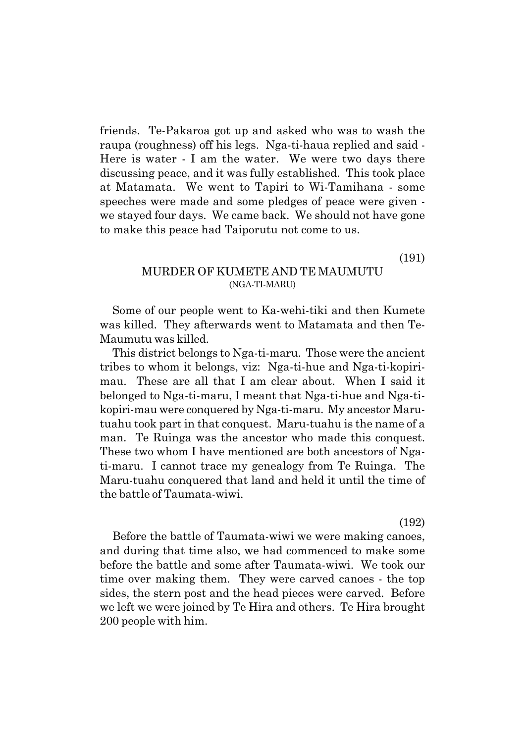friends. Te-Pakaroa got up and asked who was to wash the raupa (roughness) off his legs. Nga-ti-haua replied and said - Here is water - I am the water. We were two days there discussing peace, and it was fully established. This took place at Matamata. We went to Tapiri to Wi-Tamihana - some speeches were made and some pledges of peace were given - we stayed four days. We came back. We should not have gone to make this peace had Taiporutu not come to us.

(191)

## MURDER OF KUMETE AND TE MAUMUTU
(NGA-TI-MARU)

Some of our people went to Ka-wehi-tiki and then Kumete was killed. They afterwards went to Matamata and then Te-Maumutu was killed.

This district belongs to Nga-ti-maru. Those were the ancient tribes to whom it belongs, viz: Nga-ti-hue and Nga-ti-kopiri-mau. These are all that I am clear about. When I said it belonged to Nga-ti-maru, I meant that Nga-ti-hue and Nga-ti-kopiri-mau were conquered by Nga-ti-maru. My ancestor Maru-tuahu took part in that conquest. Maru-tuahu is the name of a man. Te Ruinga was the ancestor who made this conquest. These two whom I have mentioned are both ancestors of Nga-ti-maru. I cannot trace my genealogy from Te Ruinga. The Maru-tuahu conquered that land and held it until the time of the battle of Taumata-wiwi.

(192)

Before the battle of Taumata-wiwi we were making canoes, and during that time also, we had commenced to make some before the battle and some after Taumata-wiwi. We took our time over making them. They were carved canoes - the top sides, the stern post and the head pieces were carved. Before we left we were joined by Te Hira and others. Te Hira brought 200 people with him.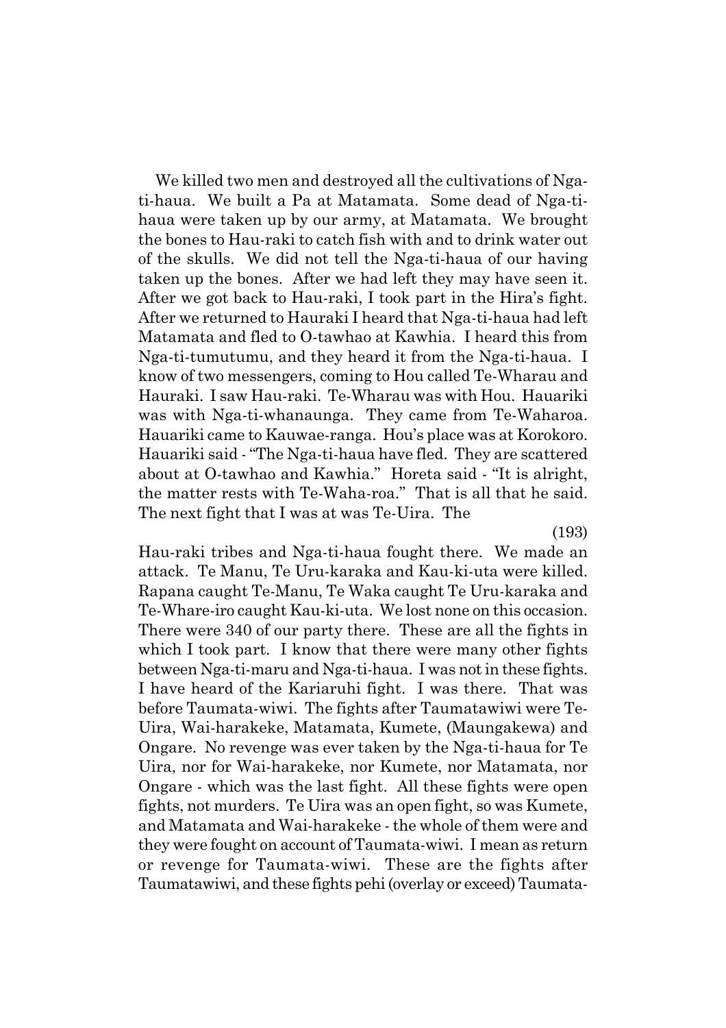We killed two men and destroyed all the cultivations of Nga-ti-haua. We built a Pa at Matamata. Some dead of Nga-ti-haua were taken up by our army, at Matamata. We brought the bones to Hau-raki to catch fish with and to drink water out of the skulls. We did not tell the Nga-ti-haua of our having taken up the bones. After we had left they may have seen it. After we got back to Hau-raki, I took part in the Hira's fight. After we returned to Hauraki I heard that Nga-ti-haua had left Matamata and fled to O-tawhao at Kawhia. I heard this from Nga-ti-tumutumu, and they heard it from the Nga-ti-haua. I know of two messengers, coming to Hou called Te-Wharau and Hauraki. I saw Hau-raki. Te-Wharau was with Hou. Hauariki was with Nga-ti-whanaunga. They came from Te-Waharoa. Hauariki came to Kauwae-ranga. Hou's place was at Korokoro. Hauariki said - "The Nga-ti-haua have fled. They are scattered about at O-tawhao and Kawhia." Horeta said - "It is alright, the matter rests with Te-Waha-roa." That is all that he said. The next fight that I was at was Te-Uira. The

(193)

Hau-raki tribes and Nga-ti-haua fought there. We made an attack. Te Manu, Te Uru-karaka and Kau-ki-uta were killed. Rapana caught Te-Manu, Te Waka caught Te Uru-karaka and Te-Whare-iro caught Kau-ki-uta. We lost none on this occasion. There were 340 of our party there. These are all the fights in which I took part. I know that there were many other fights between Nga-ti-maru and Nga-ti-haua. I was not in these fights. I have heard of the Kariaruhi fight. I was there. That was before Taumata-wiwi. The fights after Taumatawiwi were Te-Uira, Wai-harakeke, Matamata, Kumete, (Maungakewa) and Ongare. No revenge was ever taken by the Nga-ti-haua for Te Uira, nor for Wai-harakeke, nor Kumete, nor Matamata, nor Ongare - which was the last fight. All these fights were open fights, not murders. Te Uira was an open fight, so was Kumete, and Matamata and Wai-harakeke - the whole of them were and they were fought on account of Taumata-wiwi. I mean as return or revenge for Taumata-wiwi. These are the fights after Taumatawiwi, and these fights pehi (overlay or exceed) Taumata-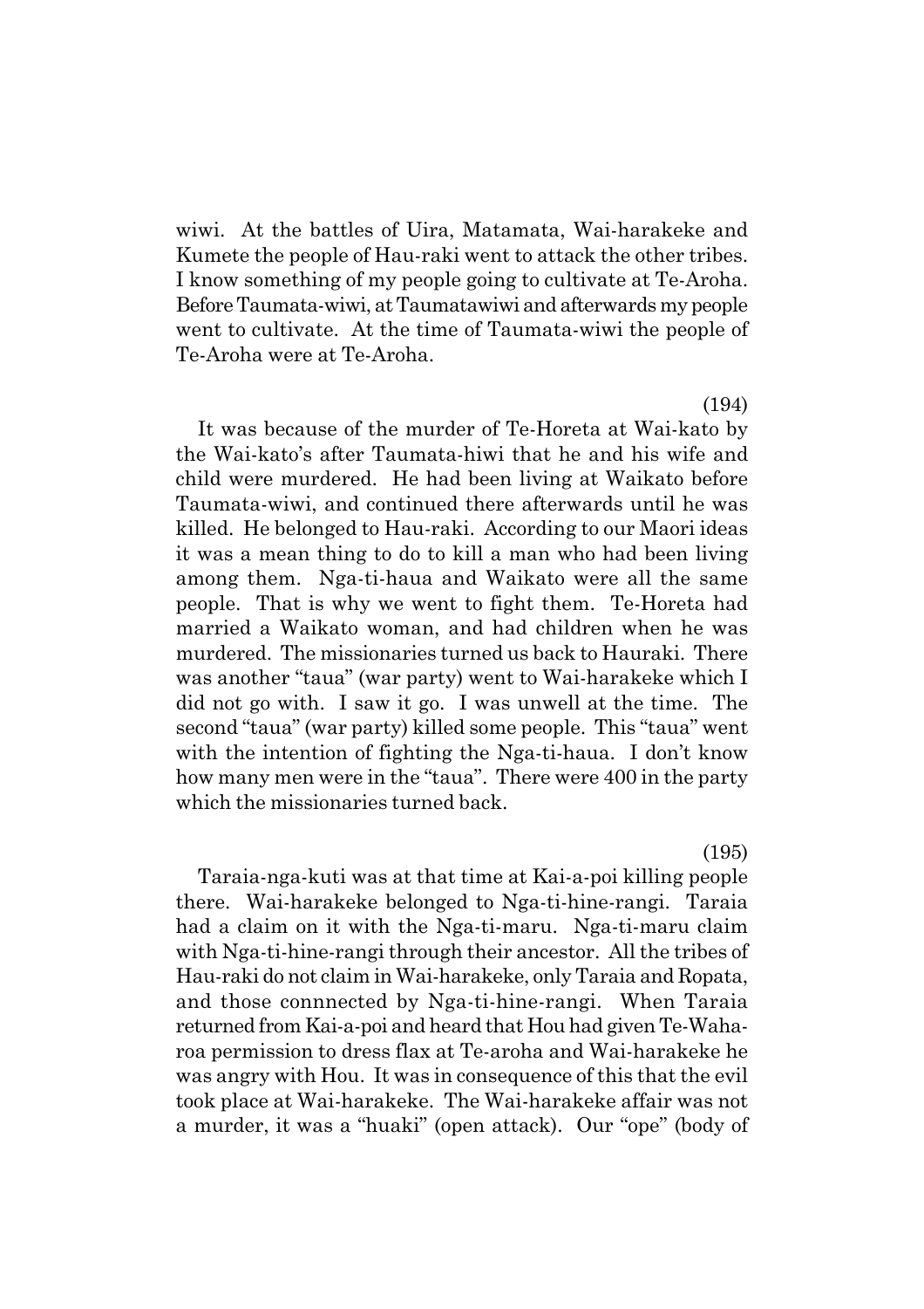wiwi. At the battles of Uira, Matamata, Wai-harakeke and Kumete the people of Hau-raki went to attack the other tribes. I know something of my people going to cultivate at Te-Aroha. Before Taumata-wiwi, at Taumatawiwi and afterwards my people went to cultivate. At the time of Taumata-wiwi the people of Te-Aroha were at Te-Aroha.

(194)

It was because of the murder of Te-Horeta at Wai-kato by the Wai-kato's after Taumata-hiwi that he and his wife and child were murdered. He had been living at Waikato before Taumata-wiwi, and continued there afterwards until he was killed. He belonged to Hau-raki. According to our Maori ideas it was a mean thing to do to kill a man who had been living among them. Nga-ti-haua and Waikato were all the same people. That is why we went to fight them. Te-Horeta had married a Waikato woman, and had children when he was murdered. The missionaries turned us back to Hauraki. There was another "taua" (war party) went to Wai-harakeke which I did not go with. I saw it go. I was unwell at the time. The second "taua" (war party) killed some people. This "taua" went with the intention of fighting the Nga-ti-haua. I don't know how many men were in the "taua". There were 400 in the party which the missionaries turned back.

(195)

Taraia-nga-kuti was at that time at Kai-a-poi killing people there. Wai-harakeke belonged to Nga-ti-hine-rangi. Taraia had a claim on it with the Nga-ti-maru. Nga-ti-maru claim with Nga-ti-hine-rangi through their ancestor. All the tribes of Hau-raki do not claim in Wai-harakeke, only Taraia and Ropata, and those connnected by Nga-ti-hine-rangi. When Taraia returned from Kai-a-poi and heard that Hou had given Te-Waharoa permission to dress flax at Te-aroha and Wai-harakeke he was angry with Hou. It was in consequence of this that the evil took place at Wai-harakeke. The Wai-harakeke affair was not a murder, it was a "huaki" (open attack). Our "ope" (body of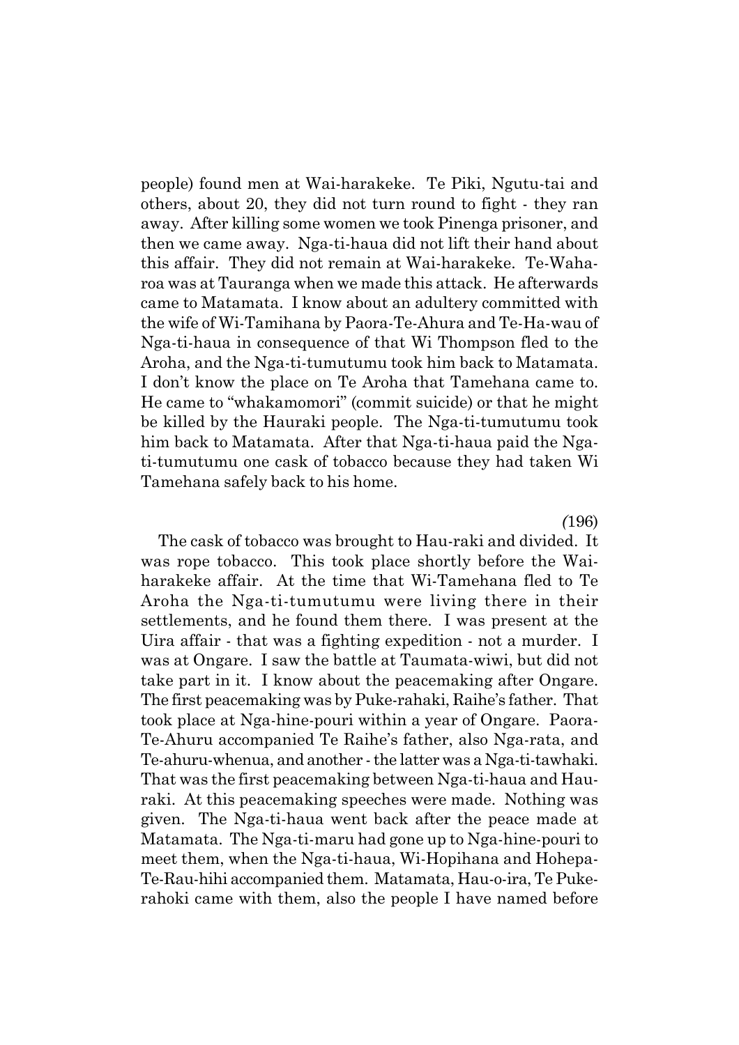people) found men at Wai-harakeke. Te Piki, Ngutu-tai and others, about 20, they did not turn round to fight - they ran away. After killing some women we took Pinenga prisoner, and then we came away. Nga-ti-haua did not lift their hand about this affair. They did not remain at Wai-harakeke. Te-Waharoa was at Tauranga when we made this attack. He afterwards came to Matamata. I know about an adultery committed with the wife of Wi-Tamihana by Paora-Te-Ahura and Te-Ha-wau of Nga-ti-haua in consequence of that Wi Thompson fled to the Aroha, and the Nga-ti-tumutumu took him back to Matamata. I don't know the place on Te Aroha that Tamehana came to. He came to "whakamomori" (commit suicide) or that he might be killed by the Hauraki people. The Nga-ti-tumutumu took him back to Matamata. After that Nga-ti-haua paid the Nga-ti-tumutumu one cask of tobacco because they had taken Wi Tamehana safely back to his home.

(196)

The cask of tobacco was brought to Hau-raki and divided. It was rope tobacco. This took place shortly before the Wai-harakeke affair. At the time that Wi-Tamehana fled to Te Aroha the Nga-ti-tumutumu were living there in their settlements, and he found them there. I was present at the Uira affair - that was a fighting expedition - not a murder. I was at Ongare. I saw the battle at Taumata-wiwi, but did not take part in it. I know about the peacemaking after Ongare. The first peacemaking was by Puke-rahaki, Raihe's father. That took place at Nga-hine-pouri within a year of Ongare. Paora-Te-Ahuru accompanied Te Raihe's father, also Nga-rata, and Te-ahuru-whenua, and another - the latter was a Nga-ti-tawhaki. That was the first peacemaking between Nga-ti-haua and Hau-raki. At this peacemaking speeches were made. Nothing was given. The Nga-ti-haua went back after the peace made at Matamata. The Nga-ti-maru had gone up to Nga-hine-pouri to meet them, when the Nga-ti-haua, Wi-Hopihana and Hohepa-Te-Rau-hihi accompanied them. Matamata, Hau-o-ira, Te Puke-rahoki came with them, also the people I have named before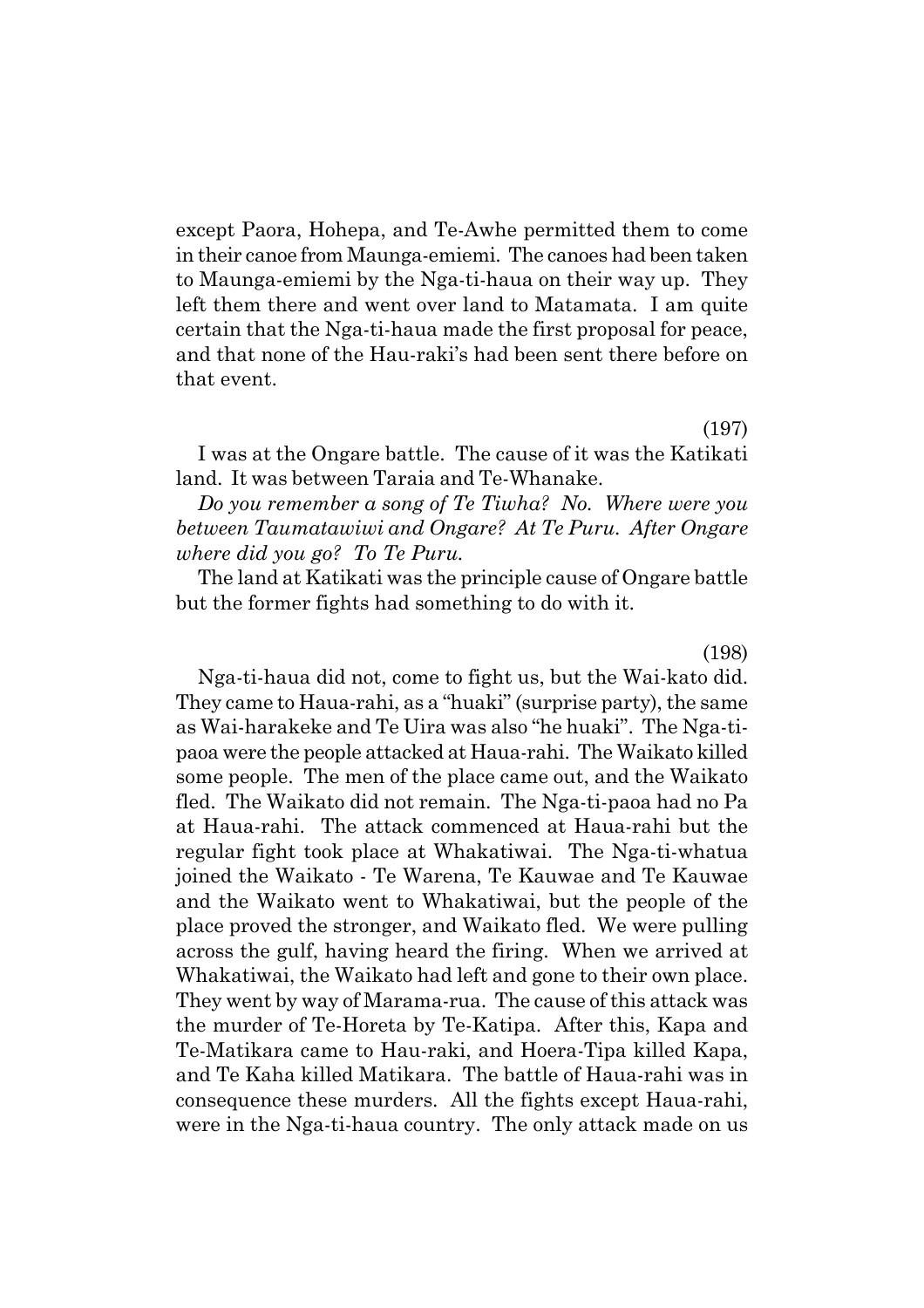except Paora, Hohepa, and Te-Awhe permitted them to come in their canoe from Maunga-emiemi. The canoes had been taken to Maunga-emiemi by the Nga-ti-haua on their way up. They left them there and went over land to Matamata. I am quite certain that the Nga-ti-haua made the first proposal for peace, and that none of the Hau-raki's had been sent there before on that event.

(197)

I was at the Ongare battle. The cause of it was the Katikati land. It was between Taraia and Te-Whanake.

*Do you remember a song of Te Tiwha? No. Where were you between Taumatawiwi and Ongare? At Te Puru. After Ongare where did you go? To Te Puru.*

The land at Katikati was the principle cause of Ongare battle but the former fights had something to do with it.

(198)

Nga-ti-haua did not, come to fight us, but the Wai-kato did. They came to Haua-rahi, as a "huaki" (surprise party), the same as Wai-harakeke and Te Uira was also "he huaki". The Nga-ti-paoa were the people attacked at Haua-rahi. The Waikato killed some people. The men of the place came out, and the Waikato fled. The Waikato did not remain. The Nga-ti-paoa had no Pa at Haua-rahi. The attack commenced at Haua-rahi but the regular fight took place at Whakatiwai. The Nga-ti-whatua joined the Waikato - Te Warena, Te Kauwae and Te Kauwae and the Waikato went to Whakatiwai, but the people of the place proved the stronger, and Waikato fled. We were pulling across the gulf, having heard the firing. When we arrived at Whakatiwai, the Waikato had left and gone to their own place. They went by way of Marama-rua. The cause of this attack was the murder of Te-Horeta by Te-Katipa. After this, Kapa and Te-Matikara came to Hau-raki, and Hoera-Tipa killed Kapa, and Te Kaha killed Matikara. The battle of Haua-rahi was in consequence these murders. All the fights except Haua-rahi, were in the Nga-ti-haua country. The only attack made on us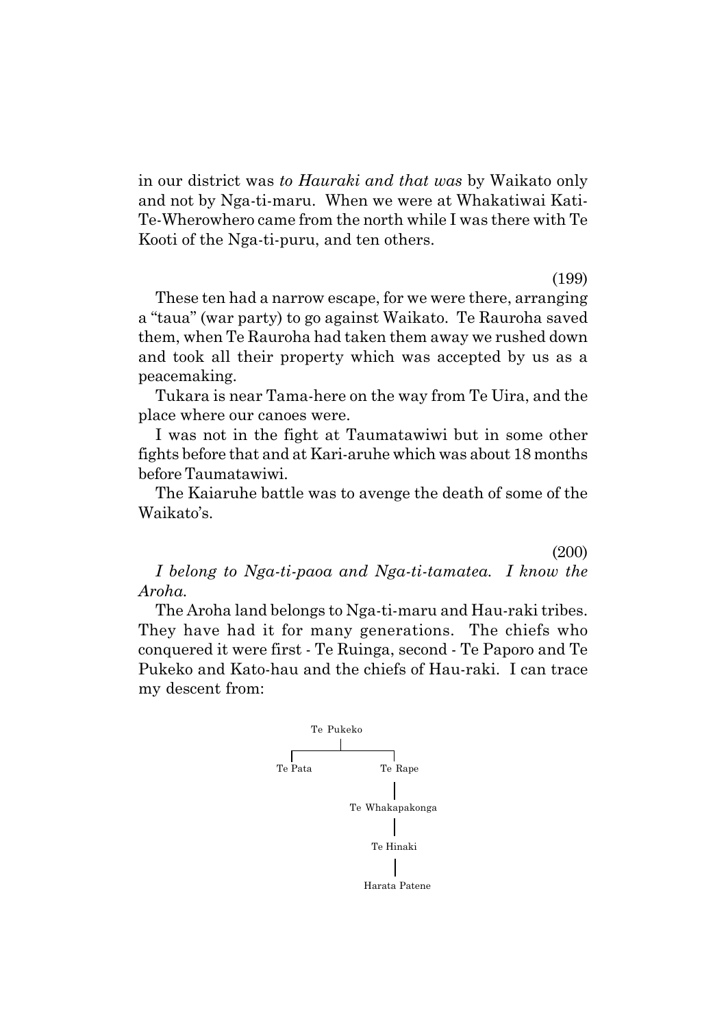in our district was *to Hauraki and that was* by Waikato only and not by Nga-ti-maru. When we were at Whakatiwai Kati-Te-Wherowhero came from the north while I was there with Te Kooti of the Nga-ti-puru, and ten others.

(199)

These ten had a narrow escape, for we were there, arranging a "taua" (war party) to go against Waikato. Te Rauroha saved them, when Te Rauroha had taken them away we rushed down and took all their property which was accepted by us as a peacemaking.

Tukara is near Tama-here on the way from Te Uira, and the place where our canoes were.

I was not in the fight at Taumatawiwi but in some other fights before that and at Kari-aruhe which was about 18 months before Taumatawiwi.

The Kaiaruhe battle was to avenge the death of some of the Waikato's.

(200)

*I belong to Nga-ti-paoa and Nga-ti-tamatea. I know the Aroha.*

The Aroha land belongs to Nga-ti-maru and Hau-raki tribes. They have had it for many generations. The chiefs who conquered it were first - Te Ruinga, second - Te Paporo and Te Pukeko and Kato-hau and the chiefs of Hau-raki. I can trace my descent from:

```
          Te Pukeko
              |
      +-------+-------+
      |               |
   Te Pata         Te Rape
                      |
               Te Whakapakonga
                      |
                  Te Hinaki
                      |
                Harata Patene
```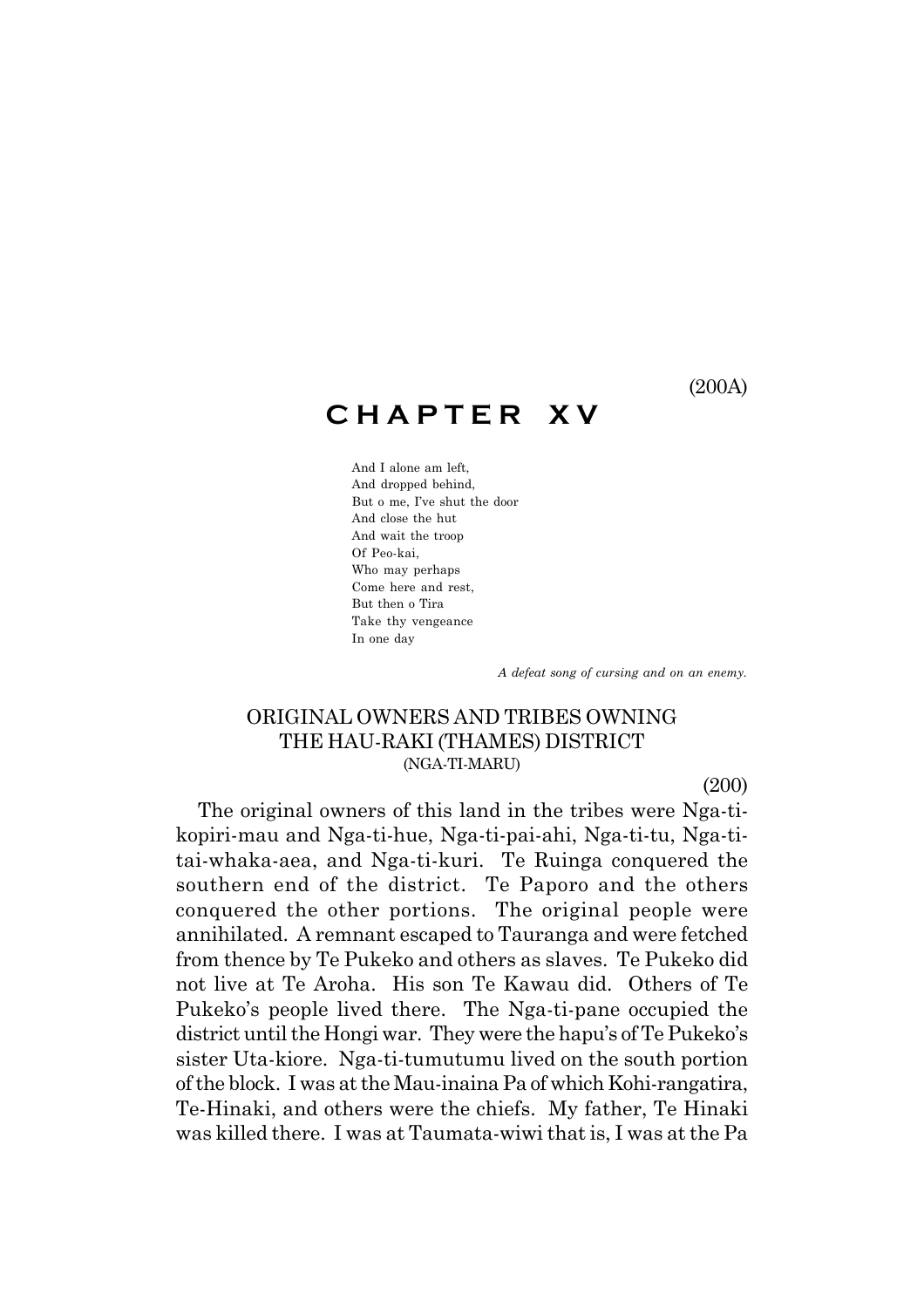(200A)

# CHAPTER XV

And I alone am left,  
And dropped behind,  
But o me, I've shut the door  
And close the hut  
And wait the troop  
Of Peo-kai,  
Who may perhaps  
Come here and rest,  
But then o Tira  
Take thy vengeance  
In one day

*A defeat song of cursing and on an enemy.*

## ORIGINAL OWNERS AND TRIBES OWNING THE HAU-RAKI (THAMES) DISTRICT

(NGA-TI-MARU)

(200)

The original owners of this land in the tribes were Nga-ti-kopiri-mau and Nga-ti-hue, Nga-ti-pai-ahi, Nga-ti-tu, Nga-ti-tai-whaka-aea, and Nga-ti-kuri. Te Ruinga conquered the southern end of the district. Te Paporo and the others conquered the other portions. The original people were annihilated. A remnant escaped to Tauranga and were fetched from thence by Te Pukeko and others as slaves. Te Pukeko did not live at Te Aroha. His son Te Kawau did. Others of Te Pukeko's people lived there. The Nga-ti-pane occupied the district until the Hongi war. They were the hapu's of Te Pukeko's sister Uta-kiore. Nga-ti-tumutumu lived on the south portion of the block. I was at the Mau-inaina Pa of which Kohi-rangatira, Te-Hinaki, and others were the chiefs. My father, Te Hinaki was killed there. I was at Taumata-wiwi that is, I was at the Pa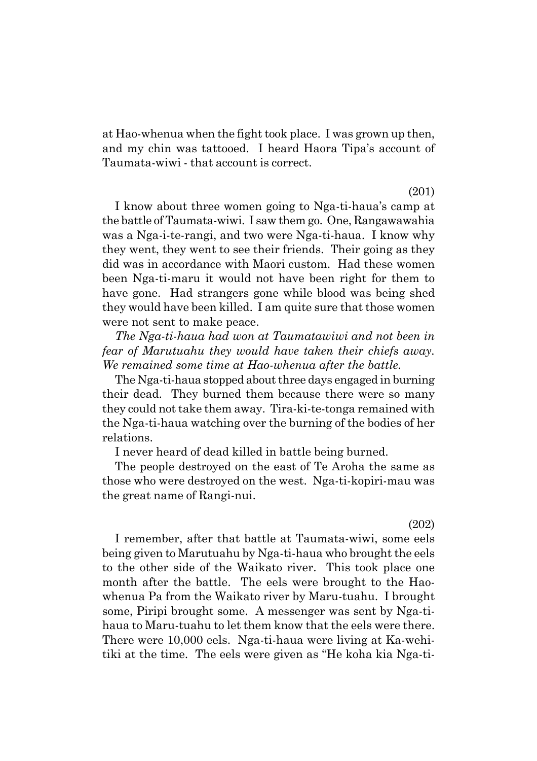at Hao-whenua when the fight took place. I was grown up then, and my chin was tattooed. I heard Haora Tipa's account of Taumata-wiwi - that account is correct.

(201)

I know about three women going to Nga-ti-haua's camp at the battle of Taumata-wiwi. I saw them go. One, Rangawawahia was a Nga-i-te-rangi, and two were Nga-ti-haua. I know why they went, they went to see their friends. Their going as they did was in accordance with Maori custom. Had these women been Nga-ti-maru it would not have been right for them to have gone. Had strangers gone while blood was being shed they would have been killed. I am quite sure that those women were not sent to make peace.

*The Nga-ti-haua had won at Taumatawiwi and not been in fear of Marutuahu they would have taken their chiefs away. We remained some time at Hao-whenua after the battle.*

The Nga-ti-haua stopped about three days engaged in burning their dead. They burned them because there were so many they could not take them away. Tira-ki-te-tonga remained with the Nga-ti-haua watching over the burning of the bodies of her relations.

I never heard of dead killed in battle being burned.

The people destroyed on the east of Te Aroha the same as those who were destroyed on the west. Nga-ti-kopiri-mau was the great name of Rangi-nui.

(202)

I remember, after that battle at Taumata-wiwi, some eels being given to Marutuahu by Nga-ti-haua who brought the eels to the other side of the Waikato river. This took place one month after the battle. The eels were brought to the Hao-whenua Pa from the Waikato river by Maru-tuahu. I brought some, Piripi brought some. A messenger was sent by Nga-ti-haua to Maru-tuahu to let them know that the eels were there. There were 10,000 eels. Nga-ti-haua were living at Ka-wehi-tiki at the time. The eels were given as "He koha kia Nga-ti-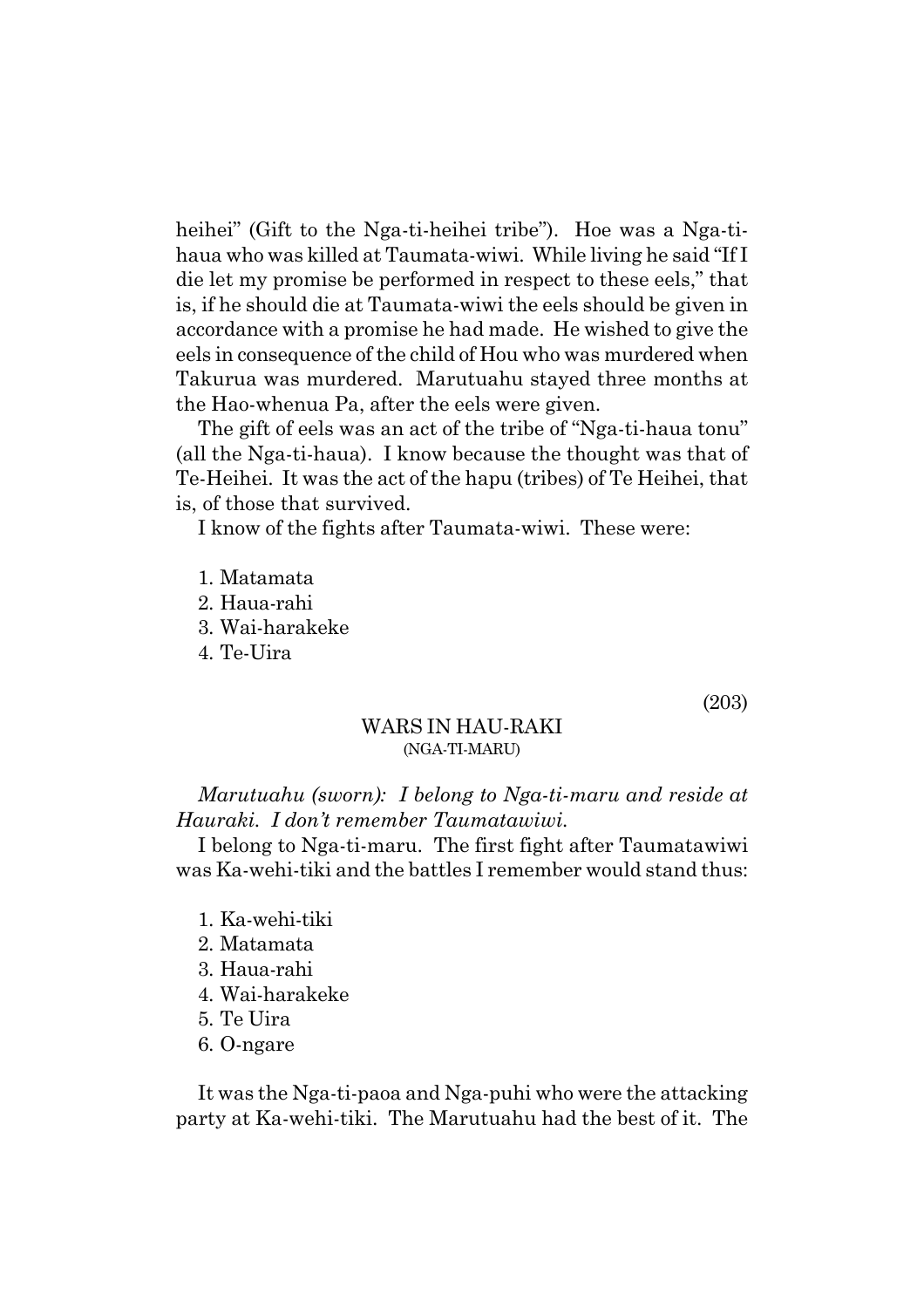heihei" (Gift to the Nga-ti-heihei tribe"). Hoe was a Nga-ti-haua who was killed at Taumata-wiwi. While living he said "If I die let my promise be performed in respect to these eels," that is, if he should die at Taumata-wiwi the eels should be given in accordance with a promise he had made. He wished to give the eels in consequence of the child of Hou who was murdered when Takurua was murdered. Marutuahu stayed three months at the Hao-whenua Pa, after the eels were given.

The gift of eels was an act of the tribe of "Nga-ti-haua tonu" (all the Nga-ti-haua). I know because the thought was that of Te-Heihei. It was the act of the hapu (tribes) of Te Heihei, that is, of those that survived.

I know of the fights after Taumata-wiwi. These were:

1. Matamata
2. Haua-rahi
3. Wai-harakeke
4. Te-Uira

(203)

## WARS IN HAU-RAKI
### (NGA-TI-MARU)

*Marutuahu (sworn): I belong to Nga-ti-maru and reside at Hauraki. I don't remember Taumatawiwi.*

I belong to Nga-ti-maru. The first fight after Taumatawiwi was Ka-wehi-tiki and the battles I remember would stand thus:

1. Ka-wehi-tiki
2. Matamata
3. Haua-rahi
4. Wai-harakeke
5. Te Uira
6. O-ngare

It was the Nga-ti-paoa and Nga-puhi who were the attacking party at Ka-wehi-tiki. The Marutuahu had the best of it. The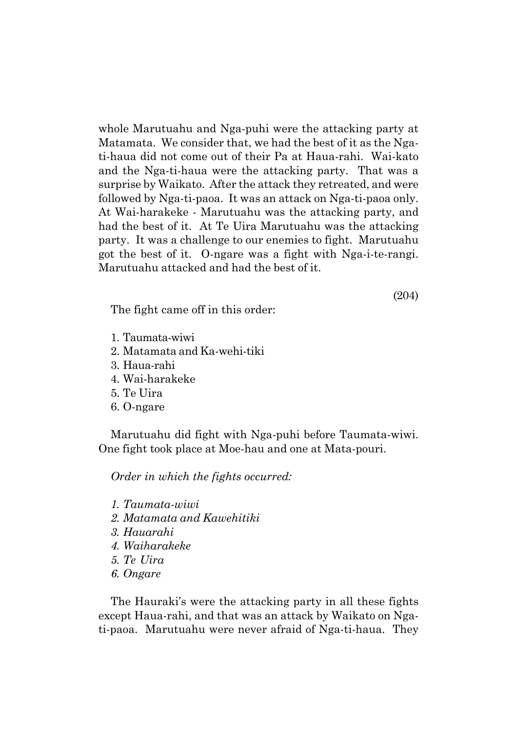whole Marutuahu and Nga-puhi were the attacking party at Matamata. We consider that, we had the best of it as the Nga-ti-haua did not come out of their Pa at Haua-rahi. Wai-kato and the Nga-ti-haua were the attacking party. That was a surprise by Waikato. After the attack they retreated, and were followed by Nga-ti-paoa. It was an attack on Nga-ti-paoa only. At Wai-harakeke - Marutuahu was the attacking party, and had the best of it. At Te Uira Marutuahu was the attacking party. It was a challenge to our enemies to fight. Marutuahu got the best of it. O-ngare was a fight with Nga-i-te-rangi. Marutuahu attacked and had the best of it.

(204)

The fight came off in this order:

1. Taumata-wiwi
2. Matamata and Ka-wehi-tiki
3. Haua-rahi
4. Wai-harakeke
5. Te Uira
6. O-ngare

Marutuahu did fight with Nga-puhi before Taumata-wiwi. One fight took place at Moe-hau and one at Mata-pouri.

*Order in which the fights occurred:*

*1. Taumata-wiwi*
*2. Matamata and Kawehitiki*
*3. Hauarahi*
*4. Waiharakeke*
*5. Te Uira*
*6. Ongare*

The Hauraki's were the attacking party in all these fights except Haua-rahi, and that was an attack by Waikato on Nga-ti-paoa. Marutuahu were never afraid of Nga-ti-haua. They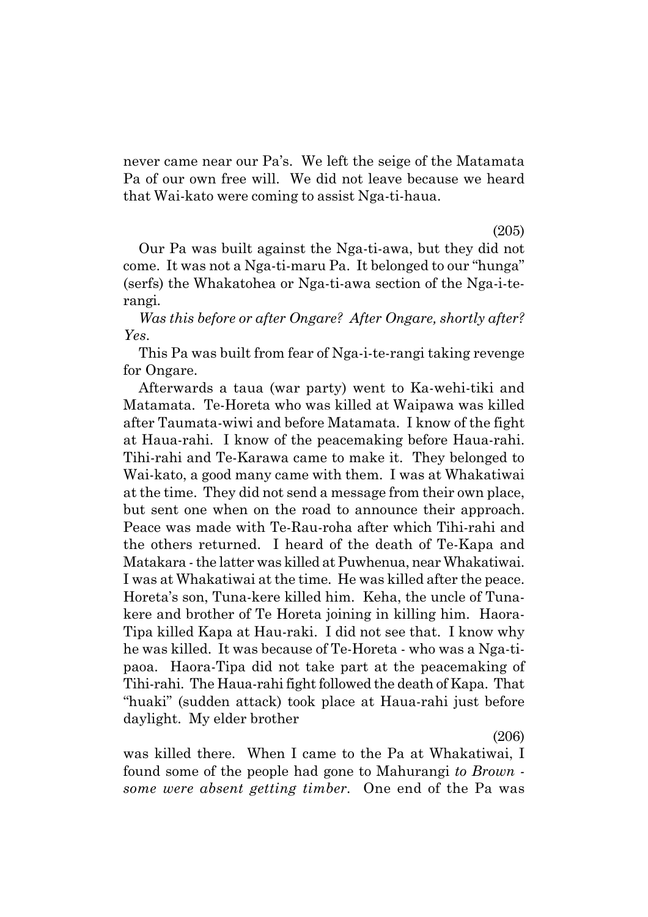never came near our Pa's. We left the seige of the Matamata Pa of our own free will. We did not leave because we heard that Wai-kato were coming to assist Nga-ti-haua.

(205)

Our Pa was built against the Nga-ti-awa, but they did not come. It was not a Nga-ti-maru Pa. It belonged to our "hunga" (serfs) the Whakatohea or Nga-ti-awa section of the Nga-i-te-rangi.

*Was this before or after Ongare? After Ongare, shortly after? Yes.*

This Pa was built from fear of Nga-i-te-rangi taking revenge for Ongare.

Afterwards a taua (war party) went to Ka-wehi-tiki and Matamata. Te-Horeta who was killed at Waipawa was killed after Taumata-wiwi and before Matamata. I know of the fight at Haua-rahi. I know of the peacemaking before Haua-rahi. Tihi-rahi and Te-Karawa came to make it. They belonged to Wai-kato, a good many came with them. I was at Whakatiwai at the time. They did not send a message from their own place, but sent one when on the road to announce their approach. Peace was made with Te-Rau-roha after which Tihi-rahi and the others returned. I heard of the death of Te-Kapa and Matakara - the latter was killed at Puwhenua, near Whakatiwai. I was at Whakatiwai at the time. He was killed after the peace. Horeta's son, Tuna-kere killed him. Keha, the uncle of Tuna-kere and brother of Te Horeta joining in killing him. Haora-Tipa killed Kapa at Hau-raki. I did not see that. I know why he was killed. It was because of Te-Horeta - who was a Nga-ti-paoa. Haora-Tipa did not take part at the peacemaking of Tihi-rahi. The Haua-rahi fight followed the death of Kapa. That "huaki" (sudden attack) took place at Haua-rahi just before daylight. My elder brother

(206)

was killed there. When I came to the Pa at Whakatiwai, I found some of the people had gone to Mahurangi *to Brown - some were absent getting timber*. One end of the Pa was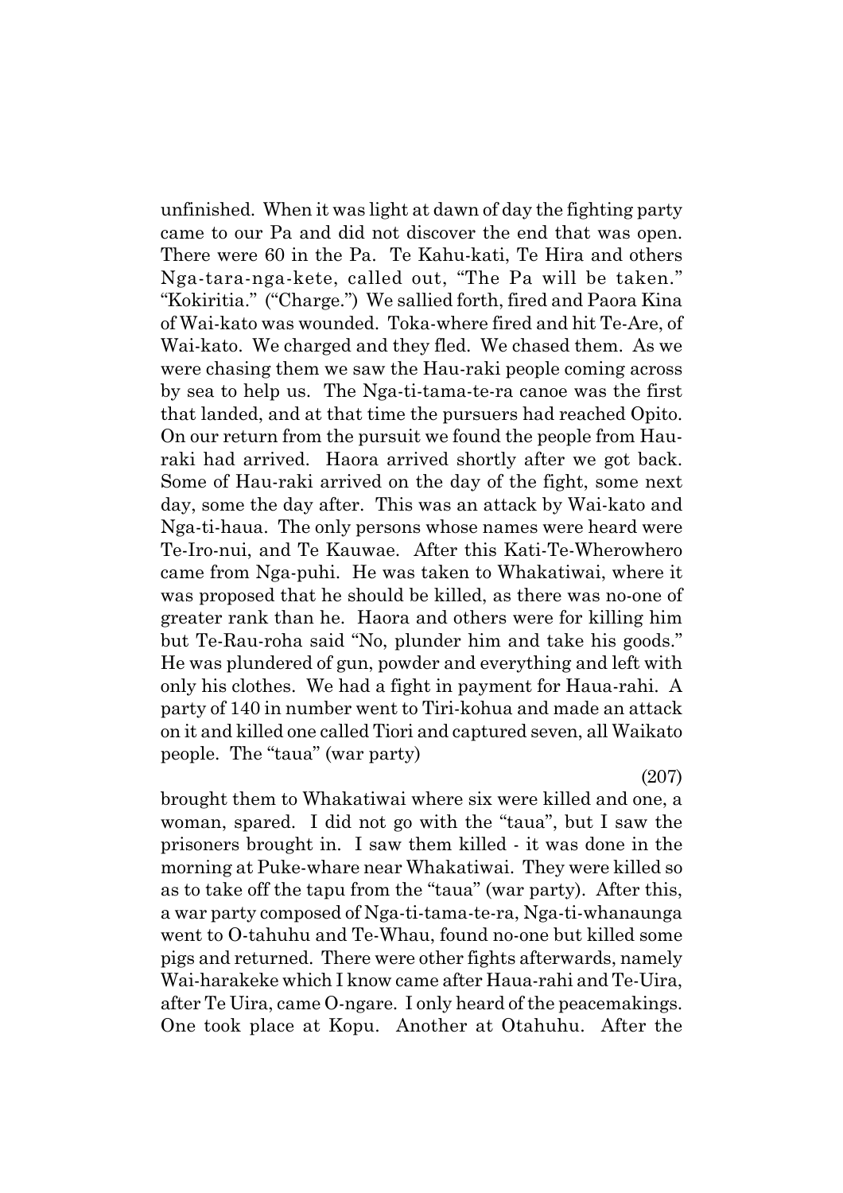unfinished. When it was light at dawn of day the fighting party came to our Pa and did not discover the end that was open. There were 60 in the Pa. Te Kahu-kati, Te Hira and others Nga-tara-nga-kete, called out, "The Pa will be taken." "Kokiritia." ("Charge.") We sallied forth, fired and Paora Kina of Wai-kato was wounded. Toka-where fired and hit Te-Are, of Wai-kato. We charged and they fled. We chased them. As we were chasing them we saw the Hau-raki people coming across by sea to help us. The Nga-ti-tama-te-ra canoe was the first that landed, and at that time the pursuers had reached Opito. On our return from the pursuit we found the people from Hau-raki had arrived. Haora arrived shortly after we got back. Some of Hau-raki arrived on the day of the fight, some next day, some the day after. This was an attack by Wai-kato and Nga-ti-haua. The only persons whose names were heard were Te-Iro-nui, and Te Kauwae. After this Kati-Te-Wherowhero came from Nga-puhi. He was taken to Whakatiwai, where it was proposed that he should be killed, as there was no-one of greater rank than he. Haora and others were for killing him but Te-Rau-roha said "No, plunder him and take his goods." He was plundered of gun, powder and everything and left with only his clothes. We had a fight in payment for Haua-rahi. A party of 140 in number went to Tiri-kohua and made an attack on it and killed one called Tiori and captured seven, all Waikato people. The "taua" (war party)

(207)

brought them to Whakatiwai where six were killed and one, a woman, spared. I did not go with the "taua", but I saw the prisoners brought in. I saw them killed - it was done in the morning at Puke-whare near Whakatiwai. They were killed so as to take off the tapu from the "taua" (war party). After this, a war party composed of Nga-ti-tama-te-ra, Nga-ti-whanaunga went to O-tahuhu and Te-Whau, found no-one but killed some pigs and returned. There were other fights afterwards, namely Wai-harakeke which I know came after Haua-rahi and Te-Uira, after Te Uira, came O-ngare. I only heard of the peacemakings. One took place at Kopu. Another at Otahuhu. After the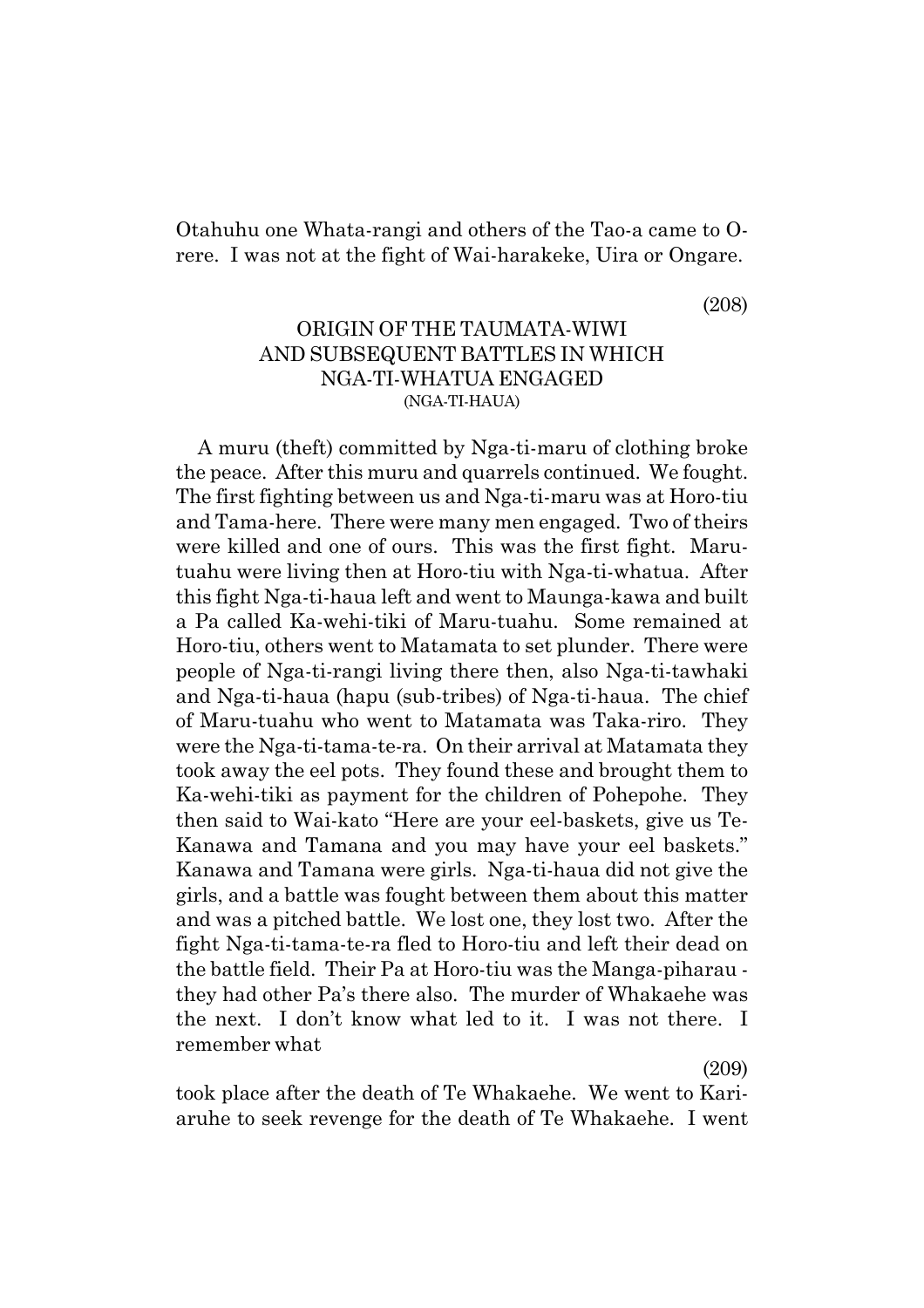Otahuhu one Whata-rangi and others of the Tao-a came to O-rere. I was not at the fight of Wai-harakeke, Uira or Ongare.

(208)

## ORIGIN OF THE TAUMATA-WIWI AND SUBSEQUENT BATTLES IN WHICH NGA-TI-WHATUA ENGAGED

(NGA-TI-HAUA)

A muru (theft) committed by Nga-ti-maru of clothing broke the peace. After this muru and quarrels continued. We fought. The first fighting between us and Nga-ti-maru was at Horo-tiu and Tama-here. There were many men engaged. Two of theirs were killed and one of ours. This was the first fight. Maru-tuahu were living then at Horo-tiu with Nga-ti-whatua. After this fight Nga-ti-haua left and went to Maunga-kawa and built a Pa called Ka-wehi-tiki of Maru-tuahu. Some remained at Horo-tiu, others went to Matamata to set plunder. There were people of Nga-ti-rangi living there then, also Nga-ti-tawhaki and Nga-ti-haua (hapu (sub-tribes) of Nga-ti-haua. The chief of Maru-tuahu who went to Matamata was Taka-riro. They were the Nga-ti-tama-te-ra. On their arrival at Matamata they took away the eel pots. They found these and brought them to Ka-wehi-tiki as payment for the children of Pohepohe. They then said to Wai-kato "Here are your eel-baskets, give us Te-Kanawa and Tamana and you may have your eel baskets." Kanawa and Tamana were girls. Nga-ti-haua did not give the girls, and a battle was fought between them about this matter and was a pitched battle. We lost one, they lost two. After the fight Nga-ti-tama-te-ra fled to Horo-tiu and left their dead on the battle field. Their Pa at Horo-tiu was the Manga-piharau - they had other Pa's there also. The murder of Whakaehe was the next. I don't know what led to it. I was not there. I remember what

(209)

took place after the death of Te Whakaehe. We went to Kari-aruhe to seek revenge for the death of Te Whakaehe. I went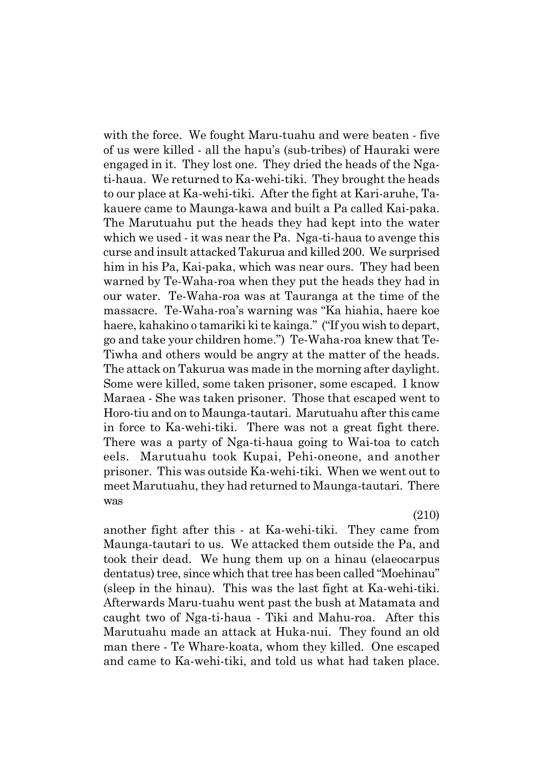with the force. We fought Maru-tuahu and were beaten - five of us were killed - all the hapu's (sub-tribes) of Hauraki were engaged in it. They lost one. They dried the heads of the Nga-ti-haua. We returned to Ka-wehi-tiki. They brought the heads to our place at Ka-wehi-tiki. After the fight at Kari-aruhe, Takauere came to Maunga-kawa and built a Pa called Kai-paka. The Marutuahu put the heads they had kept into the water which we used - it was near the Pa. Nga-ti-haua to avenge this curse and insult attacked Takurua and killed 200. We surprised him in his Pa, Kai-paka, which was near ours. They had been warned by Te-Waha-roa when they put the heads they had in our water. Te-Waha-roa was at Tauranga at the time of the massacre. Te-Waha-roa's warning was "Ka hiahia, haere koe haere, kahakino o tamariki ki te kainga." ("If you wish to depart, go and take your children home.") Te-Waha-roa knew that Te-Tiwha and others would be angry at the matter of the heads. The attack on Takurua was made in the morning after daylight. Some were killed, some taken prisoner, some escaped. I know Maraea - She was taken prisoner. Those that escaped went to Horo-tiu and on to Maunga-tautari. Marutuahu after this came in force to Ka-wehi-tiki. There was not a great fight there. There was a party of Nga-ti-haua going to Wai-toa to catch eels. Marutuahu took Kupai, Pehi-oneone, and another prisoner. This was outside Ka-wehi-tiki. When we went out to meet Marutuahu, they had returned to Maunga-tautari. There was

(210)

another fight after this - at Ka-wehi-tiki. They came from Maunga-tautari to us. We attacked them outside the Pa, and took their dead. We hung them up on a hinau (elaeocarpus dentatus) tree, since which that tree has been called "Moehinau" (sleep in the hinau). This was the last fight at Ka-wehi-tiki. Afterwards Maru-tuahu went past the bush at Matamata and caught two of Nga-ti-haua - Tiki and Mahu-roa. After this Marutuahu made an attack at Huka-nui. They found an old man there - Te Whare-koata, whom they killed. One escaped and came to Ka-wehi-tiki, and told us what had taken place.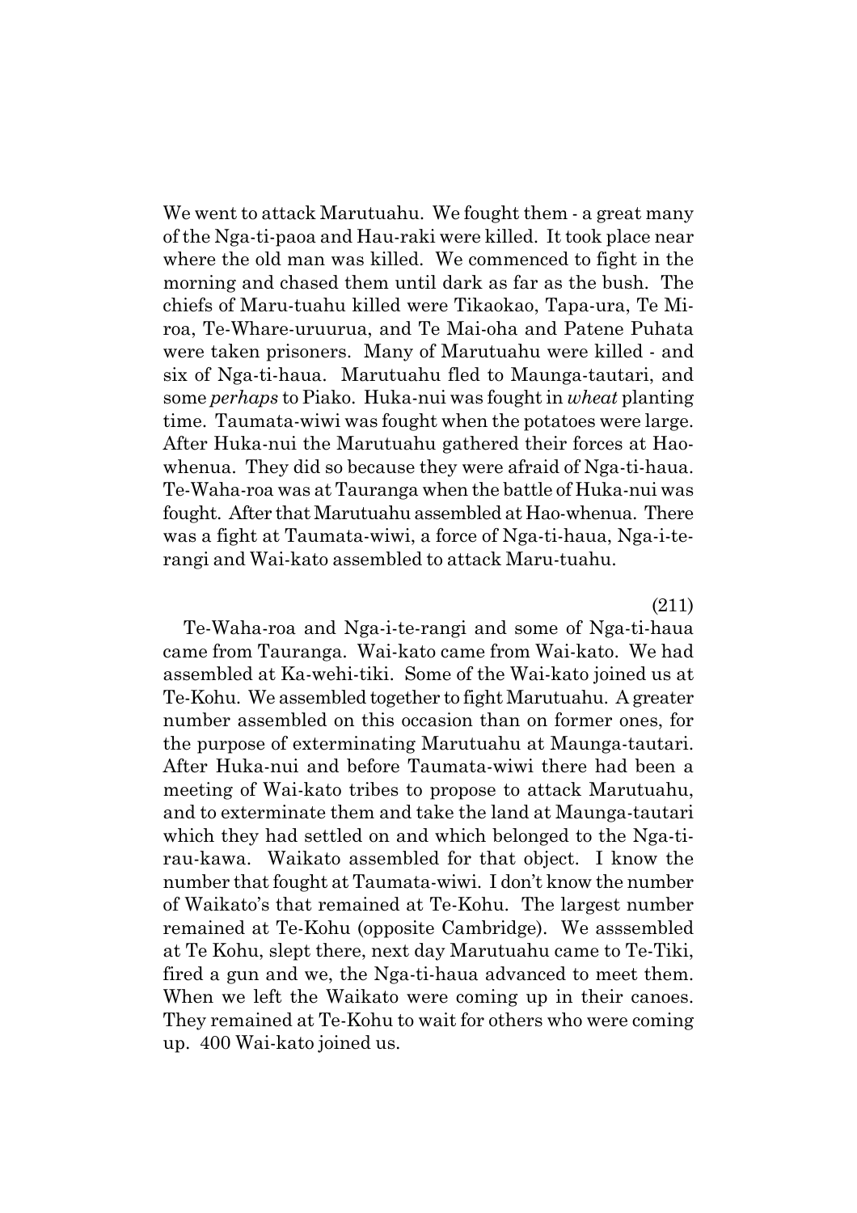We went to attack Marutuahu. We fought them - a great many of the Nga-ti-paoa and Hau-raki were killed. It took place near where the old man was killed. We commenced to fight in the morning and chased them until dark as far as the bush. The chiefs of Maru-tuahu killed were Tikaokao, Tapa-ura, Te Mi-roa, Te-Whare-uruurua, and Te Mai-oha and Patene Puhata were taken prisoners. Many of Marutuahu were killed - and six of Nga-ti-haua. Marutuahu fled to Maunga-tautari, and some *perhaps* to Piako. Huka-nui was fought in *wheat* planting time. Taumata-wiwi was fought when the potatoes were large. After Huka-nui the Marutuahu gathered their forces at Hao-whenua. They did so because they were afraid of Nga-ti-haua. Te-Waha-roa was at Tauranga when the battle of Huka-nui was fought. After that Marutuahu assembled at Hao-whenua. There was a fight at Taumata-wiwi, a force of Nga-ti-haua, Nga-i-te-rangi and Wai-kato assembled to attack Maru-tuahu.

(211)

Te-Waha-roa and Nga-i-te-rangi and some of Nga-ti-haua came from Tauranga. Wai-kato came from Wai-kato. We had assembled at Ka-wehi-tiki. Some of the Wai-kato joined us at Te-Kohu. We assembled together to fight Marutuahu. A greater number assembled on this occasion than on former ones, for the purpose of exterminating Marutuahu at Maunga-tautari. After Huka-nui and before Taumata-wiwi there had been a meeting of Wai-kato tribes to propose to attack Marutuahu, and to exterminate them and take the land at Maunga-tautari which they had settled on and which belonged to the Nga-ti-rau-kawa. Waikato assembled for that object. I know the number that fought at Taumata-wiwi. I don't know the number of Waikato's that remained at Te-Kohu. The largest number remained at Te-Kohu (opposite Cambridge). We asssembled at Te Kohu, slept there, next day Marutuahu came to Te-Tiki, fired a gun and we, the Nga-ti-haua advanced to meet them. When we left the Waikato were coming up in their canoes. They remained at Te-Kohu to wait for others who were coming up. 400 Wai-kato joined us.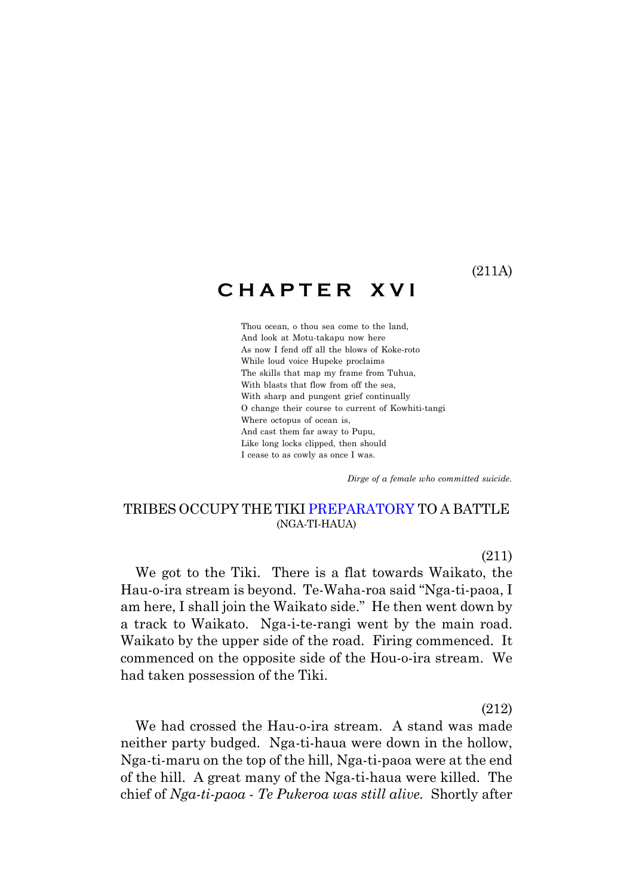(211A)

# CHAPTER XVI

Thou ocean, o thou sea come to the land,
And look at Motu-takapu now here
As now I fend off all the blows of Koke-roto
While loud voice Hupeke proclaims
The skills that map my frame from Tuhua,
With blasts that flow from off the sea,
With sharp and pungent grief continually
O change their course to current of Kowhiti-tangi
Where octopus of ocean is,
And cast them far away to Pupu,
Like long locks clipped, then should
I cease to as cowly as once I was.

*Dirge of a female who committed suicide.*

## TRIBES OCCUPY THE TIKI PREPARATORY TO A BATTLE
(NGA-TI-HAUA)

(211)

We got to the Tiki. There is a flat towards Waikato, the Hau-o-ira stream is beyond. Te-Waha-roa said "Nga-ti-paoa, I am here, I shall join the Waikato side." He then went down by a track to Waikato. Nga-i-te-rangi went by the main road. Waikato by the upper side of the road. Firing commenced. It commenced on the opposite side of the Hou-o-ira stream. We had taken possession of the Tiki.

(212)

We had crossed the Hau-o-ira stream. A stand was made neither party budged. Nga-ti-haua were down in the hollow, Nga-ti-maru on the top of the hill, Nga-ti-paoa were at the end of the hill. A great many of the Nga-ti-haua were killed. The chief of *Nga-ti-paoa - Te Pukeroa was still alive.* Shortly after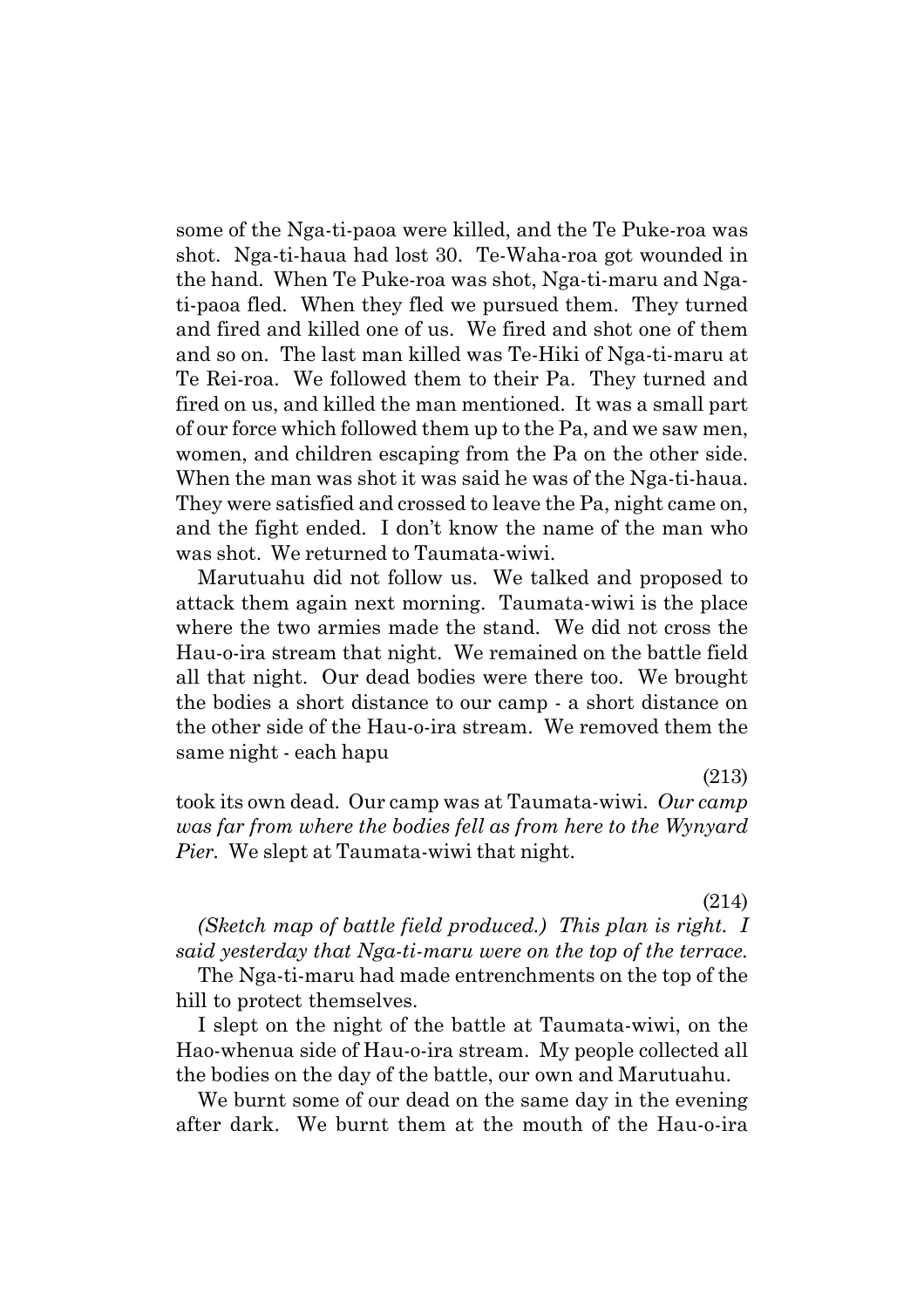some of the Nga-ti-paoa were killed, and the Te Puke-roa was shot. Nga-ti-haua had lost 30. Te-Waha-roa got wounded in the hand. When Te Puke-roa was shot, Nga-ti-maru and Nga-ti-paoa fled. When they fled we pursued them. They turned and fired and killed one of us. We fired and shot one of them and so on. The last man killed was Te-Hiki of Nga-ti-maru at Te Rei-roa. We followed them to their Pa. They turned and fired on us, and killed the man mentioned. It was a small part of our force which followed them up to the Pa, and we saw men, women, and children escaping from the Pa on the other side. When the man was shot it was said he was of the Nga-ti-haua. They were satisfied and crossed to leave the Pa, night came on, and the fight ended. I don't know the name of the man who was shot. We returned to Taumata-wiwi.

Marutuahu did not follow us. We talked and proposed to attack them again next morning. Taumata-wiwi is the place where the two armies made the stand. We did not cross the Hau-o-ira stream that night. We remained on the battle field all that night. Our dead bodies were there too. We brought the bodies a short distance to our camp - a short distance on the other side of the Hau-o-ira stream. We removed them the same night - each hapu

(213)

took its own dead. Our camp was at Taumata-wiwi. *Our camp was far from where the bodies fell as from here to the Wynyard Pier.* We slept at Taumata-wiwi that night.

(214)

*(Sketch map of battle field produced.) This plan is right. I said yesterday that Nga-ti-maru were on the top of the terrace.*

The Nga-ti-maru had made entrenchments on the top of the hill to protect themselves.

I slept on the night of the battle at Taumata-wiwi, on the Hao-whenua side of Hau-o-ira stream. My people collected all the bodies on the day of the battle, our own and Marutuahu.

We burnt some of our dead on the same day in the evening after dark. We burnt them at the mouth of the Hau-o-ira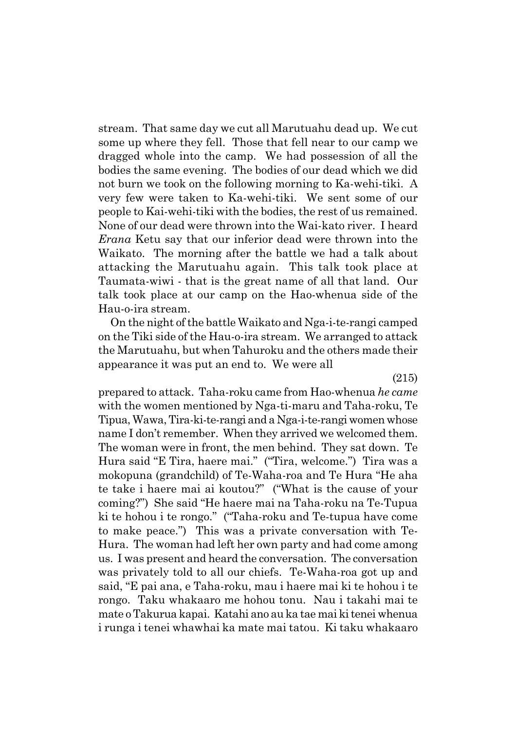stream. That same day we cut all Marutuahu dead up. We cut some up where they fell. Those that fell near to our camp we dragged whole into the camp. We had possession of all the bodies the same evening. The bodies of our dead which we did not burn we took on the following morning to Ka-wehi-tiki. A very few were taken to Ka-wehi-tiki. We sent some of our people to Kai-wehi-tiki with the bodies, the rest of us remained. None of our dead were thrown into the Wai-kato river. I heard *Erana* Ketu say that our inferior dead were thrown into the Waikato. The morning after the battle we had a talk about attacking the Marutuahu again. This talk took place at Taumata-wiwi - that is the great name of all that land. Our talk took place at our camp on the Hao-whenua side of the Hau-o-ira stream.

On the night of the battle Waikato and Nga-i-te-rangi camped on the Tiki side of the Hau-o-ira stream. We arranged to attack the Marutuahu, but when Tahuroku and the others made their appearance it was put an end to. We were all

(215)

prepared to attack. Taha-roku came from Hao-whenua *he came* with the women mentioned by Nga-ti-maru and Taha-roku, Te Tipua, Wawa, Tira-ki-te-rangi and a Nga-i-te-rangi women whose name I don't remember. When they arrived we welcomed them. The woman were in front, the men behind. They sat down. Te Hura said "E Tira, haere mai." ("Tira, welcome.") Tira was a mokopuna (grandchild) of Te-Waha-roa and Te Hura "He aha te take i haere mai ai koutou?" ("What is the cause of your coming?") She said "He haere mai na Taha-roku na Te-Tupua ki te hohou i te rongo." ("Taha-roku and Te-tupua have come to make peace.") This was a private conversation with Te-Hura. The woman had left her own party and had come among us. I was present and heard the conversation. The conversation was privately told to all our chiefs. Te-Waha-roa got up and said, "E pai ana, e Taha-roku, mau i haere mai ki te hohou i te rongo. Taku whakaaro me hohou tonu. Nau i takahi mai te mate o Takurua kapai. Katahi ano au ka tae mai ki tenei whenua i runga i tenei whawhai ka mate mai tatou. Ki taku whakaaro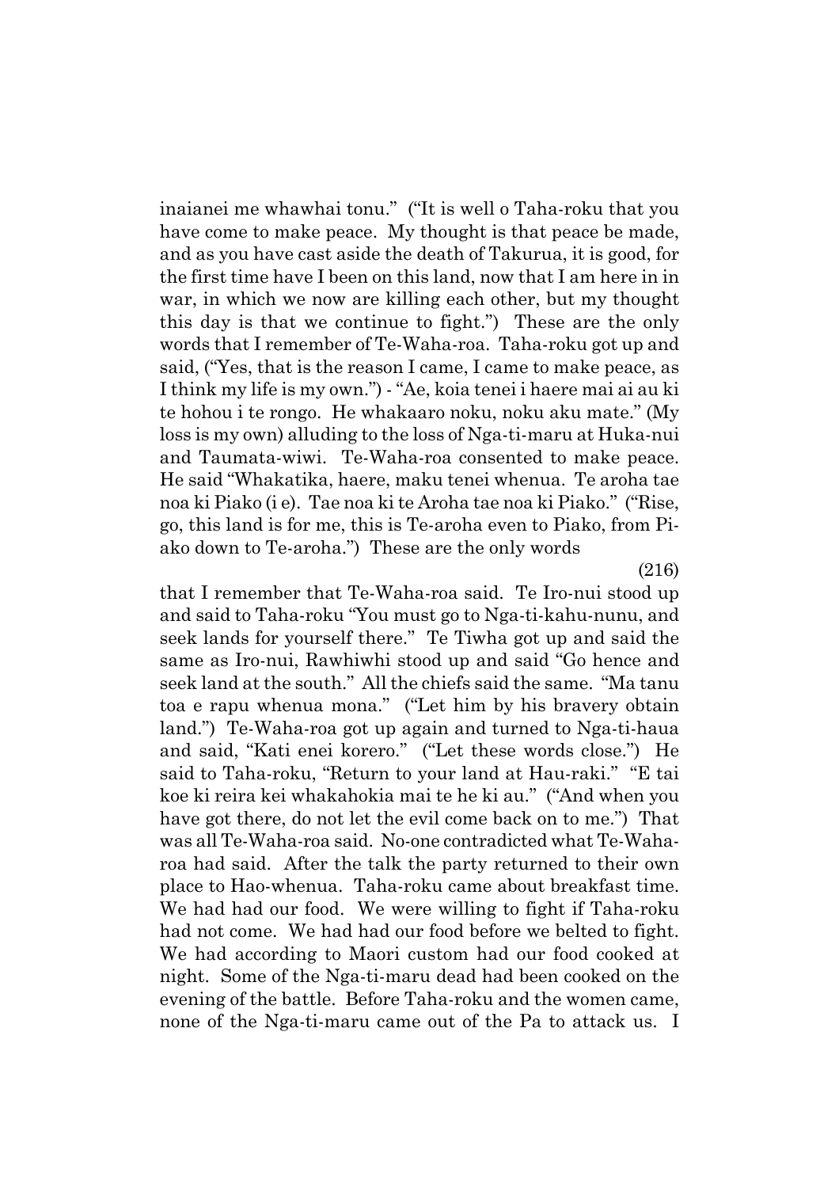inaianei me whawhai tonu." ("It is well o Taha-roku that you have come to make peace. My thought is that peace be made, and as you have cast aside the death of Takurua, it is good, for the first time have I been on this land, now that I am here in in war, in which we now are killing each other, but my thought this day is that we continue to fight.") These are the only words that I remember of Te-Waha-roa. Taha-roku got up and said, ("Yes, that is the reason I came, I came to make peace, as I think my life is my own.") - "Ae, koia tenei i haere mai ai au ki te hohou i te rongo. He whakaaro noku, noku aku mate." (My loss is my own) alluding to the loss of Nga-ti-maru at Huka-nui and Taumata-wiwi. Te-Waha-roa consented to make peace. He said "Whakatika, haere, maku tenei whenua. Te aroha tae noa ki Piako (i e). Tae noa ki te Aroha tae noa ki Piako." ("Rise, go, this land is for me, this is Te-aroha even to Piako, from Piako down to Te-aroha.") These are the only words that I remember that Te-Waha-roa said. Te Iro-nui stood up and said to Taha-roku "You must go to Nga-ti-kahu-nunu, and seek lands for yourself there." Te Tiwha got up and said the same as Iro-nui, Rawhiwhi stood up and said "Go hence and seek land at the south." All the chiefs said the same. "Ma tanu toa e rapu whenua mona." ("Let him by his bravery obtain land.") Te-Waha-roa got up again and turned to Nga-ti-haua and said, "Kati enei korero." ("Let these words close.") He said to Taha-roku, "Return to your land at Hau-raki." "E tai koe ki reira kei whakahokia mai te he ki au." ("And when you have got there, do not let the evil come back on to me.") That was all Te-Waha-roa said. No-one contradicted what Te-Waha-roa had said. After the talk the party returned to their own place to Hao-whenua. Taha-roku came about breakfast time. We had had our food. We were willing to fight if Taha-roku had not come. We had had our food before we belted to fight. We had according to Maori custom had our food cooked at night. Some of the Nga-ti-maru dead had been cooked on the evening of the battle. Before Taha-roku and the women came, none of the Nga-ti-maru came out of the Pa to attack us. I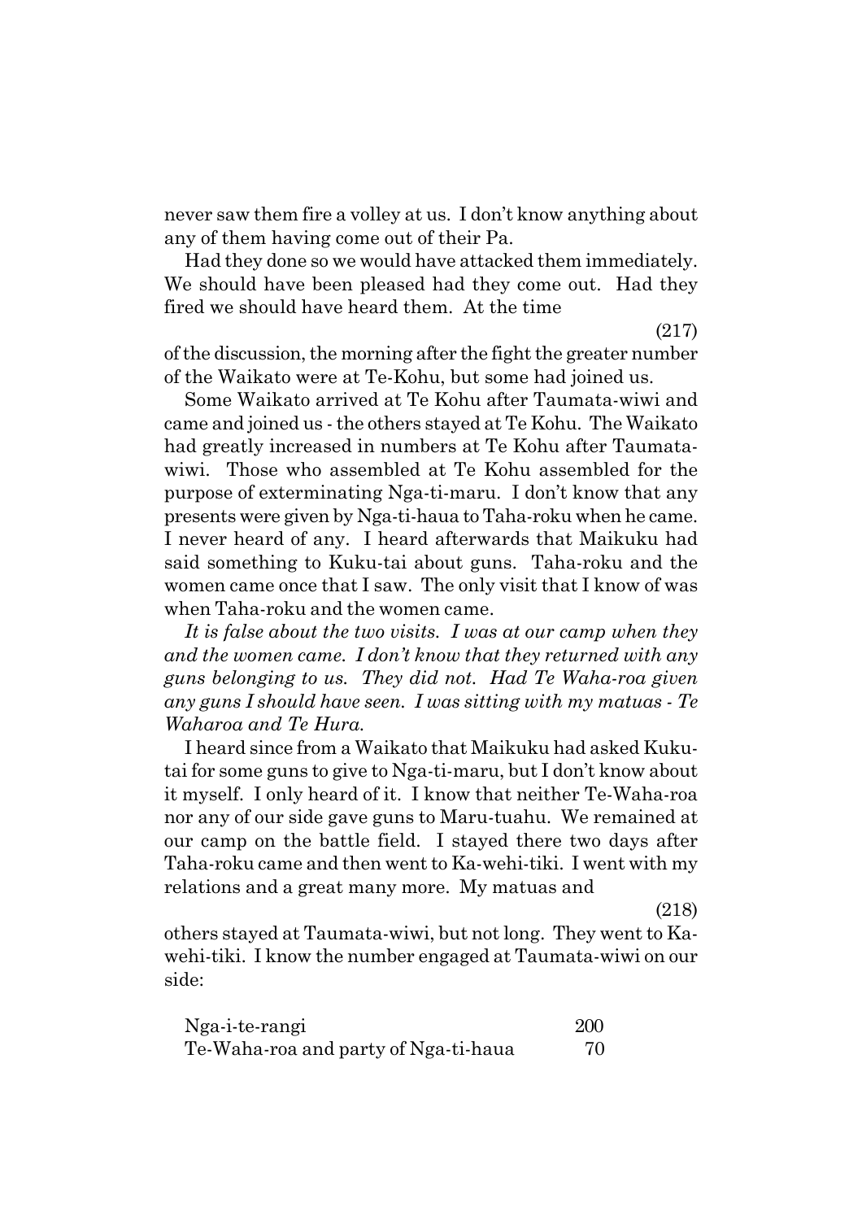never saw them fire a volley at us. I don't know anything about any of them having come out of their Pa.

Had they done so we would have attacked them immediately. We should have been pleased had they come out. Had they fired we should have heard them. At the time

(217)

of the discussion, the morning after the fight the greater number of the Waikato were at Te-Kohu, but some had joined us.

Some Waikato arrived at Te Kohu after Taumata-wiwi and came and joined us - the others stayed at Te Kohu. The Waikato had greatly increased in numbers at Te Kohu after Taumata-wiwi. Those who assembled at Te Kohu assembled for the purpose of exterminating Nga-ti-maru. I don't know that any presents were given by Nga-ti-haua to Taha-roku when he came. I never heard of any. I heard afterwards that Maikuku had said something to Kuku-tai about guns. Taha-roku and the women came once that I saw. The only visit that I know of was when Taha-roku and the women came.

*It is false about the two visits. I was at our camp when they and the women came. I don't know that they returned with any guns belonging to us. They did not. Had Te Waha-roa given any guns I should have seen. I was sitting with my matuas - Te Waharoa and Te Hura.*

I heard since from a Waikato that Maikuku had asked Kuku-tai for some guns to give to Nga-ti-maru, but I don't know about it myself. I only heard of it. I know that neither Te-Waha-roa nor any of our side gave guns to Maru-tuahu. We remained at our camp on the battle field. I stayed there two days after Taha-roku came and then went to Ka-wehi-tiki. I went with my relations and a great many more. My matuas and

(218)

others stayed at Taumata-wiwi, but not long. They went to Ka-wehi-tiki. I know the number engaged at Taumata-wiwi on our side:

| | |
|---|---|
| Nga-i-te-rangi | 200 |
| Te-Waha-roa and party of Nga-ti-haua | 70 |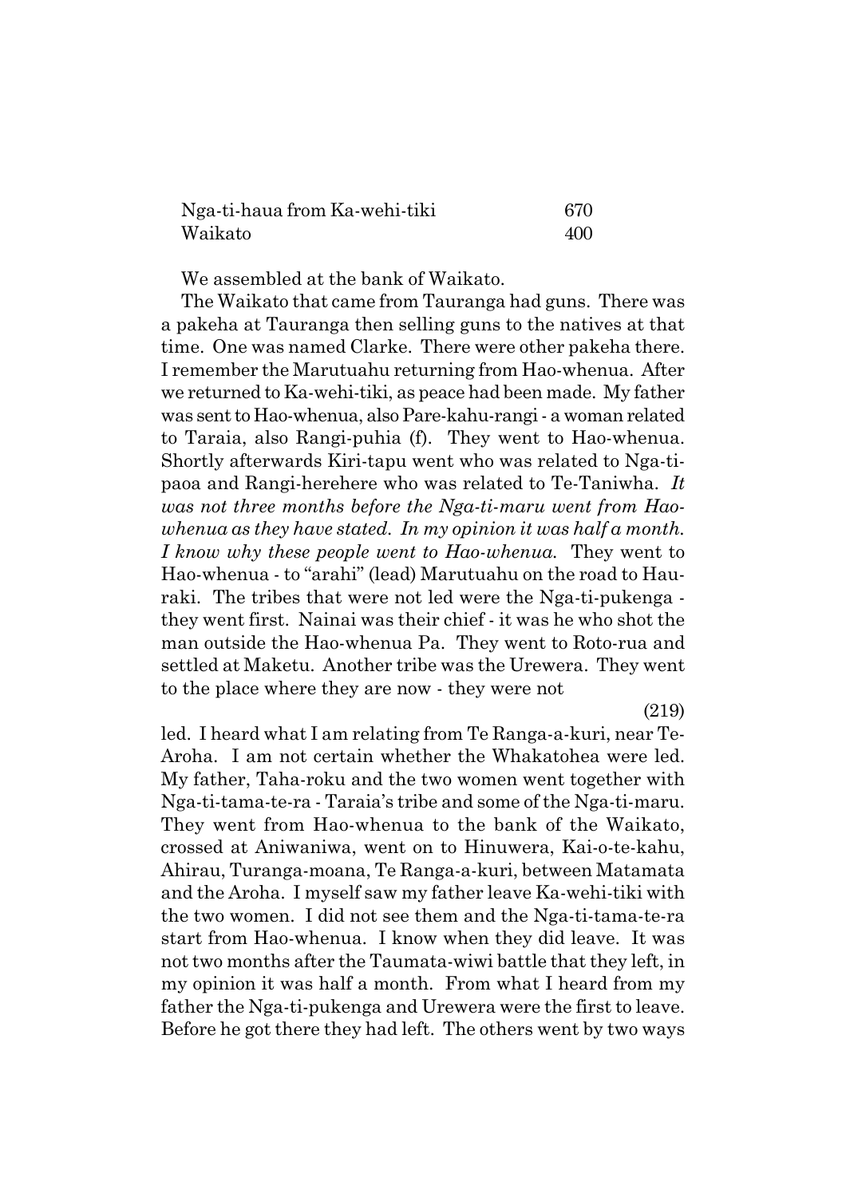| | |
|---|---|
| Nga-ti-haua from Ka-wehi-tiki | 670 |
| Waikato | 400 |

We assembled at the bank of Waikato.

The Waikato that came from Tauranga had guns. There was a pakeha at Tauranga then selling guns to the natives at that time. One was named Clarke. There were other pakeha there. I remember the Marutuahu returning from Hao-whenua. After we returned to Ka-wehi-tiki, as peace had been made. My father was sent to Hao-whenua, also Pare-kahu-rangi - a woman related to Taraia, also Rangi-puhia (f). They went to Hao-whenua. Shortly afterwards Kiri-tapu went who was related to Nga-ti-paoa and Rangi-herehere who was related to Te-Taniwha. *It was not three months before the Nga-ti-maru went from Hao-whenua as they have stated. In my opinion it was half a month. I know why these people went to Hao-whenua.* They went to Hao-whenua - to "arahi" (lead) Marutuahu on the road to Hauraki. The tribes that were not led were the Nga-ti-pukenga - they went first. Nainai was their chief - it was he who shot the man outside the Hao-whenua Pa. They went to Roto-rua and settled at Maketu. Another tribe was the Urewera. They went to the place where they are now - they were not

(219)

led. I heard what I am relating from Te Ranga-a-kuri, near Te-Aroha. I am not certain whether the Whakatohea were led. My father, Taha-roku and the two women went together with Nga-ti-tama-te-ra - Taraia's tribe and some of the Nga-ti-maru. They went from Hao-whenua to the bank of the Waikato, crossed at Aniwaniwa, went on to Hinuwera, Kai-o-te-kahu, Ahirau, Turanga-moana, Te Ranga-a-kuri, between Matamata and the Aroha. I myself saw my father leave Ka-wehi-tiki with the two women. I did not see them and the Nga-ti-tama-te-ra start from Hao-whenua. I know when they did leave. It was not two months after the Taumata-wiwi battle that they left, in my opinion it was half a month. From what I heard from my father the Nga-ti-pukenga and Urewera were the first to leave. Before he got there they had left. The others went by two ways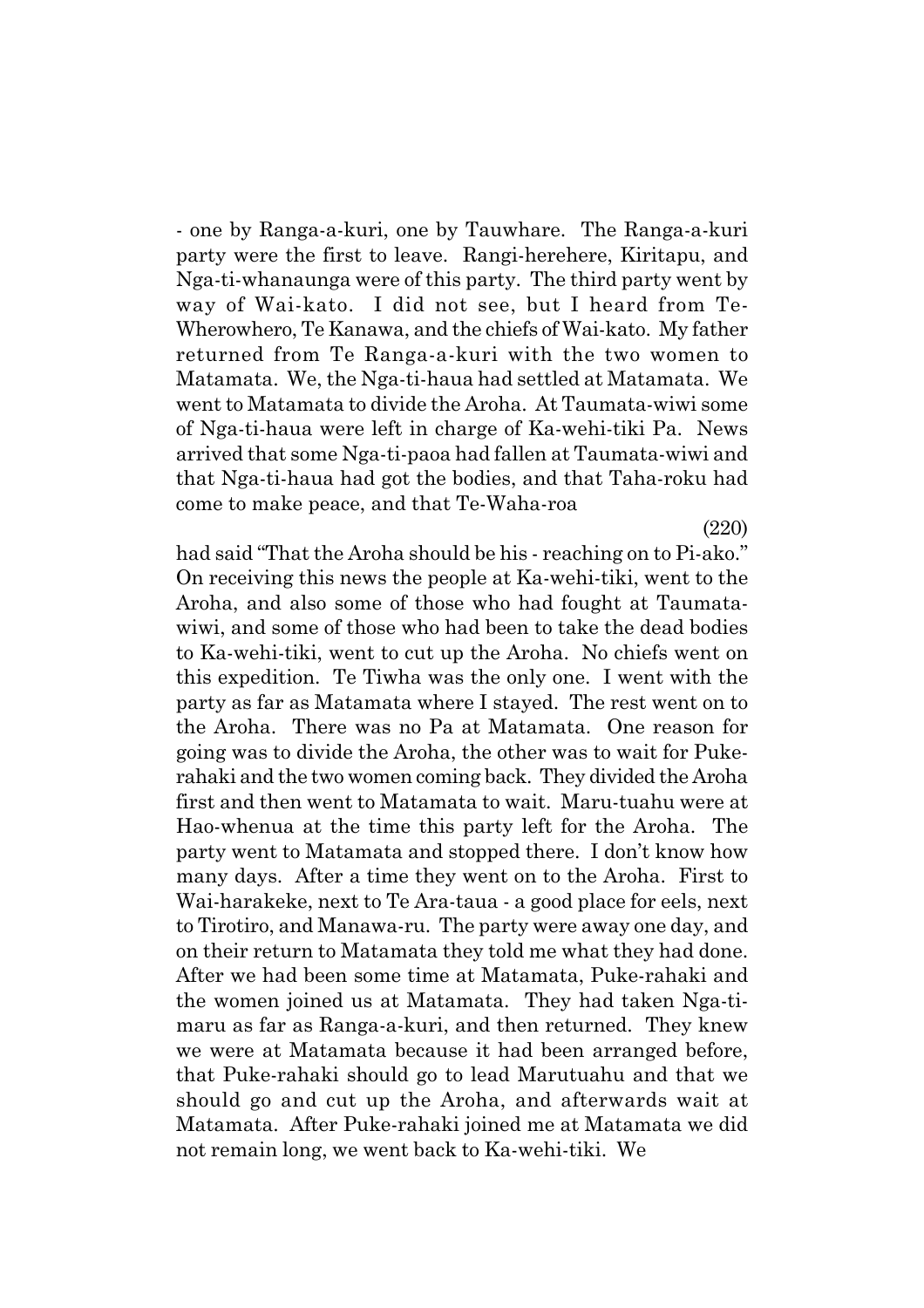- one by Ranga-a-kuri, one by Tauwhare. The Ranga-a-kuri party were the first to leave. Rangi-herehere, Kiritapu, and Nga-ti-whanaunga were of this party. The third party went by way of Wai-kato. I did not see, but I heard from Te-Wherowhero, Te Kanawa, and the chiefs of Wai-kato. My father returned from Te Ranga-a-kuri with the two women to Matamata. We, the Nga-ti-haua had settled at Matamata. We went to Matamata to divide the Aroha. At Taumata-wiwi some of Nga-ti-haua were left in charge of Ka-wehi-tiki Pa. News arrived that some Nga-ti-paoa had fallen at Taumata-wiwi and that Nga-ti-haua had got the bodies, and that Taha-roku had come to make peace, and that Te-Waha-roa

(220)

had said "That the Aroha should be his - reaching on to Pi-ako." On receiving this news the people at Ka-wehi-tiki, went to the Aroha, and also some of those who had fought at Taumata-wiwi, and some of those who had been to take the dead bodies to Ka-wehi-tiki, went to cut up the Aroha. No chiefs went on this expedition. Te Tiwha was the only one. I went with the party as far as Matamata where I stayed. The rest went on to the Aroha. There was no Pa at Matamata. One reason for going was to divide the Aroha, the other was to wait for Puke-rahaki and the two women coming back. They divided the Aroha first and then went to Matamata to wait. Maru-tuahu were at Hao-whenua at the time this party left for the Aroha. The party went to Matamata and stopped there. I don't know how many days. After a time they went on to the Aroha. First to Wai-harakeke, next to Te Ara-taua - a good place for eels, next to Tirotiro, and Manawa-ru. The party were away one day, and on their return to Matamata they told me what they had done. After we had been some time at Matamata, Puke-rahaki and the women joined us at Matamata. They had taken Nga-ti-maru as far as Ranga-a-kuri, and then returned. They knew we were at Matamata because it had been arranged before, that Puke-rahaki should go to lead Marutuahu and that we should go and cut up the Aroha, and afterwards wait at Matamata. After Puke-rahaki joined me at Matamata we did not remain long, we went back to Ka-wehi-tiki. We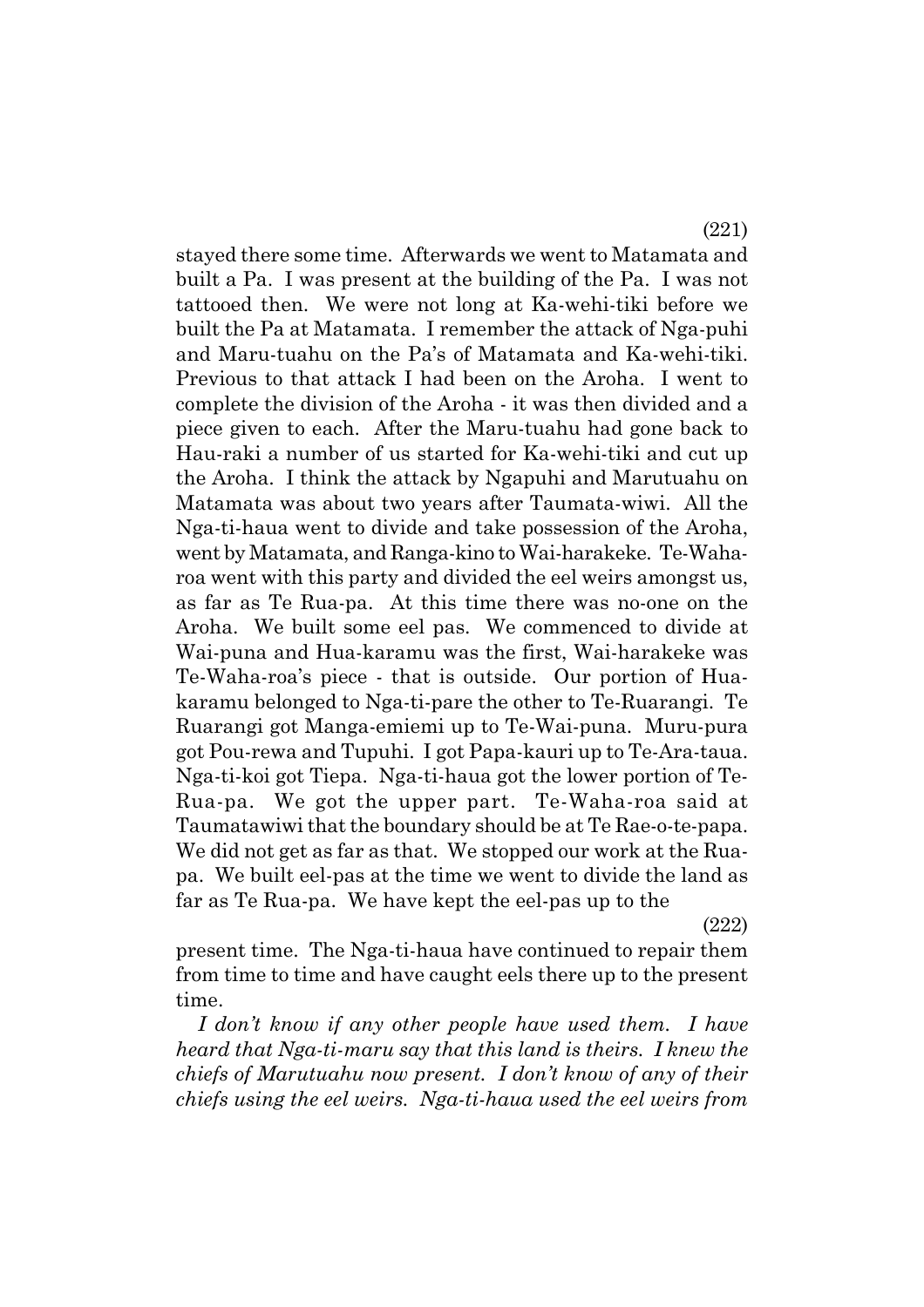stayed there some time. Afterwards we went to Matamata and built a Pa. I was present at the building of the Pa. I was not tattooed then. We were not long at Ka-wehi-tiki before we built the Pa at Matamata. I remember the attack of Nga-puhi and Maru-tuahu on the Pa's of Matamata and Ka-wehi-tiki. Previous to that attack I had been on the Aroha. I went to complete the division of the Aroha - it was then divided and a piece given to each. After the Maru-tuahu had gone back to Hau-raki a number of us started for Ka-wehi-tiki and cut up the Aroha. I think the attack by Ngapuhi and Marutuahu on Matamata was about two years after Taumata-wiwi. All the Nga-ti-haua went to divide and take possession of the Aroha, went by Matamata, and Ranga-kino to Wai-harakeke. Te-Waha-roa went with this party and divided the eel weirs amongst us, as far as Te Rua-pa. At this time there was no-one on the Aroha. We built some eel pas. We commenced to divide at Wai-puna and Hua-karamu was the first, Wai-harakeke was Te-Waha-roa's piece - that is outside. Our portion of Hua-karamu belonged to Nga-ti-pare the other to Te-Ruarangi. Te Ruarangi got Manga-emiemi up to Te-Wai-puna. Muru-pura got Pou-rewa and Tupuhi. I got Papa-kauri up to Te-Ara-taua. Nga-ti-koi got Tiepa. Nga-ti-haua got the lower portion of Te-Rua-pa. We got the upper part. Te-Waha-roa said at Taumatawiwi that the boundary should be at Te Rae-o-te-papa. We did not get as far as that. We stopped our work at the Rua-pa. We built eel-pas at the time we went to divide the land as far as Te Rua-pa. We have kept the eel-pas up to the

(222)

present time. The Nga-ti-haua have continued to repair them from time to time and have caught eels there up to the present time.

*I don't know if any other people have used them. I have heard that Nga-ti-maru say that this land is theirs. I knew the chiefs of Marutuahu now present. I don't know of any of their chiefs using the eel weirs. Nga-ti-haua used the eel weirs from*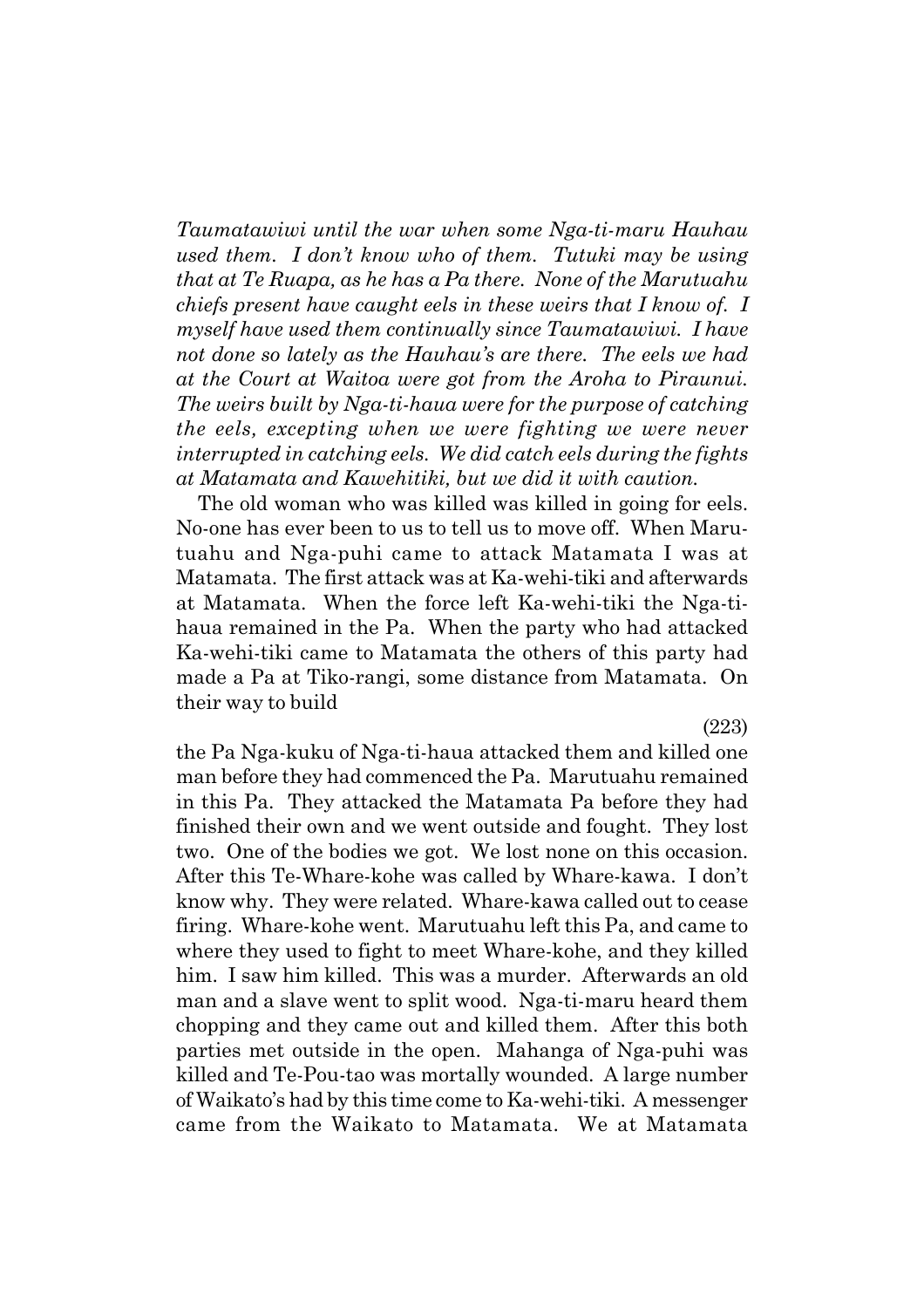*Taumatawiwi until the war when some Nga-ti-maru Hauhau used them. I don't know who of them. Tutuki may be using that at Te Ruapa, as he has a Pa there. None of the Marutuahu chiefs present have caught eels in these weirs that I know of. I myself have used them continually since Taumatawiwi. I have not done so lately as the Hauhau's are there. The eels we had at the Court at Waitoa were got from the Aroha to Piraunui. The weirs built by Nga-ti-haua were for the purpose of catching the eels, excepting when we were fighting we were never interrupted in catching eels. We did catch eels during the fights at Matamata and Kawehitiki, but we did it with caution.*

The old woman who was killed was killed in going for eels. No-one has ever been to us to tell us to move off. When Marutuahu and Nga-puhi came to attack Matamata I was at Matamata. The first attack was at Ka-wehi-tiki and afterwards at Matamata. When the force left Ka-wehi-tiki the Nga-ti-haua remained in the Pa. When the party who had attacked Ka-wehi-tiki came to Matamata the others of this party had made a Pa at Tiko-rangi, some distance from Matamata. On their way to build

(223)

the Pa Nga-kuku of Nga-ti-haua attacked them and killed one man before they had commenced the Pa. Marutuahu remained in this Pa. They attacked the Matamata Pa before they had finished their own and we went outside and fought. They lost two. One of the bodies we got. We lost none on this occasion. After this Te-Whare-kohe was called by Whare-kawa. I don't know why. They were related. Whare-kawa called out to cease firing. Whare-kohe went. Marutuahu left this Pa, and came to where they used to fight to meet Whare-kohe, and they killed him. I saw him killed. This was a murder. Afterwards an old man and a slave went to split wood. Nga-ti-maru heard them chopping and they came out and killed them. After this both parties met outside in the open. Mahanga of Nga-puhi was killed and Te-Pou-tao was mortally wounded. A large number of Waikato's had by this time come to Ka-wehi-tiki. A messenger came from the Waikato to Matamata. We at Matamata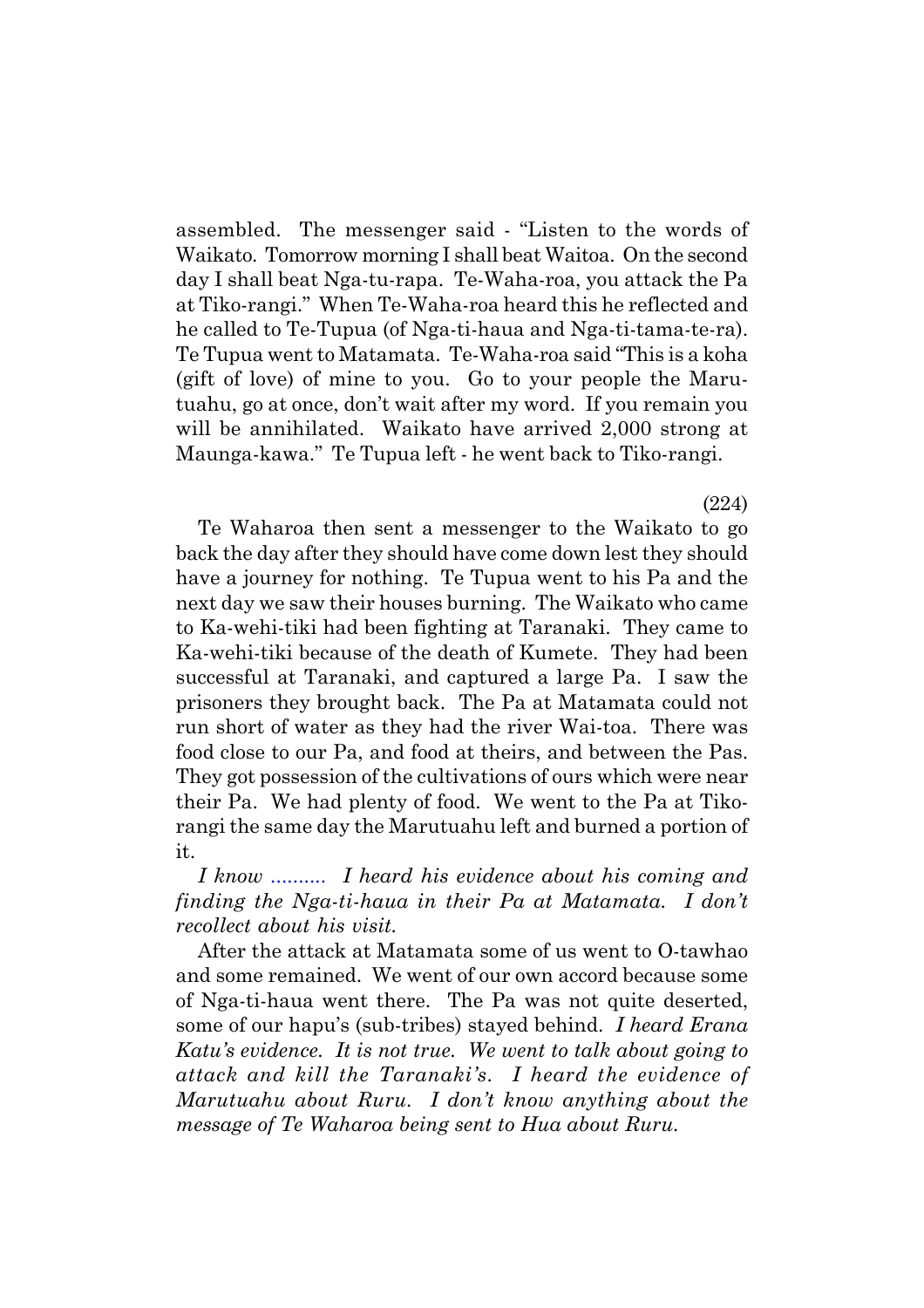assembled. The messenger said - "Listen to the words of Waikato. Tomorrow morning I shall beat Waitoa. On the second day I shall beat Nga-tu-rapa. Te-Waha-roa, you attack the Pa at Tiko-rangi." When Te-Waha-roa heard this he reflected and he called to Te-Tupua (of Nga-ti-haua and Nga-ti-tama-te-ra). Te Tupua went to Matamata. Te-Waha-roa said "This is a koha (gift of love) of mine to you. Go to your people the Marutuahu, go at once, don't wait after my word. If you remain you will be annihilated. Waikato have arrived 2,000 strong at Maunga-kawa." Te Tupua left - he went back to Tiko-rangi.

(224)

Te Waharoa then sent a messenger to the Waikato to go back the day after they should have come down lest they should have a journey for nothing. Te Tupua went to his Pa and the next day we saw their houses burning. The Waikato who came to Ka-wehi-tiki had been fighting at Taranaki. They came to Ka-wehi-tiki because of the death of Kumete. They had been successful at Taranaki, and captured a large Pa. I saw the prisoners they brought back. The Pa at Matamata could not run short of water as they had the river Wai-toa. There was food close to our Pa, and food at theirs, and between the Pas. They got possession of the cultivations of ours which were near their Pa. We had plenty of food. We went to the Pa at Tiko-rangi the same day the Marutuahu left and burned a portion of it.

*I know .......... I heard his evidence about his coming and finding the Nga-ti-haua in their Pa at Matamata. I don't recollect about his visit.*

After the attack at Matamata some of us went to O-tawhao and some remained. We went of our own accord because some of Nga-ti-haua went there. The Pa was not quite deserted, some of our hapu's (sub-tribes) stayed behind. *I heard Erana Katu's evidence. It is not true. We went to talk about going to attack and kill the Taranaki's. I heard the evidence of Marutuahu about Ruru. I don't know anything about the message of Te Waharoa being sent to Hua about Ruru.*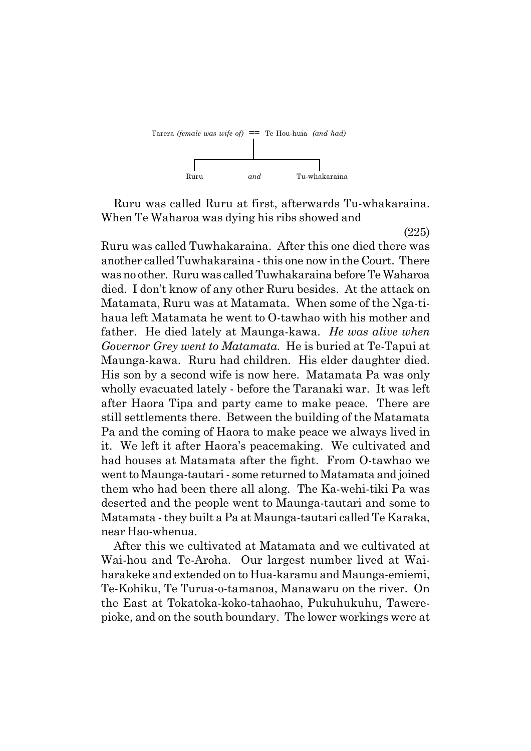Tarera *(female was wife of)* == Te Hou-huia *(and had)*

Ruru *and* Tu-whakaraina

Ruru was called Ruru at first, afterwards Tu-whakaraina. When Te Waharoa was dying his ribs showed and

(225)

Ruru was called Tuwhakaraina. After this one died there was another called Tuwhakaraina - this one now in the Court. There was no other. Ruru was called Tuwhakaraina before Te Waharoa died. I don't know of any other Ruru besides. At the attack on Matamata, Ruru was at Matamata. When some of the Nga-ti-haua left Matamata he went to O-tawhao with his mother and father. He died lately at Maunga-kawa. *He was alive when Governor Grey went to Matamata.* He is buried at Te-Tapui at Maunga-kawa. Ruru had children. His elder daughter died. His son by a second wife is now here. Matamata Pa was only wholly evacuated lately - before the Taranaki war. It was left after Haora Tipa and party came to make peace. There are still settlements there. Between the building of the Matamata Pa and the coming of Haora to make peace we always lived in it. We left it after Haora's peacemaking. We cultivated and had houses at Matamata after the fight. From O-tawhao we went to Maunga-tautari - some returned to Matamata and joined them who had been there all along. The Ka-wehi-tiki Pa was deserted and the people went to Maunga-tautari and some to Matamata - they built a Pa at Maunga-tautari called Te Karaka, near Hao-whenua.

After this we cultivated at Matamata and we cultivated at Wai-hou and Te-Aroha. Our largest number lived at Wai-harakeke and extended on to Hua-karamu and Maunga-emiemi, Te-Kohiku, Te Turua-o-tamanoa, Manawaru on the river. On the East at Tokatoka-koko-tahaohao, Pukuhukuhu, Tawere-pioke, and on the south boundary. The lower workings were at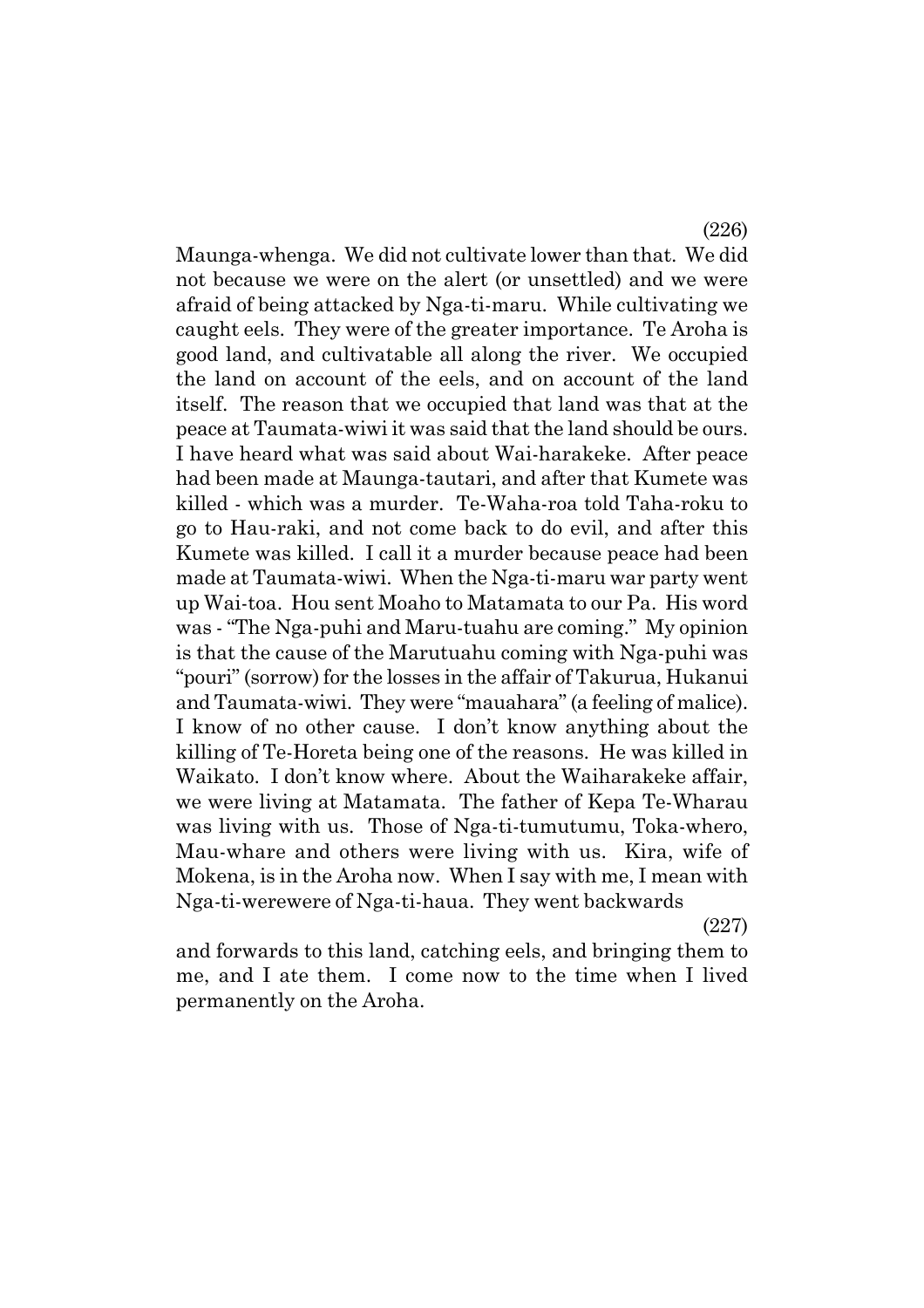(226)

Maunga-whenga. We did not cultivate lower than that. We did not because we were on the alert (or unsettled) and we were afraid of being attacked by Nga-ti-maru. While cultivating we caught eels. They were of the greater importance. Te Aroha is good land, and cultivatable all along the river. We occupied the land on account of the eels, and on account of the land itself. The reason that we occupied that land was that at the peace at Taumata-wiwi it was said that the land should be ours. I have heard what was said about Wai-harakeke. After peace had been made at Maunga-tautari, and after that Kumete was killed - which was a murder. Te-Waha-roa told Taha-roku to go to Hau-raki, and not come back to do evil, and after this Kumete was killed. I call it a murder because peace had been made at Taumata-wiwi. When the Nga-ti-maru war party went up Wai-toa. Hou sent Moaho to Matamata to our Pa. His word was - "The Nga-puhi and Maru-tuahu are coming." My opinion is that the cause of the Marutuahu coming with Nga-puhi was "pouri" (sorrow) for the losses in the affair of Takurua, Hukanui and Taumata-wiwi. They were "mauahara" (a feeling of malice). I know of no other cause. I don't know anything about the killing of Te-Horeta being one of the reasons. He was killed in Waikato. I don't know where. About the Waiharakeke affair, we were living at Matamata. The father of Kepa Te-Wharau was living with us. Those of Nga-ti-tumutumu, Toka-whero, Mau-whare and others were living with us. Kira, wife of Mokena, is in the Aroha now. When I say with me, I mean with Nga-ti-werewere of Nga-ti-haua. They went backwards

(227)

and forwards to this land, catching eels, and bringing them to me, and I ate them. I come now to the time when I lived permanently on the Aroha.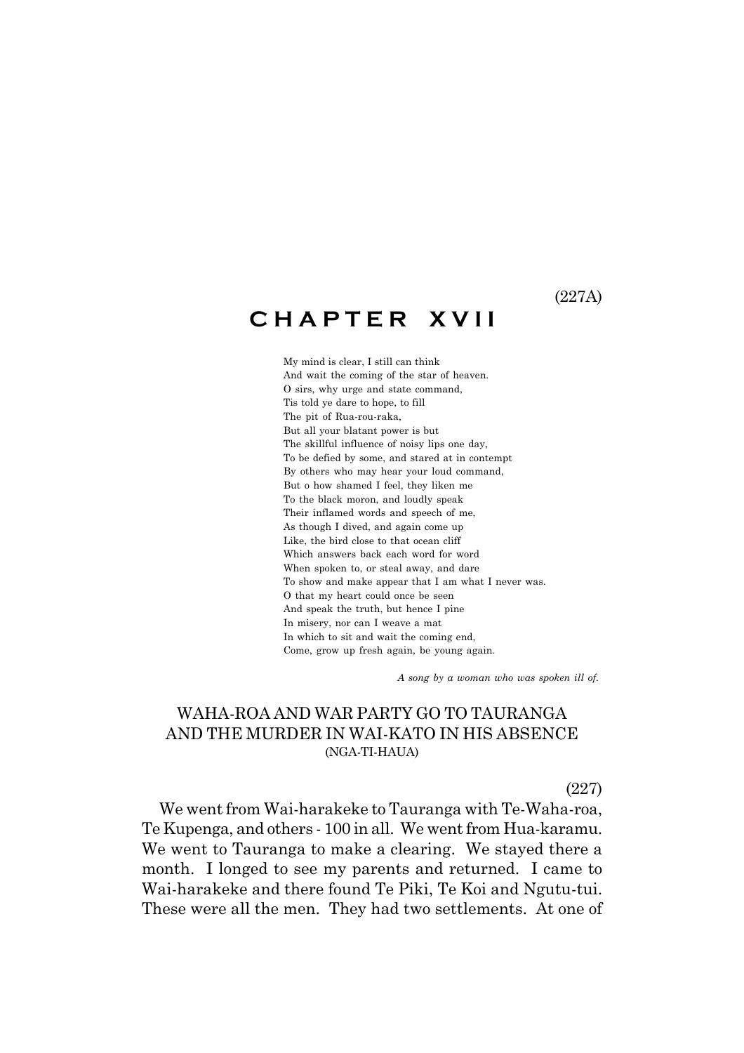(227A)

# CHAPTER XVII

My mind is clear, I still can think
And wait the coming of the star of heaven.
O sirs, why urge and state command,
Tis told ye dare to hope, to fill
The pit of Rua-rou-raka,
But all your blatant power is but
The skillful influence of noisy lips one day,
To be defied by some, and stared at in contempt
By others who may hear your loud command,
But o how shamed I feel, they liken me
To the black moron, and loudly speak
Their inflamed words and speech of me,
As though I dived, and again come up
Like, the bird close to that ocean cliff
Which answers back each word for word
When spoken to, or steal away, and dare
To show and make appear that I am what I never was.
O that my heart could once be seen
And speak the truth, but hence I pine
In misery, nor can I weave a mat
In which to sit and wait the coming end,
Come, grow up fresh again, be young again.

*A song by a woman who was spoken ill of.*

## WAHA-ROA AND WAR PARTY GO TO TAURANGA AND THE MURDER IN WAI-KATO IN HIS ABSENCE
(NGA-TI-HAUA)

(227)

We went from Wai-harakeke to Tauranga with Te-Waha-roa, Te Kupenga, and others - 100 in all. We went from Hua-karamu. We went to Tauranga to make a clearing. We stayed there a month. I longed to see my parents and returned. I came to Wai-harakeke and there found Te Piki, Te Koi and Ngutu-tui. These were all the men. They had two settlements. At one of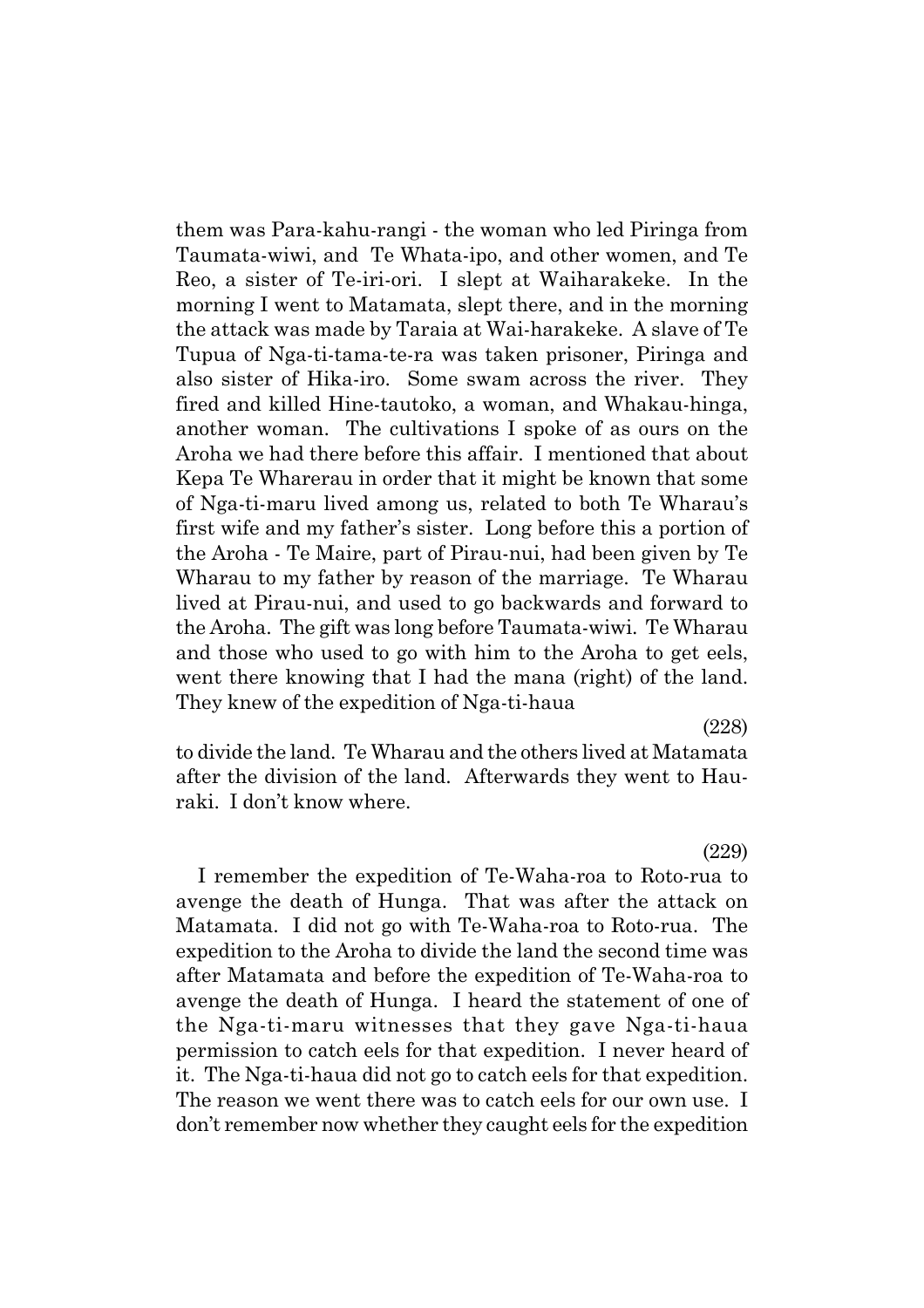them was Para-kahu-rangi - the woman who led Piringa from Taumata-wiwi, and Te Whata-ipo, and other women, and Te Reo, a sister of Te-iri-ori. I slept at Waiharakeke. In the morning I went to Matamata, slept there, and in the morning the attack was made by Taraia at Wai-harakeke. A slave of Te Tupua of Nga-ti-tama-te-ra was taken prisoner, Piringa and also sister of Hika-iro. Some swam across the river. They fired and killed Hine-tautoko, a woman, and Whakau-hinga, another woman. The cultivations I spoke of as ours on the Aroha we had there before this affair. I mentioned that about Kepa Te Wharerau in order that it might be known that some of Nga-ti-maru lived among us, related to both Te Wharau's first wife and my father's sister. Long before this a portion of the Aroha - Te Maire, part of Pirau-nui, had been given by Te Wharau to my father by reason of the marriage. Te Wharau lived at Pirau-nui, and used to go backwards and forward to the Aroha. The gift was long before Taumata-wiwi. Te Wharau and those who used to go with him to the Aroha to get eels, went there knowing that I had the mana (right) of the land. They knew of the expedition of Nga-ti-haua

(228)

to divide the land. Te Wharau and the others lived at Matamata after the division of the land. Afterwards they went to Hauraki. I don't know where.

(229)

I remember the expedition of Te-Waha-roa to Roto-rua to avenge the death of Hunga. That was after the attack on Matamata. I did not go with Te-Waha-roa to Roto-rua. The expedition to the Aroha to divide the land the second time was after Matamata and before the expedition of Te-Waha-roa to avenge the death of Hunga. I heard the statement of one of the Nga-ti-maru witnesses that they gave Nga-ti-haua permission to catch eels for that expedition. I never heard of it. The Nga-ti-haua did not go to catch eels for that expedition. The reason we went there was to catch eels for our own use. I don't remember now whether they caught eels for the expedition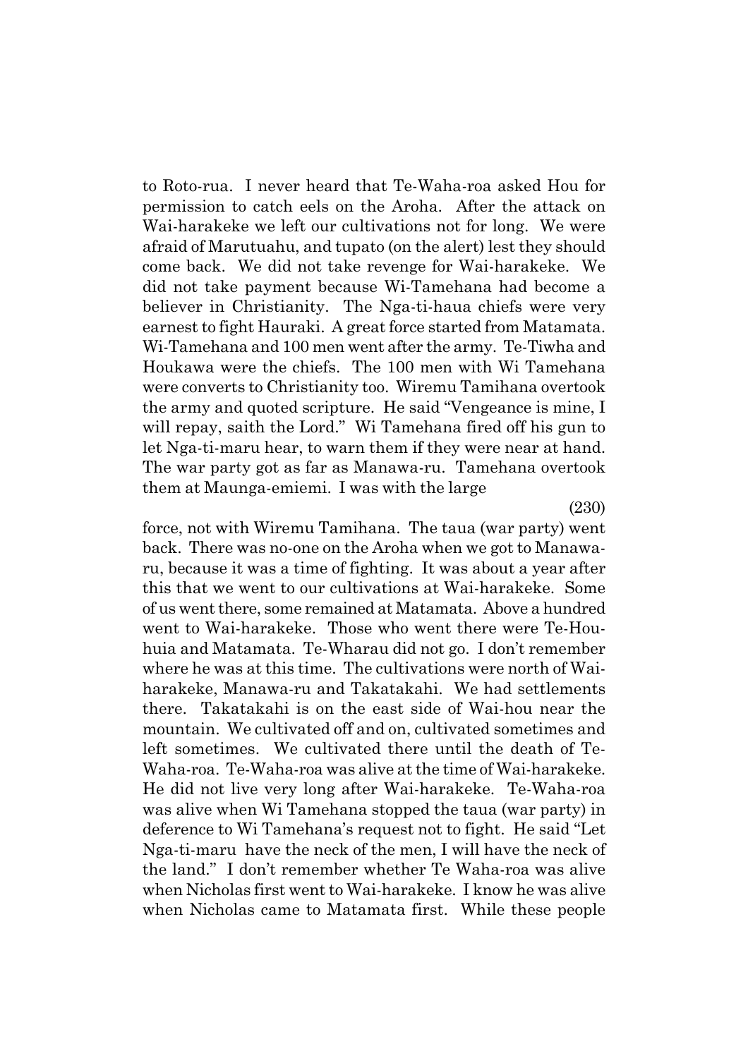to Roto-rua. I never heard that Te-Waha-roa asked Hou for permission to catch eels on the Aroha. After the attack on Wai-harakeke we left our cultivations not for long. We were afraid of Marutuahu, and tupato (on the alert) lest they should come back. We did not take revenge for Wai-harakeke. We did not take payment because Wi-Tamehana had become a believer in Christianity. The Nga-ti-haua chiefs were very earnest to fight Hauraki. A great force started from Matamata. Wi-Tamehana and 100 men went after the army. Te-Tiwha and Houkawa were the chiefs. The 100 men with Wi Tamehana were converts to Christianity too. Wiremu Tamihana overtook the army and quoted scripture. He said "Vengeance is mine, I will repay, saith the Lord." Wi Tamehana fired off his gun to let Nga-ti-maru hear, to warn them if they were near at hand. The war party got as far as Manawa-ru. Tamehana overtook them at Maunga-emiemi. I was with the large

(230)

force, not with Wiremu Tamihana. The taua (war party) went back. There was no-one on the Aroha when we got to Manawa-ru, because it was a time of fighting. It was about a year after this that we went to our cultivations at Wai-harakeke. Some of us went there, some remained at Matamata. Above a hundred went to Wai-harakeke. Those who went there were Te-Houhuia and Matamata. Te-Wharau did not go. I don't remember where he was at this time. The cultivations were north of Wai-harakeke, Manawa-ru and Takatakahi. We had settlements there. Takatakahi is on the east side of Wai-hou near the mountain. We cultivated off and on, cultivated sometimes and left sometimes. We cultivated there until the death of Te-Waha-roa. Te-Waha-roa was alive at the time of Wai-harakeke. He did not live very long after Wai-harakeke. Te-Waha-roa was alive when Wi Tamehana stopped the taua (war party) in deference to Wi Tamehana's request not to fight. He said "Let Nga-ti-maru have the neck of the men, I will have the neck of the land." I don't remember whether Te Waha-roa was alive when Nicholas first went to Wai-harakeke. I know he was alive when Nicholas came to Matamata first. While these people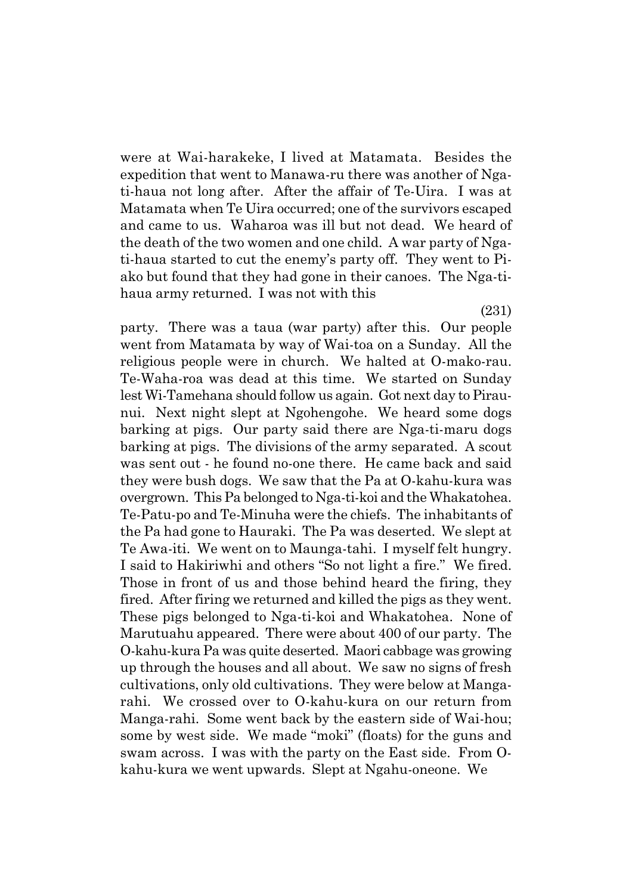were at Wai-harakeke, I lived at Matamata. Besides the expedition that went to Manawa-ru there was another of Nga-ti-haua not long after. After the affair of Te-Uira. I was at Matamata when Te Uira occurred; one of the survivors escaped and came to us. Waharoa was ill but not dead. We heard of the death of the two women and one child. A war party of Nga-ti-haua started to cut the enemy's party off. They went to Pi-ako but found that they had gone in their canoes. The Nga-ti-haua army returned. I was not with this

(231)

party. There was a taua (war party) after this. Our people went from Matamata by way of Wai-toa on a Sunday. All the religious people were in church. We halted at O-mako-rau. Te-Waha-roa was dead at this time. We started on Sunday lest Wi-Tamehana should follow us again. Got next day to Pirau-nui. Next night slept at Ngohengohe. We heard some dogs barking at pigs. Our party said there are Nga-ti-maru dogs barking at pigs. The divisions of the army separated. A scout was sent out - he found no-one there. He came back and said they were bush dogs. We saw that the Pa at O-kahu-kura was overgrown. This Pa belonged to Nga-ti-koi and the Whakatohea. Te-Patu-po and Te-Minuha were the chiefs. The inhabitants of the Pa had gone to Hauraki. The Pa was deserted. We slept at Te Awa-iti. We went on to Maunga-tahi. I myself felt hungry. I said to Hakiriwhi and others "So not light a fire." We fired. Those in front of us and those behind heard the firing, they fired. After firing we returned and killed the pigs as they went. These pigs belonged to Nga-ti-koi and Whakatohea. None of Marutuahu appeared. There were about 400 of our party. The O-kahu-kura Pa was quite deserted. Maori cabbage was growing up through the houses and all about. We saw no signs of fresh cultivations, only old cultivations. They were below at Manga-rahi. We crossed over to O-kahu-kura on our return from Manga-rahi. Some went back by the eastern side of Wai-hou; some by west side. We made "moki" (floats) for the guns and swam across. I was with the party on the East side. From O-kahu-kura we went upwards. Slept at Ngahu-oneone. We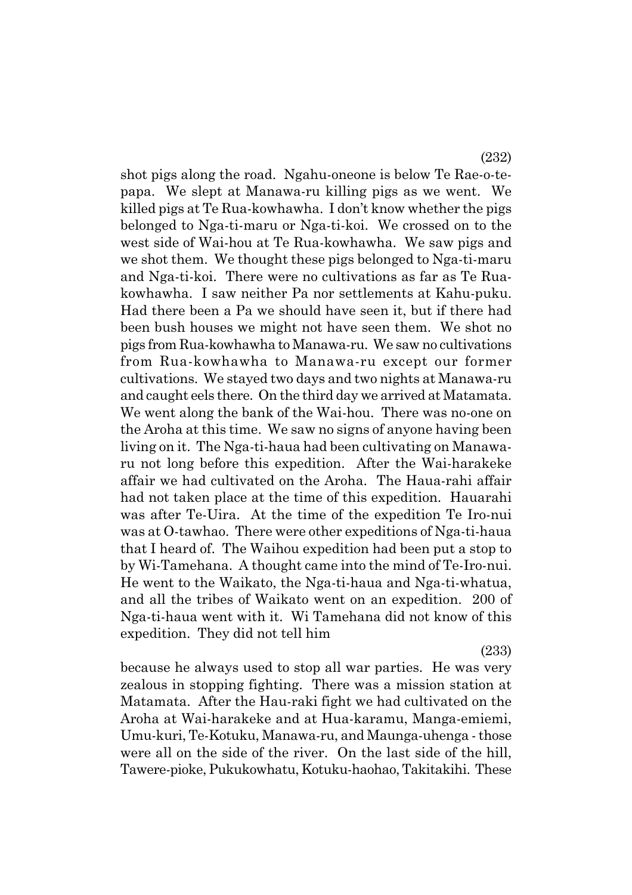shot pigs along the road. Ngahu-oneone is below Te Rae-o-te-papa. We slept at Manawa-ru killing pigs as we went. We killed pigs at Te Rua-kowhawha. I don't know whether the pigs belonged to Nga-ti-maru or Nga-ti-koi. We crossed on to the west side of Wai-hou at Te Rua-kowhawha. We saw pigs and we shot them. We thought these pigs belonged to Nga-ti-maru and Nga-ti-koi. There were no cultivations as far as Te Rua-kowhawha. I saw neither Pa nor settlements at Kahu-puku. Had there been a Pa we should have seen it, but if there had been bush houses we might not have seen them. We shot no pigs from Rua-kowhawha to Manawa-ru. We saw no cultivations from Rua-kowhawha to Manawa-ru except our former cultivations. We stayed two days and two nights at Manawa-ru and caught eels there. On the third day we arrived at Matamata. We went along the bank of the Wai-hou. There was no-one on the Aroha at this time. We saw no signs of anyone having been living on it. The Nga-ti-haua had been cultivating on Manawa-ru not long before this expedition. After the Wai-harakeke affair we had cultivated on the Aroha. The Haua-rahi affair had not taken place at the time of this expedition. Hauarahi was after Te-Uira. At the time of the expedition Te Iro-nui was at O-tawhao. There were other expeditions of Nga-ti-haua that I heard of. The Waihou expedition had been put a stop to by Wi-Tamehana. A thought came into the mind of Te-Iro-nui. He went to the Waikato, the Nga-ti-haua and Nga-ti-whatua, and all the tribes of Waikato went on an expedition. 200 of Nga-ti-haua went with it. Wi Tamehana did not know of this expedition. They did not tell him

(233)

because he always used to stop all war parties. He was very zealous in stopping fighting. There was a mission station at Matamata. After the Hau-raki fight we had cultivated on the Aroha at Wai-harakeke and at Hua-karamu, Manga-emiemi, Umu-kuri, Te-Kotuku, Manawa-ru, and Maunga-uhenga - those were all on the side of the river. On the last side of the hill, Tawere-pioke, Pukukowhatu, Kotuku-haohao, Takitakihi. These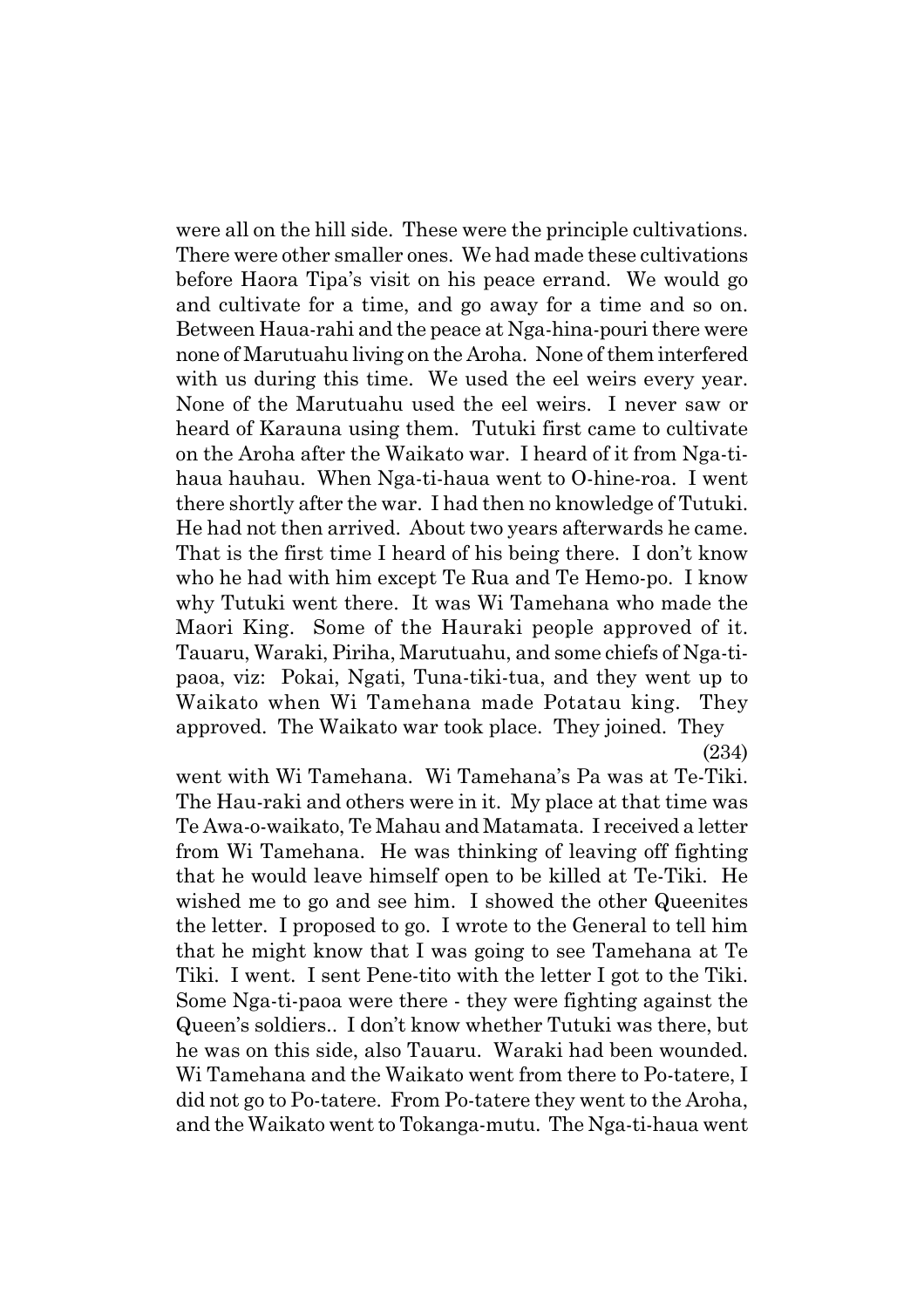were all on the hill side. These were the principle cultivations. There were other smaller ones. We had made these cultivations before Haora Tipa's visit on his peace errand. We would go and cultivate for a time, and go away for a time and so on. Between Haua-rahi and the peace at Nga-hina-pouri there were none of Marutuahu living on the Aroha. None of them interfered with us during this time. We used the eel weirs every year. None of the Marutuahu used the eel weirs. I never saw or heard of Karauna using them. Tutuki first came to cultivate on the Aroha after the Waikato war. I heard of it from Nga-ti-haua hauhau. When Nga-ti-haua went to O-hine-roa. I went there shortly after the war. I had then no knowledge of Tutuki. He had not then arrived. About two years afterwards he came. That is the first time I heard of his being there. I don't know who he had with him except Te Rua and Te Hemo-po. I know why Tutuki went there. It was Wi Tamehana who made the Maori King. Some of the Hauraki people approved of it. Tauaru, Waraki, Piriha, Marutuahu, and some chiefs of Nga-ti-paoa, viz: Pokai, Ngati, Tuna-tiki-tua, and they went up to Waikato when Wi Tamehana made Potatau king. They approved. The Waikato war took place. They joined. They

(234)

went with Wi Tamehana. Wi Tamehana's Pa was at Te-Tiki. The Hau-raki and others were in it. My place at that time was Te Awa-o-waikato, Te Mahau and Matamata. I received a letter from Wi Tamehana. He was thinking of leaving off fighting that he would leave himself open to be killed at Te-Tiki. He wished me to go and see him. I showed the other Queenites the letter. I proposed to go. I wrote to the General to tell him that he might know that I was going to see Tamehana at Te Tiki. I went. I sent Pene-tito with the letter I got to the Tiki. Some Nga-ti-paoa were there - they were fighting against the Queen's soldiers.. I don't know whether Tutuki was there, but he was on this side, also Tauaru. Waraki had been wounded. Wi Tamehana and the Waikato went from there to Po-tatere, I did not go to Po-tatere. From Po-tatere they went to the Aroha, and the Waikato went to Tokanga-mutu. The Nga-ti-haua went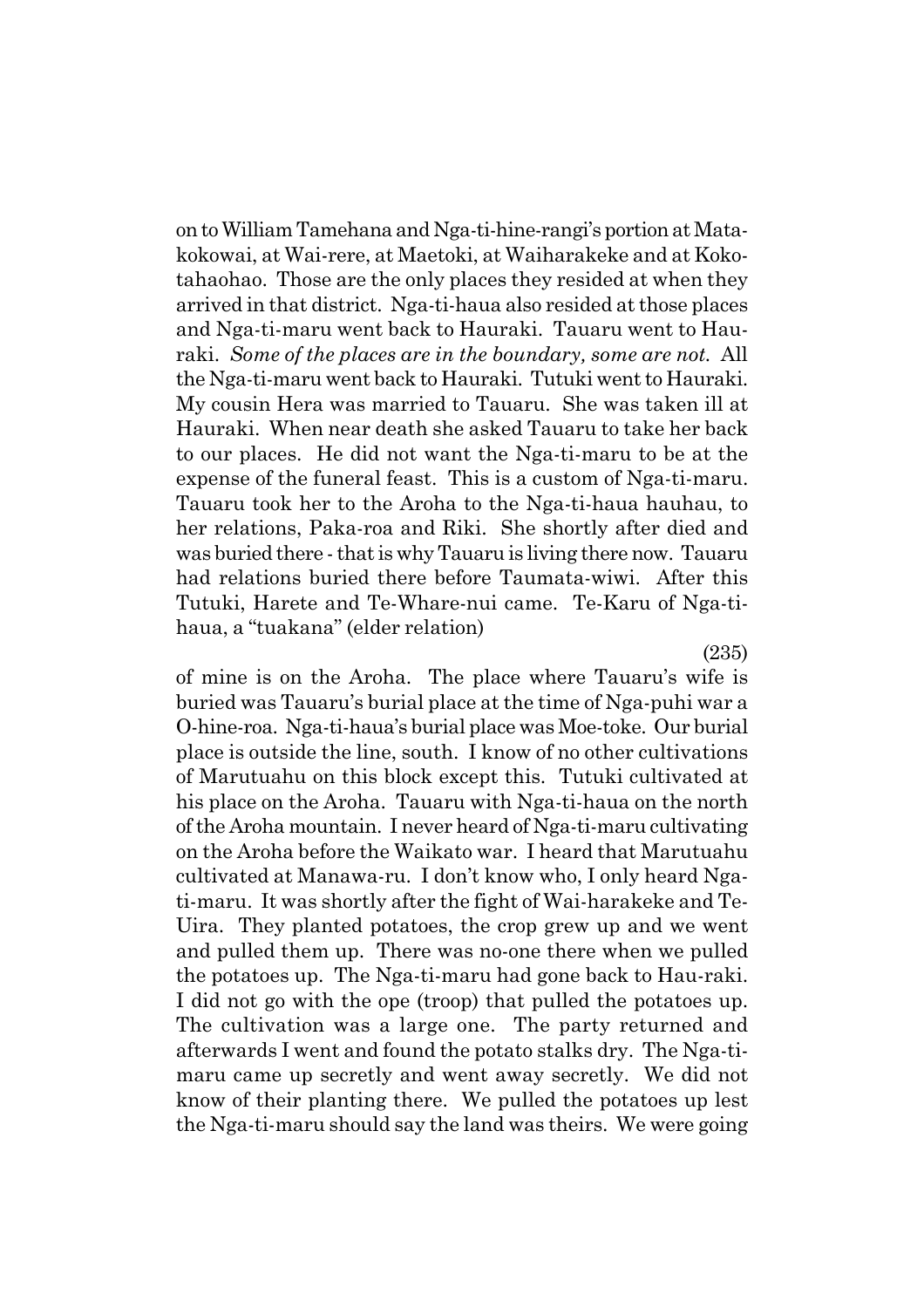on to William Tamehana and Nga-ti-hine-rangi's portion at Mata-kokowai, at Wai-rere, at Maetoki, at Waiharakeke and at Koko-tahaohao. Those are the only places they resided at when they arrived in that district. Nga-ti-haua also resided at those places and Nga-ti-maru went back to Hauraki. Tauaru went to Hauraki. *Some of the places are in the boundary, some are not.* All the Nga-ti-maru went back to Hauraki. Tutuki went to Hauraki. My cousin Hera was married to Tauaru. She was taken ill at Hauraki. When near death she asked Tauaru to take her back to our places. He did not want the Nga-ti-maru to be at the expense of the funeral feast. This is a custom of Nga-ti-maru. Tauaru took her to the Aroha to the Nga-ti-haua hauhau, to her relations, Paka-roa and Riki. She shortly after died and was buried there - that is why Tauaru is living there now. Tauaru had relations buried there before Taumata-wiwi. After this Tutuki, Harete and Te-Whare-nui came. Te-Karu of Nga-ti-haua, a "tuakana" (elder relation) of mine is on the Aroha. The place where Tauaru's wife is buried was Tauaru's burial place at the time of Nga-puhi war a O-hine-roa. Nga-ti-haua's burial place was Moe-toke. Our burial place is outside the line, south. I know of no other cultivations of Marutuahu on this block except this. Tutuki cultivated at his place on the Aroha. Tauaru with Nga-ti-haua on the north of the Aroha mountain. I never heard of Nga-ti-maru cultivating on the Aroha before the Waikato war. I heard that Marutuahu cultivated at Manawa-ru. I don't know who, I only heard Nga-ti-maru. It was shortly after the fight of Wai-harakeke and Te-Uira. They planted potatoes, the crop grew up and we went and pulled them up. There was no-one there when we pulled the potatoes up. The Nga-ti-maru had gone back to Hau-raki. I did not go with the ope (troop) that pulled the potatoes up. The cultivation was a large one. The party returned and afterwards I went and found the potato stalks dry. The Nga-ti-maru came up secretly and went away secretly. We did not know of their planting there. We pulled the potatoes up lest the Nga-ti-maru should say the land was theirs. We were going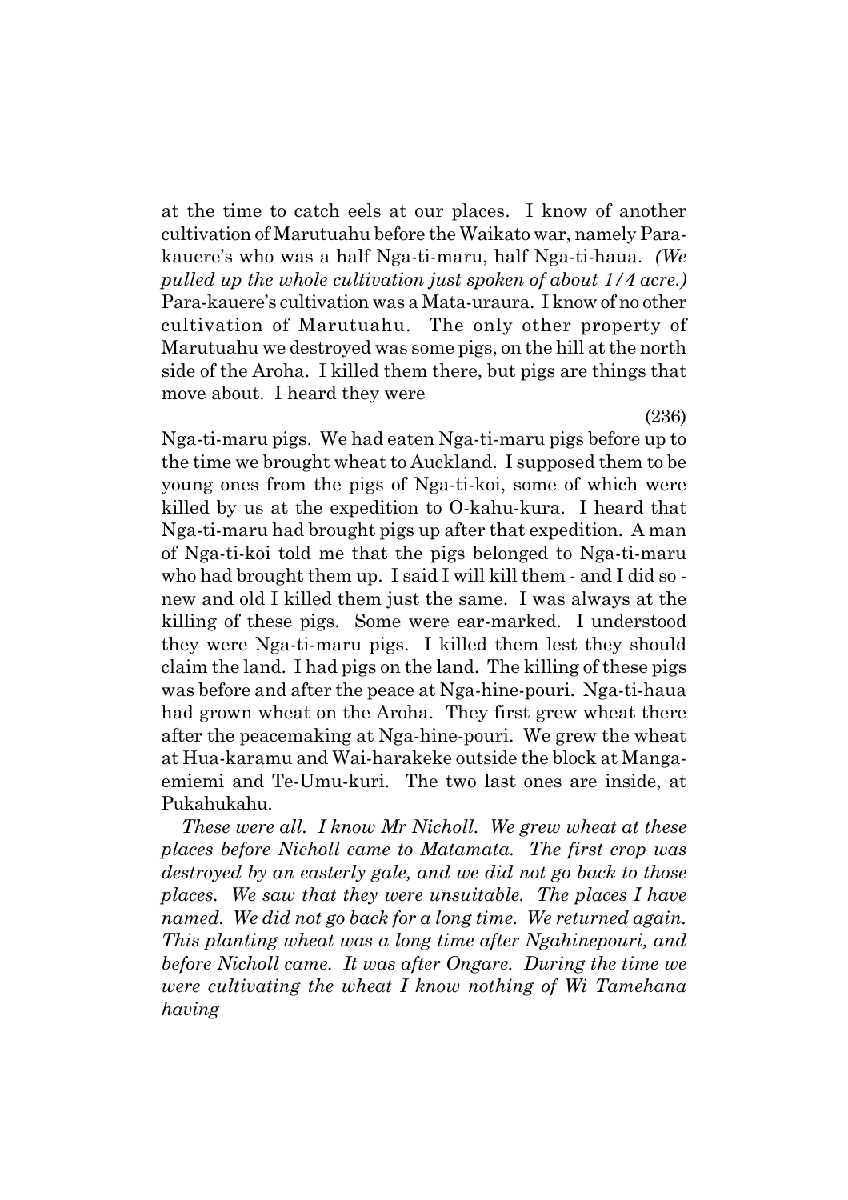at the time to catch eels at our places. I know of another cultivation of Marutuahu before the Waikato war, namely Para-kauere's who was a half Nga-ti-maru, half Nga-ti-haua. *(We pulled up the whole cultivation just spoken of about 1/4 acre.)* Para-kauere's cultivation was a Mata-uraura. I know of no other cultivation of Marutuahu. The only other property of Marutuahu we destroyed was some pigs, on the hill at the north side of the Aroha. I killed them there, but pigs are things that move about. I heard they were

(236)

Nga-ti-maru pigs. We had eaten Nga-ti-maru pigs before up to the time we brought wheat to Auckland. I supposed them to be young ones from the pigs of Nga-ti-koi, some of which were killed by us at the expedition to O-kahu-kura. I heard that Nga-ti-maru had brought pigs up after that expedition. A man of Nga-ti-koi told me that the pigs belonged to Nga-ti-maru who had brought them up. I said I will kill them - and I did so - new and old I killed them just the same. I was always at the killing of these pigs. Some were ear-marked. I understood they were Nga-ti-maru pigs. I killed them lest they should claim the land. I had pigs on the land. The killing of these pigs was before and after the peace at Nga-hine-pouri. Nga-ti-haua had grown wheat on the Aroha. They first grew wheat there after the peacemaking at Nga-hine-pouri. We grew the wheat at Hua-karamu and Wai-harakeke outside the block at Manga-emiemi and Te-Umu-kuri. The two last ones are inside, at Pukahukahu.

*These were all. I know Mr Nicholl. We grew wheat at these places before Nicholl came to Matamata. The first crop was destroyed by an easterly gale, and we did not go back to those places. We saw that they were unsuitable. The places I have named. We did not go back for a long time. We returned again. This planting wheat was a long time after Ngahinepouri, and before Nicholl came. It was after Ongare. During the time we were cultivating the wheat I know nothing of Wi Tamehana having*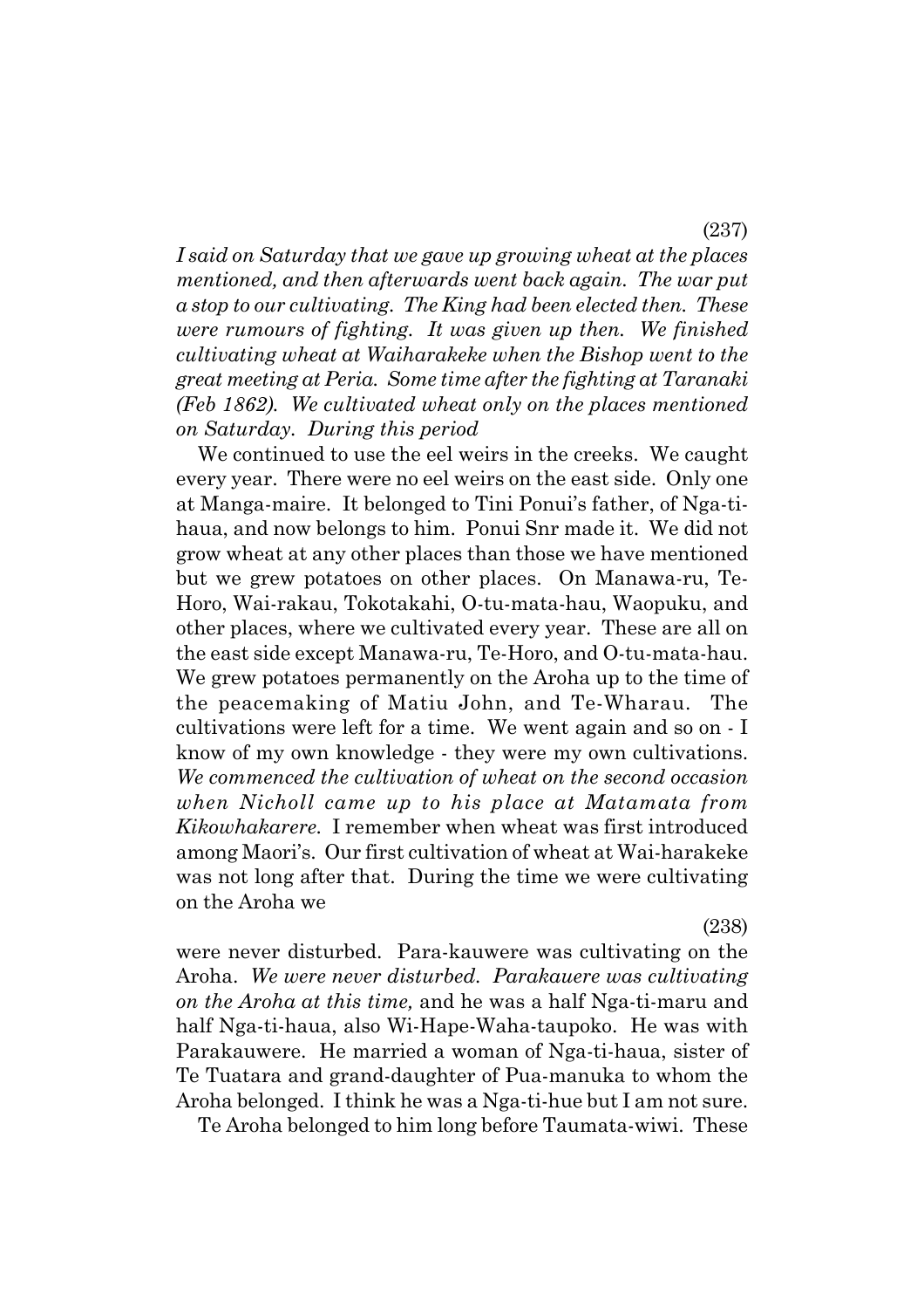(237)

*I said on Saturday that we gave up growing wheat at the places mentioned, and then afterwards went back again. The war put a stop to our cultivating. The King had been elected then. These were rumours of fighting. It was given up then. We finished cultivating wheat at Waiharakeke when the Bishop went to the great meeting at Peria. Some time after the fighting at Taranaki (Feb 1862). We cultivated wheat only on the places mentioned on Saturday. During this period*

We continued to use the eel weirs in the creeks. We caught every year. There were no eel weirs on the east side. Only one at Manga-maire. It belonged to Tini Ponui's father, of Nga-ti-haua, and now belongs to him. Ponui Snr made it. We did not grow wheat at any other places than those we have mentioned but we grew potatoes on other places. On Manawa-ru, Te-Horo, Wai-rakau, Tokotakahi, O-tu-mata-hau, Waopuku, and other places, where we cultivated every year. These are all on the east side except Manawa-ru, Te-Horo, and O-tu-mata-hau. We grew potatoes permanently on the Aroha up to the time of the peacemaking of Matiu John, and Te-Wharau. The cultivations were left for a time. We went again and so on - I know of my own knowledge - they were my own cultivations. *We commenced the cultivation of wheat on the second occasion when Nicholl came up to his place at Matamata from Kikowhakarere.* I remember when wheat was first introduced among Maori's. Our first cultivation of wheat at Wai-harakeke was not long after that. During the time we were cultivating on the Aroha we

(238)

were never disturbed. Para-kauwere was cultivating on the Aroha. *We were never disturbed. Parakauere was cultivating on the Aroha at this time,* and he was a half Nga-ti-maru and half Nga-ti-haua, also Wi-Hape-Waha-taupoko. He was with Parakauwere. He married a woman of Nga-ti-haua, sister of Te Tuatara and grand-daughter of Pua-manuka to whom the Aroha belonged. I think he was a Nga-ti-hue but I am not sure.

Te Aroha belonged to him long before Taumata-wiwi. These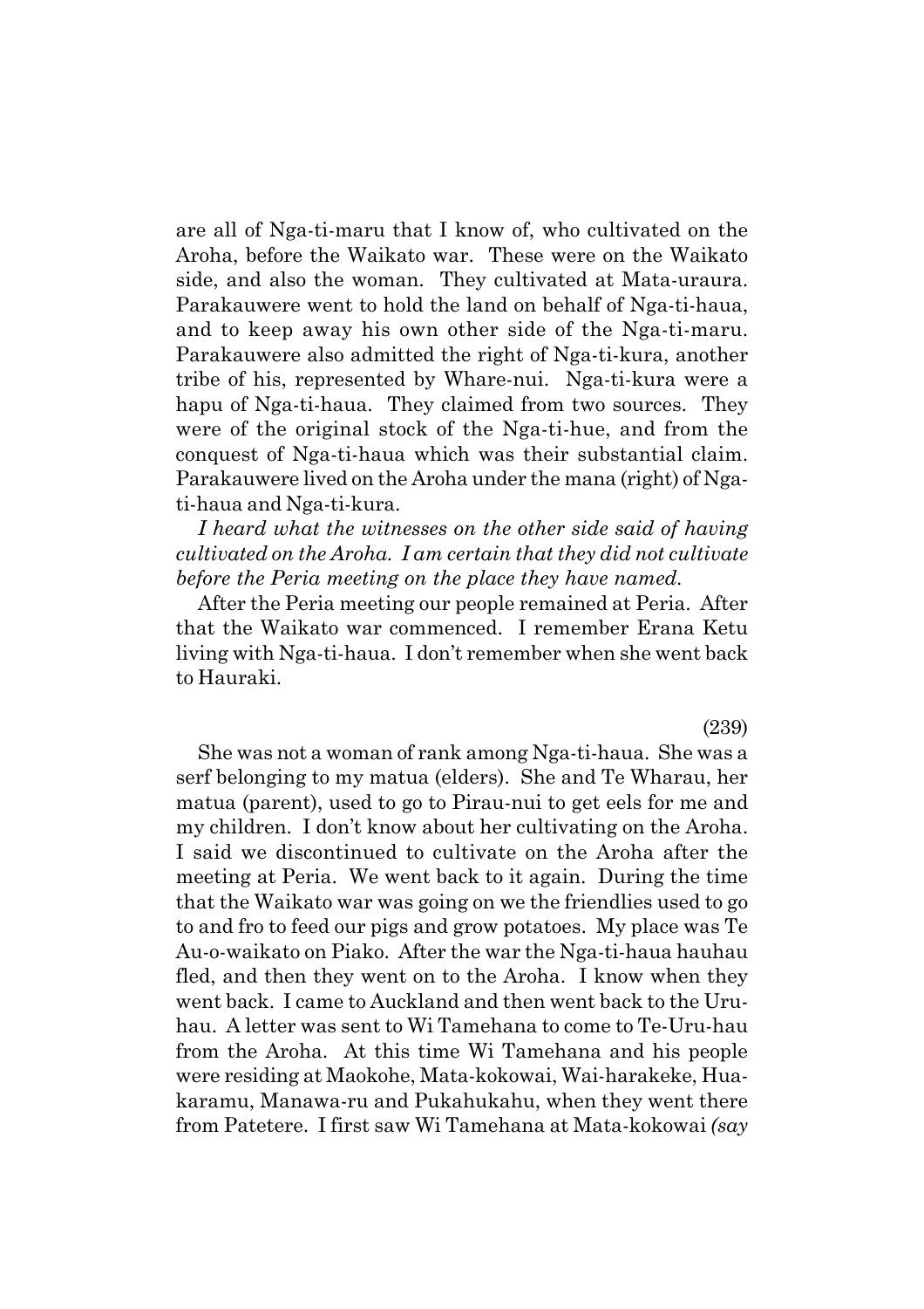are all of Nga-ti-maru that I know of, who cultivated on the Aroha, before the Waikato war. These were on the Waikato side, and also the woman. They cultivated at Mata-uraura. Parakauwere went to hold the land on behalf of Nga-ti-haua, and to keep away his own other side of the Nga-ti-maru. Parakauwere also admitted the right of Nga-ti-kura, another tribe of his, represented by Whare-nui. Nga-ti-kura were a hapu of Nga-ti-haua. They claimed from two sources. They were of the original stock of the Nga-ti-hue, and from the conquest of Nga-ti-haua which was their substantial claim. Parakauwere lived on the Aroha under the mana (right) of Nga-ti-haua and Nga-ti-kura.

*I heard what the witnesses on the other side said of having cultivated on the Aroha. I am certain that they did not cultivate before the Peria meeting on the place they have named.*

After the Peria meeting our people remained at Peria. After that the Waikato war commenced. I remember Erana Ketu living with Nga-ti-haua. I don't remember when she went back to Hauraki.

(239)

She was not a woman of rank among Nga-ti-haua. She was a serf belonging to my matua (elders). She and Te Wharau, her matua (parent), used to go to Pirau-nui to get eels for me and my children. I don't know about her cultivating on the Aroha. I said we discontinued to cultivate on the Aroha after the meeting at Peria. We went back to it again. During the time that the Waikato war was going on we the friendlies used to go to and fro to feed our pigs and grow potatoes. My place was Te Au-o-waikato on Piako. After the war the Nga-ti-haua hauhau fled, and then they went on to the Aroha. I know when they went back. I came to Auckland and then went back to the Uru-hau. A letter was sent to Wi Tamehana to come to Te-Uru-hau from the Aroha. At this time Wi Tamehana and his people were residing at Maokohe, Mata-kokowai, Wai-harakeke, Hua-karamu, Manawa-ru and Pukahukahu, when they went there from Patetere. I first saw Wi Tamehana at Mata-kokowai *(say*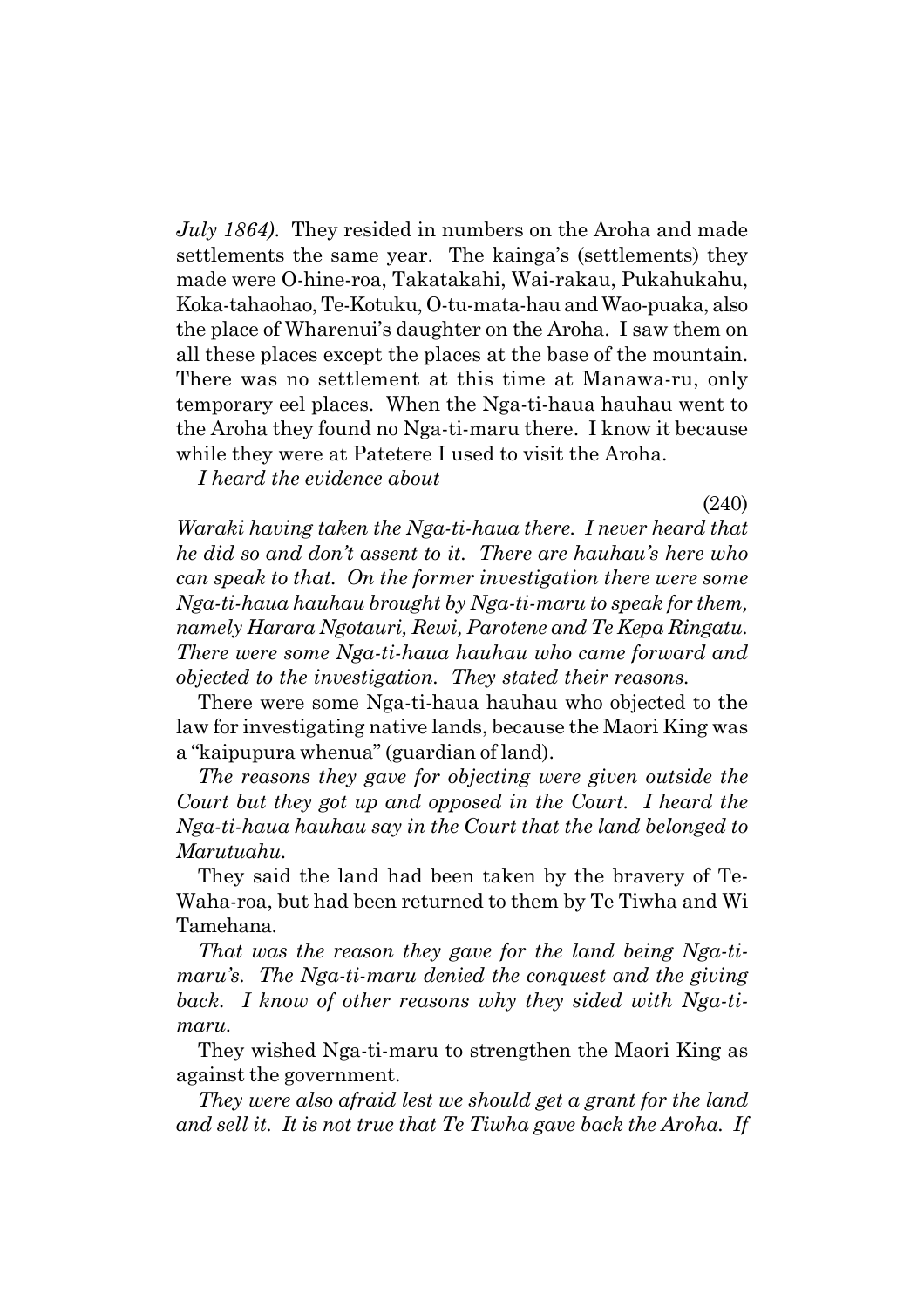*July 1864).* They resided in numbers on the Aroha and made settlements the same year. The kainga's (settlements) they made were O-hine-roa, Takatakahi, Wai-rakau, Pukahukahu, Koka-tahaohao, Te-Kotuku, O-tu-mata-hau and Wao-puaka, also the place of Wharenui's daughter on the Aroha. I saw them on all these places except the places at the base of the mountain. There was no settlement at this time at Manawa-ru, only temporary eel places. When the Nga-ti-haua hauhau went to the Aroha they found no Nga-ti-maru there. I know it because while they were at Patetere I used to visit the Aroha.

*I heard the evidence about*

(240)

*Waraki having taken the Nga-ti-haua there. I never heard that he did so and don't assent to it. There are hauhau's here who can speak to that. On the former investigation there were some Nga-ti-haua hauhau brought by Nga-ti-maru to speak for them, namely Harara Ngotauri, Rewi, Parotene and Te Kepa Ringatu. There were some Nga-ti-haua hauhau who came forward and objected to the investigation. They stated their reasons.*

There were some Nga-ti-haua hauhau who objected to the law for investigating native lands, because the Maori King was a "kaipupura whenua" (guardian of land).

*The reasons they gave for objecting were given outside the Court but they got up and opposed in the Court. I heard the Nga-ti-haua hauhau say in the Court that the land belonged to Marutuahu.*

They said the land had been taken by the bravery of Te-Waha-roa, but had been returned to them by Te Tiwha and Wi Tamehana.

*That was the reason they gave for the land being Nga-ti-maru's. The Nga-ti-maru denied the conquest and the giving back. I know of other reasons why they sided with Nga-ti-maru.*

They wished Nga-ti-maru to strengthen the Maori King as against the government.

*They were also afraid lest we should get a grant for the land and sell it. It is not true that Te Tiwha gave back the Aroha. If*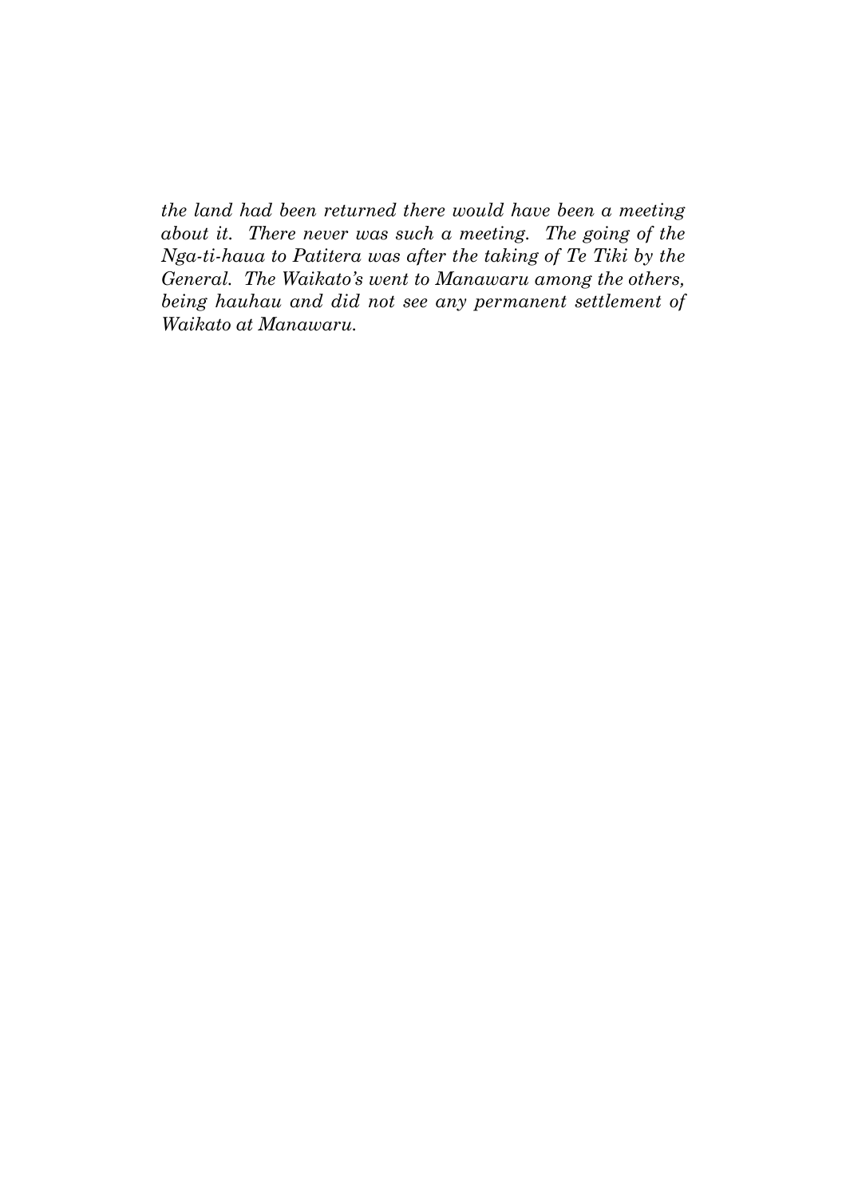*the land had been returned there would have been a meeting about it. There never was such a meeting. The going of the Nga-ti-haua to Patitera was after the taking of Te Tiki by the General. The Waikato's went to Manawaru among the others, being hauhau and did not see any permanent settlement of Waikato at Manawaru.*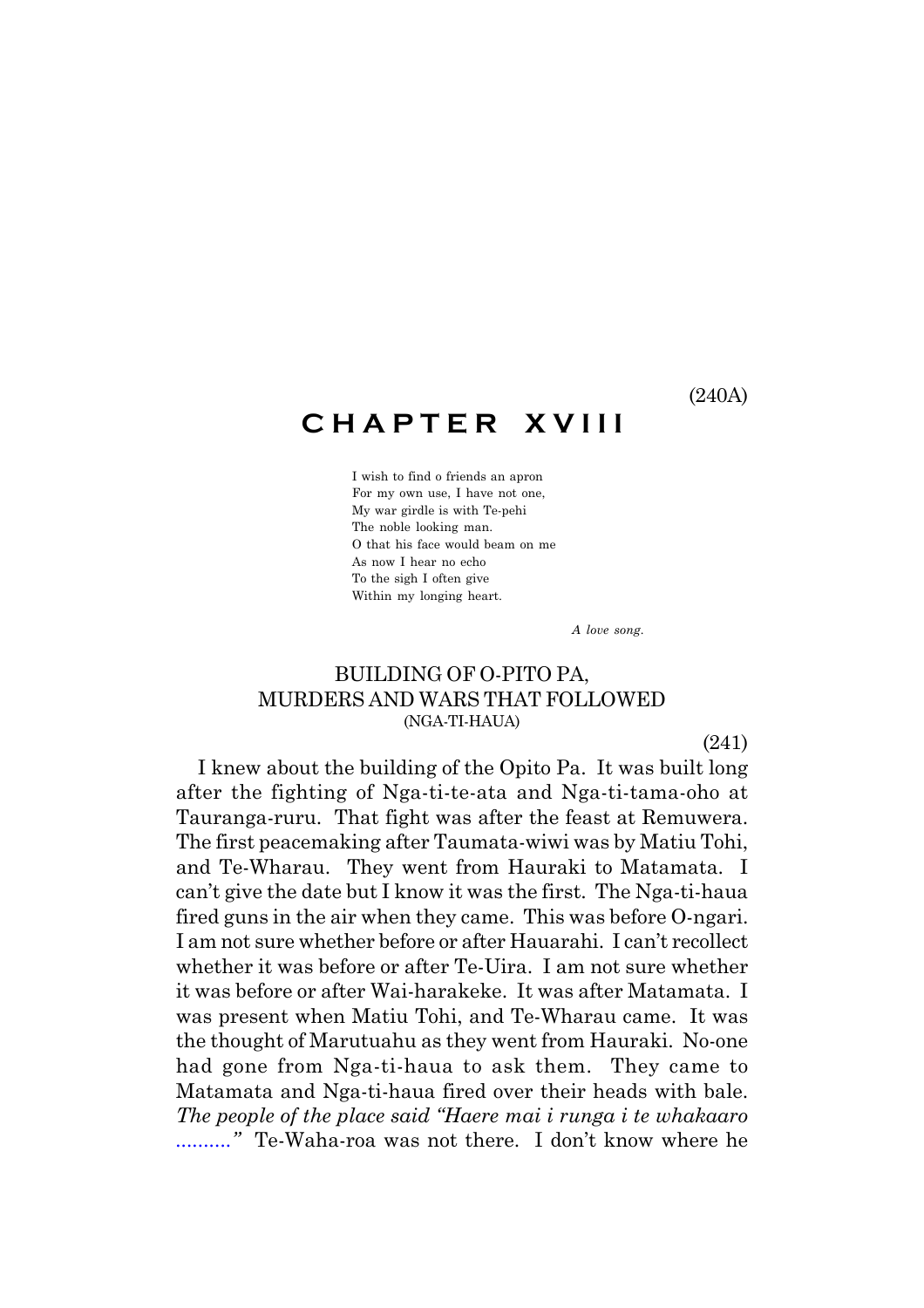(240A)

# CHAPTER XVIII

I wish to find o friends an apron
For my own use, I have not one,
My war girdle is with Te-pehi
The noble looking man.
O that his face would beam on me
As now I hear no echo
To the sigh I often give
Within my longing heart.

*A love song.*

## BUILDING OF O-PITO PA, MURDERS AND WARS THAT FOLLOWED (NGA-TI-HAUA)

(241)

I knew about the building of the Opito Pa. It was built long after the fighting of Nga-ti-te-ata and Nga-ti-tama-oho at Tauranga-ruru. That fight was after the feast at Remuwera. The first peacemaking after Taumata-wiwi was by Matiu Tohi, and Te-Wharau. They went from Hauraki to Matamata. I can't give the date but I know it was the first. The Nga-ti-haua fired guns in the air when they came. This was before O-ngari. I am not sure whether before or after Hauarahi. I can't recollect whether it was before or after Te-Uira. I am not sure whether it was before or after Wai-harakeke. It was after Matamata. I was present when Matiu Tohi, and Te-Wharau came. It was the thought of Marutuahu as they went from Hauraki. No-one had gone from Nga-ti-haua to ask them. They came to Matamata and Nga-ti-haua fired over their heads with bale. *The people of the place said "Haere mai i runga i te whakaaro .........."* Te-Waha-roa was not there. I don't know where he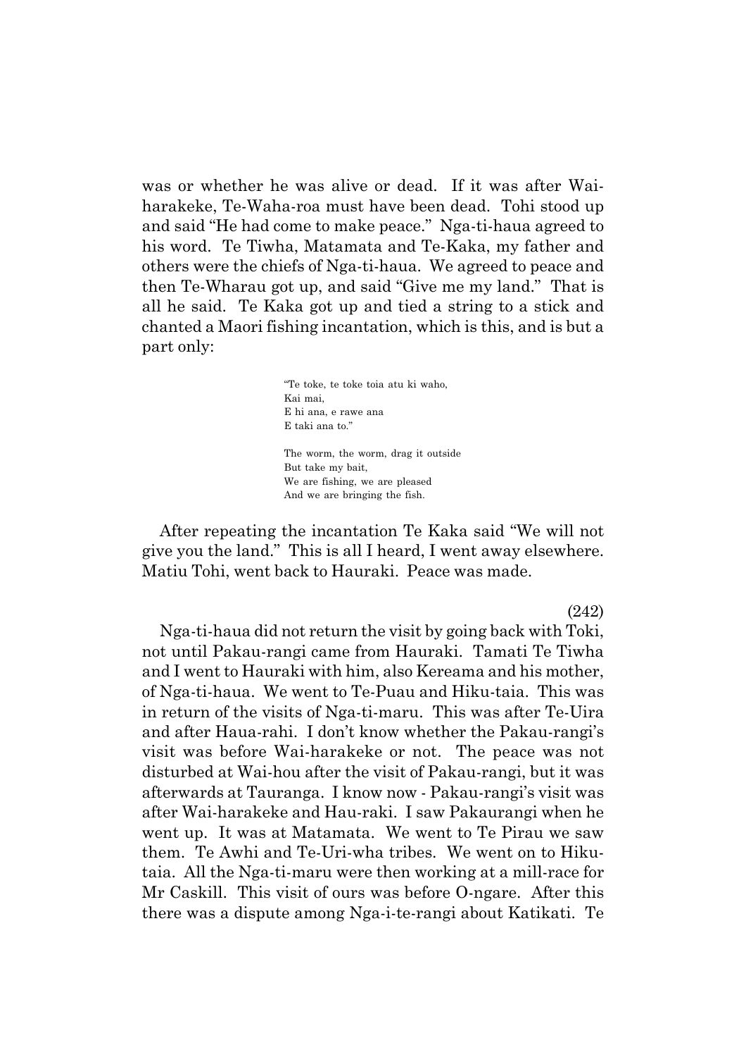was or whether he was alive or dead. If it was after Wai-harakeke, Te-Waha-roa must have been dead. Tohi stood up and said "He had come to make peace." Nga-ti-haua agreed to his word. Te Tiwha, Matamata and Te-Kaka, my father and others were the chiefs of Nga-ti-haua. We agreed to peace and then Te-Wharau got up, and said "Give me my land." That is all he said. Te Kaka got up and tied a string to a stick and chanted a Maori fishing incantation, which is this, and is but a part only:

> "Te toke, te toke toia atu ki waho,
> Kai mai,
> E hi ana, e rawe ana
> E taki ana to."
>
> The worm, the worm, drag it outside
> But take my bait,
> We are fishing, we are pleased
> And we are bringing the fish.

After repeating the incantation Te Kaka said "We will not give you the land." This is all I heard, I went away elsewhere. Matiu Tohi, went back to Hauraki. Peace was made.

(242)

Nga-ti-haua did not return the visit by going back with Toki, not until Pakau-rangi came from Hauraki. Tamati Te Tiwha and I went to Hauraki with him, also Kereama and his mother, of Nga-ti-haua. We went to Te-Puau and Hiku-taia. This was in return of the visits of Nga-ti-maru. This was after Te-Uira and after Haua-rahi. I don't know whether the Pakau-rangi's visit was before Wai-harakeke or not. The peace was not disturbed at Wai-hou after the visit of Pakau-rangi, but it was afterwards at Tauranga. I know now - Pakau-rangi's visit was after Wai-harakeke and Hau-raki. I saw Pakaurangi when he went up. It was at Matamata. We went to Te Pirau we saw them. Te Awhi and Te-Uri-wha tribes. We went on to Hiku-taia. All the Nga-ti-maru were then working at a mill-race for Mr Caskill. This visit of ours was before O-ngare. After this there was a dispute among Nga-i-te-rangi about Katikati. Te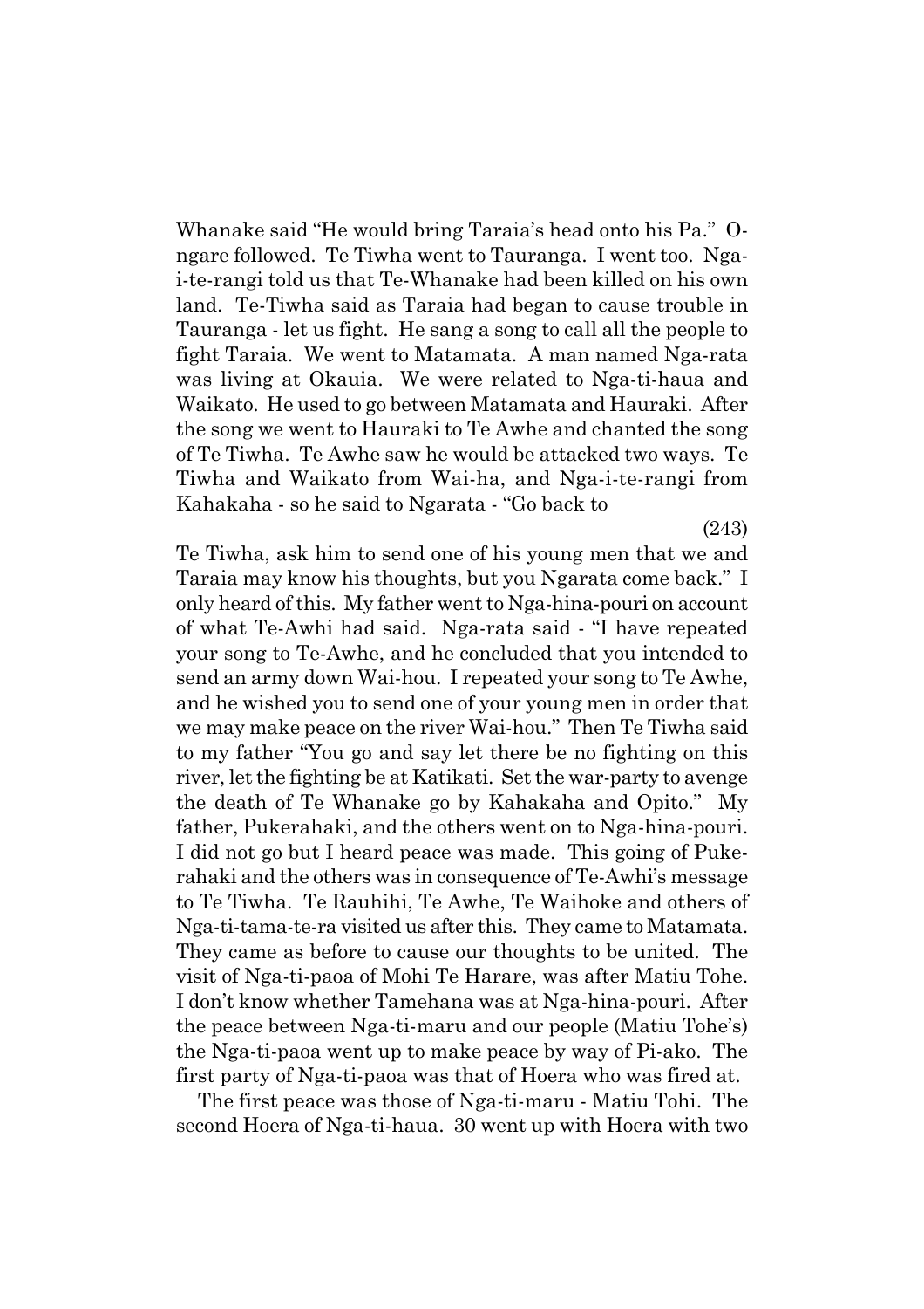Whanake said "He would bring Taraia's head onto his Pa." Ongare followed. Te Tiwha went to Tauranga. I went too. Nga-i-te-rangi told us that Te-Whanake had been killed on his own land. Te-Tiwha said as Taraia had began to cause trouble in Tauranga - let us fight. He sang a song to call all the people to fight Taraia. We went to Matamata. A man named Nga-rata was living at Okauia. We were related to Nga-ti-haua and Waikato. He used to go between Matamata and Hauraki. After the song we went to Hauraki to Te Awhe and chanted the song of Te Tiwha. Te Awhe saw he would be attacked two ways. Te Tiwha and Waikato from Wai-ha, and Nga-i-te-rangi from Kahakaha - so he said to Ngarata - "Go back to

(243)

Te Tiwha, ask him to send one of his young men that we and Taraia may know his thoughts, but you Ngarata come back." I only heard of this. My father went to Nga-hina-pouri on account of what Te-Awhi had said. Nga-rata said - "I have repeated your song to Te-Awhe, and he concluded that you intended to send an army down Wai-hou. I repeated your song to Te Awhe, and he wished you to send one of your young men in order that we may make peace on the river Wai-hou." Then Te Tiwha said to my father "You go and say let there be no fighting on this river, let the fighting be at Katikati. Set the war-party to avenge the death of Te Whanake go by Kahakaha and Opito." My father, Pukerahaki, and the others went on to Nga-hina-pouri. I did not go but I heard peace was made. This going of Pukerahaki and the others was in consequence of Te-Awhi's message to Te Tiwha. Te Rauhihi, Te Awhe, Te Waihoke and others of Nga-ti-tama-te-ra visited us after this. They came to Matamata. They came as before to cause our thoughts to be united. The visit of Nga-ti-paoa of Mohi Te Harare, was after Matiu Tohe. I don't know whether Tamehana was at Nga-hina-pouri. After the peace between Nga-ti-maru and our people (Matiu Tohe's) the Nga-ti-paoa went up to make peace by way of Pi-ako. The first party of Nga-ti-paoa was that of Hoera who was fired at.

The first peace was those of Nga-ti-maru - Matiu Tohi. The second Hoera of Nga-ti-haua. 30 went up with Hoera with two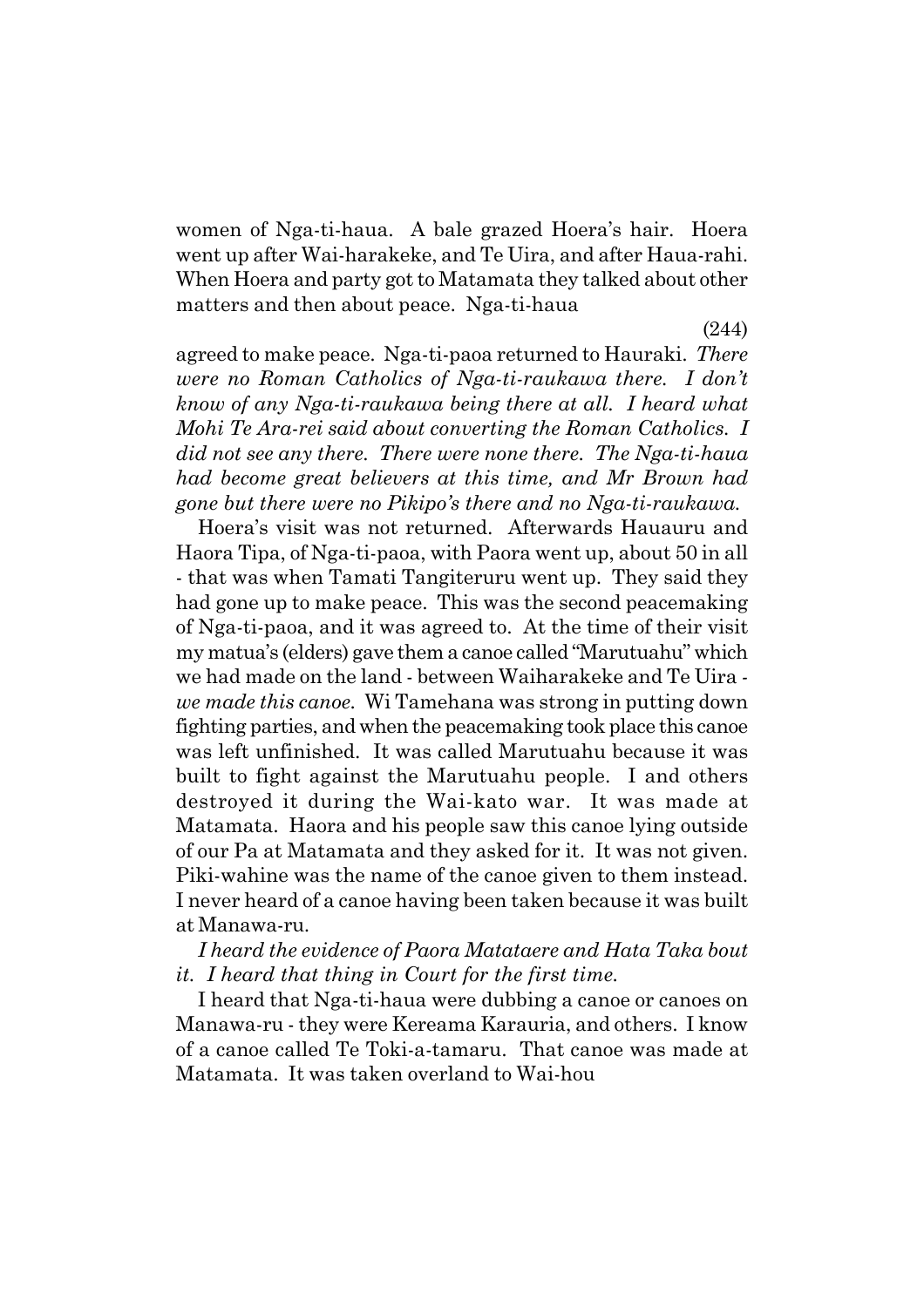women of Nga-ti-haua. A bale grazed Hoera's hair. Hoera went up after Wai-harakeke, and Te Uira, and after Haua-rahi. When Hoera and party got to Matamata they talked about other matters and then about peace. Nga-ti-haua

(244)

agreed to make peace. Nga-ti-paoa returned to Hauraki. *There were no Roman Catholics of Nga-ti-raukawa there. I don't know of any Nga-ti-raukawa being there at all. I heard what Mohi Te Ara-rei said about converting the Roman Catholics. I did not see any there. There were none there. The Nga-ti-haua had become great believers at this time, and Mr Brown had gone but there were no Pikipo's there and no Nga-ti-raukawa.*

Hoera's visit was not returned. Afterwards Hauauru and Haora Tipa, of Nga-ti-paoa, with Paora went up, about 50 in all - that was when Tamati Tangiteruru went up. They said they had gone up to make peace. This was the second peacemaking of Nga-ti-paoa, and it was agreed to. At the time of their visit my matua's (elders) gave them a canoe called "Marutuahu" which we had made on the land - between Waiharakeke and Te Uira - *we made this canoe.* Wi Tamehana was strong in putting down fighting parties, and when the peacemaking took place this canoe was left unfinished. It was called Marutuahu because it was built to fight against the Marutuahu people. I and others destroyed it during the Wai-kato war. It was made at Matamata. Haora and his people saw this canoe lying outside of our Pa at Matamata and they asked for it. It was not given. Piki-wahine was the name of the canoe given to them instead. I never heard of a canoe having been taken because it was built at Manawa-ru.

*I heard the evidence of Paora Matataere and Hata Taka bout it. I heard that thing in Court for the first time.*

I heard that Nga-ti-haua were dubbing a canoe or canoes on Manawa-ru - they were Kereama Karauria, and others. I know of a canoe called Te Toki-a-tamaru. That canoe was made at Matamata. It was taken overland to Wai-hou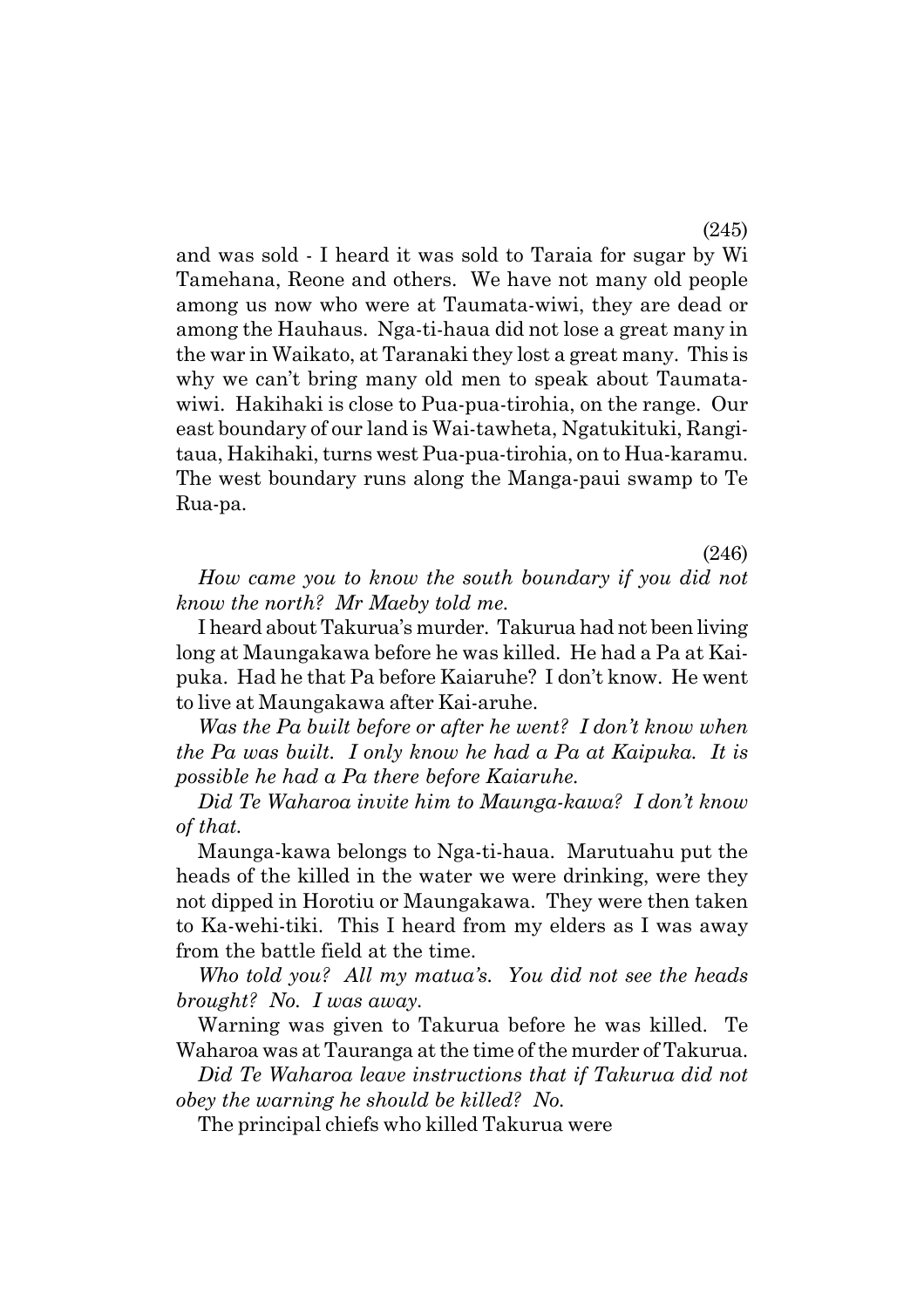(245)

and was sold - I heard it was sold to Taraia for sugar by Wi Tamehana, Reone and others. We have not many old people among us now who were at Taumata-wiwi, they are dead or among the Hauhaus. Nga-ti-haua did not lose a great many in the war in Waikato, at Taranaki they lost a great many. This is why we can't bring many old men to speak about Taumata-wiwi. Hakihaki is close to Pua-pua-tirohia, on the range. Our east boundary of our land is Wai-tawheta, Ngatukituki, Rangi-taua, Hakihaki, turns west Pua-pua-tirohia, on to Hua-karamu. The west boundary runs along the Manga-paui swamp to Te Rua-pa.

(246)

*How came you to know the south boundary if you did not know the north? Mr Maeby told me.*

I heard about Takurua's murder. Takurua had not been living long at Maungakawa before he was killed. He had a Pa at Kai-puka. Had he that Pa before Kaiaruhe? I don't know. He went to live at Maungakawa after Kai-aruhe.

*Was the Pa built before or after he went? I don't know when the Pa was built. I only know he had a Pa at Kaipuka. It is possible he had a Pa there before Kaiaruhe.*

*Did Te Waharoa invite him to Maunga-kawa? I don't know of that.*

Maunga-kawa belongs to Nga-ti-haua. Marutuahu put the heads of the killed in the water we were drinking, were they not dipped in Horotiu or Maungakawa. They were then taken to Ka-wehi-tiki. This I heard from my elders as I was away from the battle field at the time.

*Who told you? All my matua's. You did not see the heads brought? No. I was away.*

Warning was given to Takurua before he was killed. Te Waharoa was at Tauranga at the time of the murder of Takurua.

*Did Te Waharoa leave instructions that if Takurua did not obey the warning he should be killed? No.*

The principal chiefs who killed Takurua were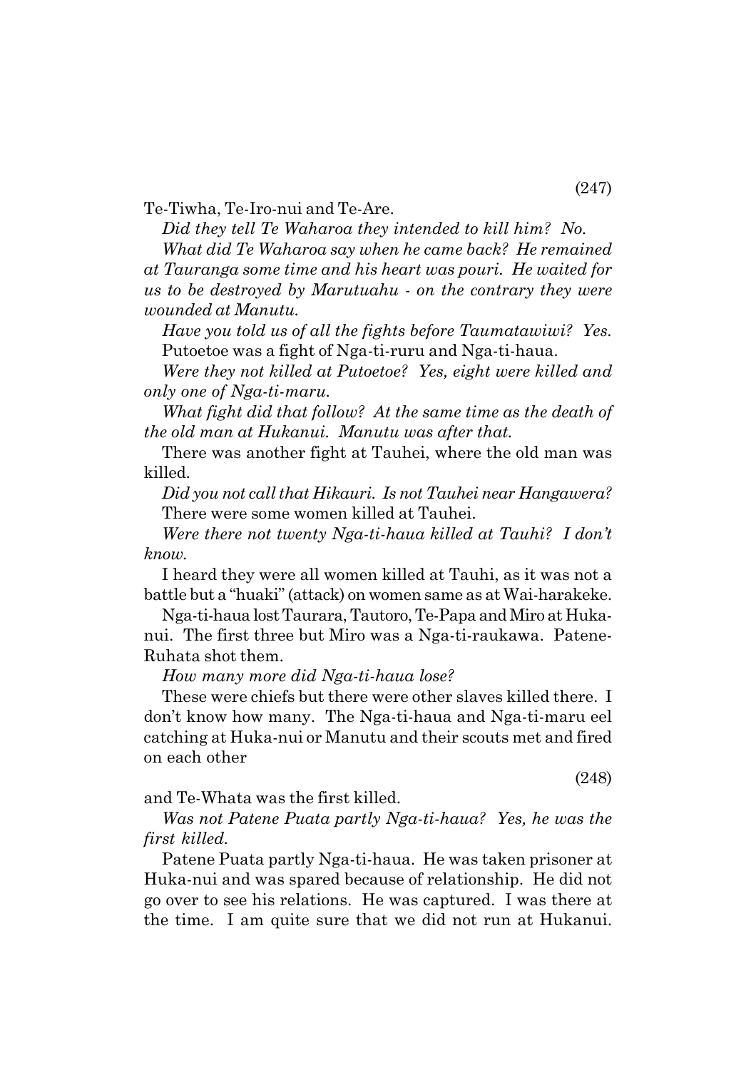(247)

Te-Tiwha, Te-Iro-nui and Te-Are.

*Did they tell Te Waharoa they intended to kill him? No.*

*What did Te Waharoa say when he came back? He remained at Tauranga some time and his heart was pouri. He waited for us to be destroyed by Marutuahu - on the contrary they were wounded at Manutu.*

*Have you told us of all the fights before Taumatawiwi? Yes.*
Putoetoe was a fight of Nga-ti-ruru and Nga-ti-haua.

*Were they not killed at Putoetoe? Yes, eight were killed and only one of Nga-ti-maru.*

*What fight did that follow? At the same time as the death of the old man at Hukanui. Manutu was after that.*

There was another fight at Tauhei, where the old man was killed.

*Did you not call that Hikauri. Is not Tauhei near Hangawera?*
There were some women killed at Tauhei.

*Were there not twenty Nga-ti-haua killed at Tauhi? I don't know.*

I heard they were all women killed at Tauhi, as it was not a battle but a "huaki" (attack) on women same as at Wai-harakeke.

Nga-ti-haua lost Taurara, Tautoro, Te-Papa and Miro at Huka-nui. The first three but Miro was a Nga-ti-raukawa. Patene-Ruhata shot them.

*How many more did Nga-ti-haua lose?*

These were chiefs but there were other slaves killed there. I don't know how many. The Nga-ti-haua and Nga-ti-maru eel catching at Huka-nui or Manutu and their scouts met and fired on each other

(248)

and Te-Whata was the first killed.

*Was not Patene Puata partly Nga-ti-haua? Yes, he was the first killed.*

Patene Puata partly Nga-ti-haua. He was taken prisoner at Huka-nui and was spared because of relationship. He did not go over to see his relations. He was captured. I was there at the time. I am quite sure that we did not run at Hukanui.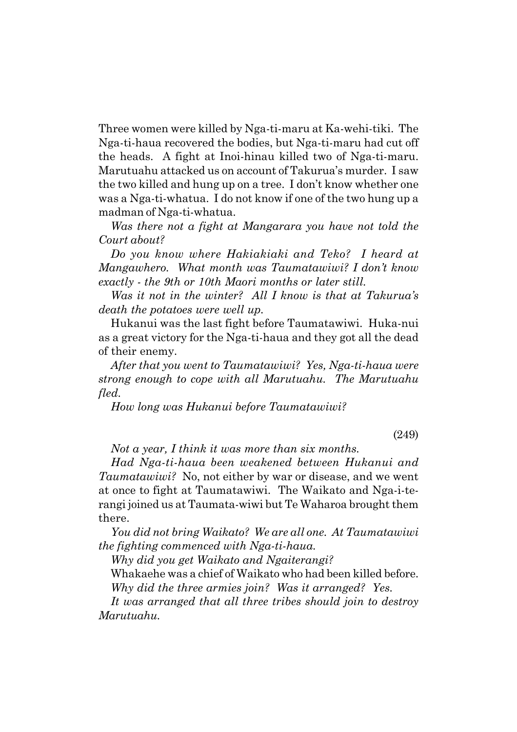Three women were killed by Nga-ti-maru at Ka-wehi-tiki. The Nga-ti-haua recovered the bodies, but Nga-ti-maru had cut off the heads. A fight at Inoi-hinau killed two of Nga-ti-maru. Marutuahu attacked us on account of Takurua's murder. I saw the two killed and hung up on a tree. I don't know whether one was a Nga-ti-whatua. I do not know if one of the two hung up a madman of Nga-ti-whatua.

*Was there not a fight at Mangarara you have not told the Court about?*

*Do you know where Hakiakiaki and Teko? I heard at Mangawhero. What month was Taumatawiwi? I don't know exactly - the 9th or 10th Maori months or later still.*

*Was it not in the winter? All I know is that at Takurua's death the potatoes were well up.*

Hukanui was the last fight before Taumatawiwi. Huka-nui as a great victory for the Nga-ti-haua and they got all the dead of their enemy.

*After that you went to Taumatawiwi? Yes, Nga-ti-haua were strong enough to cope with all Marutuahu. The Marutuahu fled.*

*How long was Hukanui before Taumatawiwi?*

*Not a year, I think it was more than six months.*

*Had Nga-ti-haua been weakened between Hukanui and Taumatawiwi?* No, not either by war or disease, and we went at once to fight at Taumatawiwi. The Waikato and Nga-i-te-rangi joined us at Taumata-wiwi but Te Waharoa brought them there.

*You did not bring Waikato? We are all one. At Taumatawiwi the fighting commenced with Nga-ti-haua.*

*Why did you get Waikato and Ngaiterangi?*

Whakaehe was a chief of Waikato who had been killed before.

*Why did the three armies join? Was it arranged? Yes.*

*It was arranged that all three tribes should join to destroy Marutuahu.*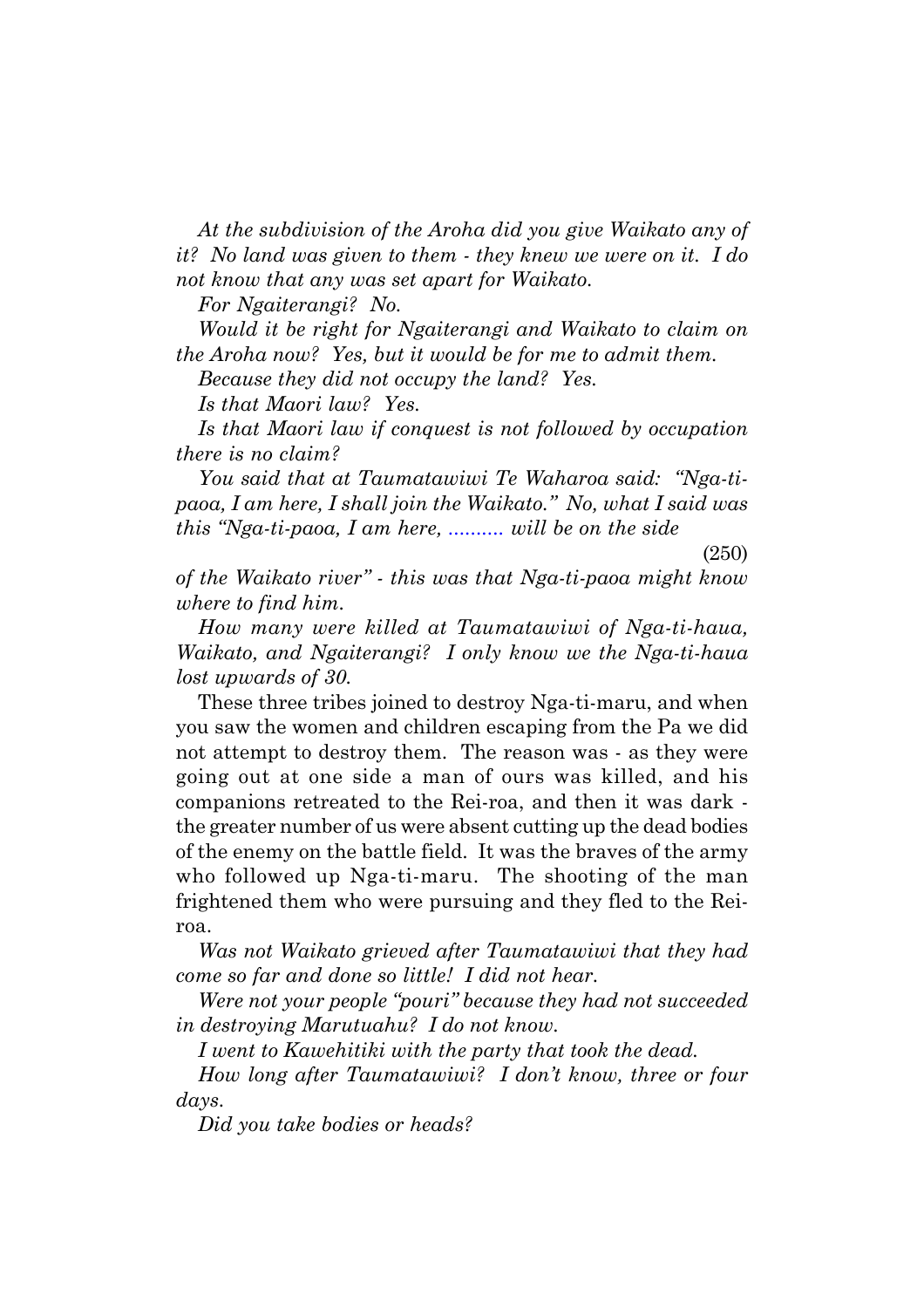*At the subdivision of the Aroha did you give Waikato any of it? No land was given to them - they knew we were on it. I do not know that any was set apart for Waikato.*

*For Ngaiterangi? No.*

*Would it be right for Ngaiterangi and Waikato to claim on the Aroha now? Yes, but it would be for me to admit them.*

*Because they did not occupy the land? Yes.*

*Is that Maori law? Yes.*

*Is that Maori law if conquest is not followed by occupation there is no claim?*

*You said that at Taumatawiwi Te Waharoa said: "Nga-ti-paoa, I am here, I shall join the Waikato." No, what I said was this "Nga-ti-paoa, I am here, .......... will be on the side*

(250)

*of the Waikato river" - this was that Nga-ti-paoa might know where to find him.*

*How many were killed at Taumatawiwi of Nga-ti-haua, Waikato, and Ngaiterangi? I only know we the Nga-ti-haua lost upwards of 30.*

These three tribes joined to destroy Nga-ti-maru, and when you saw the women and children escaping from the Pa we did not attempt to destroy them. The reason was - as they were going out at one side a man of ours was killed, and his companions retreated to the Rei-roa, and then it was dark - the greater number of us were absent cutting up the dead bodies of the enemy on the battle field. It was the braves of the army who followed up Nga-ti-maru. The shooting of the man frightened them who were pursuing and they fled to the Rei-roa.

*Was not Waikato grieved after Taumatawiwi that they had come so far and done so little! I did not hear.*

*Were not your people "pouri" because they had not succeeded in destroying Marutuahu? I do not know.*

*I went to Kawehitiki with the party that took the dead.*

*How long after Taumatawiwi? I don't know, three or four days.*

*Did you take bodies or heads?*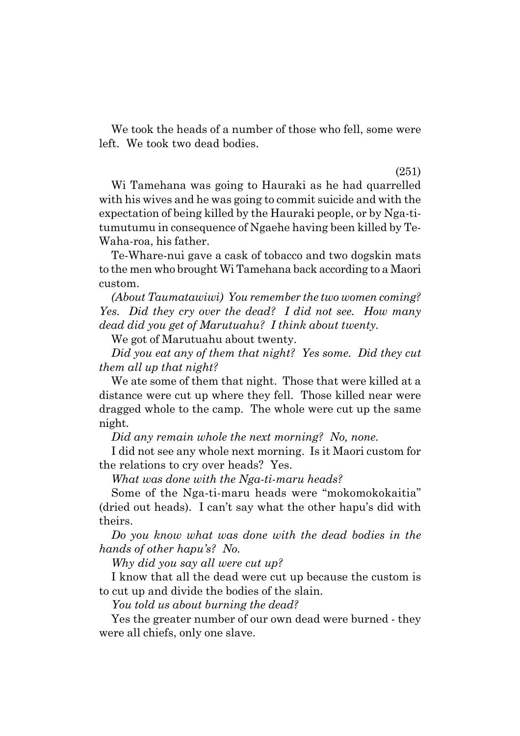We took the heads of a number of those who fell, some were left. We took two dead bodies.

(251)

Wi Tamehana was going to Hauraki as he had quarrelled with his wives and he was going to commit suicide and with the expectation of being killed by the Hauraki people, or by Nga-ti-tumutumu in consequence of Ngaehe having been killed by Te-Waha-roa, his father.

Te-Whare-nui gave a cask of tobacco and two dogskin mats to the men who brought Wi Tamehana back according to a Maori custom.

*(About Taumatawiwi) You remember the two women coming? Yes. Did they cry over the dead? I did not see. How many dead did you get of Marutuahu? I think about twenty.*

We got of Marutuahu about twenty.

*Did you eat any of them that night? Yes some. Did they cut them all up that night?*

We ate some of them that night. Those that were killed at a distance were cut up where they fell. Those killed near were dragged whole to the camp. The whole were cut up the same night.

*Did any remain whole the next morning? No, none.*

I did not see any whole next morning. Is it Maori custom for the relations to cry over heads? Yes.

*What was done with the Nga-ti-maru heads?*

Some of the Nga-ti-maru heads were "mokomokokaitia" (dried out heads). I can't say what the other hapu's did with theirs.

*Do you know what was done with the dead bodies in the hands of other hapu's? No.*

*Why did you say all were cut up?*

I know that all the dead were cut up because the custom is to cut up and divide the bodies of the slain.

*You told us about burning the dead?*

Yes the greater number of our own dead were burned - they were all chiefs, only one slave.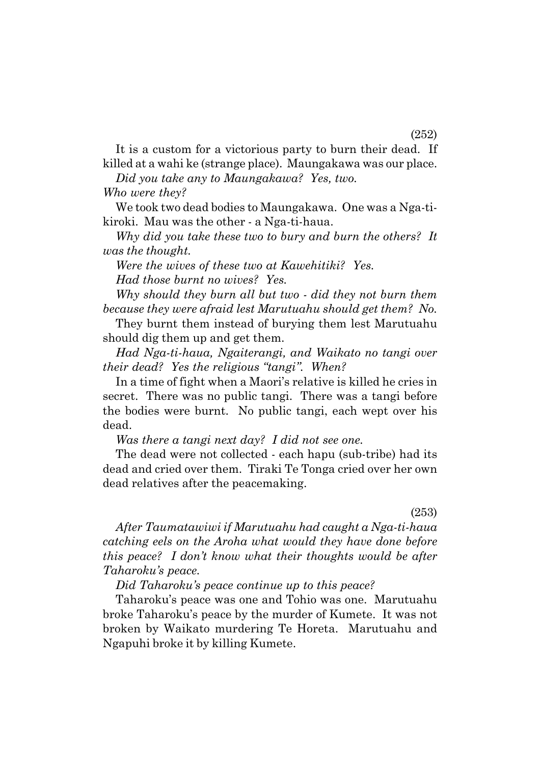(252)

It is a custom for a victorious party to burn their dead. If killed at a wahi ke (strange place). Maungakawa was our place.

*Did you take any to Maungakawa? Yes, two.*

*Who were they?*

We took two dead bodies to Maungakawa. One was a Nga-ti-kiroki. Mau was the other - a Nga-ti-haua.

*Why did you take these two to bury and burn the others? It was the thought.*

*Were the wives of these two at Kawehitiki? Yes.*

*Had those burnt no wives? Yes.*

*Why should they burn all but two - did they not burn them because they were afraid lest Marutuahu should get them? No.*

They burnt them instead of burying them lest Marutuahu should dig them up and get them.

*Had Nga-ti-haua, Ngaiterangi, and Waikato no tangi over their dead? Yes the religious "tangi". When?*

In a time of fight when a Maori's relative is killed he cries in secret. There was no public tangi. There was a tangi before the bodies were burnt. No public tangi, each wept over his dead.

*Was there a tangi next day? I did not see one.*

The dead were not collected - each hapu (sub-tribe) had its dead and cried over them. Tiraki Te Tonga cried over her own dead relatives after the peacemaking.

(253)

*After Taumatawiwi if Marutuahu had caught a Nga-ti-haua catching eels on the Aroha what would they have done before this peace? I don't know what their thoughts would be after Taharoku's peace.*

*Did Taharoku's peace continue up to this peace?*

Taharoku's peace was one and Tohio was one. Marutuahu broke Taharoku's peace by the murder of Kumete. It was not broken by Waikato murdering Te Horeta. Marutuahu and Ngapuhi broke it by killing Kumete.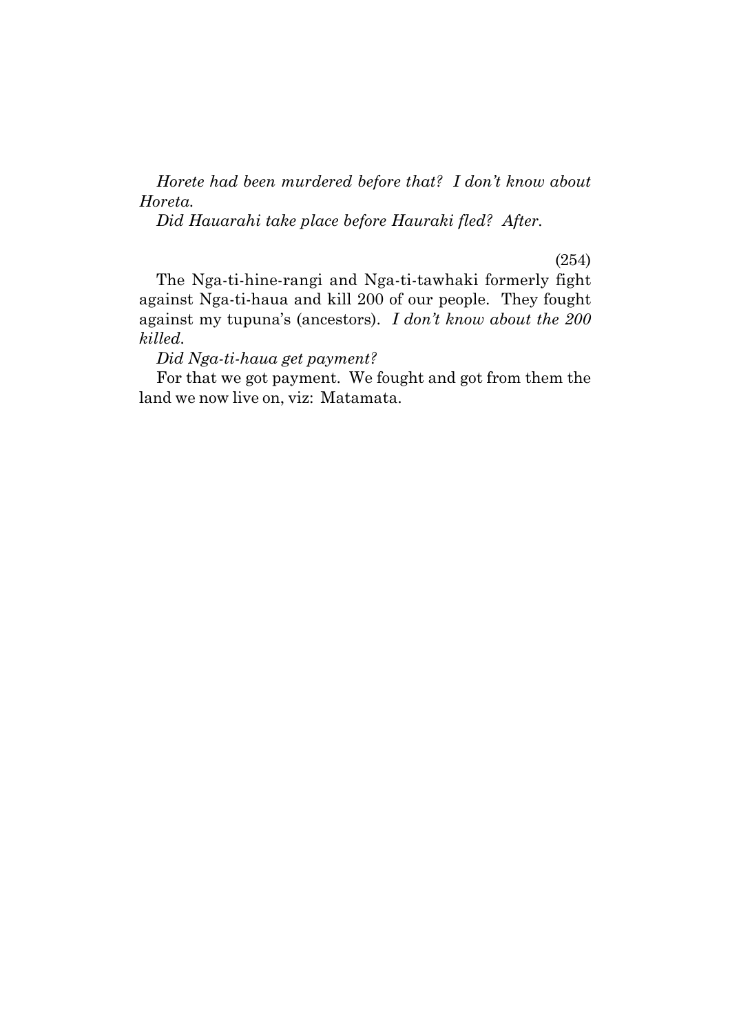*Horete had been murdered before that? I don't know about Horeta.*

*Did Hauarahi take place before Hauraki fled? After.*

(254)

The Nga-ti-hine-rangi and Nga-ti-tawhaki formerly fight against Nga-ti-haua and kill 200 of our people. They fought against my tupuna's (ancestors). *I don't know about the 200 killed.*

*Did Nga-ti-haua get payment?*

For that we got payment. We fought and got from them the land we now live on, viz: Matamata.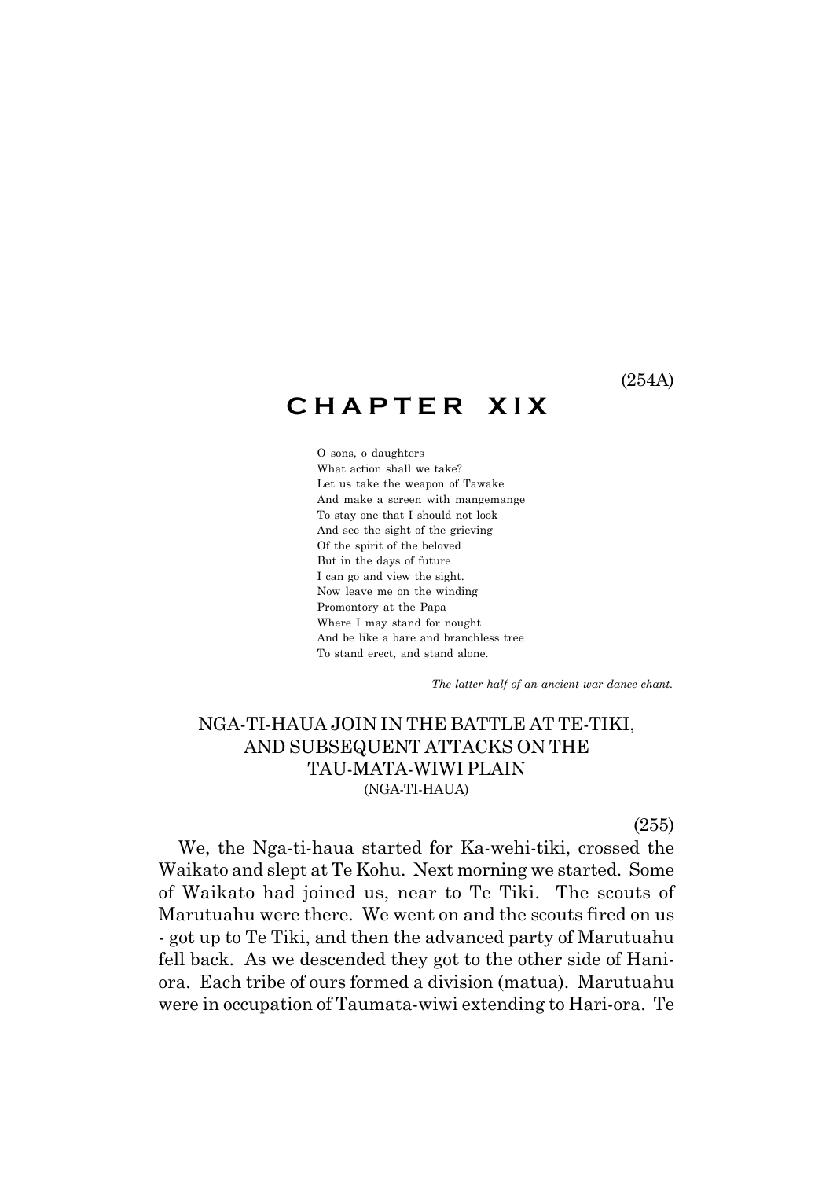(254A)

# CHAPTER XIX

O sons, o daughters  
What action shall we take?  
Let us take the weapon of Tawake  
And make a screen with mangemange  
To stay one that I should not look  
And see the sight of the grieving  
Of the spirit of the beloved  
But in the days of future  
I can go and view the sight.  
Now leave me on the winding  
Promontory at the Papa  
Where I may stand for nought  
And be like a bare and branchless tree  
To stand erect, and stand alone.

*The latter half of an ancient war dance chant.*

## NGA-TI-HAUA JOIN IN THE BATTLE AT TE-TIKI, AND SUBSEQUENT ATTACKS ON THE TAU-MATA-WIWI PLAIN
(NGA-TI-HAUA)

(255)

We, the Nga-ti-haua started for Ka-wehi-tiki, crossed the Waikato and slept at Te Kohu. Next morning we started. Some of Waikato had joined us, near to Te Tiki. The scouts of Marutuahu were there. We went on and the scouts fired on us - got up to Te Tiki, and then the advanced party of Marutuahu fell back. As we descended they got to the other side of Hani-ora. Each tribe of ours formed a division (matua). Marutuahu were in occupation of Taumata-wiwi extending to Hari-ora. Te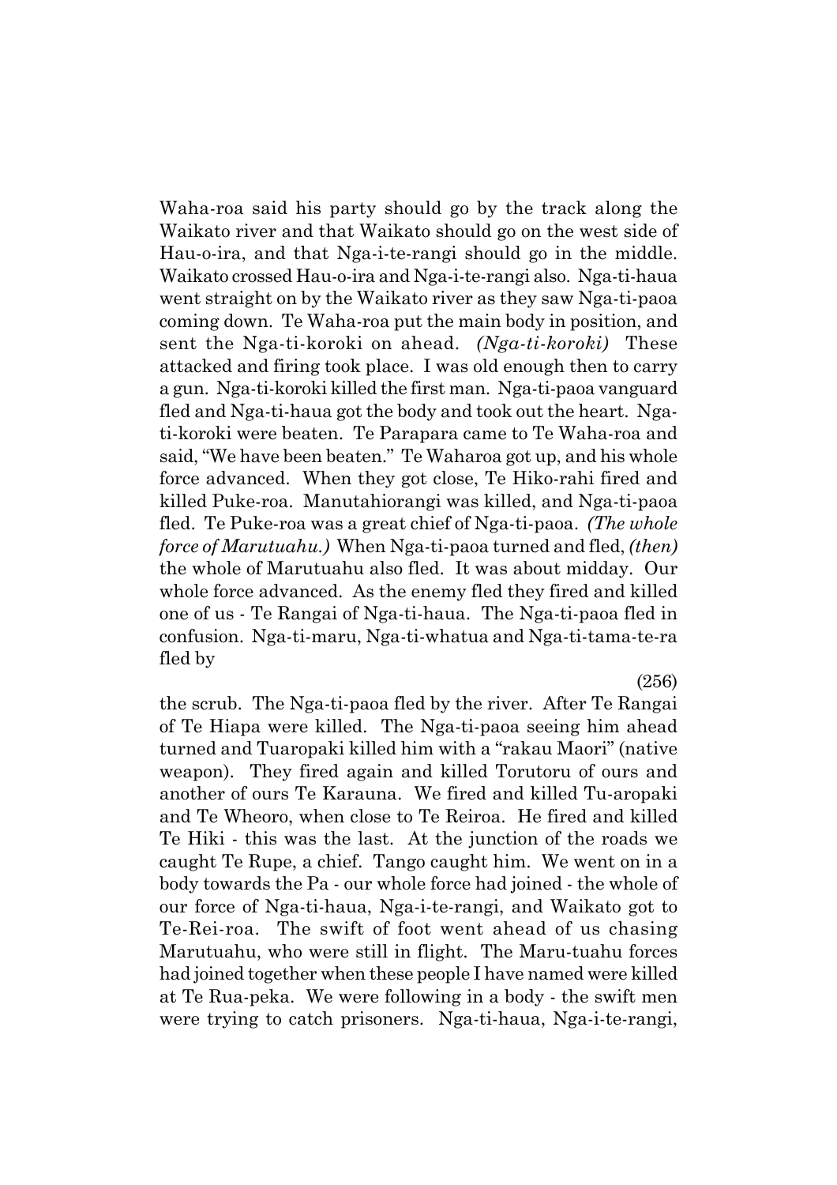Waha-roa said his party should go by the track along the Waikato river and that Waikato should go on the west side of Hau-o-ira, and that Nga-i-te-rangi should go in the middle. Waikato crossed Hau-o-ira and Nga-i-te-rangi also. Nga-ti-haua went straight on by the Waikato river as they saw Nga-ti-paoa coming down. Te Waha-roa put the main body in position, and sent the Nga-ti-koroki on ahead. *(Nga-ti-koroki)* These attacked and firing took place. I was old enough then to carry a gun. Nga-ti-koroki killed the first man. Nga-ti-paoa vanguard fled and Nga-ti-haua got the body and took out the heart. Nga-ti-koroki were beaten. Te Parapara came to Te Waha-roa and said, "We have been beaten." Te Waharoa got up, and his whole force advanced. When they got close, Te Hiko-rahi fired and killed Puke-roa. Manutahiorangi was killed, and Nga-ti-paoa fled. Te Puke-roa was a great chief of Nga-ti-paoa. *(The whole force of Marutuahu.)* When Nga-ti-paoa turned and fled, *(then)* the whole of Marutuahu also fled. It was about midday. Our whole force advanced. As the enemy fled they fired and killed one of us - Te Rangai of Nga-ti-haua. The Nga-ti-paoa fled in confusion. Nga-ti-maru, Nga-ti-whatua and Nga-ti-tama-te-ra fled by

(256)

the scrub. The Nga-ti-paoa fled by the river. After Te Rangai of Te Hiapa were killed. The Nga-ti-paoa seeing him ahead turned and Tuaropaki killed him with a "rakau Maori" (native weapon). They fired again and killed Torutoru of ours and another of ours Te Karauna. We fired and killed Tu-aropaki and Te Wheoro, when close to Te Reiroa. He fired and killed Te Hiki - this was the last. At the junction of the roads we caught Te Rupe, a chief. Tango caught him. We went on in a body towards the Pa - our whole force had joined - the whole of our force of Nga-ti-haua, Nga-i-te-rangi, and Waikato got to Te-Rei-roa. The swift of foot went ahead of us chasing Marutuahu, who were still in flight. The Maru-tuahu forces had joined together when these people I have named were killed at Te Rua-peka. We were following in a body - the swift men were trying to catch prisoners. Nga-ti-haua, Nga-i-te-rangi,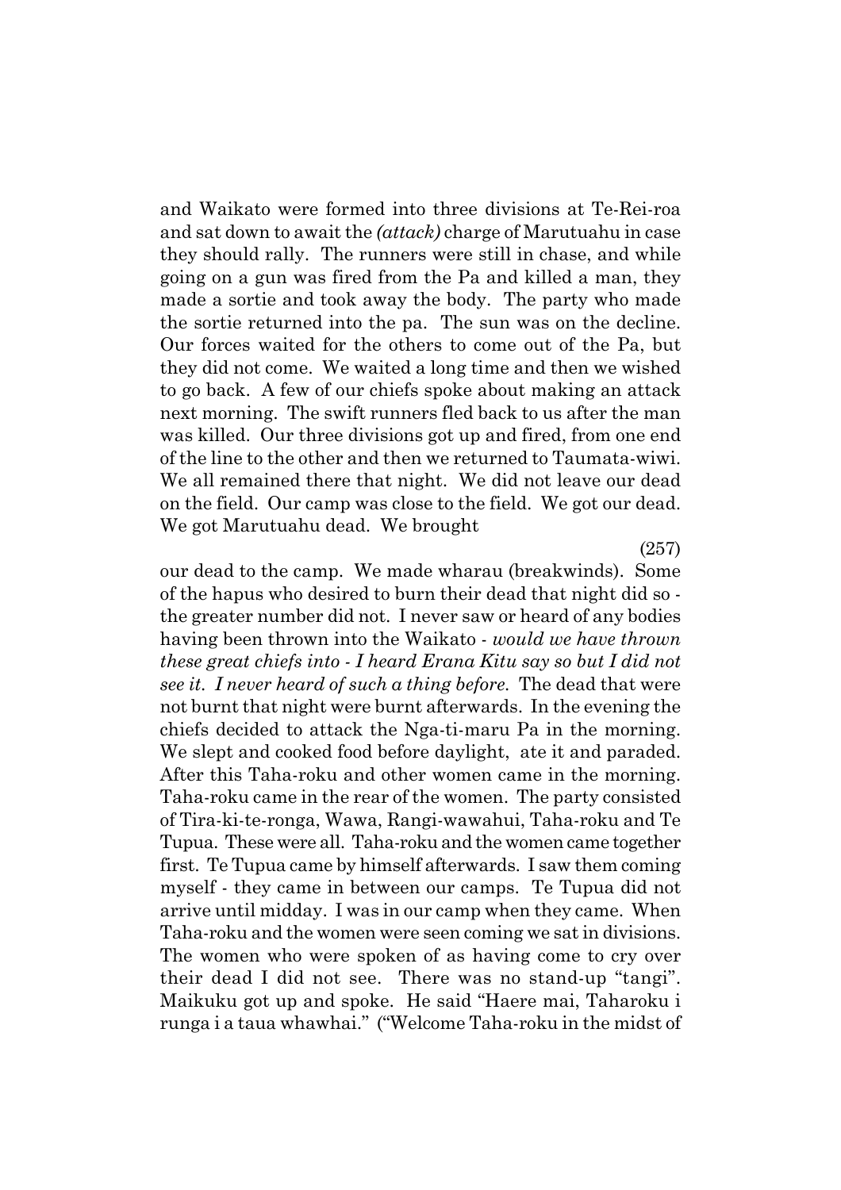and Waikato were formed into three divisions at Te-Rei-roa and sat down to await the *(attack)* charge of Marutuahu in case they should rally. The runners were still in chase, and while going on a gun was fired from the Pa and killed a man, they made a sortie and took away the body. The party who made the sortie returned into the pa. The sun was on the decline. Our forces waited for the others to come out of the Pa, but they did not come. We waited a long time and then we wished to go back. A few of our chiefs spoke about making an attack next morning. The swift runners fled back to us after the man was killed. Our three divisions got up and fired, from one end of the line to the other and then we returned to Taumata-wiwi. We all remained there that night. We did not leave our dead on the field. Our camp was close to the field. We got our dead. We got Marutuahu dead. We brought

(257)

our dead to the camp. We made wharau (breakwinds). Some of the hapus who desired to burn their dead that night did so - the greater number did not. I never saw or heard of any bodies having been thrown into the Waikato - *would we have thrown these great chiefs into - I heard Erana Kitu say so but I did not see it. I never heard of such a thing before.* The dead that were not burnt that night were burnt afterwards. In the evening the chiefs decided to attack the Nga-ti-maru Pa in the morning. We slept and cooked food before daylight, ate it and paraded. After this Taha-roku and other women came in the morning. Taha-roku came in the rear of the women. The party consisted of Tira-ki-te-ronga, Wawa, Rangi-wawahui, Taha-roku and Te Tupua. These were all. Taha-roku and the women came together first. Te Tupua came by himself afterwards. I saw them coming myself - they came in between our camps. Te Tupua did not arrive until midday. I was in our camp when they came. When Taha-roku and the women were seen coming we sat in divisions. The women who were spoken of as having come to cry over their dead I did not see. There was no stand-up "tangi". Maikuku got up and spoke. He said "Haere mai, Taharoku i runga i a taua whawhai." ("Welcome Taha-roku in the midst of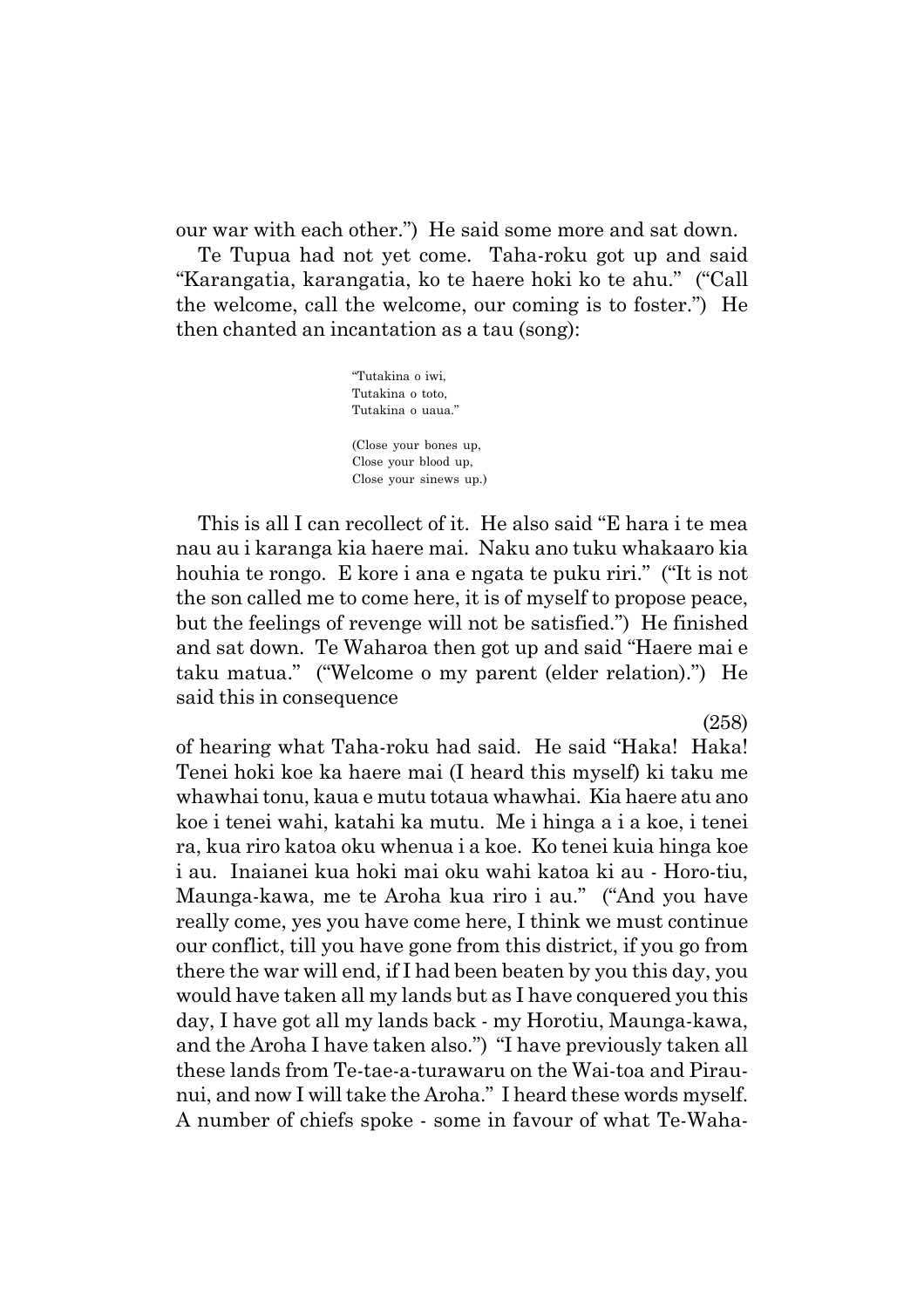our war with each other.") He said some more and sat down.

Te Tupua had not yet come. Taha-roku got up and said "Karangatia, karangatia, ko te haere hoki ko te ahu." ("Call the welcome, call the welcome, our coming is to foster.") He then chanted an incantation as a tau (song):

> "Tutakina o iwi,
> Tutakina o toto,
> Tutakina o uaua."
>
> (Close your bones up,
> Close your blood up,
> Close your sinews up.)

This is all I can recollect of it. He also said "E hara i te mea nau au i karanga kia haere mai. Naku ano tuku whakaaro kia houhia te rongo. E kore i ana e ngata te puku riri." ("It is not the son called me to come here, it is of myself to propose peace, but the feelings of revenge will not be satisfied.") He finished and sat down. Te Waharoa then got up and said "Haere mai e taku matua." ("Welcome o my parent (elder relation).") He said this in consequence

(258)

of hearing what Taha-roku had said. He said "Haka! Haka! Tenei hoki koe ka haere mai (I heard this myself) ki taku me whawhai tonu, kaua e mutu totaua whawhai. Kia haere atu ano koe i tenei wahi, katahi ka mutu. Me i hinga a i a koe, i tenei ra, kua riro katoa oku whenua i a koe. Ko tenei kuia hinga koe i au. Inaianei kua hoki mai oku wahi katoa ki au - Horo-tiu, Maunga-kawa, me te Aroha kua riro i au." ("And you have really come, yes you have come here, I think we must continue our conflict, till you have gone from this district, if you go from there the war will end, if I had been beaten by you this day, you would have taken all my lands but as I have conquered you this day, I have got all my lands back - my Horotiu, Maunga-kawa, and the Aroha I have taken also.") "I have previously taken all these lands from Te-tae-a-turawaru on the Wai-toa and Pirau-nui, and now I will take the Aroha." I heard these words myself. A number of chiefs spoke - some in favour of what Te-Waha-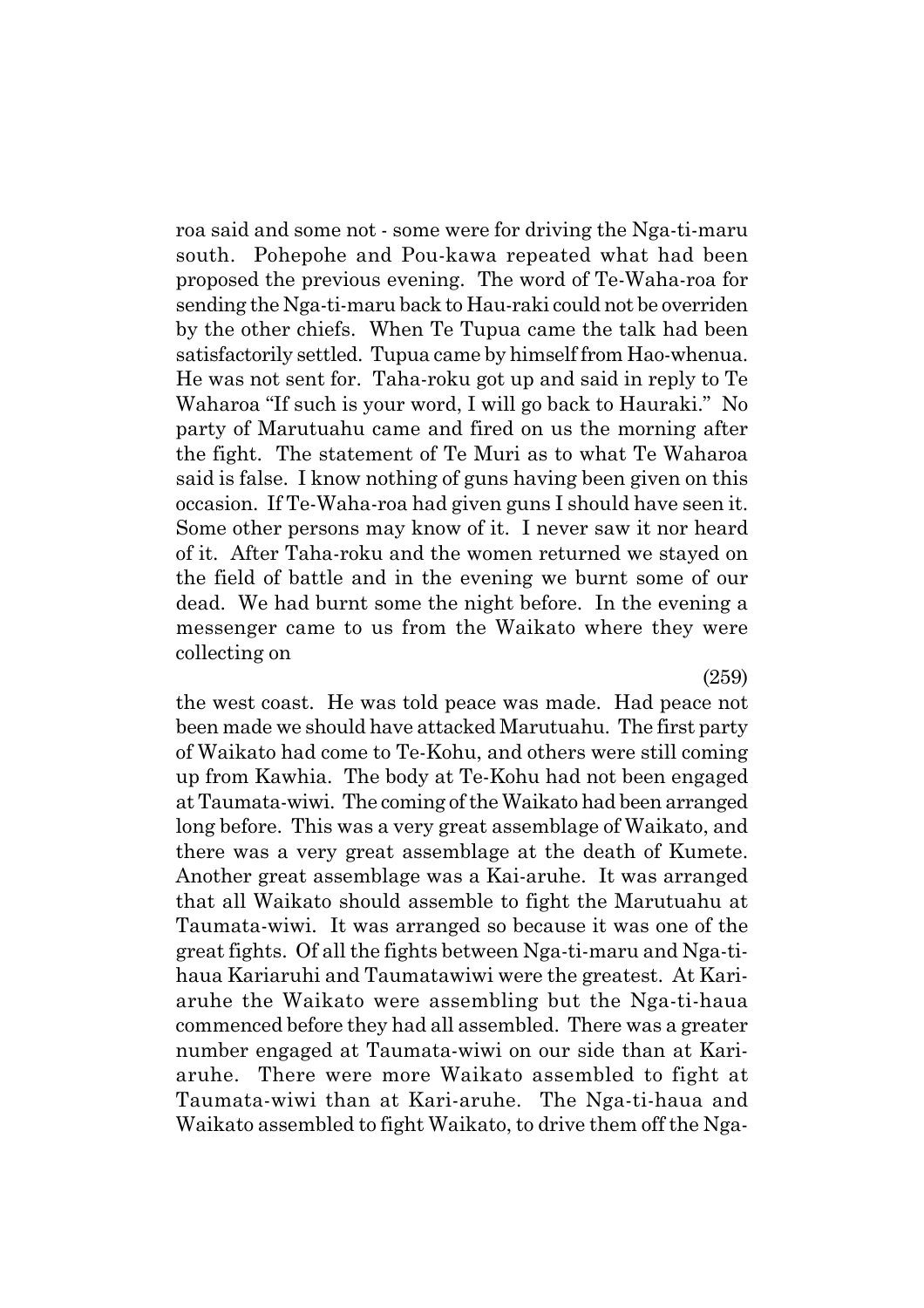roa said and some not - some were for driving the Nga-ti-maru south. Pohepohe and Pou-kawa repeated what had been proposed the previous evening. The word of Te-Waha-roa for sending the Nga-ti-maru back to Hau-raki could not be overriden by the other chiefs. When Te Tupua came the talk had been satisfactorily settled. Tupua came by himself from Hao-whenua. He was not sent for. Taha-roku got up and said in reply to Te Waharoa "If such is your word, I will go back to Hauraki." No party of Marutuahu came and fired on us the morning after the fight. The statement of Te Muri as to what Te Waharoa said is false. I know nothing of guns having been given on this occasion. If Te-Waha-roa had given guns I should have seen it. Some other persons may know of it. I never saw it nor heard of it. After Taha-roku and the women returned we stayed on the field of battle and in the evening we burnt some of our dead. We had burnt some the night before. In the evening a messenger came to us from the Waikato where they were collecting on

(259)

the west coast. He was told peace was made. Had peace not been made we should have attacked Marutuahu. The first party of Waikato had come to Te-Kohu, and others were still coming up from Kawhia. The body at Te-Kohu had not been engaged at Taumata-wiwi. The coming of the Waikato had been arranged long before. This was a very great assemblage of Waikato, and there was a very great assemblage at the death of Kumete. Another great assemblage was a Kai-aruhe. It was arranged that all Waikato should assemble to fight the Marutuahu at Taumata-wiwi. It was arranged so because it was one of the great fights. Of all the fights between Nga-ti-maru and Nga-ti-haua Kariaruhi and Taumatawiwi were the greatest. At Kari-aruhe the Waikato were assembling but the Nga-ti-haua commenced before they had all assembled. There was a greater number engaged at Taumata-wiwi on our side than at Kari-aruhe. There were more Waikato assembled to fight at Taumata-wiwi than at Kari-aruhe. The Nga-ti-haua and Waikato assembled to fight Waikato, to drive them off the Nga-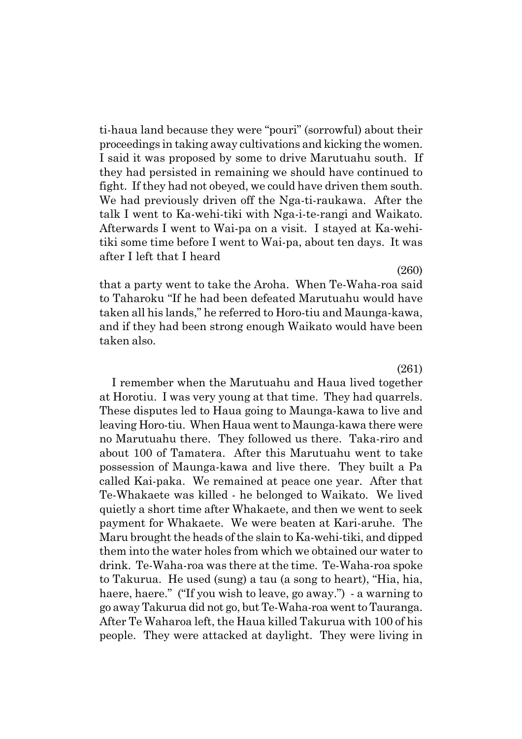ti-haua land because they were "pouri" (sorrowful) about their proceedings in taking away cultivations and kicking the women. I said it was proposed by some to drive Marutuahu south. If they had persisted in remaining we should have continued to fight. If they had not obeyed, we could have driven them south. We had previously driven off the Nga-ti-raukawa. After the talk I went to Ka-wehi-tiki with Nga-i-te-rangi and Waikato. Afterwards I went to Wai-pa on a visit. I stayed at Ka-wehi-tiki some time before I went to Wai-pa, about ten days. It was after I left that I heard

(260)

that a party went to take the Aroha. When Te-Waha-roa said to Taharoku "If he had been defeated Marutuahu would have taken all his lands," he referred to Horo-tiu and Maunga-kawa, and if they had been strong enough Waikato would have been taken also.

(261)

I remember when the Marutuahu and Haua lived together at Horotiu. I was very young at that time. They had quarrels. These disputes led to Haua going to Maunga-kawa to live and leaving Horo-tiu. When Haua went to Maunga-kawa there were no Marutuahu there. They followed us there. Taka-riro and about 100 of Tamatera. After this Marutuahu went to take possession of Maunga-kawa and live there. They built a Pa called Kai-paka. We remained at peace one year. After that Te-Whakaete was killed - he belonged to Waikato. We lived quietly a short time after Whakaete, and then we went to seek payment for Whakaete. We were beaten at Kari-aruhe. The Maru brought the heads of the slain to Ka-wehi-tiki, and dipped them into the water holes from which we obtained our water to drink. Te-Waha-roa was there at the time. Te-Waha-roa spoke to Takurua. He used (sung) a tau (a song to heart), "Hia, hia, haere, haere." ("If you wish to leave, go away.") - a warning to go away Takurua did not go, but Te-Waha-roa went to Tauranga. After Te Waharoa left, the Haua killed Takurua with 100 of his people. They were attacked at daylight. They were living in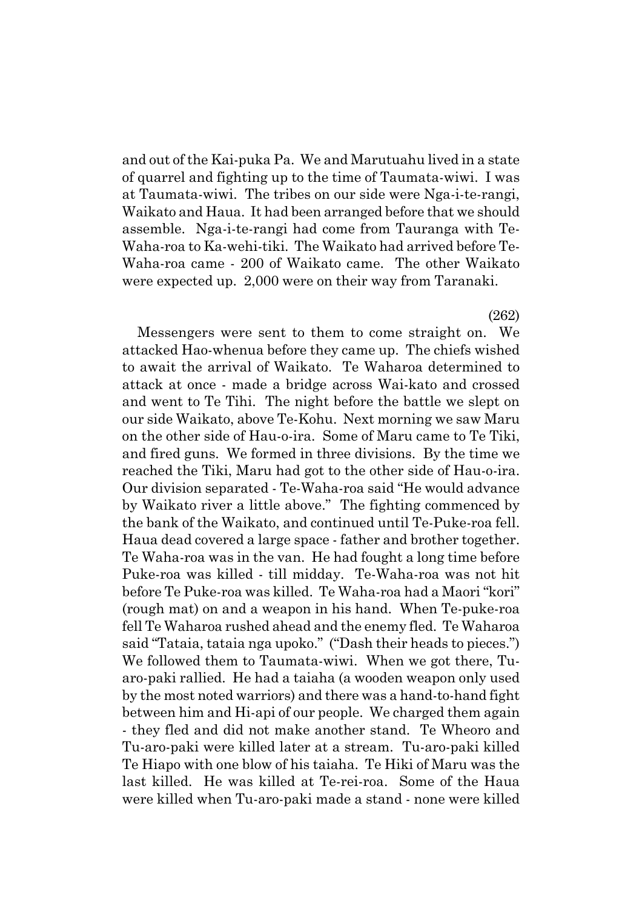and out of the Kai-puka Pa. We and Marutuahu lived in a state of quarrel and fighting up to the time of Taumata-wiwi. I was at Taumata-wiwi. The tribes on our side were Nga-i-te-rangi, Waikato and Haua. It had been arranged before that we should assemble. Nga-i-te-rangi had come from Tauranga with Te-Waha-roa to Ka-wehi-tiki. The Waikato had arrived before Te-Waha-roa came - 200 of Waikato came. The other Waikato were expected up. 2,000 were on their way from Taranaki.

(262)

Messengers were sent to them to come straight on. We attacked Hao-whenua before they came up. The chiefs wished to await the arrival of Waikato. Te Waharoa determined to attack at once - made a bridge across Wai-kato and crossed and went to Te Tihi. The night before the battle we slept on our side Waikato, above Te-Kohu. Next morning we saw Maru on the other side of Hau-o-ira. Some of Maru came to Te Tiki, and fired guns. We formed in three divisions. By the time we reached the Tiki, Maru had got to the other side of Hau-o-ira. Our division separated - Te-Waha-roa said "He would advance by Waikato river a little above." The fighting commenced by the bank of the Waikato, and continued until Te-Puke-roa fell. Haua dead covered a large space - father and brother together. Te Waha-roa was in the van. He had fought a long time before Puke-roa was killed - till midday. Te-Waha-roa was not hit before Te Puke-roa was killed. Te Waha-roa had a Maori "kori" (rough mat) on and a weapon in his hand. When Te-puke-roa fell Te Waharoa rushed ahead and the enemy fled. Te Waharoa said "Tataia, tataia nga upoko." ("Dash their heads to pieces.") We followed them to Taumata-wiwi. When we got there, Tu-aro-paki rallied. He had a taiaha (a wooden weapon only used by the most noted warriors) and there was a hand-to-hand fight between him and Hi-api of our people. We charged them again - they fled and did not make another stand. Te Wheoro and Tu-aro-paki were killed later at a stream. Tu-aro-paki killed Te Hiapo with one blow of his taiaha. Te Hiki of Maru was the last killed. He was killed at Te-rei-roa. Some of the Haua were killed when Tu-aro-paki made a stand - none were killed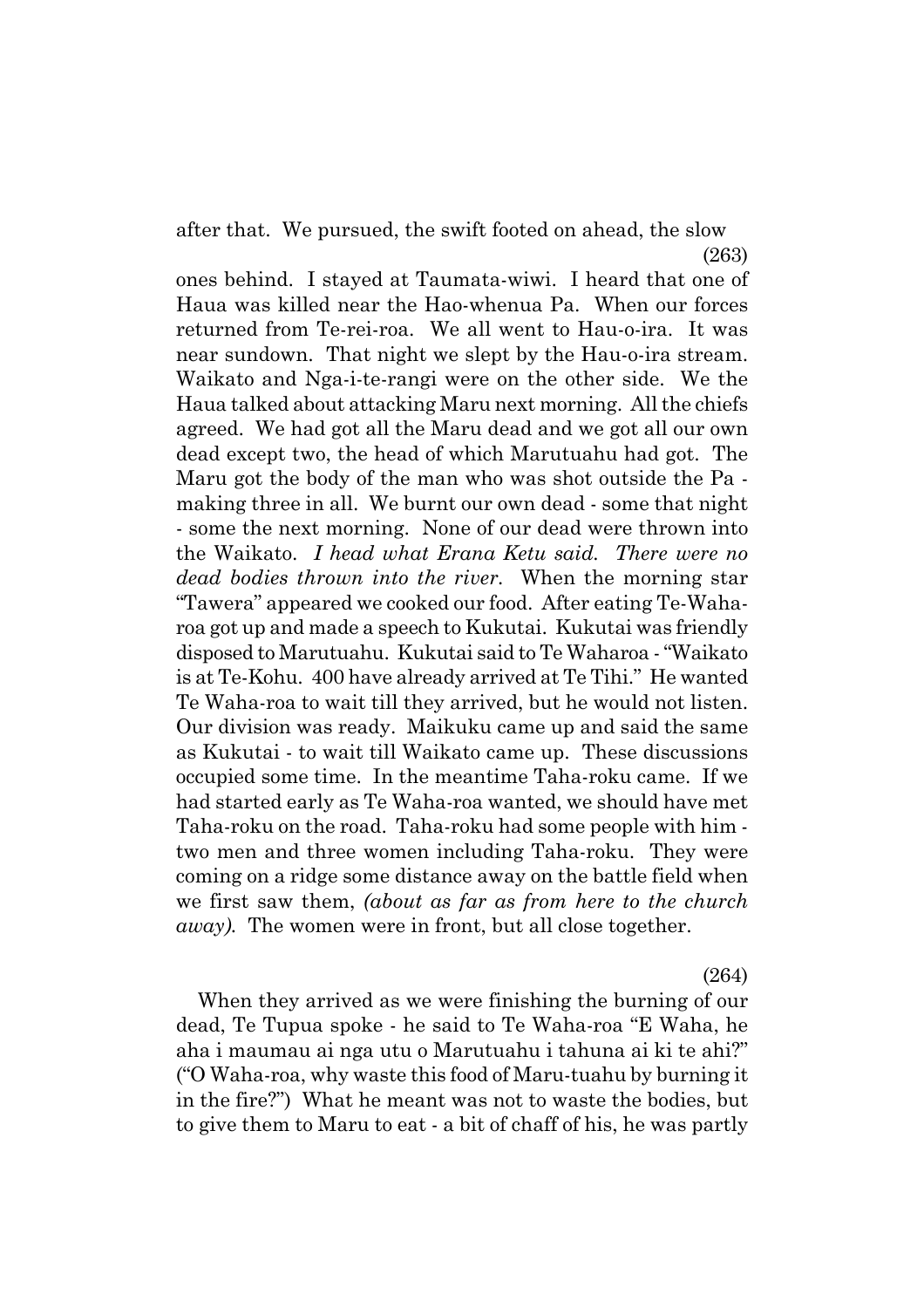after that. We pursued, the swift footed on ahead, the slow

(263)

ones behind. I stayed at Taumata-wiwi. I heard that one of Haua was killed near the Hao-whenua Pa. When our forces returned from Te-rei-roa. We all went to Hau-o-ira. It was near sundown. That night we slept by the Hau-o-ira stream. Waikato and Nga-i-te-rangi were on the other side. We the Haua talked about attacking Maru next morning. All the chiefs agreed. We had got all the Maru dead and we got all our own dead except two, the head of which Marutuahu had got. The Maru got the body of the man who was shot outside the Pa - making three in all. We burnt our own dead - some that night - some the next morning. None of our dead were thrown into the Waikato. *I head what Erana Ketu said. There were no dead bodies thrown into the river.* When the morning star "Tawera" appeared we cooked our food. After eating Te-Waha-roa got up and made a speech to Kukutai. Kukutai was friendly disposed to Marutuahu. Kukutai said to Te Waharoa - "Waikato is at Te-Kohu. 400 have already arrived at Te Tihi." He wanted Te Waha-roa to wait till they arrived, but he would not listen. Our division was ready. Maikuku came up and said the same as Kukutai - to wait till Waikato came up. These discussions occupied some time. In the meantime Taha-roku came. If we had started early as Te Waha-roa wanted, we should have met Taha-roku on the road. Taha-roku had some people with him - two men and three women including Taha-roku. They were coming on a ridge some distance away on the battle field when we first saw them, *(about as far as from here to the church away).* The women were in front, but all close together.

(264)

When they arrived as we were finishing the burning of our dead, Te Tupua spoke - he said to Te Waha-roa "E Waha, he aha i maumau ai nga utu o Marutuahu i tahuna ai ki te ahi?" ("O Waha-roa, why waste this food of Maru-tuahu by burning it in the fire?") What he meant was not to waste the bodies, but to give them to Maru to eat - a bit of chaff of his, he was partly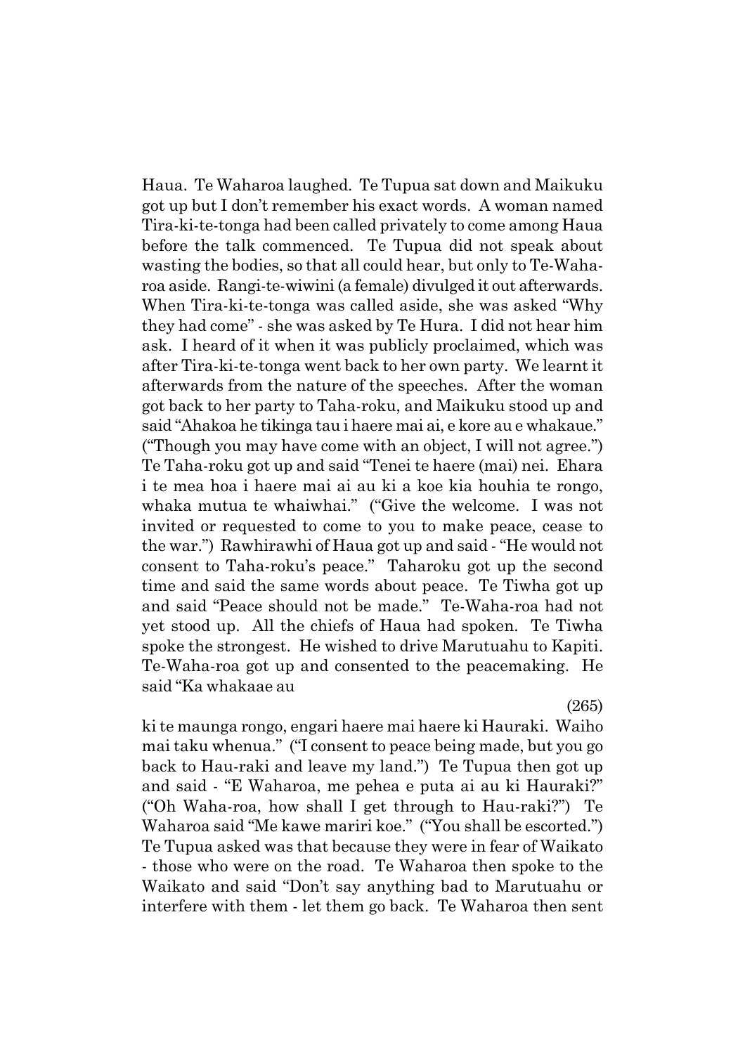Haua. Te Waharoa laughed. Te Tupua sat down and Maikuku got up but I don't remember his exact words. A woman named Tira-ki-te-tonga had been called privately to come among Haua before the talk commenced. Te Tupua did not speak about wasting the bodies, so that all could hear, but only to Te-Waharoa aside. Rangi-te-wiwini (a female) divulged it out afterwards. When Tira-ki-te-tonga was called aside, she was asked "Why they had come" - she was asked by Te Hura. I did not hear him ask. I heard of it when it was publicly proclaimed, which was after Tira-ki-te-tonga went back to her own party. We learnt it afterwards from the nature of the speeches. After the woman got back to her party to Taha-roku, and Maikuku stood up and said "Ahakoa he tikinga tau i haere mai ai, e kore au e whakaue." ("Though you may have come with an object, I will not agree.") Te Taha-roku got up and said "Tenei te haere (mai) nei. Ehara i te mea hoa i haere mai ai au ki a koe kia houhia te rongo, whaka mutua te whaiwhai." ("Give the welcome. I was not invited or requested to come to you to make peace, cease to the war.") Rawhirawhi of Haua got up and said - "He would not consent to Taha-roku's peace." Taharoku got up the second time and said the same words about peace. Te Tiwha got up and said "Peace should not be made." Te-Waha-roa had not yet stood up. All the chiefs of Haua had spoken. Te Tiwha spoke the strongest. He wished to drive Marutuahu to Kapiti. Te-Waha-roa got up and consented to the peacemaking. He said "Ka whakaae au

(265)

ki te maunga rongo, engari haere mai haere ki Hauraki. Waiho mai taku whenua." ("I consent to peace being made, but you go back to Hau-raki and leave my land.") Te Tupua then got up and said - "E Waharoa, me pehea e puta ai au ki Hauraki?" ("Oh Waha-roa, how shall I get through to Hau-raki?") Te Waharoa said "Me kawe mariri koe." ("You shall be escorted.") Te Tupua asked was that because they were in fear of Waikato - those who were on the road. Te Waharoa then spoke to the Waikato and said "Don't say anything bad to Marutuahu or interfere with them - let them go back. Te Waharoa then sent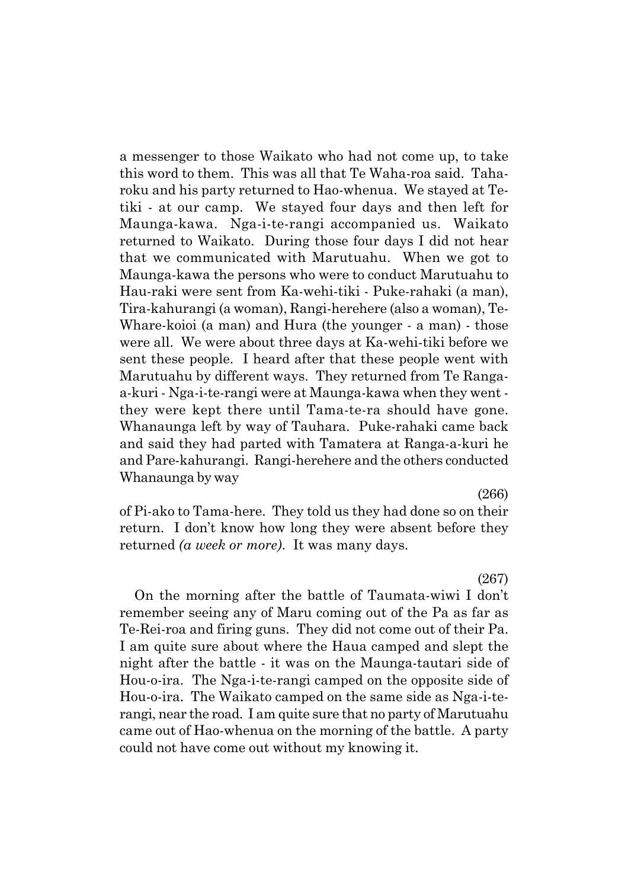a messenger to those Waikato who had not come up, to take this word to them. This was all that Te Waha-roa said. Taharoku and his party returned to Hao-whenua. We stayed at Te-tiki - at our camp. We stayed four days and then left for Maunga-kawa. Nga-i-te-rangi accompanied us. Waikato returned to Waikato. During those four days I did not hear that we communicated with Marutuahu. When we got to Maunga-kawa the persons who were to conduct Marutuahu to Hau-raki were sent from Ka-wehi-tiki - Puke-rahaki (a man), Tira-kahurangi (a woman), Rangi-herehere (also a woman), Te-Whare-koioi (a man) and Hura (the younger - a man) - those were all. We were about three days at Ka-wehi-tiki before we sent these people. I heard after that these people went with Marutuahu by different ways. They returned from Te Ranga-a-kuri - Nga-i-te-rangi were at Maunga-kawa when they went - they were kept there until Tama-te-ra should have gone. Whanaunga left by way of Tauhara. Puke-rahaki came back and said they had parted with Tamatera at Ranga-a-kuri he and Pare-kahurangi. Rangi-herehere and the others conducted Whanaunga by way

(266)

of Pi-ako to Tama-here. They told us they had done so on their return. I don't know how long they were absent before they returned *(a week or more)*. It was many days.

(267)

On the morning after the battle of Taumata-wiwi I don't remember seeing any of Maru coming out of the Pa as far as Te-Rei-roa and firing guns. They did not come out of their Pa. I am quite sure about where the Haua camped and slept the night after the battle - it was on the Maunga-tautari side of Hou-o-ira. The Nga-i-te-rangi camped on the opposite side of Hou-o-ira. The Waikato camped on the same side as Nga-i-te-rangi, near the road. I am quite sure that no party of Marutuahu came out of Hao-whenua on the morning of the battle. A party could not have come out without my knowing it.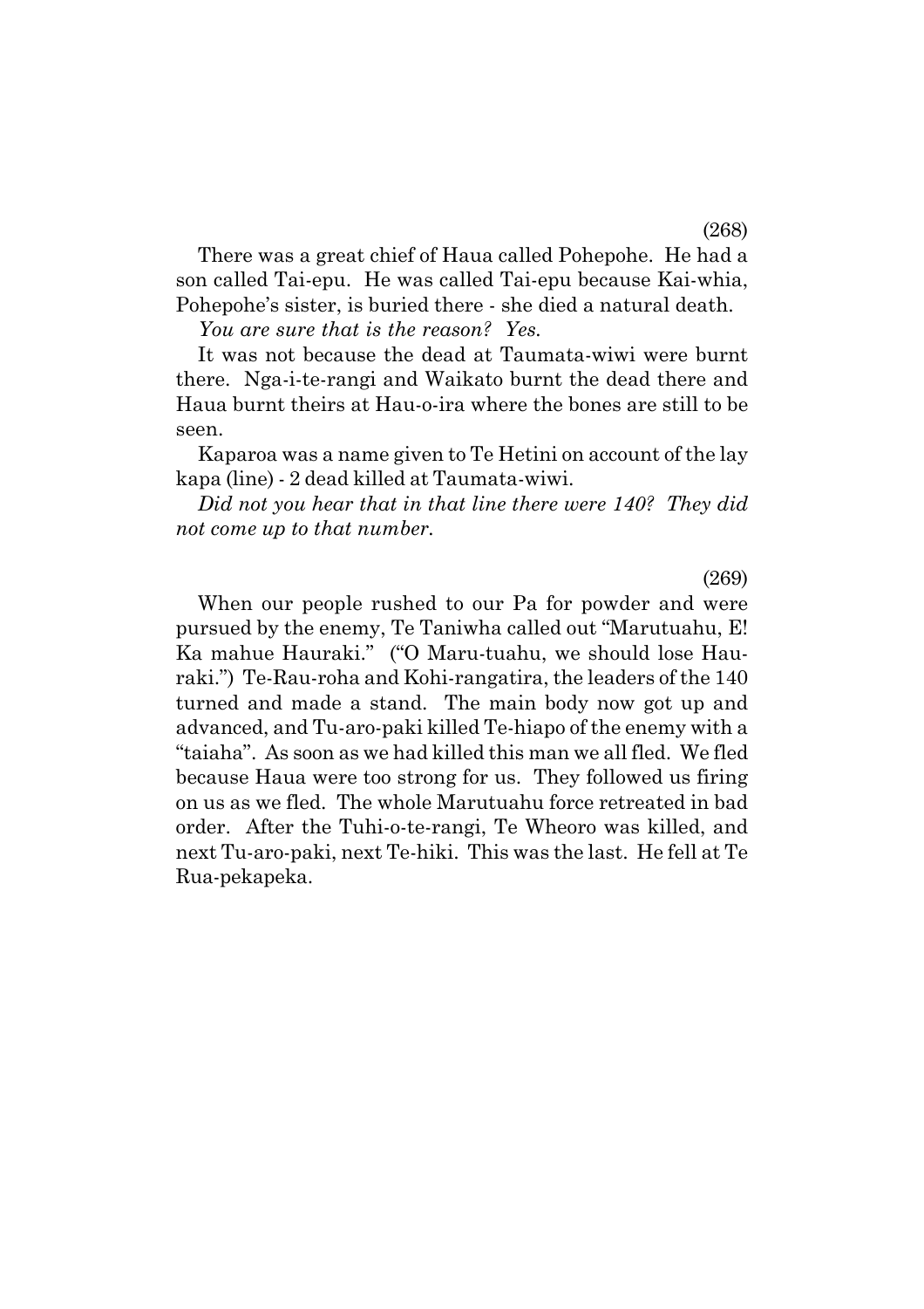(268)

There was a great chief of Haua called Pohepohe. He had a son called Tai-epu. He was called Tai-epu because Kai-whia, Pohepohe's sister, is buried there - she died a natural death.

*You are sure that is the reason? Yes.*

It was not because the dead at Taumata-wiwi were burnt there. Nga-i-te-rangi and Waikato burnt the dead there and Haua burnt theirs at Hau-o-ira where the bones are still to be seen.

Kaparoa was a name given to Te Hetini on account of the lay kapa (line) - 2 dead killed at Taumata-wiwi.

*Did not you hear that in that line there were 140? They did not come up to that number.*

(269)

When our people rushed to our Pa for powder and were pursued by the enemy, Te Taniwha called out "Marutuahu, E! Ka mahue Hauraki." ("O Maru-tuahu, we should lose Hauraki.") Te-Rau-roha and Kohi-rangatira, the leaders of the 140 turned and made a stand. The main body now got up and advanced, and Tu-aro-paki killed Te-hiapo of the enemy with a "taiaha". As soon as we had killed this man we all fled. We fled because Haua were too strong for us. They followed us firing on us as we fled. The whole Marutuahu force retreated in bad order. After the Tuhi-o-te-rangi, Te Wheoro was killed, and next Tu-aro-paki, next Te-hiki. This was the last. He fell at Te Rua-pekapeka.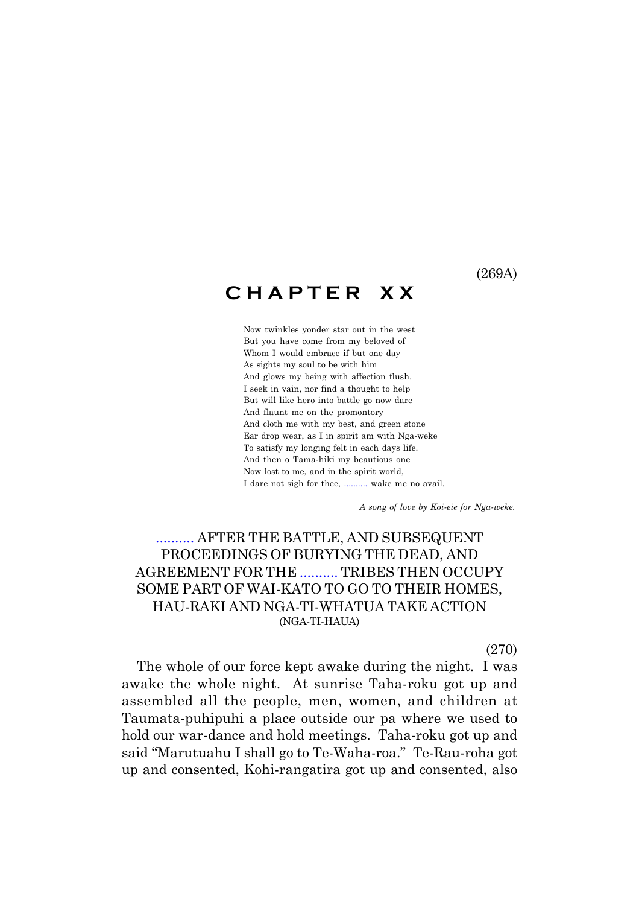(269A)

# CHAPTER XX

Now twinkles yonder star out in the west  
But you have come from my beloved of  
Whom I would embrace if but one day  
As sights my soul to be with him  
And glows my being with affection flush.  
I seek in vain, nor find a thought to help  
But will like hero into battle go now dare  
And flaunt me on the promontory  
And cloth me with my best, and green stone  
Ear drop wear, as I in spirit am with Nga-weke  
To satisfy my longing felt in each days life.  
And then o Tama-hiki my beautious one  
Now lost to me, and in the spirit world,  
I dare not sigh for thee, .......... wake me no avail.

*A song of love by Koi-eie for Nga-weke.*

## .......... AFTER THE BATTLE, AND SUBSEQUENT PROCEEDINGS OF BURYING THE DEAD, AND AGREEMENT FOR THE .......... TRIBES THEN OCCUPY SOME PART OF WAI-KATO TO GO TO THEIR HOMES, HAU-RAKI AND NGA-TI-WHATUA TAKE ACTION

(NGA-TI-HAUA)

(270)

The whole of our force kept awake during the night. I was awake the whole night. At sunrise Taha-roku got up and assembled all the people, men, women, and children at Taumata-puhipuhi a place outside our pa where we used to hold our war-dance and hold meetings. Taha-roku got up and said "Marutuahu I shall go to Te-Waha-roa." Te-Rau-roha got up and consented, Kohi-rangatira got up and consented, also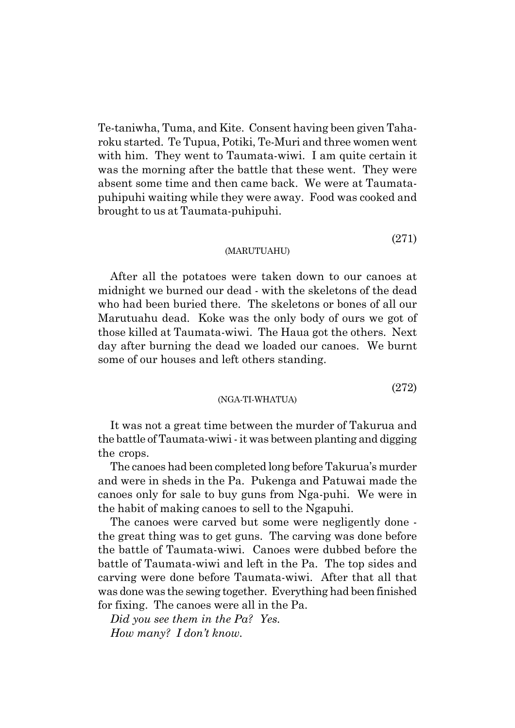Te-taniwha, Tuma, and Kite. Consent having been given Taharoku started. Te Tupua, Potiki, Te-Muri and three women went with him. They went to Taumata-wiwi. I am quite certain it was the morning after the battle that these went. They were absent some time and then came back. We were at Taumata-puhipuhi waiting while they were away. Food was cooked and brought to us at Taumata-puhipuhi.

(271)

(MARUTUAHU)

After all the potatoes were taken down to our canoes at midnight we burned our dead - with the skeletons of the dead who had been buried there. The skeletons or bones of all our Marutuahu dead. Koke was the only body of ours we got of those killed at Taumata-wiwi. The Haua got the others. Next day after burning the dead we loaded our canoes. We burnt some of our houses and left others standing.

(272)

(NGA-TI-WHATUA)

It was not a great time between the murder of Takurua and the battle of Taumata-wiwi - it was between planting and digging the crops.

The canoes had been completed long before Takurua's murder and were in sheds in the Pa. Pukenga and Patuwai made the canoes only for sale to buy guns from Nga-puhi. We were in the habit of making canoes to sell to the Ngapuhi.

The canoes were carved but some were negligently done - the great thing was to get guns. The carving was done before the battle of Taumata-wiwi. Canoes were dubbed before the battle of Taumata-wiwi and left in the Pa. The top sides and carving were done before Taumata-wiwi. After that all that was done was the sewing together. Everything had been finished for fixing. The canoes were all in the Pa.

*Did you see them in the Pa? Yes.*
*How many? I don't know.*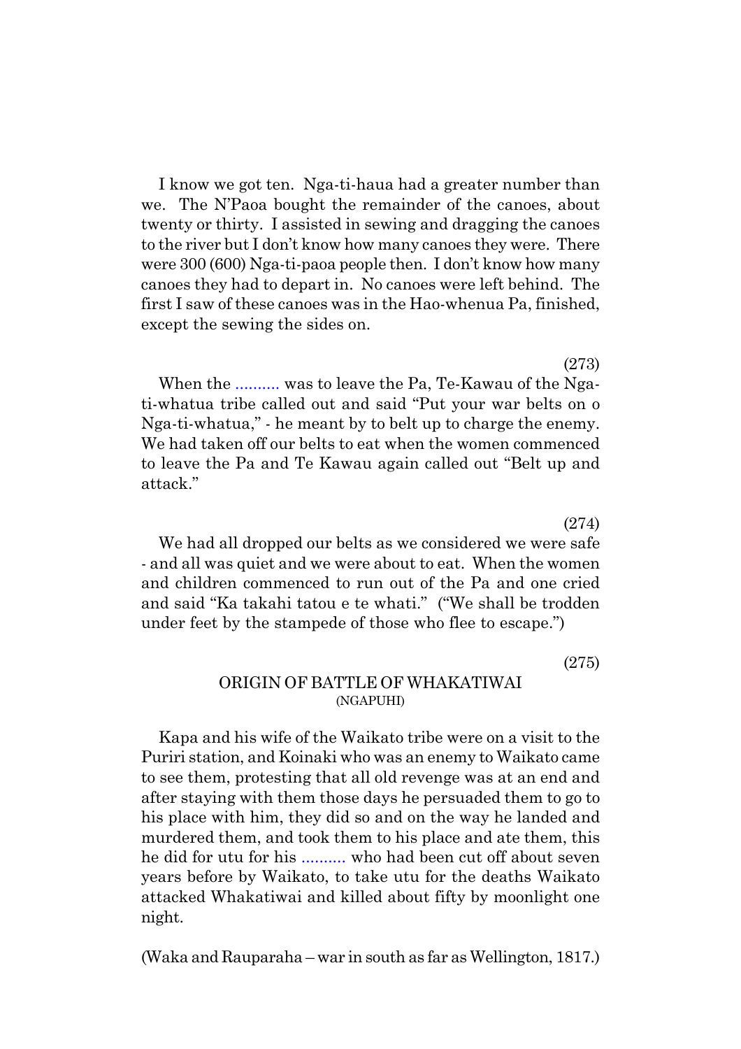I know we got ten. Nga-ti-haua had a greater number than we. The N'Paoa bought the remainder of the canoes, about twenty or thirty. I assisted in sewing and dragging the canoes to the river but I don't know how many canoes they were. There were 300 (600) Nga-ti-paoa people then. I don't know how many canoes they had to depart in. No canoes were left behind. The first I saw of these canoes was in the Hao-whenua Pa, finished, except the sewing the sides on.

(273)

When the .......... was to leave the Pa, Te-Kawau of the Nga-ti-whatua tribe called out and said "Put your war belts on o Nga-ti-whatua," - he meant by to belt up to charge the enemy. We had taken off our belts to eat when the women commenced to leave the Pa and Te Kawau again called out "Belt up and attack."

(274)

We had all dropped our belts as we considered we were safe - and all was quiet and we were about to eat. When the women and children commenced to run out of the Pa and one cried and said "Ka takahi tatou e te whati." ("We shall be trodden under feet by the stampede of those who flee to escape.")

(275)

## ORIGIN OF BATTLE OF WHAKATIWAI
(NGAPUHI)

Kapa and his wife of the Waikato tribe were on a visit to the Puriri station, and Koinaki who was an enemy to Waikato came to see them, protesting that all old revenge was at an end and after staying with them those days he persuaded them to go to his place with him, they did so and on the way he landed and murdered them, and took them to his place and ate them, this he did for utu for his .......... who had been cut off about seven years before by Waikato, to take utu for the deaths Waikato attacked Whakatiwai and killed about fifty by moonlight one night.

(Waka and Rauparaha – war in south as far as Wellington, 1817.)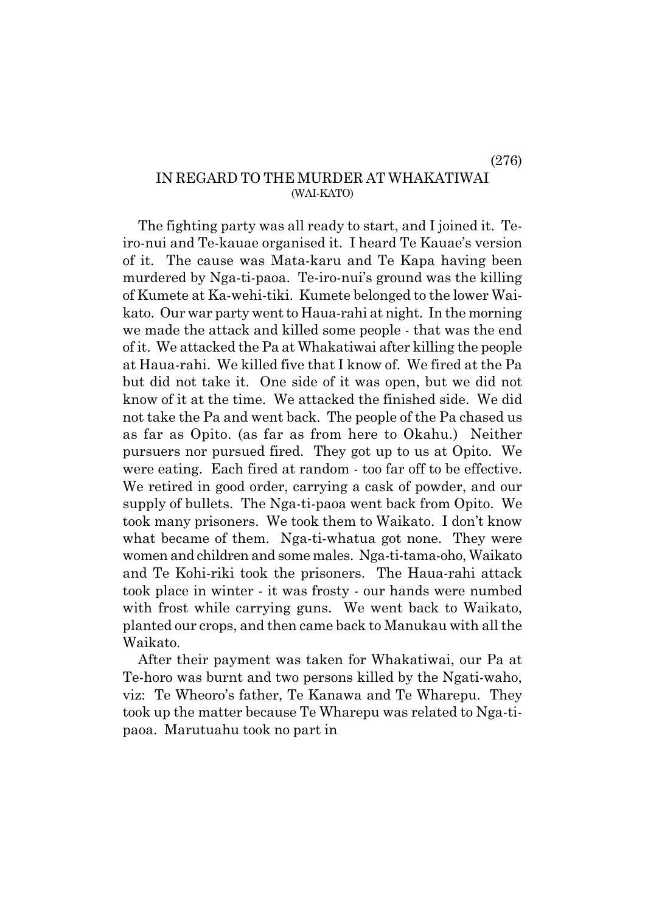## IN REGARD TO THE MURDER AT WHAKATIWAI
(WAI-KATO)

The fighting party was all ready to start, and I joined it. Te-iro-nui and Te-kauae organised it. I heard Te Kauae's version of it. The cause was Mata-karu and Te Kapa having been murdered by Nga-ti-paoa. Te-iro-nui's ground was the killing of Kumete at Ka-wehi-tiki. Kumete belonged to the lower Waikato. Our war party went to Haua-rahi at night. In the morning we made the attack and killed some people - that was the end of it. We attacked the Pa at Whakatiwai after killing the people at Haua-rahi. We killed five that I know of. We fired at the Pa but did not take it. One side of it was open, but we did not know of it at the time. We attacked the finished side. We did not take the Pa and went back. The people of the Pa chased us as far as Opito. (as far as from here to Okahu.) Neither pursuers nor pursued fired. They got up to us at Opito. We were eating. Each fired at random - too far off to be effective. We retired in good order, carrying a cask of powder, and our supply of bullets. The Nga-ti-paoa went back from Opito. We took many prisoners. We took them to Waikato. I don't know what became of them. Nga-ti-whatua got none. They were women and children and some males. Nga-ti-tama-oho, Waikato and Te Kohi-riki took the prisoners. The Haua-rahi attack took place in winter - it was frosty - our hands were numbed with frost while carrying guns. We went back to Waikato, planted our crops, and then came back to Manukau with all the Waikato.

After their payment was taken for Whakatiwai, our Pa at Te-horo was burnt and two persons killed by the Ngati-waho, viz: Te Wheoro's father, Te Kanawa and Te Wharepu. They took up the matter because Te Wharepu was related to Nga-ti-paoa. Marutuahu took no part in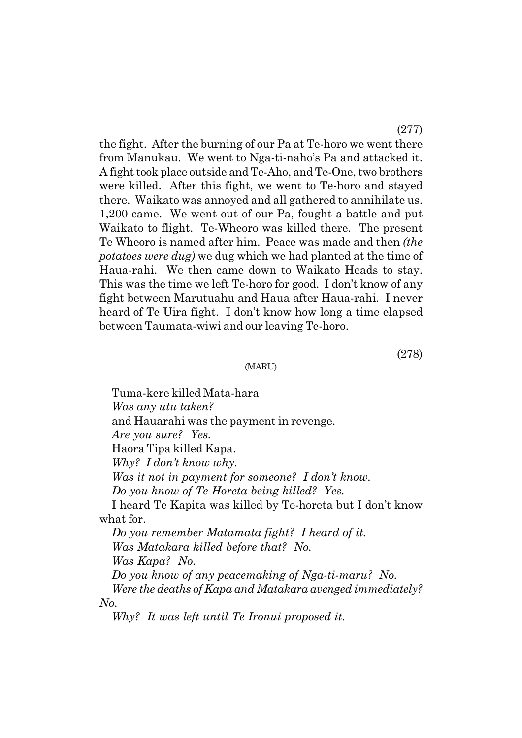(277)

the fight. After the burning of our Pa at Te-horo we went there from Manukau. We went to Nga-ti-naho's Pa and attacked it. A fight took place outside and Te-Aho, and Te-One, two brothers were killed. After this fight, we went to Te-horo and stayed there. Waikato was annoyed and all gathered to annihilate us. 1,200 came. We went out of our Pa, fought a battle and put Waikato to flight. Te-Wheoro was killed there. The present Te Wheoro is named after him. Peace was made and then *(the potatoes were dug)* we dug which we had planted at the time of Haua-rahi. We then came down to Waikato Heads to stay. This was the time we left Te-horo for good. I don't know of any fight between Marutuahu and Haua after Haua-rahi. I never heard of Te Uira fight. I don't know how long a time elapsed between Taumata-wiwi and our leaving Te-horo.

(278)

(MARU)

Tuma-kere killed Mata-hara

*Was any utu taken?*

and Hauarahi was the payment in revenge.

*Are you sure? Yes.*

Haora Tipa killed Kapa.

*Why? I don't know why.*

*Was it not in payment for someone? I don't know.*

*Do you know of Te Horeta being killed? Yes.*

I heard Te Kapita was killed by Te-horeta but I don't know what for.

*Do you remember Matamata fight? I heard of it.*

*Was Matakara killed before that? No.*

*Was Kapa? No.*

*Do you know of any peacemaking of Nga-ti-maru? No.*

*Were the deaths of Kapa and Matakara avenged immediately? No.*

*Why? It was left until Te Ironui proposed it.*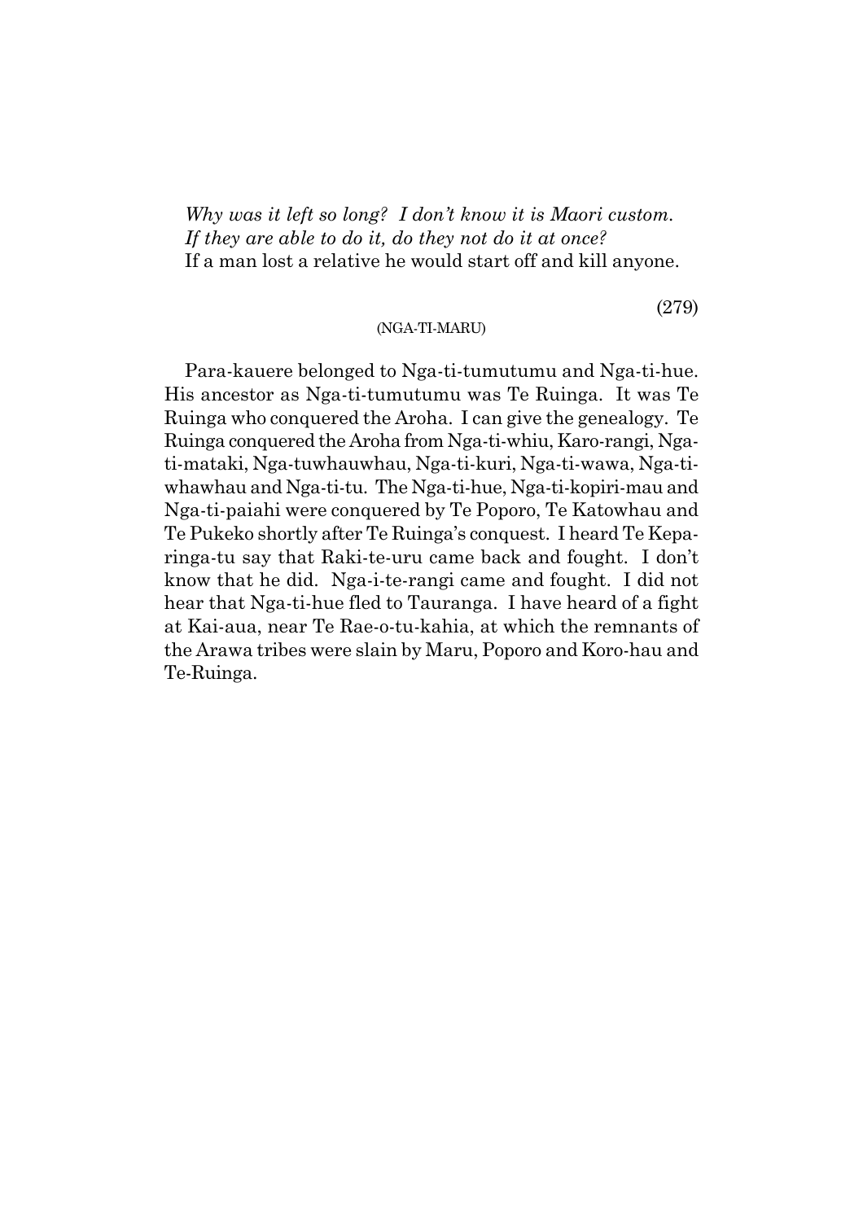*Why was it left so long? I don't know it is Maori custom.*
*If they are able to do it, do they not do it at once?*
If a man lost a relative he would start off and kill anyone.

(279)

(NGA-TI-MARU)

Para-kauere belonged to Nga-ti-tumutumu and Nga-ti-hue. His ancestor as Nga-ti-tumutumu was Te Ruinga. It was Te Ruinga who conquered the Aroha. I can give the genealogy. Te Ruinga conquered the Aroha from Nga-ti-whiu, Karo-rangi, Nga-ti-mataki, Nga-tuwhauwhau, Nga-ti-kuri, Nga-ti-wawa, Nga-ti-whawhau and Nga-ti-tu. The Nga-ti-hue, Nga-ti-kopiri-mau and Nga-ti-paiahi were conquered by Te Poporo, Te Katowhau and Te Pukeko shortly after Te Ruinga's conquest. I heard Te Kepa-ringa-tu say that Raki-te-uru came back and fought. I don't know that he did. Nga-i-te-rangi came and fought. I did not hear that Nga-ti-hue fled to Tauranga. I have heard of a fight at Kai-aua, near Te Rae-o-tu-kahia, at which the remnants of the Arawa tribes were slain by Maru, Poporo and Koro-hau and Te-Ruinga.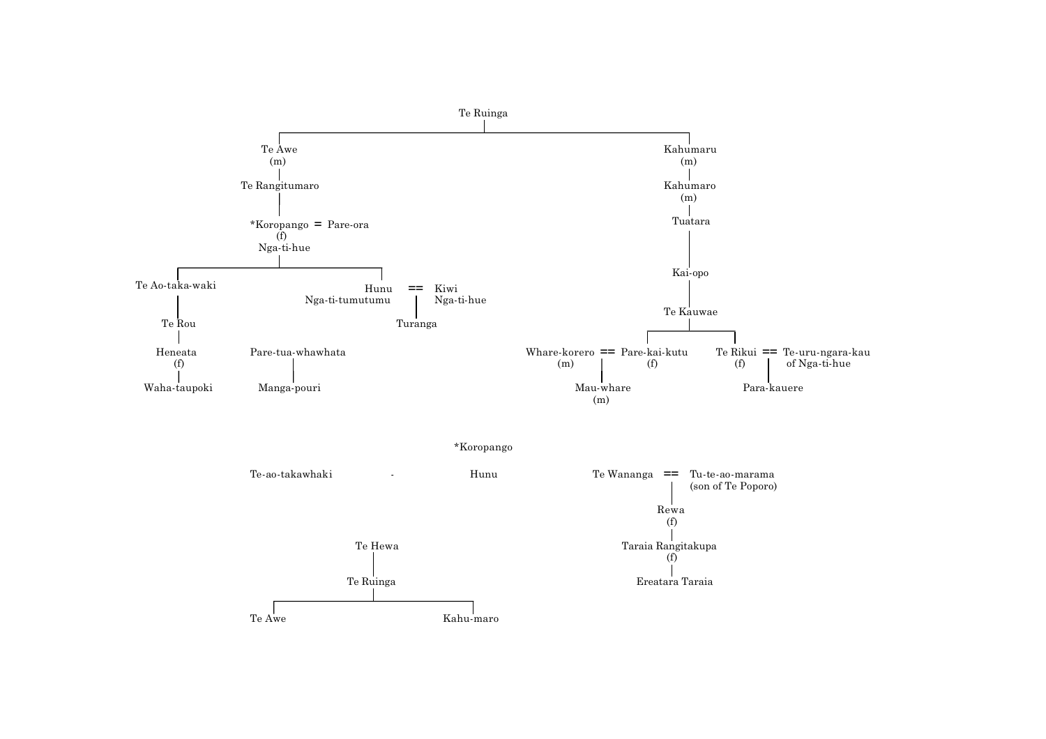```
                                    Te Ruinga
                                        |
            ------------------------------------------------------------------
            |                                                                |
          Te Awe                                                         Kahumaru
           (m)                                                              (m)
            |                                                                |
      Te Rangitumaro                                                     Kahumaro
            |                                                               (m)
            |                                                                |
   *Koropango = Pare-ora                                                  Tuatara
       (f)                                                                   |
   Nga-ti-hue                                                             Kai-opo
            |                                                                |
    -------------------------                                            Te Kauwae
    |                       |                                                |
Te Ao-taka-waki           Hunu   ==   Kiwi                      ---------------------------
    |              Nga-ti-tumutumu    Nga-ti-hue                |                         |
  Te Rou                          |                 Whare-korero == Pare-kai-kutu    Te Rikui == Te-uru-ngara-kau
    |                          Turanga                  (m)     |      (f)             (f)   |   of Nga-ti-hue
 Heneata          Pare-tua-whawhata                             |                            |
   (f)                    |                                 Mau-whare                    Para-kauere
    |                Manga-pouri                               (m)
Waha-taupoki


                                  *Koropango

        Te-ao-takawhaki          -          Hunu          Te Wananga  ==  Tu-te-ao-marama
                                                                      |   (son of Te Poporo)
                                                                    Rewa
                                                                     (f)
                  Te Hewa                                             |
                     |                                       Taraia Rangitakupa
                 Te Ruinga                                           (f)
                     |                                                |
        ---------------------------                           Ereatara Taraia
        |                         |
      Te Awe                  Kahu-maro
```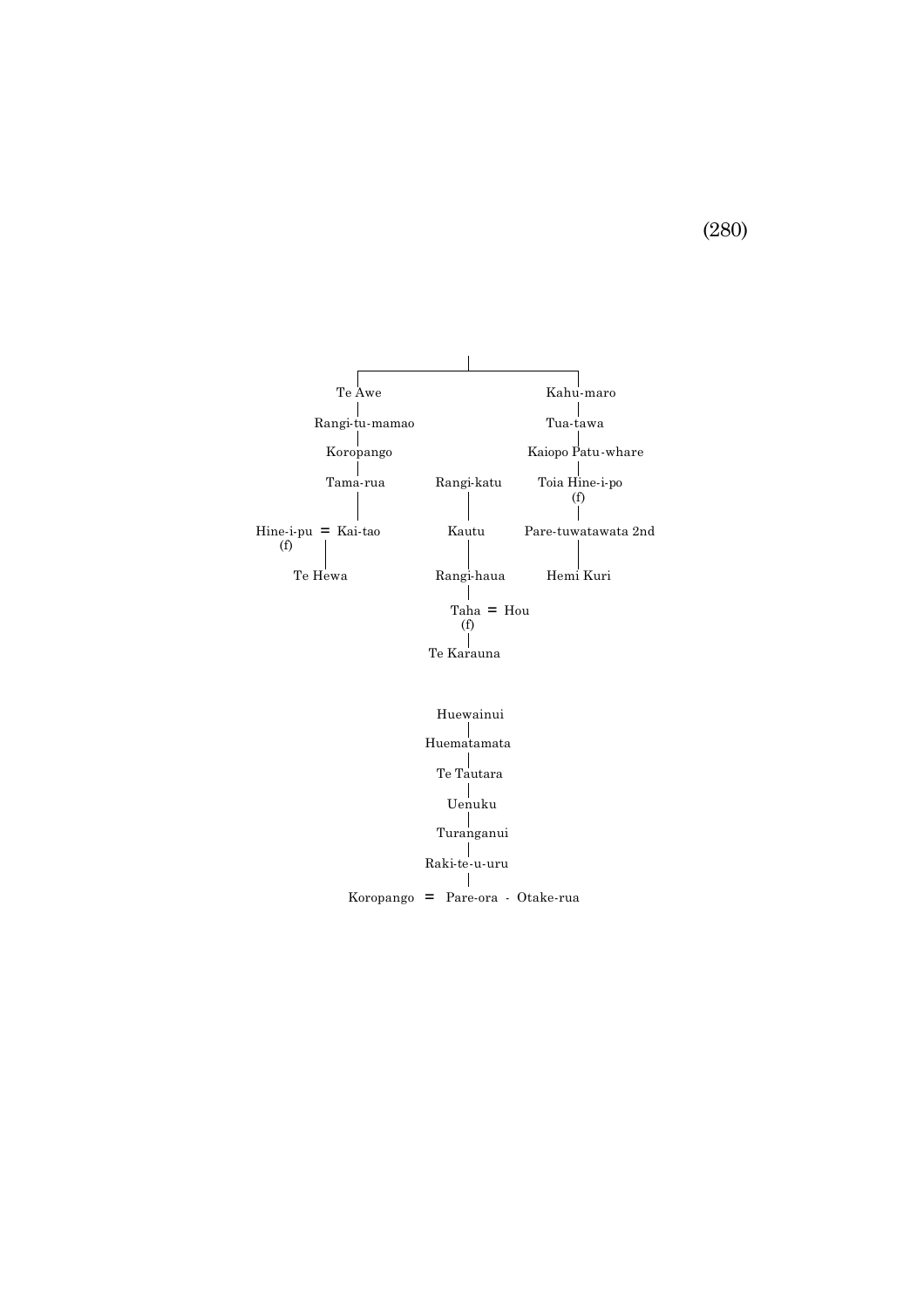```
                              |
          ┌───────────────────┴───────────────────┐
        Te Awe                                 Kahu-maro
          |                                        |
    Rangi-tu-mamao                             Tua-tawa
          |                                        |
      Koropango                            Kaiopo Patu-whare
          |                                        |
      Tama-rua            Rangi-katu        Toia Hine-i-po
          |                   |                   (f)
          |                   |                    |
Hine-i-pu = Kai-tao         Kautu          Pare-tuwatawata 2nd
   (f)    |                   |                    |
       Te Hewa            Rangi-haua           Hemi Kuri
                              |
                          Taha = Hou
                           (f)
                              |
                          Te Karauna


                          Huewainui
                              |
                        Huematamata
                              |
                          Te Tautara
                              |
                            Uenuku
                              |
                          Turanganui
                              |
                        Raki-te-u-uru
                              |
            Koropango  =  Pare-ora  -  Otake-rua
```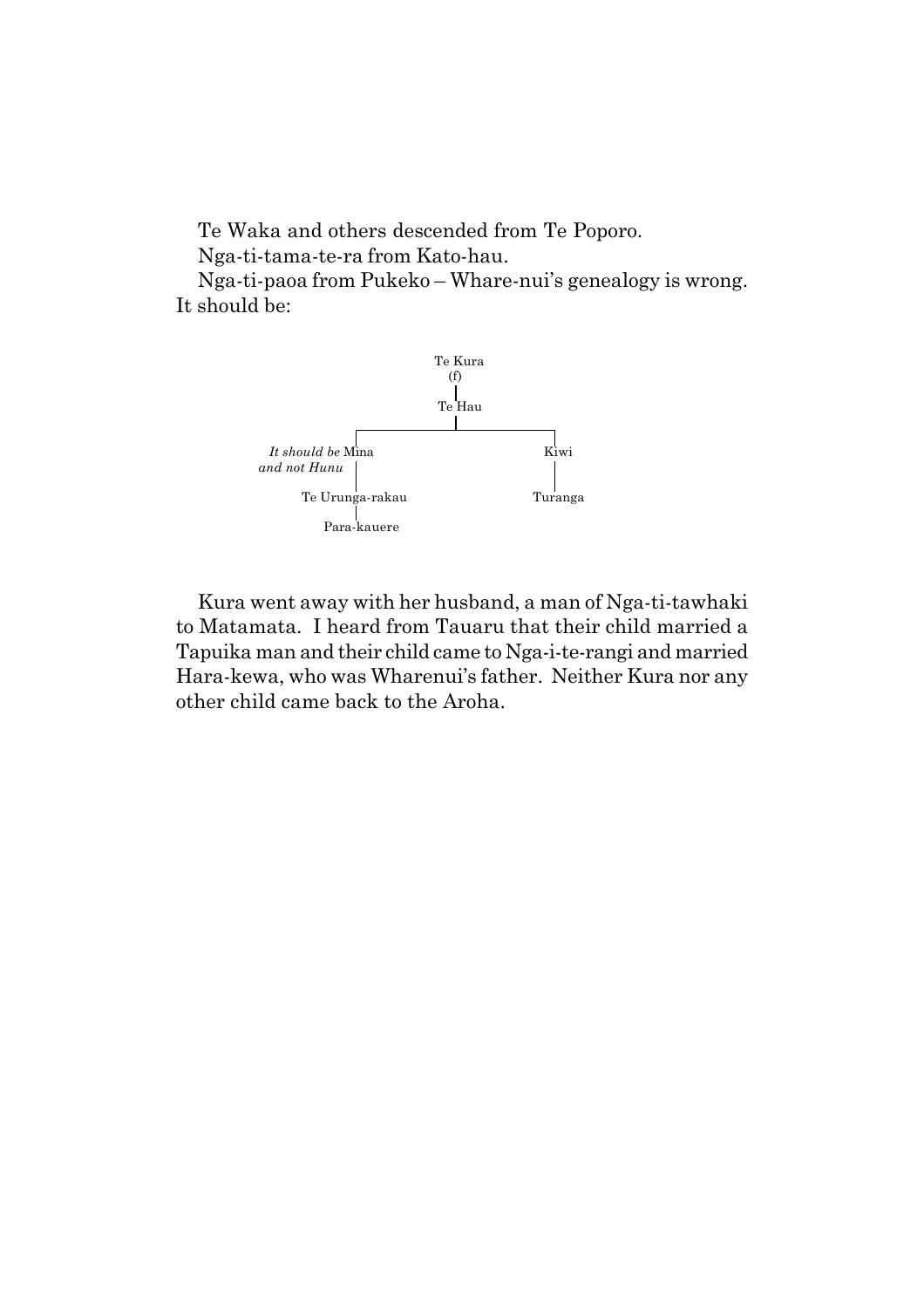Te Waka and others descended from Te Poporo.

Nga-ti-tama-te-ra from Kato-hau.

Nga-ti-paoa from Pukeko – Whare-nui's genealogy is wrong. It should be:

```
                    Te Kura
                      (f)
                       |
                    Te Hau
                       |
          ---------------------------
          |                         |
It should be Mina                  Kiwi
and not Hunu                        |
          |                         |
   Te Urunga-rakau               Turanga
          |
     Para-kauere
```

Kura went away with her husband, a man of Nga-ti-tawhaki to Matamata. I heard from Tauaru that their child married a Tapuika man and their child came to Nga-i-te-rangi and married Hara-kewa, who was Wharenui's father. Neither Kura nor any other child came back to the Aroha.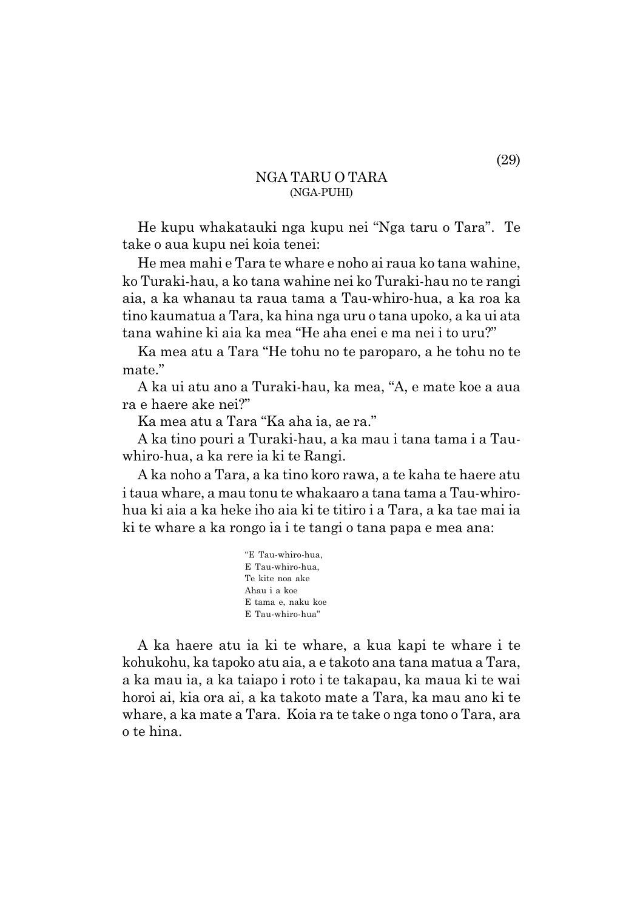## NGA TARU O TARA
(NGA-PUHI)

He kupu whakatauki nga kupu nei "Nga taru o Tara". Te take o aua kupu nei koia tenei:

He mea mahi e Tara te whare e noho ai raua ko tana wahine, ko Turaki-hau, a ko tana wahine nei ko Turaki-hau no te rangi aia, a ka whanau ta raua tama a Tau-whiro-hua, a ka roa ka tino kaumatua a Tara, ka hina nga uru o tana upoko, a ka ui ata tana wahine ki aia ka mea "He aha enei e ma nei i to uru?"

Ka mea atu a Tara "He tohu no te paroparo, a he tohu no te mate."

A ka ui atu ano a Turaki-hau, ka mea, "A, e mate koe a aua ra e haere ake nei?"

Ka mea atu a Tara "Ka aha ia, ae ra."

A ka tino pouri a Turaki-hau, a ka mau i tana tama i a Tau-whiro-hua, a ka rere ia ki te Rangi.

A ka noho a Tara, a ka tino koro rawa, a te kaha te haere atu i taua whare, a mau tonu te whakaaro a tana tama a Tau-whiro-hua ki aia a ka heke iho aia ki te titiro i a Tara, a ka tae mai ia ki te whare a ka rongo ia i te tangi o tana papa e mea ana:

"E Tau-whiro-hua,
E Tau-whiro-hua,
Te kite noa ake
Ahau i a koe
E tama e, naku koe
E Tau-whiro-hua"

A ka haere atu ia ki te whare, a kua kapi te whare i te kohukohu, ka tapoko atu aia, a e takoto ana tana matua a Tara, a ka mau ia, a ka taiapo i roto i te takapau, ka maua ki te wai horoi ai, kia ora ai, a ka takoto mate a Tara, ka mau ano ki te whare, a ka mate a Tara. Koia ra te take o nga tono o Tara, ara o te hina.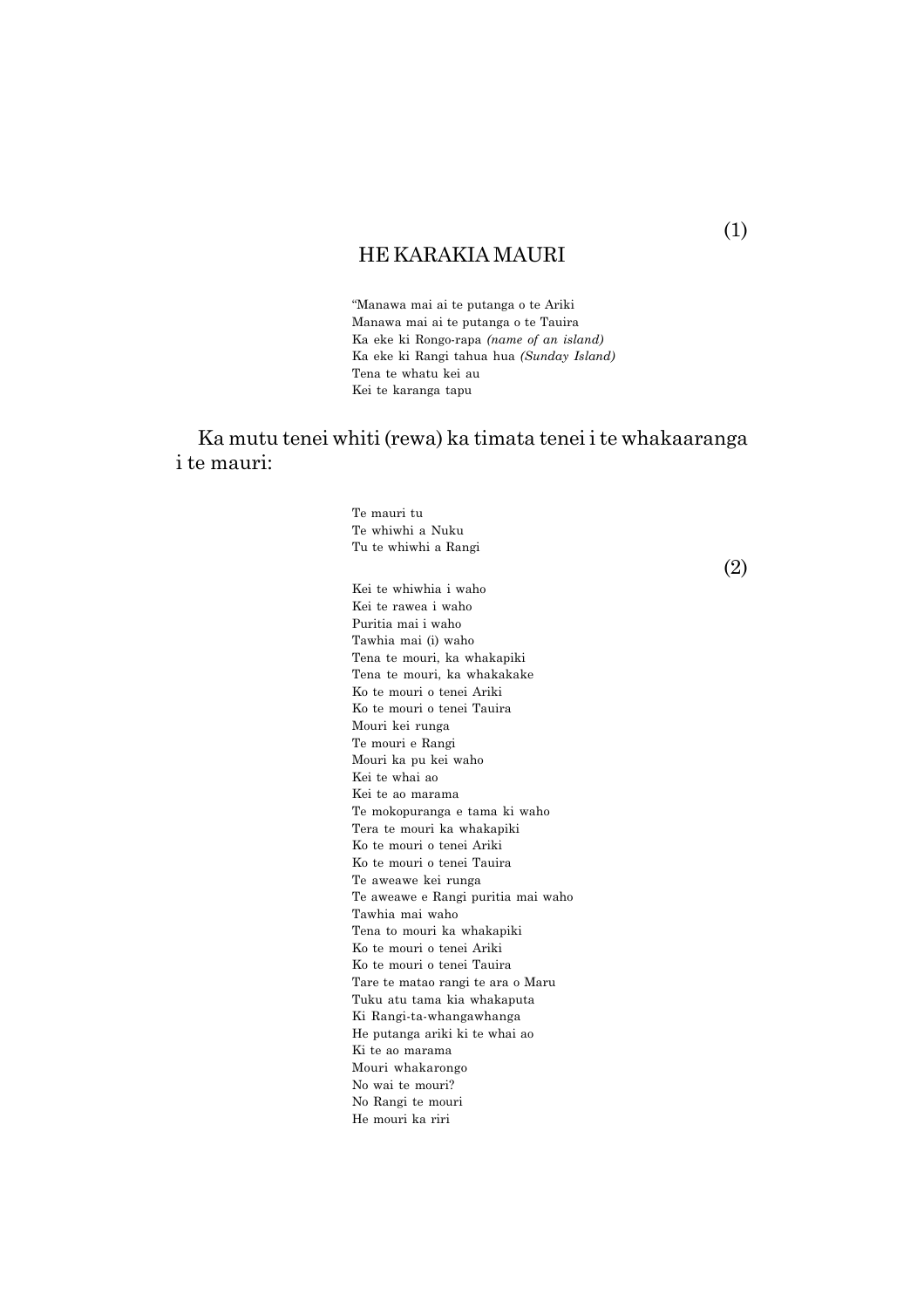(1)

## HE KARAKIA MAURI

"Manawa mai ai te putanga o te Ariki
Manawa mai ai te putanga o te Tauira
Ka eke ki Rongo-rapa *(name of an island)*
Ka eke ki Rangi tahua hua *(Sunday Island)*
Tena te whatu kei au
Kei te karanga tapu

Ka mutu tenei whiti (rewa) ka timata tenei i te whakaaranga i te mauri:

Te mauri tu
Te whiwhi a Nuku
Tu te whiwhi a Rangi

(2)

Kei te whiwhia i waho
Kei te rawea i waho
Puritia mai i waho
Tawhia mai (i) waho
Tena te mouri, ka whakapiki
Tena te mouri, ka whakakake
Ko te mouri o tenei Ariki
Ko te mouri o tenei Tauira
Mouri kei runga
Te mouri e Rangi
Mouri ka pu kei waho
Kei te whai ao
Kei te ao marama
Te mokopuranga e tama ki waho
Tera te mouri ka whakapiki
Ko te mouri o tenei Ariki
Ko te mouri o tenei Tauira
Te aweawe kei runga
Te aweawe e Rangi puritia mai waho
Tawhia mai waho
Tena to mouri ka whakapiki
Ko te mouri o tenei Ariki
Ko te mouri o tenei Tauira
Tare te matao rangi te ara o Maru
Tuku atu tama kia whakaputa
Ki Rangi-ta-whangawhanga
He putanga ariki ki te whai ao
Ki te ao marama
Mouri whakarongo
No wai te mouri?
No Rangi te mouri
He mouri ka riri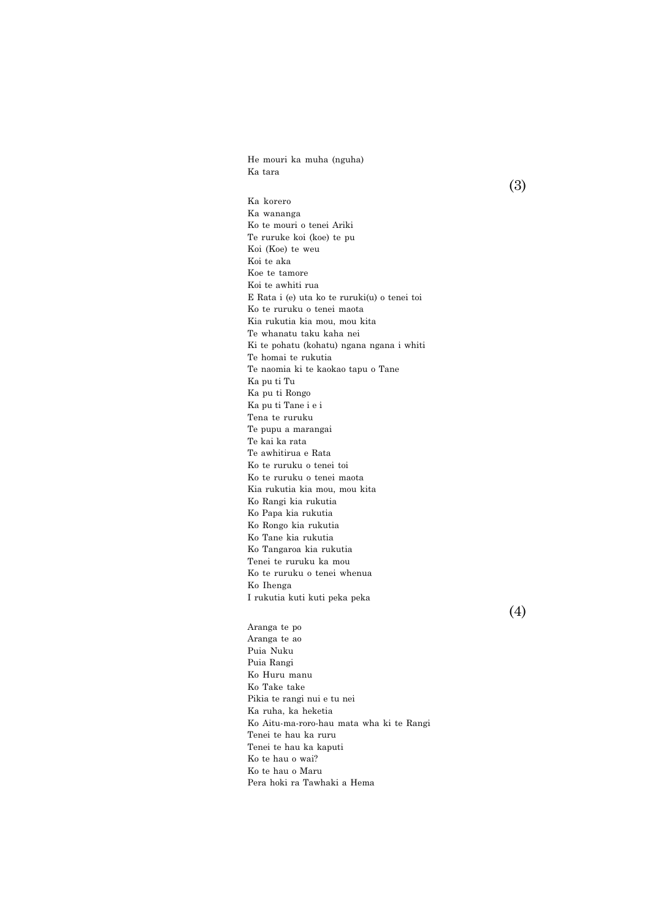He mouri ka muha (nguha)
Ka tara

(3)

Ka korero
Ka wananga
Ko te mouri o tenei Ariki
Te ruruke koi (koe) te pu
Koi (Koe) te weu
Koi te aka
Koe te tamore
Koi te awhiti rua
E Rata i (e) uta ko te ruruki(u) o tenei toi
Ko te ruruku o tenei maota
Kia rukutia kia mou, mou kita
Te whanatu taku kaha nei
Ki te pohatu (kohatu) ngana ngana i whiti
Te homai te rukutia
Te naomia ki te kaokao tapu o Tane
Ka pu ti Tu
Ka pu ti Rongo
Ka pu ti Tane i e i
Tena te ruruku
Te pupu a marangai
Te kai ka rata
Te awhitirua e Rata
Ko te ruruku o tenei toi
Ko te ruruku o tenei maota
Kia rukutia kia mou, mou kita
Ko Rangi kia rukutia
Ko Papa kia rukutia
Ko Rongo kia rukutia
Ko Tane kia rukutia
Ko Tangaroa kia rukutia
Tenei te ruruku ka mou
Ko te ruruku o tenei whenua
Ko Ihenga
I rukutia kuti kuti peka peka

(4)

Aranga te po
Aranga te ao
Puia Nuku
Puia Rangi
Ko Huru manu
Ko Take take
Pikia te rangi nui e tu nei
Ka ruha, ka heketia
Ko Aitu-ma-roro-hau mata wha ki te Rangi
Tenei te hau ka ruru
Tenei te hau ka kaputi
Ko te hau o wai?
Ko te hau o Maru
Pera hoki ra Tawhaki a Hema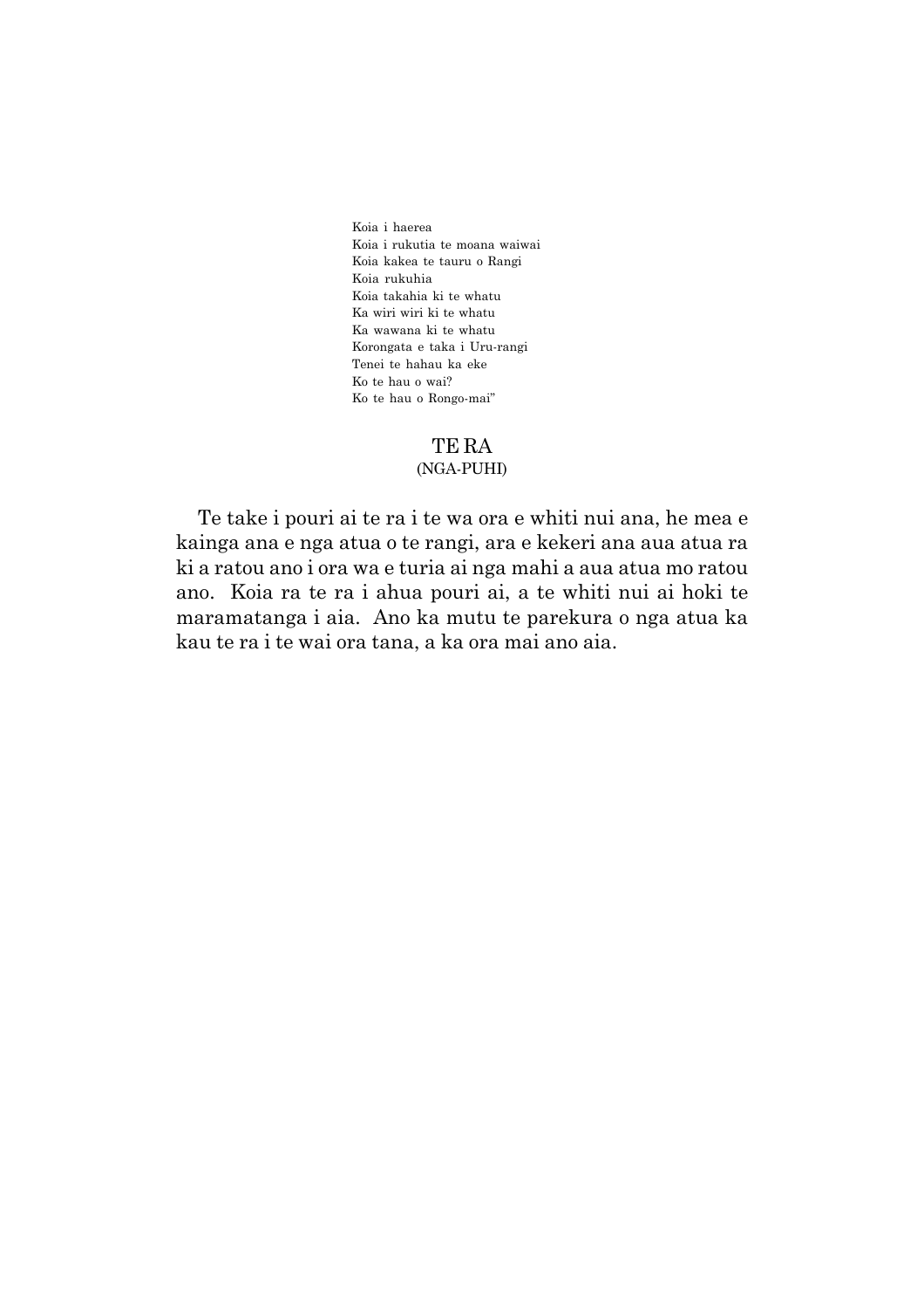Koia i haerea  
Koia i rukutia te moana waiwai  
Koia kakea te tauru o Rangi  
Koia rukuhia  
Koia takahia ki te whatu  
Ka wiri wiri ki te whatu  
Ka wawana ki te whatu  
Korongata e taka i Uru-rangi  
Tenei te hahau ka eke  
Ko te hau o wai?  
Ko te hau o Rongo-mai"

## TE RA
(NGA-PUHI)

Te take i pouri ai te ra i te wa ora e whiti nui ana, he mea e kainga ana e nga atua o te rangi, ara e kekeri ana aua atua ra ki a ratou ano i ora wa e turia ai nga mahi a aua atua mo ratou ano. Koia ra te ra i ahua pouri ai, a te whiti nui ai hoki te maramatanga i aia. Ano ka mutu te parekura o nga atua ka kau te ra i te wai ora tana, a ka ora mai ano aia.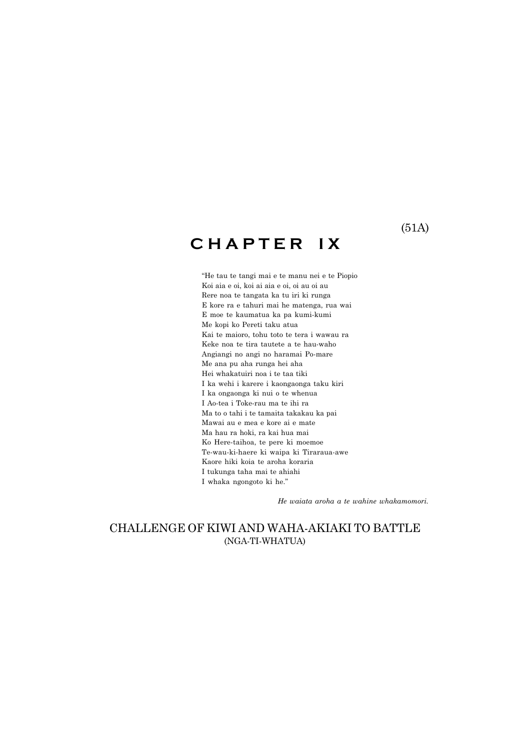(51A)

# CHAPTER IX

"He tau te tangi mai e te manu nei e te Piopio
Koi aia e oi, koi ai aia e oi, oi au oi au
Rere noa te tangata ka tu iri ki runga
E kore ra e tahuri mai he matenga, rua wai
E moe te kaumatua ka pa kumi-kumi
Me kopi ko Pereti taku atua
Kai te maioro, tohu toto te tera i wawau ra
Keke noa te tira tautete a te hau-waho
Angiangi no angi no haramai Po-mare
Me ana pu aha runga hei aha
Hei whakatuiri noa i te taa tiki
I ka wehi i karere i kaongaonga taku kiri
I ka ongaonga ki nui o te whenua
I Ao-tea i Toke-rau ma te ihi ra
Ma to o tahi i te tamaita takakau ka pai
Mawai au e mea e kore ai e mate
Ma hau ra hoki, ra kai hua mai
Ko Here-taihoa, te pere ki moemoe
Te-wau-ki-haere ki waipa ki Tiraraua-awe
Kaore hiki koia te aroha koraria
I tukunga taha mai te ahiahi
I whaka ngongoto ki he."

*He waiata aroha a te wahine whakamomori.*

## CHALLENGE OF KIWI AND WAHA-AKIAKI TO BATTLE
(NGA-TI-WHATUA)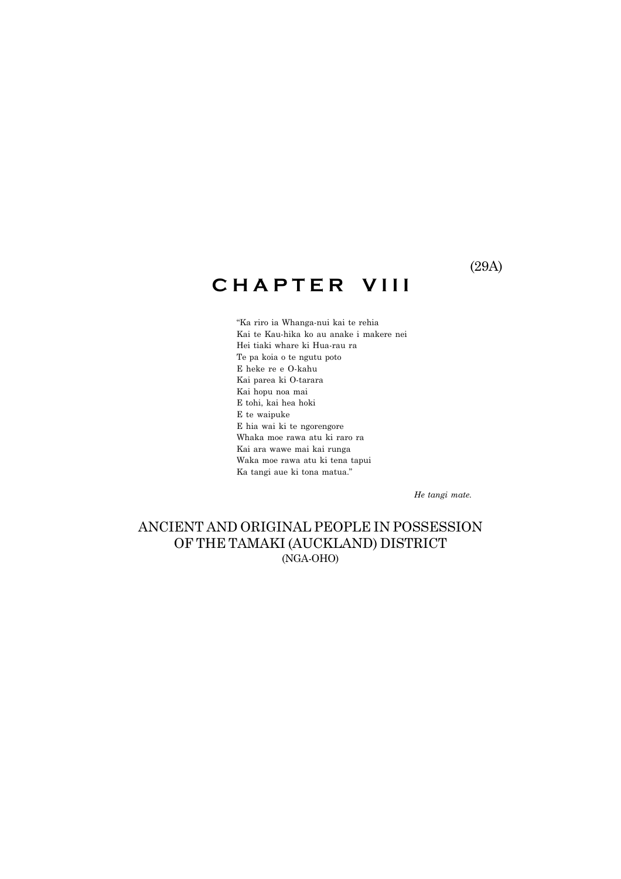(29A)

# CHAPTER VIII

“Ka riro ia Whanga-nui kai te rehia
Kai te Kau-hika ko au anake i makere nei
Hei tiaki whare ki Hua-rau ra
Te pa koia o te ngutu poto
E heke re e O-kahu
Kai parea ki O-tarara
Kai hopu noa mai
E tohi, kai hea hoki
E te waipuke
E hia wai ki te ngorengore
Whaka moe rawa atu ki raro ra
Kai ara wawe mai kai runga
Waka moe rawa atu ki tena tapui
Ka tangi aue ki tona matua.”

*He tangi mate.*

## ANCIENT AND ORIGINAL PEOPLE IN POSSESSION OF THE TAMAKI (AUCKLAND) DISTRICT

(NGA-OHO)